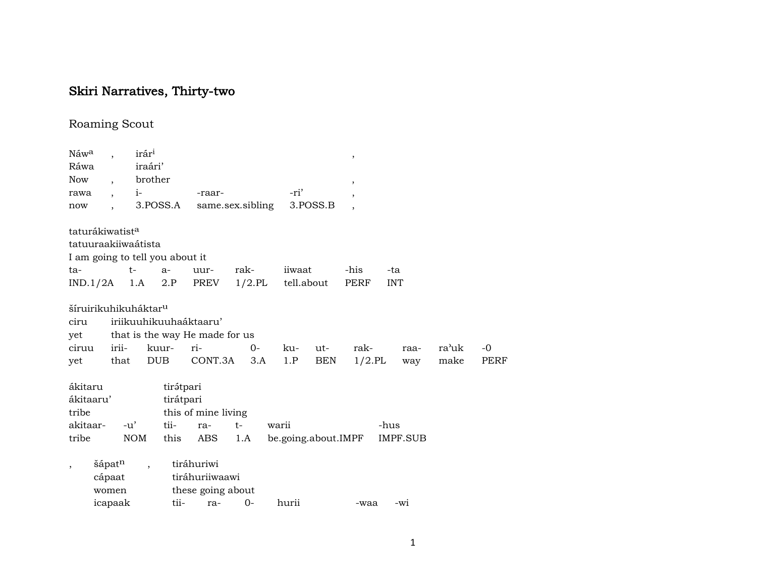# Skiri Narratives, Thirty-two

## Roaming Scout

| Náw[a] | , | irár[i] | | | , |
|---|---|---|---|---|---|
| Ráwa | | iraári’ | | | |
| Now | , | brother | | | , |
| rawa | , | i- | -raar- | -ri’ | , |
| now | , | 3.POSS.A | same.sex.sibling | 3.POSS.B | , |

taturákiwatist[a]
tatuuraakiiwaátista
I am going to tell you about it

| ta- | t- | a- | uur- | rak- | iiwaat | -his | -ta |
|---|---|---|---|---|---|---|---|
| IND.1/2A | 1.A | 2.P | PREV | 1/2.PL | tell.about | PERF | INT |

| šíruirikuhikuháktar[u] | | | | | | | | | | |
|---|---|---|---|---|---|---|---|---|---|---|
| ciru | iriikuuhikuuhaáktaaru’ | | | | | | | | | |
| yet | that is the way He made for us | | | | | | | | | |
| ciruu | irii- | kuur- | ri- | 0- | ku- | ut- | rak- | raa- | ra’uk | -0 |
| yet | that | DUB | CONT.3A | 3.A | 1.P | BEN | 1/2.PL | way | make | PERF |

| ákitaru | | tirə́tpari | | | | |
|---|---|---|---|---|---|---|
| ákitaaru’ | | tirátpari | | | | |
| tribe | | this of mine living | | | | |
| akitaar- | -u’ | tii- | ra- | t- | warii | -hus |
| tribe | NOM | this | ABS | 1.A | be.going.about.IMPF | IMPF.SUB |

| , | šápat[n] | , | tiráhuriwi | | | | | |
|---|---|---|---|---|---|---|---|---|
| | cápaat | | tiráhuriiwaawi | | | | | |
| | women | | these going about | | | | | |
| | icapaak | | tii- | ra- | 0- | hurii | -waa | -wi |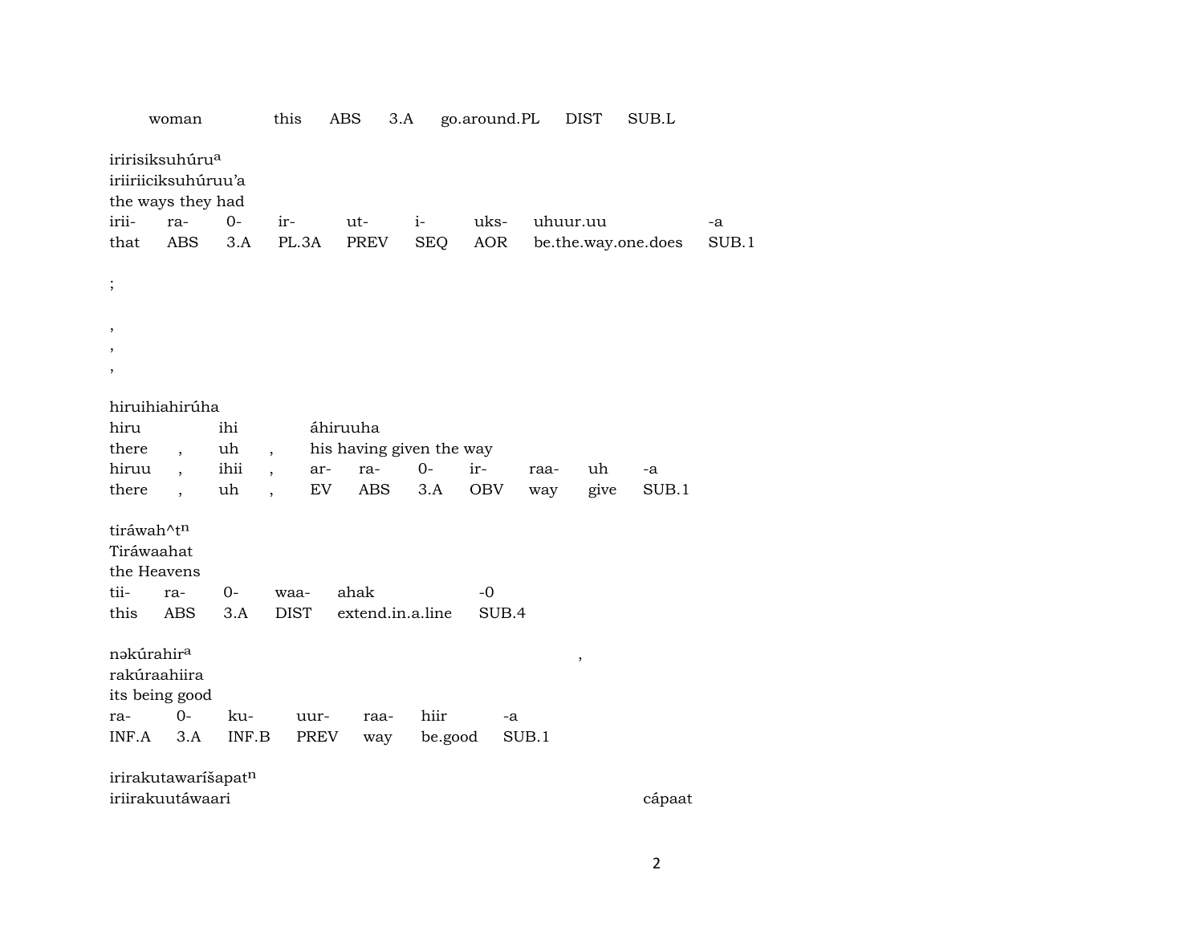woman this ABS 3.A go.around.PL DIST SUB.L

iririsiksuhúru[a]
iriiriiciksuhúruu'a
the ways they had

| irii- | ra- | 0- | ir- | ut- | i- | uks- | uhuur.uu | -a |
|---|---|---|---|---|---|---|---|---|
| that | ABS | 3.A | PL.3A | PREV | SEQ | AOR | be.the.way.one.does | SUB.1 |

;

,
,
,

hiruihiahirúha

| hiru | | ihi | | áhiruuha | | | | | | |
|---|---|---|---|---|---|---|---|---|---|---|
| there | , | uh | , | his having given the way | | | | | | |
| hiruu | , | ihii | , | ar- | ra- | 0- | ir- | raa- | uh | -a |
| there | , | uh | , | EV | ABS | 3.A | OBV | way | give | SUB.1 |

tiráwah^t[n]
Tiráwaahat
the Heavens

| tii- | ra- | 0- | waa- | ahak | -0 |
|---|---|---|---|---|---|
| this | ABS | 3.A | DIST | extend.in.a.line | SUB.4 |

nəkúrahir[a] ,
rakúraahiira
its being good

| ra- | 0- | ku- | uur- | raa- | hiir | -a |
|---|---|---|---|---|---|---|
| INF.A | 3.A | INF.B | PREV | way | be.good | SUB.1 |

irirakutawaríšapat[n]
iriirakuutáwaari cápaat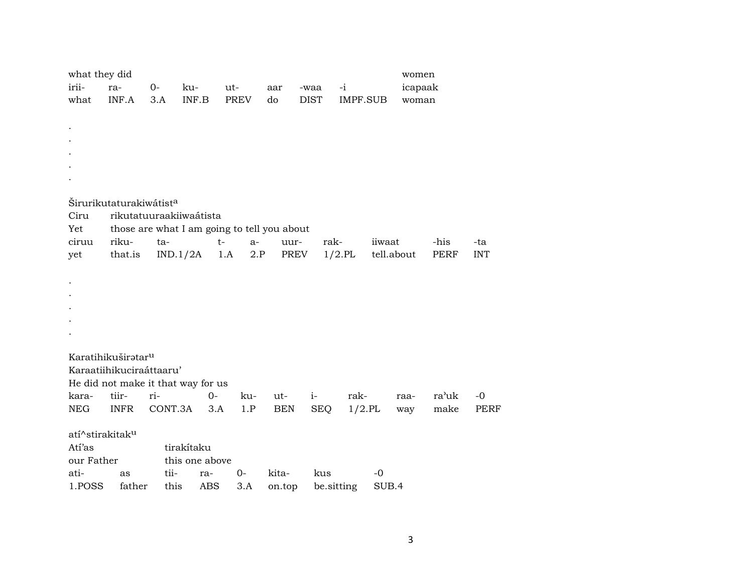| what they did | | | | | | | | women |
|---|---|---|---|---|---|---|---|---|
| irii- | ra- | 0- | ku- | ut- | aar | -waa | -i | icapaak |
| what | INF.A | 3.A | INF.B | PREV | do | DIST | IMPF.SUB | woman |

.
.
.
.
.

Širurikutaturakiwátist[a]

| Ciru | rikutatuuraakiiwaátista | | | | | | | | |
|---|---|---|---|---|---|---|---|---|---|
| Yet | those are what I am going to tell you about | | | | | | | | |
| ciruu | riku- | ta- | t- | a- | uur- | rak- | iiwaat | -his | -ta |
| yet | that.is | IND.1/2A | 1.A | 2.P | PREV | 1/2.PL | tell.about | PERF | INT |

.
.
.
.
.

Karatihikuširətar[u]

Karaatiihikuciraáttaaru’

He did not make it that way for us

| kara- | tiir- | ri- | 0- | ku- | ut- | i- | rak- | raa- | ra’uk | -0 |
|---|---|---|---|---|---|---|---|---|---|---|
| NEG | INFR | CONT.3A | 3.A | 1.P | BEN | SEQ | 1/2.PL | way | make | PERF |

atí^stirakitak[u]

| Atí’as | | tirakítaku | | | | | |
|---|---|---|---|---|---|---|---|
| our Father | | this one above | | | | | |
| ati- | as | tii- | ra- | 0- | kita- | kus | -0 |
| 1.POSS | father | this | ABS | 3.A | on.top | be.sitting | SUB.4 |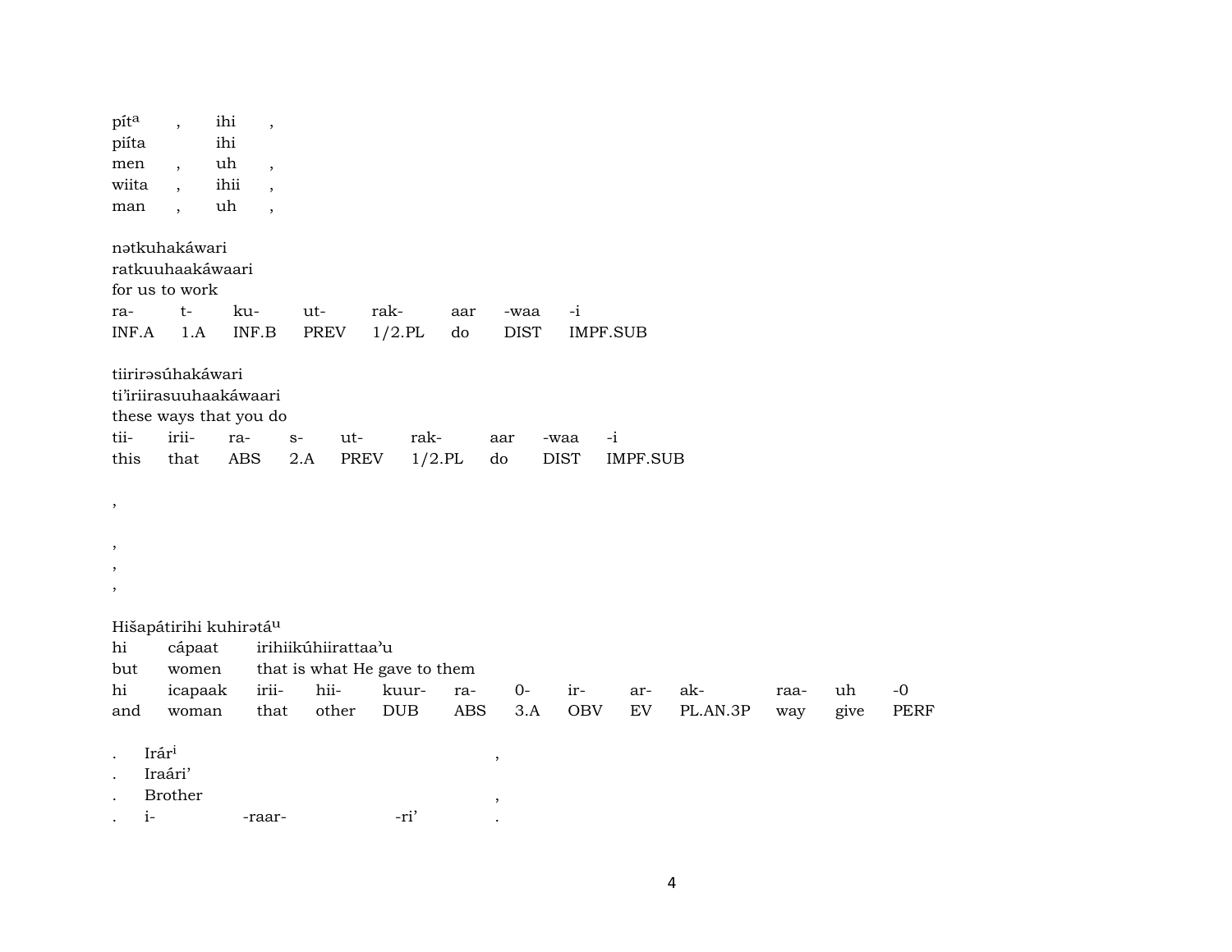píta , ihi ,
piíta ihi
men , uh ,
wiita , ihii ,
man , uh ,

nətkuhakáwari
ratkuuhaakáwaari
for us to work

| ra- | t- | ku- | ut- | rak- | aar | -waa | -i |
|---|---|---|---|---|---|---|---|
| INF.A | 1.A | INF.B | PREV | 1/2.PL | do | DIST | IMPF.SUB |

tiirirəsúhakáwari
ti'iriirasuuhaakáwaari
these ways that you do

| tii- | irii- | ra- | s- | ut- | rak- | aar | -waa | -i |
|---|---|---|---|---|---|---|---|---|
| this | that | ABS | 2.A | PREV | 1/2.PL | do | DIST | IMPF.SUB |

,

,
,
,

Hišapátirihi kuhirətá[u]
hi cápaat irihiikúhiirattaa'u
but women that is what He gave to them

| hi | icapaak | irii- | hii- | kuur- | ra- | 0- | ir- | ar- | ak- | raa- | uh | -0 |
|---|---|---|---|---|---|---|---|---|---|---|---|---|
| and | woman | that | other | DUB | ABS | 3.A | OBV | EV | PL.AN.3P | way | give | PERF |

. Irár[i] ,
. Iraári'
. Brother ,
. i- -raar- -ri' .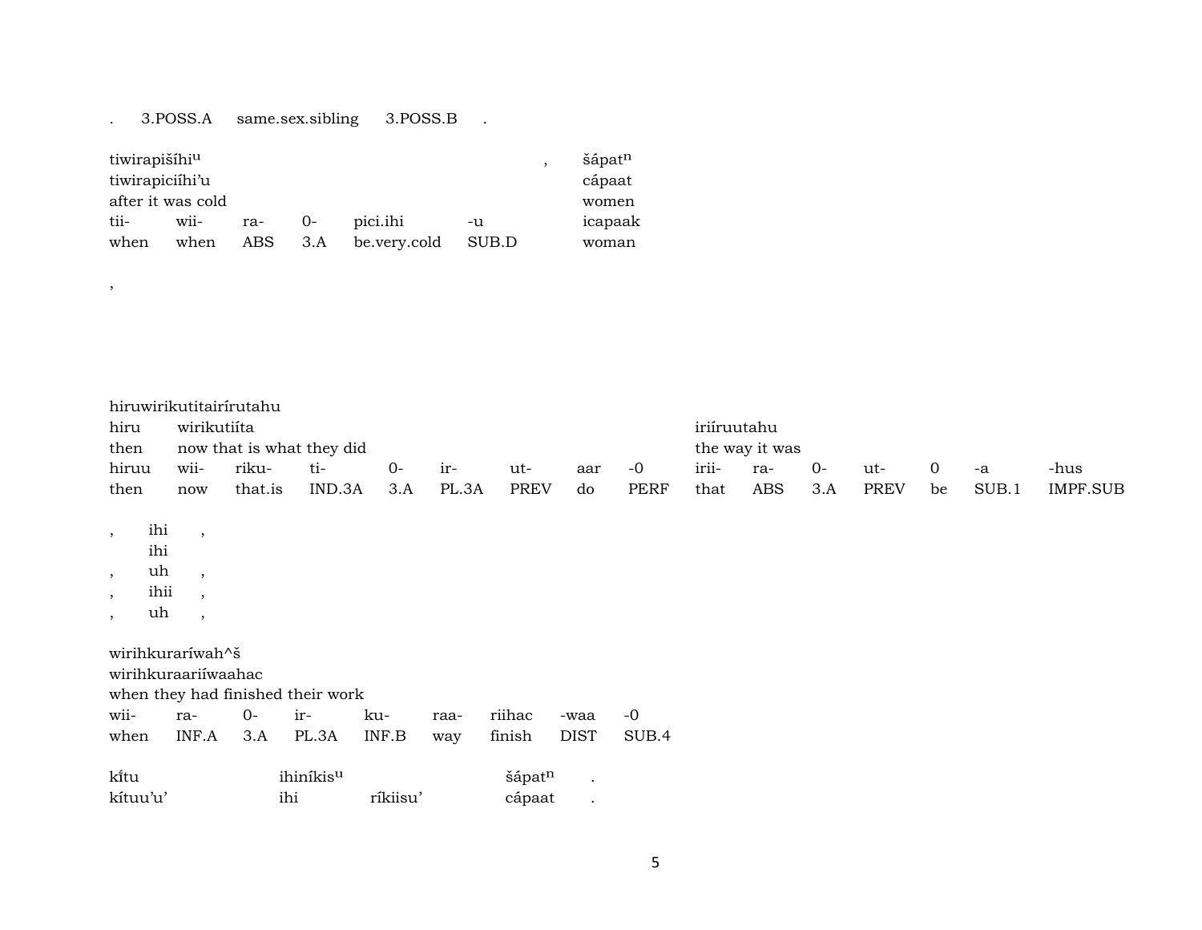.  3.POSS.A  same.sex.sibling  3.POSS.B  .

| tiwirapišíhi[u] | | | | | | , | šápat[n] |
|---|---|---|---|---|---|---|---|
| tiwirapiciíhi'u | | | | | | | cápaat |
| after it was cold | | | | | | | women |
| tii- | wii- | ra- | 0- | pici.ihi | -u | | icapaak |
| when | when | ABS | 3.A | be.very.cold | SUB.D | | woman |

,

hiruwirikutitairírutahu

| hiru | wirikutiíta | | | | | | | | iriíruutahu | | | | | | |
|---|---|---|---|---|---|---|---|---|---|---|---|---|---|---|---|
| then | now that is what they did | | | | | | | | the way it was | | | | | | |
| hiruu | wii- | riku- | ti- | 0- | ir- | ut- | aar | -0 | irii- | ra- | 0- | ut- | 0 | -a | -hus |
| then | now | that.is | IND.3A | 3.A | PL.3A | PREV | do | PERF | that | ABS | 3.A | PREV | be | SUB.1 | IMPF.SUB |

, ihi ,
ihi
, uh ,
, ihii ,
, uh ,

wirihkuraríwah^š

| wirihkuraariíwaahac | | | | | | | | |
|---|---|---|---|---|---|---|---|---|
| when they had finished their work | | | | | | | | |
| wii- | ra- | 0- | ir- | ku- | raa- | riihac | -waa | -0 |
| when | INF.A | 3.A | PL.3A | INF.B | way | finish | DIST | SUB.4 |

| kĩtu | ihiníkis[u] | | šápat[n] | . |
|---|---|---|---|---|
| kítuu'u' | ihi | ríkiisu' | cápaat | . |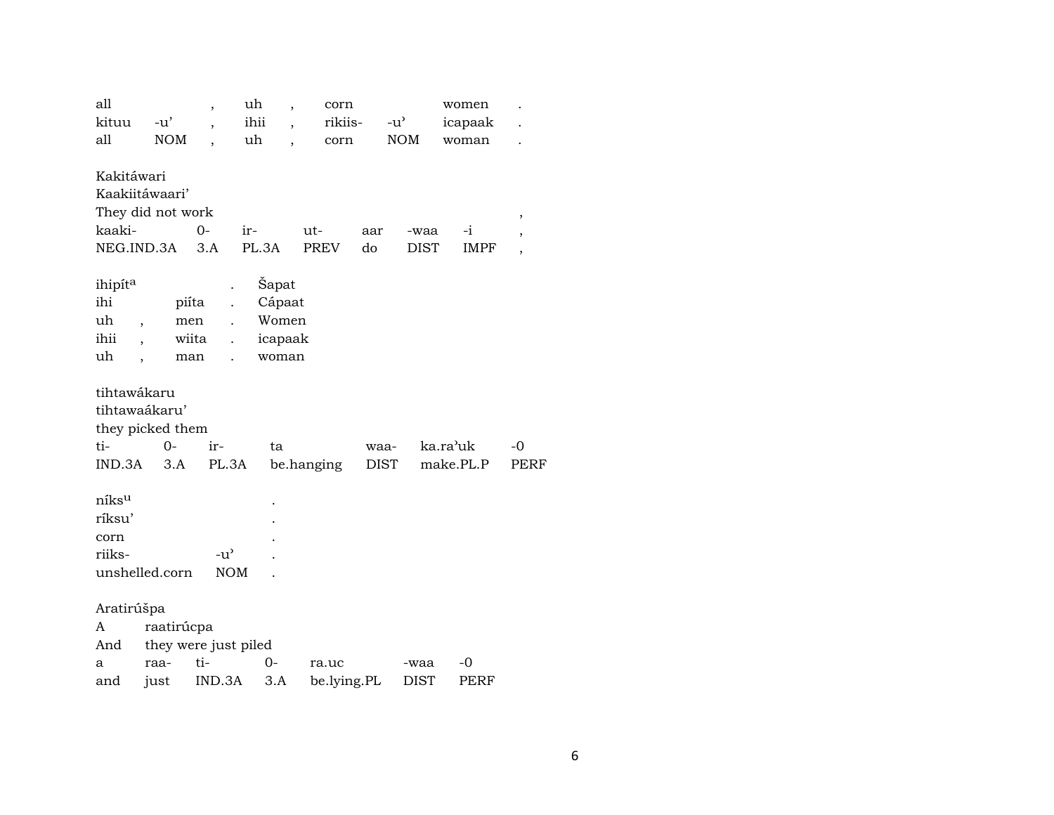| all | | , | uh | , | corn | | women | . |
|---|---|---|---|---|---|---|---|---|
| kituu | -u’ | , | ihii | , | rikiis- | -u’ | icapaak | . |
| all | NOM | , | uh | , | corn | NOM | woman | . |

Kakitáwari
Kaakiitáwaari’
They did not work ,

| kaaki- | 0- | ir- | ut- | aar | -waa | -i | , |
|---|---|---|---|---|---|---|---|
| NEG.IND.3A | 3.A | PL.3A | PREV | do | DIST | IMPF | , |

| ihipít[a] | | . | Šapat |
|---|---|---|---|
| ihi | piíta | . | Cápaat |
| uh , | men | . | Women |
| ihii , | wiita | . | icapaak |
| uh , | man | . | woman |

tihtawákaru
tihtawaákaru’
they picked them

| ti- | 0- | ir- | ta | waa- | ka.ra’uk | -0 |
|---|---|---|---|---|---|---|
| IND.3A | 3.A | PL.3A | be.hanging | DIST | make.PL.P | PERF |

níks[u] .
ríksu’ .
corn .

| riiks- | -u’ | . |
|---|---|---|
| unshelled.corn | NOM | . |

Aratirúšpa
A raatirúcpa
And they were just piled

| a | raa- | ti- | 0- | ra.uc | -waa | -0 |
|---|---|---|---|---|---|---|
| and | just | IND.3A | 3.A | be.lying.PL | DIST | PERF |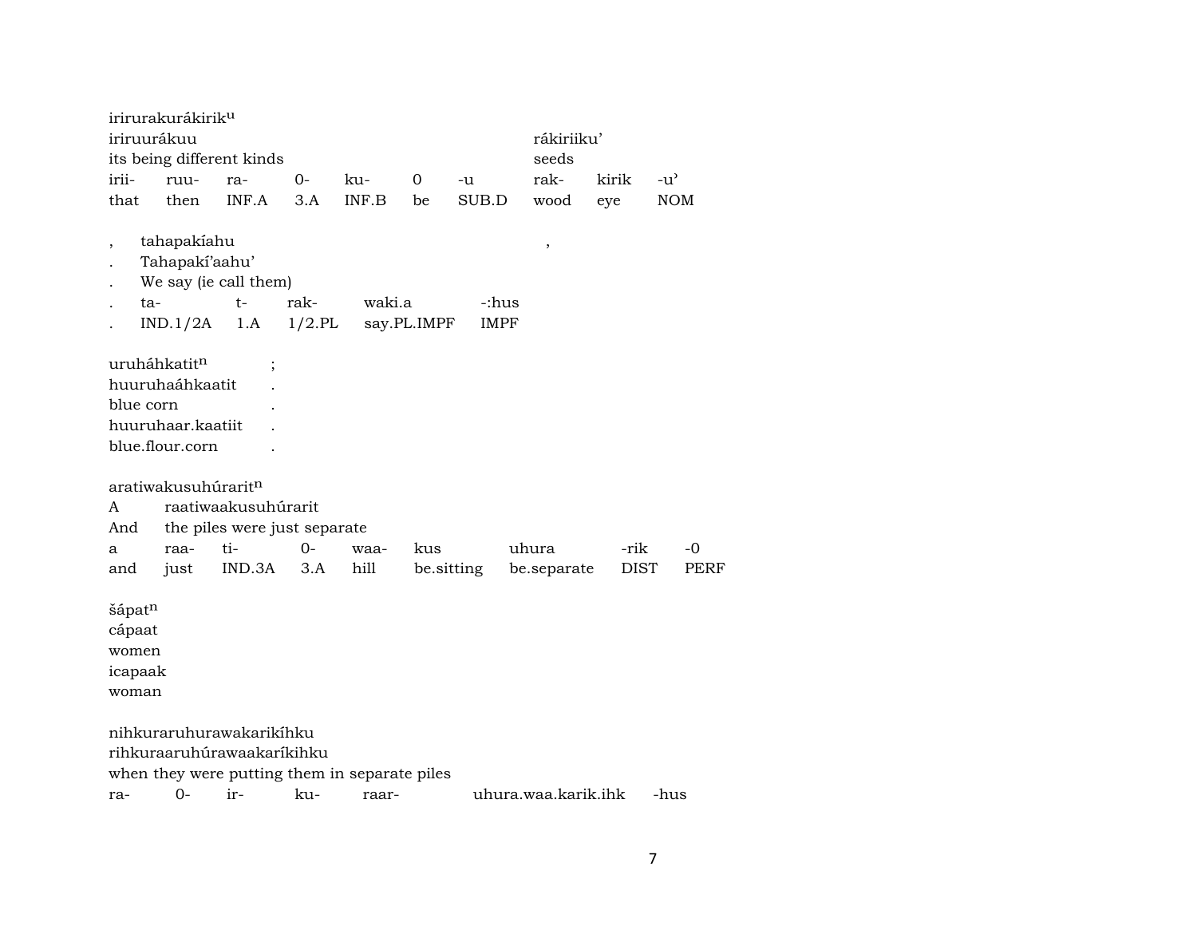irirurakurákirik$^{u}$
iriruurákuu rákiriiku’
its being different kinds seeds

| irii- | ruu- | ra- | 0- | ku- | 0 | -u | rak- | kirik | -u’ |
|---|---|---|---|---|---|---|---|---|---|
| that | then | INF.A | 3.A | INF.B | be | SUB.D | wood | eye | NOM |

, tahapakíahu ,
. Tahapakí’aahu’
. We say (ie call them)

| . | ta- | t- | rak- | waki.a | -:hus |
|---|---|---|---|---|---|
| . | IND.1/2A | 1.A | 1/2.PL | say.PL.IMPF | IMPF |

uruháhkatit$^{n}$ ;
huuruhaáhkaatit .
blue corn .
huuruhaar.kaatiit .
blue.flour.corn .

aratiwakusuhúrarit$^{n}$
A raatiwaakusuhúrarit
And the piles were just separate

| a | raa- | ti- | 0- | waa- | kus | uhura | -rik | -0 |
|---|---|---|---|---|---|---|---|---|
| and | just | IND.3A | 3.A | hill | be.sitting | be.separate | DIST | PERF |

šápat$^{n}$
cápaat
women
icapaak
woman

nihkuraruhurawakarikíhku
rihkuraaruhúrawaakaríkihku
when they were putting them in separate piles

| ra- | 0- | ir- | ku- | raar- | uhura.waa.karik.ihk | -hus |
|---|---|---|---|---|---|---|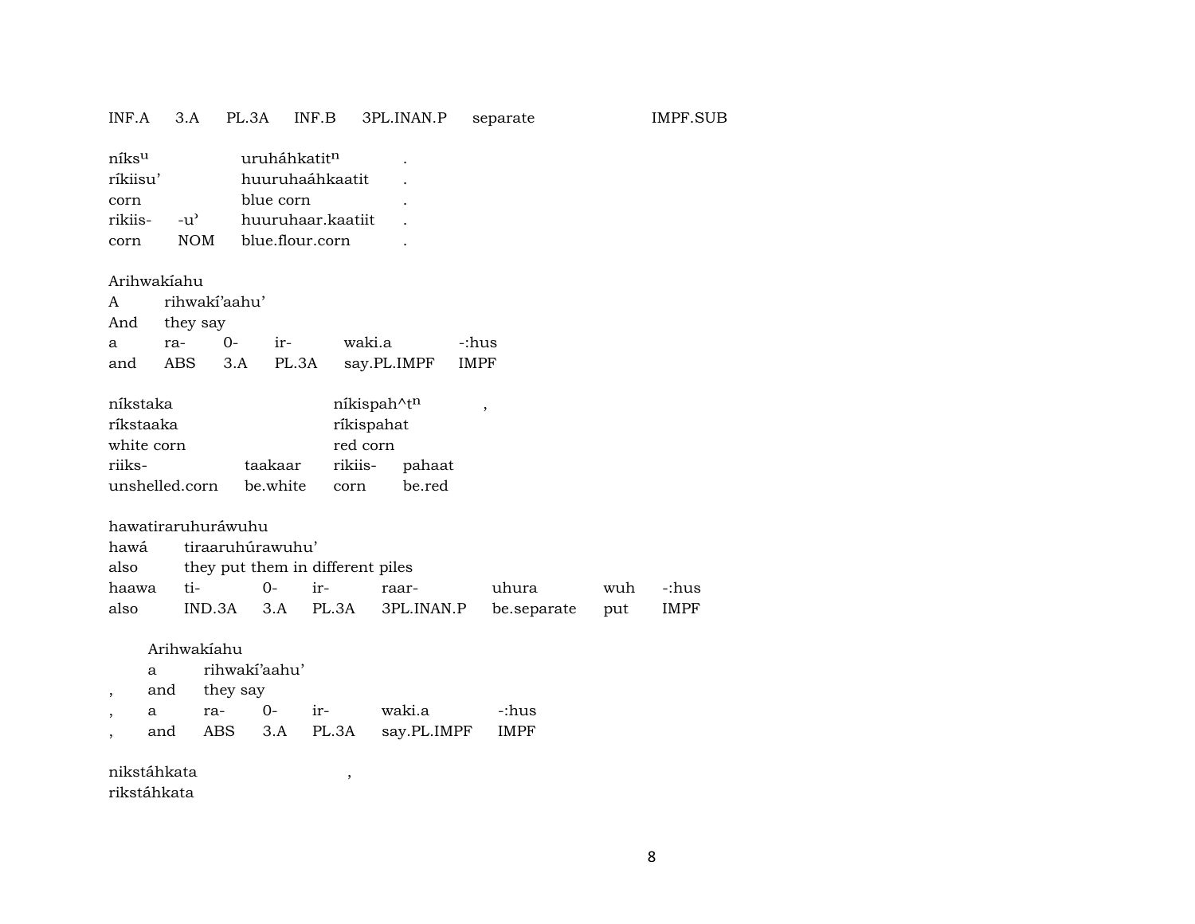INF.A 3.A PL.3A INF.B 3PL.INAN.P separate IMPF.SUB

| níks$^{u}$ | | uruháhkatit$^{n}$ | . |
|---|---|---|---|
| ríkiisu’ | | huuruhaáhkaatit | . |
| corn | | blue corn | . |
| rikiis- | -u’ | huuruhaar.kaatiit | . |
| corn | NOM | blue.flour.corn | . |

Arihwakíahu

| A | rihwakí’aahu’ | | | | |
|---|---|---|---|---|---|
| And | they say | | | | |
| a | ra- | 0- | ir- | waki.a | -:hus |
| and | ABS | 3.A | PL.3A | say.PL.IMPF | IMPF |

| níkstaka | | níkispah^t$^{n}$ | | , |
|---|---|---|---|---|
| ríkstaaka | | ríkispahat | | |
| white corn | | red corn | | |
| riiks- | taakaar | rikiis- | pahaat | |
| unshelled.corn | be.white | corn | be.red | |

hawatiraruhuráwuhu

| hawá | tiraaruhúrawuhu’ | | | | | | |
|---|---|---|---|---|---|---|---|
| also | they put them in different piles | | | | | | |
| haawa | ti- | 0- | ir- | raar- | uhura | wuh | -:hus |
| also | IND.3A | 3.A | PL.3A | 3PL.INAN.P | be.separate | put | IMPF |

| | Arihwakíahu | | | | | |
|---|---|---|---|---|---|---|
| | a | rihwakí’aahu’ | | | | |
| , | and | they say | | | | |
| , | a | ra- | 0- | ir- | waki.a | -:hus |
| , | and | ABS | 3.A | PL.3A | say.PL.IMPF | IMPF |

nikstáhkata ,
rikstáhkata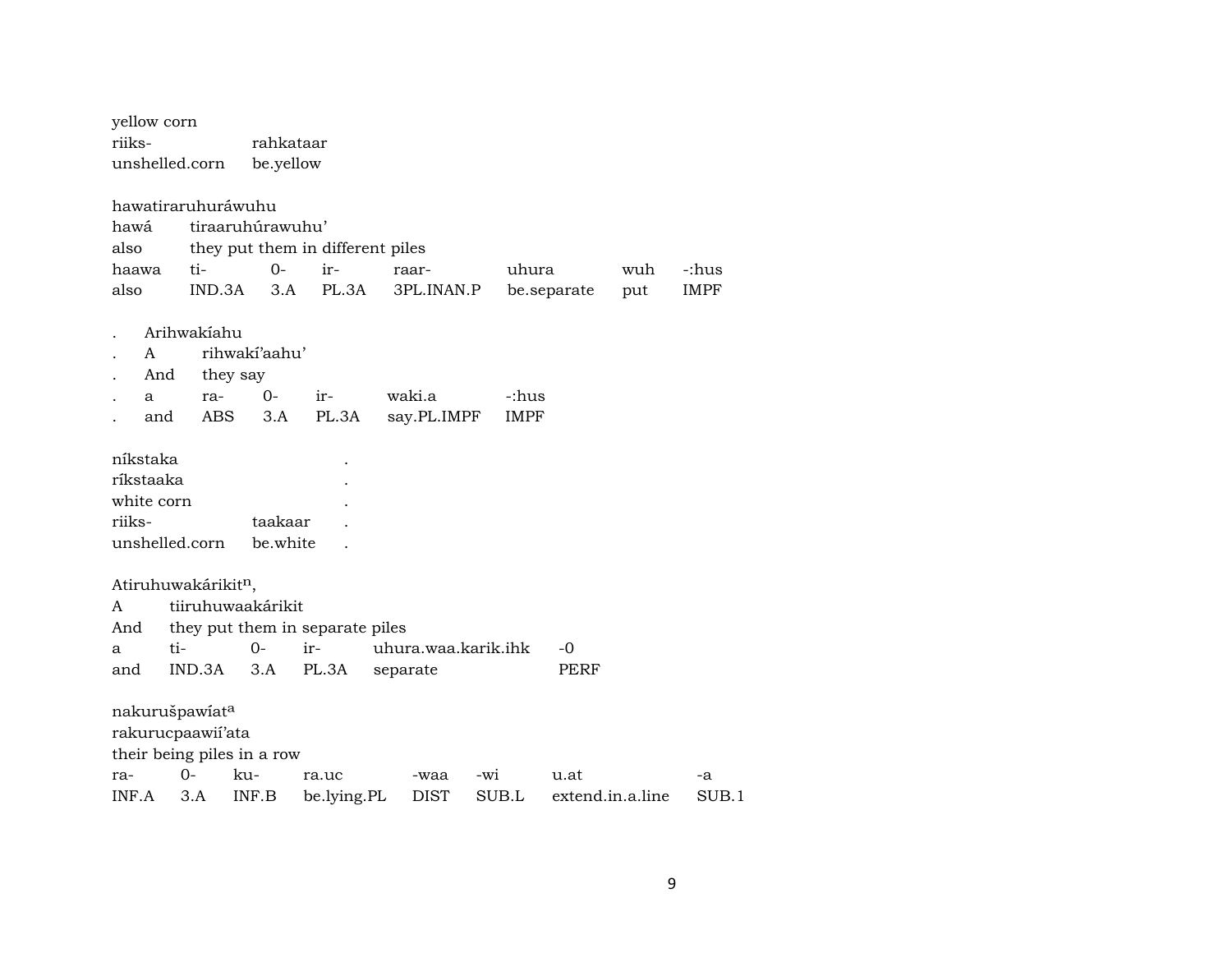yellow corn
riiks- rahkataar
unshelled.corn be.yellow

hawatiraruhuráwuhu
hawá tiraaruhúrawuhu'
also they put them in different piles

| haawa | ti- | 0- | ir- | raar- | uhura | wuh | -:hus |
|---|---|---|---|---|---|---|---|
| also | IND.3A | 3.A | PL.3A | 3PL.INAN.P | be.separate | put | IMPF |

. Arihwakíahu
. A rihwakí'aahu'
. And they say

| . | a | ra- | 0- | ir- | waki.a | -:hus |
|---|---|---|---|---|---|---|
| . | and | ABS | 3.A | PL.3A | say.PL.IMPF | IMPF |

níkstaka .
ríkstaaka .
white corn .
riiks- taakaar .
unshelled.corn be.white .

Atiruhuwakárikit[n],
A tiiruhuwaakárikit
And they put them in separate piles

| a | ti- | 0- | ir- | uhura.waa.karik.ihk | -0 |
|---|---|---|---|---|---|
| and | IND.3A | 3.A | PL.3A | separate | PERF |

nakurušpawíat[a]
rakurucpaawii'ata
their being piles in a row

| ra- | 0- | ku- | ra.uc | -waa | -wi | u.at | -a |
|---|---|---|---|---|---|---|---|
| INF.A | 3.A | INF.B | be.lying.PL | DIST | SUB.L | extend.in.a.line | SUB.1 |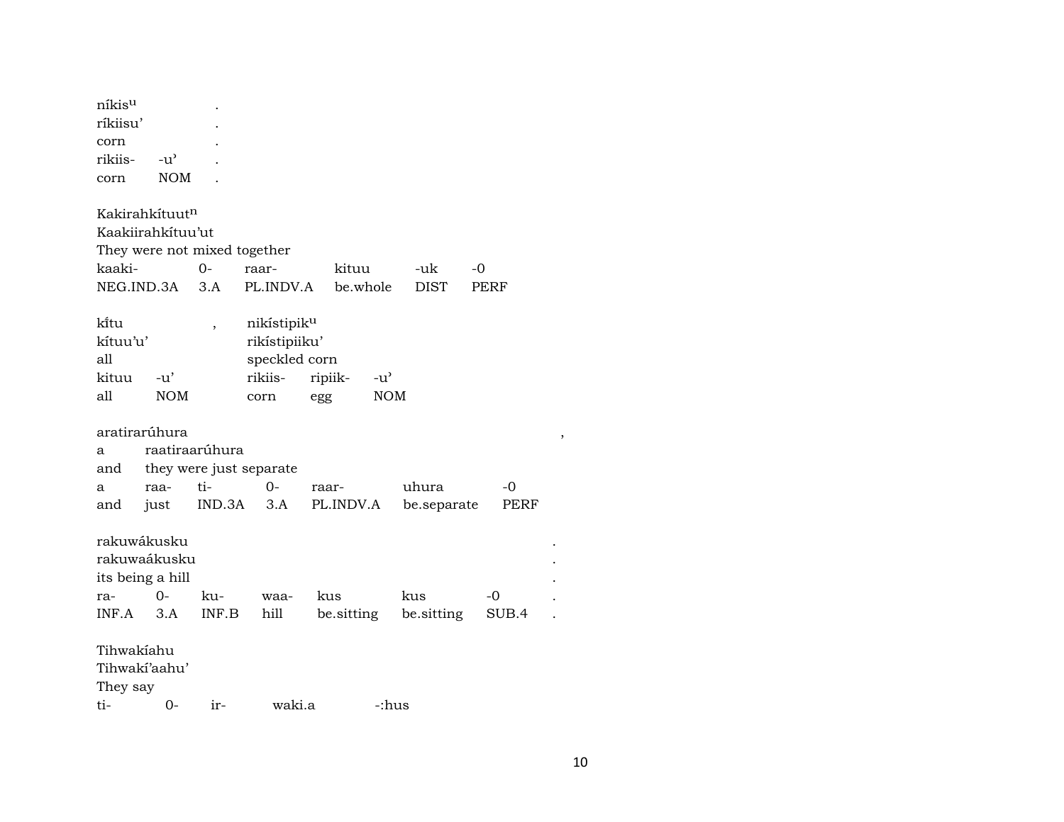níkis$^{u}$ .
ríkiisu' .
corn .

| rikiis- | -u' | . |
|---|---|---|
| corn | NOM | . |

Kakirahkítuut$^{n}$
Kaakiirahkítuu'ut
They were not mixed together

| kaaki- | 0- | raar- | kituu | -uk | -0 |
|---|---|---|---|---|---|
| NEG.IND.3A | 3.A | PL.INDV.A | be.whole | DIST | PERF |

kı́tu , nikístipik$^{u}$
kítuu'u' rikístipiiku'
all speckled corn

| kituu | -u' | rikiis- | ripiik- | -u' |
|---|---|---|---|---|
| all | NOM | corn | egg | NOM |

aratirarúhura ,

| a | raatiraarúhura | | | | | |
|---|---|---|---|---|---|---|
| and | they were just separate | | | | | |
| a | raa- | ti- | 0- | raar- | uhura | -0 |
| and | just | IND.3A | 3.A | PL.INDV.A | be.separate | PERF |

rakuwákusku .
rakuwaákusku .
its being a hill .

| ra- | 0- | ku- | waa- | kus | kus | -0 | . |
|---|---|---|---|---|---|---|---|
| INF.A | 3.A | INF.B | hill | be.sitting | be.sitting | SUB.4 | . |

Tihwakíahu
Tihwakí'aahu'
They say

| ti- | 0- | ir- | waki.a | -:hus |
|---|---|---|---|---|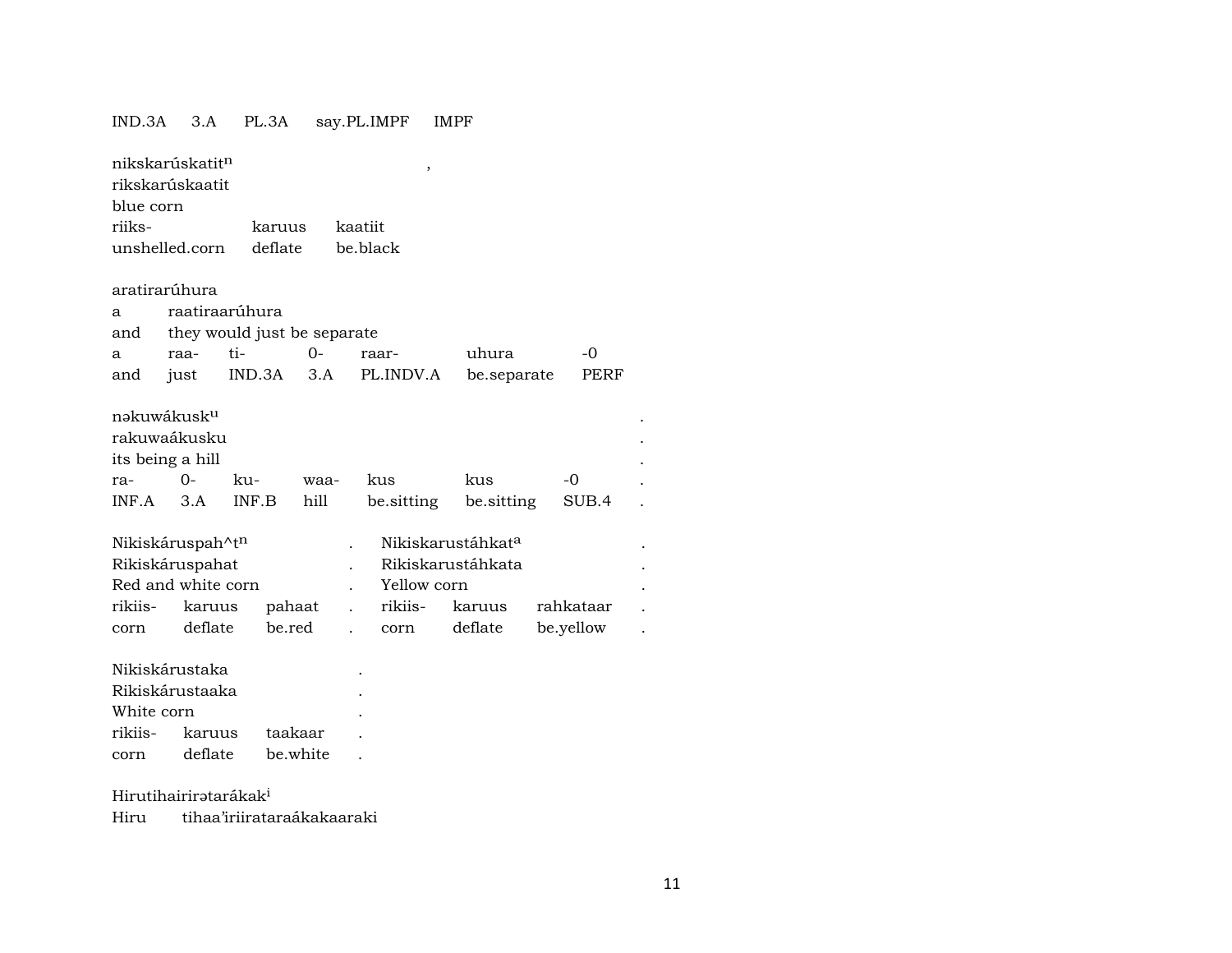IND.3A 3.A PL.3A say.PL.IMPF IMPF

nikskarúskatit$^{n}$ ,
rikskarúskaatit
blue corn
riiks- karuus kaatiit
unshelled.corn deflate be.black

aratirarúhura
a raatiraarúhura
and they would just be separate
a raa- ti- 0- raar- uhura -0
and just IND.3A 3.A PL.INDV.A be.separate PERF

nəkuwákusk$^{u}$ .
rakuwaákusku .
its being a hill .
ra- 0- ku- waa- kus kus -0 .
INF.A 3.A INF.B hill be.sitting be.sitting SUB.4 .

Nikiskáruspah^t$^{n}$ . Nikiskarustáhkat$^{a}$ .
Rikiskáruspahat . Rikiskarustáhkata .
Red and white corn . Yellow corn .
rikiis- karuus pahaat . rikiis- karuus rahkataar .
corn deflate be.red . corn deflate be.yellow .

Nikiskárustaka .
Rikiskárustaaka .
White corn .
rikiis- karuus taakaar .
corn deflate be.white .

Hirutihairirətarákak$^{i}$
Hiru tihaa'iriirataraákakaaraki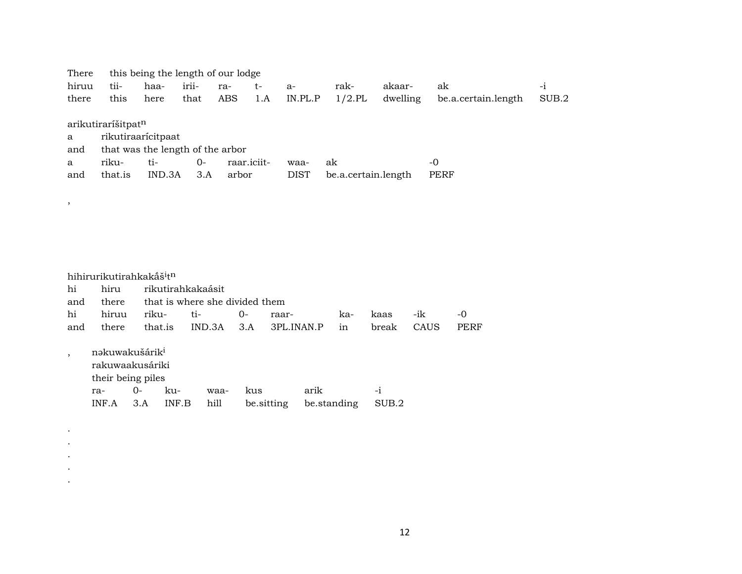There this being the length of our lodge

| hiruu | tii- | haa- | irii- | ra- | t- | a- | rak- | akaar- | ak | -i |
|---|---|---|---|---|---|---|---|---|---|---|
| there | this | here | that | ABS | 1.A | IN.PL.P | 1/2.PL | dwelling | be.a.certain.length | SUB.2 |

arikutiraríšitpat$^{n}$

a rikutiraarícitpaat

and that was the length of the arbor

| a | riku- | ti- | 0- | raar.iciit- | waa- | ak | -0 |
|---|---|---|---|---|---|---|---|
| and | that.is | IND.3A | 3.A | arbor | DIST | be.a.certain.length | PERF |

,

hihirurikutirahkakáš$^{i}$t$^{n}$

hi hiru rikutirahkakaásit

and there that is where she divided them

| hi | hiruu | riku- | ti- | 0- | raar- | ka- | kaas | -ik | -0 |
|---|---|---|---|---|---|---|---|---|---|
| and | there | that.is | IND.3A | 3.A | 3PL.INAN.P | in | break | CAUS | PERF |

, nəkuwakušárik$^{i}$

rakuwaakusáriki

their being piles

| ra- | 0- | ku- | waa- | kus | arik | -i |
|---|---|---|---|---|---|---|
| INF.A | 3.A | INF.B | hill | be.sitting | be.standing | SUB.2 |

.

.

.

.

.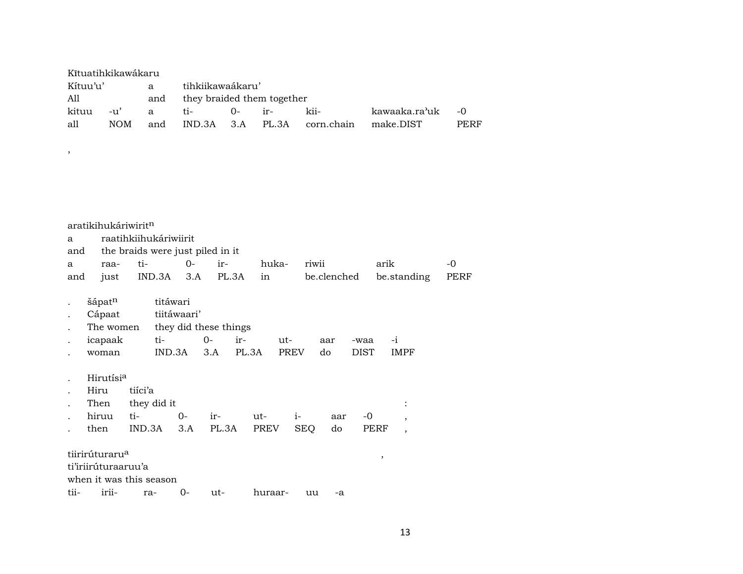Kĭtuatihkikawákaru

| Kítuu'u' | | a | tihkiikawaákaru' | | | | | |
|---|---|---|---|---|---|---|---|---|
| All | | and | they braided them together | | | | | |
| kituu | -u' | a | ti- | 0- | ir- | kii- | kawaaka.ra'uk | -0 |
| all | NOM | and | IND.3A | 3.A | PL.3A | corn.chain | make.DIST | PERF |

,

aratikihukáriwirit$^{n}$

| a | raatihkiihukáriwiirit | | | | | | | |
|---|---|---|---|---|---|---|---|---|
| and | the braids were just piled in it | | | | | | | |
| a | raa- | ti- | 0- | ir- | huka- | riwii | arik | -0 |
| and | just | IND.3A | 3.A | PL.3A | in | be.clenched | be.standing | PERF |

| . | šápat$^{n}$ | titáwari | | | | | | |
|---|---|---|---|---|---|---|---|---|
| . | Cápaat | tiitáwaari' | | | | | | |
| . | The women | they did these things | | | | | | |
| . | icapaak | ti- | 0- | ir- | ut- | aar | -waa | -i |
| . | woman | IND.3A | 3.A | PL.3A | PREV | do | DIST | IMPF |

| . | Hirutísi$^{a}$ | | | | | | | | |
|---|---|---|---|---|---|---|---|---|---|
| . | Hiru | tiíci'a | | | | | | | |
| . | Then | they did it | | | | | | | : |
| . | hiruu | ti- | 0- | ir- | ut- | i- | aar | -0 | , |
| . | then | IND.3A | 3.A | PL.3A | PREV | SEQ | do | PERF | , |

tiirirúturaru$^{a}$ ,

| ti'iriirúturaaruu'a | | | | | | | |
|---|---|---|---|---|---|---|---|
| when it was this season | | | | | | | |
| tii- | irii- | ra- | 0- | ut- | huraar- | uu | -a |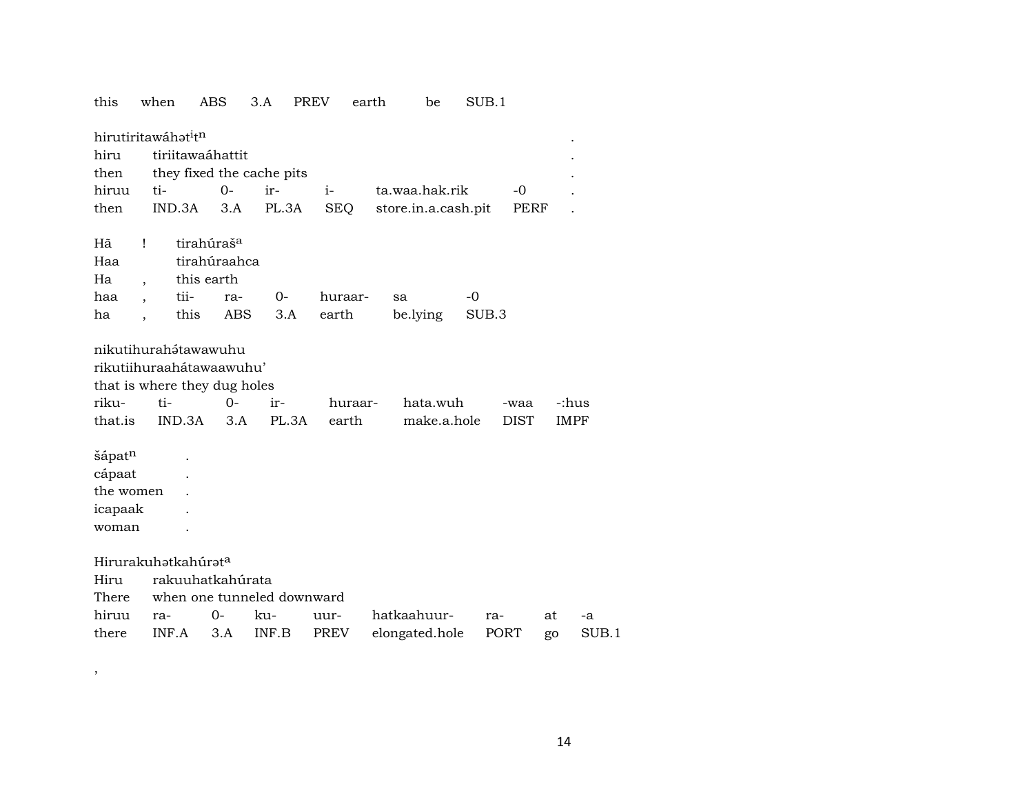this when ABS 3.A PREV earth be SUB.1

hirutiritawáhəᵗ$^{i}$tⁿ .
hiru tiriitawaáhattit .
then they fixed the cache pits .

| hiruu | ti- | 0- | ir- | i- | ta.waa.hak.rik | -0 | . |
|---|---|---|---|---|---|---|---|
| then | IND.3A | 3.A | PL.3A | SEQ | store.in.a.cash.pit | PERF | . |

Hã ! tirahúraš$^{a}$
Haa tirahúraahca
Ha , this earth

| haa | , | tii- | ra- | 0- | huraar- | sa | -0 |
|---|---|---|---|---|---|---|---|
| ha | , | this | ABS | 3.A | earth | be.lying | SUB.3 |

nikutihurahə́tawawuhu
rikutiihuraahátawaawuhu'
that is where they dug holes

| riku- | ti- | 0- | ir- | huraar- | hata.wuh | -waa | -:hus |
|---|---|---|---|---|---|---|---|
| that.is | IND.3A | 3.A | PL.3A | earth | make.a.hole | DIST | IMPF |

šápat$^{n}$ .
cápaat .
the women .
icapaak .
woman .

Hirurakuhətkahúrət$^{a}$
Hiru rakuuhatkahúrata
There when one tunneled downward

| hiruu | ra- | 0- | ku- | uur- | hatkaahuur- | ra- | at | -a |
|---|---|---|---|---|---|---|---|---|
| there | INF.A | 3.A | INF.B | PREV | elongated.hole | PORT | go | SUB.1 |

,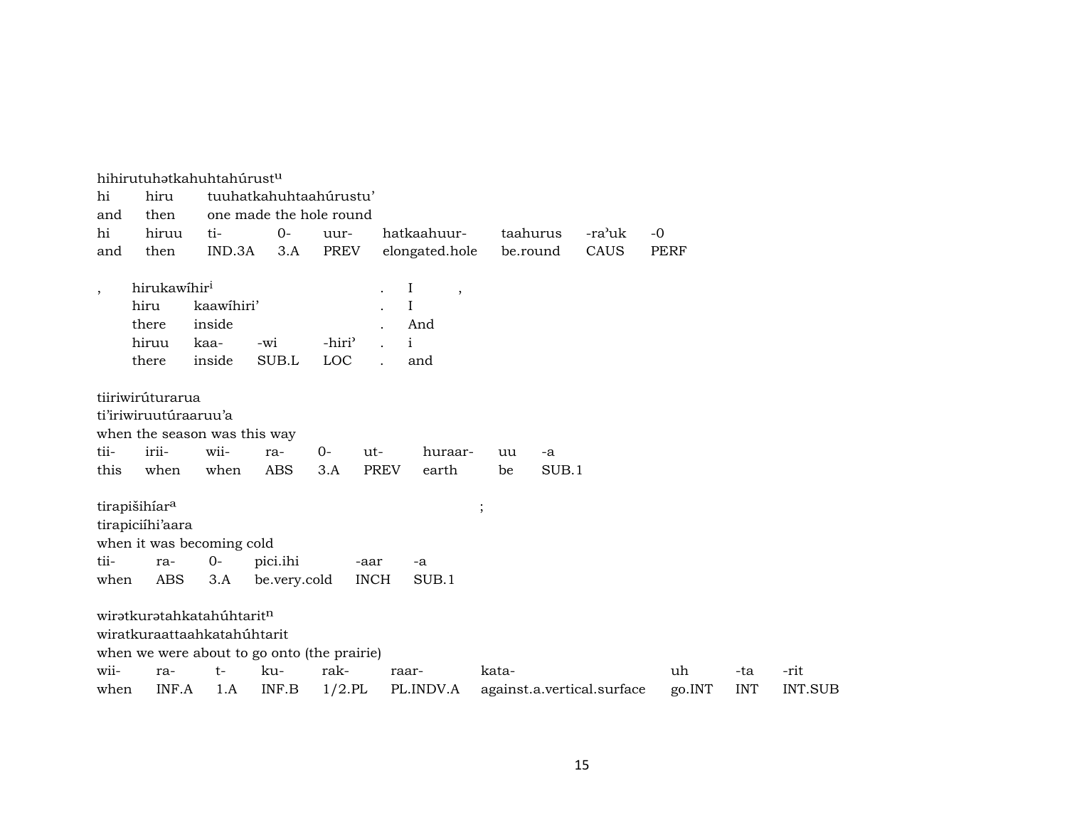hihirutuhətkahuhtahúrust[u]

| hi | hiru | tuuhatkahuhtaahúrustu' | | | | | | |
|---|---|---|---|---|---|---|---|---|
| and | then | one made the hole round | | | | | | |
| hi | hiruu | ti- | 0- | uur- | hatkaahuur- | taahurus | -ra'uk | -0 |
| and | then | IND.3A | 3.A | PREV | elongated.hole | be.round | CAUS | PERF |

| , | hirukawíhir[i] | | | | . | I | , |
|---|---|---|---|---|---|---|---|
| | hiru | kaawíhiri' | | | . | I | |
| | there | inside | | | . | And | |
| | hiruu | kaa- | -wi | -hiri' | . | i | |
| | there | inside | SUB.L | LOC | . | and | |

tiiriwirúturarua

| ti'iriwiruutúraaruu'a | | | | | | | | |
|---|---|---|---|---|---|---|---|---|
| when the season was this way | | | | | | | | |
| tii- | irii- | wii- | ra- | 0- | ut- | huraar- | uu | -a |
| this | when | when | ABS | 3.A | PREV | earth | be | SUB.1 |

tirapišihíar[a] ;

| tirapiciíhi'aara | | | | | |
|---|---|---|---|---|---|
| when it was becoming cold | | | | | |
| tii- | ra- | 0- | pici.ihi | -aar | -a |
| when | ABS | 3.A | be.very.cold | INCH | SUB.1 |

wirətkurətahkatahúhtarit[n]

| wiratkuraattaahkatahúhtarit | | | | | | | | | |
|---|---|---|---|---|---|---|---|---|---|
| when we were about to go onto (the prairie) | | | | | | | | | |
| wii- | ra- | t- | ku- | rak- | raar- | kata- | uh | -ta | -rit |
| when | INF.A | 1.A | INF.B | 1/2.PL | PL.INDV.A | against.a.vertical.surface | go.INT | INT | INT.SUB |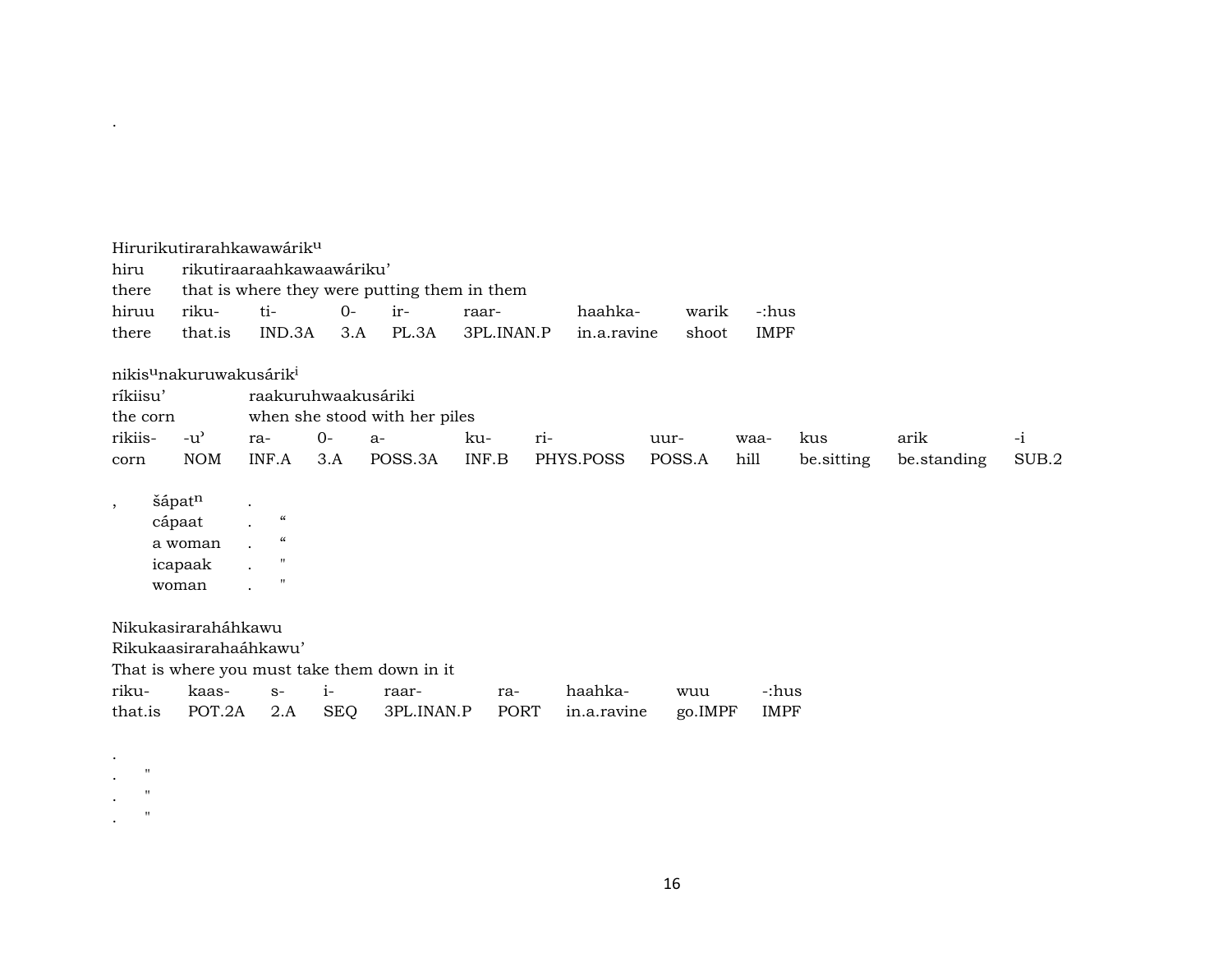.

Hirurikutirarahkawawárik[u]
hiru rikutiraaraahkawaawáriku'
there that is where they were putting them in them

| hiruu | riku- | ti- | 0- | ir- | raar- | haahka- | warik | -:hus |
|---|---|---|---|---|---|---|---|---|
| there | that.is | IND.3A | 3.A | PL.3A | 3PL.INAN.P | in.a.ravine | shoot | IMPF |

nikis[u]nakuruwakusárik[i]
ríkiisu' raakuruhwaakusáriki
the corn when she stood with her piles

| rikiis- | -u' | ra- | 0- | a- | ku- | ri- | uur- | waa- | kus | arik | -i |
|---|---|---|---|---|---|---|---|---|---|---|---|
| corn | NOM | INF.A | 3.A | POSS.3A | INF.B | PHYS.POSS | POSS.A | hill | be.sitting | be.standing | SUB.2 |

, šápat[n] .
cápaat . “
a woman . “
icapaak . "
woman . "

Nikukasirarahánkawu
Rikukaasirarahaáhkawu'
That is where you must take them down in it

| riku- | kaas- | s- | i- | raar- | ra- | haahka- | wuu | -:hus |
|---|---|---|---|---|---|---|---|---|
| that.is | POT.2A | 2.A | SEQ | 3PL.INAN.P | PORT | in.a.ravine | go.IMPF | IMPF |

.
. "
. "
. "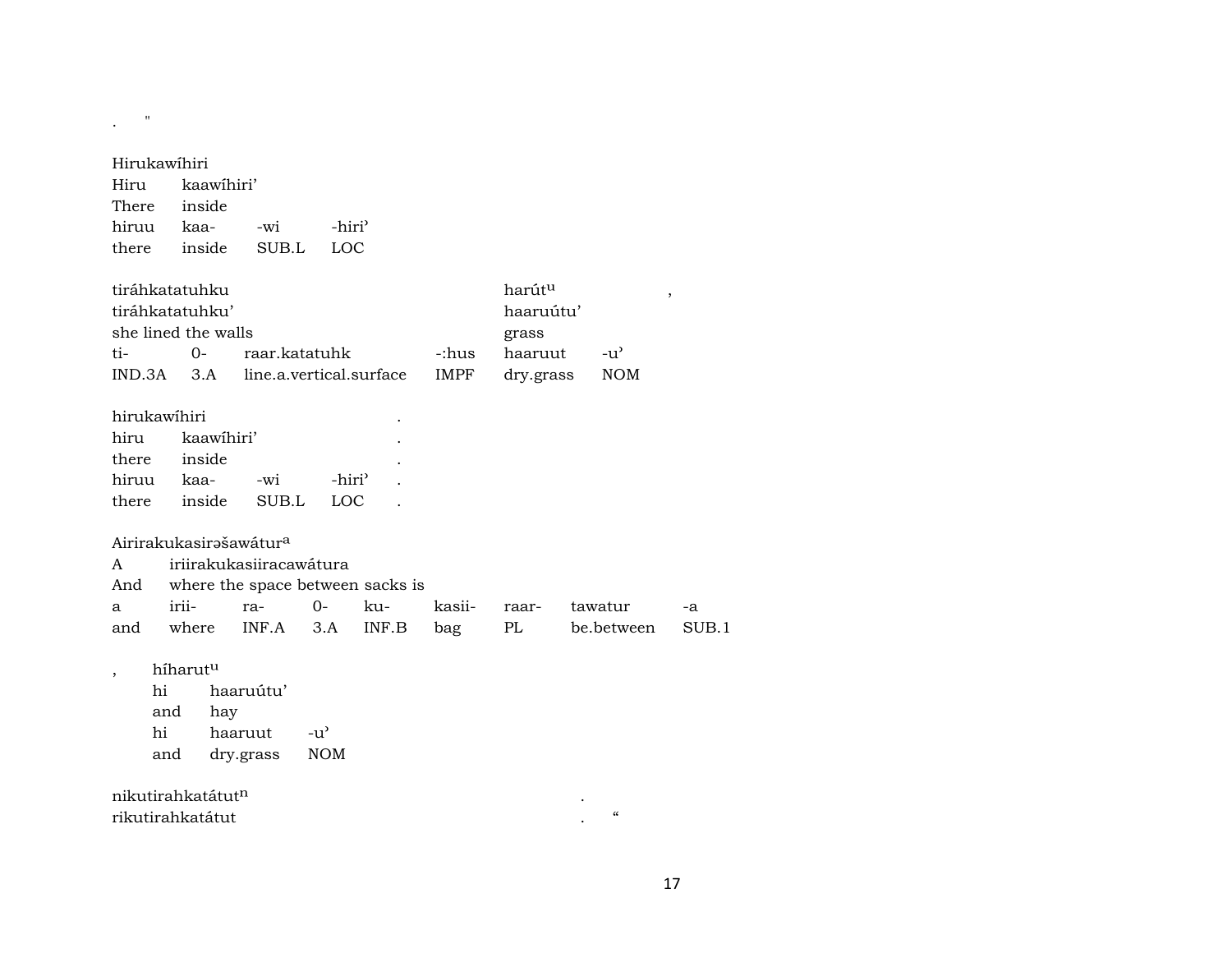. "

Hirukawíhiri

| Hiru | kaawíhiri' | | |
|---|---|---|---|
| There | inside | | |
| hiruu | kaa- | -wi | -hiri' |
| there | inside | SUB.L | LOC |

| tiráhkatatuhku | | | | harút$^{u}$ | | , |
|---|---|---|---|---|---|---|
| tiráhkatatuhku' | | | | haaruútu' | | |
| she lined the walls | | | | grass | | |
| ti- | 0- | raar.katatuhk | -:hus | haaruut | -u' | |
| IND.3A | 3.A | line.a.vertical.surface | IMPF | dry.grass | NOM | |

| hirukawíhiri | | | | . |
|---|---|---|---|---|
| hiru | kaawíhiri' | | | . |
| there | inside | | | . |
| hiruu | kaa- | -wi | -hiri' | . |
| there | inside | SUB.L | LOC | . |

Aiirirakukasirəšawátur$^{a}$

| A | iriirakukasiiracawátura | | | | | | | |
|---|---|---|---|---|---|---|---|---|
| And | where the space between sacks is | | | | | | | |
| a | irii- | ra- | 0- | ku- | kasii- | raar- | tawatur | -a |
| and | where | INF.A | 3.A | INF.B | bag | PL | be.between | SUB.1 |

| , | híharut$^{u}$ | | |
|---|---|---|---|
| | hi | haaruútu' | |
| | and | hay | |
| | hi | haaruut | -u' |
| | and | dry.grass | NOM |

nikutirahkatátut$^{n}$ .
rikutirahkatátut . "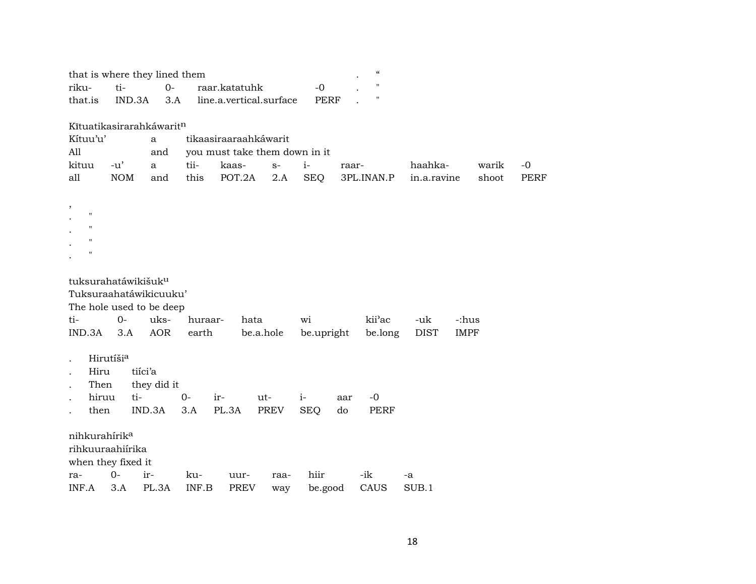that is where they lined them . “

| riku- | ti- | 0- | raar.katatuhk | -0 | . | " |
|---|---|---|---|---|---|---|
| that.is | IND.3A | 3.A | line.a.vertical.surface | PERF | . | " |

Kītuatikasirarahkáwarit[n]

Kítuu’u’ a tikaasiraaraahkáwarit

All and you must take them down in it

| kituu | -u’ | a | tii- | kaas- | s- | i- | raar- | haahka- | warik | -0 |
|---|---|---|---|---|---|---|---|---|---|---|
| all | NOM | and | this | POT.2A | 2.A | SEQ | 3PL.INAN.P | in.a.ravine | shoot | PERF |

,
. "
. "
. "
. "

tuksurahatáwikišuk[u]

Tuksuraahatáwikicuuku’

The hole used to be deep

| ti- | 0- | uks- | huraar- | hata | wi | kii’ac | -uk | -:hus |
|---|---|---|---|---|---|---|---|---|
| IND.3A | 3.A | AOR | earth | be.a.hole | be.upright | be.long | DIST | IMPF |

. Hirutíši[a]

. Hiru tiíci’a

. Then they did it

| . | hiruu | ti- | 0- | ir- | ut- | i- | aar | -0 |
|---|---|---|---|---|---|---|---|---|
| . | then | IND.3A | 3.A | PL.3A | PREV | SEQ | do | PERF |

nihkurahírik[a]

rihkuuraahiírika

when they fixed it

| ra- | 0- | ir- | ku- | uur- | raa- | hiir | -ik | -a |
|---|---|---|---|---|---|---|---|---|
| INF.A | 3.A | PL.3A | INF.B | PREV | way | be.good | CAUS | SUB.1 |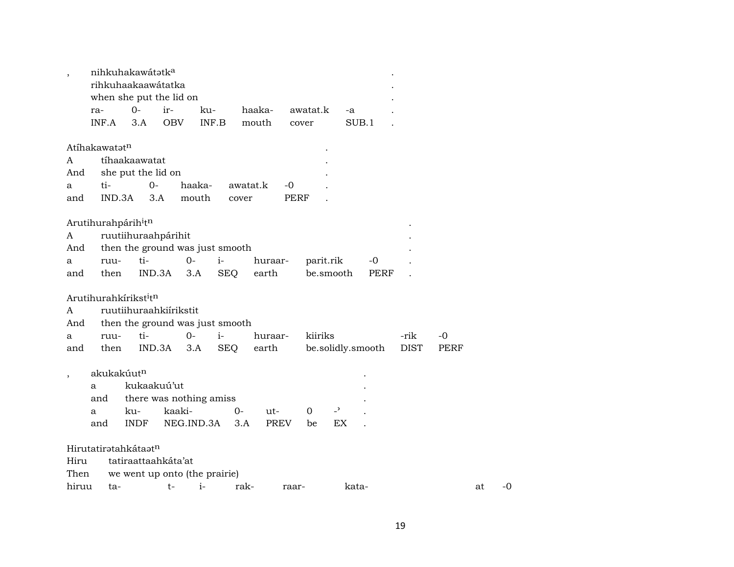, nihkuhakawátətk$^{a}$ .
rihkuhaakaawátatka .
when she put the lid on .

| ra- | 0- | ir- | ku- | haaka- | awatat.k | -a | . |
|---|---|---|---|---|---|---|---|
| INF.A | 3.A | OBV | INF.B | mouth | cover | SUB.1 | . |

Atíhakawatət$^{n}$ .
A tíhaakaawatat .
And she put the lid on .

| a | ti- | 0- | haaka- | awatat.k | -0 | . |
|---|---|---|---|---|---|---|
| and | IND.3A | 3.A | mouth | cover | PERF | . |

Arutihurahpárih$^{i}$t$^{n}$ .
A ruutiihuraahpárihit .
And then the ground was just smooth .

| a | ruu- | ti- | 0- | i- | huraar- | parit.rik | -0 | . |
|---|---|---|---|---|---|---|---|---|
| and | then | IND.3A | 3.A | SEQ | earth | be.smooth | PERF | . |

Arutihurahkíríkst$^{i}$t$^{n}$
A ruutiihuraahkiírikstit
And then the ground was just smooth

| a | ruu- | ti- | 0- | i- | huraar- | kiiriks | -rik | -0 |
|---|---|---|---|---|---|---|---|---|
| and | then | IND.3A | 3.A | SEQ | earth | be.solidly.smooth | DIST | PERF |

, akukakúut$^{n}$ .
a kukaakuú’ut .
and there was nothing amiss .

| a | ku- | kaaki- | 0- | ut- | 0 | -’ | . |
|---|---|---|---|---|---|---|---|
| and | INDF | NEG.IND.3A | 3.A | PREV | be | EX | . |

Hirutatirətahkátaət$^{n}$
Hiru tatiraattaahkáta’at
Then we went up onto (the prairie)

| hiruu | ta- | t- | i- | rak- | raar- | kata- | at | -0 |
|---|---|---|---|---|---|---|---|---|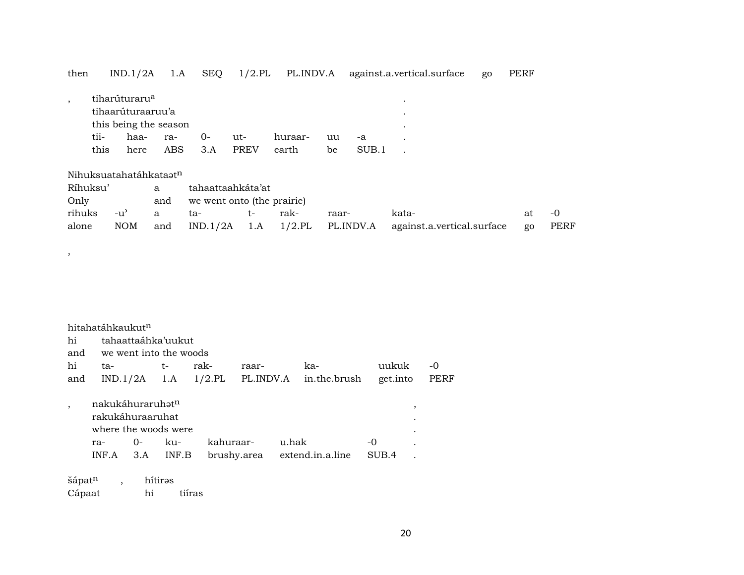| then | IND.1/2A | 1.A | SEQ | 1/2.PL | PL.INDV.A | against.a.vertical.surface | go | PERF |
|---|---|---|---|---|---|---|---|---|

, tiharúturaru[a] .
tihaarúturaaruu'a .
this being the season .

| tii- | haa- | ra- | 0- | ut- | huraar- | uu | -a | . |
|---|---|---|---|---|---|---|---|---|
| this | here | ABS | 3.A | PREV | earth | be | SUB.1 | . |

Nihuksuatahatáhkataət[n]
Ríhuksu' a tahaattaahkáta'at
Only and we went onto (the prairie)

| rihuks | -u' | a | ta- | t- | rak- | raar- | kata- | at | -0 |
|---|---|---|---|---|---|---|---|---|---|
| alone | NOM | and | IND.1/2A | 1.A | 1/2.PL | PL.INDV.A | against.a.vertical.surface | go | PERF |

,

hitahatáhkaukut[n]
hi tahaattaáhka'uukut
and we went into the woods

| hi | ta- | t- | rak- | raar- | ka- | uukuk | -0 |
|---|---|---|---|---|---|---|---|
| and | IND.1/2A | 1.A | 1/2.PL | PL.INDV.A | in.the.brush | get.into | PERF |

, nakukáhuraruhət[n] ,
rakukáhuraaruhat .
where the woods were .

| ra- | 0- | ku- | kahuraar- | u.hak | -0 | . |
|---|---|---|---|---|---|---|
| INF.A | 3.A | INF.B | brushy.area | extend.in.a.line | SUB.4 | . |

šápat[n] , hítirəs
Cápaat hi tiíras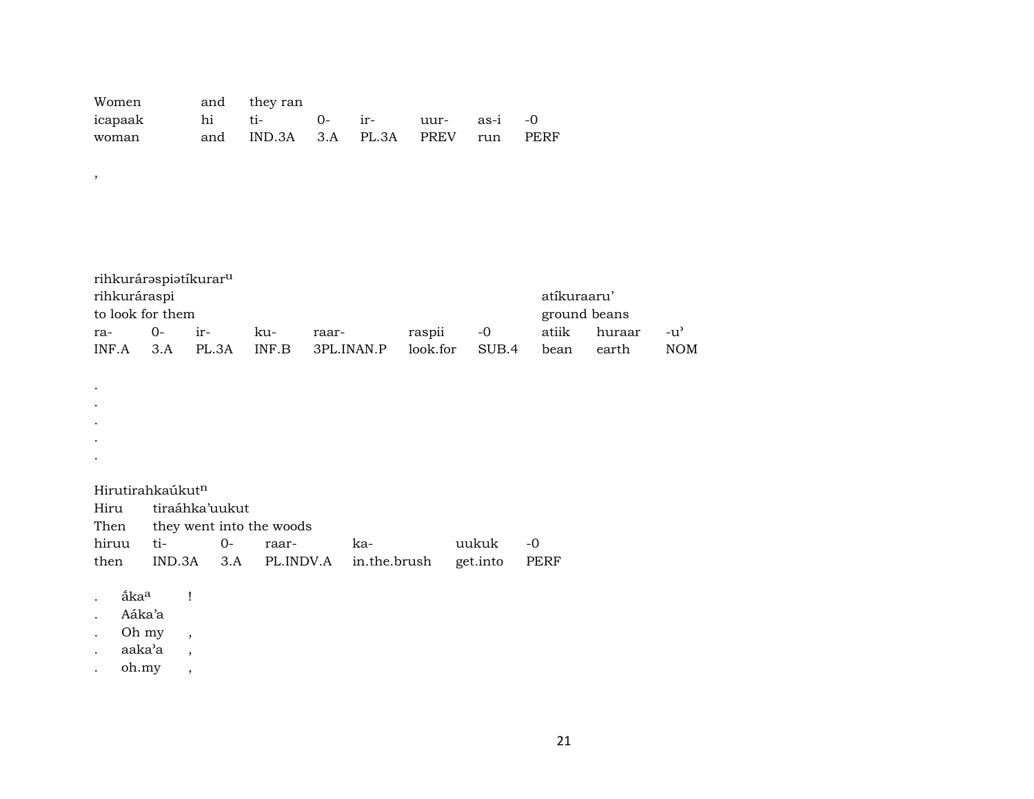| Women | and | they ran | | | | | |
|---|---|---|---|---|---|---|---|
| icapaak | hi | ti- | 0- | ir- | uur- | as-i | -0 |
| woman | and | IND.3A | 3.A | PL.3A | PREV | run | PERF |

,

rihkurárəspiətíkurar^u

| rihkuráraspi | | | | | | | atíkuraaru’ | | |
|---|---|---|---|---|---|---|---|---|---|
| to look for them | | | | | | | ground beans | | |
| ra- | 0- | ir- | ku- | raar- | raspii | -0 | atiik | huraar | -u’ |
| INF.A | 3.A | PL.3A | INF.B | 3PL.INAN.P | look.for | SUB.4 | bean | earth | NOM |

.
.
.
.
.

Hirutirahkaúkut^n

| Hiru | tiraáhka’uukut | | | | | |
|---|---|---|---|---|---|---|
| Then | they went into the woods | | | | | |
| hiruu | ti- | 0- | raar- | ka- | uukuk | -0 |
| then | IND.3A | 3.A | PL.INDV.A | in.the.brush | get.into | PERF |

. ấka^a !
. Aáka’a
. Oh my ,
. aaka’a ,
. oh.my ,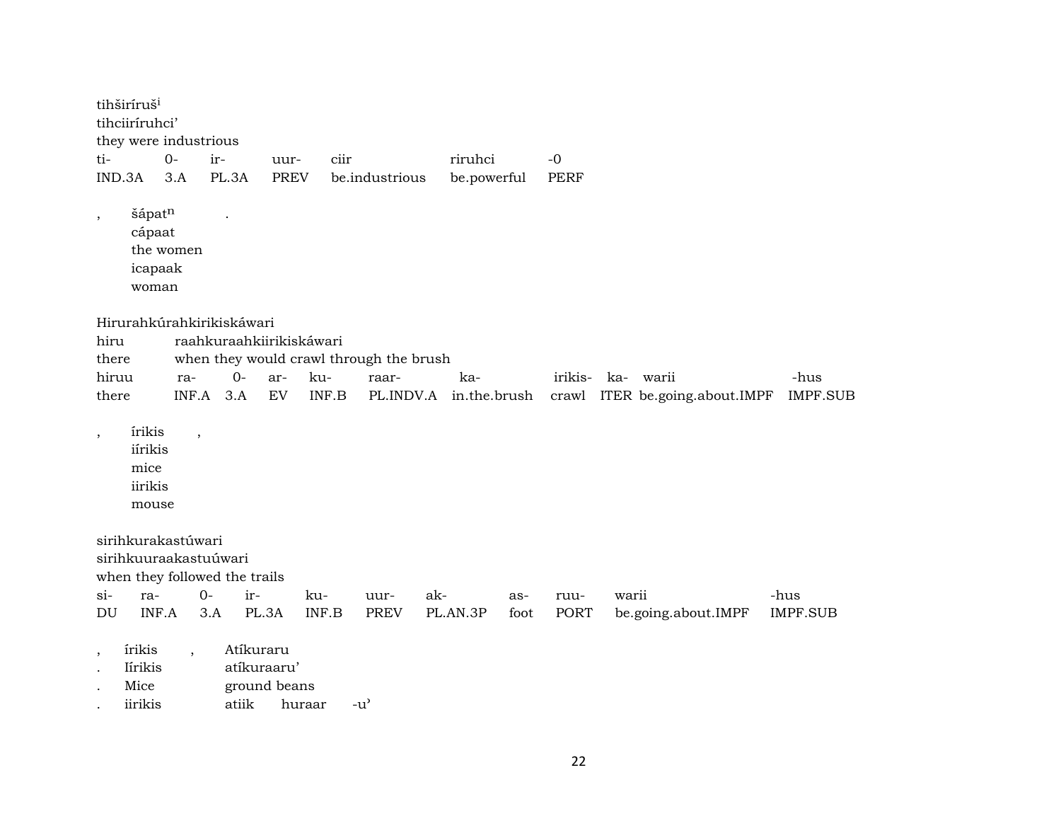tihširíruš[i]
tihciiríruhci'
they were industrious

| ti- | 0- | ir- | uur- | ciir | riruhci | -0 |
|---|---|---|---|---|---|---|
| IND.3A | 3.A | PL.3A | PREV | be.industrious | be.powerful | PERF |

, šápat[n] .
cápaat
the women
icapaak
woman

Hirurahkúrahkirikiskáwari
hiru raahkuraahkiirikiskáwari
there when they would crawl through the brush

| hiruu | ra- | 0- | ar- | ku- | raar- | ka- | irikis- | ka- | warii | -hus |
|---|---|---|---|---|---|---|---|---|---|---|
| there | INF.A | 3.A | EV | INF.B | PL.INDV.A | in.the.brush | crawl | ITER | be.going.about.IMPF | IMPF.SUB |

, írikis ,
iírikis
mice
iirikis
mouse

sirihkurakastúwari
sirihkuuraakastuúwari
when they followed the trails

| si- | ra- | 0- | ir- | ku- | uur- | ak- | as- | ruu- | warii | -hus |
|---|---|---|---|---|---|---|---|---|---|---|
| DU | INF.A | 3.A | PL.3A | INF.B | PREV | PL.AN.3P | foot | PORT | be.going.about.IMPF | IMPF.SUB |

, írikis , Atíkuraru
. Iírikis atíkuraaru'
. Mice ground beans
. iirikis atiik huraar -u'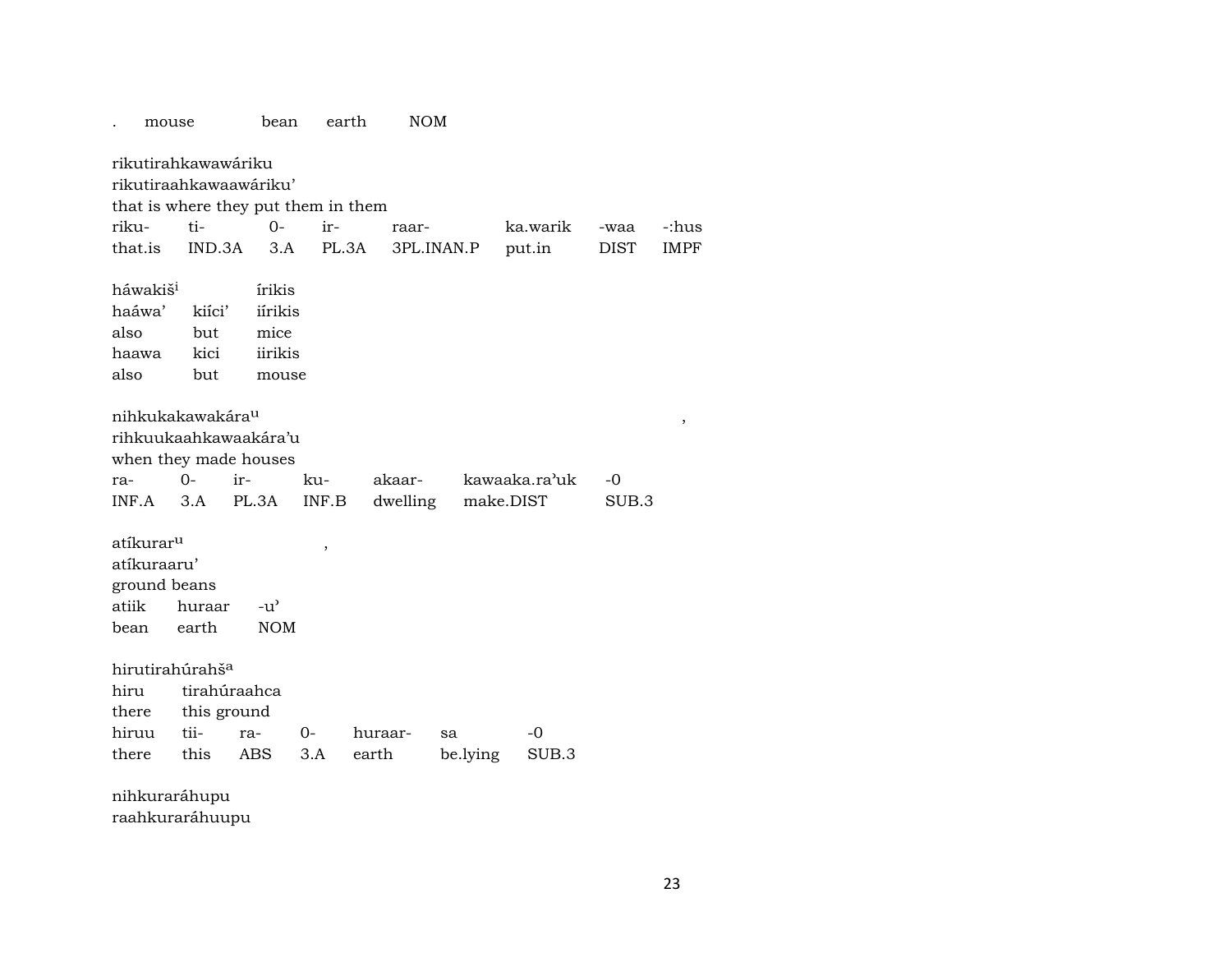. mouse bean earth NOM

rikutirahkawawáriku
rikutiraahkawaawáriku'
that is where they put them in them

| riku- | ti- | 0- | ir- | raar- | ka.warik | -waa | -:hus |
|---|---|---|---|---|---|---|---|
| that.is | IND.3A | 3.A | PL.3A | 3PL.INAN.P | put.in | DIST | IMPF |

háwakiš[i] írikis
haáwa' kiíci' iírikis
also but mice

| haawa | kici | iirikis |
|---|---|---|
| also | but | mouse |

nihkukakawakára[u] ,
rihkuukaahkawaakára'u
when they made houses

| ra- | 0- | ir- | ku- | akaar- | kawaaka.ra'uk | -0 |
|---|---|---|---|---|---|---|
| INF.A | 3.A | PL.3A | INF.B | dwelling | make.DIST | SUB.3 |

atíkurar[u] ,
atíkuraaru'
ground beans

| atiik | huraar | -u' |
|---|---|---|
| bean | earth | NOM |

hirutirahúrahš[a]
hiru tirahúraahca
there this ground

| hiruu | tii- | ra- | 0- | huraar- | sa | -0 |
|---|---|---|---|---|---|---|
| there | this | ABS | 3.A | earth | be.lying | SUB.3 |

nihkuraráhupu
raahkuraráhuupu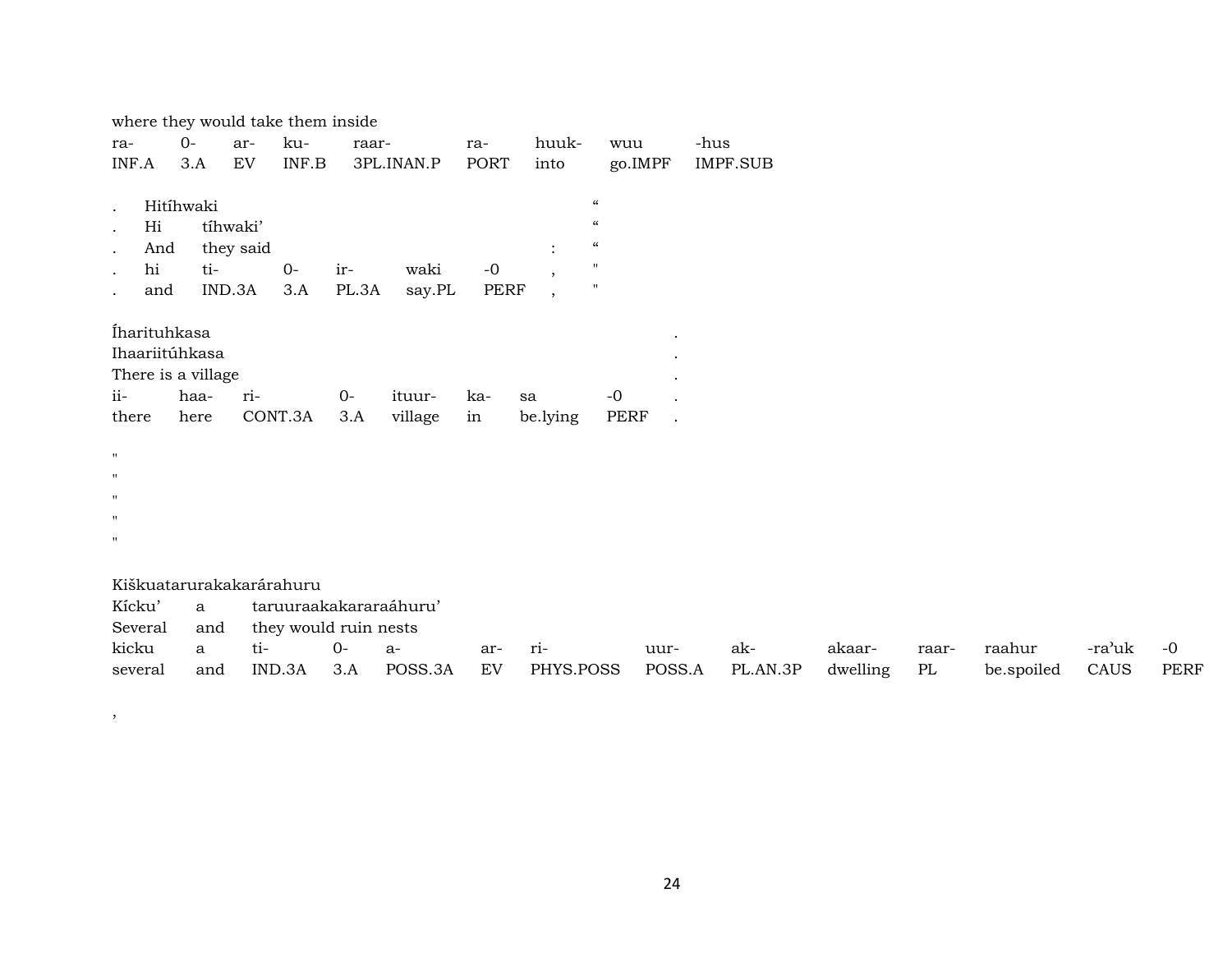where they would take them inside

| ra- | 0- | ar- | ku- | raar- | ra- | huuk- | wuu | -hus |
|---|---|---|---|---|---|---|---|---|
| INF.A | 3.A | EV | INF.B | 3PL.INAN.P | PORT | into | go.IMPF | IMPF.SUB |

| . | Hitíhwaki | | | | | | “ |
|---|---|---|---|---|---|---|---|
| . | Hi | tíhwaki’ | | | | | “ |
| . | And | they said | | | | : | “ |
| . | hi | ti- | 0- | ir- | waki | -0 | , | " |
| . | and | IND.3A | 3.A | PL.3A | say.PL | PERF | , | " |

| Íharituhkasa | | | | | | | . |
|---|---|---|---|---|---|---|---|
| Ihaariitúhkasa | | | | | | | . |
| There is a village | | | | | | | . |
| ii- | haa- | ri- | 0- | ituur- | ka- | sa | -0 | . |
| there | here | CONT.3A | 3.A | village | in | be.lying | PERF | . |

"
"
"
"
"

| Kiškuatarurakakarárahuru | | | | | | | | | | | | | |
|---|---|---|---|---|---|---|---|---|---|---|---|---|---|
| Kícku’ | a | taruuraakakararaáhuru’ | | | | | | | | | | | |
| Several | and | they would ruin nests | | | | | | | | | | | |
| kicku | a | ti- | 0- | a- | ar- | ri- | uur- | ak- | akaar- | raar- | raahur | -ra’uk | -0 |
| several | and | IND.3A | 3.A | POSS.3A | EV | PHYS.POSS | POSS.A | PL.AN.3P | dwelling | PL | be.spoiled | CAUS | PERF |

,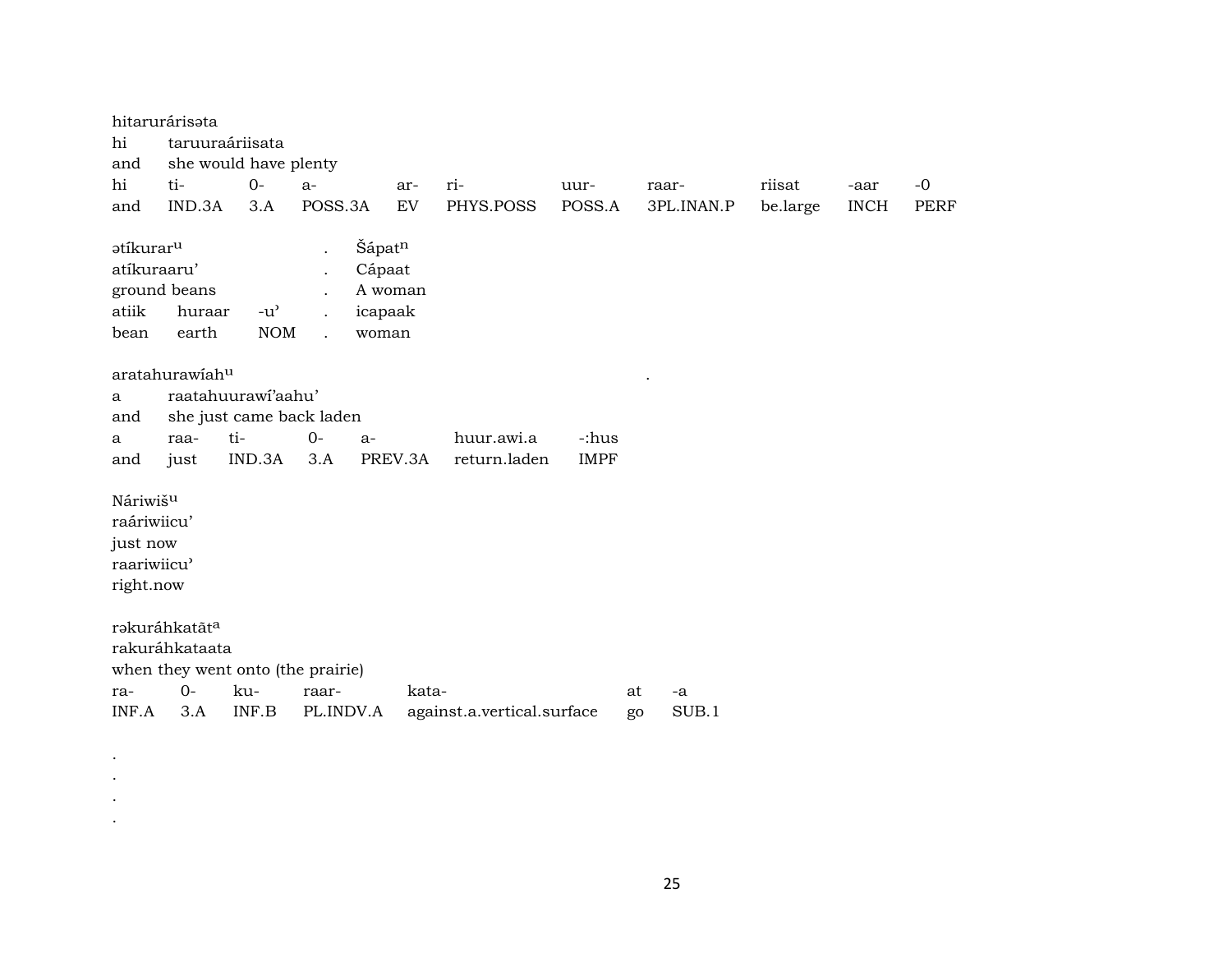hitarurárisəta
hi taruuraáriisata
and she would have plenty

| hi | ti- | 0- | a- | ar- | ri- | uur- | raar- | riisat | -aar | -0 |
|---|---|---|---|---|---|---|---|---|---|---|
| and | IND.3A | 3.A | POSS.3A | EV | PHYS.POSS | POSS.A | 3PL.INAN.P | be.large | INCH | PERF |

ətíkurar[u] . Šápat[n]
atíkuraaru' . Cápaat
ground beans . A woman

| atiik | huraar | -u' | . | icapaak |
|---|---|---|---|---|
| bean | earth | NOM | . | woman |

aratahurawíah[u] .
a raatahuurawí'aahu'
and she just came back laden

| a | raa- | ti- | 0- | a- | huur.awi.a | -:hus |
|---|---|---|---|---|---|---|
| and | just | IND.3A | 3.A | PREV.3A | return.laden | IMPF |

Náriwiš[u]
raáriwiicu'
just now
raariwiicu'
right.now

rəkuráhkatāt[a]
rakuráhkataata
when they went onto (the prairie)

| ra- | 0- | ku- | raar- | kata- | at | -a |
|---|---|---|---|---|---|---|
| INF.A | 3.A | INF.B | PL.INDV.A | against.a.vertical.surface | go | SUB.1 |

.
.
.
.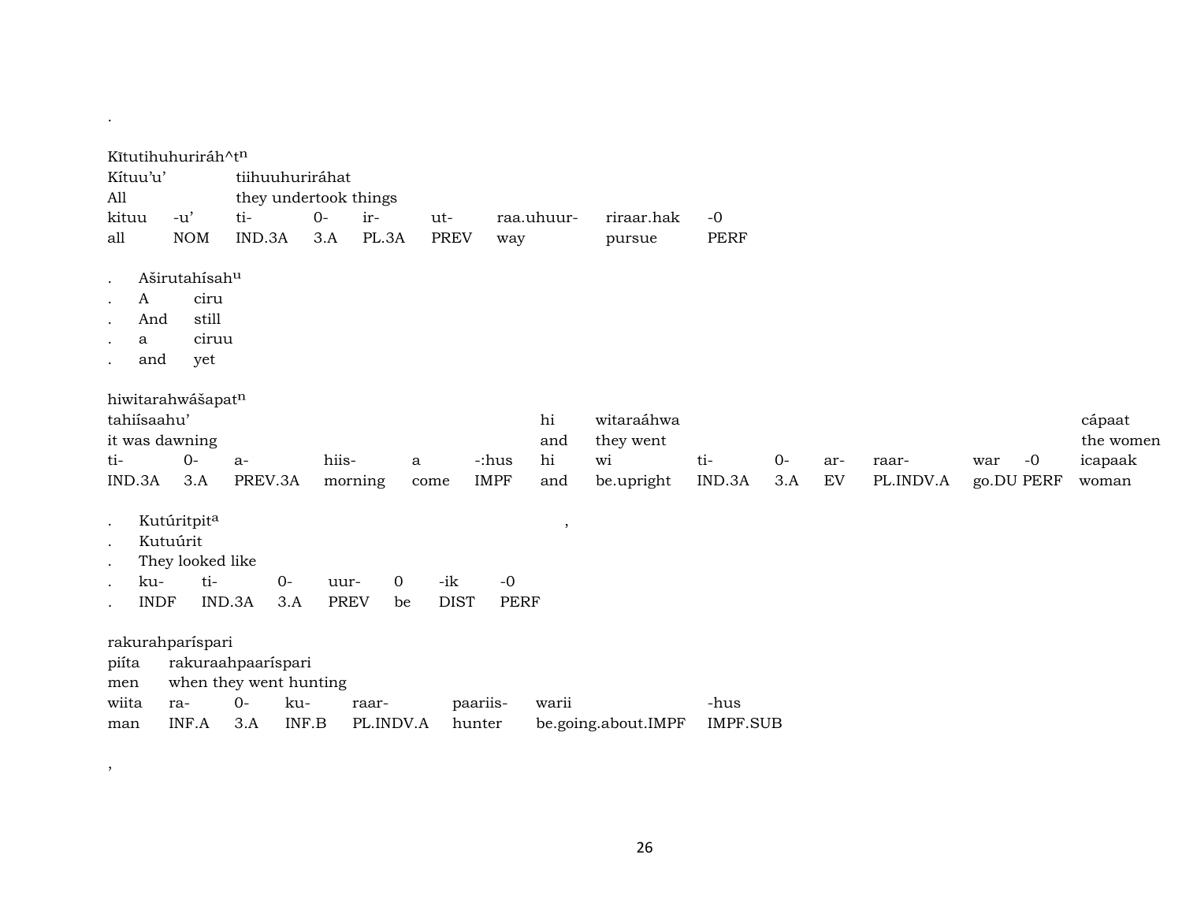.

Kĭtutihuhuriráh^t[n]

| Kítuu'u' | | tiihuuhuriráhat | | | | | |
|---|---|---|---|---|---|---|---|
| All | | they undertook things | | | | | |
| kituu | -u' | ti- | 0- | ir- | ut- | raa.uhuur- | riraar.hak | -0 |
| all | NOM | IND.3A | 3.A | PL.3A | PREV | way | pursue | PERF |

| . | Aširutahísah[u] |
|---|---|
| . | A ciru |
| . | And still |
| . | a ciruu |
| . | and yet |

hiwitarahwášapat[n]

| tahiísaahu' | | | | | | hi | witaraáhwa | | | | | | | cápaat |
|---|---|---|---|---|---|---|---|---|---|---|---|---|---|---|
| it was dawning | | | | | | and | they went | | | | | | | the women |
| ti- | 0- | a- | hiis- | a | -:hus | hi | wi | ti- | 0- | ar- | raar- | war | -0 | icapaak |
| IND.3A | 3.A | PREV.3A | morning | come | IMPF | and | be.upright | IND.3A | 3.A | EV | PL.INDV.A | go.DU | PERF | woman |

| . | Kutúritpit[a] | | | | | | , |
|---|---|---|---|---|---|---|---|
| . | Kutuúrit | | | | | | |
| . | They looked like | | | | | | |
| . | ku- | ti- | 0- | uur- | 0 | -ik | -0 |
| . | INDF | IND.3A | 3.A | PREV | be | DIST | PERF |

rakurahparíspari

| piíta | rakuraahpaaríspari | | | | | | |
|---|---|---|---|---|---|---|---|
| men | when they went hunting | | | | | | |
| wiita | ra- | 0- | ku- | raar- | paariis- | warii | -hus |
| man | INF.A | 3.A | INF.B | PL.INDV.A | hunter | be.going.about.IMPF | IMPF.SUB |

,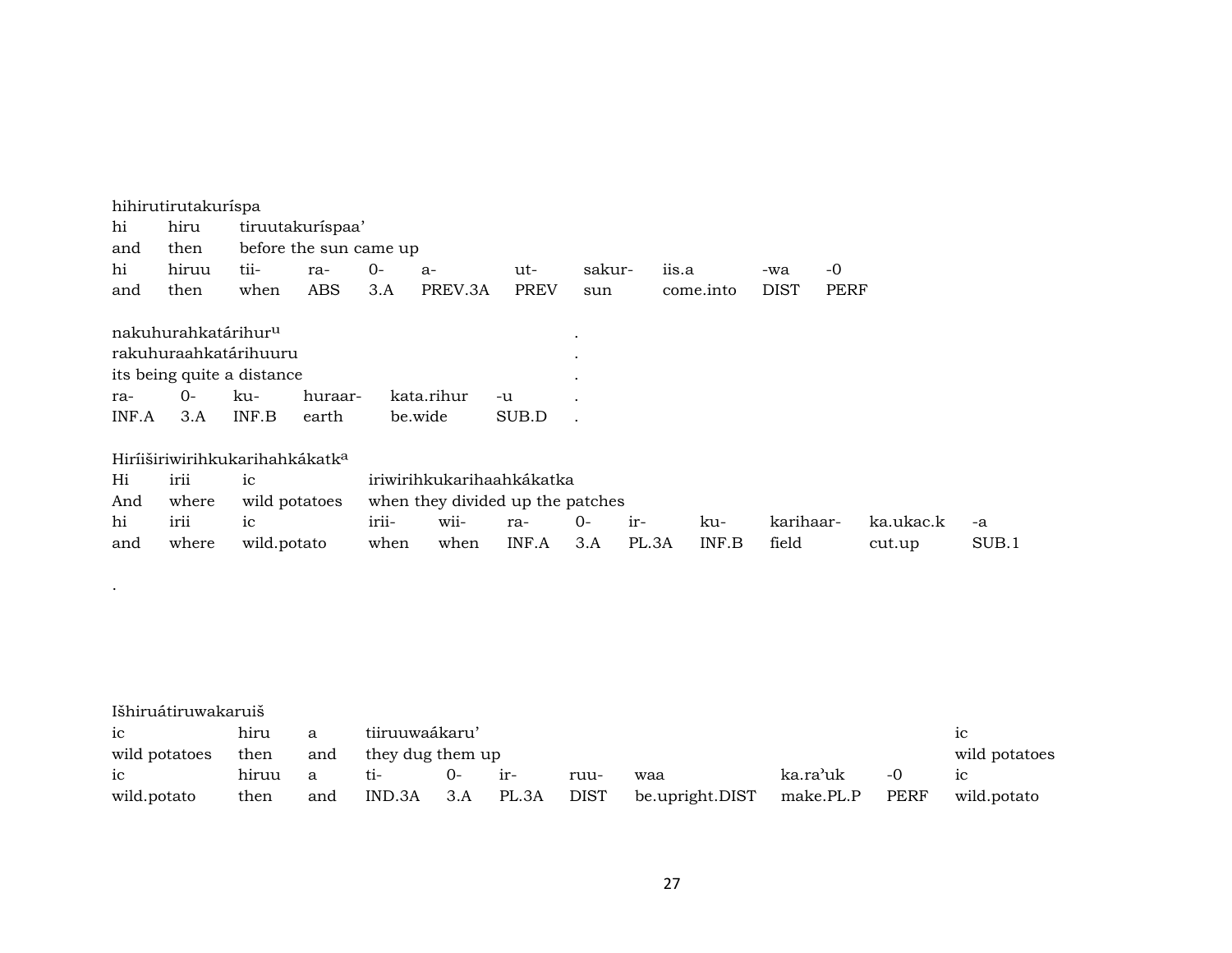hihirutirutakuríspa

| hi | hiru | tiruutakuríspaa’ | | | | | | | | |
|---|---|---|---|---|---|---|---|---|---|---|
| and | then | before the sun came up | | | | | | | | |
| hi | hiruu | tii- | ra- | 0- | a- | ut- | sakur- | iis.a | -wa | -0 |
| and | then | when | ABS | 3.A | PREV.3A | PREV | sun | come.into | DIST | PERF |

nakuhurahkatárihur[u] .

| rakuhuraahkatárihuuru | | | | | | . |
|---|---|---|---|---|---|---|
| its being quite a distance | | | | | | . |
| ra- | 0- | ku- | huraar- | kata.rihur | -u | . |
| INF.A | 3.A | INF.B | earth | be.wide | SUB.D | . |

Hiríiširiwirihkukarihahkákatk[a]

| Hi | irii | ic | iriwirihkukarihaahkákatka | | | | | | | |
|---|---|---|---|---|---|---|---|---|---|---|
| And | where | wild potatoes | when they divided up the patches | | | | | | | |
| hi | irii | ic | irii- | wii- | ra- | 0- | ir- | ku- | karihaar- | ka.ukac.k | -a |
| and | where | wild.potato | when | when | INF.A | 3.A | PL.3A | INF.B | field | cut.up | SUB.1 |

.

Išhiruátiruwakaruiš

| ic | hiru | a | tiiruuwaákaru’ | | | | | | | ic |
|---|---|---|---|---|---|---|---|---|---|---|
| wild potatoes | then | and | they dug them up | | | | | | | wild potatoes |
| ic | hiruu | a | ti- | 0- | ir- | ruu- | waa | ka.ra’uk | -0 | ic |
| wild.potato | then | and | IND.3A | 3.A | PL.3A | DIST | be.upright.DIST | make.PL.P | PERF | wild.potato |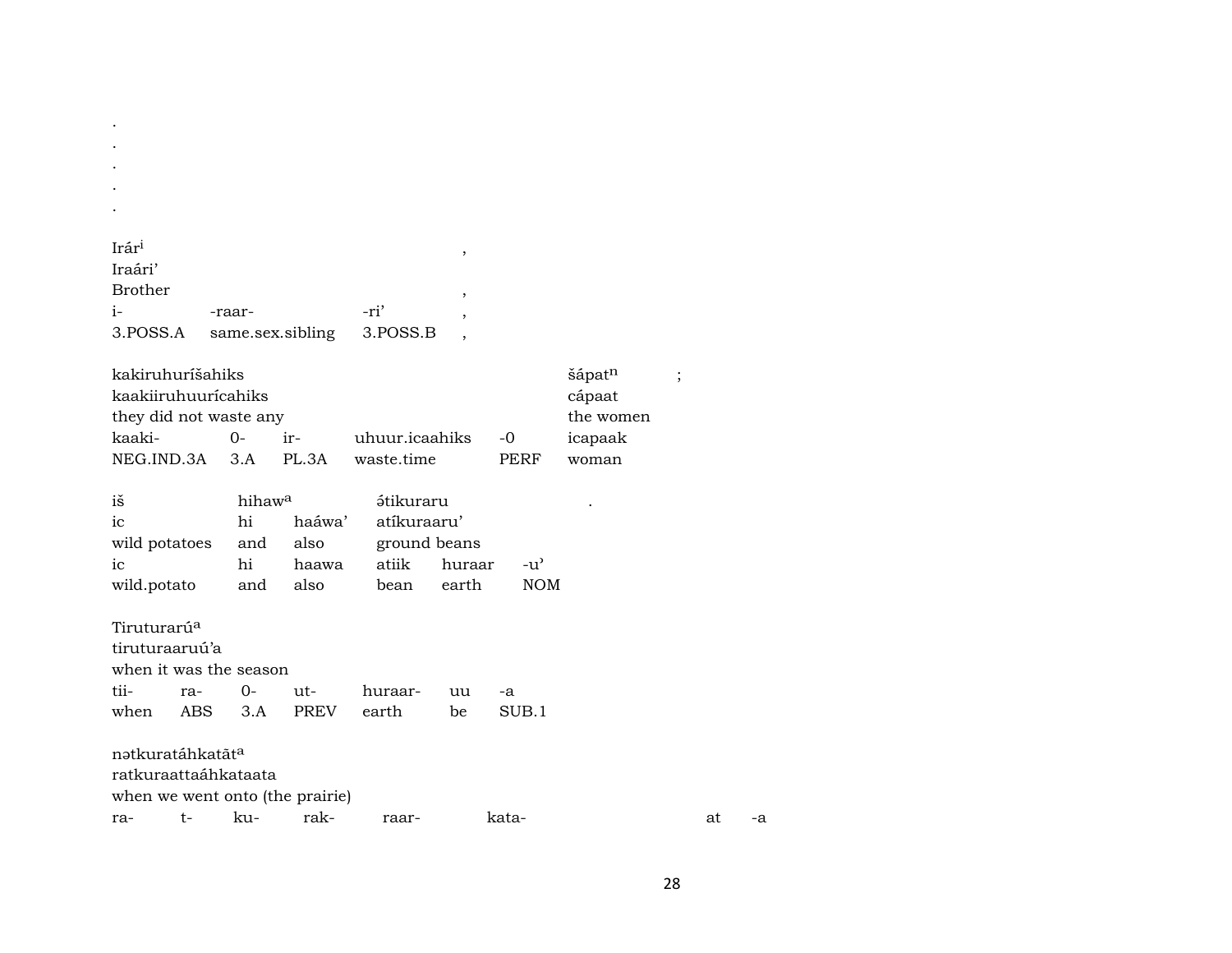.
.
.
.
.

Irár[i] ,
Iraári'
Brother ,
i- -raar- -ri' ,
3.POSS.A same.sex.sibling 3.POSS.B ,

kakiruhurīšahiks šápat[n] ;
kaakiiruhuurícahiks cápaat
they did not waste any the women
kaaki- 0- ir- uhuur.icaahiks -0 icapaak
NEG.IND.3A 3.A PL.3A waste.time PERF woman

iš hihaw[a] ə́tikuraru .
ic hi haáwa' atíkuraaru'
wild potatoes and also ground beans
ic hi haawa atiik huraar -u'
wild.potato and also bean earth NOM

Tiruturarú[a]
tiruturaaruú'a
when it was the season
tii- ra- 0- ut- huraar- uu -a
when ABS 3.A PREV earth be SUB.1

nətkuratáhkatāt[a]
ratkuraattaáhkataata
when we went onto (the prairie)
ra- t- ku- rak- raar- kata- at -a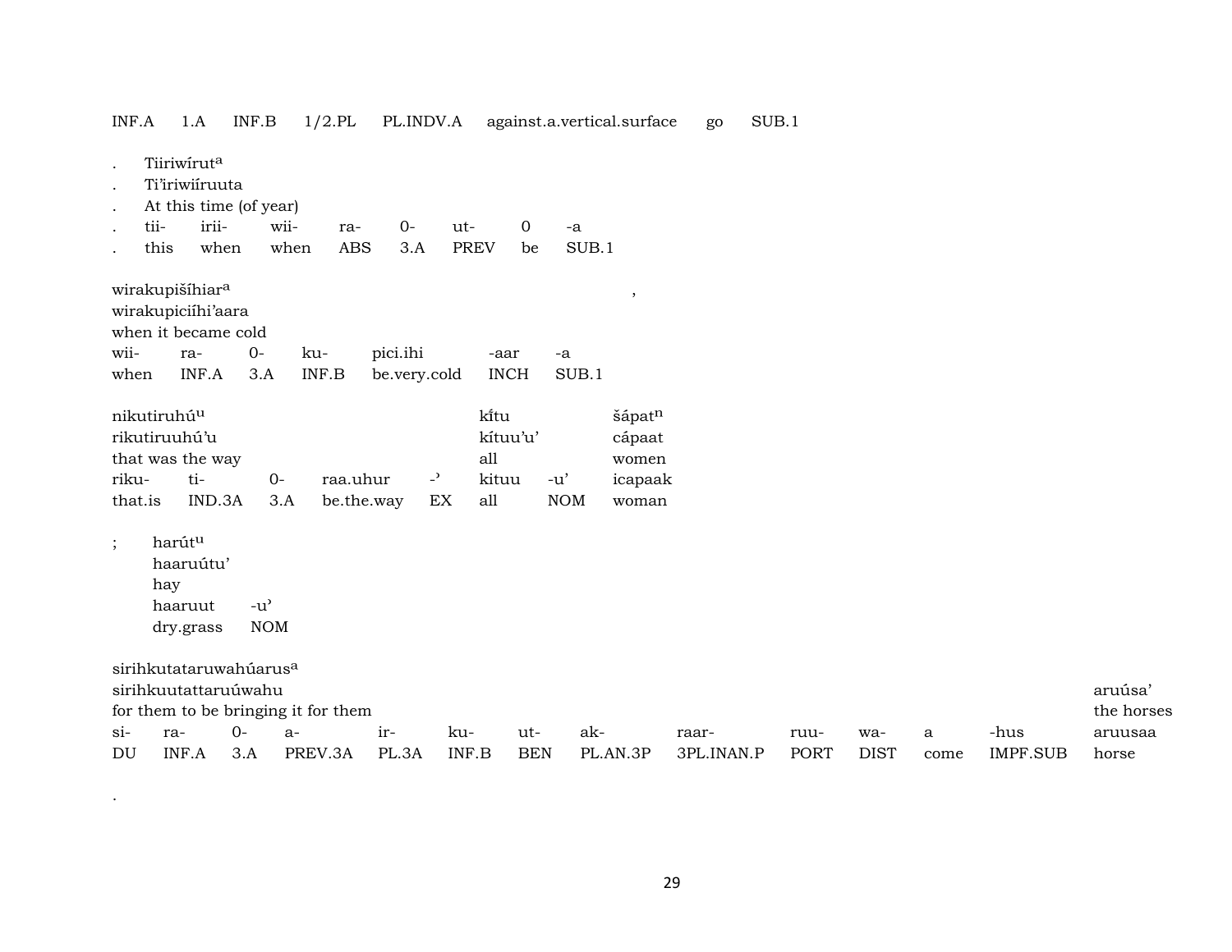INF.A 1.A INF.B 1/2.PL PL.INDV.A against.a.vertical.surface go SUB.1

. Tiiriwírut[a]
. Ti'iriwiíruuta
. At this time (of year)
. tii- irii- wii- ra- 0- ut- 0 -a
. this when when ABS 3.A PREV be SUB.1

wirakupišíhiar[a] ,
wirakupiciíhi'aara
when it became cold
wii- ra- 0- ku- pici.ihi -aar -a
when INF.A 3.A INF.B be.very.cold INCH SUB.1

nikutiruhú[u] kȋ́tu šápat[n]
rikutiruuhú'u kítuu'u' cápaat
that was the way all women
riku- ti- 0- raa.uhur -ʾ kituu -u' icapaak
that.is IND.3A 3.A be.the.way EX all NOM woman

; harút[u]
haaruútu'
hay
haaruut -u'
dry.grass NOM

sirihkutataruwahúarus[a]
sirihkuutattaruúwahu aruúsa'
for them to be bringing it for them the horses
si- ra- 0- a- ir- ku- ut- ak- raar- ruu- wa- a -hus aruusaa
DU INF.A 3.A PREV.3A PL.3A INF.B BEN PL.AN.3P 3PL.INAN.P PORT DIST come IMPF.SUB horse

.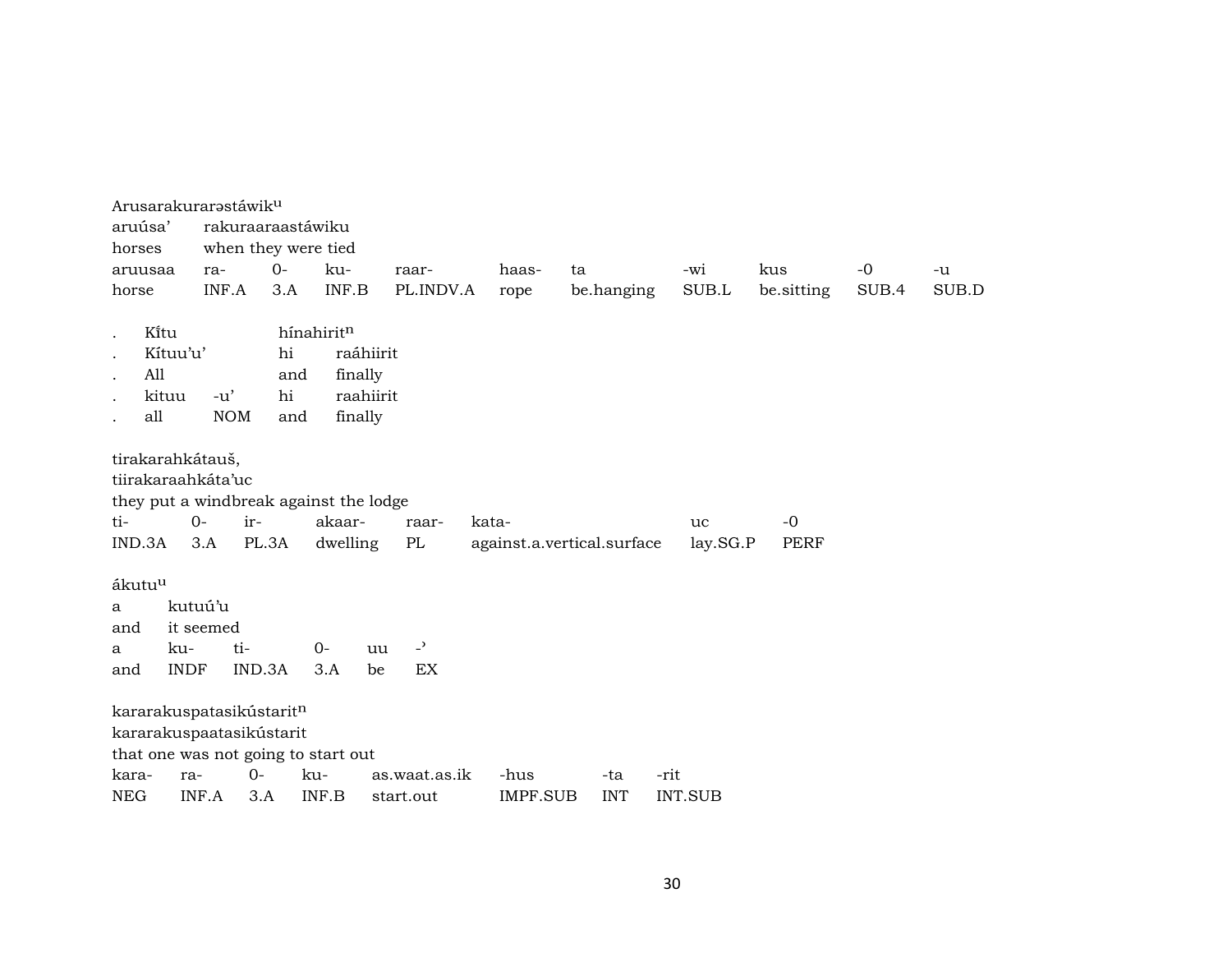Arusarakurarəstáwik$^{u}$

| aruúsa' | rakuraaraastáwiku | | | | | | | | | |
|---|---|---|---|---|---|---|---|---|---|---|
| horses | when they were tied | | | | | | | | | |
| aruusaa | ra- | 0- | ku- | raar- | haas- | ta | -wi | kus | -0 | -u |
| horse | INF.A | 3.A | INF.B | PL.INDV.A | rope | be.hanging | SUB.L | be.sitting | SUB.4 | SUB.D |

| . | Kítu | | hínahirit$^{n}$ | |
|---|---|---|---|---|
| . | Kítuu'u' | | hi | raáhiirit |
| . | All | | and | finally |
| . | kituu | -u' | hi | raahiirit |
| . | all | NOM | and | finally |

tirakarahkátauš,

| tiirakaraahkáta'uc | | | | | | | |
|---|---|---|---|---|---|---|---|
| they put a windbreak against the lodge | | | | | | | |
| ti- | 0- | ir- | akaar- | raar- | kata- | uc | -0 |
| IND.3A | 3.A | PL.3A | dwelling | PL | against.a.vertical.surface | lay.SG.P | PERF |

ákutu$^{u}$

| a | kutuú'u | | | | |
|---|---|---|---|---|---|
| and | it seemed | | | | |
| a | ku- | ti- | 0- | uu | -' |
| and | INDF | IND.3A | 3.A | be | EX |

kararakuspatasikústarit$^{n}$

| kararakuspaatasikústarit | | | | | | | |
|---|---|---|---|---|---|---|---|
| that one was not going to start out | | | | | | | |
| kara- | ra- | 0- | ku- | as.waat.as.ik | -hus | -ta | -rit |
| NEG | INF.A | 3.A | INF.B | start.out | IMPF.SUB | INT | INT.SUB |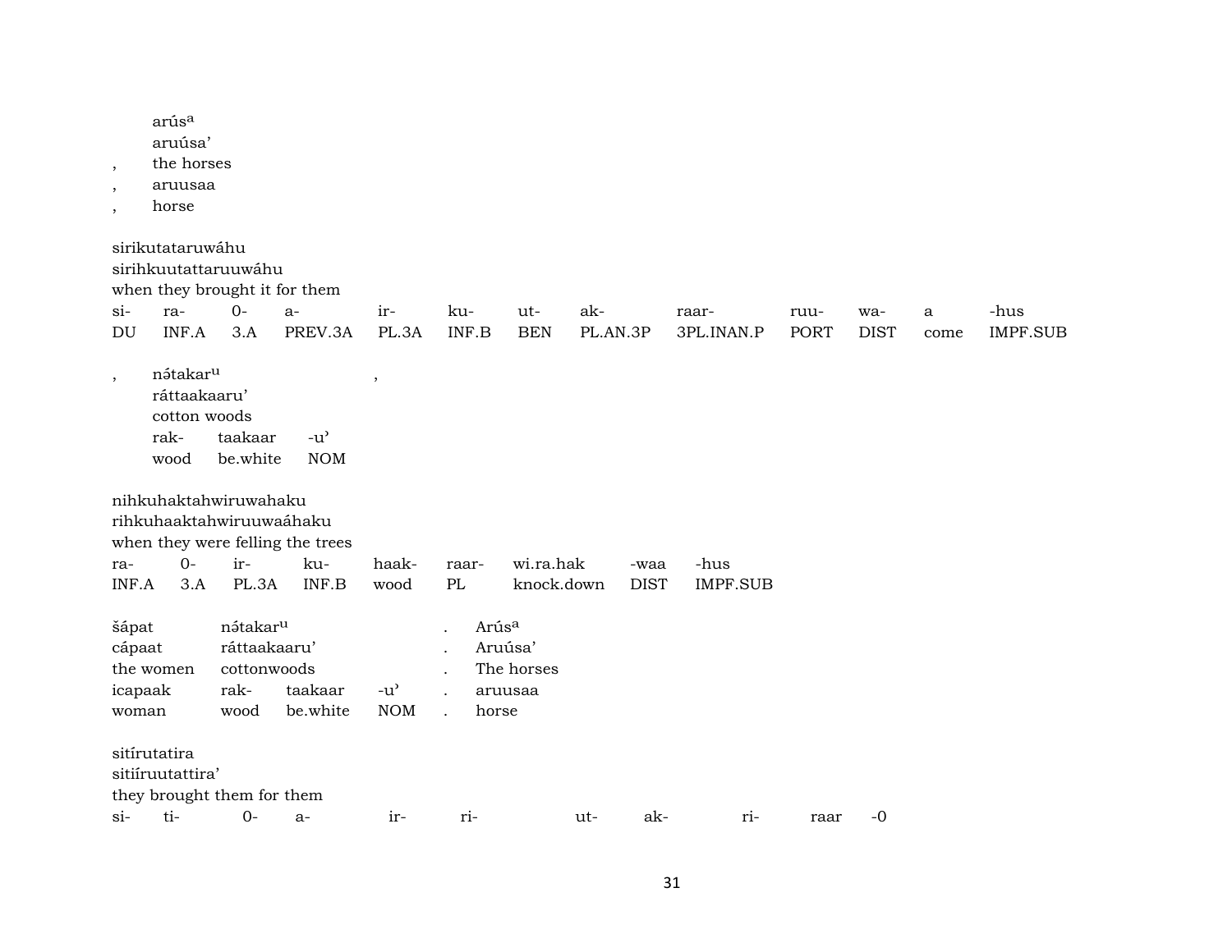arús^a
aruúsa'
, the horses
, aruusaa
, horse

sirikutataruwáhu
sirihkuutattaruuwáhu
when they brought it for them

| si- | ra- | 0- | a- | ir- | ku- | ut- | ak- | raar- | ruu- | wa- | a | -hus |
|---|---|---|---|---|---|---|---|---|---|---|---|---|
| DU | INF.A | 3.A | PREV.3A | PL.3A | INF.B | BEN | PL.AN.3P | 3PL.INAN.P | PORT | DIST | come | IMPF.SUB |

, nə́takar^u ,
ráttaakaaru'
cotton woods

| rak- | taakaar | -u' |
|---|---|---|
| wood | be.white | NOM |

nihkuhaktahwiruwahaku
rihkuhaaktahwiruuwaáhaku
when they were felling the trees

| ra- | 0- | ir- | ku- | haak- | raar- | wi.ra.hak | -waa | -hus |
|---|---|---|---|---|---|---|---|---|
| INF.A | 3.A | PL.3A | INF.B | wood | PL | knock.down | DIST | IMPF.SUB |

| šápat | nə́takar^u | | | . | Arús^a |
|---|---|---|---|---|---|
| cápaat | ráttaakaaru' | | | . | Aruúsa' |
| the women | cottonwoods | | | . | The horses |
| icapaak | rak- | taakaar | -u' | . | aruusaa |
| woman | wood | be.white | NOM | . | horse |

sitírutatira
sitiíruutattira'
they brought them for them

| si- | ti- | 0- | a- | ir- | ri- | ut- | ak- | ri- | raar | -0 |
|---|---|---|---|---|---|---|---|---|---|---|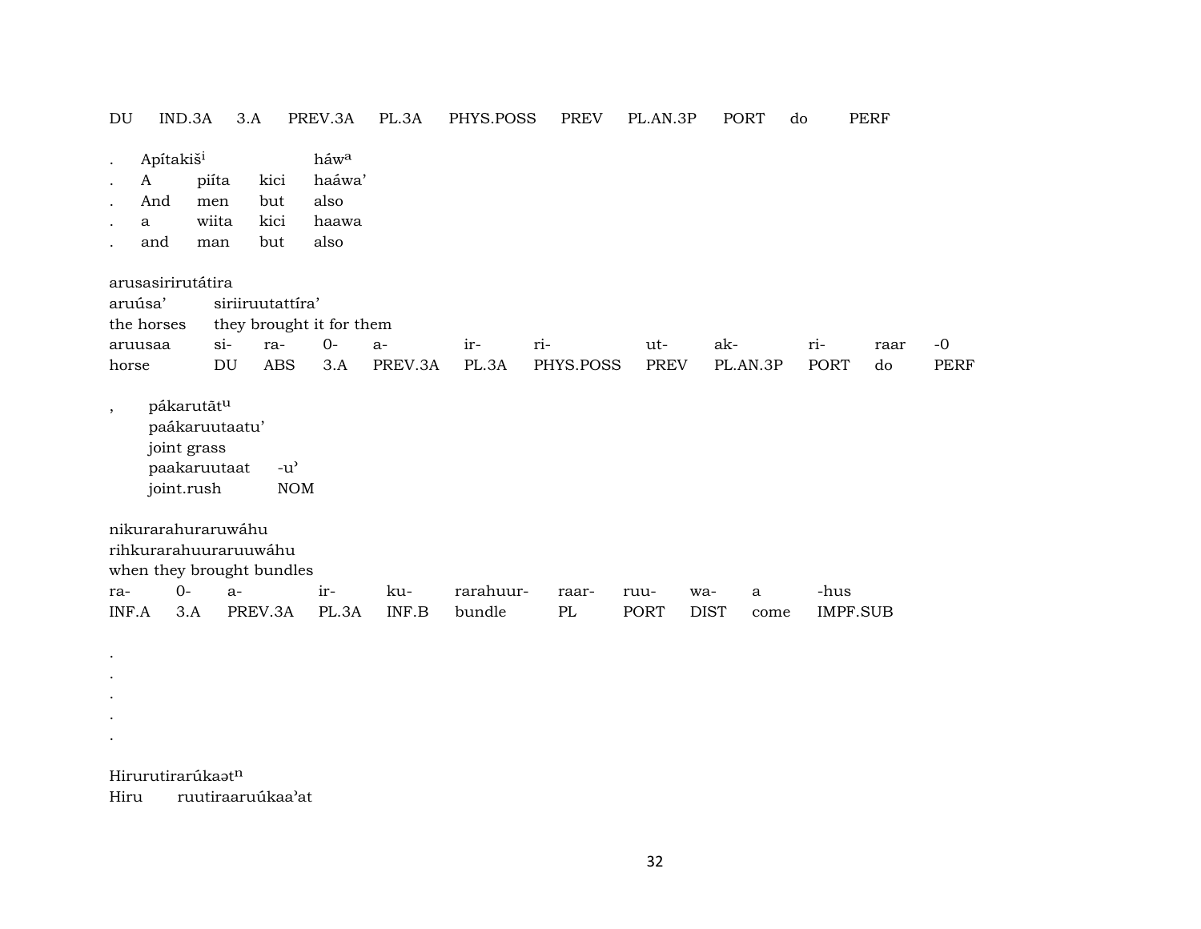DU IND.3A 3.A PREV.3A PL.3A PHYS.POSS PREV PL.AN.3P PORT do PERF

| | | | |
|---|---|---|---|
| . | Apítakiš[i] | | háw[a] |
| . | A | piíta | kici | haáwa’ |
| . | And | men | but | also |
| . | a | wiita | kici | haawa |
| . | and | man | but | also |

arusasirirutátira
aruúsa’ siriiruutattíra’
the horses they brought it for them

| | | | | | | | | | | | |
|---|---|---|---|---|---|---|---|---|---|---|---|
| aruusaa | si- | ra- | 0- | a- | ir- | ri- | ut- | ak- | ri- | raar | -0 |
| horse | DU | ABS | 3.A | PREV.3A | PL.3A | PHYS.POSS | PREV | PL.AN.3P | PORT | do | PERF |

, pákarutāt[u]
paákaruutaatu’
joint grass

| | |
|---|---|
| paakaruutaat | -u’ |
| joint.rush | NOM |

nikurarahuraruwáhu
rihkurarahuuraruuwáhu
when they brought bundles

| | | | | | | | | | | |
|---|---|---|---|---|---|---|---|---|---|---|
| ra- | 0- | a- | ir- | ku- | rarahuur- | raar- | ruu- | wa- | a | -hus |
| INF.A | 3.A | PREV.3A | PL.3A | INF.B | bundle | PL | PORT | DIST | come | IMPF.SUB |

.
.
.
.
.

Hirurutirarúkaət[n]
Hiru ruutiraaruúkaa’at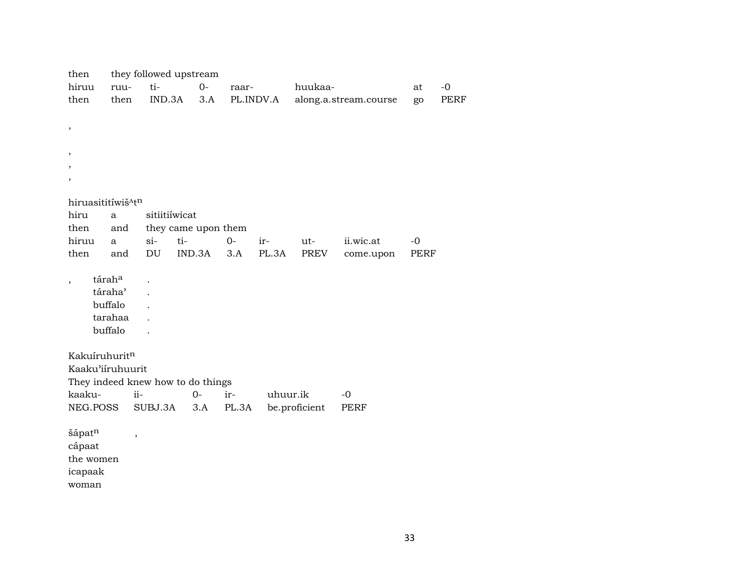then they followed upstream

| hiruu | ruu- | ti- | 0- | raar- | huukaa- | at | -0 |
|---|---|---|---|---|---|---|---|
| then | then | IND.3A | 3.A | PL.INDV.A | along.a.stream.course | go | PERF |

,

,
,
,

hiruasitití́wiš^t^n
hiru a sitiitiíwicat
then and they came upon them

| hiruu | a | si- | ti- | 0- | ir- | ut- | ii.wic.at | -0 |
|---|---|---|---|---|---|---|---|---|
| then | and | DU | IND.3A | 3.A | PL.3A | PREV | come.upon | PERF |

, tárah^a .
táraha' .
buffalo .
tarahaa .
buffalo .

Kakuíruhurit^n
Kaaku'iíruhuurit
They indeed knew how to do things

| kaaku- | ii- | 0- | ir- | uhuur.ik | -0 |
|---|---|---|---|---|---|
| NEG.POSS | SUBJ.3A | 3.A | PL.3A | be.proficient | PERF |

šápat^n ,
cápaat
the women
icapaak
woman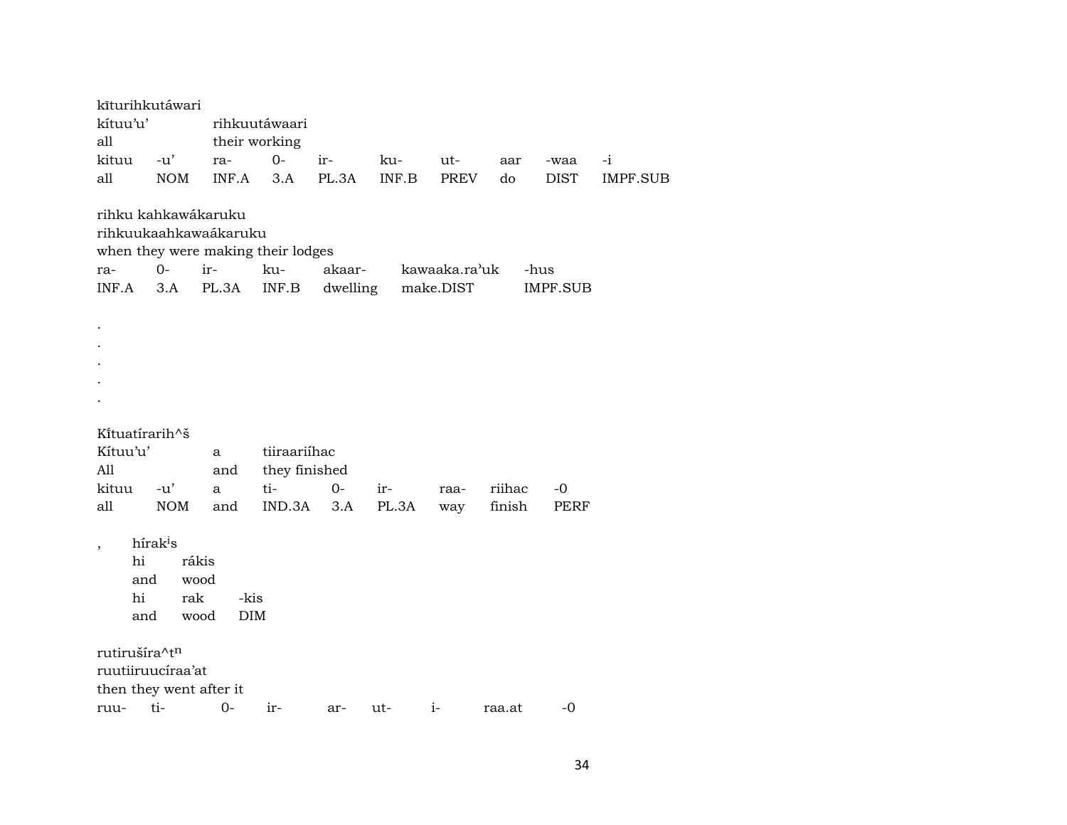kīturihkutáwari
kítuu'u'  rihkuutáwaari
all  their working

| kituu | -u' | ra- | 0- | ir- | ku- | ut- | aar | -waa | -i |
|---|---|---|---|---|---|---|---|---|---|
| all | NOM | INF.A | 3.A | PL.3A | INF.B | PREV | do | DIST | IMPF.SUB |

rihku kahkawákaruku
rihkuukaahkawaákaruku
when they were making their lodges

| ra- | 0- | ir- | ku- | akaar- | kawaaka.ra'uk | -hus |
|---|---|---|---|---|---|---|
| INF.A | 3.A | PL.3A | INF.B | dwelling | make.DIST | IMPF.SUB |

.
.
.
.
.

Kítuatírarih^š
Kítuu'u'  a  tiiraariíhac
All  and  they finished

| kituu | -u' | a | ti- | 0- | ir- | raa- | riihac | -0 |
|---|---|---|---|---|---|---|---|---|
| all | NOM | and | IND.3A | 3.A | PL.3A | way | finish | PERF |

, híraks
hi rákis
and wood

| hi | rak | -kis |
|---|---|---|
| and | wood | DIM |

rutirušíra^t$^{n}$
ruutiiruucíraa'at
then they went after it

| ruu- | ti- | 0- | ir- | ar- | ut- | i- | raa.at | -0 |
|---|---|---|---|---|---|---|---|---|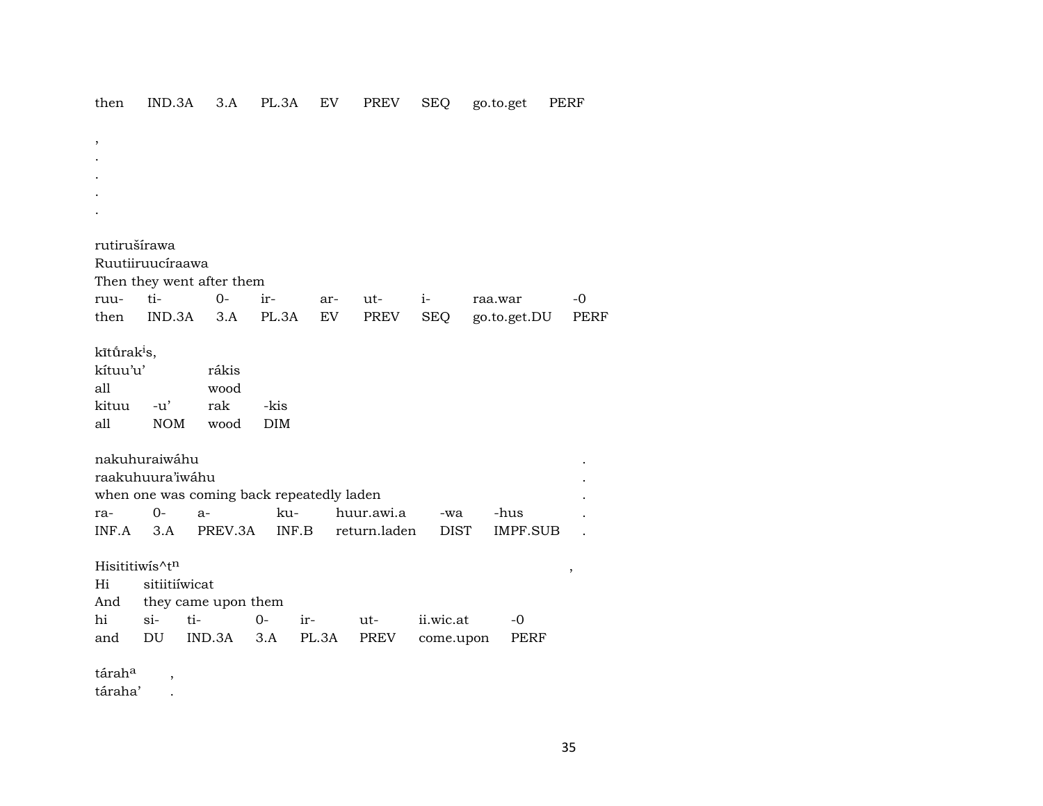then IND.3A 3.A PL.3A EV PREV SEQ go.to.get PERF

,
.
.
.
.

rutirušírawa
Ruutiiruucíraawa
Then they went after them

| ruu- | ti- | 0- | ir- | ar- | ut- | i- | raa.war | -0 |
|---|---|---|---|---|---|---|---|---|
| then | IND.3A | 3.A | PL.3A | EV | PREV | SEQ | go.to.get.DU | PERF |

kītűrak$^{i}$s,
kítuu'u' rákis
all wood

| kituu | -u' | rak | -kis |
|---|---|---|---|
| all | NOM | wood | DIM |

nakuhuraiwáhu .
raakuhuura'iwáhu .
when one was coming back repeatedly laden .

| ra- | 0- | a- | ku- | huur.awi.a | -wa | -hus | . |
|---|---|---|---|---|---|---|---|
| INF.A | 3.A | PREV.3A | INF.B | return.laden | DIST | IMPF.SUB | . |

Hisititiwís^t$^{n}$ ,
Hi sitiitiíwicat
And they came upon them

| hi | si- | ti- | 0- | ir- | ut- | ii.wic.at | -0 |
|---|---|---|---|---|---|---|---|
| and | DU | IND.3A | 3.A | PL.3A | PREV | come.upon | PERF |

tárah$^{a}$ ,
táraha' .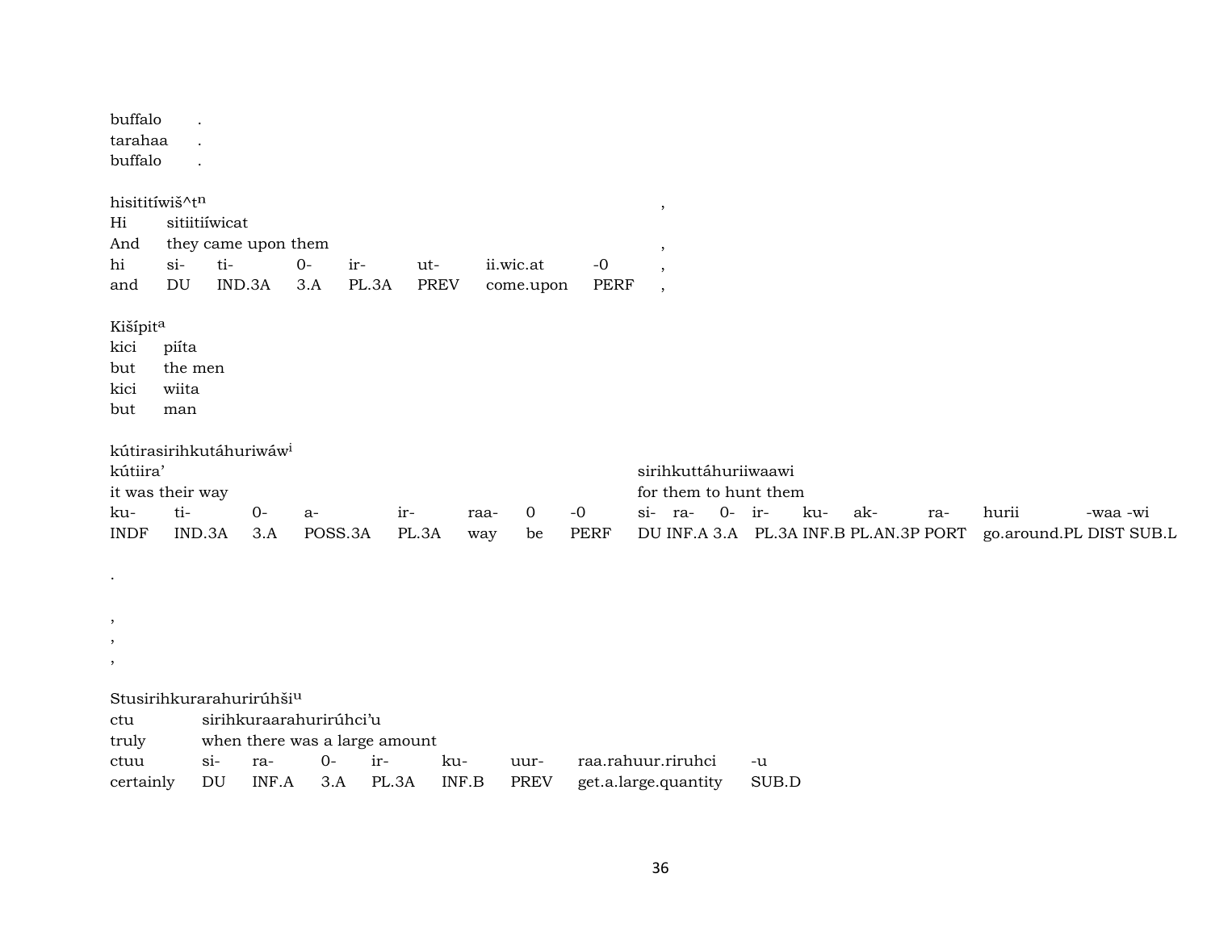buffalo .
tarahaa .
buffalo .

hisititíwiš^t[n] ,
Hi sitiitiíwicat
And they came upon them ,

| hi | si- | ti- | 0- | ir- | ut- | ii.wic.at | -0 | , |
|---|---|---|---|---|---|---|---|---|
| and | DU | IND.3A | 3.A | PL.3A | PREV | come.upon | PERF | , |

Kišípit[a]
kici piíta
but the men
kici wiita
but man

kútirasirihkutáhuriwáw[i]
kútiira’ sirihkuttáhuriiwaawi
it was their way for them to hunt them

| ku- | ti- | 0- | a- | ir- | raa- | 0 | -0 | si- | ra- | 0- | ir- | ku- | ak- | ra- | hurii | -waa | -wi |
|---|---|---|---|---|---|---|---|---|---|---|---|---|---|---|---|---|---|
| INDF | IND.3A | 3.A | POSS.3A | PL.3A | way | be | PERF | DU | INF.A | 3.A | PL.3A | INF.B | PL.AN.3P | PORT | go.around.PL | DIST | SUB.L |

.

,
,
,

Stusirihkurarahurirúhši[u]
ctu sirihkuraarahurirúhci’u
truly when there was a large amount

| ctuu | si- | ra- | 0- | ir- | ku- | uur- | raa.rahuur.riruhci | -u |
|---|---|---|---|---|---|---|---|---|
| certainly | DU | INF.A | 3.A | PL.3A | INF.B | PREV | get.a.large.quantity | SUB.D |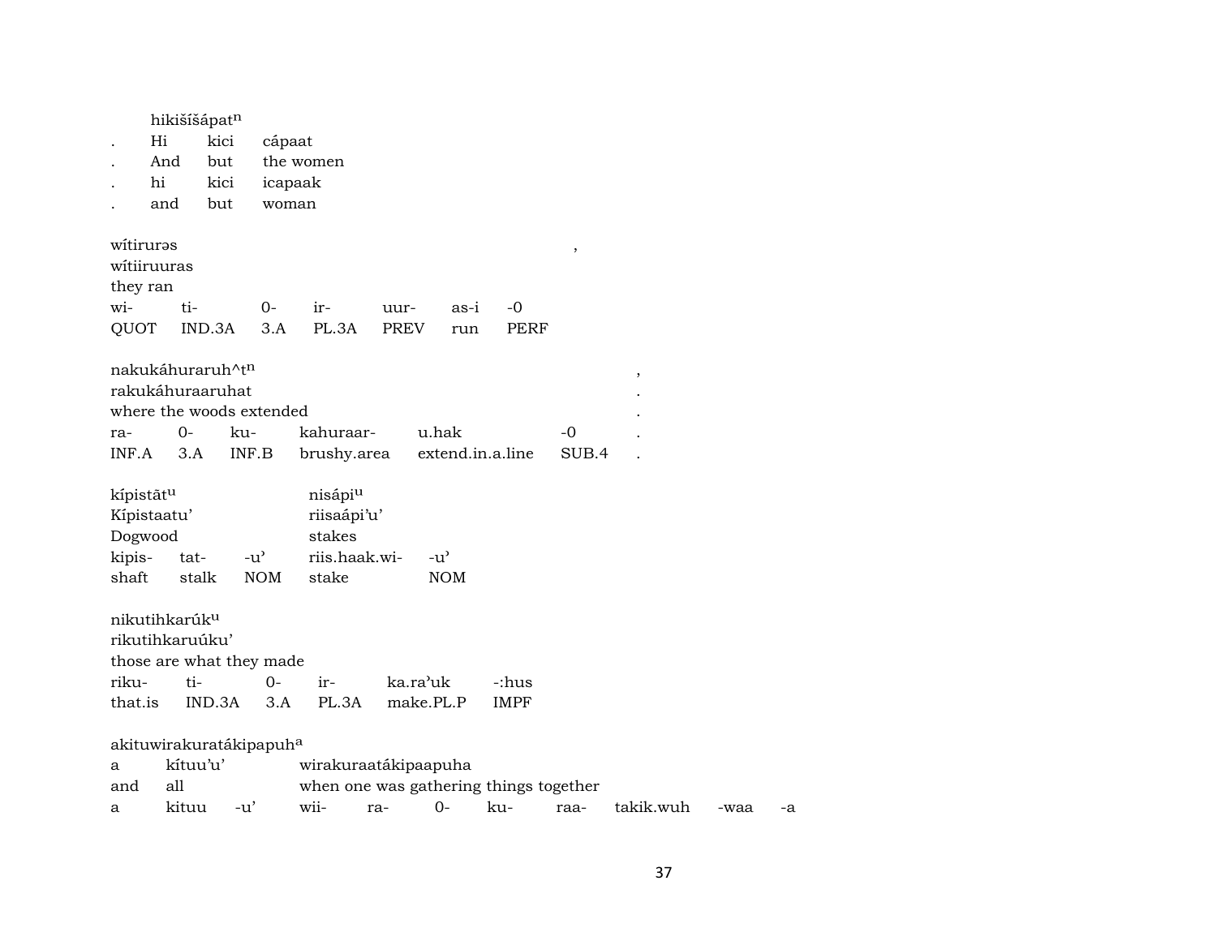hikišíšápat^n

| . | Hi | kici | cápaat |
|---|---|---|---|
| . | And | but | the women |
| . | hi | kici | icapaak |
| . | and | but | woman |

wítirurəs ,
wítiiruuras
they ran

| wi- | ti- | 0- | ir- | uur- | as-i | -0 |
|---|---|---|---|---|---|---|
| QUOT | IND.3A | 3.A | PL.3A | PREV | run | PERF |

nakukáhuraruh^t^n ,
rakukáhuraaruhat .
where the woods extended .

| ra- | 0- | ku- | kahuraar- | u.hak | -0 | . |
|---|---|---|---|---|---|---|
| INF.A | 3.A | INF.B | brushy.area | extend.in.a.line | SUB.4 | . |

| kípistāt^u | | | nisápi^u | |
|---|---|---|---|---|
| Kípistaatu’ | | | riisaápi’u’ | |
| Dogwood | | | stakes | |
| kipis- | tat- | -u’ | riis.haak.wi- | -u’ |
| shaft | stalk | NOM | stake | NOM |

nikutihkarúk^u
rikutihkaruúku’
those are what they made

| riku- | ti- | 0- | ir- | ka.ra’uk | -:hus |
|---|---|---|---|---|---|
| that.is | IND.3A | 3.A | PL.3A | make.PL.P | IMPF |

akituwirakuratákipapuh^a

| a | kítuu’u’ | | wirakuraatákipaapuha | | | | | | | |
|---|---|---|---|---|---|---|---|---|---|---|
| and | all | | when one was gathering things together | | | | | | | |
| a | kituu | -u’ | wii- | ra- | 0- | ku- | raa- | takik.wuh | -waa | -a |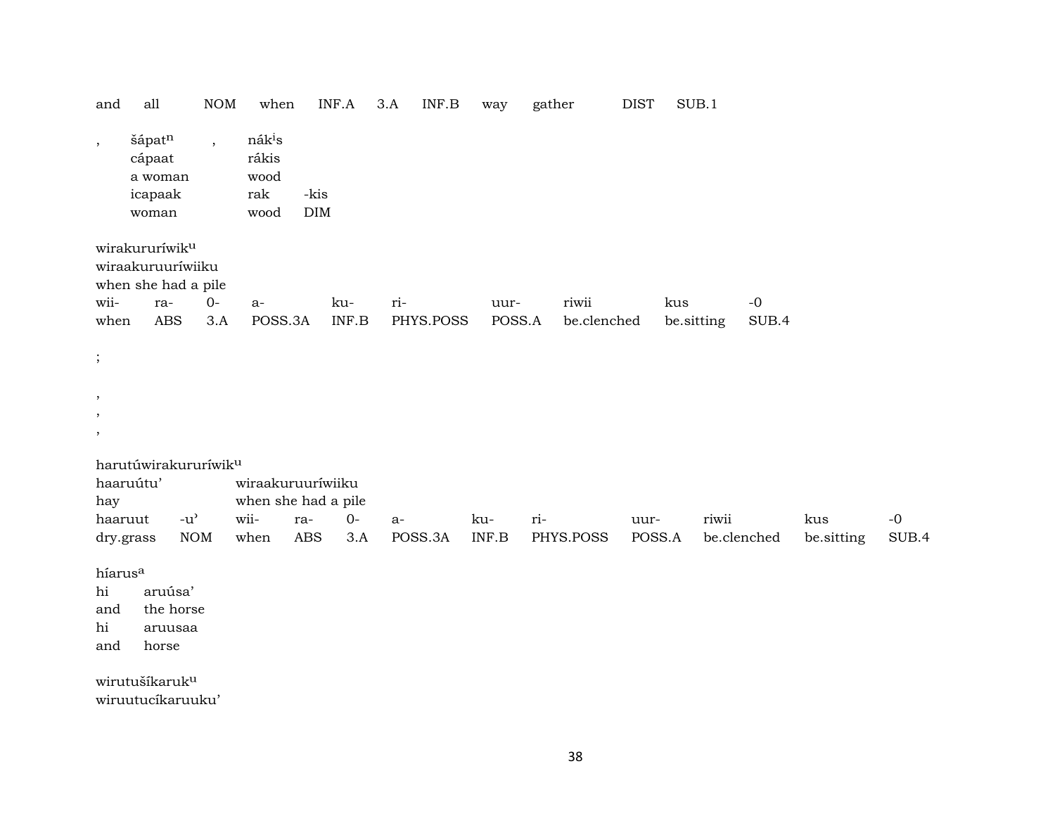| and | all | NOM | when | INF.A | 3.A | INF.B | way | gather | DIST | SUB.1 |
|---|---|---|---|---|---|---|---|---|---|---|

| , | šápat$^{n}$ | , | nák$^{i}$s | |
|---|---|---|---|---|
| | cápaat | | rákis | |
| | a woman | | wood | |
| | icapaak | | rak | -kis |
| | woman | | wood | DIM |

wirakururíwik$^{u}$
wiraakuruuríwiiku
when she had a pile

| wii- | ra- | 0- | a- | ku- | ri- | uur- | riwii | kus | -0 |
|---|---|---|---|---|---|---|---|---|---|
| when | ABS | 3.A | POSS.3A | INF.B | PHYS.POSS | POSS.A | be.clenched | be.sitting | SUB.4 |

;

,
,
,

harutúwirakururíwik$^{u}$

| haaruútu' | | wiraakuruuríwiiku | | | | | | | | | |
|---|---|---|---|---|---|---|---|---|---|---|---|
| hay | | when she had a pile | | | | | | | | | |
| haaruut | -u' | wii- | ra- | 0- | a- | ku- | ri- | uur- | riwii | kus | -0 |
| dry.grass | NOM | when | ABS | 3.A | POSS.3A | INF.B | PHYS.POSS | POSS.A | be.clenched | be.sitting | SUB.4 |

híarus$^{a}$

| hi | aruúsa' |
|---|---|
| and | the horse |
| hi | aruusaa |
| and | horse |

wirutušíkaruk$^{u}$
wiruutucíkaruuku'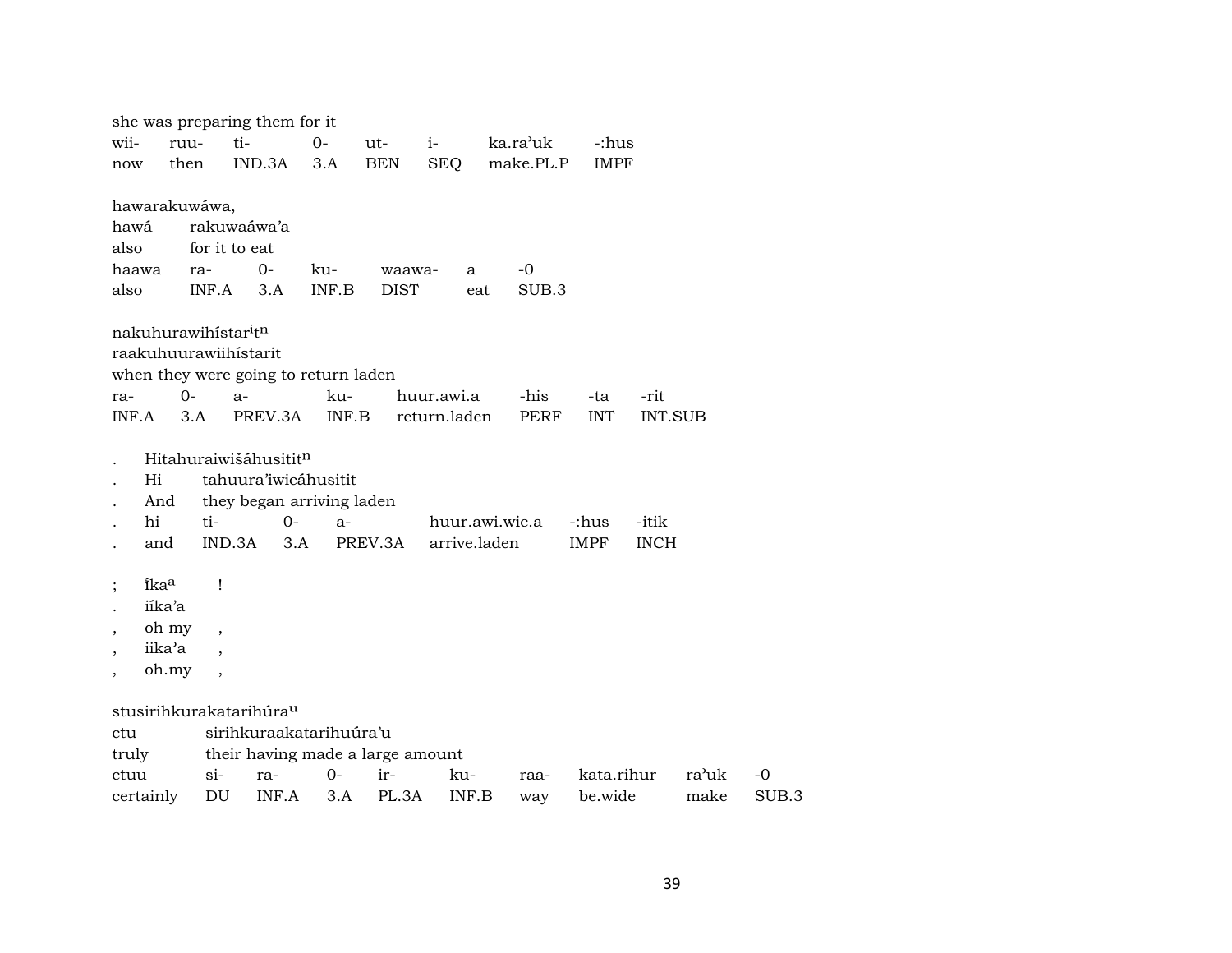she was preparing them for it

| wii- | ruu- | ti- | 0- | ut- | i- | ka.ra'uk | -:hus |
|---|---|---|---|---|---|---|---|
| now | then | IND.3A | 3.A | BEN | SEQ | make.PL.P | IMPF |

hawarakuwáwa,

| hawá | rakuwaáwa'a | | | | | |
|---|---|---|---|---|---|---|
| also | for it to eat | | | | | |
| haawa | ra- | 0- | ku- | waawa- | a | -0 |
| also | INF.A | 3.A | INF.B | DIST | eat | SUB.3 |

nakuhurawihístar[i]t[n]

raakuhuurawiihístarit

when they were going to return laden

| ra- | 0- | a- | ku- | huur.awi.a | -his | -ta | -rit |
|---|---|---|---|---|---|---|---|
| INF.A | 3.A | PREV.3A | INF.B | return.laden | PERF | INT | INT.SUB |

| . | Hitahuraiwišáhusitit[n] | | | | | | |
|---|---|---|---|---|---|---|---|
| . | Hi | tahuura'iwicáhusitit | | | | | |
| . | And | they began arriving laden | | | | | |
| . | hi | ti- | 0- | a- | huur.awi.wic.a | -:hus | -itik |
| . | and | IND.3A | 3.A | PREV.3A | arrive.laden | IMPF | INCH |

| ; | íka[a] | ! |
|---|---|---|
| . | iíka'a | |
| , | oh my | , |
| , | iika'a | , |
| , | oh.my | , |

stusirihkurakatarihúra[u]

| ctu | sirihkuraakatarihuúra'u | | | | | | | | |
|---|---|---|---|---|---|---|---|---|---|
| truly | their having made a large amount | | | | | | | | |
| ctuu | si- | ra- | 0- | ir- | ku- | raa- | kata.rihur | ra'uk | -0 |
| certainly | DU | INF.A | 3.A | PL.3A | INF.B | way | be.wide | make | SUB.3 |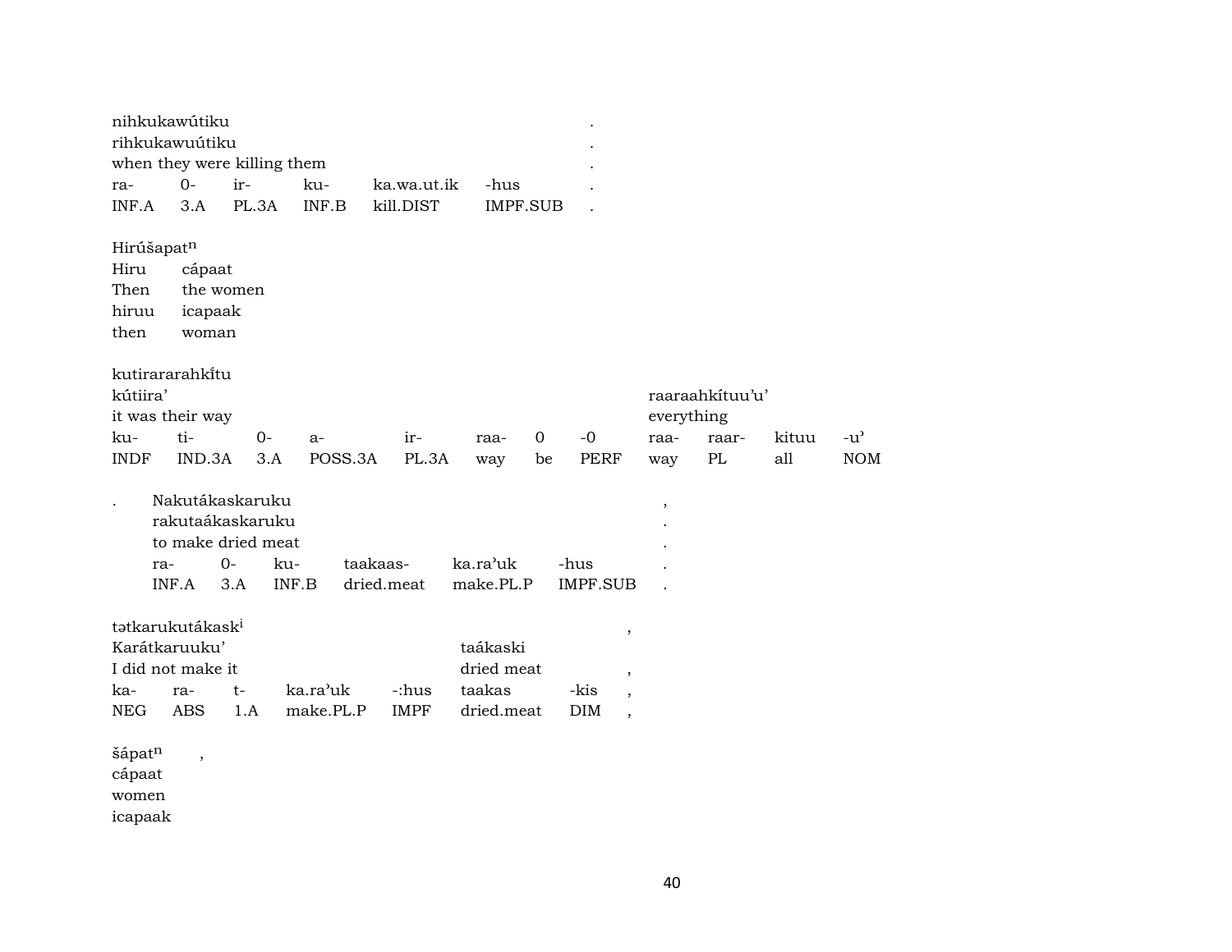nihkukawútiku .
rihkukawuútiku .
when they were killing them .

| ra- | 0- | ir- | ku- | ka.wa.ut.ik | -hus | . |
|---|---|---|---|---|---|---|
| INF.A | 3.A | PL.3A | INF.B | kill.DIST | IMPF.SUB | . |

Hirúšapat$^{n}$

| Hiru | cápaat |
|---|---|
| Then | the women |
| hiruu | icapaak |
| then | woman |

kutirararahkȋ́tu

| kútiira’ | | | | | | | | raaraahkítuu’u’ | | | |
|---|---|---|---|---|---|---|---|---|---|---|---|
| it was their way | | | | | | | | everything | | | |
| ku- | ti- | 0- | a- | ir- | raa- | 0 | -0 | raa- | raar- | kituu | -u’ |
| INDF | IND.3A | 3.A | POSS.3A | PL.3A | way | be | PERF | way | PL | all | NOM |

. Nakutákaskaruku ,
rakutaákaskaruku .
to make dried meat .

| ra- | 0- | ku- | taakaas- | ka.ra’uk | -hus | . |
|---|---|---|---|---|---|---|
| INF.A | 3.A | INF.B | dried.meat | make.PL.P | IMPF.SUB | . |

tətkarukutákask$^{i}$ ,

| Karátkaruuku’ | | | | | taákaski | | , |
|---|---|---|---|---|---|---|---|
| I did not make it | | | | | dried meat | | , |
| ka- | ra- | t- | ka.ra’uk | -:hus | taakas | -kis | , |
| NEG | ABS | 1.A | make.PL.P | IMPF | dried.meat | DIM | , |

šápat$^{n}$ ,
cápaat
women
icapaak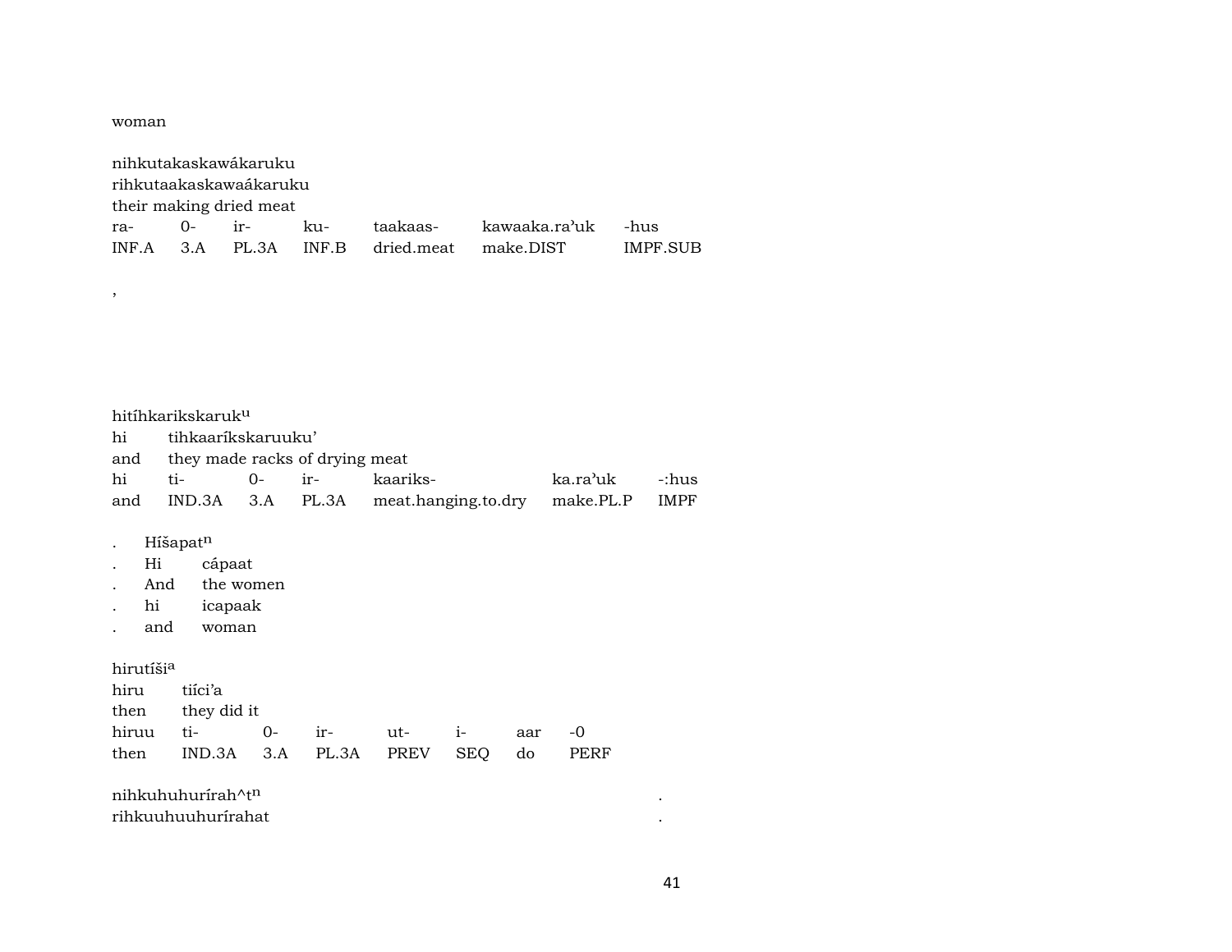woman

nihkutakaskawákaruku
rihkutaakaskawaákaruku
their making dried meat

| ra- | 0- | ir- | ku- | taakaas- | kawaaka.ra'uk | -hus |
|---|---|---|---|---|---|---|
| INF.A | 3.A | PL.3A | INF.B | dried.meat | make.DIST | IMPF.SUB |

,

hitíhkarikskaruk$^{u}$
hi tihkaaríkskaruuku'
and they made racks of drying meat

| hi | ti- | 0- | ir- | kaariks- | ka.ra'uk | -:hus |
|---|---|---|---|---|---|---|
| and | IND.3A | 3.A | PL.3A | meat.hanging.to.dry | make.PL.P | IMPF |

. Híšapat$^{n}$
. Hi cápaat
. And the women
. hi icapaak
. and woman

hirutíši$^{a}$
hiru tiíci'a
then they did it

| hiruu | ti- | 0- | ir- | ut- | i- | aar | -0 |
|---|---|---|---|---|---|---|---|
| then | IND.3A | 3.A | PL.3A | PREV | SEQ | do | PERF |

nihkuhuhurírah^t$^{n}$ .
rihkuuhuuhurírahat .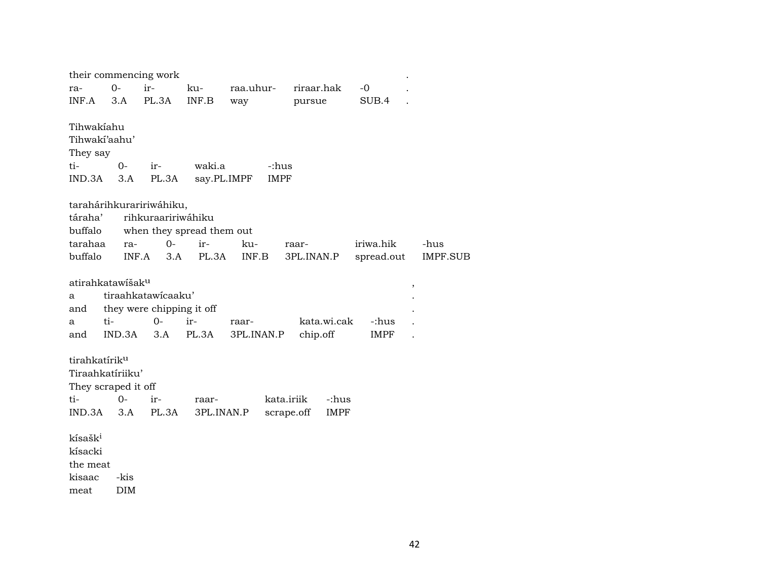their commencing work .

| ra- | 0- | ir- | ku- | raa.uhur- | riraar.hak | -0 | . |
|---|---|---|---|---|---|---|---|
| INF.A | 3.A | PL.3A | INF.B | way | pursue | SUB.4 | . |

Tihwakíahu
Tihwakí'aahu'
They say

| ti- | 0- | ir- | waki.a | -:hus |
|---|---|---|---|---|
| IND.3A | 3.A | PL.3A | say.PL.IMPF | IMPF |

taraháríhkurariwáhiku,

| táraha' | rihkuraaririwáhiku | | | | | | |
|---|---|---|---|---|---|---|---|
| buffalo | when they spread them out | | | | | | |
| tarahaa | ra- | 0- | ir- | ku- | raar- | iriwa.hik | -hus |
| buffalo | INF.A | 3.A | PL.3A | INF.B | 3PL.INAN.P | spread.out | IMPF.SUB |

atirahkatawíšak^u ,

| a | tiraahkatawícaaku' | | | | | | . |
|---|---|---|---|---|---|---|---|
| and | they were chipping it off | | | | | | . |
| a | ti- | 0- | ir- | raar- | kata.wi.cak | -:hus | . |
| and | IND.3A | 3.A | PL.3A | 3PL.INAN.P | chip.off | IMPF | . |

tirahkatírik^u
Tiraahkatíriiku'
They scraped it off

| ti- | 0- | ir- | raar- | kata.iriik | -:hus |
|---|---|---|---|---|---|
| IND.3A | 3.A | PL.3A | 3PL.INAN.P | scrape.off | IMPF |

kísašk^i
kísacki
the meat

| kisaac | -kis |
|---|---|
| meat | DIM |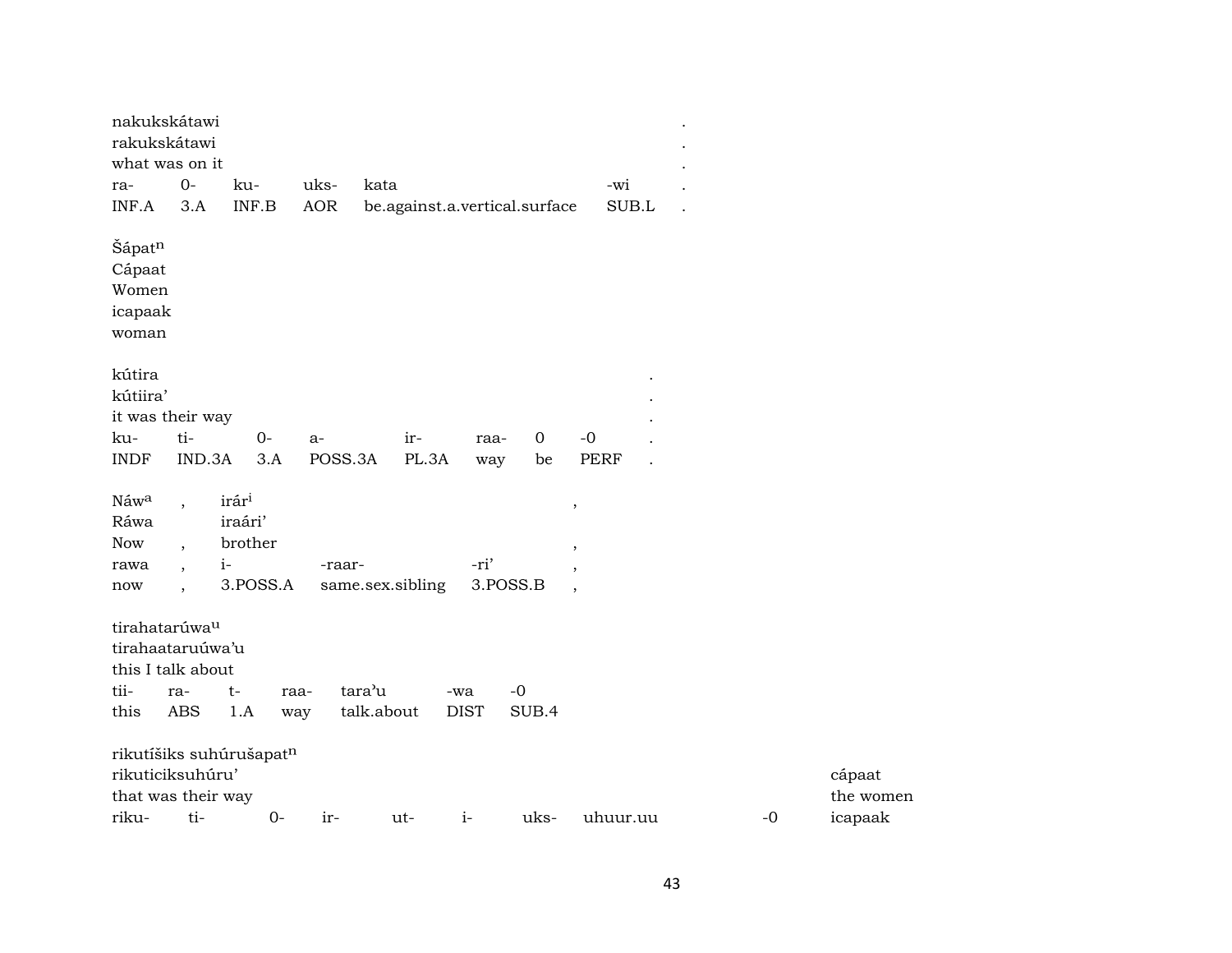nakukskátawi .
rakukskátawi .
what was on it .

| ra- | 0- | ku- | uks- | kata | -wi | . |
|---|---|---|---|---|---|---|
| INF.A | 3.A | INF.B | AOR | be.against.a.vertical.surface | SUB.L | . |

Šápat$^{n}$
Cápaat
Women
icapaak
woman

kútira .
kútiira' .
it was their way .

| ku- | ti- | 0- | a- | ir- | raa- | 0 | -0 | . |
|---|---|---|---|---|---|---|---|---|
| INDF | IND.3A | 3.A | POSS.3A | PL.3A | way | be | PERF | . |

| Náw$^{a}$ | , | irár$^{i}$ | | | , |
|---|---|---|---|---|---|
| Ráwa | | iraári' | | | |
| Now | , | brother | | | , |
| rawa | , | i- | -raar- | -ri' | , |
| now | , | 3.POSS.A | same.sex.sibling | 3.POSS.B | , |

tirahatarúwa$^{u}$
tirahaataruúwa'u
this I talk about

| tii- | ra- | t- | raa- | tara'u | -wa | -0 |
|---|---|---|---|---|---|---|
| this | ABS | 1.A | way | talk.about | DIST | SUB.4 |

rikutíšiks suhúrušapat$^{n}$

| rikuticiksuhúru' | | | | | | | | | cápaat |
|---|---|---|---|---|---|---|---|---|---|
| that was their way | | | | | | | | | the women |
| riku- | ti- | 0- | ir- | ut- | i- | uks- | uhuur.uu | -0 | icapaak |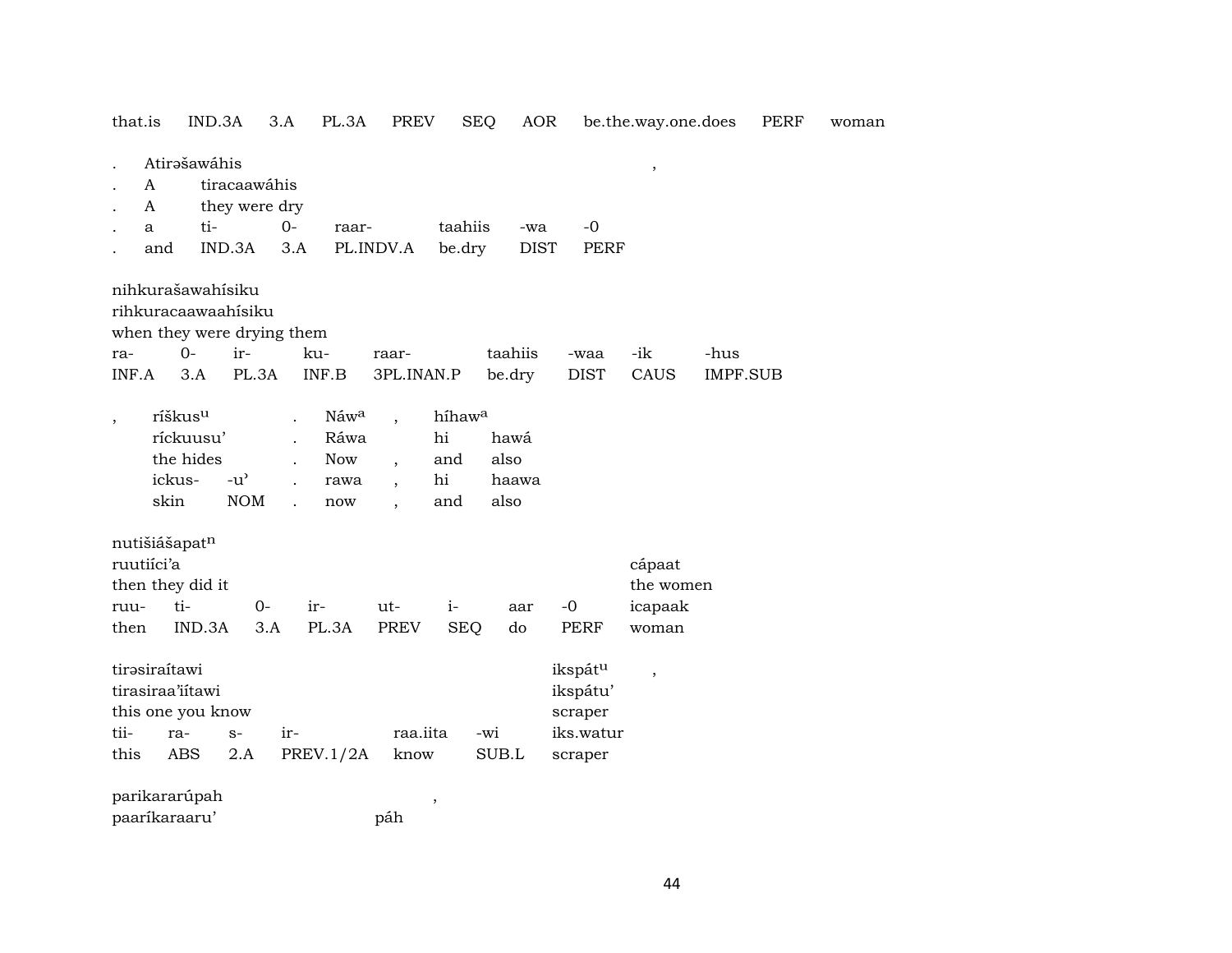that.is IND.3A 3.A PL.3A PREV SEQ AOR be.the.way.one.does PERF woman

| . | Atirəšawáhis | | | | | | , |
|---|---|---|---|---|---|---|---|
| . | A | tiracaawáhis | | | | | |
| . | A | they were dry | | | | | |
| . | a | ti- | 0- | raar- | taahiis | -wa | -0 |
| . | and | IND.3A | 3.A | PL.INDV.A | be.dry | DIST | PERF |

| nihkurašawahísiku | | | | | | | | |
|---|---|---|---|---|---|---|---|---|
| rihkuracaawaahísiku | | | | | | | | |
| when they were drying them | | | | | | | | |
| ra- | 0- | ir- | ku- | raar- | taahiis | -waa | -ik | -hus |
| INF.A | 3.A | PL.3A | INF.B | 3PL.INAN.P | be.dry | DIST | CAUS | IMPF.SUB |

| , | ríškus[u] | | . | Náw[a] | , | híhaw[a] | |
|---|---|---|---|---|---|---|---|
| | ríckuusu' | | . | Ráwa | | hi | hawá |
| | the hides | | . | Now | , | and | also |
| | ickus- | -u' | . | rawa | , | hi | haawa |
| | skin | NOM | . | now | , | and | also |

| nutišiášapat[n] | | | | | | | | |
|---|---|---|---|---|---|---|---|---|
| ruutiíci'a | | | | | | | | cápaat |
| then they did it | | | | | | | | the women |
| ruu- | ti- | 0- | ir- | ut- | i- | aar | -0 | icapaak |
| then | IND.3A | 3.A | PL.3A | PREV | SEQ | do | PERF | woman |

| tirəsiraítawi | | | | | | ikspát[u] | , |
|---|---|---|---|---|---|---|---|
| tirasiraa'iítawi | | | | | | ikspátu' | |
| this one you know | | | | | | scraper | |
| tii- | ra- | s- | ir- | raa.iita | -wi | iks.watur | |
| this | ABS | 2.A | PREV.1/2A | know | SUB.L | scraper | |

parikararúpah ,
paaríkaraaru' páh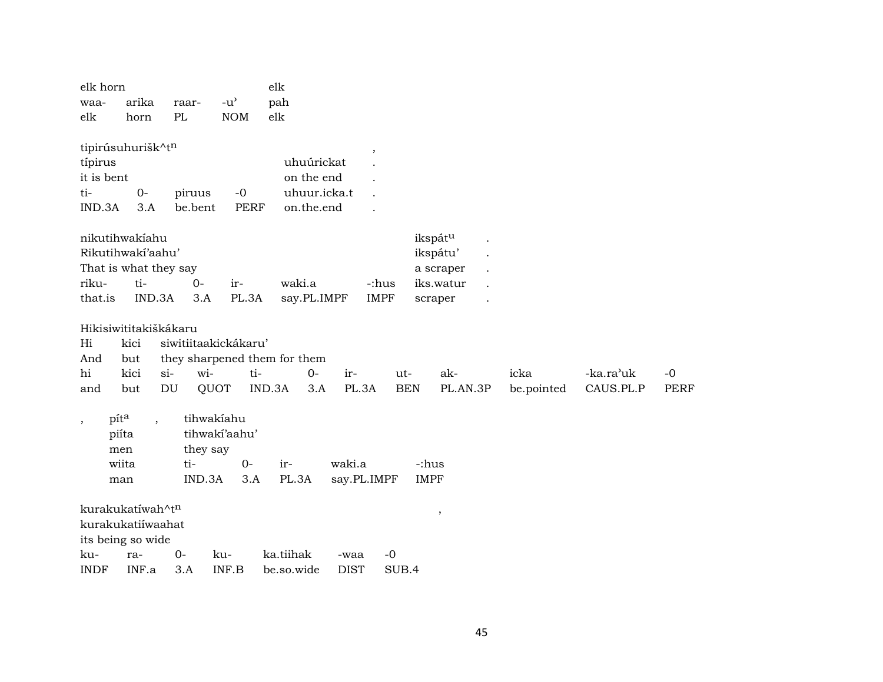| elk horn | | | | elk |
|---|---|---|---|---|
| waa- | arika | raar- | -u’ | pah |
| elk | horn | PL | NOM | elk |

| tipirúsuhurišk^t$^{n}$ | | | | , |
|---|---|---|---|---|
| típirus | | | | uhuúrickat . |
| it is bent | | | | on the end . |
| ti- | 0- | piruus | -0 | uhuur.icka.t . |
| IND.3A | 3.A | be.bent | PERF | on.the.end . |

| nikutihwakíahu | | | | | | ikspát$^{u}$ . |
|---|---|---|---|---|---|---|
| Rikutihwakí’aahu’ | | | | | | ikspátu’ . |
| That is what they say | | | | | | a scraper . |
| riku- | ti- | 0- | ir- | waki.a | -:hus | iks.watur . |
| that.is | IND.3A | 3.A | PL.3A | say.PL.IMPF | IMPF | scraper . |

| Hikisiwititakiškákaru | | | | | | | | | | | |
|---|---|---|---|---|---|---|---|---|---|---|---|
| Hi | kici | siwitiitaakickákaru’ | | | | | | | | | |
| And | but | they sharpened them for them | | | | | | | | | |
| hi | kici | si- | wi- | ti- | 0- | ir- | ut- | ak- | icka | -ka.ra’uk | -0 |
| and | but | DU | QUOT | IND.3A | 3.A | PL.3A | BEN | PL.AN.3P | be.pointed | CAUS.PL.P | PERF |

| , pít$^{a}$ , | tihwakíahu | | | | |
|---|---|---|---|---|---|
| piíta | tihwakí’aahu’ | | | | |
| men | they say | | | | |
| wiita | ti- | 0- | ir- | waki.a | -:hus |
| man | IND.3A | 3.A | PL.3A | say.PL.IMPF | IMPF |

| kurakukatíwah^t$^{n}$ | | | | | | , |
|---|---|---|---|---|---|---|
| kurakukatiíwaahat | | | | | | |
| its being so wide | | | | | | |
| ku- | ra- | 0- | ku- | ka.tiihak | -waa | -0 |
| INDF | INF.a | 3.A | INF.B | be.so.wide | DIST | SUB.4 |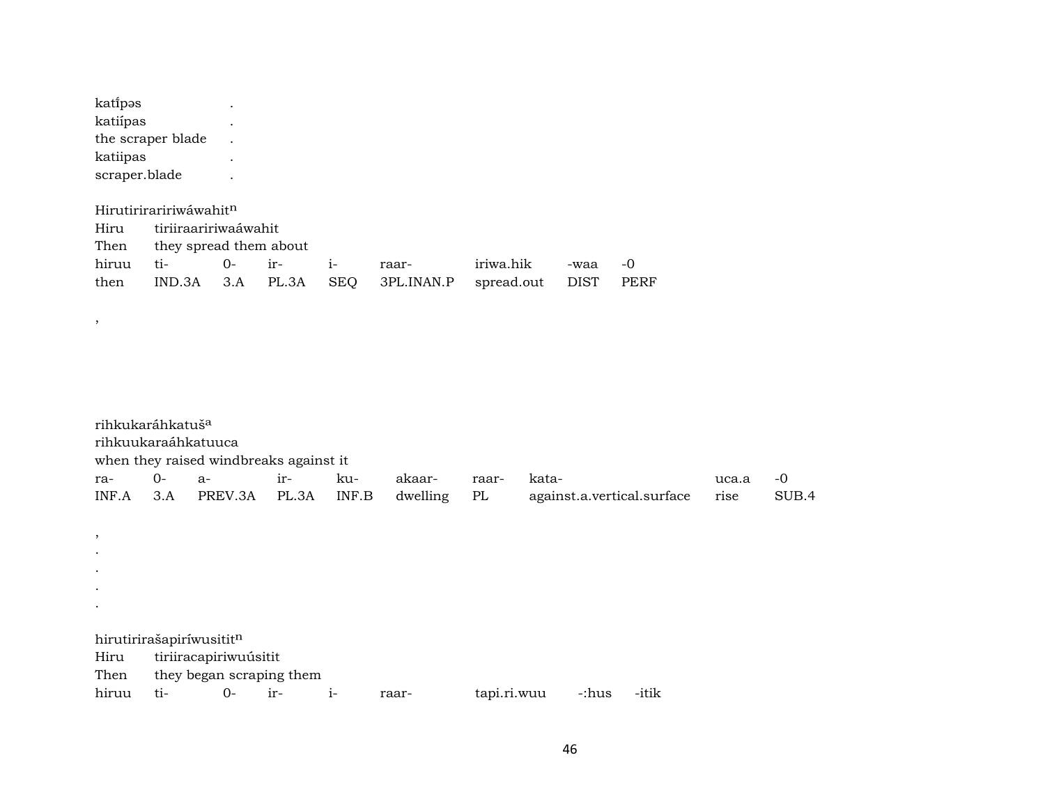katíipəs .
katiípas .
the scraper blade .
katiipas .
scraper.blade .

Hirutirirariwáwahit$^{n}$

| Hiru | tiriiraaririwaáwahit | | | | | | | |
|---|---|---|---|---|---|---|---|---|
| Then | they spread them about | | | | | | | |
| hiruu | ti- | 0- | ir- | i- | raar- | iriwa.hik | -waa | -0 |
| then | IND.3A | 3.A | PL.3A | SEQ | 3PL.INAN.P | spread.out | DIST | PERF |

,

rihkukaráhkatuš$^{a}$

| rihkuukaraáhkatuuca | | | | | | | | | |
|---|---|---|---|---|---|---|---|---|---|
| when they raised windbreaks against it | | | | | | | | | |
| ra- | 0- | a- | ir- | ku- | akaar- | raar- | kata- | uca.a | -0 |
| INF.A | 3.A | PREV.3A | PL.3A | INF.B | dwelling | PL | against.a.vertical.surface | rise | SUB.4 |

,
.
.
.
.

hirutirirašapiríwusitit$^{n}$

| Hiru | tiriiracapiriwuúsitit | | | | | | | |
|---|---|---|---|---|---|---|---|---|
| Then | they began scraping them | | | | | | | |
| hiruu | ti- | 0- | ir- | i- | raar- | tapi.ri.wuu | -:hus | -itik |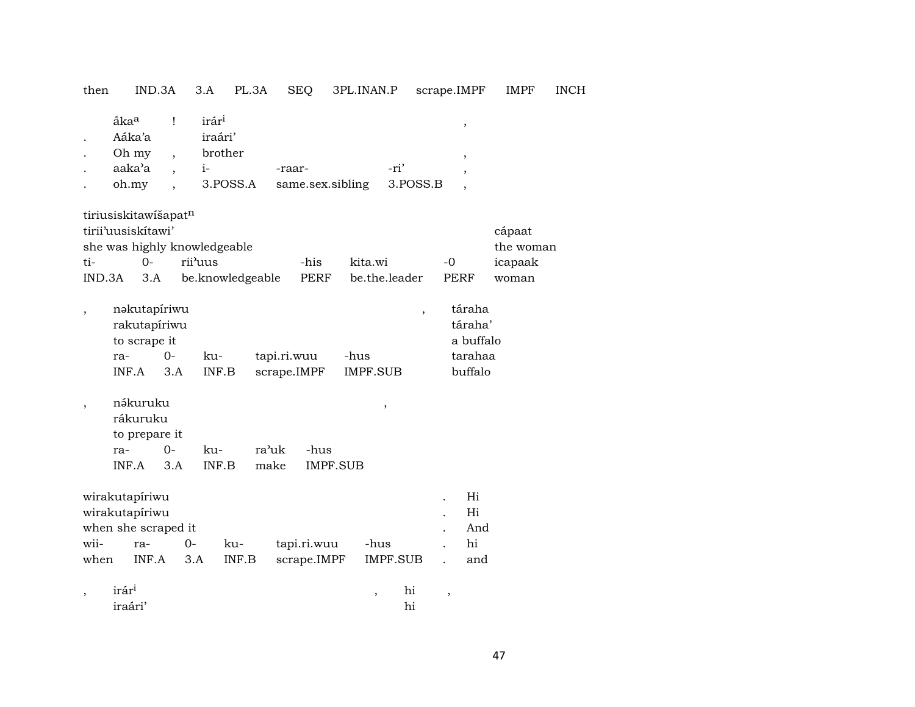| then | IND.3A | 3.A | PL.3A | SEQ | 3PL.INAN.P | scrape.IMPF | IMPF | INCH |
|---|---|---|---|---|---|---|---|---|

| | | | | | | |
|---|---|---|---|---|---|---|
| | ấkaª | ! | irárⁱ | | | , |
| . | Aáka'a | | iraári' | | | |
| . | Oh my | , | brother | | | , |
| . | aaka'a | , | i- | -raar- | -ri' | , |
| . | oh.my | , | 3.POSS.A | same.sex.sibling | 3.POSS.B | , |

| | | | | | | |
|---|---|---|---|---|---|---|
| tiriusiskitawíšapat[n] | | | | | | |
| tirii'uusiskítawi' | | | | | | cápaat |
| she was highly knowledgeable | | | | | | the woman |
| ti- | 0- | rii'uus | -his | kita.wi | -0 | icapaak |
| IND.3A | 3.A | be.knowledgeable | PERF | be.the.leader | PERF | woman |

| | | | | | | | |
|---|---|---|---|---|---|---|---|
| , | nəkutapíriwu | | | | | , | táraha |
| | rakutapíriwu | | | | | | táraha' |
| | to scrape it | | | | | | a buffalo |
| | ra- | 0- | ku- | tapi.ri.wuu | -hus | | tarahaa |
| | INF.A | 3.A | INF.B | scrape.IMPF | IMPF.SUB | | buffalo |

| | | | | | | |
|---|---|---|---|---|---|---|
| , | nə́kuruku | | | | | , |
| | rákuruku | | | | | |
| | to prepare it | | | | | |
| | ra- | 0- | ku- | ra'uk | -hus | |
| | INF.A | 3.A | INF.B | make | IMPF.SUB | |

| | | | | | | | |
|---|---|---|---|---|---|---|---|
| wirakutapíriwu | | | | | | . | Hi |
| wirakutapíriwu | | | | | | . | Hi |
| when she scraped it | | | | | | . | And |
| wii- | ra- | 0- | ku- | tapi.ri.wuu | -hus | . | hi |
| when | INF.A | 3.A | INF.B | scrape.IMPF | IMPF.SUB | . | and |

| | | | | |
|---|---|---|---|---|
| , | irárⁱ | , | hi | , |
| | iraári' | | hi | |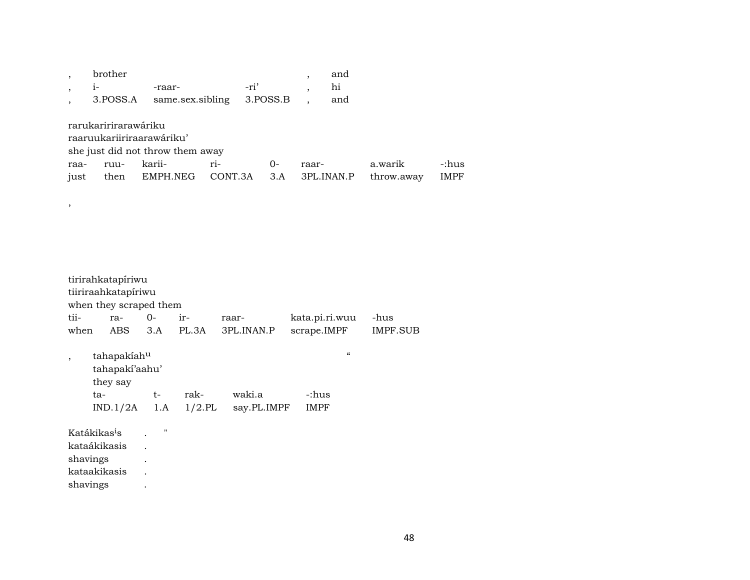| , | brother | | | , | and |
|---|---|---|---|---|---|
| , | i- | -raar- | -ri' | , | hi |
| , | 3.POSS.A | same.sex.sibling | 3.POSS.B | , | and |

rarukaririrarawáriku
raaruukariiriraarawáriku'
she just did not throw them away

| raa- | ruu- | karii- | ri- | 0- | raar- | a.warik | -:hus |
|---|---|---|---|---|---|---|---|
| just | then | EMPH.NEG | CONT.3A | 3.A | 3PL.INAN.P | throw.away | IMPF |

,

tirirahkatapíriwu
tiiriraahkatapíriwu
when they scraped them

| tii- | ra- | 0- | ir- | raar- | kata.pi.ri.wuu | -hus |
|---|---|---|---|---|---|---|
| when | ABS | 3.A | PL.3A | 3PL.INAN.P | scrape.IMPF | IMPF.SUB |

, tahapakíah[u] "
tahapakí'aahu'
they say

| ta- | t- | rak- | waki.a | -:hus |
|---|---|---|---|---|
| IND.1/2A | 1.A | 1/2.PL | say.PL.IMPF | IMPF |

Katákikas[i]s . "
kataákikasis .
shavings .
kataakikasis .
shavings .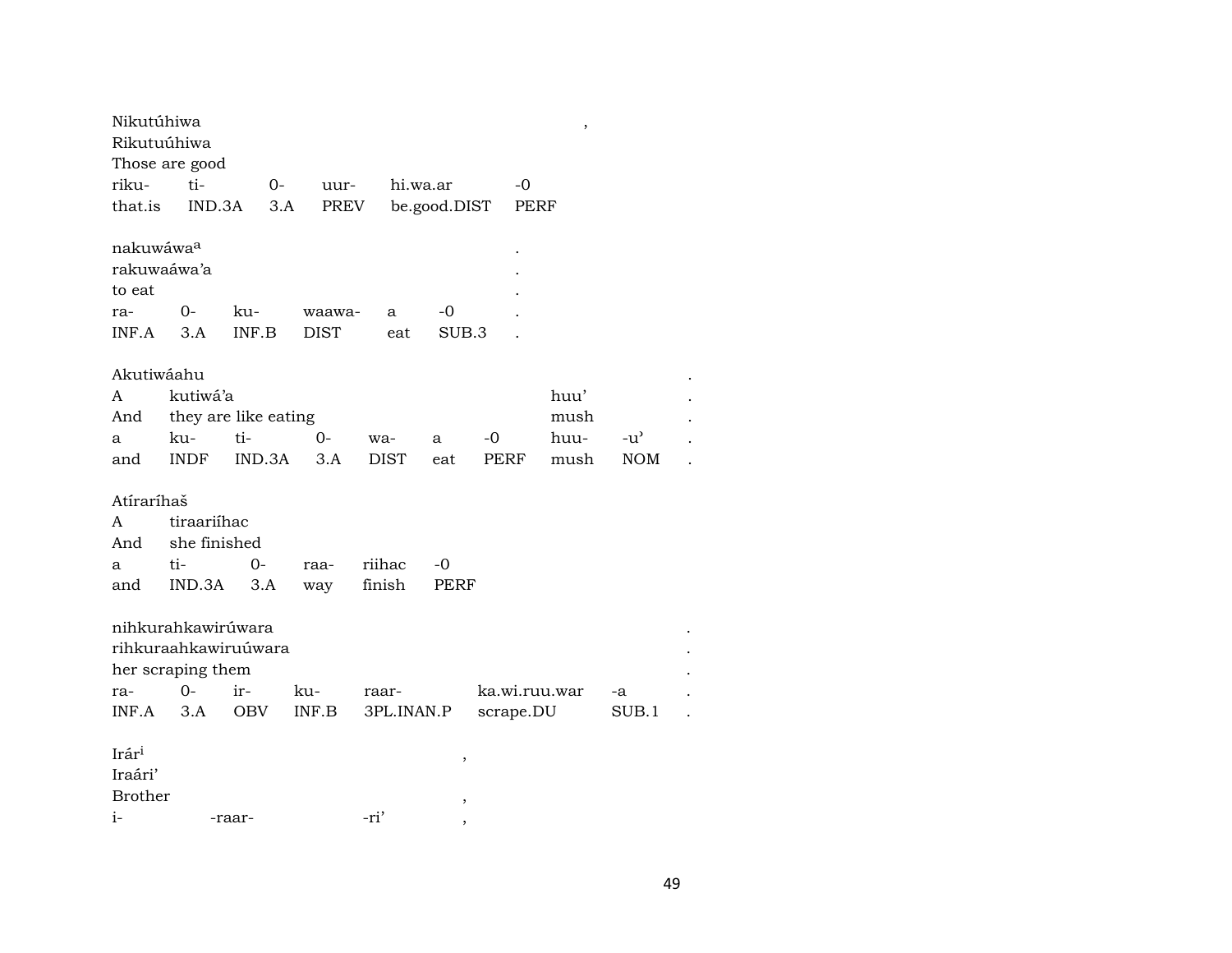Nikutúhiwa ,
Rikutuúhiwa
Those are good

| riku- | ti- | 0- | uur- | hi.wa.ar | -0 |
|---|---|---|---|---|---|
| that.is | IND.3A | 3.A | PREV | be.good.DIST | PERF |

nakuwáwa[a] .
rakuwaáwa'a .
to eat .

| ra- | 0- | ku- | waawa- | a | -0 | . |
|---|---|---|---|---|---|---|
| INF.A | 3.A | INF.B | DIST | eat | SUB.3 | . |

Akutiwáahu .

| A | kutiwá'a | | | | | | huu' | | . |
|---|---|---|---|---|---|---|---|---|---|
| And | they are like eating | | | | | | mush | | . |
| a | ku- | ti- | 0- | wa- | a | -0 | huu- | -u' | . |
| and | INDF | IND.3A | 3.A | DIST | eat | PERF | mush | NOM | . |

Atíraríhaš

| A | tiraariíhac | | | | |
|---|---|---|---|---|---|
| And | she finished | | | | |
| a | ti- | 0- | raa- | riihac | -0 |
| and | IND.3A | 3.A | way | finish | PERF |

nihkurahkawirúwara .
rihkuraahkawiruúwara .
her scraping them .

| ra- | 0- | ir- | ku- | raar- | ka.wi.ruu.war | -a | . |
|---|---|---|---|---|---|---|---|
| INF.A | 3.A | OBV | INF.B | 3PL.INAN.P | scrape.DU | SUB.1 | . |

Irár[i] ,
Iraári'
Brother ,

| i- | -raar- | -ri' | , |
|---|---|---|---|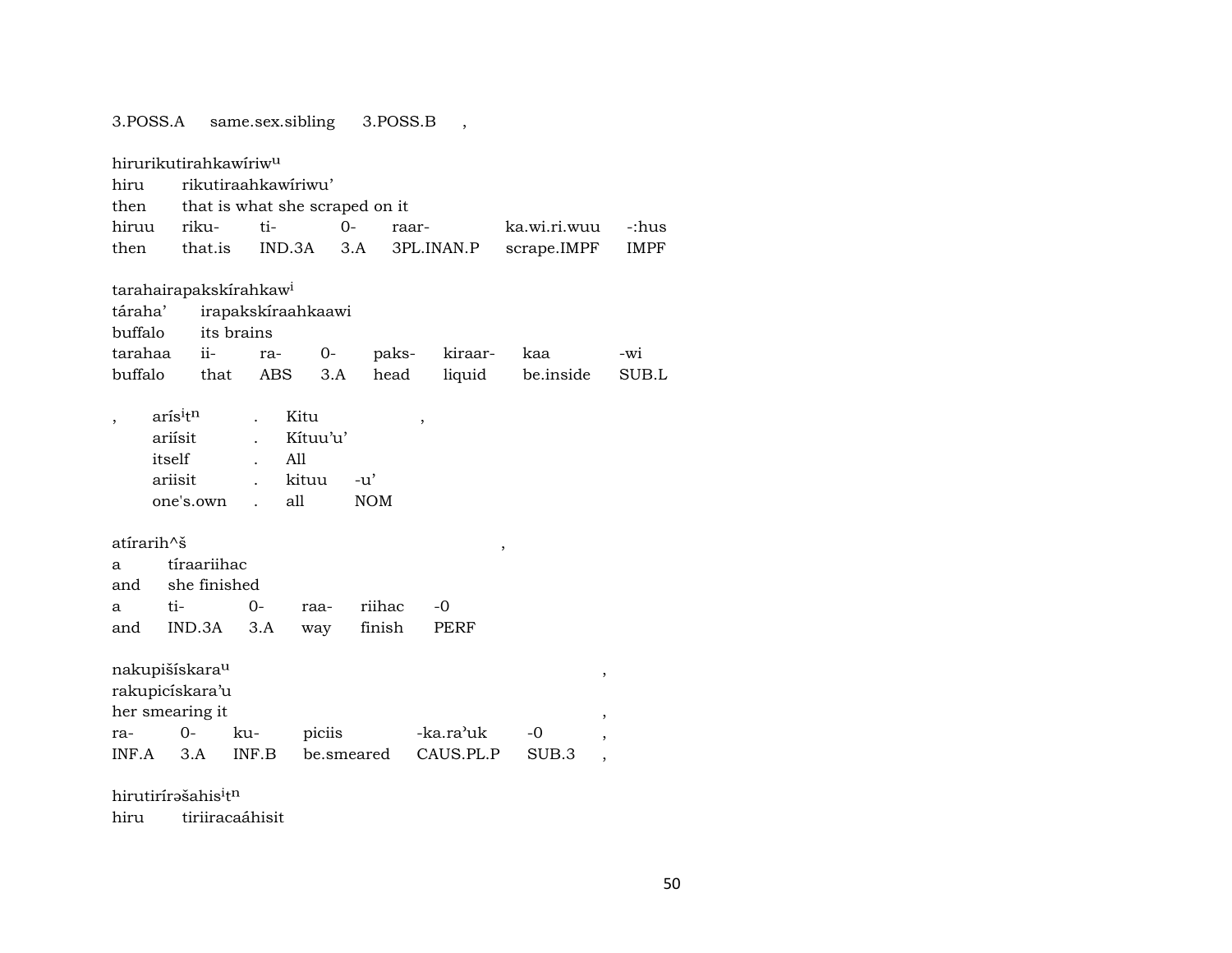3.POSS.A same.sex.sibling 3.POSS.B ,

hirurikutirahkawíriw^u
hiru rikutiraahkawíriwu'
then that is what she scraped on it

| hiruu | riku- | ti- | 0- | raar- | ka.wi.ri.wuu | -:hus |
|---|---|---|---|---|---|---|
| then | that.is | IND.3A | 3.A | 3PL.INAN.P | scrape.IMPF | IMPF |

tarahairapakskírahkaw^i
táraha' irapakskíraahkaawi
buffalo its brains

| tarahaa | ii- | ra- | 0- | paks- | kiraar- | kaa | -wi |
|---|---|---|---|---|---|---|---|
| buffalo | that | ABS | 3.A | head | liquid | be.inside | SUB.L |

| , | arís^it^n | . | Kitu | | , |
|---|---|---|---|---|---|
| | ariísit | . | Kítuu'u' | | |
| | itself | . | All | | |
| | ariisit | . | kituu | -u' | |
| | one's.own | . | all | NOM | |

atírarih^š ,
a tíraariihac
and she finished

| a | ti- | 0- | raa- | riihac | -0 |
|---|---|---|---|---|---|
| and | IND.3A | 3.A | way | finish | PERF |

nakupišískara^u ,
rakupicískara'u
her smearing it ,

| ra- | 0- | ku- | piciis | -ka.ra'uk | -0 | , |
|---|---|---|---|---|---|---|
| INF.A | 3.A | INF.B | be.smeared | CAUS.PL.P | SUB.3 | , |

hirutirírəšahis^it^n
hiru tiriiracaáhisit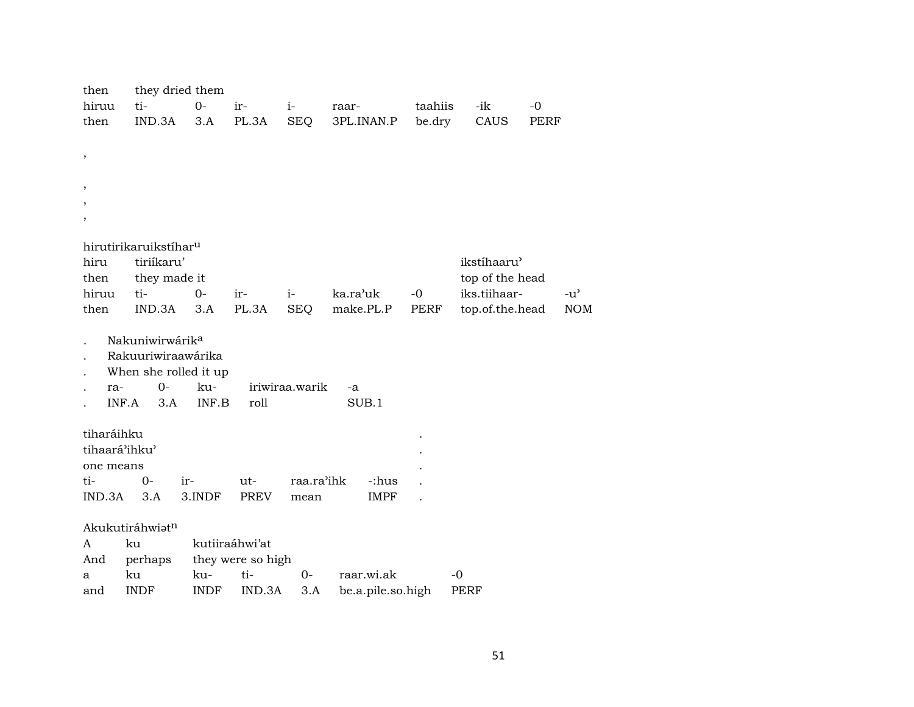| then | they dried them | | | | | | |
|---|---|---|---|---|---|---|---|
| hiruu | ti- | 0- | ir- | i- | raar- | taahiis | -ik | -0 |
| then | IND.3A | 3.A | PL.3A | SEQ | 3PL.INAN.P | be.dry | CAUS | PERF |

,

,
,
,

hirutirikaruikstíhar[u]

| hiru | tiriíkaru' | | | | | | ikstíhaaru' | |
|---|---|---|---|---|---|---|---|---|
| then | they made it | | | | | | top of the head | |
| hiruu | ti- | 0- | ir- | i- | ka.ra'uk | -0 | iks.tiihaar- | -u' |
| then | IND.3A | 3.A | PL.3A | SEQ | make.PL.P | PERF | top.of.the.head | NOM |

. Nakuniwirwárik[a]
. Rakuuriwiraawárika
. When she rolled it up

| . | ra- | 0- | ku- | iriwiraa.warik | -a |
|---|---|---|---|---|---|
| . | INF.A | 3.A | INF.B | roll | SUB.1 |

tiharáihku .
tihaará'ihku' .
one means .

| ti- | 0- | ir- | ut- | raa.ra'ihk | -:hus | . |
|---|---|---|---|---|---|---|
| IND.3A | 3.A | 3.INDF | PREV | mean | IMPF | . |

Akukutiráhwiət[n]

| A | ku | kutiiraáhwi'at | | | | |
|---|---|---|---|---|---|---|
| And | perhaps | they were so high | | | | |
| a | ku | ku- | ti- | 0- | raar.wi.ak | -0 |
| and | INDF | INDF | IND.3A | 3.A | be.a.pile.so.high | PERF |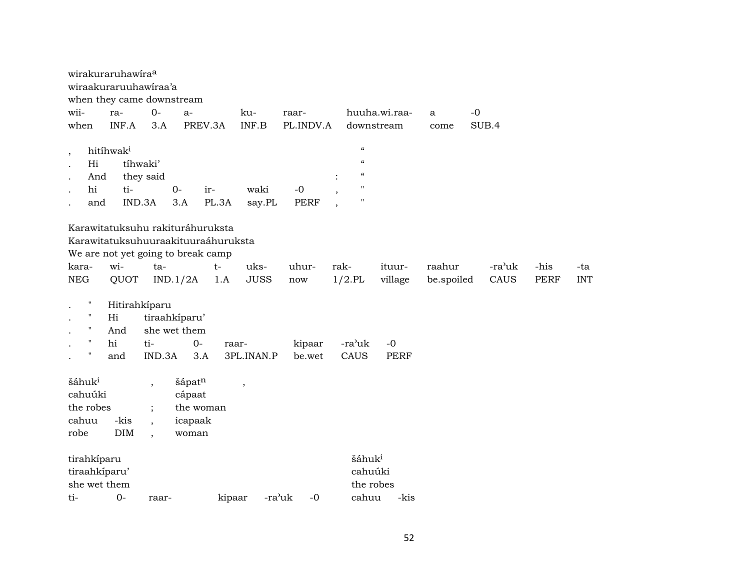wirakuraruhawíra[a]
wiraakuraruuhawíraa'a
when they came downstream

| wii- | ra- | 0- | a- | ku- | raar- | huuha.wi.raa- | a | -0 |
|---|---|---|---|---|---|---|---|---|
| when | INF.A | 3.A | PREV.3A | INF.B | PL.INDV.A | downstream | come | SUB.4 |

| , | hitíhwak[i] | | | | | | “ |
|---|---|---|---|---|---|---|---|
| . | Hi | tíhwaki' | | | | | “ |
| . | And | they said | | | | : | “ |
| . | hi | ti- | 0- | ir- | waki | -0 | , | " |
| . | and | IND.3A | 3.A | PL.3A | say.PL | PERF | , | " |

Karawitatuksuhu rakituráhuruksta
Karawitatuksuhuuraakituuraáhuruksta
We are not yet going to break camp

| kara- | wi- | ta- | t- | uks- | uhur- | rak- | ituur- | raahur | -ra'uk | -his | -ta |
|---|---|---|---|---|---|---|---|---|---|---|---|
| NEG | QUOT | IND.1/2A | 1.A | JUSS | now | 1/2.PL | village | be.spoiled | CAUS | PERF | INT |

| . | " | Hitirahkíparu | | | | | |
|---|---|---|---|---|---|---|---|
| . | " | Hi | tiraahkíparu' | | | | |
| . | " | And | she wet them | | | | |
| . | " | hi | ti- | 0- | raar- | kipaar | -ra'uk | -0 |
| . | " | and | IND.3A | 3.A | 3PL.INAN.P | be.wet | CAUS | PERF |

| šáhuk[i] | | , | šápat[n] | , |
|---|---|---|---|---|
| cahuúki | | | cápaat | |
| the robes | | ; | the woman | |
| cahuu | -kis | , | icapaak | |
| robe | DIM | , | woman | |

| tirahkíparu | | | | | | šáhuk[i] | |
|---|---|---|---|---|---|---|---|
| tiraahkíparu' | | | | | | cahuúki | |
| she wet them | | | | | | the robes | |
| ti- | 0- | raar- | kipaar | -ra'uk | -0 | cahuu | -kis |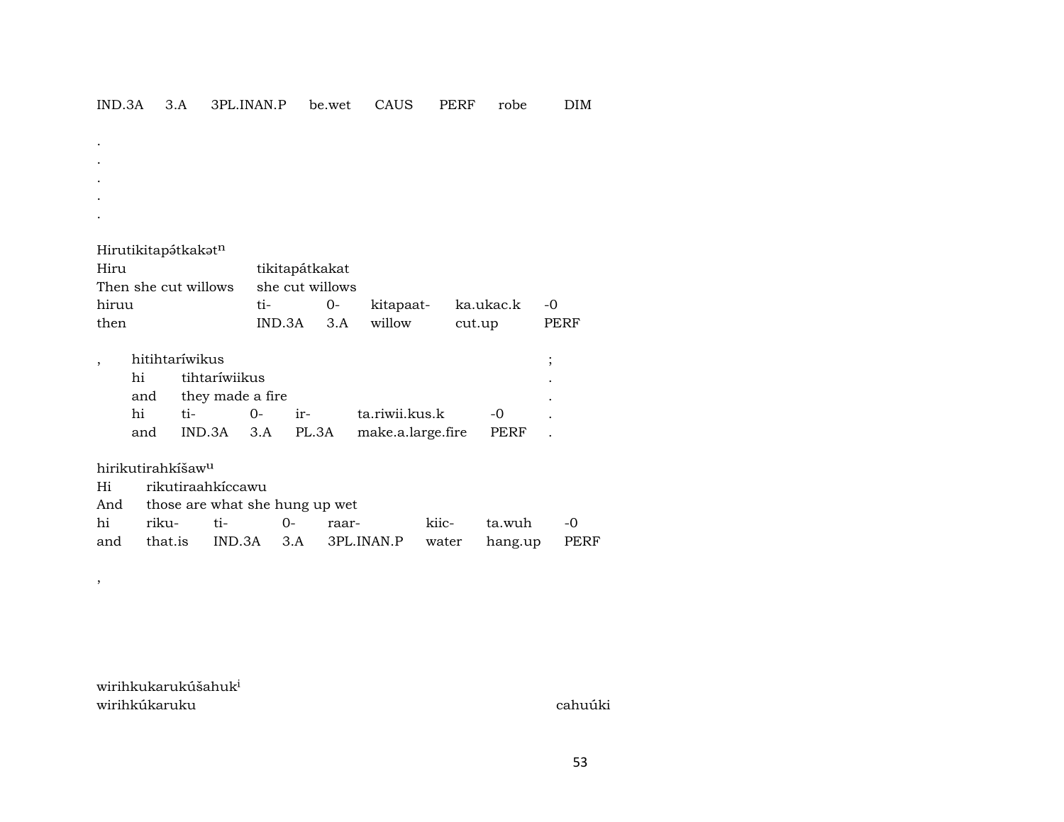IND.3A 3.A 3PL.INAN.P be.wet CAUS PERF robe DIM

.
.
.
.
.

Hirutikitapə́tkakət$^{n}$

| Hiru | tikitapátkakat | | | | |
|---|---|---|---|---|---|
| Then she cut willows | she cut willows | | | | |
| hiruu | ti- | 0- | kitapaat- | ka.ukac.k | -0 |
| then | IND.3A | 3.A | willow | cut.up | PERF |

, hitihtaríwikus ;

| hi | tihtaríwiikus | | | | | . |
|---|---|---|---|---|---|---|
| and | they made a fire | | | | | . |
| hi | ti- | 0- | ir- | ta.riwii.kus.k | -0 | . |
| and | IND.3A | 3.A | PL.3A | make.a.large.fire | PERF | . |

hirikutirahkíšaw$^{u}$

| Hi | rikutiraahkíccawu | | | | | | |
|---|---|---|---|---|---|---|---|
| And | those are what she hung up wet | | | | | | |
| hi | riku- | ti- | 0- | raar- | kiic- | ta.wuh | -0 |
| and | that.is | IND.3A | 3.A | 3PL.INAN.P | water | hang.up | PERF |

,

wirihkukarukúšahuk$^{i}$

wirihkúkaruku cahuúki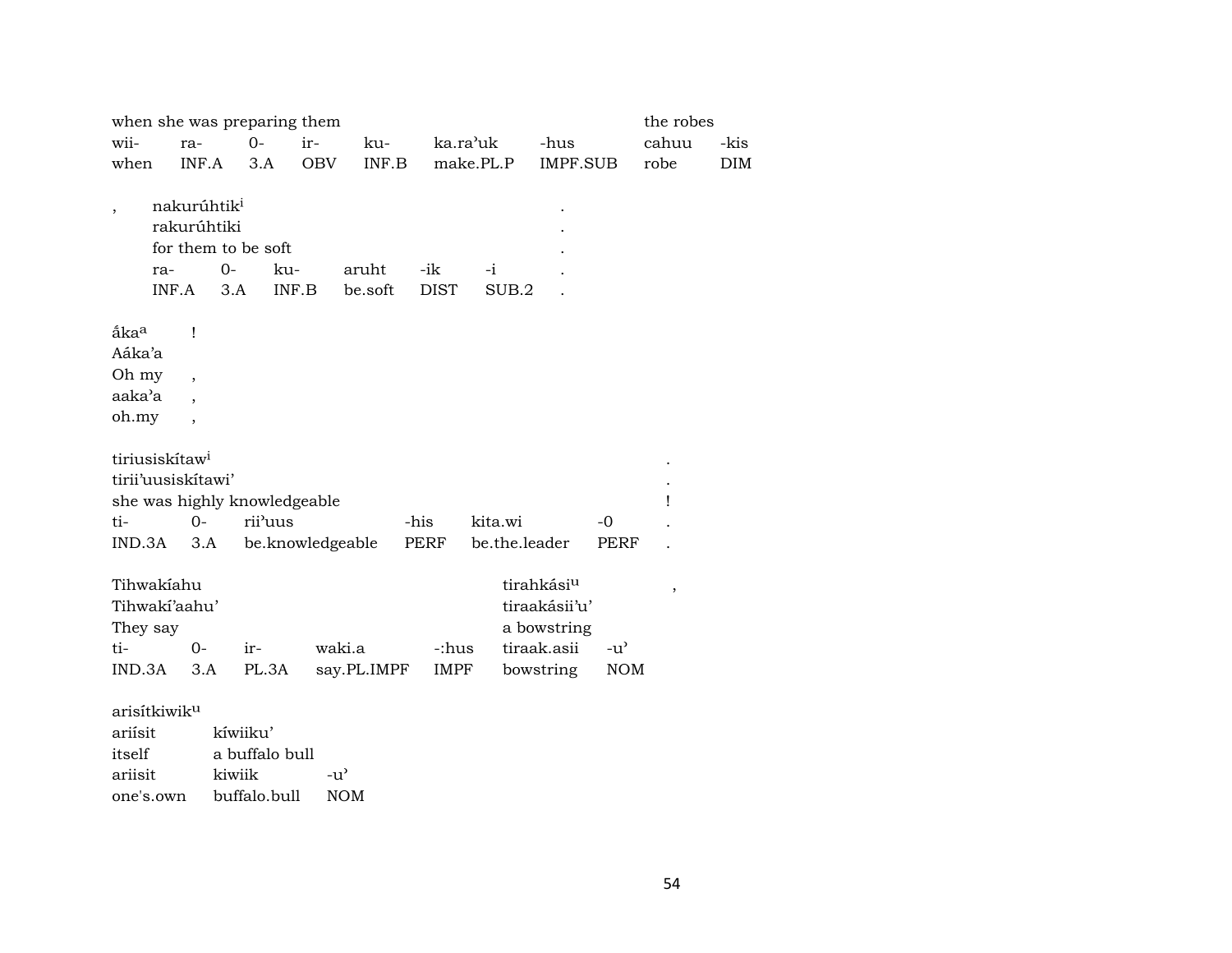| when she was preparing them | | | | | | | the robes | |
|---|---|---|---|---|---|---|---|---|
| wii- | ra- | 0- | ir- | ku- | ka.ra'uk | -hus | cahuu | -kis |
| when | INF.A | 3.A | OBV | INF.B | make.PL.P | IMPF.SUB | robe | DIM |

| , | nakurúhtik[i] | | | | | | . |
|---|---|---|---|---|---|---|---|
| | rakurúhtiki | | | | | | . |
| | for them to be soft | | | | | | . |
| | ra- | 0- | ku- | aruht | -ik | -i | . |
| | INF.A | 3.A | INF.B | be.soft | DIST | SUB.2 | . |

| ắka[a] | ! |
|---|---|
| Aáka'a | |
| Oh my | , |
| aaka'a | , |
| oh.my | , |

| tiriusiskítaw[i] | | | | | | . |
|---|---|---|---|---|---|---|
| tirii'uusiskítawi' | | | | | | . |
| she was highly knowledgeable | | | | | | ! |
| ti- | 0- | rii'uus | -his | kita.wi | -0 | . |
| IND.3A | 3.A | be.knowledgeable | PERF | be.the.leader | PERF | . |

| Tihwakíahu | | | | | tirahkási[u] | | , |
|---|---|---|---|---|---|---|---|
| Tihwakí'aahu' | | | | | tiraakásii'u' | | |
| They say | | | | | a bowstring | | |
| ti- | 0- | ir- | waki.a | -:hus | tiraak.asii | -u' | |
| IND.3A | 3.A | PL.3A | say.PL.IMPF | IMPF | bowstring | NOM | |

| arisítkiwik[u] | | |
|---|---|---|
| ariísit | kíwiiku' | |
| itself | a buffalo bull | |
| ariisit | kiwiik | -u' |
| one's.own | buffalo.bull | NOM |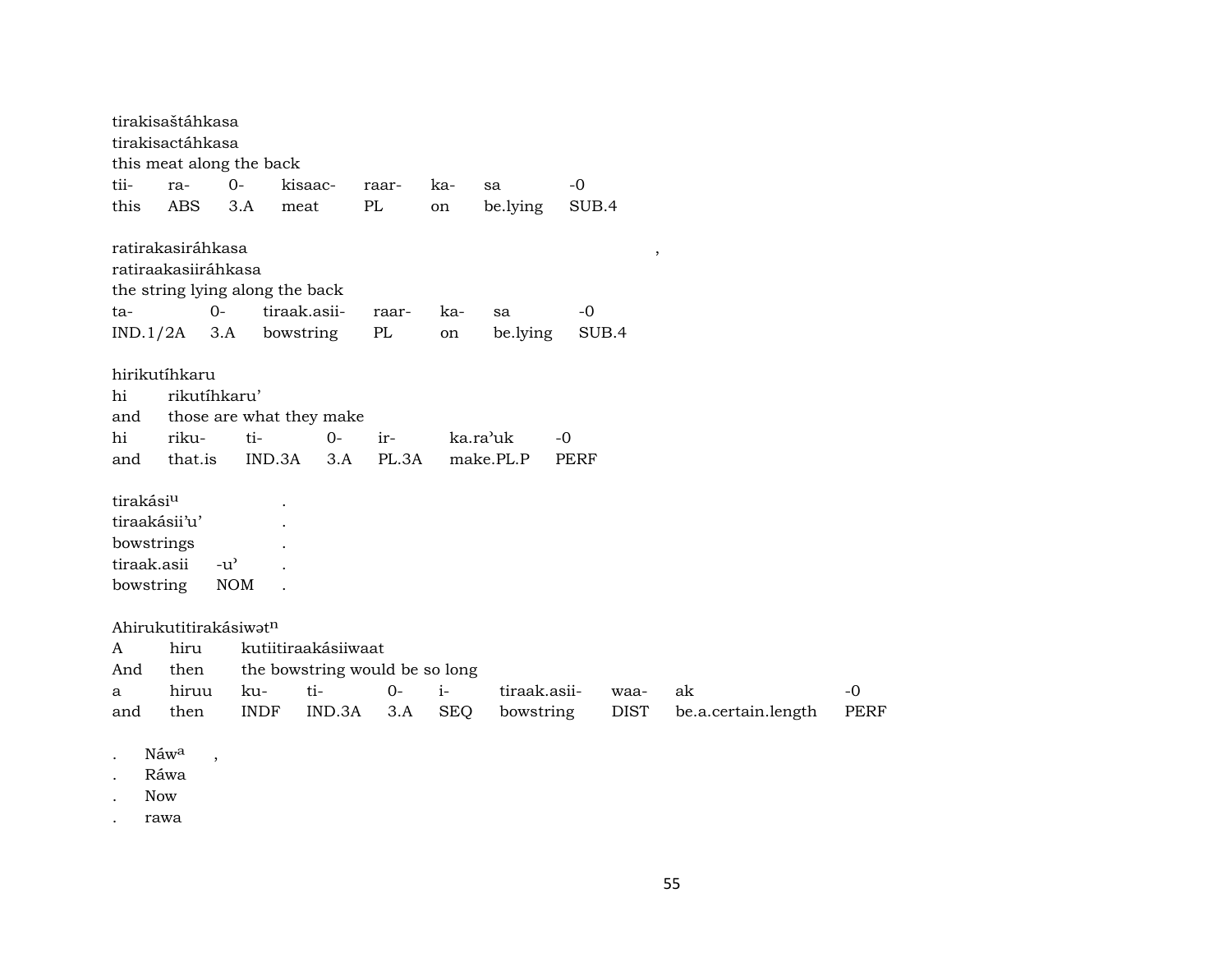tirakisaštáhkasa
tirakisactáhkasa
this meat along the back

| tii- | ra- | 0- | kisaac- | raar- | ka- | sa | -0 |
|---|---|---|---|---|---|---|---|
| this | ABS | 3.A | meat | PL | on | be.lying | SUB.4 |

ratirakasiráhkasa ,
ratiraakasiiráhkasa
the string lying along the back

| ta- | 0- | tiraak.asii- | raar- | ka- | sa | -0 |
|---|---|---|---|---|---|---|
| IND.1/2A | 3.A | bowstring | PL | on | be.lying | SUB.4 |

hirikutíhkaru

| hi | rikutíhkaru' | | | | | |
|---|---|---|---|---|---|---|
| and | those are what they make | | | | | |
| hi | riku- | ti- | 0- | ir- | ka.ra'uk | -0 |
| and | that.is | IND.3A | 3.A | PL.3A | make.PL.P | PERF |

tirakási$^{u}$ .
tiraakásii'u' .
bowstrings .

| tiraak.asii | -u' | . |
|---|---|---|
| bowstring | NOM | . |

Ahirukutitirakásiwət$^{n}$

| A | hiru | kutiitiraakásiiwaat | | | | | | | |
|---|---|---|---|---|---|---|---|---|---|
| And | then | the bowstring would be so long | | | | | | | |
| a | hiruu | ku- | ti- | 0- | i- | tiraak.asii- | waa- | ak | -0 |
| and | then | INDF | IND.3A | 3.A | SEQ | bowstring | DIST | be.a.certain.length | PERF |

. Náw$^{a}$ ,
. Ráwa
. Now
. rawa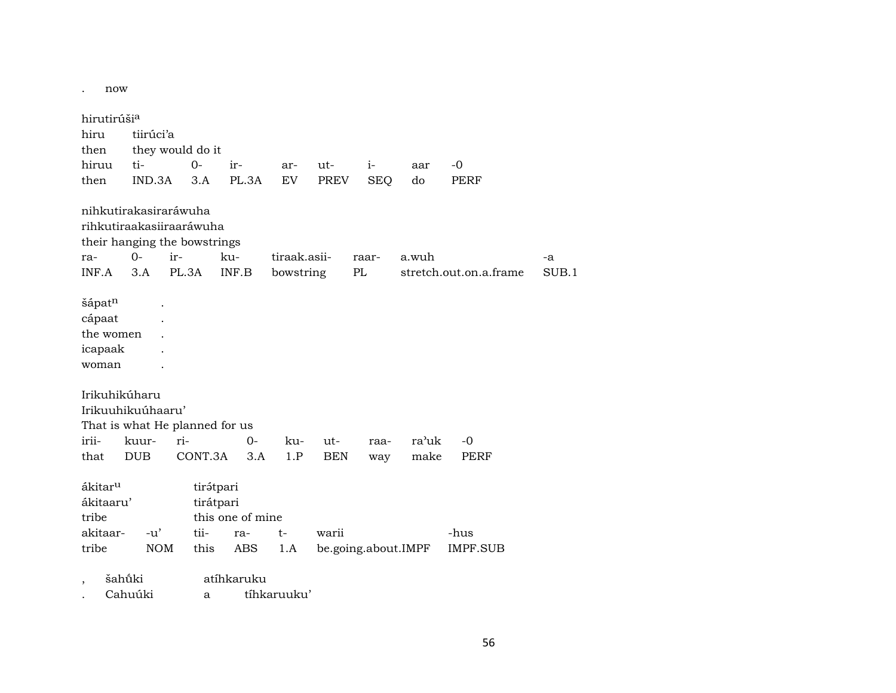.	now

hirutirúši[a]
hiru	tiirúci'a
then	they would do it

| hiruu | ti- | 0- | ir- | ar- | ut- | i- | aar | -0 |
|---|---|---|---|---|---|---|---|---|
| then | IND.3A | 3.A | PL.3A | EV | PREV | SEQ | do | PERF |

nihkutirakasiraráwuha
rihkutiraakasiiraaráwuha
their hanging the bowstrings

| ra- | 0- | ir- | ku- | tiraak.asii- | raar- | a.wuh | -a |
|---|---|---|---|---|---|---|---|
| INF.A | 3.A | PL.3A | INF.B | bowstring | PL | stretch.out.on.a.frame | SUB.1 |

šápat[n]	.
cápaat	.
the women	.
icapaak	.
woman	.

Irikuhikúharu
Irikuuhikuúhaaru'
That is what He planned for us

| irii- | kuur- | ri- | 0- | ku- | ut- | raa- | ra'uk | -0 |
|---|---|---|---|---|---|---|---|---|
| that | DUB | CONT.3A | 3.A | 1.P | BEN | way | make | PERF |

ákitar[u]	tirə́tpari
ákitaaru'	tirátpari
tribe	this one of mine

| akitaar- | -u' | tii- | ra- | t- | warii | -hus |
|---|---|---|---|---|---|---|
| tribe | NOM | this | ABS | 1.A | be.going.about.IMPF | IMPF.SUB |

,	šahṹki	atíhkaruku
.	Cahuúki	a	tíhkaruuku'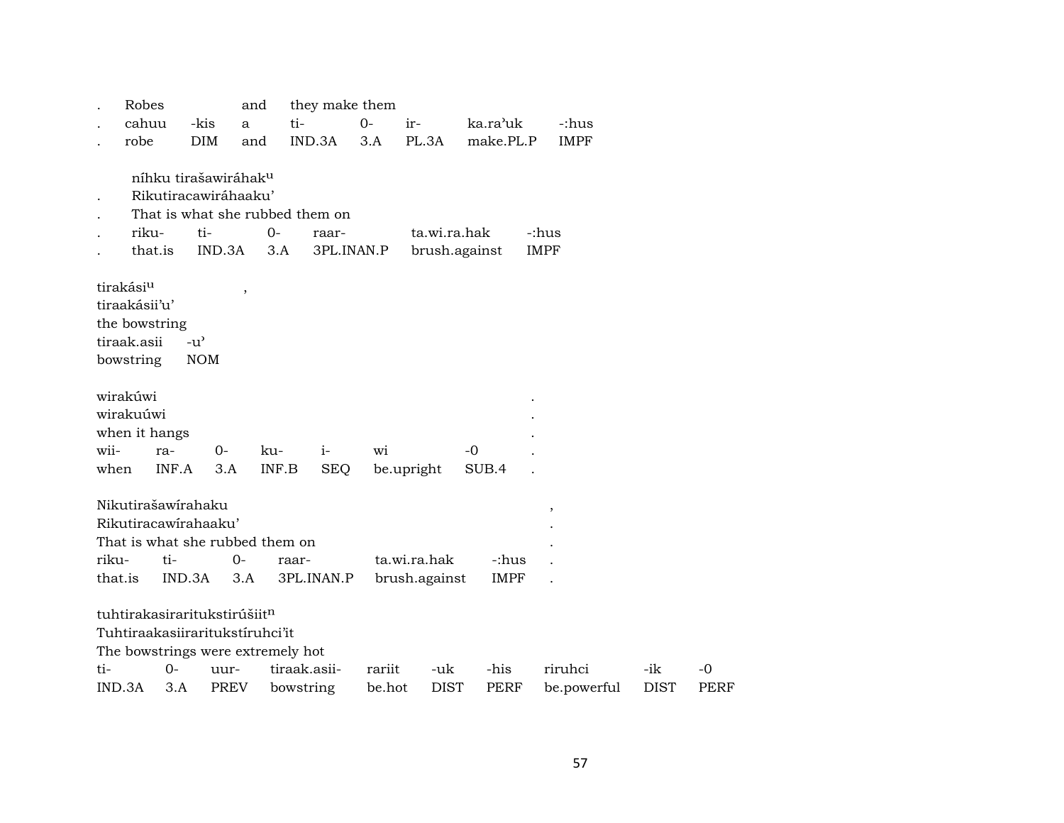. Robes and they make them
. cahuu -kis a ti- 0- ir- ka.ra'uk -:hus
. robe DIM and IND.3A 3.A PL.3A make.PL.P IMPF

níhku tirašawiráhak^u
. Rikutiracawiráhaaku'
. That is what she rubbed them on
. riku- ti- 0- raar- ta.wi.ra.hak -:hus
. that.is IND.3A 3.A 3PL.INAN.P brush.against IMPF

tirakási^u ,
tiraakásii'u'
the bowstring
tiraak.asii -u'
bowstring NOM

wirakúwi .
wirakuúwi .
when it hangs .
wii- ra- 0- ku- i- wi -0 .
when INF.A 3.A INF.B SEQ be.upright SUB.4 .

Nikutirašawírahaku ,
Rikutiracawírahaaku' .
That is what she rubbed them on .
riku- ti- 0- raar- ta.wi.ra.hak -:hus .
that.is IND.3A 3.A 3PL.INAN.P brush.against IMPF .

tuhtirakasiraritukstirúšiit^n
Tuhtiraakasiiraritukstíruhci'it
The bowstrings were extremely hot
ti- 0- uur- tiraak.asii- rariit -uk -his riruhci -ik -0
IND.3A 3.A PREV bowstring be.hot DIST PERF be.powerful DIST PERF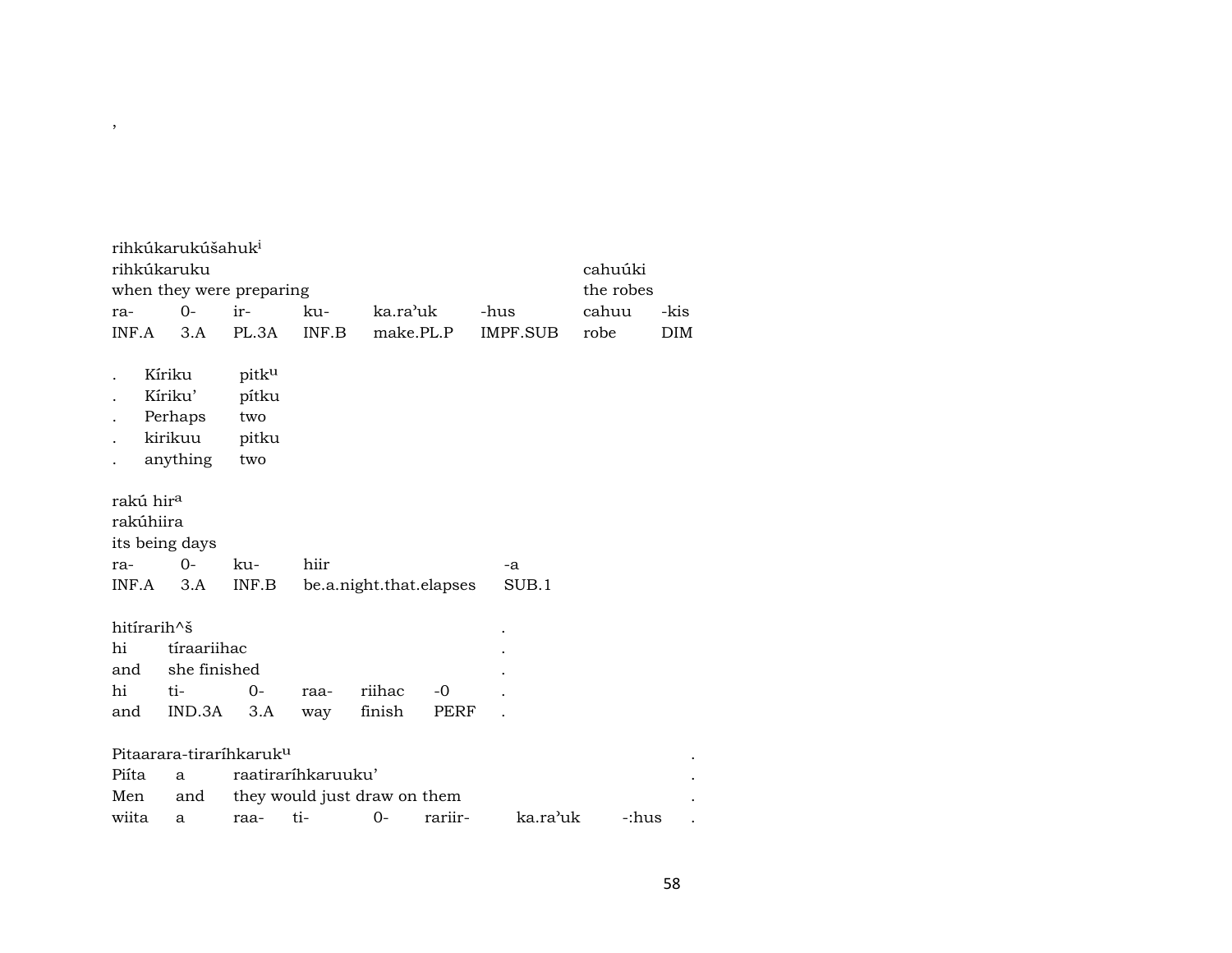,

rihkúkarukúšahuk[i]

| rihkúkaruku | | | | | | cahuúki | |
|---|---|---|---|---|---|---|---|
| when they were preparing | | | | | | the robes | |
| ra- | 0- | ir- | ku- | ka.ra'uk | -hus | cahuu | -kis |
| INF.A | 3.A | PL.3A | INF.B | make.PL.P | IMPF.SUB | robe | DIM |

| | | |
|---|---|---|
| . | Kíriku | pitk[u] |
| . | Kíriku' | pítku |
| . | Perhaps | two |
| . | kirikuu | pitku |
| . | anything | two |

rakú hir[a]

| rakúhiira | | | | |
|---|---|---|---|---|
| its being days | | | | |
| ra- | 0- | ku- | hiir | -a |
| INF.A | 3.A | INF.B | be.a.night.that.elapses | SUB.1 |

hitírarih^š

| | | | | | | |
|---|---|---|---|---|---|---|
| hi | tíraariihac | | | | | . |
| and | she finished | | | | | . |
| hi | ti- | 0- | raa- | riihac | -0 | . |
| and | IND.3A | 3.A | way | finish | PERF | . |

Pitaarara-tiraríhkaruk[u] .

| | | | | | | | | |
|---|---|---|---|---|---|---|---|---|
| Piíta | a | raatiraríhkaruuku' | | | | | | . |
| Men | and | they would just draw on them | | | | | | . |
| wiita | a | raa- | ti- | 0- | rariir- | ka.ra'uk | -:hus | . |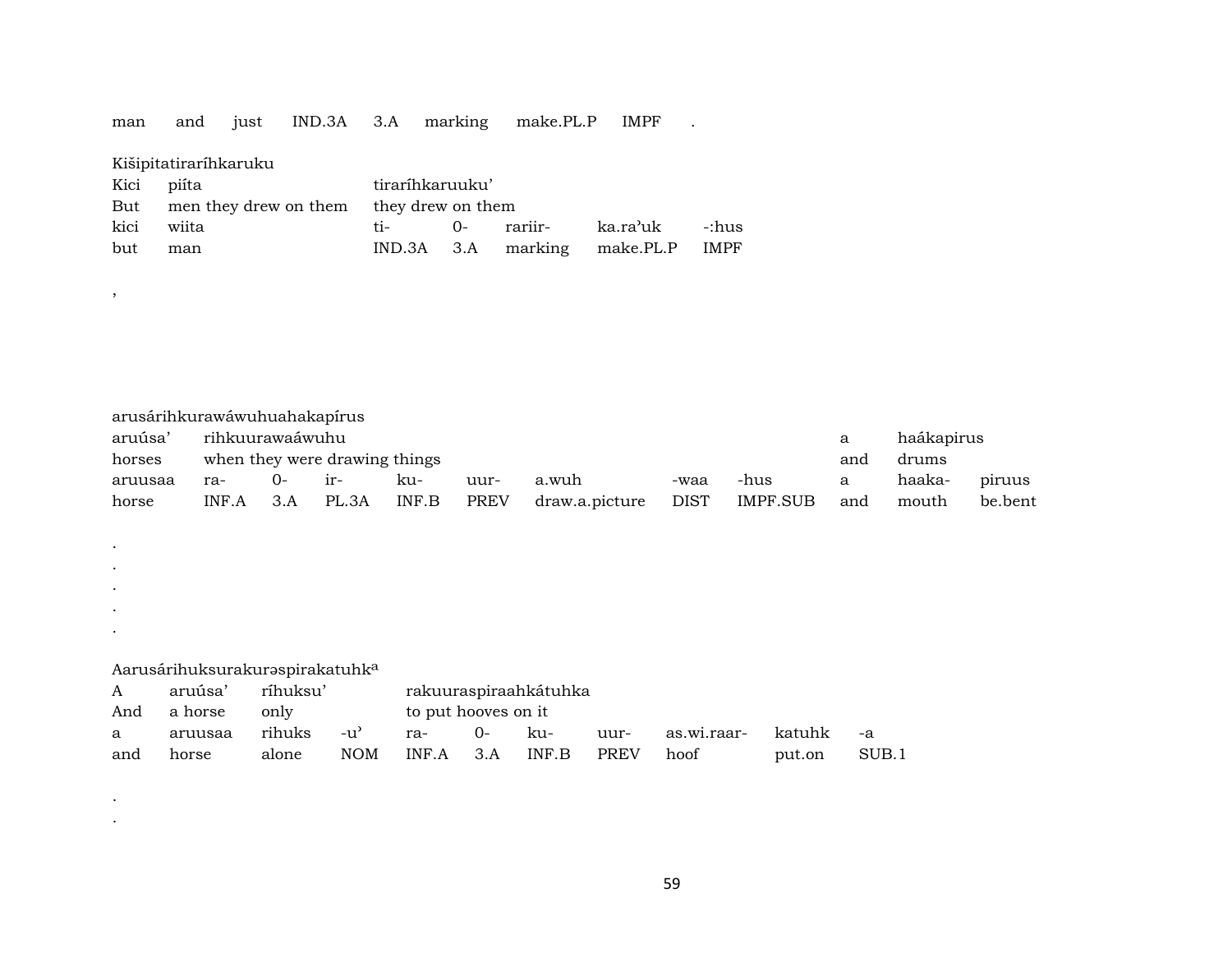| man | and | just | IND.3A | 3.A | marking | make.PL.P | IMPF | . |
|---|---|---|---|---|---|---|---|---|

Kišipitatiraríhkaruku

| Kici | piíta | tiraríhkaruuku' | | | | |
|---|---|---|---|---|---|---|
| But | men they drew on them | they drew on them | | | | |
| kici | wiita | ti- | 0- | rariir- | ka.ra'uk | -:hus |
| but | man | IND.3A | 3.A | marking | make.PL.P | IMPF |

,

arusárihkurawáwuhuahakapírus

| aruúsa' | rihkuurawaaáwuhu | | | | | | | | a | haákapirus | |
|---|---|---|---|---|---|---|---|---|---|---|---|
| horses | when they were drawing things | | | | | | | | and | drums | |
| aruusaa | ra- | 0- | ir- | ku- | uur- | a.wuh | -waa | -hus | a | haaka- | piruus |
| horse | INF.A | 3.A | PL.3A | INF.B | PREV | draw.a.picture | DIST | IMPF.SUB | and | mouth | be.bent |

.
.
.
.
.

Aarusárihuksurakurəspirakatuhk[a]

| A | aruúsa' | ríhuksu' | | rakuuraspiraahkátuhka | | | | | | |
|---|---|---|---|---|---|---|---|---|---|---|
| And | a horse | only | | to put hooves on it | | | | | | |
| a | aruusaa | rihuks | -u' | ra- | 0- | ku- | uur- | as.wi.raar- | katuhk | -a |
| and | horse | alone | NOM | INF.A | 3.A | INF.B | PREV | hoof | put.on | SUB.1 |

.
.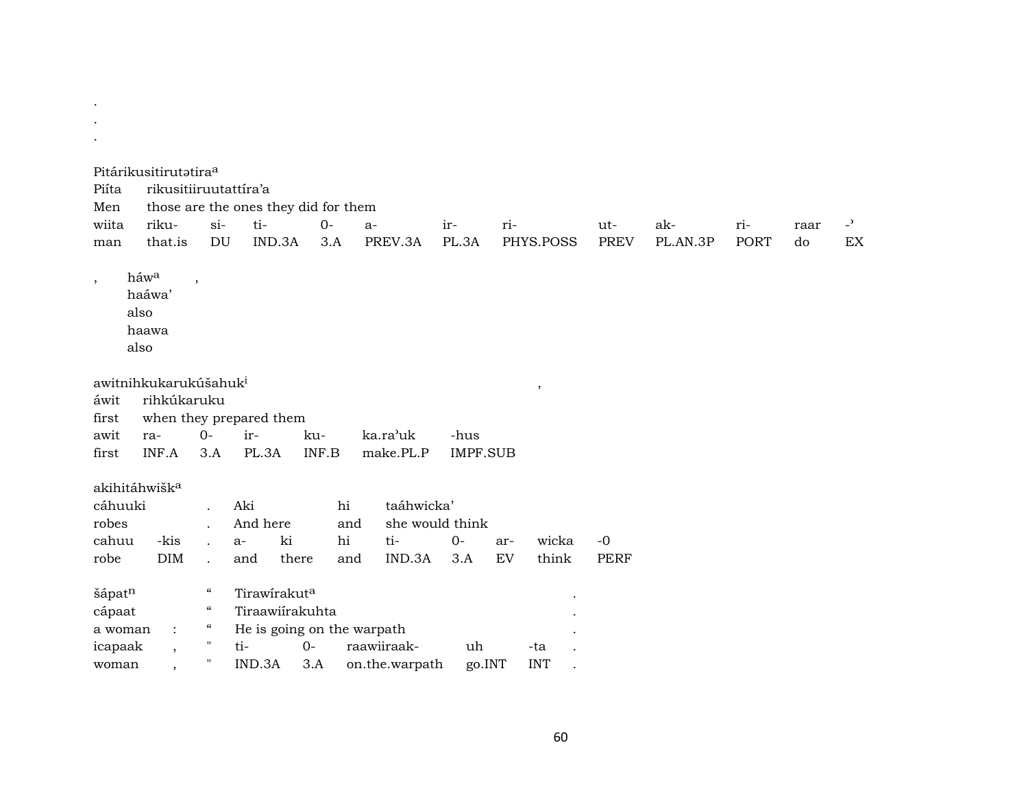.
.
.

Pitárikusitirutətira[a]

| Piíta | rikusitiiruutattíra'a | | | | | | | | | | | |
|---|---|---|---|---|---|---|---|---|---|---|---|---|
| Men | those are the ones they did for them | | | | | | | | | | | |
| wiita | riku- | si- | ti- | 0- | a- | ir- | ri- | ut- | ak- | ri- | raar | -ˀ |
| man | that.is | DU | IND.3A | 3.A | PREV.3A | PL.3A | PHYS.POSS | PREV | PL.AN.3P | PORT | do | EX |

, háw[a] ,

haáwa'

also

haawa

also

awitnihkukarukúšahuk[i] ,

| áwit | rihkúkaruku | | | | | |
|---|---|---|---|---|---|---|
| first | when they prepared them | | | | | |
| awit | ra- | 0- | ir- | ku- | ka.ra'uk | -hus |
| first | INF.A | 3.A | PL.3A | INF.B | make.PL.P | IMPF.SUB |

akihitáhwišk[a]

| cáhuuki | | . | Aki | | hi | taáhwicka' | | | | |
|---|---|---|---|---|---|---|---|---|---|---|
| robes | | . | And here | | and | she would think | | | | |
| cahuu | -kis | . | a- | ki | hi | ti- | 0- | ar- | wicka | -0 |
| robe | DIM | . | and | there | and | IND.3A | 3.A | EV | think | PERF |

| šápat[n] | | " | Tirawírakut[a] | | | | | . |
|---|---|---|---|---|---|---|---|---|
| cápaat | | " | Tiraawiírakuhta | | | | | . |
| a woman | : | " | He is going on the warpath | | | | | . |
| icapaak | , | " | ti- | 0- | raawiiraak- | uh | -ta | . |
| woman | , | " | IND.3A | 3.A | on.the.warpath | go.INT | INT | . |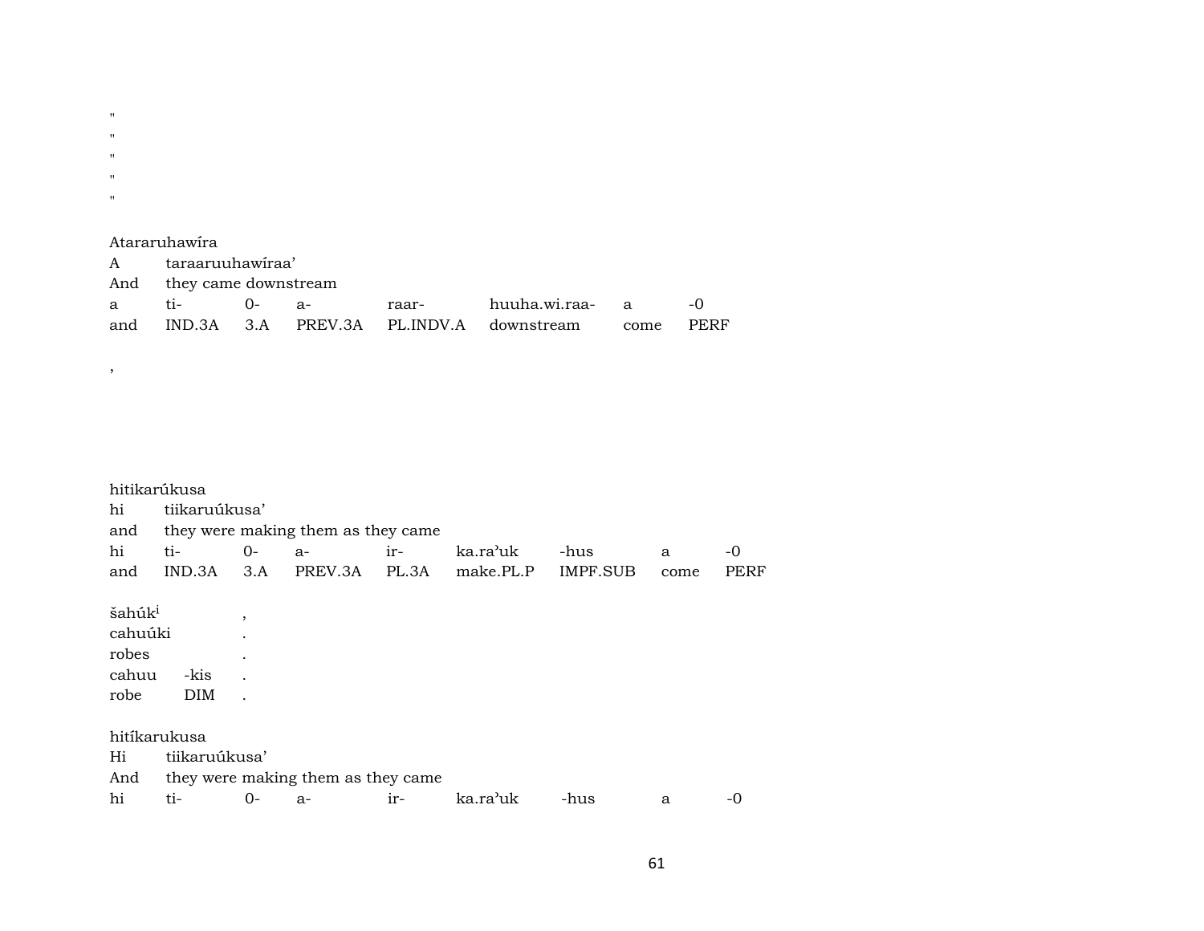"
"
"
"
"

Atararuhawíra
A  taraaruuhawíraa'
And  they came downstream

| a | ti- | 0- | a- | raar- | huuha.wi.raa- | a | -0 |
|---|---|---|---|---|---|---|---|
| and | IND.3A | 3.A | PREV.3A | PL.INDV.A | downstream | come | PERF |

,

hitikarúkusa
hi  tiikaruúkusa'
and  they were making them as they came

| hi | ti- | 0- | a- | ir- | ka.ra'uk | -hus | a | -0 |
|---|---|---|---|---|---|---|---|---|
| and | IND.3A | 3.A | PREV.3A | PL.3A | make.PL.P | IMPF.SUB | come | PERF |

šahúk[i]  ,
cahuúki  .
robes  .

| cahuu | -kis | . |
|---|---|---|
| robe | DIM | . |

hitíkarukusa
Hi  tiikaruúkusa'
And  they were making them as they came

| hi | ti- | 0- | a- | ir- | ka.ra'uk | -hus | a | -0 |
|---|---|---|---|---|---|---|---|---|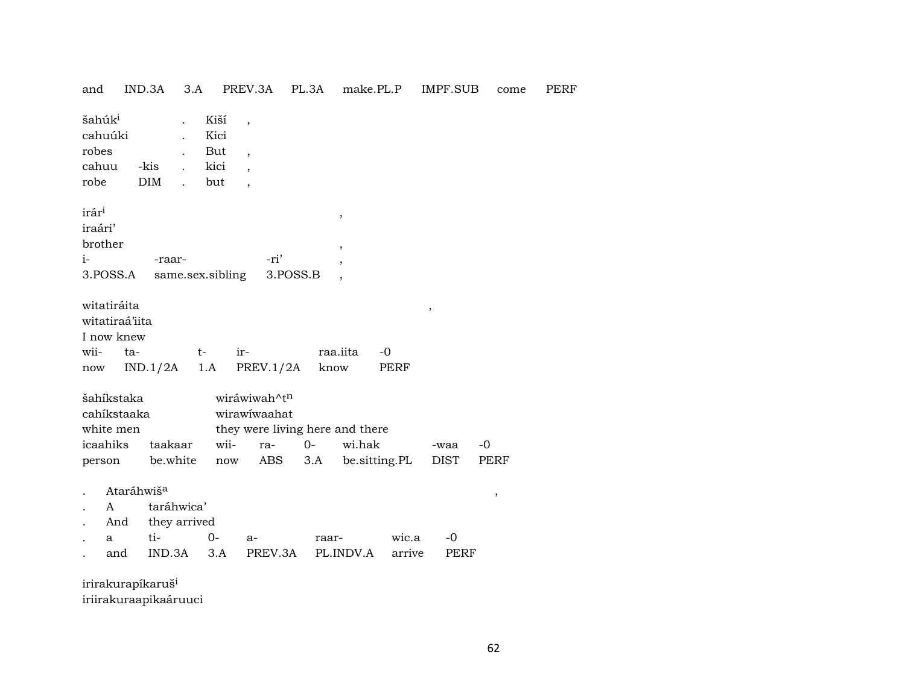and IND.3A 3.A PREV.3A PL.3A make.PL.P IMPF.SUB come PERF

| šahúk[i] | | . | Kiší | , |
|---|---|---|---|---|
| cahuúki | | . | Kici | |
| robes | | . | But | , |
| cahuu | -kis | . | kici | , |
| robe | DIM | . | but | , |

| irár[i] | | | , |
|---|---|---|---|
| iraári’ | | | |
| brother | | | , |
| i- | -raar- | -ri’ | , |
| 3.POSS.A | same.sex.sibling | 3.POSS.B | , |

| witatiráita | | | | | | , |
|---|---|---|---|---|---|---|
| witatiraá’iita | | | | | | |
| I now knew | | | | | | |
| wii- | ta- | t- | ir- | raa.iita | -0 | |
| now | IND.1/2A | 1.A | PREV.1/2A | know | PERF | |

| šahíkstaka | | wiráwiwah^t[n] | | | | | |
|---|---|---|---|---|---|---|---|
| cahíkstaaka | | wirawíwaahat | | | | | |
| white men | | they were living here and there | | | | | |
| icaahiks | taakaar | wii- | ra- | 0- | wi.hak | -waa | -0 |
| person | be.white | now | ABS | 3.A | be.sitting.PL | DIST | PERF |

| . | Atará hwiš[a] | | | | | | , |
|---|---|---|---|---|---|---|---|
| . | A | taráhwica’ | | | | | |
| . | And | they arrived | | | | | |
| . | a | ti- | 0- | a- | raar- | wic.a | -0 |
| . | and | IND.3A | 3.A | PREV.3A | PL.INDV.A | arrive | PERF |

irirakurapíkaruš[i]
iriirakuraapikaáruuci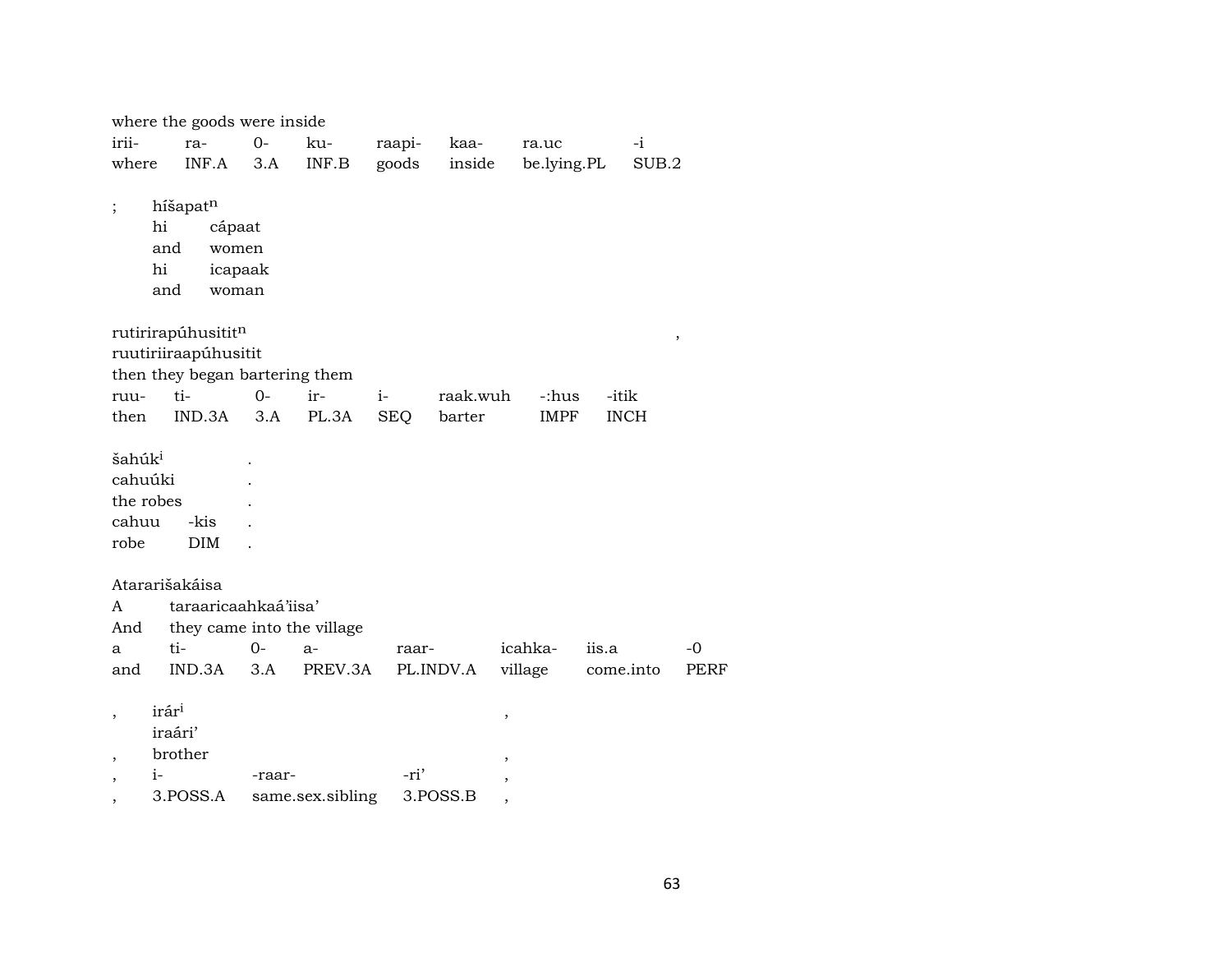where the goods were inside

| irii- | ra- | 0- | ku- | raapi- | kaa- | ra.uc | -i |
|---|---|---|---|---|---|---|---|
| where | INF.A | 3.A | INF.B | goods | inside | be.lying.PL | SUB.2 |

| ; | híšapat$^{n}$ | |
|---|---|---|
| | hi | cápaat |
| | and | women |
| | hi | icapaak |
| | and | woman |

rutirirapúhusitit$^{n}$ ,

ruutiriiraapúhusitit

then they began bartering them

| ruu- | ti- | 0- | ir- | i- | raak.wuh | -:hus | -itik |
|---|---|---|---|---|---|---|---|
| then | IND.3A | 3.A | PL.3A | SEQ | barter | IMPF | INCH |

| šahúk$^{i}$ | | . |
|---|---|---|
| cahuúki | | . |
| the robes | | . |
| cahuu | -kis | . |
| robe | DIM | . |

Atararišakáisa

| A | taraaricaahkaá'iisa' | | | | | | |
|---|---|---|---|---|---|---|---|
| And | they came into the village | | | | | | |
| a | ti- | 0- | a- | raar- | icahka- | iis.a | -0 |
| and | IND.3A | 3.A | PREV.3A | PL.INDV.A | village | come.into | PERF |

| , | irár$^{i}$ | | | , |
|---|---|---|---|---|
| | iraári' | | | |
| , | brother | | | , |
| , | i- | -raar- | -ri' | , |
| , | 3.POSS.A | same.sex.sibling | 3.POSS.B | , |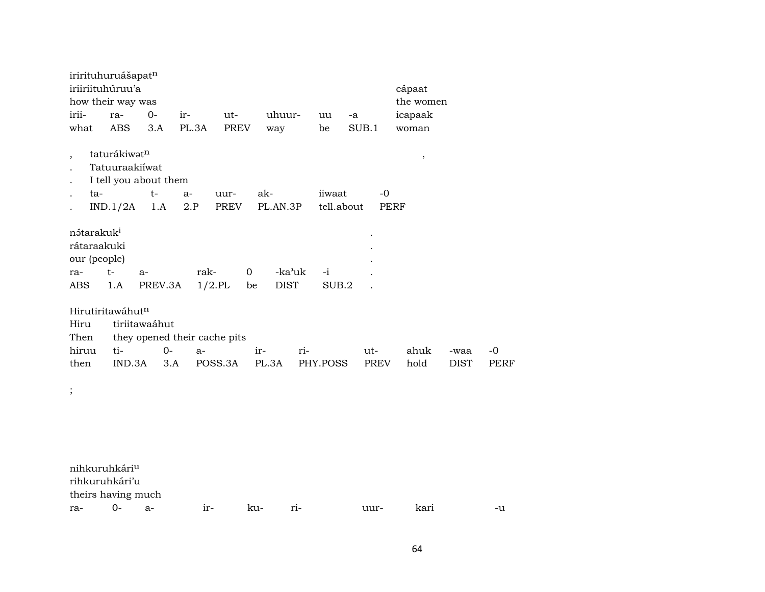irirituhuruášapat$^{n}$
iriiriituhúruu'a cápaat
how their way was the women

| irii- | ra- | 0- | ir- | ut- | uhuur- | uu | -a | icapaak |
|---|---|---|---|---|---|---|---|---|
| what | ABS | 3.A | PL.3A | PREV | way | be | SUB.1 | woman |

, taturákiwət$^{n}$ ,
. Tatuuraakiíwat
. I tell you about them

| . | ta- | t- | a- | uur- | ak- | iiwaat | -0 |
|---|---|---|---|---|---|---|---|
| . | IND.1/2A | 1.A | 2.P | PREV | PL.AN.3P | tell.about | PERF |

nə́tarakuk$^{i}$ .
rátaraakuki .
our (people) .

| ra- | t- | a- | rak- | 0 | -ka'uk | -i | . |
|---|---|---|---|---|---|---|---|
| ABS | 1.A | PREV.3A | 1/2.PL | be | DIST | SUB.2 | . |

Hirutiritawáhut$^{n}$
Hiru tiriitawaáhut
Then they opened their cache pits

| hiruu | ti- | 0- | a- | ir- | ri- | ut- | ahuk | -waa | -0 |
|---|---|---|---|---|---|---|---|---|---|
| then | IND.3A | 3.A | POSS.3A | PL.3A | PHY.POSS | PREV | hold | DIST | PERF |

;

nihkuruhkári$^{u}$
rihkuruhkári'u
theirs having much

| ra- | 0- | a- | ir- | ku- | ri- | uur- | kari | -u |
|---|---|---|---|---|---|---|---|---|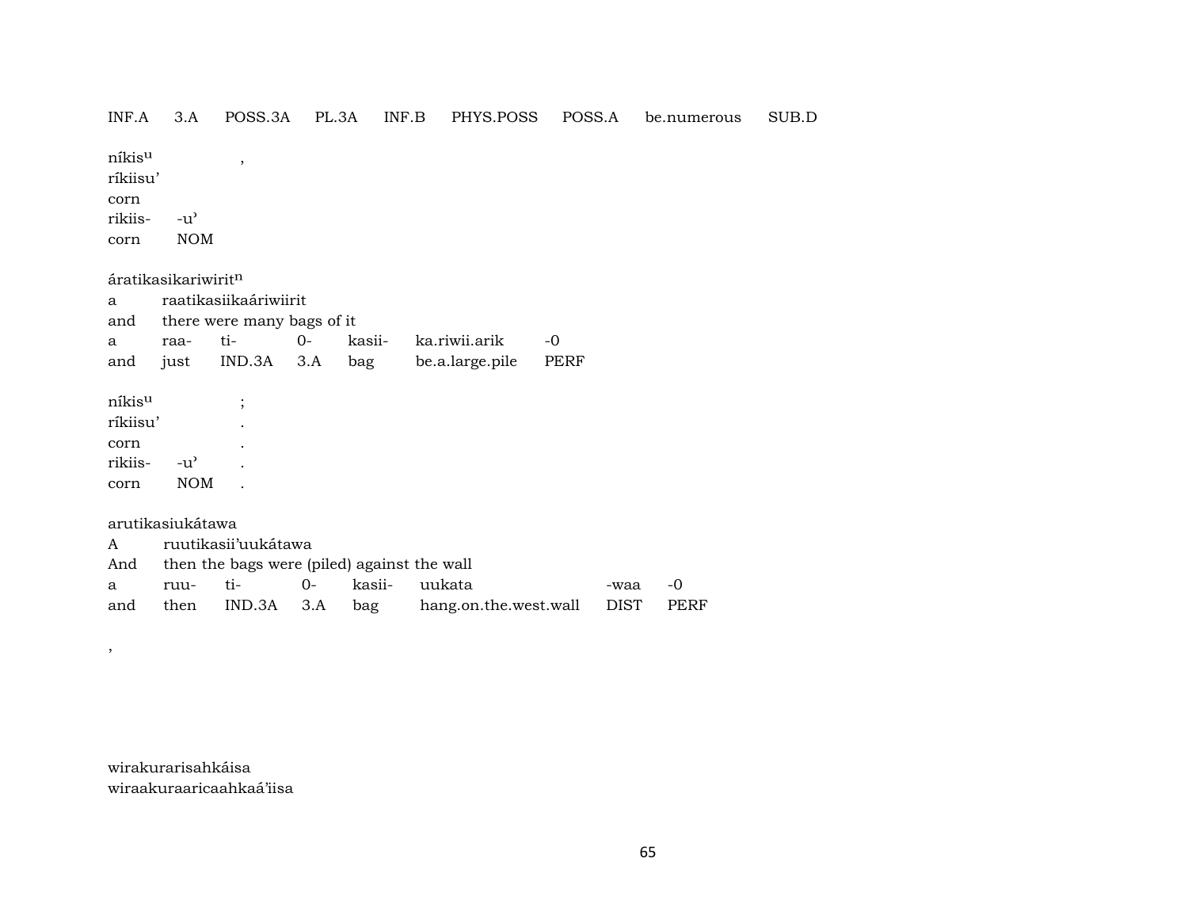INF.A 3.A POSS.3A PL.3A INF.B PHYS.POSS POSS.A be.numerous SUB.D

níkis$^{u}$ ,
ríkiisu'
corn
rikiis- -u'
corn NOM

áratikasikariwirit$^{n}$
a raatikasiikaáriwiirit
and there were many bags of it
a raa- ti- 0- kasii- ka.riwii.arik -0
and just IND.3A 3.A bag be.a.large.pile PERF

níkis$^{u}$ ;
ríkiisu' .
corn .
rikiis- -u' .
corn NOM .

arutikasiukátawa
A ruutikasii'uukátawa
And then the bags were (piled) against the wall
a ruu- ti- 0- kasii- uukata -waa -0
and then IND.3A 3.A bag hang.on.the.west.wall DIST PERF

,

wirakurarisahkáisa
wiraakuraaricaahkaá'iisa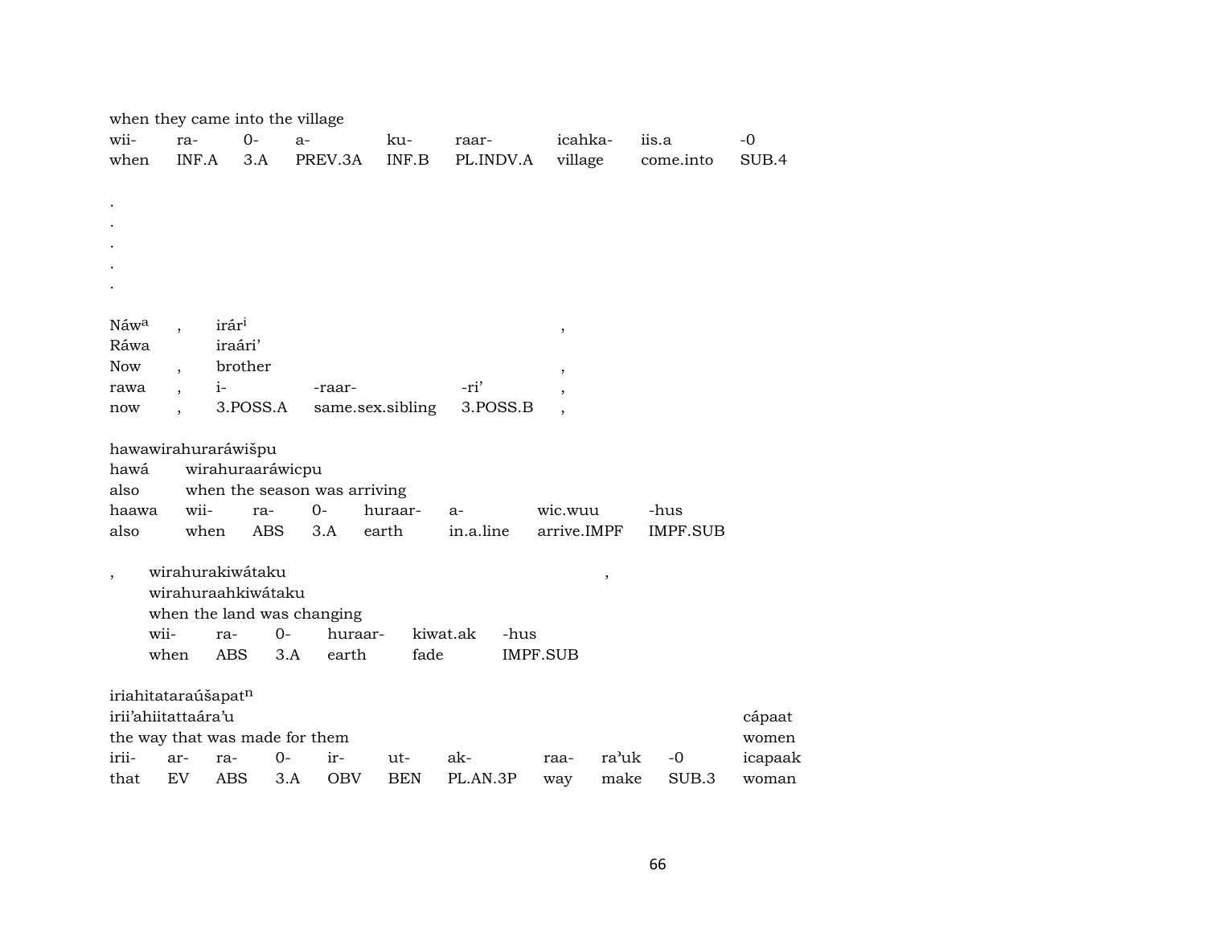when they came into the village

| wii- | ra- | 0- | a- | ku- | raar- | icahka- | iis.a | -0 |
|---|---|---|---|---|---|---|---|---|
| when | INF.A | 3.A | PREV.3A | INF.B | PL.INDV.A | village | come.into | SUB.4 |

.
.
.
.
.

| Náw[a] | , | irár[i] | | | , |
|---|---|---|---|---|---|
| Ráwa | | iraári’ | | | |
| Now | , | brother | | | , |
| rawa | , | i- | -raar- | -ri’ | , |
| now | , | 3.POSS.A | same.sex.sibling | 3.POSS.B | , |

hawawirahuraráwišpu

| hawá | wirahuraaráwicpu | | | | | |
|---|---|---|---|---|---|---|
| also | when the season was arriving | | | | | |
| haawa | wii- | ra- | 0- | huraar- | a- | wic.wuu | -hus |
| also | when | ABS | 3.A | earth | in.a.line | arrive.IMPF | IMPF.SUB |

, wirahurakiwátaku ,

| wirahuraahkiwátaku | | | | | |
|---|---|---|---|---|---|
| when the land was changing | | | | | |
| wii- | ra- | 0- | huraar- | kiwat.ak | -hus |
| when | ABS | 3.A | earth | fade | IMPF.SUB |

iriahitataraúšapat[n]

| irii’ahiitattaára’u | | | | | | | | | | cápaat |
|---|---|---|---|---|---|---|---|---|---|---|
| the way that was made for them | | | | | | | | | | women |
| irii- | ar- | ra- | 0- | ir- | ut- | ak- | raa- | ra’uk | -0 | icapaak |
| that | EV | ABS | 3.A | OBV | BEN | PL.AN.3P | way | make | SUB.3 | woman |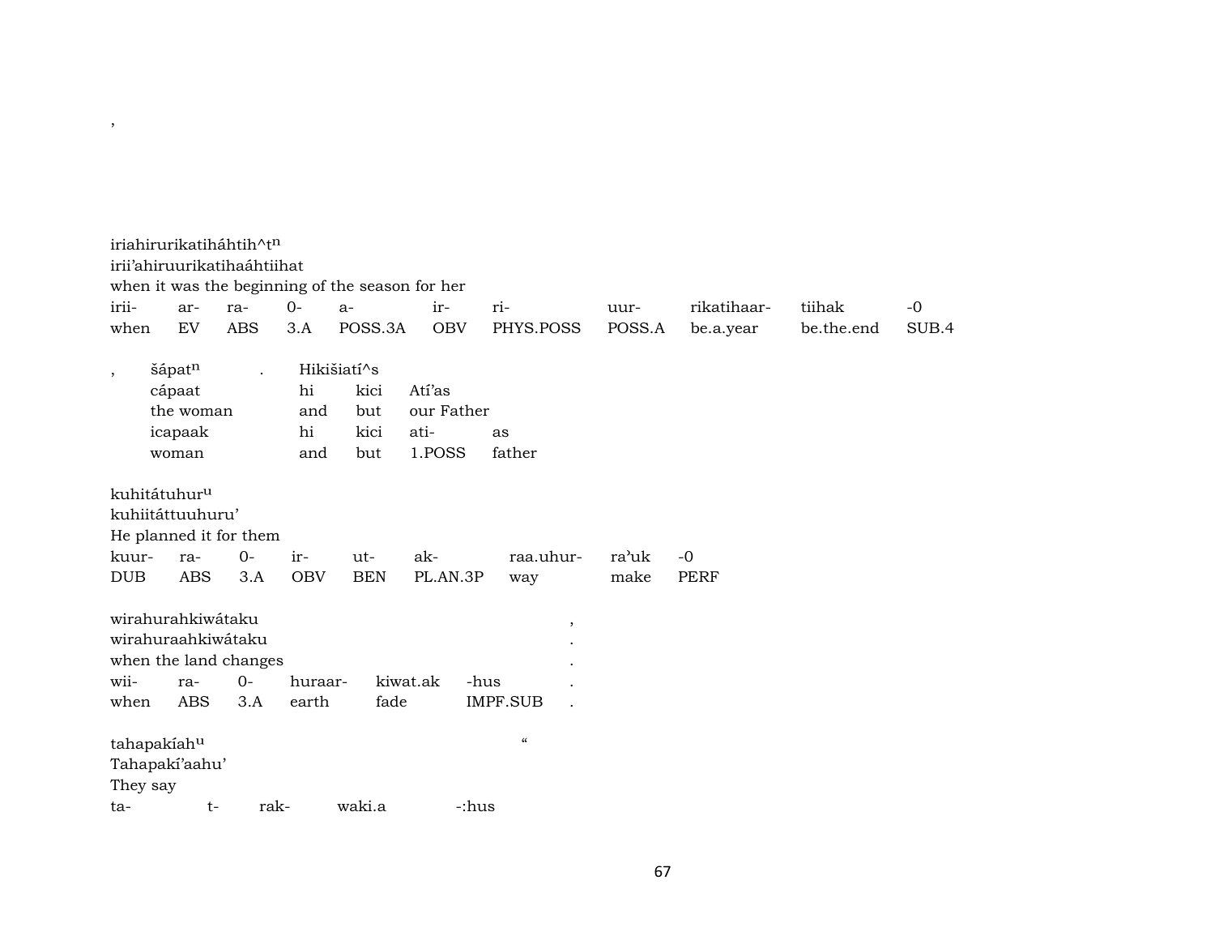,

iriahirurikatiháhtih^t$^{n}$
irii'ahiruurikatihaáhtiihat
when it was the beginning of the season for her

| irii- | ar- | ra- | 0- | a- | ir- | ri- | uur- | rikatihaar- | tiihak | -0 |
|---|---|---|---|---|---|---|---|---|---|---|
| when | EV | ABS | 3.A | POSS.3A | OBV | PHYS.POSS | POSS.A | be.a.year | be.the.end | SUB.4 |

| , | šápat$^{n}$ | . | Hikišiatí^s | | | |
|---|---|---|---|---|---|---|
| | cápaat | | hi | kici | Atí'as | |
| | the woman | | and | but | our Father | |
| | icapaak | | hi | kici | ati- | as |
| | woman | | and | but | 1.POSS | father |

kuhitátuhur$^{u}$
kuhiitáttuuhuru'
He planned it for them

| kuur- | ra- | 0- | ir- | ut- | ak- | raa.uhur- | ra'uk | -0 |
|---|---|---|---|---|---|---|---|---|
| DUB | ABS | 3.A | OBV | BEN | PL.AN.3P | way | make | PERF |

wirahurahkiwátaku ,
wirahuraahkiwátaku .
when the land changes .

| wii- | ra- | 0- | huraar- | kiwat.ak | -hus | . |
|---|---|---|---|---|---|---|
| when | ABS | 3.A | earth | fade | IMPF.SUB | . |

tahapakíah$^{u}$ "
Tahapakí'aahu'
They say

| ta- | t- | rak- | waki.a | -:hus |
|---|---|---|---|---|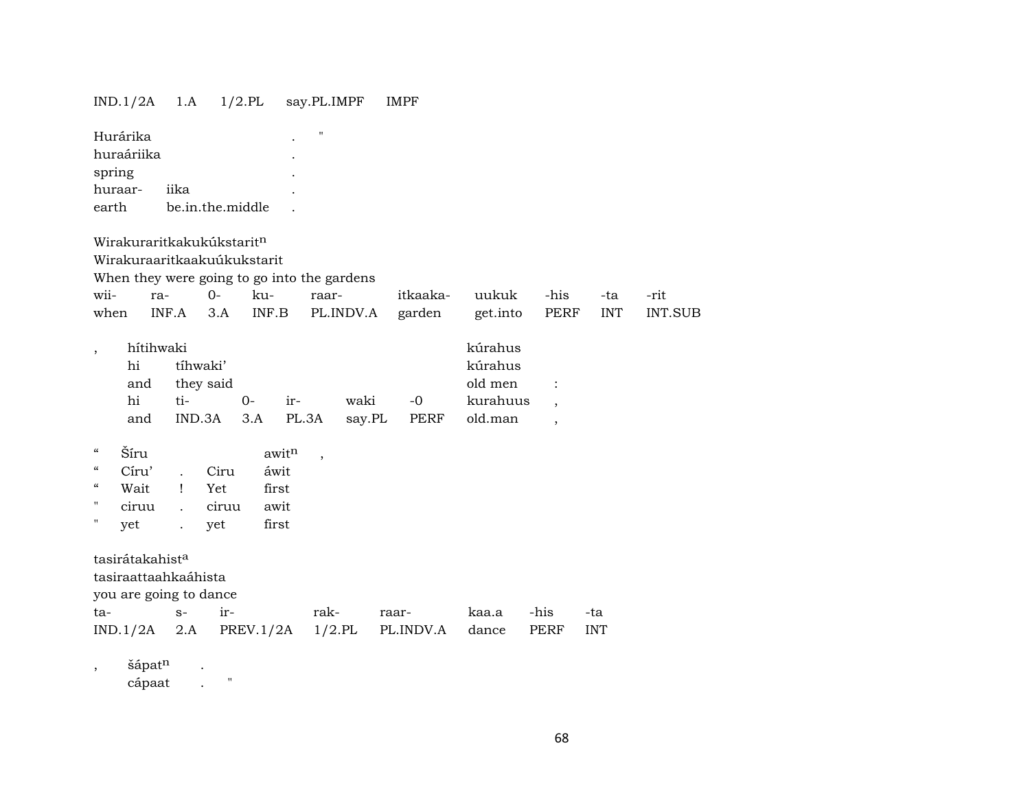| IND.1/2A | 1.A | 1/2.PL | say.PL.IMPF | IMPF |
|---|---|---|---|---|

| Hurárika | | . | " |
|---|---|---|---|
| huraáriika | | . | |
| spring | | . | |
| huraar- | iika | . | |
| earth | be.in.the.middle | . | |

Wirakuraritkakukúkstarit$^{n}$
Wirakuraaritkaakuúkukstarit
When they were going to go into the gardens

| wii- | ra- | 0- | ku- | raar- | itkaaka- | uukuk | -his | -ta | -rit |
|---|---|---|---|---|---|---|---|---|---|
| when | INF.A | 3.A | INF.B | PL.INDV.A | garden | get.into | PERF | INT | INT.SUB |

| , | hítihwaki | | | | | | kúrahus | |
|---|---|---|---|---|---|---|---|---|
| | hi | tíhwaki' | | | | | kúrahus | |
| | and | they said | | | | | old men | : |
| | hi | ti- | 0- | ir- | waki | -0 | kurahuus | , |
| | and | IND.3A | 3.A | PL.3A | say.PL | PERF | old.man | , |

| " | Šíru | | | awit$^{n}$ | , |
|---|---|---|---|---|---|
| " | Círu' | . | Ciru | áwit | |
| " | Wait | ! | Yet | first | |
| " | ciruu | . | ciruu | awit | |
| " | yet | . | yet | first | |

tasirátakahist$^{a}$
tasiraattaahkaáhista
you are going to dance

| ta- | s- | ir- | rak- | raar- | kaa.a | -his | -ta |
|---|---|---|---|---|---|---|---|
| IND.1/2A | 2.A | PREV.1/2A | 1/2.PL | PL.INDV.A | dance | PERF | INT |

| , | šápat$^{n}$ | . | |
|---|---|---|---|
| | cápaat | . | " |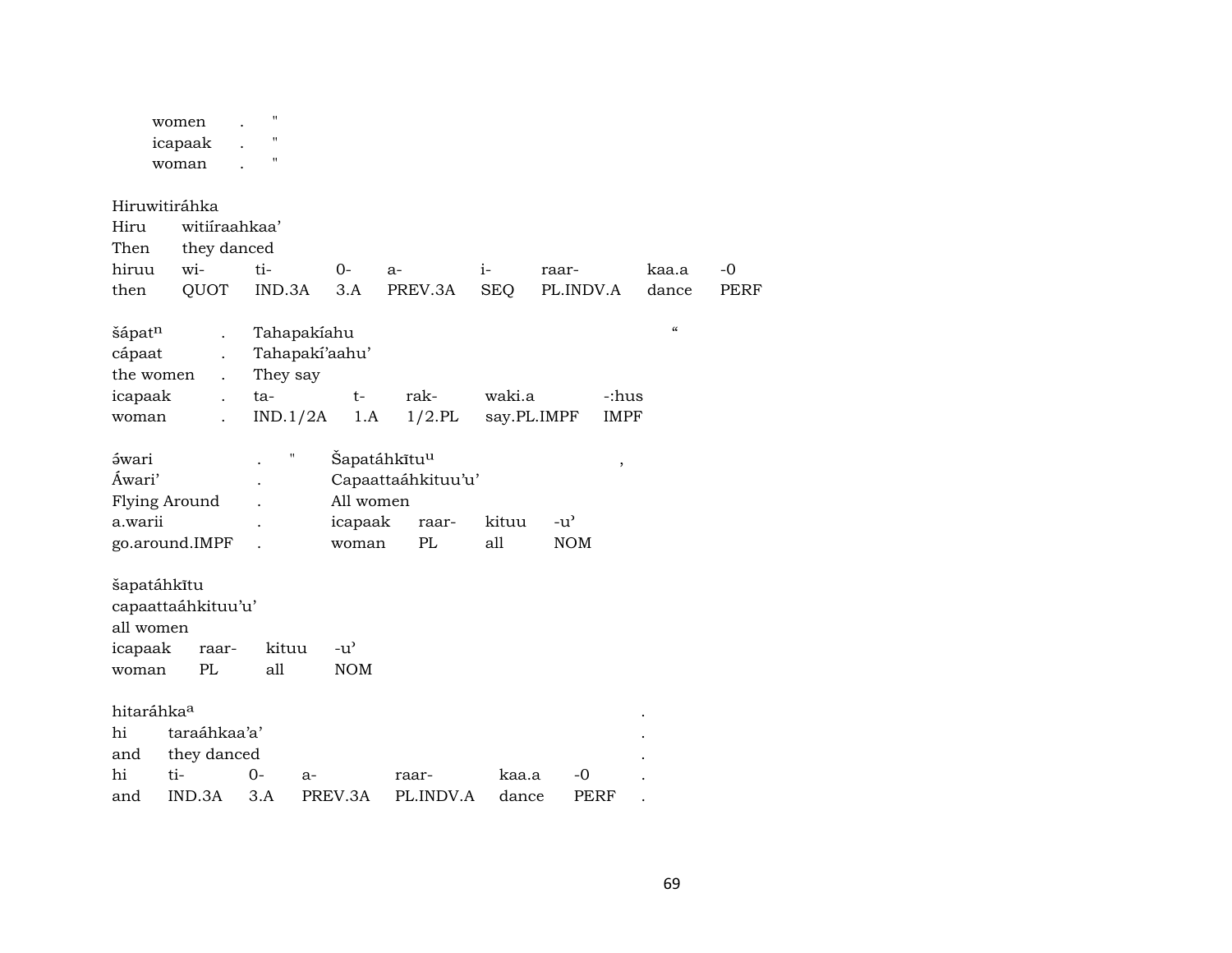| women | . | " |
|---|---|---|
| icapaak | . | " |
| woman | . | " |

Hiruwitiráhka

| Hiru | witiíraahkaa' | | | | | | | |
|---|---|---|---|---|---|---|---|---|
| Then | they danced | | | | | | | |
| hiruu | wi- | ti- | 0- | a- | i- | raar- | kaa.a | -0 |
| then | QUOT | IND.3A | 3.A | PREV.3A | SEQ | PL.INDV.A | dance | PERF |

| šápatn | . | Tahapakíahu | | | | " |
|---|---|---|---|---|---|---|
| cápaat | . | Tahapakí'aahu' | | | | |
| the women | . | They say | | | | |
| icapaak | . | ta- | t- | rak- | waki.a | -:hus |
| woman | . | IND.1/2A | 1.A | 1/2.PL | say.PL.IMPF | IMPF |

| ə́wari | . | " | Šapatáhkītuu | | | , |
|---|---|---|---|---|---|---|
| Áwari' | . | | Capaattaáhkituu'u' | | | |
| Flying Around | . | | All women | | | |
| a.warii | . | | icapaak | raar- | kituu | -u' |
| go.around.IMPF | . | | woman | PL | all | NOM |

šapatáhkītu

| capaattaáhkituu'u' | | | |
|---|---|---|---|
| all women | | | |
| icapaak | raar- | kituu | -u' |
| woman | PL | all | NOM |

hitaráhkaa .

| hi | taraáhkaa'a' | | | | | | . |
|---|---|---|---|---|---|---|---|
| and | they danced | | | | | | . |
| hi | ti- | 0- | a- | raar- | kaa.a | -0 | . |
| and | IND.3A | 3.A | PREV.3A | PL.INDV.A | dance | PERF | . |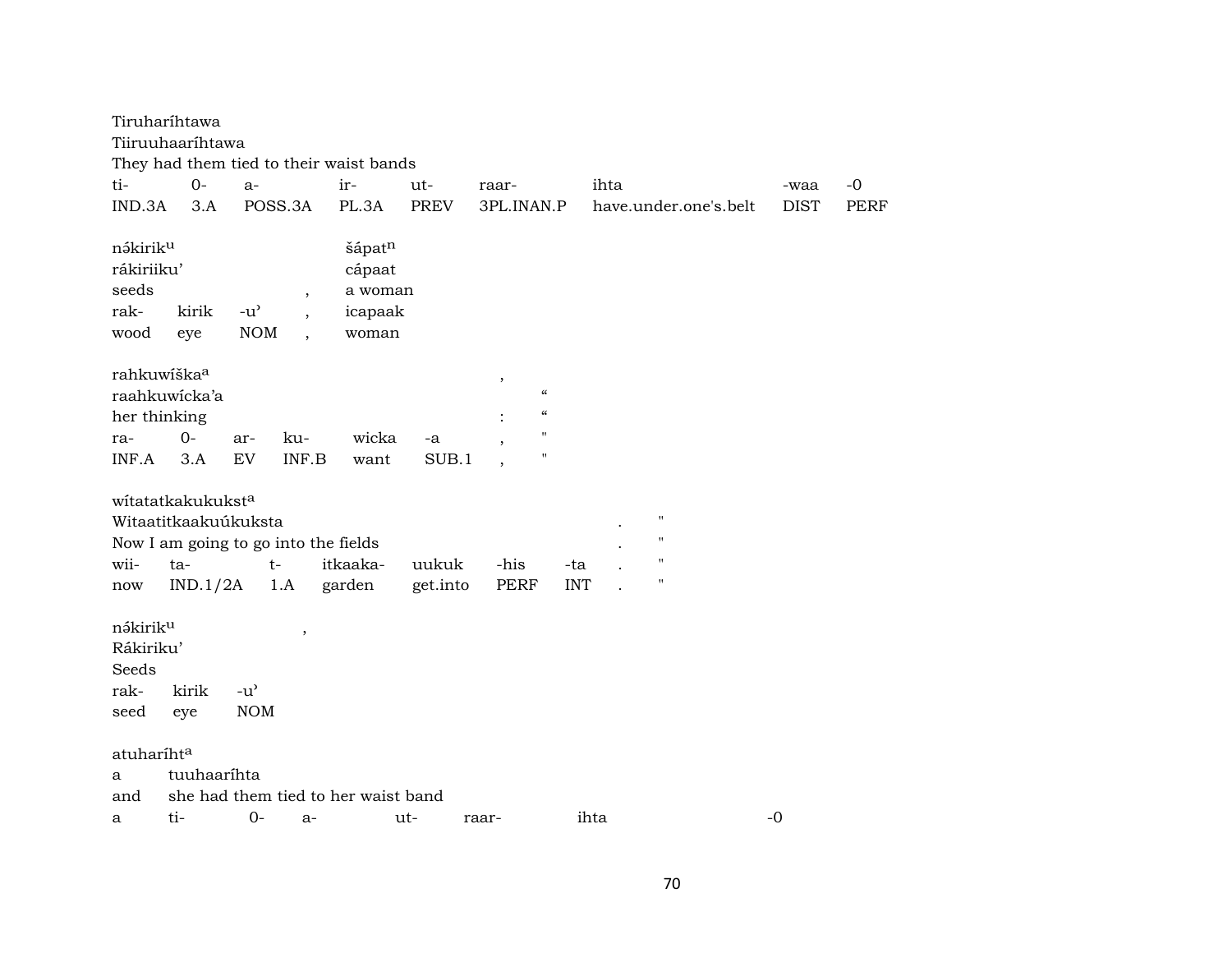Tiruharíhtawa
Tiiruuhaaríhtawa
They had them tied to their waist bands

| ti- | 0- | a- | ir- | ut- | raar- | ihta | -waa | -0 |
|---|---|---|---|---|---|---|---|---|
| IND.3A | 3.A | POSS.3A | PL.3A | PREV | 3PL.INAN.P | have.under.one's.belt | DIST | PERF |

| nə́kiriku | | | | šápatn |
|---|---|---|---|---|
| rákiriiku' | | | | cápaat |
| seeds | | | , | a woman |
| rak- | kirik | -u' | , | icapaak |
| wood | eye | NOM | , | woman |

| rahkuwíška | | | | | | , | |
|---|---|---|---|---|---|---|---|
| raahkuwícka'a | | | | | | | " |
| her thinking | | | | | | : | " |
| ra- | 0- | ar- | ku- | wicka | -a | , | " |
| INF.A | 3.A | EV | INF.B | want | SUB.1 | , | " |

| wítatatkakukuksta | | | | | | | | |
|---|---|---|---|---|---|---|---|---|
| Witaatitkaakuúkuksta | | | | | | | . | " |
| Now I am going to go into the fields | | | | | | | . | " |
| wii- | ta- | t- | itkaaka- | uukuk | -his | -ta | . | " |
| now | IND.1/2A | 1.A | garden | get.into | PERF | INT | . | " |

| nə́kiriku | | | , |
|---|---|---|---|
| Rákiriku' | | | |
| Seeds | | | |
| rak- | kirik | -u' | |
| seed | eye | NOM | |

atuharíhta
a tuuhaaríhta
and she had them tied to her waist band

| a | ti- | 0- | a- | ut- | raar- | ihta | -0 |
|---|---|---|---|---|---|---|---|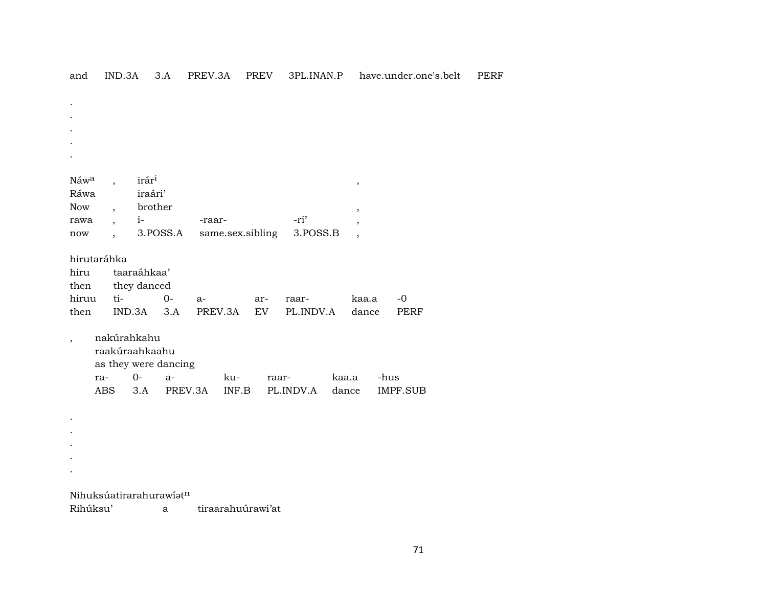| and | IND.3A | 3.A | PREV.3A | PREV | 3PL.INAN.P | have.under.one's.belt | PERF |
|---|---|---|---|---|---|---|---|

.
.
.
.
.

| Náw[a] | , | irár[i] | | | , |
|---|---|---|---|---|---|
| Ráwa | | iraári’ | | | |
| Now | , | brother | | | , |
| rawa | , | i- | -raar- | -ri’ | , |
| now | , | 3.POSS.A | same.sex.sibling | 3.POSS.B | , |

hirutaráhka

| hiru | taaraáhkaa’ | | | | | | |
|---|---|---|---|---|---|---|---|
| then | they danced | | | | | | |
| hiruu | ti- | 0- | a- | ar- | raar- | kaa.a | -0 |
| then | IND.3A | 3.A | PREV.3A | EV | PL.INDV.A | dance | PERF |

, nakúrahkahu

| raakúraahkaahu | | | | | | |
|---|---|---|---|---|---|---|
| as they were dancing | | | | | | |
| ra- | 0- | a- | ku- | raar- | kaa.a | -hus |
| ABS | 3.A | PREV.3A | INF.B | PL.INDV.A | dance | IMPF.SUB |

.
.
.
.
.

Nihuksúatirarahurawíət[n]

| Rihúksu’ | a | tiraarahuúrawi’at |
|---|---|---|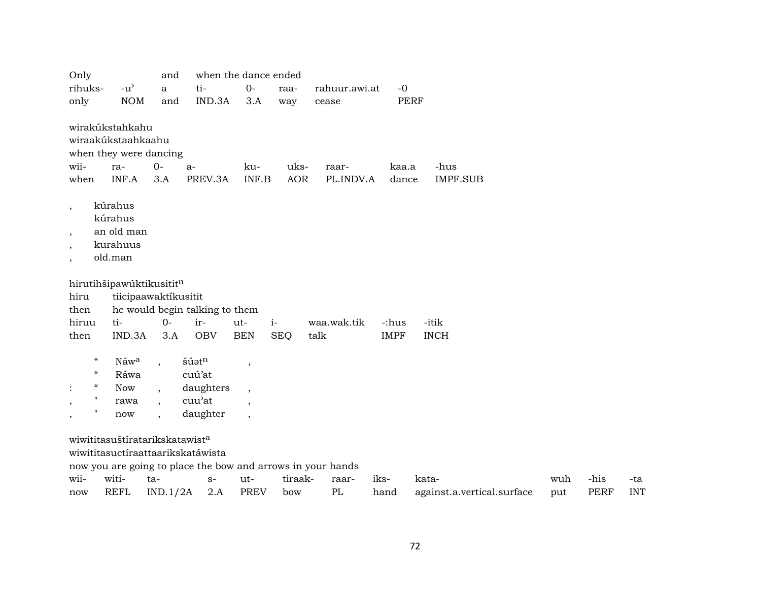Only | | and | when the dance ended | | | | |
---|---|---|---|---|---|---|---
rihuks- | -u’ | a | ti- | 0- | raa- | rahuur.awi.at | -0
only | NOM | and | IND.3A | 3.A | way | cease | PERF

wirakúkstahkahu
wiraakúkstaahkaahu
when they were dancing

| wii- | ra- | 0- | a- | ku- | uks- | raar- | kaa.a | -hus |
|---|---|---|---|---|---|---|---|---|
| when | INF.A | 3.A | PREV.3A | INF.B | AOR | PL.INDV.A | dance | IMPF.SUB |

, kúrahus
kúrahus
, an old man
, kurahuus
, old.man

hirutihšipawúktikusitit$^{n}$
hiru tiicipaawaktíkusitit
then he would begin talking to them

| hiruu | ti- | 0- | ir- | ut- | i- | waa.wak.tik | -:hus | -itik |
|---|---|---|---|---|---|---|---|---|
| then | IND.3A | 3.A | OBV | BEN | SEQ | talk | IMPF | INCH |

| | “ | Náw$^{a}$ | , | šúət$^{n}$ | , |
|---|---|---|---|---|---|
| | “ | Ráwa | | cuú’at | |
| : | “ | Now | , | daughters | , |
| , | " | rawa | , | cuu’at | , |
| , | " | now | , | daughter | , |

wiwititasuštíratarikskatawist$^{a}$
wiwititasuctíraattaarikskatáwista
now you are going to place the bow and arrows in your hands

| wii- | witi- | ta- | s- | ut- | tiraak- | raar- | iks- | kata- | wuh | -his | -ta |
|---|---|---|---|---|---|---|---|---|---|---|---|
| now | REFL | IND.1/2A | 2.A | PREV | bow | PL | hand | against.a.vertical.surface | put | PERF | INT |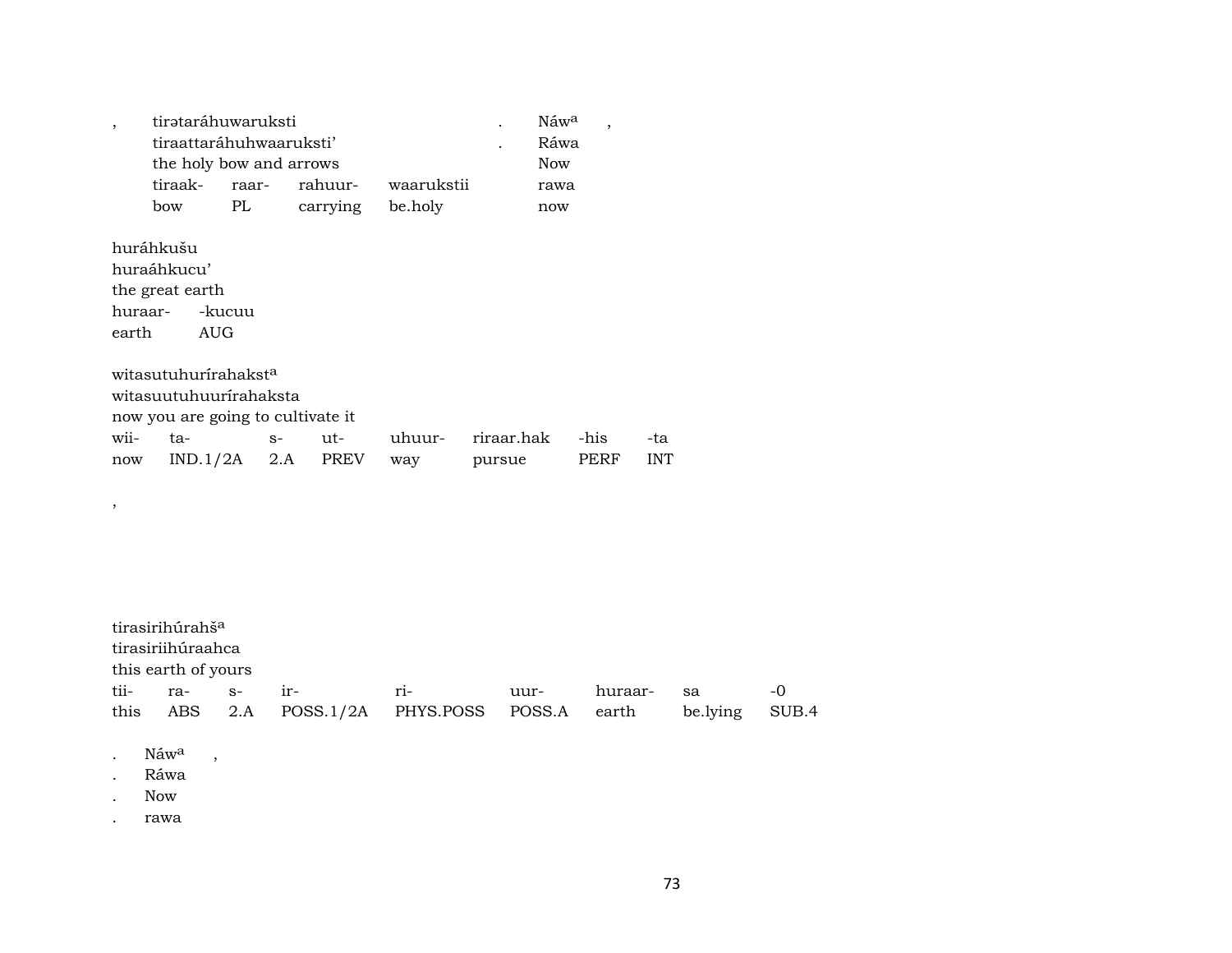| , | tirətaráhuwaruksti | | | | . | Náw[a] | , |
|---|---|---|---|---|---|---|---|
| | tiraattaráhuhwaaruksti’ | | | | . | Ráwa | |
| | the holy bow and arrows | | | | | Now | |
| | tiraak- | raar- | rahuur- | waarukstii | | rawa | |
| | bow | PL | carrying | be.holy | | now | |

huráhkušu
huraáhkucu’
the great earth

| huraar- | -kucuu |
|---|---|
| earth | AUG |

witasutuhurírahakst[a]
witasuutuhuurírahaksta
now you are going to cultivate it

| wii- | ta- | s- | ut- | uhuur- | riraar.hak | -his | -ta |
|---|---|---|---|---|---|---|---|
| now | IND.1/2A | 2.A | PREV | way | pursue | PERF | INT |

,

tirasirihúrahš[a]
tirasiriihúraahca
this earth of yours

| tii- | ra- | s- | ir- | ri- | uur- | huraar- | sa | -0 |
|---|---|---|---|---|---|---|---|---|
| this | ABS | 2.A | POSS.1/2A | PHYS.POSS | POSS.A | earth | be.lying | SUB.4 |

. Náw[a] ,
. Ráwa
. Now
. rawa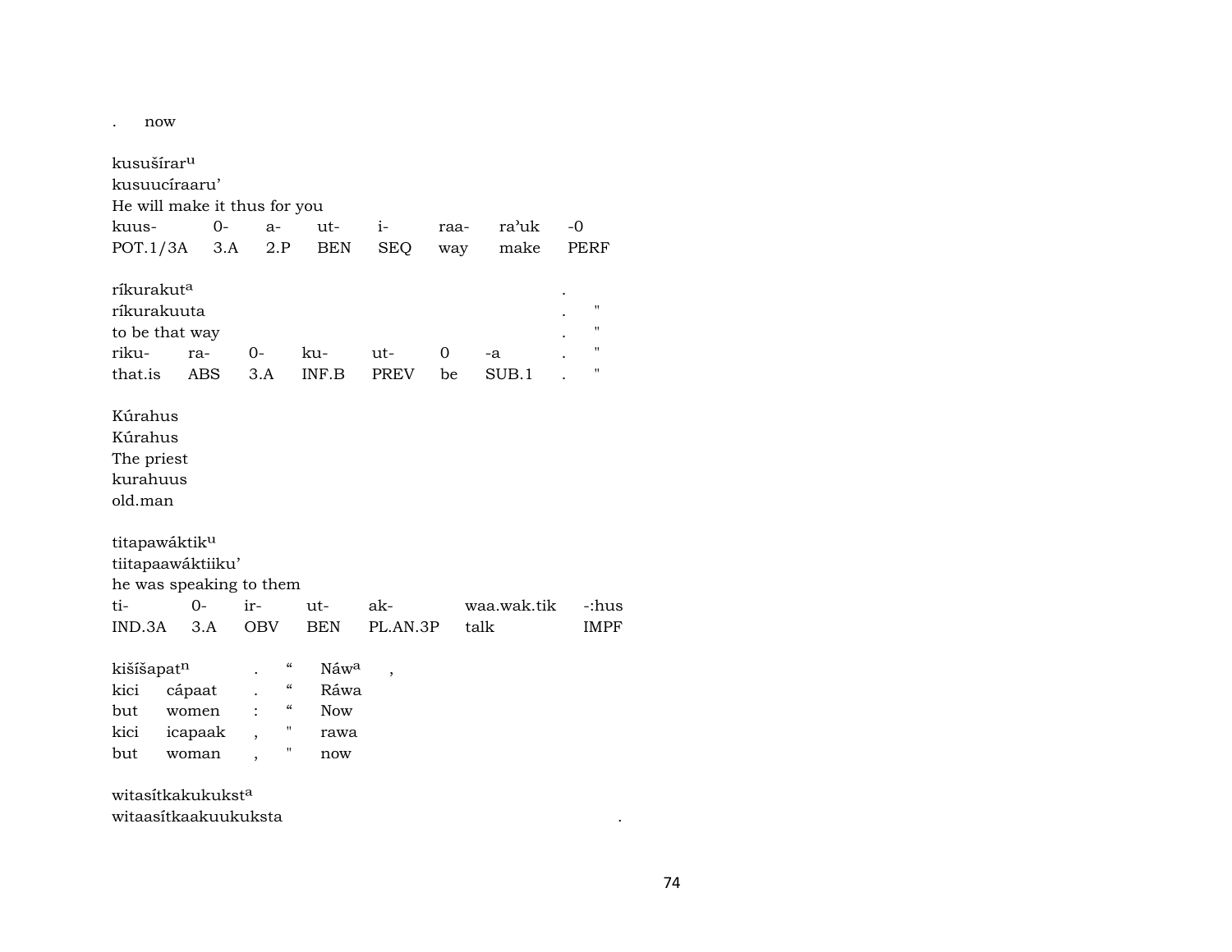.	now

kusušírar^u
kusuucíraaru'
He will make it thus for you

| kuus- | 0- | a- | ut- | i- | raa- | ra'uk | -0 |
|---|---|---|---|---|---|---|---|
| POT.1/3A | 3.A | 2.P | BEN | SEQ | way | make | PERF |

ríkurakut^a .
ríkurakuuta . "
to be that way . "

| riku- | ra- | 0- | ku- | ut- | 0 | -a | . | " |
|---|---|---|---|---|---|---|---|---|
| that.is | ABS | 3.A | INF.B | PREV | be | SUB.1 | . | " |

Kúrahus
Kúrahus
The priest
kurahuus
old.man

titapawáktik^u
tiitapaawáktiiku'
he was speaking to them

| ti- | 0- | ir- | ut- | ak- | waa.wak.tik | -:hus |
|---|---|---|---|---|---|---|
| IND.3A | 3.A | OBV | BEN | PL.AN.3P | talk | IMPF |

| kišíšapat^n | | . | " | Náw^a | , |
|---|---|---|---|---|---|
| kici | cápaat | . | " | Ráwa | |
| but | women | : | " | Now | |
| kici | icapaak | , | " | rawa | |
| but | woman | , | " | now | |

witasítkakukukst^a
witaasítkaakuukuksta .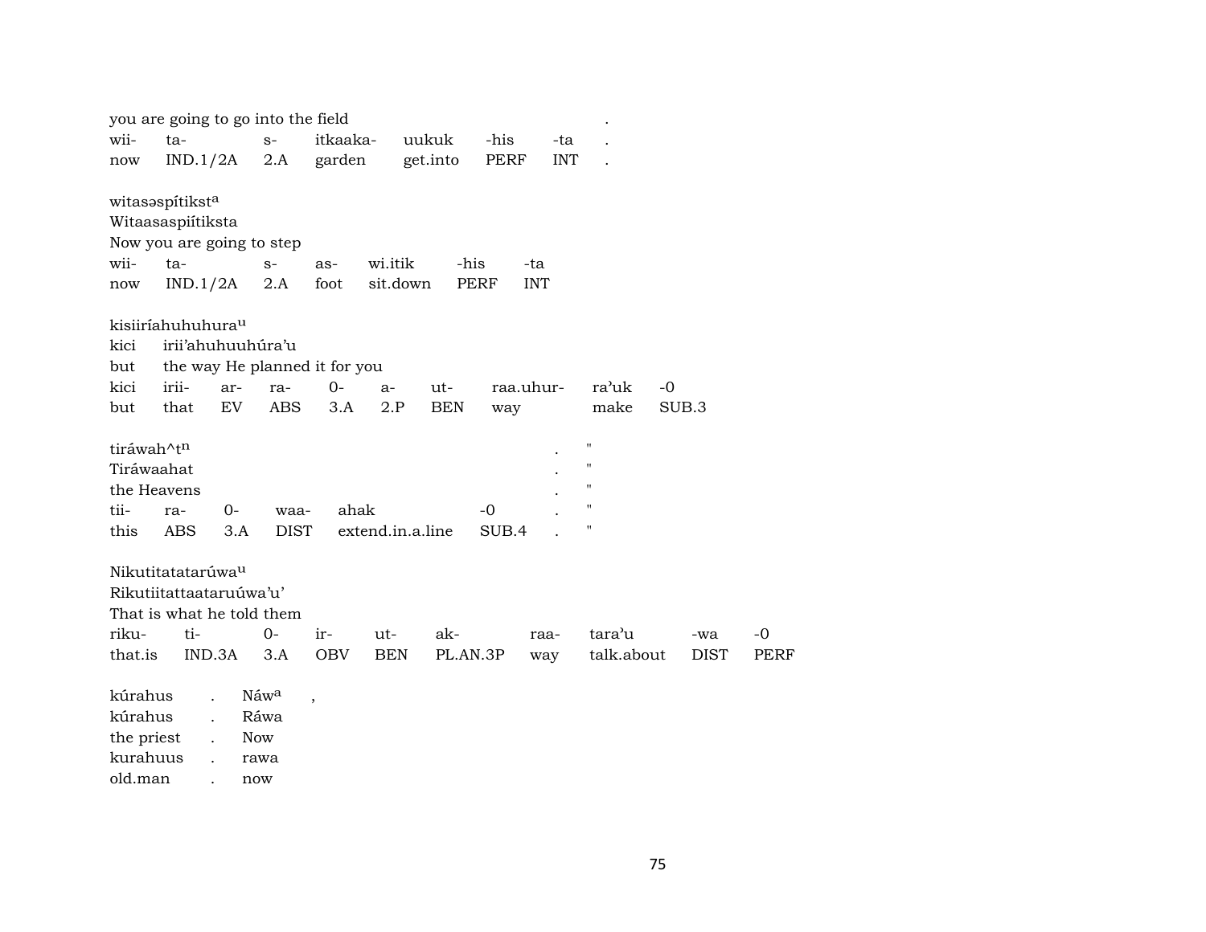you are going to go into the field .

| wii- | ta- | s- | itkaaka- | uukuk | -his | -ta | . |
|---|---|---|---|---|---|---|---|
| now | IND.1/2A | 2.A | garden | get.into | PERF | INT | . |

witasəspítikst$^{a}$
Witaasaspiítiksta
Now you are going to step

| wii- | ta- | s- | as- | wi.itik | -his | -ta |
|---|---|---|---|---|---|---|
| now | IND.1/2A | 2.A | foot | sit.down | PERF | INT |

kisiiríahuhuhura$^{u}$
kici irii'ahuhuuhúra'u
but the way He planned it for you

| kici | irii- | ar- | ra- | 0- | a- | ut- | raa.uhur- | ra'uk | -0 |
|---|---|---|---|---|---|---|---|---|---|
| but | that | EV | ABS | 3.A | 2.P | BEN | way | make | SUB.3 |

tiráwah^t$^{n}$ . "
Tiráwaahat . "
the Heavens . "

| tii- | ra- | 0- | waa- | ahak | -0 | . | " |
|---|---|---|---|---|---|---|---|
| this | ABS | 3.A | DIST | extend.in.a.line | SUB.4 | . | " |

Nikutitatatarúwa$^{u}$
Rikutiitattaataruúwa'u'
That is what he told them

| riku- | ti- | 0- | ir- | ut- | ak- | raa- | tara'u | -wa | -0 |
|---|---|---|---|---|---|---|---|---|---|
| that.is | IND.3A | 3.A | OBV | BEN | PL.AN.3P | way | talk.about | DIST | PERF |

| kúrahus | . | Náw$^{a}$ | , |
|---|---|---|---|
| kúrahus | . | Ráwa | |
| the priest | . | Now | |
| kurahuus | . | rawa | |
| old.man | . | now | |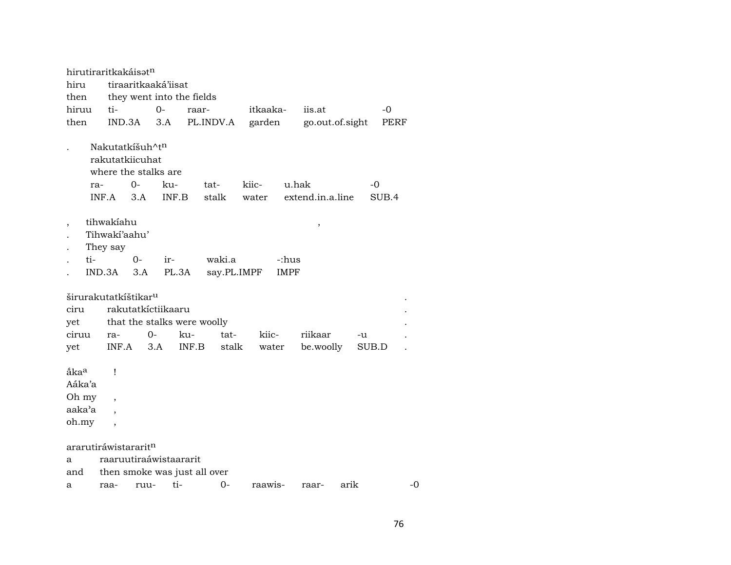hirutiraritkakáisət^n

| hiru | tiraaritkaaká'iisat | | | | | |
|---|---|---|---|---|---|---|
| then | they went into the fields | | | | | |
| hiruu | ti- | 0- | raar- | itkaaka- | iis.at | -0 |
| then | IND.3A | 3.A | PL.INDV.A | garden | go.out.of.sight | PERF |

. Nakutatkíšuh^t^n

| rakutatkiicuhat | | | | | | |
|---|---|---|---|---|---|---|
| where the stalks are | | | | | | |
| ra- | 0- | ku- | tat- | kiic- | u.hak | -0 |
| INF.A | 3.A | INF.B | stalk | water | extend.in.a.line | SUB.4 |

, tihwakíahu ,

. Tihwakí'aahu'

. They say

| | | | | |
|---|---|---|---|---|
| . ti- | 0- | ir- | waki.a | -:hus |
| . IND.3A | 3.A | PL.3A | say.PL.IMPF | IMPF |

širurakutatkíštikar^u .

| ciru | rakutatkíctiikaaru | | | | | | . |
|---|---|---|---|---|---|---|---|
| yet | that the stalks were woolly | | | | | | . |
| ciruu | ra- | 0- | ku- | tat- | kiic- | riikaar | -u . |
| yet | INF.A | 3.A | INF.B | stalk | water | be.woolly | SUB.D . |

ắka^a !

Aáka'a

Oh my ,

aaka'a ,

oh.my ,

ararutiráwistararit^n

| a | raaruutiraáwistaararit | | | | | | |
|---|---|---|---|---|---|---|---|
| and | then smoke was just all over | | | | | | |
| a | raa- | ruu- | ti- | 0- | raawis- | raar- | arik -0 |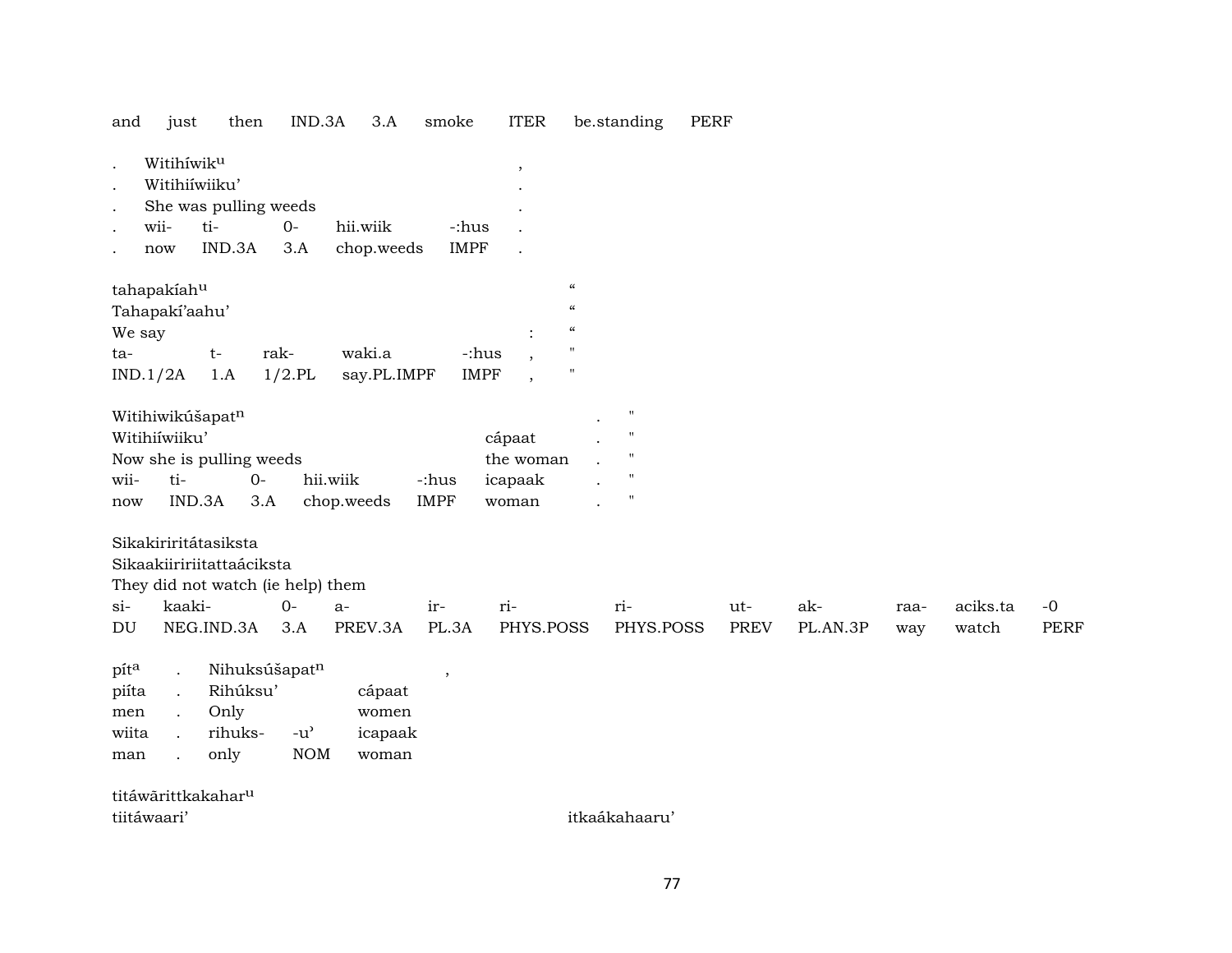| and | just | then | IND.3A | 3.A | smoke | ITER | be.standing | PERF |
|---|---|---|---|---|---|---|---|---|

| . | Witihíwik[u] | | | | | , |
|---|---|---|---|---|---|---|
| . | Witihiíwiiku' | | | | | . |
| . | She was pulling weeds | | | | | . |
| . | wii- | ti- | 0- | hii.wiik | -:hus | . |
| . | now | IND.3A | 3.A | chop.weeds | IMPF | . |

| tahapakíah[u] | | | | | | " |
|---|---|---|---|---|---|---|
| Tahapakí'aahu' | | | | | | " |
| We say | | | | | : | " |
| ta- | t- | rak- | waki.a | -:hus | , | " |
| IND.1/2A | 1.A | 1/2.PL | say.PL.IMPF | IMPF | , | " |

| Witihiwikúšapat[n] | | | | | | . | " |
|---|---|---|---|---|---|---|---|
| Witihiíwiiku' | | | | | cápaat | . | " |
| Now she is pulling weeds | | | | | the woman | . | " |
| wii- | ti- | 0- | hii.wiik | -:hus | icapaak | . | " |
| now | IND.3A | 3.A | chop.weeds | IMPF | woman | . | " |

| Sikakiriritátasiksta | | | | | | | | | | | |
|---|---|---|---|---|---|---|---|---|---|---|---|
| Sikaakiiririitattaáciksta | | | | | | | | | | | |
| They did not watch (ie help) them | | | | | | | | | | | |
| si- | kaaki- | 0- | a- | ir- | ri- | ri- | ut- | ak- | raa- | aciks.ta | -0 |
| DU | NEG.IND.3A | 3.A | PREV.3A | PL.3A | PHYS.POSS | PHYS.POSS | PREV | PL.AN.3P | way | watch | PERF |

| pít[a] | . | Nihuksúšapat[n] | | , |
|---|---|---|---|---|
| piíta | . | Rihúksu' | | cápaat |
| men | . | Only | | women |
| wiita | . | rihuks- | -u' | icapaak |
| man | . | only | NOM | woman |

titáwãrittkakahar[u]

tiitáwaari' itkaákahaaru'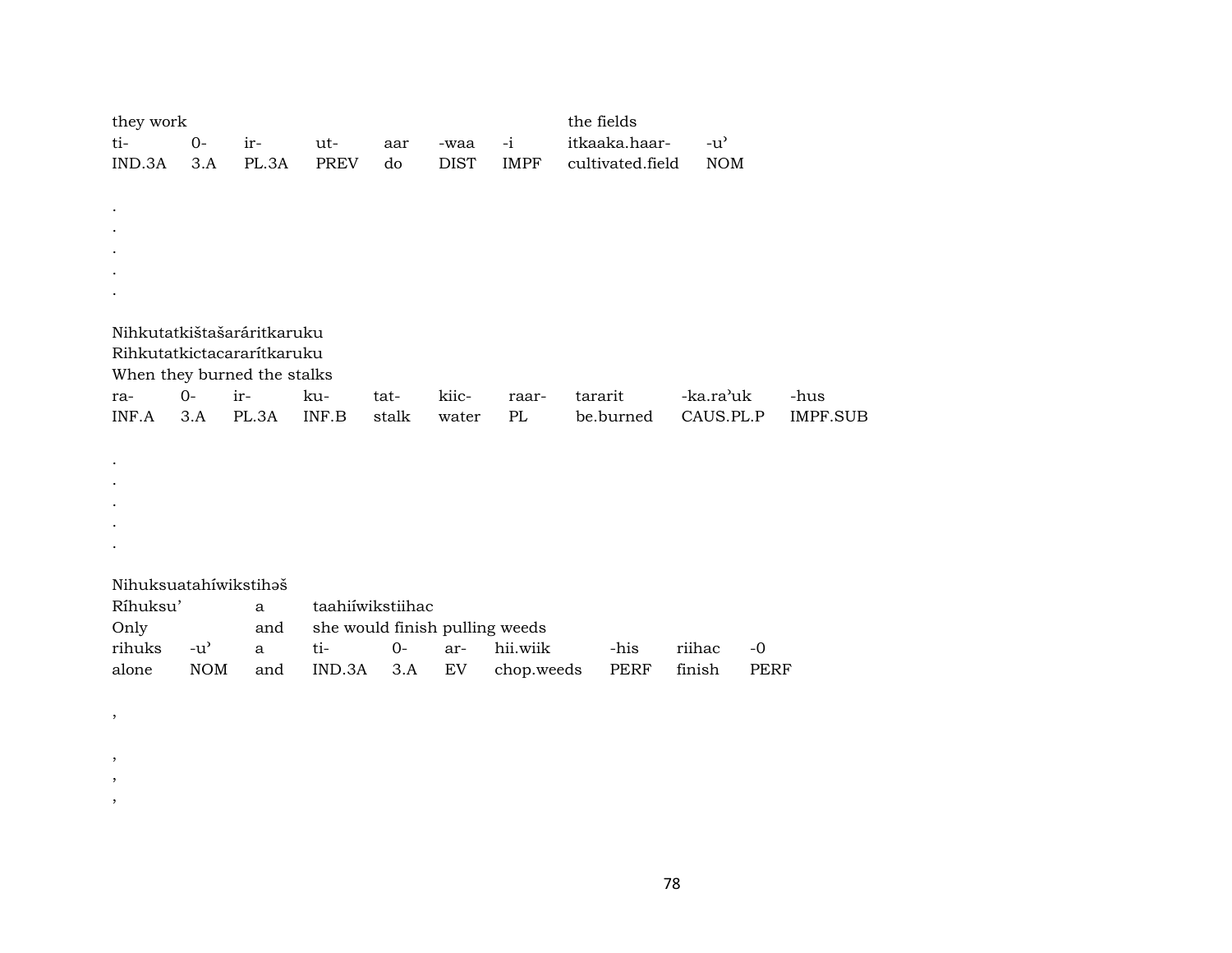| they work | | | | | | | the fields | |
|---|---|---|---|---|---|---|---|---|
| ti- | 0- | ir- | ut- | aar | -waa | -i | itkaaka.haar- | -u’ |
| IND.3A | 3.A | PL.3A | PREV | do | DIST | IMPF | cultivated.field | NOM |

.
.
.
.
.

Nihkutatkištašaráritkaruku
Rihkutatkictacararítkaruku
When they burned the stalks

| ra- | 0- | ir- | ku- | tat- | kiic- | raar- | tararit | -ka.ra’uk | -hus |
|---|---|---|---|---|---|---|---|---|---|
| INF.A | 3.A | PL.3A | INF.B | stalk | water | PL | be.burned | CAUS.PL.P | IMPF.SUB |

.
.
.
.
.

Nihuksuatahíwikstihəš

| Ríhuksu’ | | a | taahiíwikstiihac | | | | | | |
|---|---|---|---|---|---|---|---|---|---|
| Only | | and | she would finish pulling weeds | | | | | | |
| rihuks | -u’ | a | ti- | 0- | ar- | hii.wiik | -his | riihac | -0 |
| alone | NOM | and | IND.3A | 3.A | EV | chop.weeds | PERF | finish | PERF |

,

,
,
,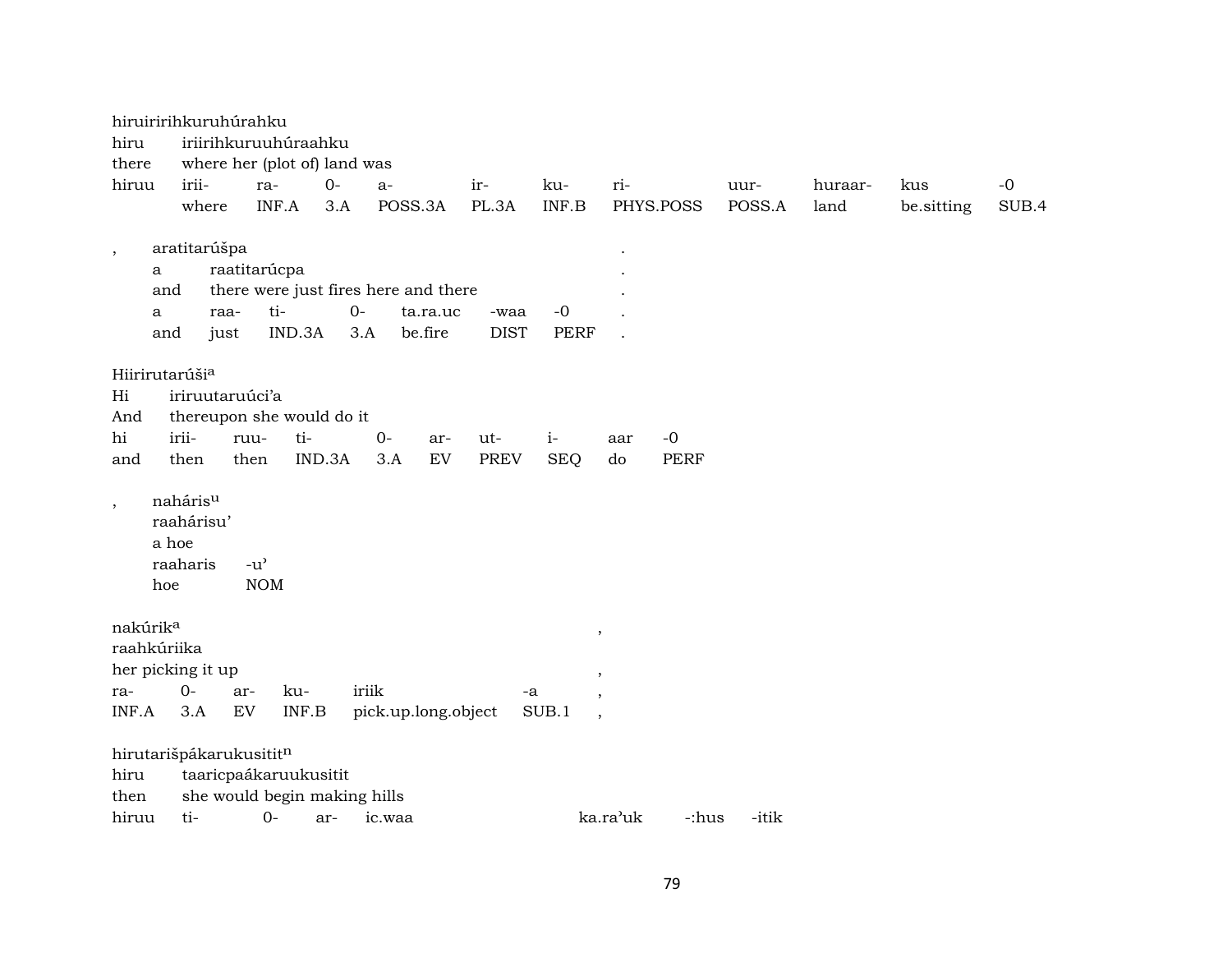hiruiririhkuruhúrahku
hiru iriirihkuruuhúraahku
there where her (plot of) land was

| hiruu | irii- | ra- | 0- | a- | ir- | ku- | ri- | uur- | huraar- | kus | -0 |
|---|---|---|---|---|---|---|---|---|---|---|---|
| | where | INF.A | 3.A | POSS.3A | PL.3A | INF.B | PHYS.POSS | POSS.A | land | be.sitting | SUB.4 |

, aratitarúšpa .
a raatitarúcpa .
and there were just fires here and there .

| a | raa- | ti- | 0- | ta.ra.uc | -waa | -0 | . |
|---|---|---|---|---|---|---|---|
| and | just | IND.3A | 3.A | be.fire | DIST | PERF | . |

Hiirirutarúši[a]
Hi iriruutaruúci'a
And thereupon she would do it

| hi | irii- | ruu- | ti- | 0- | ar- | ut- | i- | aar | -0 |
|---|---|---|---|---|---|---|---|---|---|
| and | then | then | IND.3A | 3.A | EV | PREV | SEQ | do | PERF |

, naháris[u]
raahárisu'
a hoe

| raaharis | -u' |
|---|---|
| hoe | NOM |

nakúrik[a] ,
raahkúriika
her picking it up ,

| ra- | 0- | ar- | ku- | iriik | -a | , |
|---|---|---|---|---|---|---|
| INF.A | 3.A | EV | INF.B | pick.up.long.object | SUB.1 | , |

hirutarišpákarukusitit[n]
hiru taaricpaákaruukusitit
then she would begin making hills

| hiruu | ti- | 0- | ar- | ic.waa | ka.ra'uk | -:hus | -itik |
|---|---|---|---|---|---|---|---|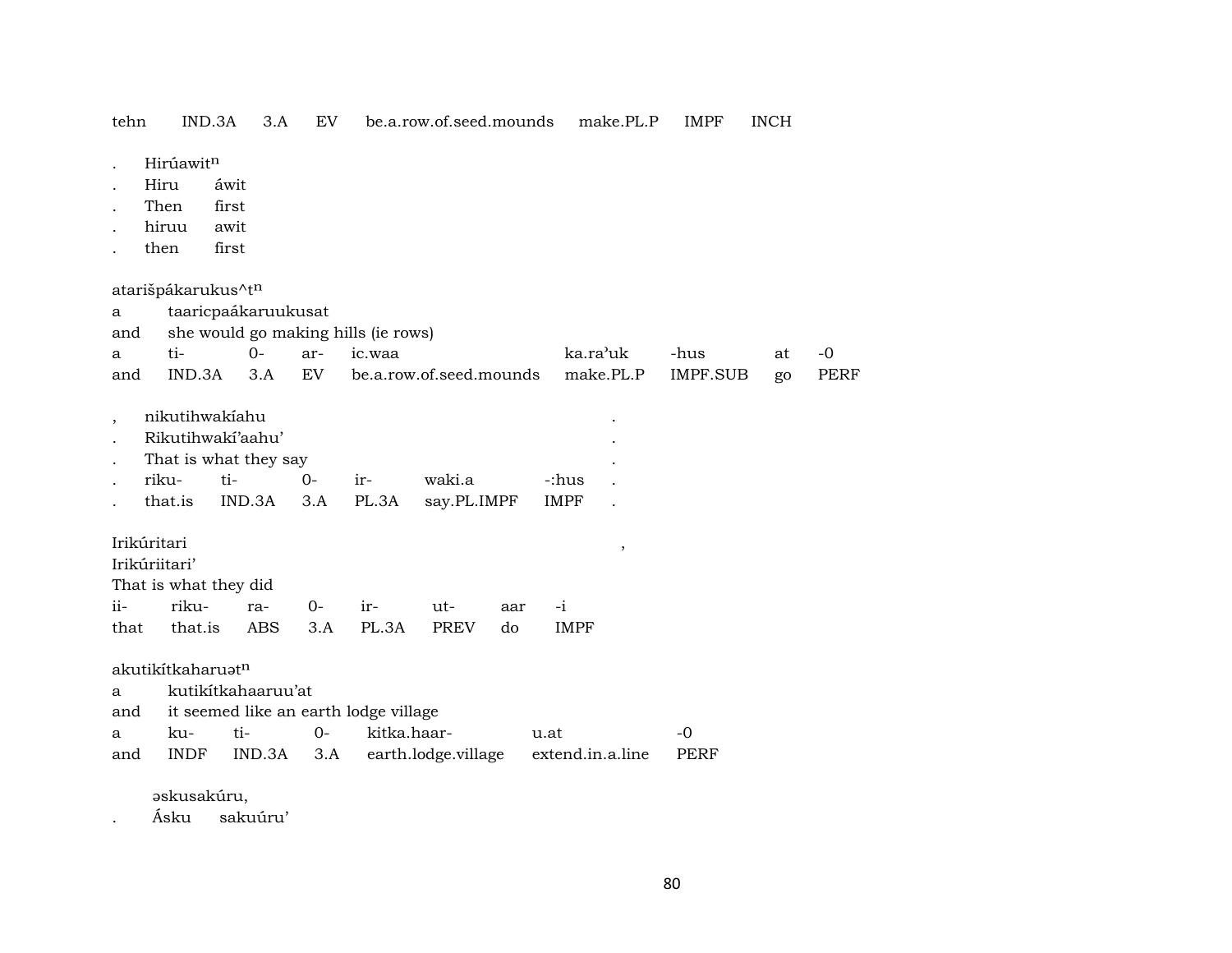tehn IND.3A 3.A EV be.a.row.of.seed.mounds make.PL.P IMPF INCH

| | | |
|---|---|---|
| . | Hirúawit$^n$ | |
| . | Hiru | áwit |
| . | Then | first |
| . | hiruu | awit |
| . | then | first |

atarišpákarukus^t$^n$

| | | | | | | | | | |
|---|---|---|---|---|---|---|---|---|---|
| a | taaricpaákaruukusat | | | | | | | | |
| and | she would go making hills (ie rows) | | | | | | | | |
| a | ti- | 0- | ar- | ic.waa | ka.ra'uk | -hus | at | -0 | |
| and | IND.3A | 3.A | EV | be.a.row.of.seed.mounds | make.PL.P | IMPF.SUB | go | PERF | |

| | | | | | | | |
|---|---|---|---|---|---|---|---|
| , | nikutihwakíahu | | | | | | . |
| . | Rikutihwakí'aahu' | | | | | | . |
| . | That is what they say | | | | | | . |
| . | riku- | ti- | 0- | ir- | waki.a | -:hus | . |
| . | that.is | IND.3A | 3.A | PL.3A | say.PL.IMPF | IMPF | . |

Irikúritari ,

| | | | | | | | |
|---|---|---|---|---|---|---|---|
| Irikúriitari' | | | | | | | |
| That is what they did | | | | | | | |
| ii- | riku- | ra- | 0- | ir- | ut- | aar | -i |
| that | that.is | ABS | 3.A | PL.3A | PREV | do | IMPF |

akutikítkaharuət$^n$

| | | | | | | |
|---|---|---|---|---|---|---|
| a | kutikítkahaaruu'at | | | | | |
| and | it seemed like an earth lodge village | | | | | |
| a | ku- | ti- | 0- | kitka.haar- | u.at | -0 |
| and | INDF | IND.3A | 3.A | earth.lodge.village | extend.in.a.line | PERF |

əskusakúru,

. Ásku sakuúru'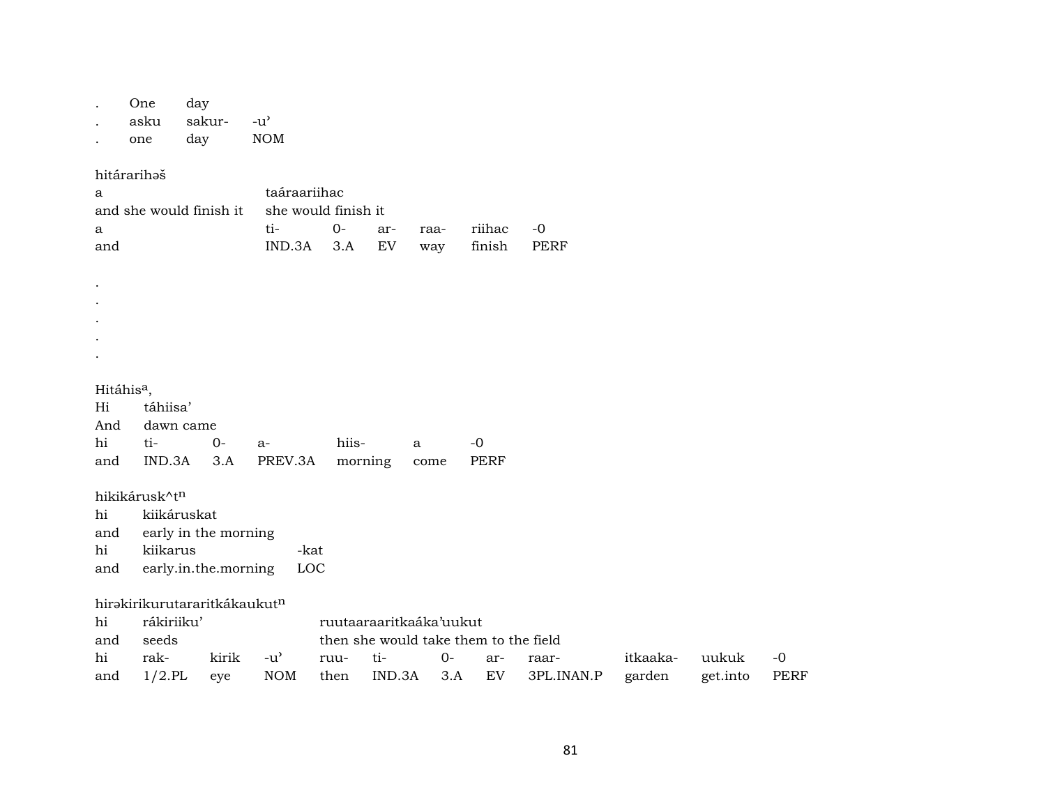| . | One | day | |
|---|---|---|---|
| . | asku | sakur- | -u’ |
| . | one | day | NOM |

hitárarihəš

| a | taáraariihac | | | | | |
|---|---|---|---|---|---|---|
| and she would finish it | she would finish it | | | | | |
| a | ti- | 0- | ar- | raa- | riihac | -0 |
| and | IND.3A | 3.A | EV | way | finish | PERF |

.
.
.
.
.

Hitáhis[a],

| Hi | táhiisa’ | | | | | |
|---|---|---|---|---|---|---|
| And | dawn came | | | | | |
| hi | ti- | 0- | a- | hiis- | a | -0 |
| and | IND.3A | 3.A | PREV.3A | morning | come | PERF |

hikikárusk^t[n]

| hi | kiikáruskat | |
|---|---|---|
| and | early in the morning | |
| hi | kiikarus | -kat |
| and | early.in.the.morning | LOC |

hirəkirikurutararitkákaukut[n]

| hi | rákiriiku’ | | | ruutaaraaritkaáka’uukut | | | | | | | |
|---|---|---|---|---|---|---|---|---|---|---|---|
| and | seeds | | | then she would take them to the field | | | | | | | |
| hi | rak- | kirik | -u’ | ruu- | ti- | 0- | ar- | raar- | itkaaka- | uukuk | -0 |
| and | 1/2.PL | eye | NOM | then | IND.3A | 3.A | EV | 3PL.INAN.P | garden | get.into | PERF |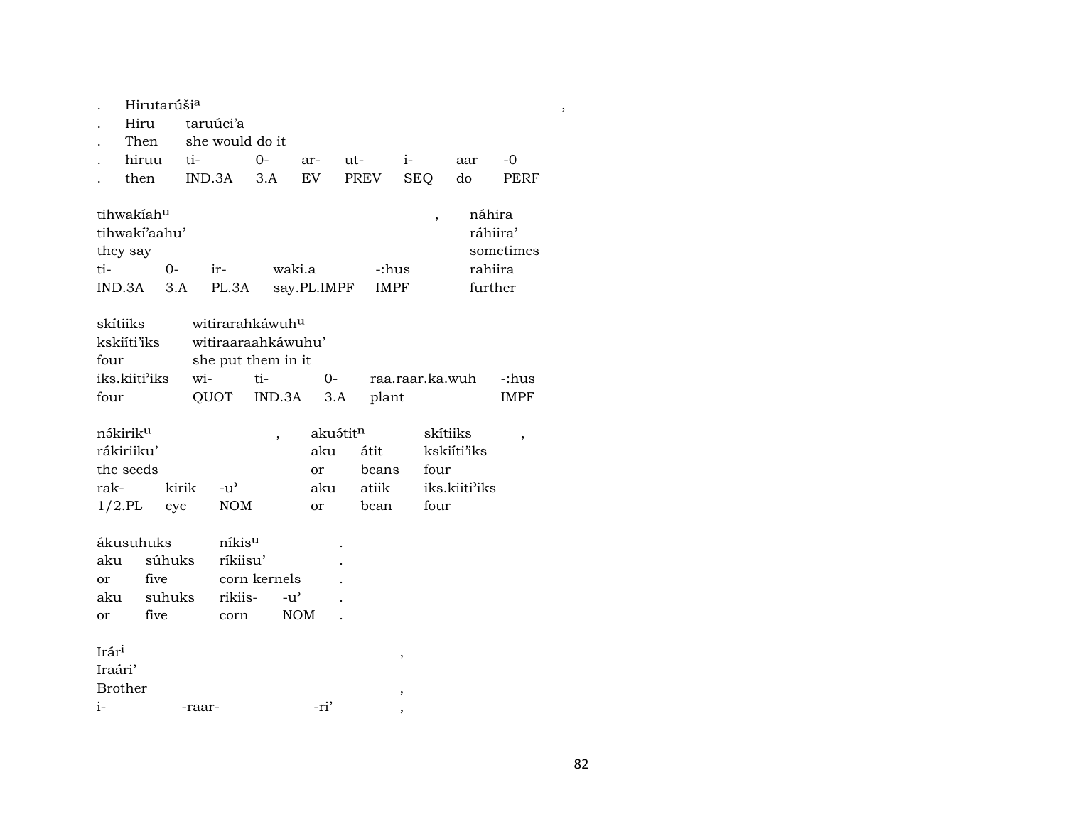| . | Hirutarúši[a] | | | | | | | ‚ |
|---|---|---|---|---|---|---|---|---|
| . | Hiru | taruúci'a | | | | | | |
| . | Then | she would do it | | | | | | |
| . | hiruu | ti- | 0- | ar- | ut- | i- | aar | -0 |
| . | then | IND.3A | 3.A | EV | PREV | SEQ | do | PERF |

| tihwakíah[u] | | | | | ‚ | náhira |
|---|---|---|---|---|---|---|
| tihwakí'aahu' | | | | | | ráhiira' |
| they say | | | | | | sometimes |
| ti- | 0- | ir- | waki.a | -:hus | | rahiira |
| IND.3A | 3.A | PL.3A | say.PL.IMPF | IMPF | | further |

| skítiiks | witirarahkáwuh[u] | | | | |
|---|---|---|---|---|---|
| kskiíti'iks | witiraaraahkáwuhu' | | | | |
| four | she put them in it | | | | |
| iks.kiiti'iks | wi- | ti- | 0- | raa.raar.ka.wuh | -:hus |
| four | QUOT | IND.3A | 3.A | plant | IMPF |

| nə́kirik[u] | | | ‚ | akuə́tit[n] | | skítiiks | ‚ |
|---|---|---|---|---|---|---|---|
| rákiriiku' | | | | aku | átit | kskiíti'iks | |
| the seeds | | | | or | beans | four | |
| rak- | kirik | -u' | | aku | atiik | iks.kiiti'iks | |
| 1/2.PL | eye | NOM | | or | bean | four | |

| ákusuhuks | | níkis[u] | | . |
|---|---|---|---|---|
| aku | súhuks | ríkiisu' | | . |
| or | five | corn kernels | | . |
| aku | suhuks | rikiis- | -u' | . |
| or | five | corn | NOM | . |

| Irár[i] | | | ‚ |
|---|---|---|---|
| Iraári' | | | |
| Brother | | | ‚ |
| i- | -raar- | -ri' | ‚ |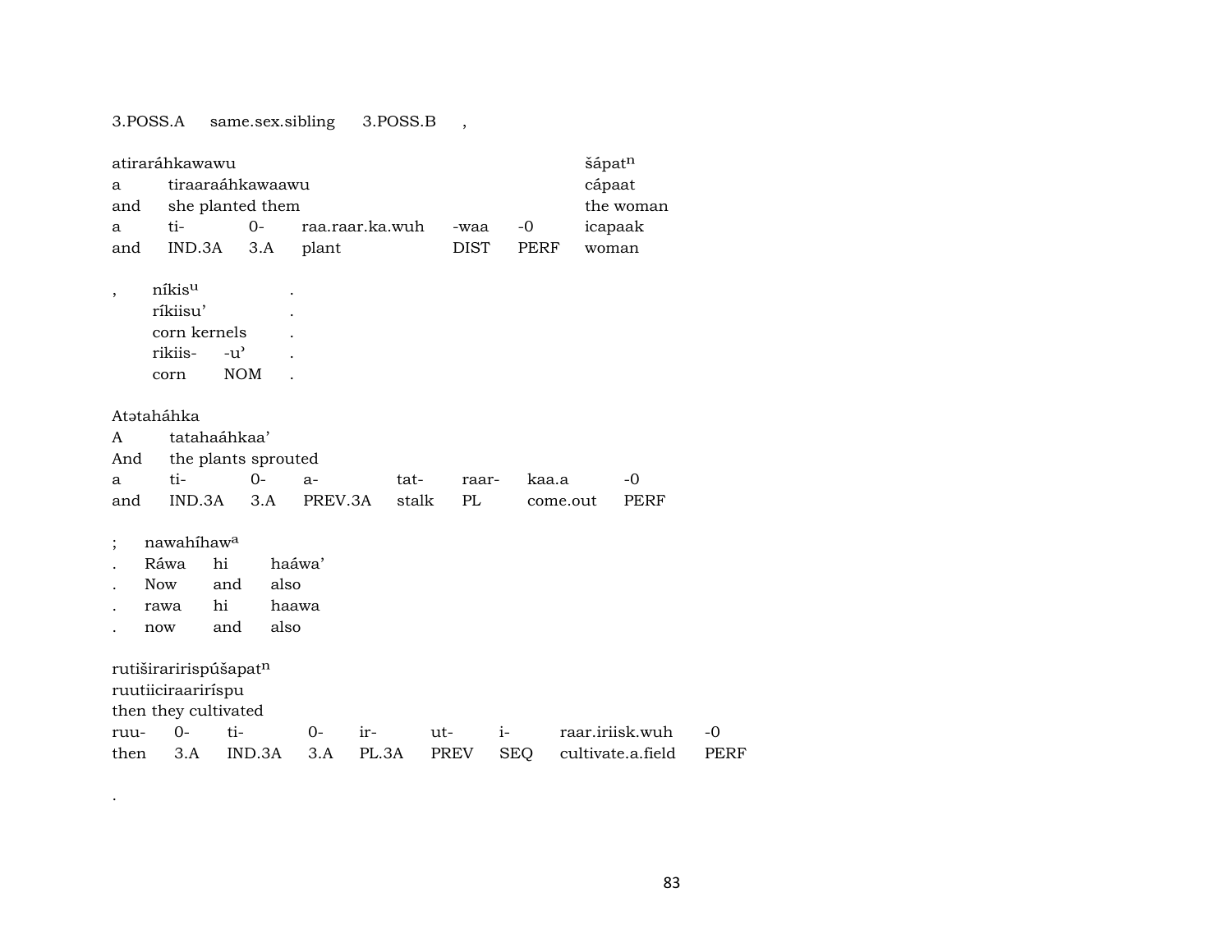| 3.POSS.A | same.sex.sibling | 3.POSS.B | , |
|---|---|---|---|

| atiraráhkawawu | | | | | | šápat$^{n}$ |
|---|---|---|---|---|---|---|
| a | tiraaraáhkawaawu | | | | | cápaat |
| and | she planted them | | | | | the woman |
| a | ti- | 0- | raa.raar.ka.wuh | -waa | -0 | icapaak |
| and | IND.3A | 3.A | plant | DIST | PERF | woman |

| , | níkis$^{u}$ | | . |
|---|---|---|---|
| | ríkiisu’ | | . |
| | corn kernels | | . |
| | rikiis- | -u’ | . |
| | corn | NOM | . |

| Atətaháhka | | | | | | | |
|---|---|---|---|---|---|---|---|
| A | tatahaáhkaa’ | | | | | | |
| And | the plants sprouted | | | | | | |
| a | ti- | 0- | a- | tat- | raar- | kaa.a | -0 |
| and | IND.3A | 3.A | PREV.3A | stalk | PL | come.out | PERF |

| ; | nawahíhaw$^{a}$ | | |
|---|---|---|---|
| . | Ráwa | hi | haáwa’ |
| . | Now | and | also |
| . | rawa | hi | haawa |
| . | now | and | also |

| rutiširariri​spúšapat$^{n}$ | | | | | | | | |
|---|---|---|---|---|---|---|---|---|
| ruutiiciraariríspu | | | | | | | | |
| then they cultivated | | | | | | | | |
| ruu- | 0- | ti- | 0- | ir- | ut- | i- | raar.iriisk.wuh | -0 |
| then | 3.A | IND.3A | 3.A | PL.3A | PREV | SEQ | cultivate.a.field | PERF |

.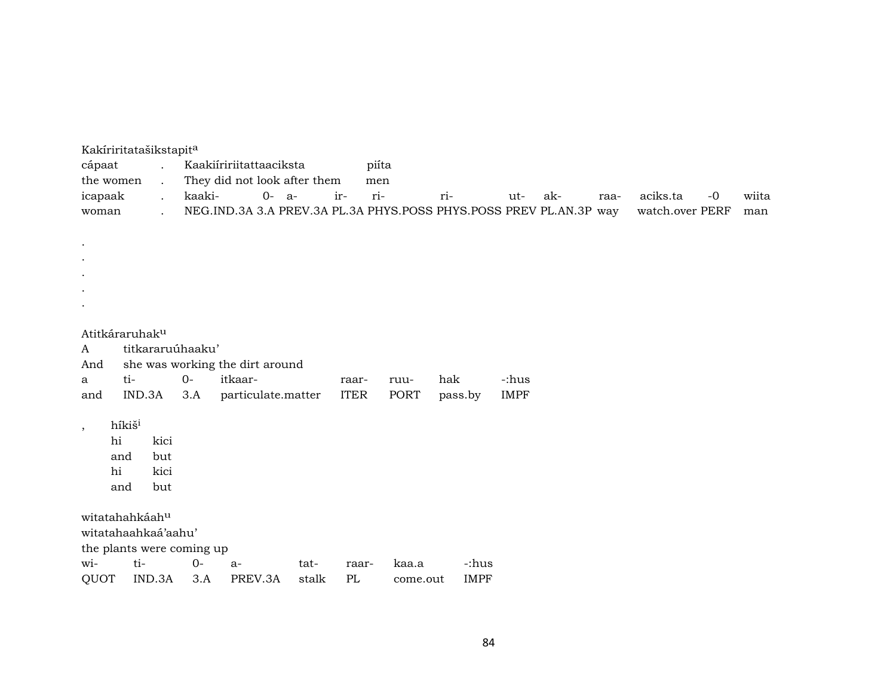Kakíriritatašikstapit[a]

| cápaat | . | Kaakiíririitattaaciksta | | | | | | | | | | piíta |
|---|---|---|---|---|---|---|---|---|---|---|---|---|
| the women | . | They did not look after them | | | | | | | | | | men |
| icapaak | . | kaaki- | 0- | a- | ir- | ri- | ri- | ut- | ak- | raa- | aciks.ta | -0 | wiita |
| woman | . | NEG.IND.3A | 3.A | PREV.3A | PL.3A | PHYS.POSS | PHYS.POSS | PREV | PL.AN.3P | way | watch.over | PERF | man |

.
.
.
.
.

Atitkáraruhak[u]

| A | titkararuúhaaku' | | | | | |
|---|---|---|---|---|---|---|
| And | she was working the dirt around | | | | | |
| a | ti- | 0- | itkaar- | raar- | ruu- | hak | -:hus |
| and | IND.3A | 3.A | particulate.matter | ITER | PORT | pass.by | IMPF |

, híkiš[i]

| hi | kici |
|---|---|
| and | but |
| hi | kici |
| and | but |

witatahahkáah[u]

| witatahaahkaá'aahu' | | | | | | |
|---|---|---|---|---|---|---|
| the plants were coming up | | | | | | |
| wi- | ti- | 0- | a- | tat- | raar- | kaa.a | -:hus |
| QUOT | IND.3A | 3.A | PREV.3A | stalk | PL | come.out | IMPF |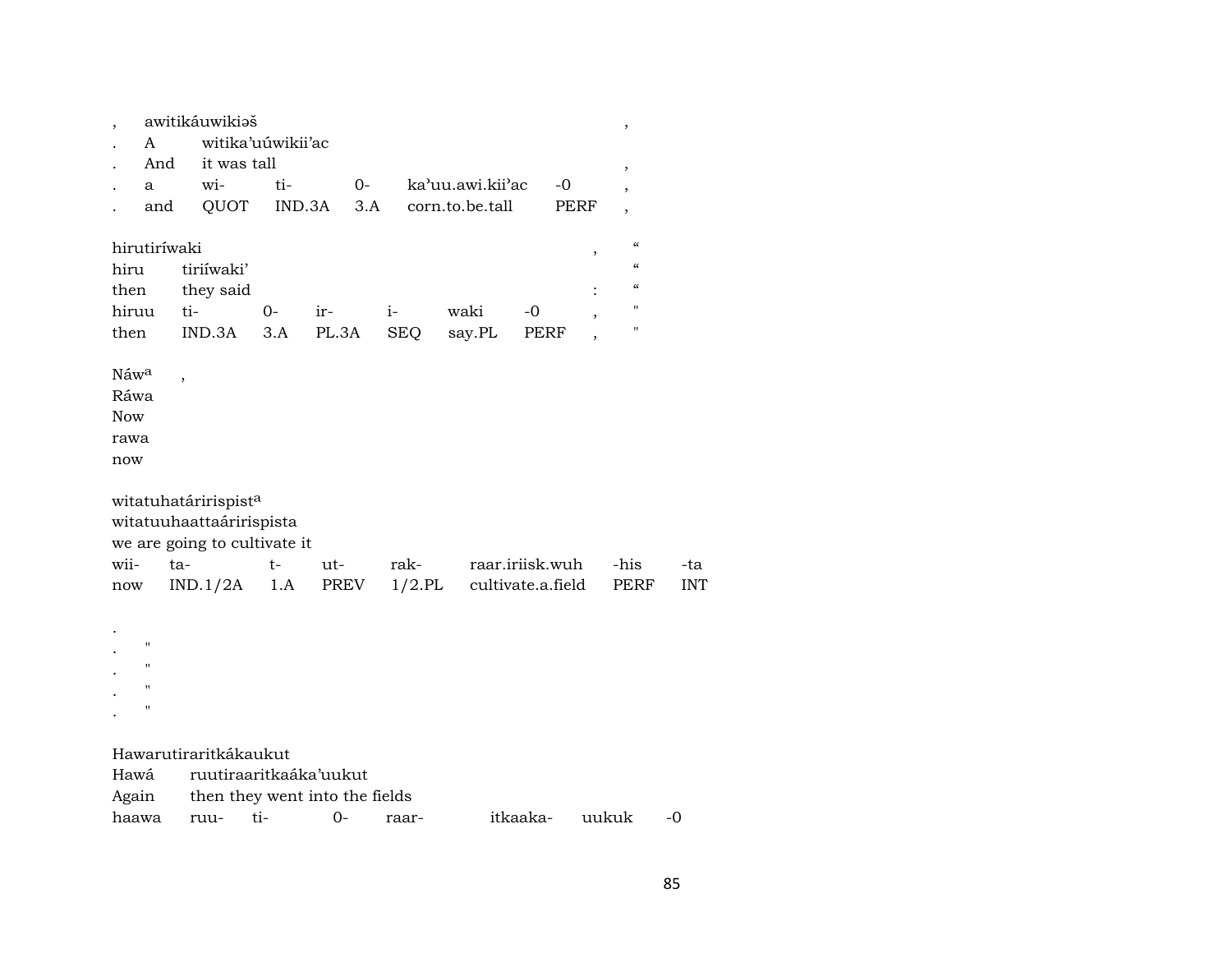| , | awitikáuwikiəš | | | | | , |
|---|---|---|---|---|---|---|
| . | A | witika'uúwikii'ac | | | | |
| . | And | it was tall | | | | , |
| . | a | wi- | ti- | 0- | ka'uu.awi.kii'ac | -0 | , |
| . | and | QUOT | IND.3A | 3.A | corn.to.be.tall | PERF | , |

| hirutiríwaki | | | | | | | , | “ |
|---|---|---|---|---|---|---|---|---|
| hiru | tiriíwaki' | | | | | | | “ |
| then | they said | | | | | | : | “ |
| hiruu | ti- | 0- | ir- | i- | waki | -0 | , | " |
| then | IND.3A | 3.A | PL.3A | SEQ | say.PL | PERF | , | " |

| Náw[a] | , |
|---|---|
| Ráwa | |
| Now | |
| rawa | |
| now | |

| witatuhatáririspist[a] | | | | | | | |
|---|---|---|---|---|---|---|---|
| witatuuhaattaáririspista | | | | | | | |
| we are going to cultivate it | | | | | | | |
| wii- | ta- | t- | ut- | rak- | raar.iriisk.wuh | -his | -ta |
| now | IND.1/2A | 1.A | PREV | 1/2.PL | cultivate.a.field | PERF | INT |

| . | |
|---|---|
| . | " |
| . | " |
| . | " |
| . | " |

| Hawarutiraritkákaukut | | | | | | |
|---|---|---|---|---|---|---|
| Hawá | ruutiraaritkaáka'uukut | | | | | |
| Again | then they went into the fields | | | | | |
| haawa | ruu- | ti- | 0- | raar- | itkaaka- | uukuk | -0 |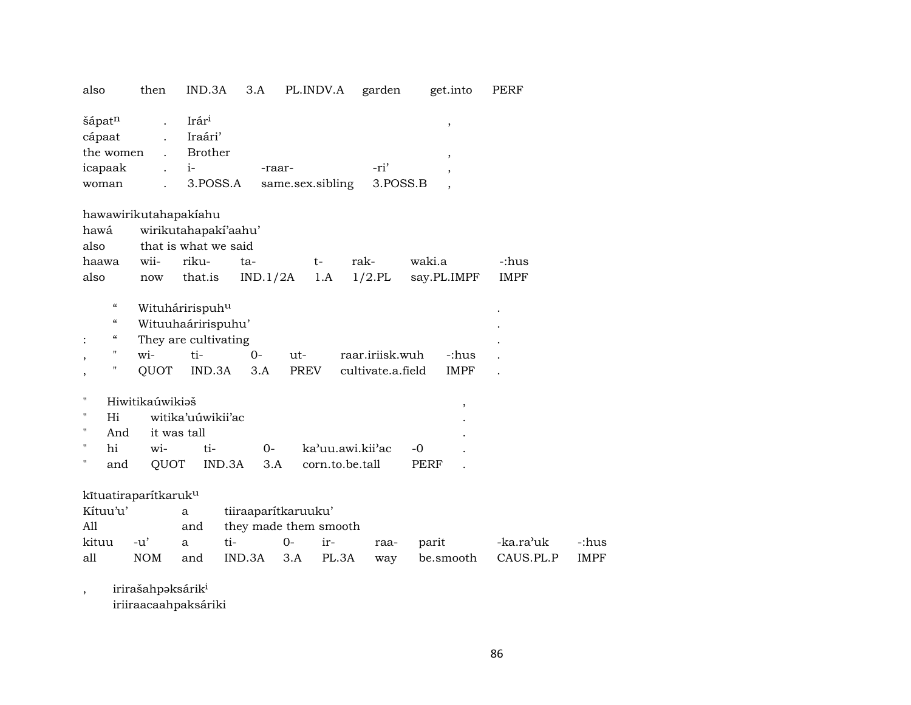| also | then | IND.3A | 3.A | PL.INDV.A | garden | get.into | PERF |
|---|---|---|---|---|---|---|---|

| šápatⁿ | . | Irár[i] | | | , |
|---|---|---|---|---|---|
| cápaat | . | Iraári’ | | | |
| the women | . | Brother | | | , |
| icapaak | . | i- | -raar- | -ri’ | , |
| woman | . | 3.POSS.A | same.sex.sibling | 3.POSS.B | , |

hawawirikutahapakíahu

| hawá | wirikutahapakí’aahu | | | | | | |
|---|---|---|---|---|---|---|---|
| also | that is what we said | | | | | | |
| haawa | wii- | riku- | ta- | t- | rak- | waki.a | -:hus |
| also | now | that.is | IND.1/2A | 1.A | 1/2.PL | say.PL.IMPF | IMPF |

| | “ | Wituháririspuh[u] | | | | | | . |
|---|---|---|---|---|---|---|---|---|
| | “ | Wituuhaáririspuhu’ | | | | | | . |
| : | “ | They are cultivating | | | | | | . |
| , | " | wi- | ti- | 0- | ut- | raar.iriisk.wuh | -:hus | . |
| , | " | QUOT | IND.3A | 3.A | PREV | cultivate.a.field | IMPF | . |

| " | Hiwitikaúwikiəš | | | | | | , |
|---|---|---|---|---|---|---|---|
| " | Hi | witika’uúwikii’ac | | | | | . |
| " | And | it was tall | | | | | . |
| " | hi | wi- | ti- | 0- | ka’uu.awi.kii’ac | -0 | . |
| " | and | QUOT | IND.3A | 3.A | corn.to.be.tall | PERF | . |

kītuatiraparítkaruk[u]

| Kítuu’u’ | | a | tiiraaparítkaruuku’ | | | | | | |
|---|---|---|---|---|---|---|---|---|---|
| All | | and | they made them smooth | | | | | | |
| kituu | -u’ | a | ti- | 0- | ir- | raa- | parit | -ka.ra’uk | -:hus |
| all | NOM | and | IND.3A | 3.A | PL.3A | way | be.smooth | CAUS.PL.P | IMPF |

, irirašahpəksárik[i]
iriiraacaahpaksáriki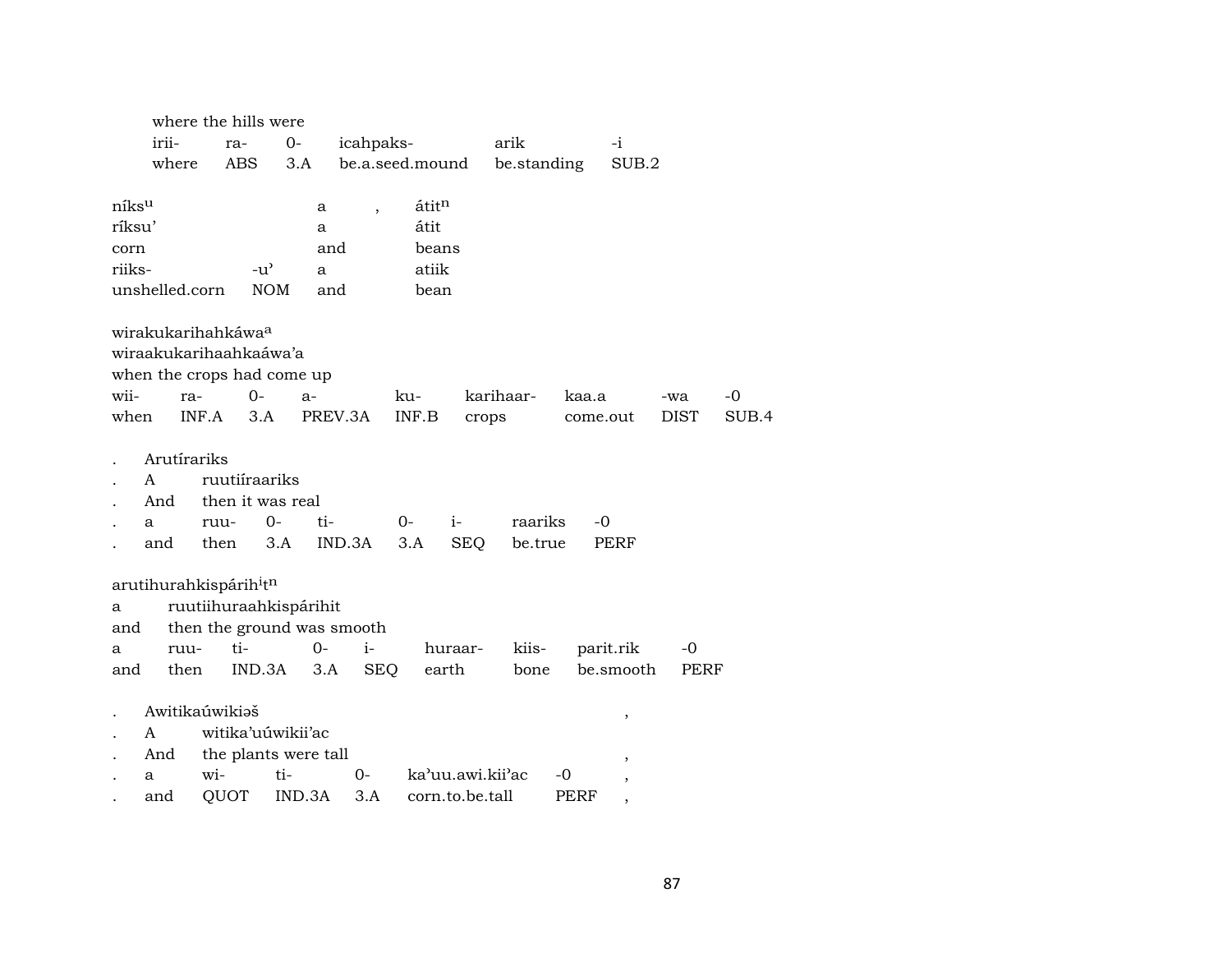where the hills were

| irii- | ra- | 0- | icahpaks- | arik | -i |
|---|---|---|---|---|---|
| where | ABS | 3.A | be.a.seed.mound | be.standing | SUB.2 |

níks[u] a , átit[n]
ríksu' a átit
corn and beans

| riiks- | -u' | a | atiik |
|---|---|---|---|
| unshelled.corn | NOM | and | bean |

wirakukarihahkáwa[a]
wiraakukarihaahkaáwa'a
when the crops had come up

| wii- | ra- | 0- | a- | ku- | karihaar- | kaa.a | -wa | -0 |
|---|---|---|---|---|---|---|---|---|
| when | INF.A | 3.A | PREV.3A | INF.B | crops | come.out | DIST | SUB.4 |

. Arutírariks
. A ruutiíraariks
. And then it was real

| . | a | ruu- | 0- | ti- | 0- | i- | raariks | -0 |
|---|---|---|---|---|---|---|---|---|
| . | and | then | 3.A | IND.3A | 3.A | SEQ | be.true | PERF |

arutihurahkispárih[i]t[n]
a ruutiihuraahkispárihit
and then the ground was smooth

| a | ruu- | ti- | 0- | i- | huraar- | kiis- | parit.rik | -0 |
|---|---|---|---|---|---|---|---|---|
| and | then | IND.3A | 3.A | SEQ | earth | bone | be.smooth | PERF |

. Awitikaúwikiəš ,
. A witika'uúwikii'ac
. And the plants were tall ,

| . | a | wi- | ti- | 0- | ka'uu.awi.kii'ac | -0 | , |
|---|---|---|---|---|---|---|---|
| . | and | QUOT | IND.3A | 3.A | corn.to.be.tall | PERF | , |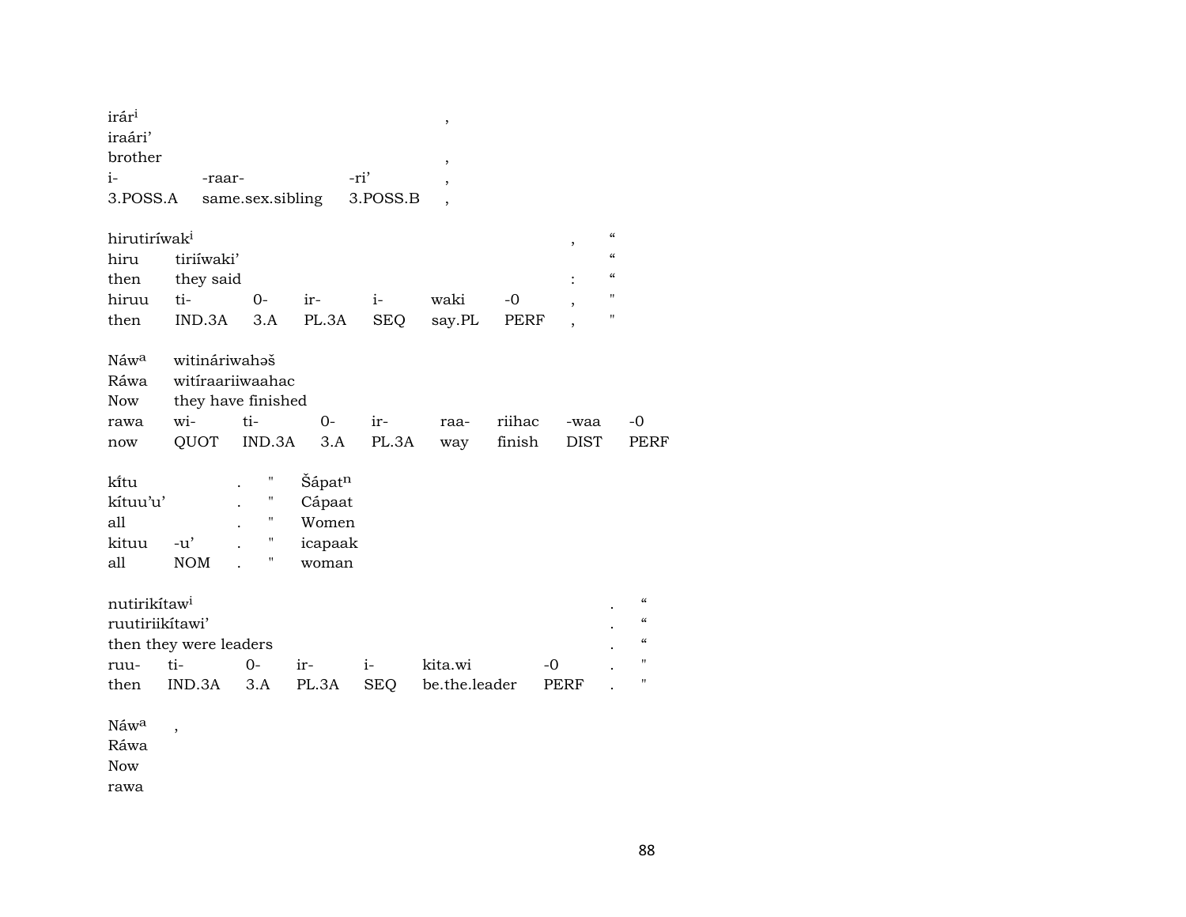| irár^i | | | , |
|---|---|---|---|
| iraári’ | | | |
| brother | | | , |
| i- | -raar- | -ri’ | , |
| 3.POSS.A | same.sex.sibling | 3.POSS.B | , |

| hirutiríwak^i | | | | | | | , | “ |
|---|---|---|---|---|---|---|---|---|
| hiru | tiriíwaki’ | | | | | | | “ |
| then | they said | | | | | | : | “ |
| hiruu | ti- | 0- | ir- | i- | waki | -0 | , | " |
| then | IND.3A | 3.A | PL.3A | SEQ | say.PL | PERF | , | " |

| Náw^a | witináriwahəš | | | | | | | |
|---|---|---|---|---|---|---|---|---|
| Ráwa | witíraariiwaahac | | | | | | | |
| Now | they have finished | | | | | | | |
| rawa | wi- | ti- | 0- | ir- | raa- | riihac | -waa | -0 |
| now | QUOT | IND.3A | 3.A | PL.3A | way | finish | DIST | PERF |

| kĩtu | | . | " | Šápat^n |
|---|---|---|---|---|
| kítuu’u’ | | . | " | Cápaat |
| all | | . | " | Women |
| kituu | -u’ | . | " | icapaak |
| all | NOM | . | " | woman |

| nutirikítaw^i | | | | | | | . | “ |
|---|---|---|---|---|---|---|---|---|
| ruutiriikítawi’ | | | | | | | . | “ |
| then they were leaders | | | | | | | . | “ |
| ruu- | ti- | 0- | ir- | i- | kita.wi | -0 | . | " |
| then | IND.3A | 3.A | PL.3A | SEQ | be.the.leader | PERF | . | " |

| Náw^a | , |
|---|---|
| Ráwa | |
| Now | |
| rawa | |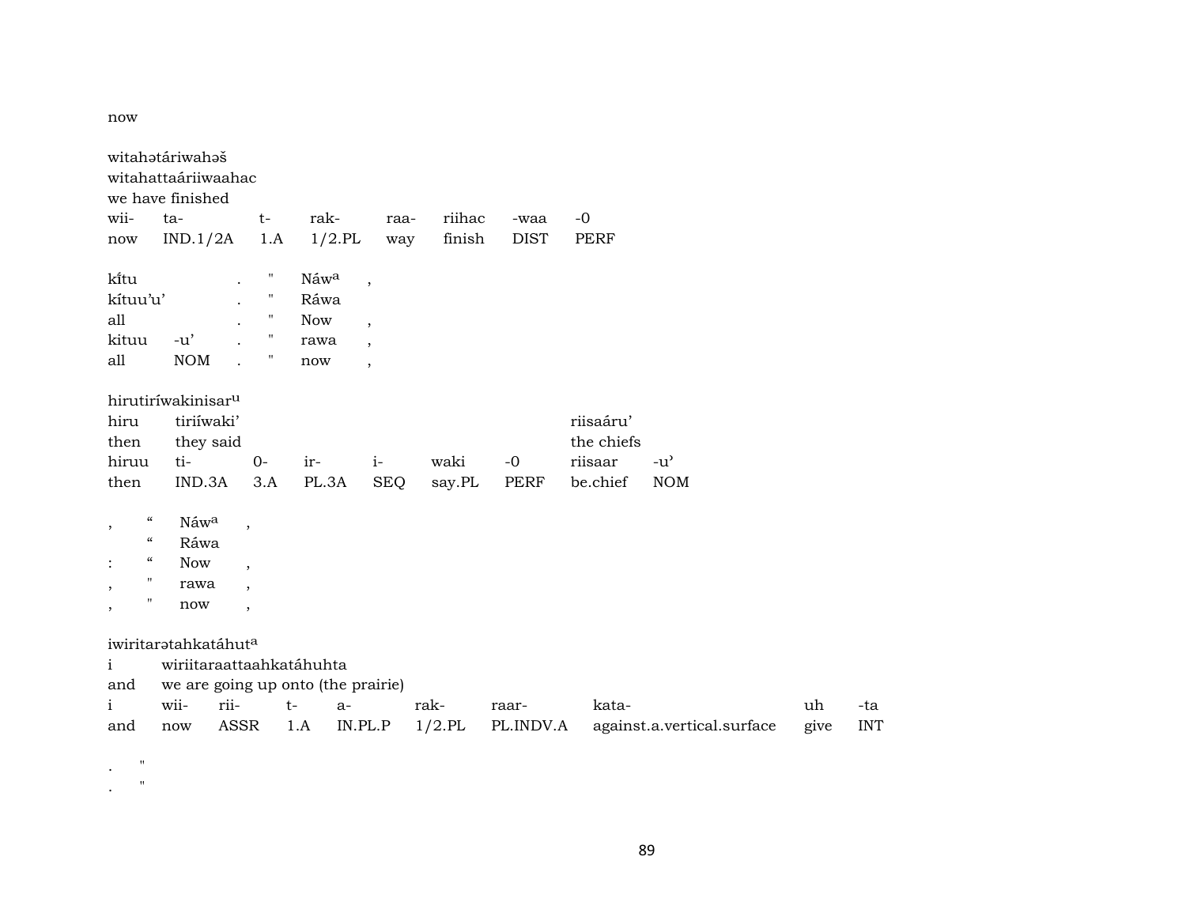now

witahətáriwahəš
witahattaáriiwaahac
we have finished

| wii- | ta- | t- | rak- | raa- | riihac | -waa | -0 |
|---|---|---|---|---|---|---|---|
| now | IND.1/2A | 1.A | 1/2.PL | way | finish | DIST | PERF |

| kĩtu | | . | " | Náw^a | , |
|---|---|---|---|---|---|
| kítuu'u' | | . | " | Ráwa | |
| all | | . | " | Now | , |
| kituu | -u' | . | " | rawa | , |
| all | NOM | . | " | now | , |

hirutiríwakinisar^u

| hiru | tiriíwaki' | | | | | | riisaáru' | |
|---|---|---|---|---|---|---|---|---|
| then | they said | | | | | | the chiefs | |
| hiruu | ti- | 0- | ir- | i- | waki | -0 | riisaar | -u' |
| then | IND.3A | 3.A | PL.3A | SEQ | say.PL | PERF | be.chief | NOM |

| , | " | Náw^a | , |
|---|---|---|---|
| | " | Ráwa | |
| : | " | Now | , |
| , | " | rawa | , |
| , | " | now | , |

iwiritarətahkatáhut^a

| i | wiriitaraattaahkatáhuhta | | | | | | | | |
|---|---|---|---|---|---|---|---|---|---|
| and | we are going up onto (the prairie) | | | | | | | | |
| i | wii- | rii- | t- | a- | rak- | raar- | kata- | uh | -ta |
| and | now | ASSR | 1.A | IN.PL.P | 1/2.PL | PL.INDV.A | against.a.vertical.surface | give | INT |

. "
. "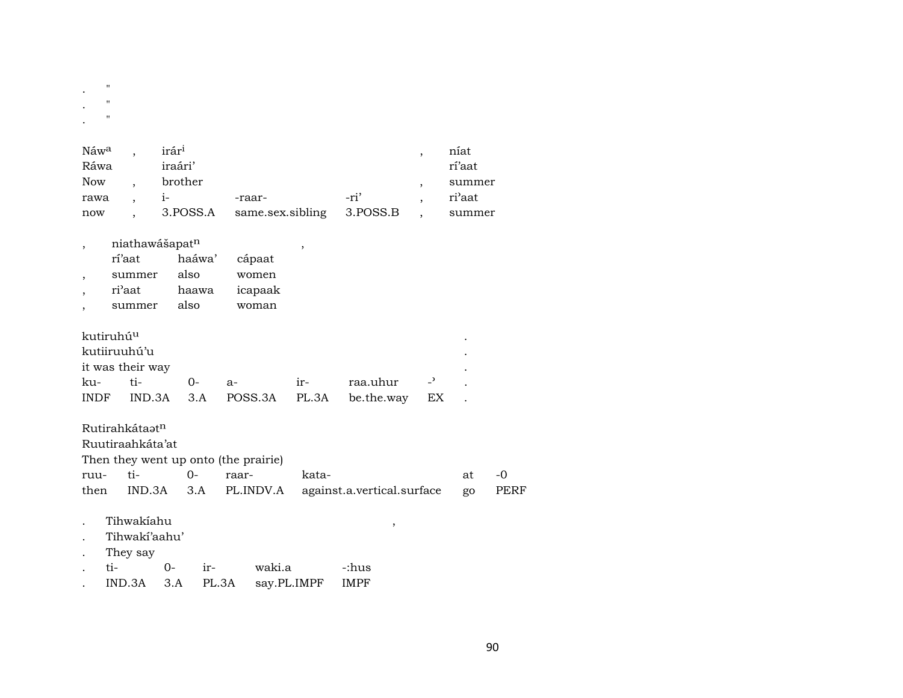. "
. "
. "

| Náw[a] | , | irár[i] | | | , | níat |
|---|---|---|---|---|---|---|
| Ráwa | | iraári’ | | | | rí’aat |
| Now | , | brother | | | , | summer |
| rawa | , | i- | -raar- | -ri’ | , | ri’aat |
| now | , | 3.POSS.A | same.sex.sibling | 3.POSS.B | , | summer |

| , | niathawášapat[n] | | | , |
|---|---|---|---|---|
| | rí’aat | haáwa’ | cápaat | |
| , | summer | also | women | |
| , | ri’aat | haawa | icapaak | |
| , | summer | also | woman | |

| kutiruhú[u] | | | | | | | . |
|---|---|---|---|---|---|---|---|
| kutiiruuhú’u | | | | | | | . |
| it was their way | | | | | | | . |
| ku- | ti- | 0- | a- | ir- | raa.uhur | -ʾ | . |
| INDF | IND.3A | 3.A | POSS.3A | PL.3A | be.the.way | EX | . |

| Rutirahkátaət[n] | | | | | | |
|---|---|---|---|---|---|---|
| Ruutiraahkáta’at | | | | | | |
| Then they went up onto (the prairie) | | | | | | |
| ruu- | ti- | 0- | raar- | kata- | at | -0 |
| then | IND.3A | 3.A | PL.INDV.A | against.a.vertical.surface | go | PERF |

| . | Tihwakíahu | | | | , |
|---|---|---|---|---|---|
| . | Tihwakí’aahu’ | | | | |
| . | They say | | | | |
| . | ti- | 0- | ir- | waki.a | -:hus |
| . | IND.3A | 3.A | PL.3A | say.PL.IMPF | IMPF |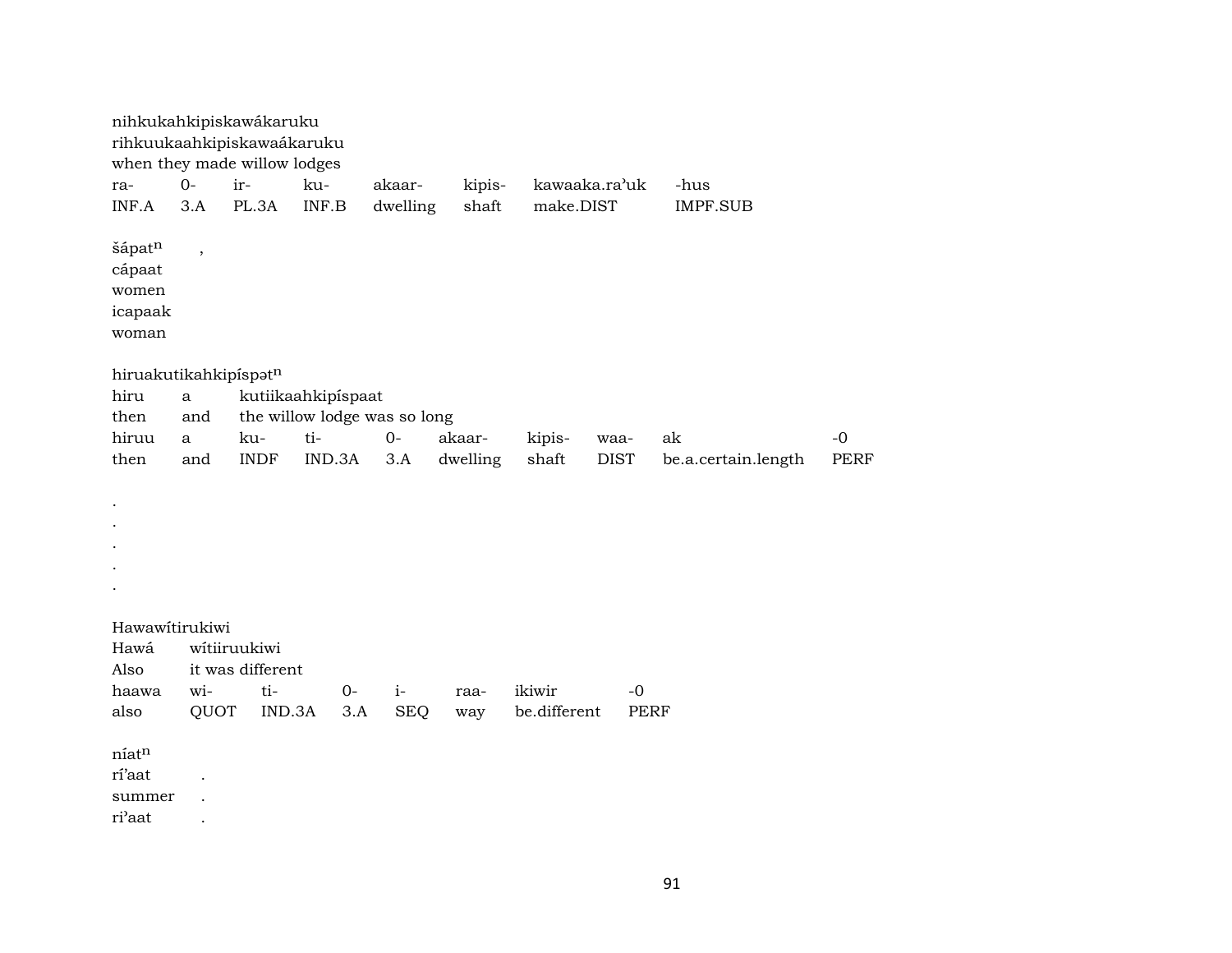nihkukahkipiskawákaruku
rihkuukaahkipiskawaákaruku
when they made willow lodges

| ra- | 0- | ir- | ku- | akaar- | kipis- | kawaaka.ra'uk | -hus |
|---|---|---|---|---|---|---|---|
| INF.A | 3.A | PL.3A | INF.B | dwelling | shaft | make.DIST | IMPF.SUB |

šápat$^{n}$ ,
cápaat
women
icapaak
woman

hiruakutikahkipíspət$^{n}$

| hiru | a | kutiikaahkipíspaat | | | | | | | |
|---|---|---|---|---|---|---|---|---|---|
| then | and | the willow lodge was so long | | | | | | | |
| hiruu | a | ku- | ti- | 0- | akaar- | kipis- | waa- | ak | -0 |
| then | and | INDF | IND.3A | 3.A | dwelling | shaft | DIST | be.a.certain.length | PERF |

.
.
.
.
.

Hawawítirukiwi

| Hawá | wítiiruukiwi | | | | | | |
|---|---|---|---|---|---|---|---|
| Also | it was different | | | | | | |
| haawa | wi- | ti- | 0- | i- | raa- | ikiwir | -0 |
| also | QUOT | IND.3A | 3.A | SEQ | way | be.different | PERF |

níat$^{n}$
rí'aat .
summer .
ri'aat .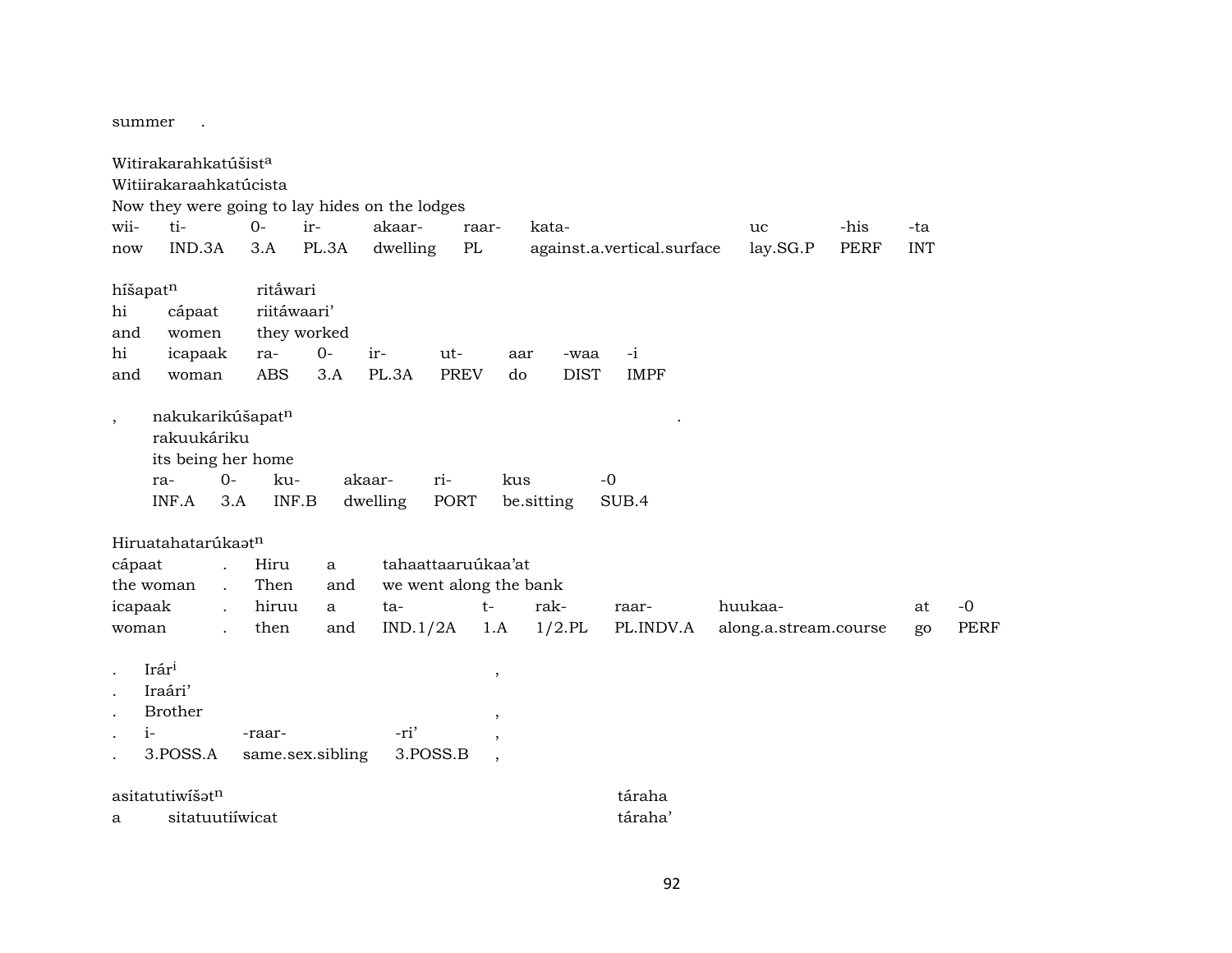summer .

Witirakarahkatúšist[a]
Witiirakaraahkatúcista
Now they were going to lay hides on the lodges

| wii- | ti- | 0- | ir- | akaar- | raar- | kata- | uc | -his | -ta |
|---|---|---|---|---|---|---|---|---|---|
| now | IND.3A | 3.A | PL.3A | dwelling | PL | against.a.vertical.surface | lay.SG.P | PERF | INT |

híšapat[n] ritắwari
hi cápaat riitáwaari’
and women they worked

| hi | icapaak | ra- | 0- | ir- | ut- | aar | -waa | -i |
|---|---|---|---|---|---|---|---|---|
| and | woman | ABS | 3.A | PL.3A | PREV | do | DIST | IMPF |

, nakukarikúšapat[n] .
rakuukáriku
its being her home

| ra- | 0- | ku- | akaar- | ri- | kus | -0 |
|---|---|---|---|---|---|---|
| INF.A | 3.A | INF.B | dwelling | PORT | be.sitting | SUB.4 |

Hiruatahatarúkaət[n]

| cápaat | . | Hiru | a | tahaattaaruúkaa’at | | | | | |
|---|---|---|---|---|---|---|---|---|---|
| the woman | . | Then | and | we went along the bank | | | | | |
| icapaak | . | hiruu | a | ta- | t- | rak- | raar- | huukaa- | at | -0 |
| woman | . | then | and | IND.1/2A | 1.A | 1/2.PL | PL.INDV.A | along.a.stream.course | go | PERF |

. Irár[i] ,
. Iraári’
. Brother ,

| . | i- | -raar- | -ri’ | , |
|---|---|---|---|---|
| . | 3.POSS.A | same.sex.sibling | 3.POSS.B | , |

asitatutiwíšət[n] táraha
a sitatuutiíwicat táraha’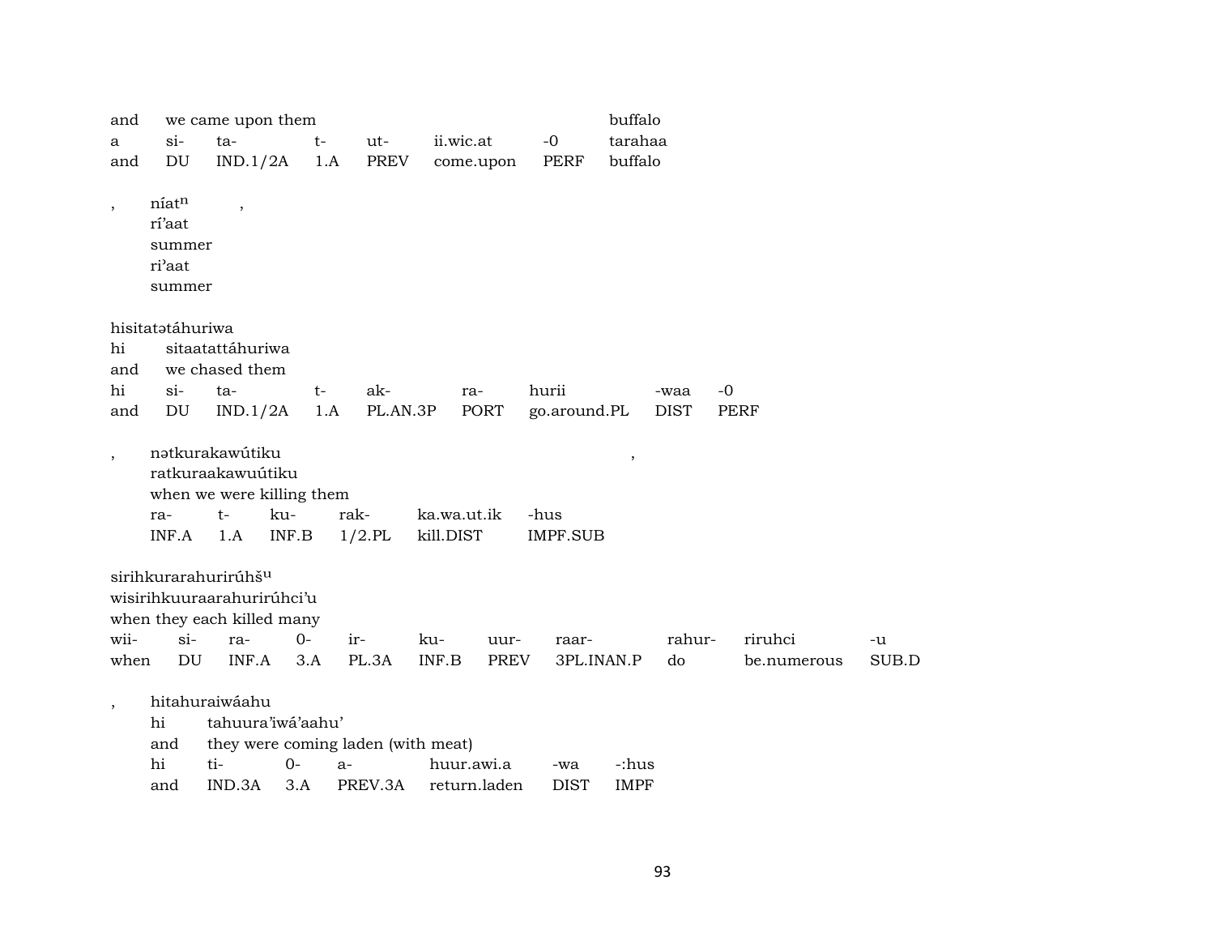| and | we came upon them | | | | | | buffalo |
|---|---|---|---|---|---|---|---|
| a | si- | ta- | t- | ut- | ii.wic.at | -0 | tarahaa |
| and | DU | IND.1/2A | 1.A | PREV | come.upon | PERF | buffalo |

, níat$^{n}$ ,
ríʼaat
summer
riʼaat
summer

hisitatətáhuriwa

| hi | sitaatattáhuriwa | | | | | | | |
|---|---|---|---|---|---|---|---|---|
| and | we chased them | | | | | | | |
| hi | si- | ta- | t- | ak- | ra- | hurii | -waa | -0 |
| and | DU | IND.1/2A | 1.A | PL.AN.3P | PORT | go.around.PL | DIST | PERF |

, nətkurakawútiku ,

| ratkuraakawuútiku | | | | | |
|---|---|---|---|---|---|
| when we were killing them | | | | | |
| ra- | t- | ku- | rak- | ka.wa.ut.ik | -hus |
| INF.A | 1.A | INF.B | 1/2.PL | kill.DIST | IMPF.SUB |

sirihkurarahurirúhš$^{u}$

| wisirihkuuraarahurirúhciʼu | | | | | | | | | |
|---|---|---|---|---|---|---|---|---|---|
| when they each killed many | | | | | | | | | |
| wii- | si- | ra- | 0- | ir- | ku- | uur- | raar- | rahur- | riruhci | -u |
| when | DU | INF.A | 3.A | PL.3A | INF.B | PREV | 3PL.INAN.P | do | be.numerous | SUB.D |

, hitahuraiwáahu

| hi | tahuuraʼiwáʼaahuʼ | | | | | |
|---|---|---|---|---|---|---|
| and | they were coming laden (with meat) | | | | | |
| hi | ti- | 0- | a- | huur.awi.a | -wa | -:hus |
| and | IND.3A | 3.A | PREV.3A | return.laden | DIST | IMPF |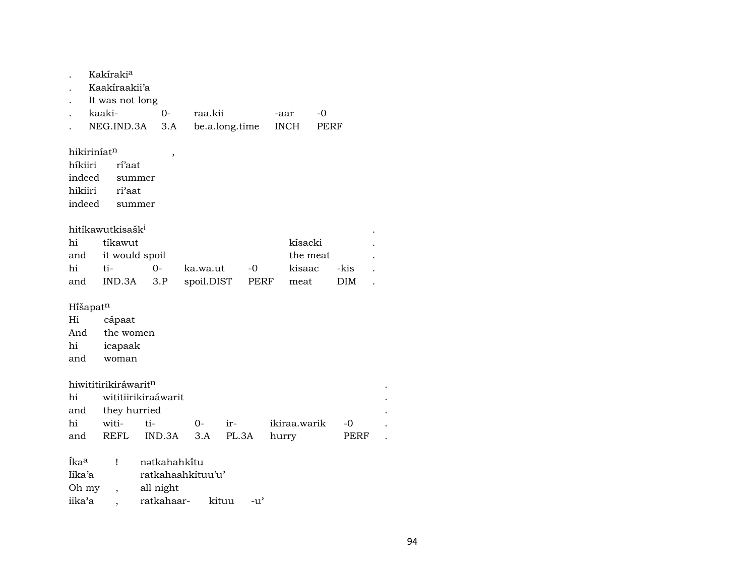. Kakíraki[a]
. Kaakíraakii'a
. It was not long
. kaaki- 0- raa.kii -aar -0
. NEG.IND.3A 3.A be.a.long.time INCH PERF

hikiriníat[n] ,
híkiiri rí'aat
indeed summer
hikiiri ri'aat
indeed summer

hitíkawutkisašk[i] .
hi tíkawut kísacki .
and it would spoil the meat .
hi ti- 0- ka.wa.ut -0 kisaac -kis .
and IND.3A 3.P spoil.DIST PERF meat DIM .

Hı̃́šapat[n]
Hi cápaat
And the women
hi icapaak
and woman

hiwititirikiráwarit[n] .
hi wititiirikiraáwarit .
and they hurried .
hi witi- ti- 0- ir- ikiraa.warik -0 .
and REFL IND.3A 3.A PL.3A hurry PERF .

Íka[a] ! nətkahahkı̃́tu
Iíka'a ratkahaahkítuu'u'
Oh my , all night
iika'a , ratkahaar- kituu -u'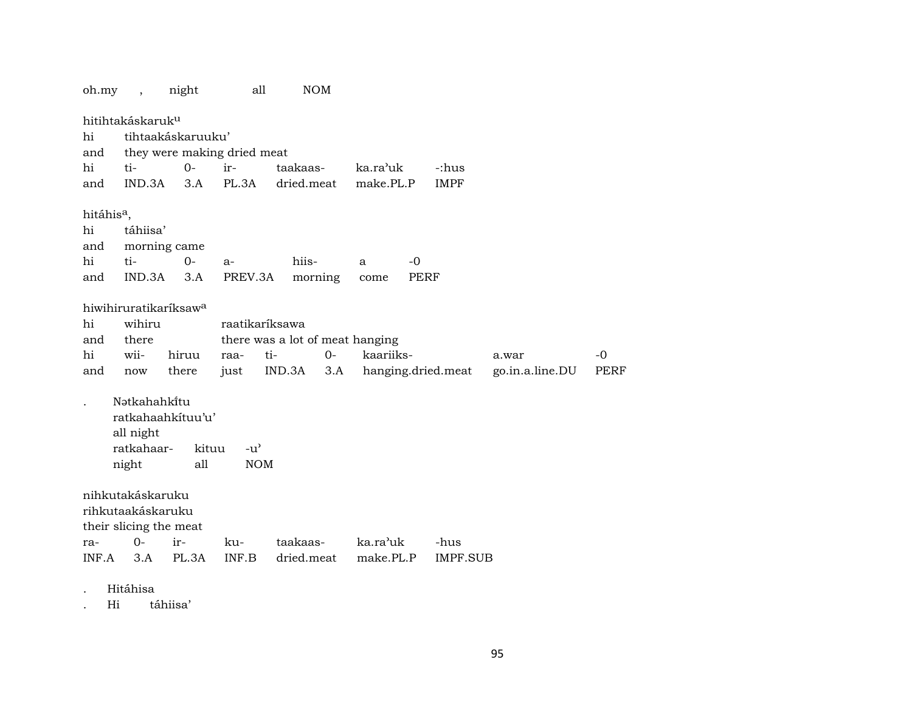oh.my , night all NOM

hitihtakáskaruk^u

| hi | tihtaakáskaruuku' | | | | | |
|---|---|---|---|---|---|---|
| and | they were making dried meat | | | | | |
| hi | ti- | 0- | ir- | taakaas- | ka.ra'uk | -:hus |
| and | IND.3A | 3.A | PL.3A | dried.meat | make.PL.P | IMPF |

hitáhis^a,

| hi | táhiisa' | | | | | |
|---|---|---|---|---|---|---|
| and | morning came | | | | | |
| hi | ti- | 0- | a- | hiis- | a | -0 |
| and | IND.3A | 3.A | PREV.3A | morning | come | PERF |

hiwihiruratikaríksaw^a

| hi | wihiru | | raatikaríksawa | | | | | |
|---|---|---|---|---|---|---|---|---|
| and | there | | there was a lot of meat hanging | | | | | |
| hi | wii- | hiruu | raa- | ti- | 0- | kaariiks- | a.war | -0 |
| and | now | there | just | IND.3A | 3.A | hanging.dried.meat | go.in.a.line.DU | PERF |

. Nətkahahkı̃tu

| ratkahaahkítuu'u' | | |
|---|---|---|
| all night | | |
| ratkahaar- | kituu | -u' |
| night | all | NOM |

nihkutakáskaruku

| rihkutaakáskaruku | | | | | | |
|---|---|---|---|---|---|---|
| their slicing the meat | | | | | | |
| ra- | 0- | ir- | ku- | taakaas- | ka.ra'uk | -hus |
| INF.A | 3.A | PL.3A | INF.B | dried.meat | make.PL.P | IMPF.SUB |

. Hitáhisa

. Hi táhiisa'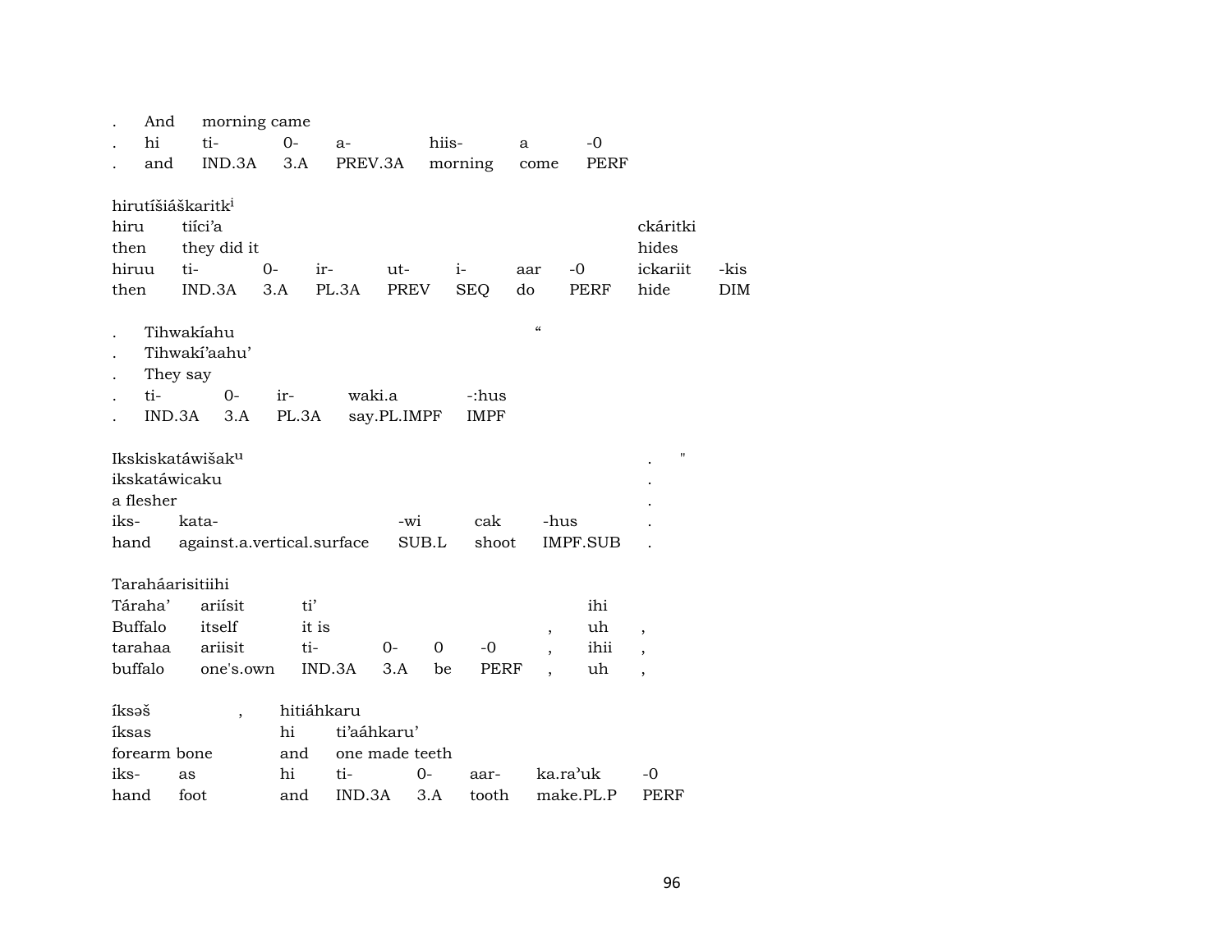| . | And | morning came | | | | | |
|---|---|---|---|---|---|---|---|
| . | hi | ti- | 0- | a- | hiis- | a | -0 |
| . | and | IND.3A | 3.A | PREV.3A | morning | come | PERF |

hirutíšiáškaritk[i]

| hiru | tiíci'a | | | | | | | ckáritki | |
|---|---|---|---|---|---|---|---|---|---|
| then | they did it | | | | | | | hides | |
| hiruu | ti- | 0- | ir- | ut- | i- | aar | -0 | ickariit | -kis |
| then | IND.3A | 3.A | PL.3A | PREV | SEQ | do | PERF | hide | DIM |

| . | Tihwakíahu | | | | “ |
|---|---|---|---|---|---|
| . | Tihwakí'aahu' | | | | |
| . | They say | | | | |
| . | ti- | 0- | ir- | waki.a | -:hus |
| . | IND.3A | 3.A | PL.3A | say.PL.IMPF | IMPF |

Ikskiskatáwišak[u] . "

| ikskatáwicaku | | | | | . |
|---|---|---|---|---|---|
| a flesher | | | | | . |
| iks- | kata- | -wi | cak | -hus | . |
| hand | against.a.vertical.surface | SUB.L | shoot | IMPF.SUB | . |

Taraháarisitiihi

| Táraha' | ariísit | ti' | | | | | ihi | |
|---|---|---|---|---|---|---|---|---|
| Buffalo | itself | it is | | | | , | uh | , |
| tarahaa | ariisit | ti- | 0- | 0 | -0 | , | ihii | , |
| buffalo | one's.own | IND.3A | 3.A | be | PERF | , | uh | , |

| íksəš | , | hitiáhkaru | | | | |
|---|---|---|---|---|---|---|
| íksas | | hi | ti'aáhkaru' | | | |
| forearm bone | | and | one made teeth | | | |
| iks- | as | hi | ti- | 0- | aar- | ka.ra'uk | -0 |
| hand | foot | and | IND.3A | 3.A | tooth | make.PL.P | PERF |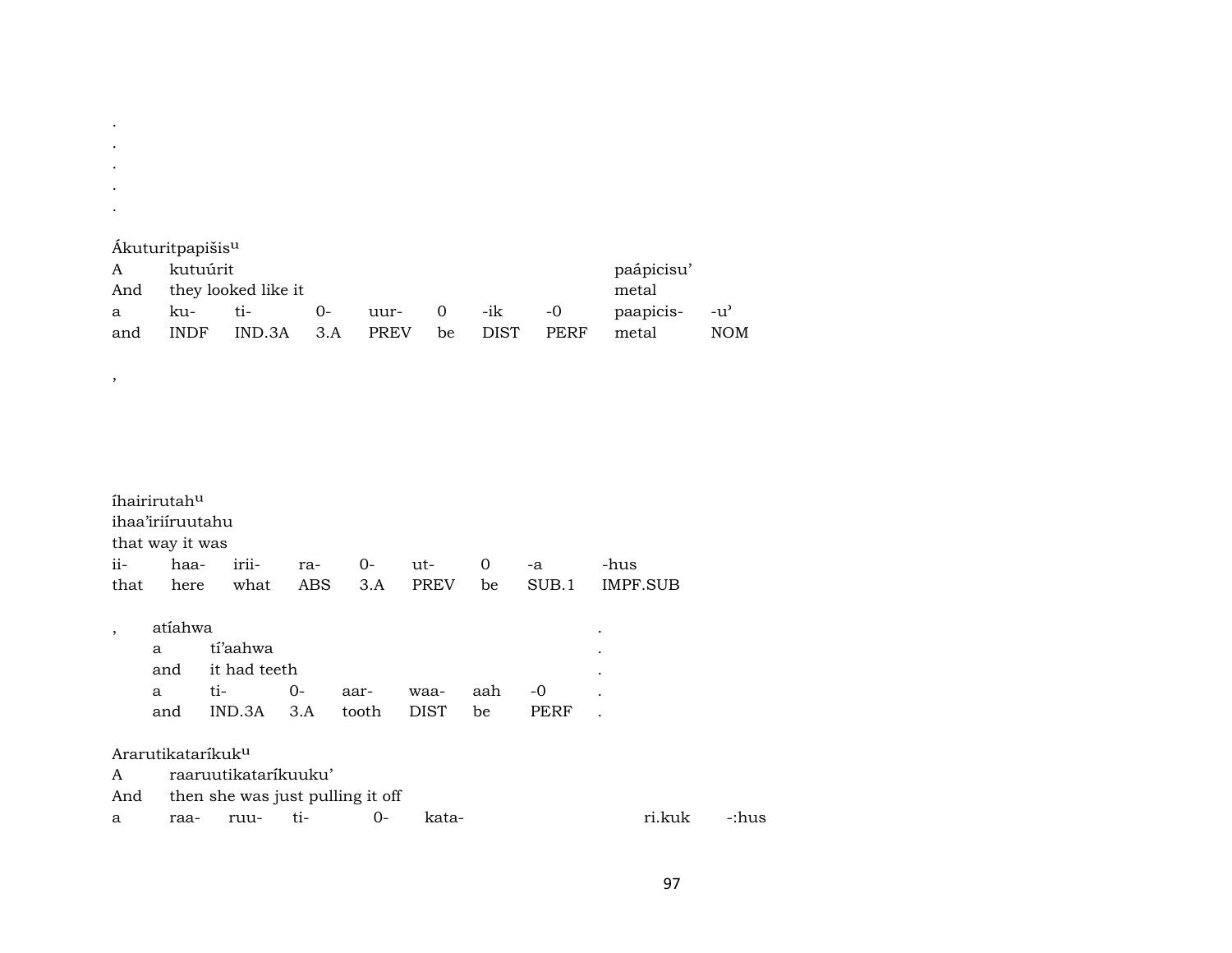.
.
.
.
.

Ákuturitpapišis$^{u}$

| A | kutuúrit | | | | | | | paápicisu’ | |
|---|---|---|---|---|---|---|---|---|---|
| And | they looked like it | | | | | | | metal | |
| a | ku- | ti- | 0- | uur- | 0 | -ik | -0 | paapicis- | -u’ |
| and | INDF | IND.3A | 3.A | PREV | be | DIST | PERF | metal | NOM |

,

íhairirutah$^{u}$

ihaa’iriíruutahu

that way it was

| ii- | haa- | irii- | ra- | 0- | ut- | 0 | -a | -hus |
|---|---|---|---|---|---|---|---|---|
| that | here | what | ABS | 3.A | PREV | be | SUB.1 | IMPF.SUB |

, atíahwa .

| a | tí’aahwa | | | | | | . |
|---|---|---|---|---|---|---|---|
| and | it had teeth | | | | | | . |
| a | ti- | 0- | aar- | waa- | aah | -0 | . |
| and | IND.3A | 3.A | tooth | DIST | be | PERF | . |

Ararutikataríkuk$^{u}$

| A | raaruutikataríkuuku’ | | | | | | |
|---|---|---|---|---|---|---|---|
| And | then she was just pulling it off | | | | | | |
| a | raa- | ruu- | ti- | 0- | kata- | ri.kuk | -:hus |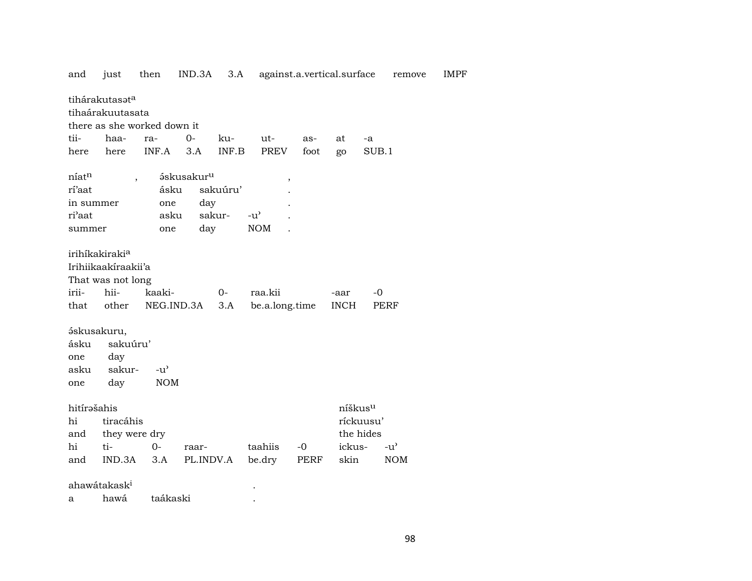and just then IND.3A 3.A against.a.vertical.surface remove IMPF

tihárakutasət[a]
tihaárakuutasata
there as she worked down it

| tii- | haa- | ra- | 0- | ku- | ut- | as- | at | -a |
|---|---|---|---|---|---|---|---|---|
| here | here | INF.A | 3.A | INF.B | PREV | foot | go | SUB.1 |

níat[n] , ə́skusakur[u] ,
 rí'aat ásku sakuúru' .
in summer one day .

| ri'aat | asku | sakur- | -u' | . |
|---|---|---|---|---|
| summer | one | day | NOM | . |

irihíkakiraki[a]
Irihiikaakíraakii'a
That was not long

| irii- | hii- | kaaki- | 0- | raa.kii | -aar | -0 |
|---|---|---|---|---|---|---|
| that | other | NEG.IND.3A | 3.A | be.a.long.time | INCH | PERF |

ə́skusakuru,
ásku sakuúru'
one day

| asku | sakur- | -u' |
|---|---|---|
| one | day | NOM |

hitírəšahis níškus[u]
hi tiracáhis ríckuusu'
and they were dry the hides

| hi | ti- | 0- | raar- | taahiis | -0 | ickus- | -u' |
|---|---|---|---|---|---|---|---|
| and | IND.3A | 3.A | PL.INDV.A | be.dry | PERF | skin | NOM |

ahawátakask[i] .
a hawá taákaski .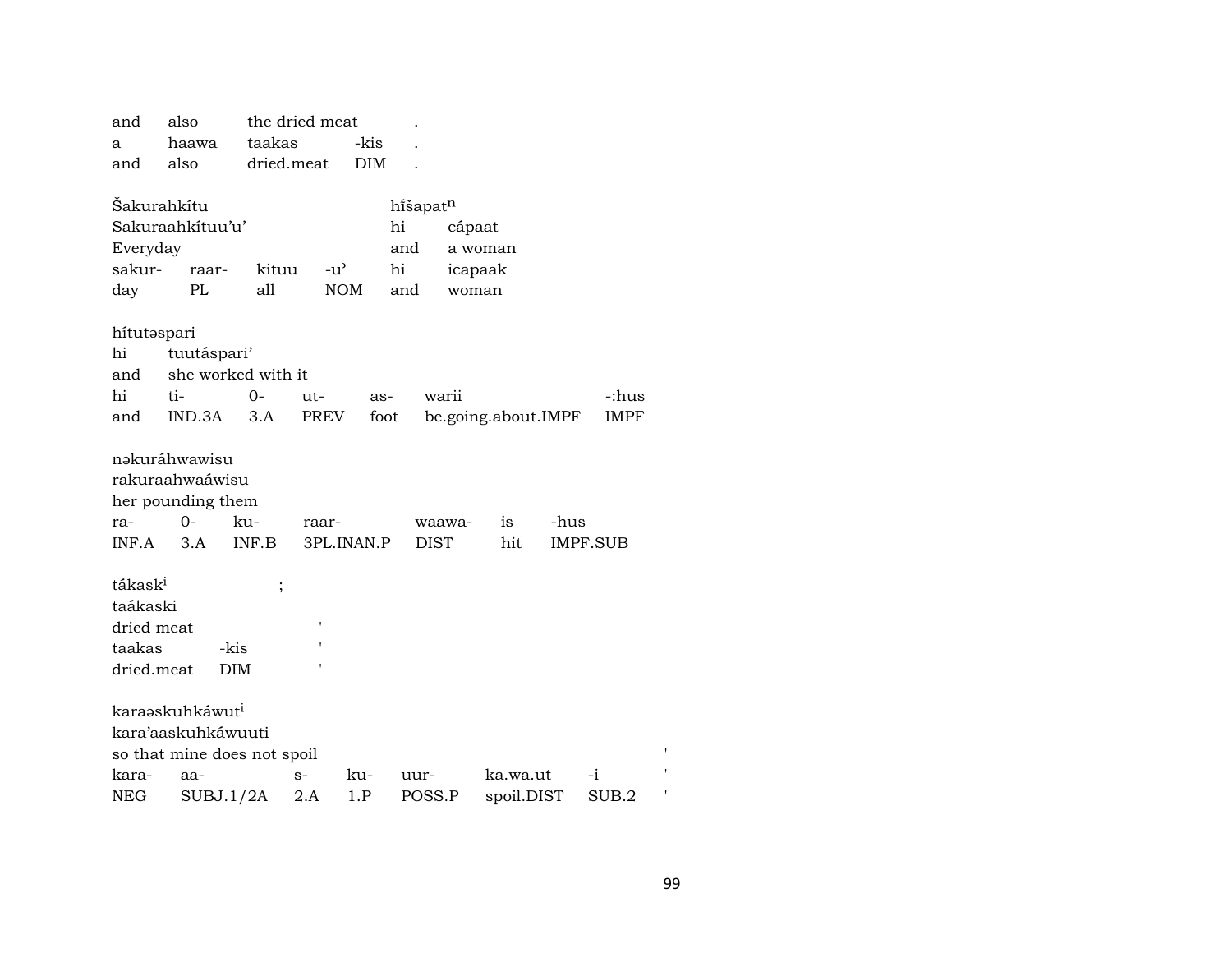| and | also | the dried meat | | . |
|---|---|---|---|---|
| a | haawa | taakas | -kis | . |
| and | also | dried.meat | DIM | . |

| Šakurahkítu | | | | hí̥šapat$^{n}$ | |
|---|---|---|---|---|---|
| Sakuraahkítuu’u’ | | | | hi | cápaat |
| Everyday | | | | and | a woman |
| sakur- | raar- | kituu | -u’ | hi | icapaak |
| day | PL | all | NOM | and | woman |

| hítutəspari | | | | | | |
|---|---|---|---|---|---|---|
| hi | tuutáspari’ | | | | | |
| and | she worked with it | | | | | |
| hi | ti- | 0- | ut- | as- | warii | -:hus |
| and | IND.3A | 3.A | PREV | foot | be.going.about.IMPF | IMPF |

| nəkuráhwawisu | | | | | | |
|---|---|---|---|---|---|---|
| rakuraahwaáwisu | | | | | | |
| her pounding them | | | | | | |
| ra- | 0- | ku- | raar- | waawa- | is | -hus |
| INF.A | 3.A | INF.B | 3PL.INAN.P | DIST | hit | IMPF.SUB |

| tákask$^{i}$ | | ; |
|---|---|---|
| taákaski | | |
| dried meat | | ' |
| taakas | -kis | ' |
| dried.meat | DIM | ' |

| karaəskuhkáwut$^{i}$ | | | | | | | |
|---|---|---|---|---|---|---|---|
| kara’aaskuhkáwuuti | | | | | | | |
| so that mine does not spoil | | | | | | | ' |
| kara- | aa- | s- | ku- | uur- | ka.wa.ut | -i | ' |
| NEG | SUBJ.1/2A | 2.A | 1.P | POSS.P | spoil.DIST | SUB.2 | ' |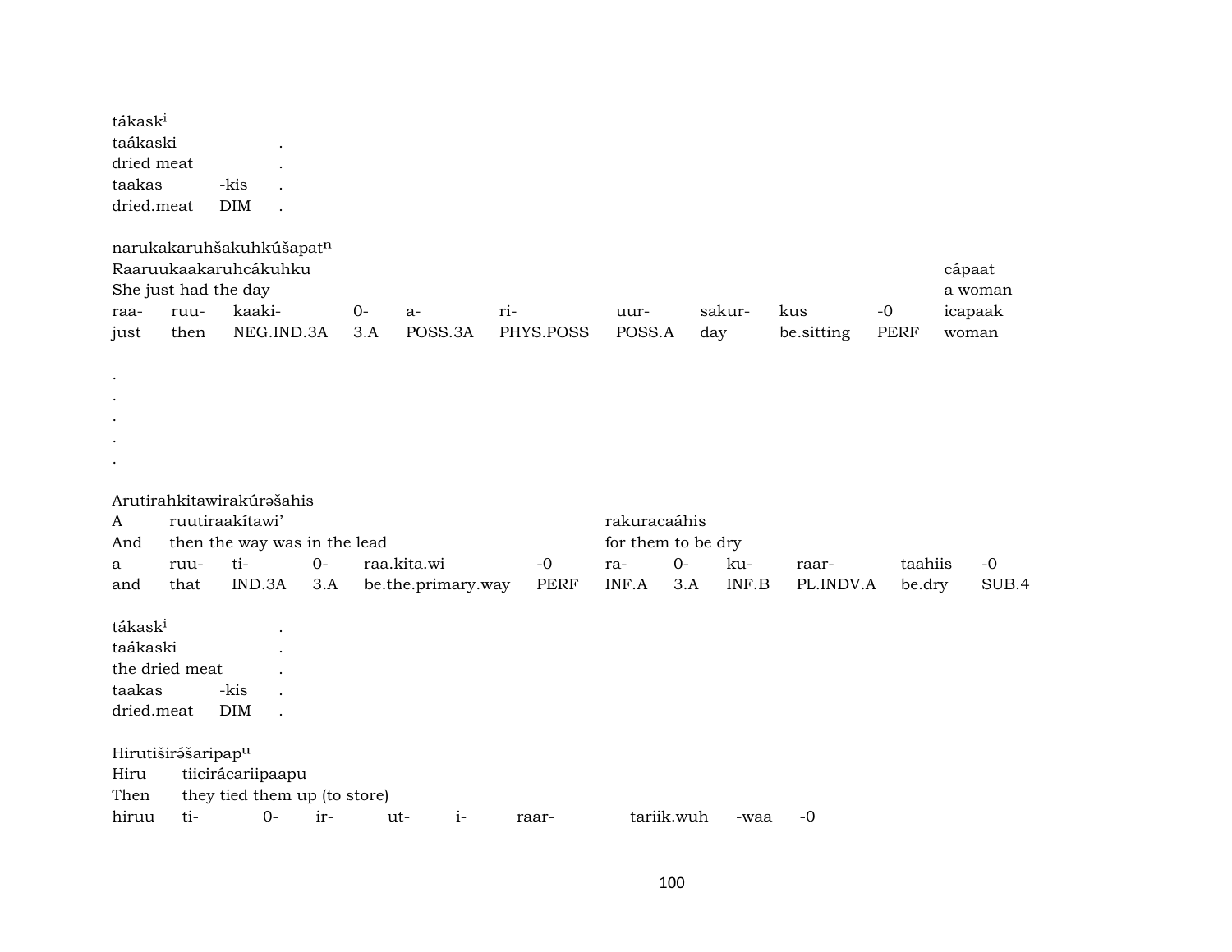tákask[i]

| taákaski | | . |
|---|---|---|
| dried meat | | . |
| taakas | -kis | . |
| dried.meat | DIM | . |

narukakaruhšakuhkúšapat[n]

| Raaruukaakaruhcákuhku | | | | | | | | | | cápaat |
|---|---|---|---|---|---|---|---|---|---|---|
| She just had the day | | | | | | | | | | a woman |
| raa- | ruu- | kaaki- | 0- | a- | ri- | uur- | sakur- | kus | -0 | icapaak |
| just | then | NEG.IND.3A | 3.A | POSS.3A | PHYS.POSS | POSS.A | day | be.sitting | PERF | woman |

.
.
.
.
.

Arutirahkitawirakúrəšahis

| A | ruutiraakítawi’ | | | | | rakuracaáhis | | | | | |
|---|---|---|---|---|---|---|---|---|---|---|---|
| And | then the way was in the lead | | | | | for them to be dry | | | | | |
| a | ruu- | ti- | 0- | raa.kita.wi | -0 | ra- | 0- | ku- | raar- | taahiis | -0 |
| and | that | IND.3A | 3.A | be.the.primary.way | PERF | INF.A | 3.A | INF.B | PL.INDV.A | be.dry | SUB.4 |

tákask[i]

| taákaski | | . |
|---|---|---|
| the dried meat | | . |
| taakas | -kis | . |
| dried.meat | DIM | . |

Hirutiširə́šaripap[u]

| Hiru | tiicirácariipaapu | | | | | | | |
|---|---|---|---|---|---|---|---|---|
| Then | they tied them up (to store) | | | | | | | |
| hiruu | ti- | 0- | ir- | ut- | i- | raar- | tariik.wuh | -waa | -0 |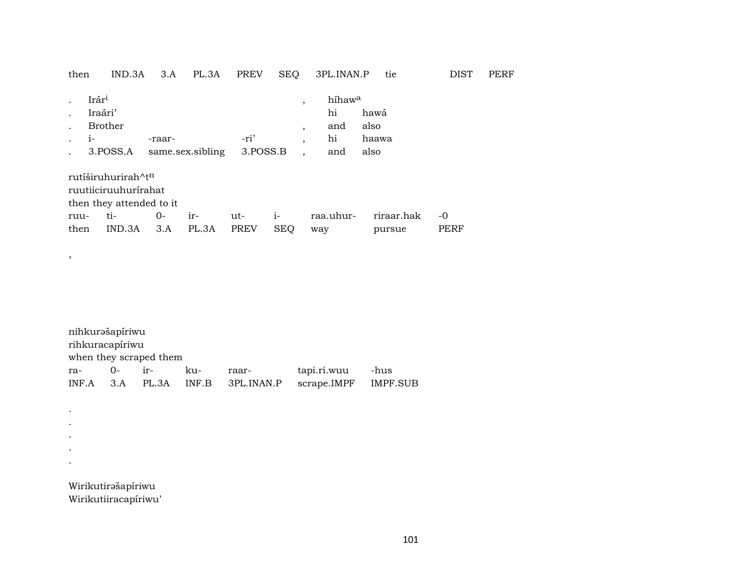| then | IND.3A | 3.A | PL.3A | PREV | SEQ | 3PL.INAN.P | tie | DIST | PERF |
|---|---|---|---|---|---|---|---|---|---|

| . | Irár[i] | | | , | híhaw[a] | |
|---|---|---|---|---|---|---|
| . | Iraári’ | | | | hi | hawá |
| . | Brother | | | , | and | also |
| . | i- | -raar- | -ri’ | , | hi | haawa |
| . | 3.POSS.A | same.sex.sibling | 3.POSS.B | , | and | also |

rutíširuhurirah^t[n]
ruutiiciruuhurírahat
then they attended to it

| ruu- | ti- | 0- | ir- | ut- | i- | raa.uhur- | riraar.hak | -0 |
|---|---|---|---|---|---|---|---|---|
| then | IND.3A | 3.A | PL.3A | PREV | SEQ | way | pursue | PERF |

,

nihkurəšapíriwu
rihkuracapíriwu
when they scraped them

| ra- | 0- | ir- | ku- | raar- | tapi.ri.wuu | -hus |
|---|---|---|---|---|---|---|
| INF.A | 3.A | PL.3A | INF.B | 3PL.INAN.P | scrape.IMPF | IMPF.SUB |

.
.
.
.
.

Wirikutirəšapíriwu
Wirikutiiracapíriwu’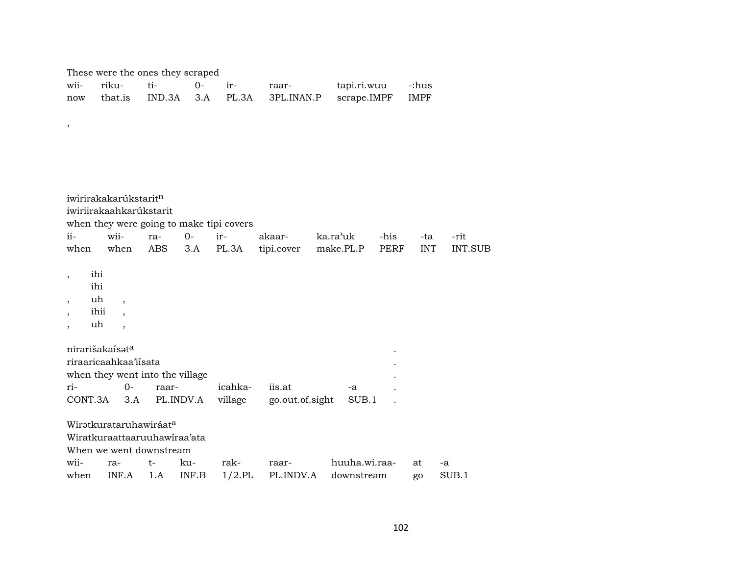These were the ones they scraped

| wii- | riku- | ti- | 0- | ir- | raar- | tapi.ri.wuu | -:hus |
|---|---|---|---|---|---|---|---|
| now | that.is | IND.3A | 3.A | PL.3A | 3PL.INAN.P | scrape.IMPF | IMPF |

,

iwirirakakarúkstarit[n]
iwiriirakaahkarúkstarit
when they were going to make tipi covers

| ii- | wii- | ra- | 0- | ir- | akaar- | ka.ra'uk | -his | -ta | -rit |
|---|---|---|---|---|---|---|---|---|---|
| when | when | ABS | 3.A | PL.3A | tipi.cover | make.PL.P | PERF | INT | INT.SUB |

, ihi
ihi
, uh ,
, ihii ,
, uh ,

nirarišakaísət[a] .
riraaricaahkaa'iísata .
when they went into the village .

| ri- | 0- | raar- | icahka- | iis.at | -a | . |
|---|---|---|---|---|---|---|
| CONT.3A | 3.A | PL.INDV.A | village | go.out.of.sight | SUB.1 | . |

Wirətkurataruhawiráat[a]
Wiratkuraattaaruuhawíraa'ata
When we went downstream

| wii- | ra- | t- | ku- | rak- | raar- | huuha.wi.raa- | at | -a |
|---|---|---|---|---|---|---|---|---|
| when | INF.A | 1.A | INF.B | 1/2.PL | PL.INDV.A | downstream | go | SUB.1 |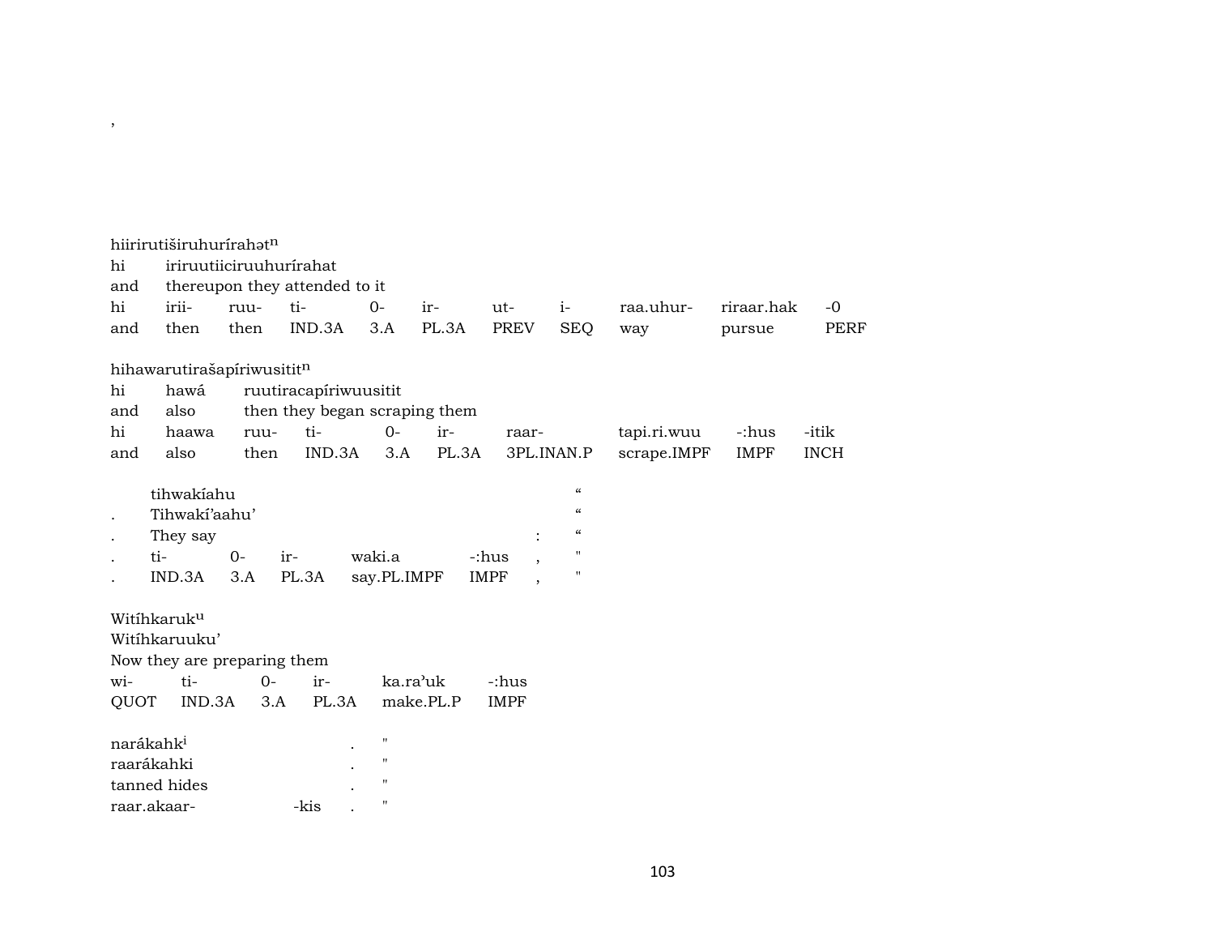,

hiirirutiširuhurírahət$^{n}$

| hi | iriruutiiciruuhurírahat | | | | | | | | | |
|---|---|---|---|---|---|---|---|---|---|---|
| and | thereupon they attended to it | | | | | | | | | |
| hi | irii- | ruu- | ti- | 0- | ir- | ut- | i- | raa.uhur- | riraar.hak | -0 |
| and | then | then | IND.3A | 3.A | PL.3A | PREV | SEQ | way | pursue | PERF |

hihawarutirašapíriwusitit$^{n}$

| hi | hawá | ruutiracapíriwuusitit | | | | | | | |
|---|---|---|---|---|---|---|---|---|---|
| and | also | then they began scraping them | | | | | | | |
| hi | haawa | ruu- | ti- | 0- | ir- | raar- | tapi.ri.wuu | -:hus | -itik |
| and | also | then | IND.3A | 3.A | PL.3A | 3PL.INAN.P | scrape.IMPF | IMPF | INCH |

| | tihwakíahu | | | | | “ |
|---|---|---|---|---|---|---|
| . | Tihwakí’aahu’ | | | | | “ |
| . | They say | | | | : | “ |
| . | ti- | 0- | ir- | waki.a | -:hus , | " |
| . | IND.3A | 3.A | PL.3A | say.PL.IMPF | IMPF , | " |

Witíhkaruk$^{u}$

| Witíhkaruuku’ | | | | |
|---|---|---|---|---|
| Now they are preparing them | | | | |
| wi- | ti- | 0- | ir- | ka.ra’uk -:hus |
| QUOT | IND.3A | 3.A | PL.3A | make.PL.P IMPF |

| narákahk$^{i}$ | | . | " |
|---|---|---|---|
| raarákahki | | . | " |
| tanned hides | | . | " |
| raar.akaar- | -kis | . | " |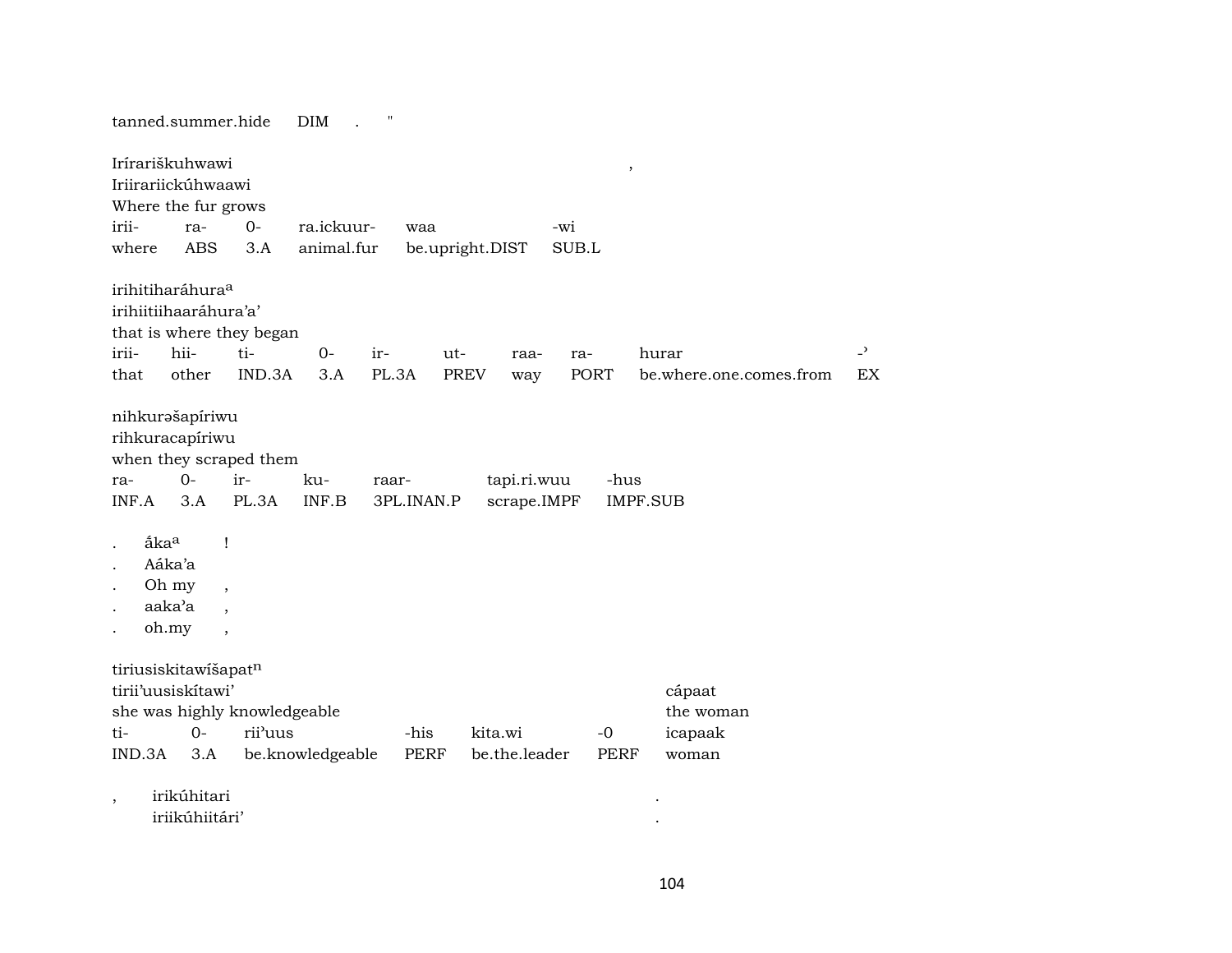tanned.summer.hide DIM . "

Irírariškuhwawi ,
Iriirariickúhwaawi
Where the fur grows

| irii- | ra- | 0- | ra.ickuur- | waa | -wi |
|---|---|---|---|---|---|
| where | ABS | 3.A | animal.fur | be.upright.DIST | SUB.L |

irihitiharáhura[a]
irihiitiihaaráhura'a'
that is where they began

| irii- | hii- | ti- | 0- | ir- | ut- | raa- | ra- | hurar | -ʾ |
|---|---|---|---|---|---|---|---|---|---|
| that | other | IND.3A | 3.A | PL.3A | PREV | way | PORT | be.where.one.comes.from | EX |

nihkurəšapíriwu
rihkuracapíriwu
when they scraped them

| ra- | 0- | ir- | ku- | raar- | tapi.ri.wuu | -hus |
|---|---|---|---|---|---|---|
| INF.A | 3.A | PL.3A | INF.B | 3PL.INAN.P | scrape.IMPF | IMPF.SUB |

. ấka[a] !
. Aáka'a
. Oh my ,
. aaka'a ,
. oh.my ,

tiriusiskitawíšapat[n]
tirii'uusiskítawi' cápaat
she was highly knowledgeable the woman

| ti- | 0- | rii'uus | -his | kita.wi | -0 | icapaak |
|---|---|---|---|---|---|---|
| IND.3A | 3.A | be.knowledgeable | PERF | be.the.leader | PERF | woman |

, irikúhitari .
iriikúhiitári' .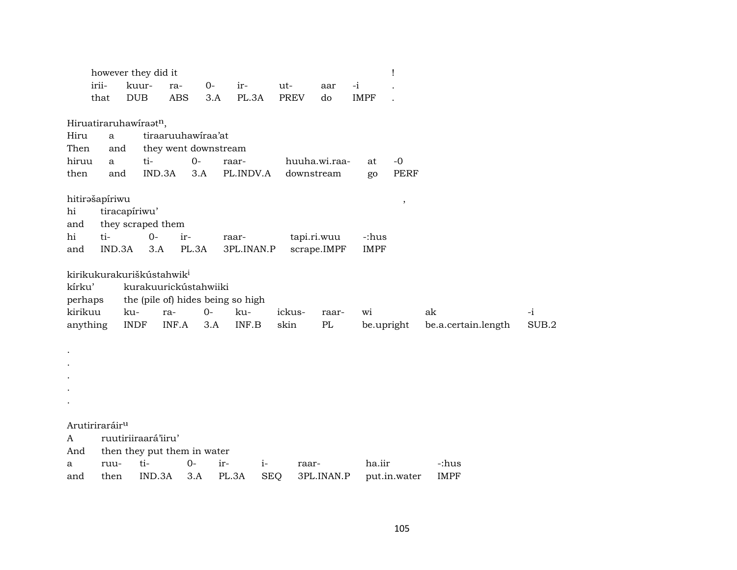however they did it !

| irii- | kuur- | ra- | 0- | ir- | ut- | aar | -i | . |
|---|---|---|---|---|---|---|---|---|
| that | DUB | ABS | 3.A | PL.3A | PREV | do | IMPF | . |

Hiruatiraruhawíraət$^{n}$,

| Hiru | a | tiraaruuhawíraa'at | | | | | |
|---|---|---|---|---|---|---|---|
| Then | and | they went downstream | | | | | |
| hiruu | a | ti- | 0- | raar- | huuha.wi.raa- | at | -0 |
| then | and | IND.3A | 3.A | PL.INDV.A | downstream | go | PERF |

hitirəšapíriwu ,

| hi | tiracapíriwu' | | | | | |
|---|---|---|---|---|---|---|
| and | they scraped them | | | | | |
| hi | ti- | 0- | ir- | raar- | tapi.ri.wuu | -:hus |
| and | IND.3A | 3.A | PL.3A | 3PL.INAN.P | scrape.IMPF | IMPF |

kirikukurakuriškústahwik$^{i}$

| kírku' | kurakuurickústahwiiki | | | | | | | | |
|---|---|---|---|---|---|---|---|---|---|
| perhaps | the (pile of) hides being so high | | | | | | | | |
| kirikuu | ku- | ra- | 0- | ku- | ickus- | raar- | wi | ak | -i |
| anything | INDF | INF.A | 3.A | INF.B | skin | PL | be.upright | be.a.certain.length | SUB.2 |

.
.
.
.
.

Arutiriraráir$^{u}$

| A | ruutiriiraará'iiru' | | | | | | | |
|---|---|---|---|---|---|---|---|---|
| And | then they put them in water | | | | | | | |
| a | ruu- | ti- | 0- | ir- | i- | raar- | ha.iir | -:hus |
| and | then | IND.3A | 3.A | PL.3A | SEQ | 3PL.INAN.P | put.in.water | IMPF |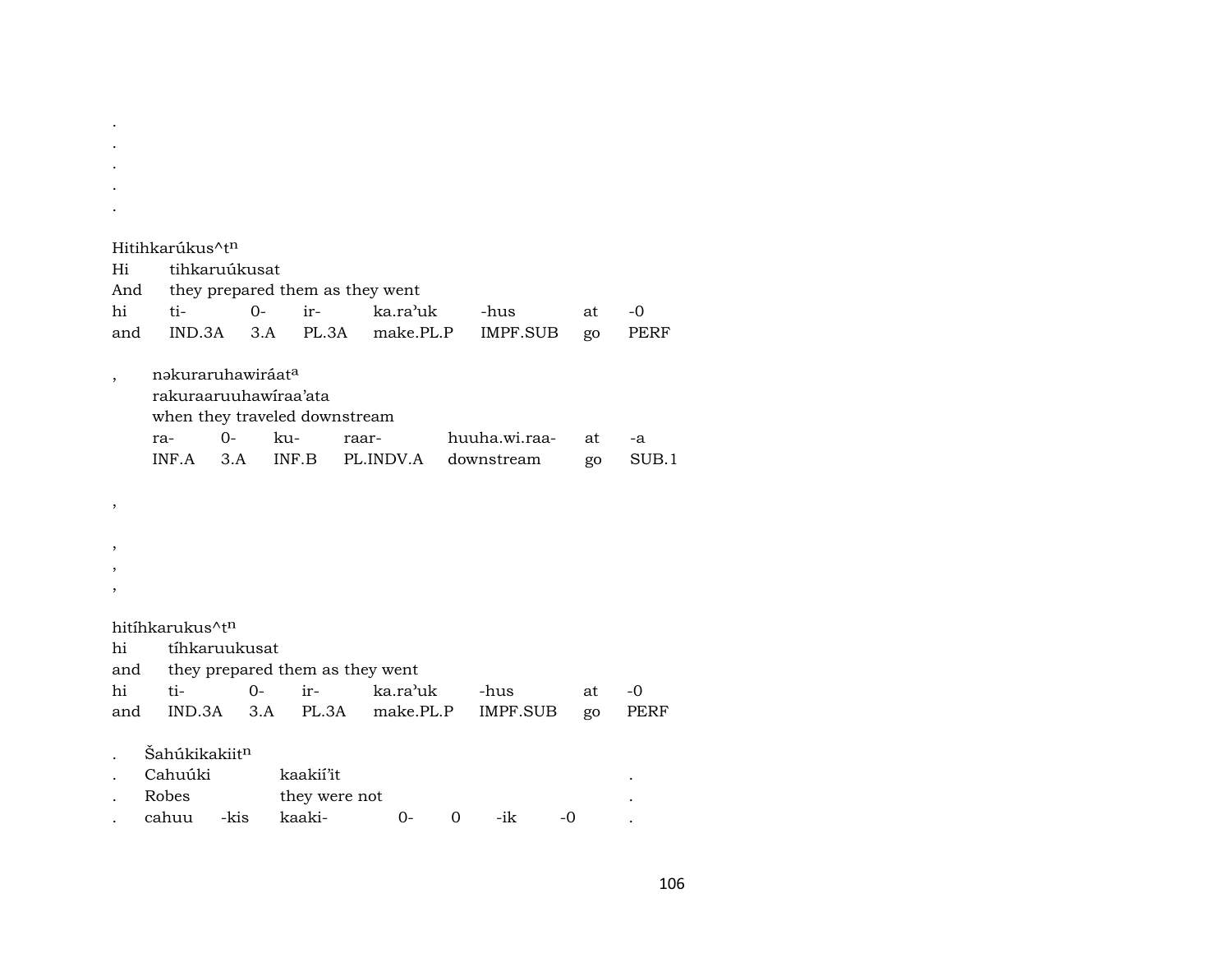.
.
.
.
.

Hitihkarúkus^t[n]

| Hi | tihkaruúkusat | | | | | | |
|---|---|---|---|---|---|---|---|
| And | they prepared them as they went | | | | | | |
| hi | ti- | 0- | ir- | ka.ra'uk | -hus | at | -0 |
| and | IND.3A | 3.A | PL.3A | make.PL.P | IMPF.SUB | go | PERF |

, nəkuraruhawiráat[a]

| rakuraaruuhawíraa'ata | | | | | | |
|---|---|---|---|---|---|---|
| when they traveled downstream | | | | | | |
| ra- | 0- | ku- | raar- | huuha.wi.raa- | at | -a |
| INF.A | 3.A | INF.B | PL.INDV.A | downstream | go | SUB.1 |

,

,
,
,

hitíhkarukus^t[n]

| hi | tíhkaruukusat | | | | | | |
|---|---|---|---|---|---|---|---|
| and | they prepared them as they went | | | | | | |
| hi | ti- | 0- | ir- | ka.ra'uk | -hus | at | -0 |
| and | IND.3A | 3.A | PL.3A | make.PL.P | IMPF.SUB | go | PERF |

. Šahúkikakiit[n]

| . | Cahuúki | | kaakií'it | | | | | . |
|---|---|---|---|---|---|---|---|---|
| . | Robes | | they were not | | | | | . |
| . | cahuu | -kis | kaaki- | 0- | 0 | -ik | -0 | . |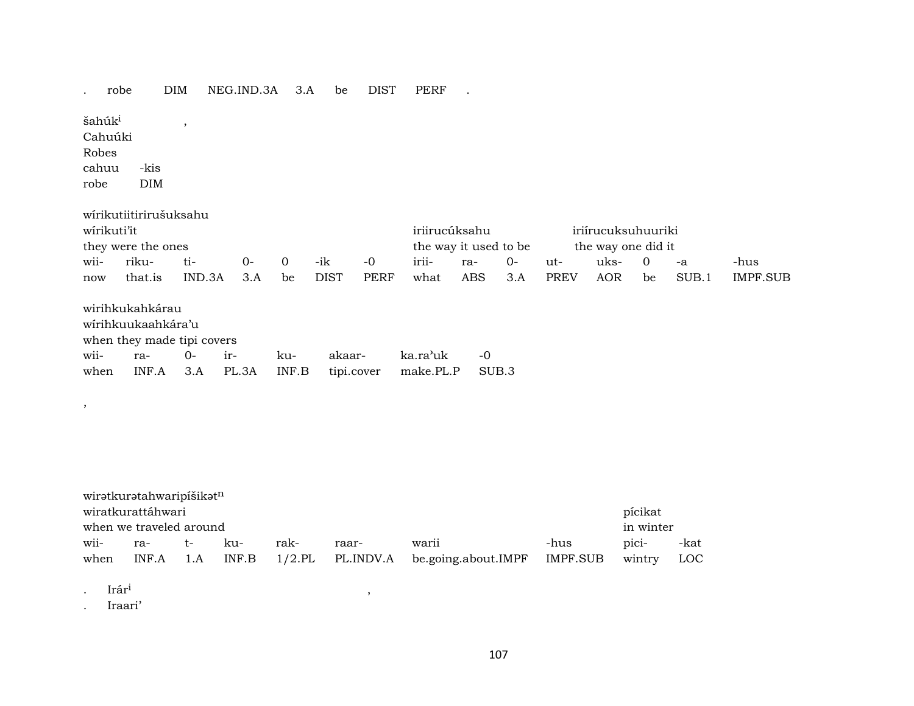| . | robe | DIM | NEG.IND.3A | 3.A | be | DIST | PERF | . |
|---|---|---|---|---|---|---|---|---|

šahúk$^{i}$ ,
Cahuúki
Robes

| cahuu | -kis |
|---|---|
| robe | DIM |

wírikutiitirirušuksahu

| wírikuti'it | | | | | | | iriirucúksahu | | | | | iriírucuksuhuuriki | | |
|---|---|---|---|---|---|---|---|---|---|---|---|---|---|---|
| they were the ones | | | | | | | the way it used to be | | | | | the way one did it | | |
| wii- | riku- | ti- | 0- | 0 | -ik | -0 | irii- | ra- | 0- | ut- | uks- | 0 | -a | -hus |
| now | that.is | IND.3A | 3.A | be | DIST | PERF | what | ABS | 3.A | PREV | AOR | be | SUB.1 | IMPF.SUB |

wirihkukahkárau
wírihkuukaahkára'u
when they made tipi covers

| wii- | ra- | 0- | ir- | ku- | akaar- | ka.ra'uk | -0 |
|---|---|---|---|---|---|---|---|
| when | INF.A | 3.A | PL.3A | INF.B | tipi.cover | make.PL.P | SUB.3 |

,

wirətkurətahwaripíšikət$^{n}$

| wiratkurattáhwari | | | | | | | | pícikat | |
|---|---|---|---|---|---|---|---|---|---|
| when we traveled around | | | | | | | | in winter | |
| wii- | ra- | t- | ku- | rak- | raar- | warii | -hus | pici- | -kat |
| when | INF.A | 1.A | INF.B | 1/2.PL | PL.INDV.A | be.going.about.IMPF | IMPF.SUB | wintry | LOC |

. Irár$^{i}$ ,
. Iraari'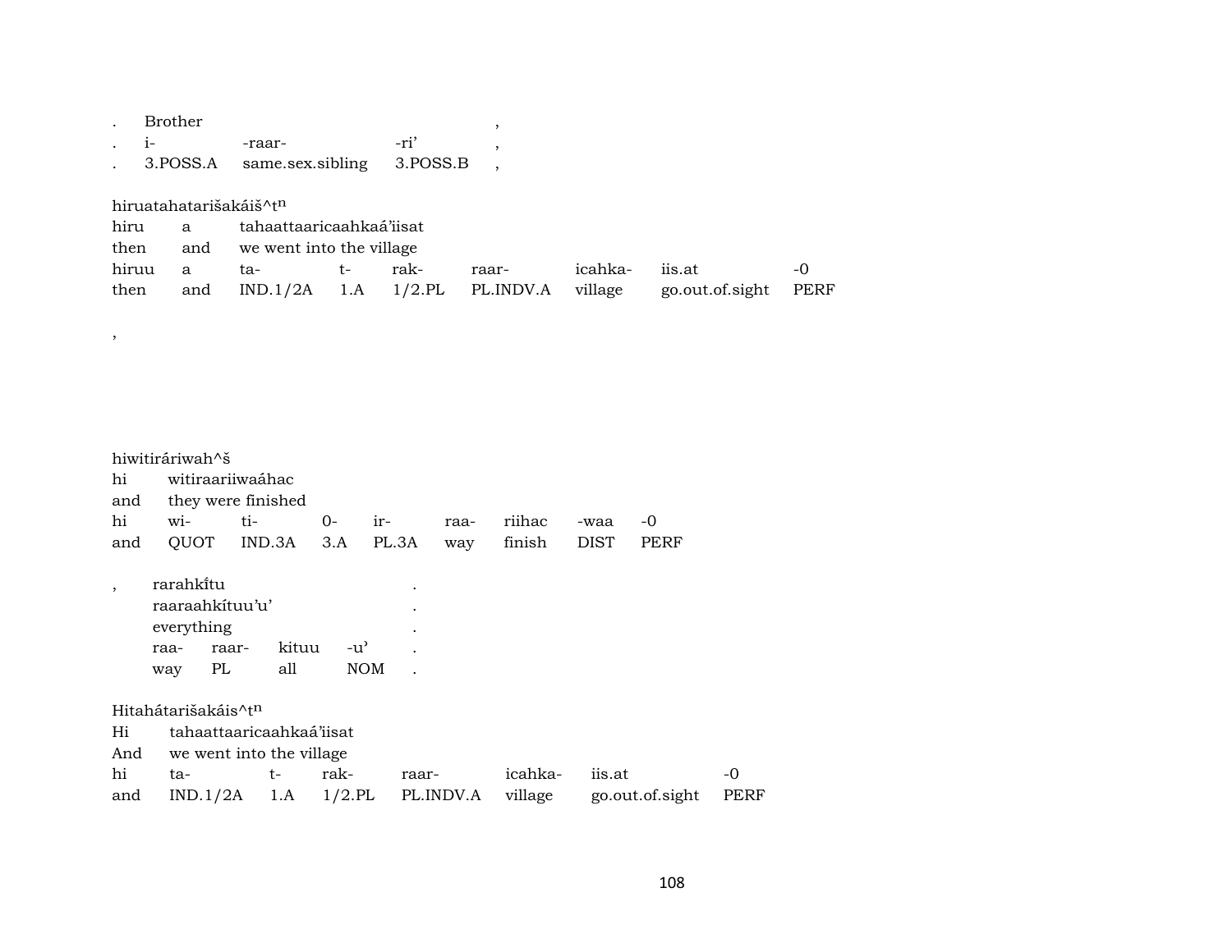| . | Brother | | | , |
|---|---|---|---|---|
| . | i- | -raar- | -ri’ | , |
| . | 3.POSS.A | same.sex.sibling | 3.POSS.B | , |

hiruatahatarišakáiš^t$^{n}$

| hiru | a | tahaattaaricaahkaá’iisat | | | | | | |
|---|---|---|---|---|---|---|---|---|
| then | and | we went into the village | | | | | | |
| hiruu | a | ta- | t- | rak- | raar- | icahka- | iis.at | -0 |
| then | and | IND.1/2A | 1.A | 1/2.PL | PL.INDV.A | village | go.out.of.sight | PERF |

,

hiwitiráriwah^š

| hi | witiraariiwaáhac | | | | | | | |
|---|---|---|---|---|---|---|---|---|
| and | they were finished | | | | | | | |
| hi | wi- | ti- | 0- | ir- | raa- | riihac | -waa | -0 |
| and | QUOT | IND.3A | 3.A | PL.3A | way | finish | DIST | PERF |

| , | rarahki̍tu | | | | . |
|---|---|---|---|---|---|
| | raaraahkítuu’u’ | | | | . |
| | everything | | | | . |
| | raa- | raar- | kituu | -u’ | . |
| | way | PL | all | NOM | . |

Hitahátarišakáis^t$^{n}$

| Hi | tahaattaaricaahkaá’iisat | | | | | | |
|---|---|---|---|---|---|---|---|
| And | we went into the village | | | | | | |
| hi | ta- | t- | rak- | raar- | icahka- | iis.at | -0 |
| and | IND.1/2A | 1.A | 1/2.PL | PL.INDV.A | village | go.out.of.sight | PERF |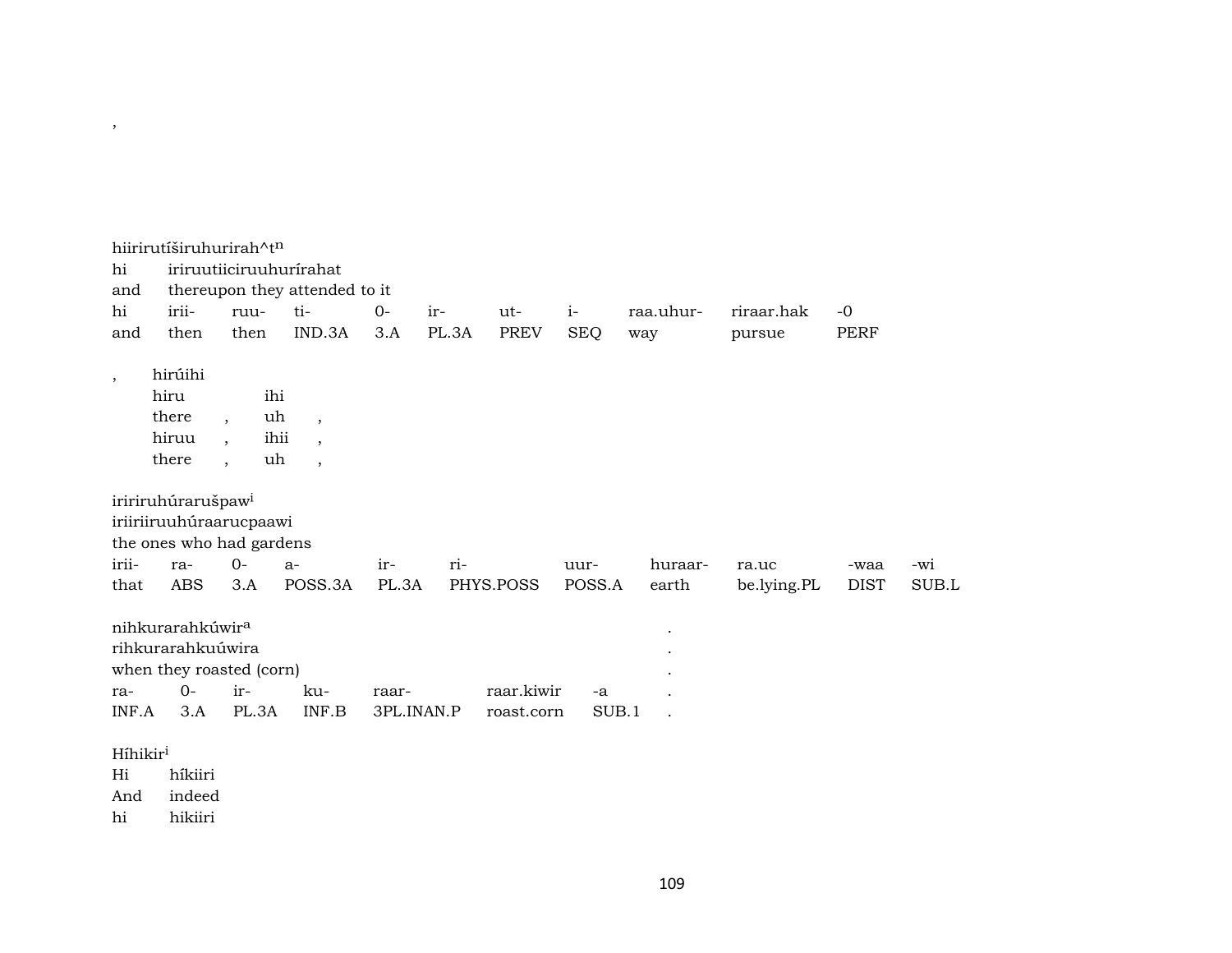,

hiirirutíširuhurirah^t$^{n}$
hi iriruutiiciruuhurírahat
and thereupon they attended to it

| hi | irii- | ruu- | ti- | 0- | ir- | ut- | i- | raa.uhur- | riraar.hak | -0 |
|---|---|---|---|---|---|---|---|---|---|---|
| and | then | then | IND.3A | 3.A | PL.3A | PREV | SEQ | way | pursue | PERF |

, hirúihi

| hiru | | ihi | |
|---|---|---|---|
| there | , | uh | , |
| hiruu | , | ihii | , |
| there | , | uh | , |

iririruhúraruš paw[i]
iriiriiruuhúraarucpaawi
the ones who had gardens

| irii- | ra- | 0- | a- | ir- | ri- | uur- | huraar- | ra.uc | -waa | -wi |
|---|---|---|---|---|---|---|---|---|---|---|
| that | ABS | 3.A | POSS.3A | PL.3A | PHYS.POSS | POSS.A | earth | be.lying.PL | DIST | SUB.L |

nihkurarahkúwir[a] .
rihkurarahkuúwira .
when they roasted (corn) .

| ra- | 0- | ir- | ku- | raar- | raar.kiwir | -a | . |
|---|---|---|---|---|---|---|---|
| INF.A | 3.A | PL.3A | INF.B | 3PL.INAN.P | roast.corn | SUB.1 | . |

Híhikir[i]
Hi híkiiri
And indeed
hi hikiiri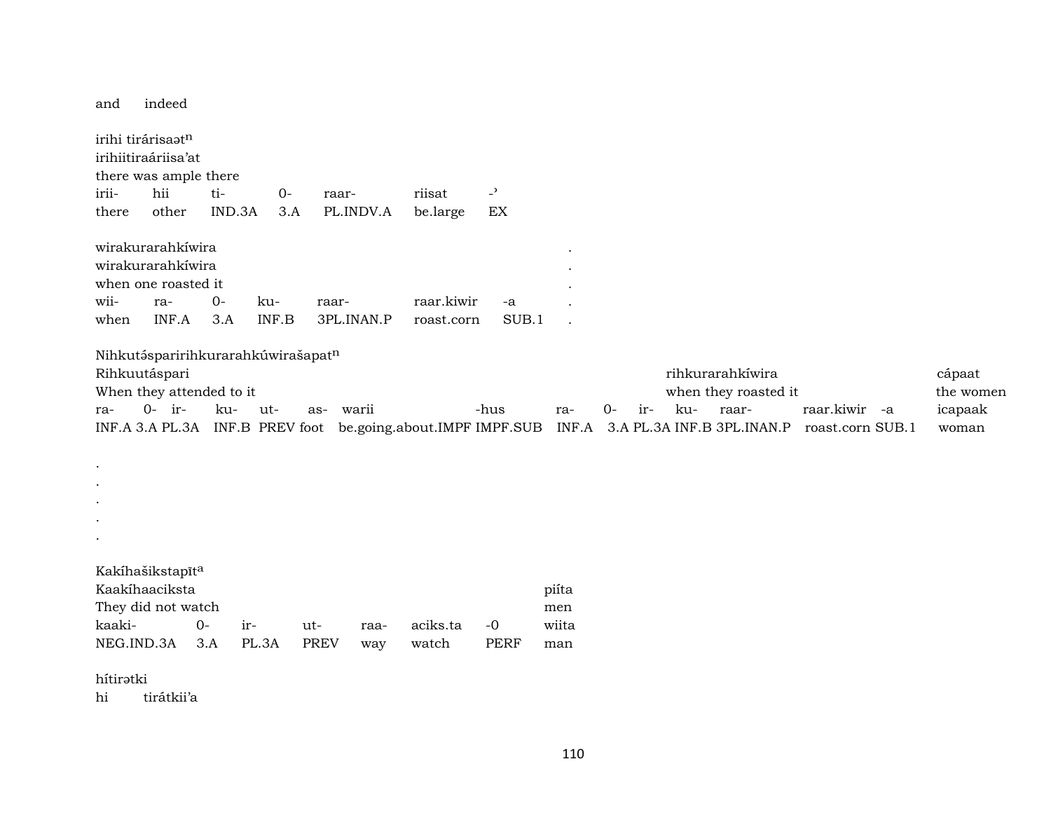and indeed

irihi tiráriasaət$^{n}$
irihiitiraáriisa'at
there was ample there

| irii- | hii | ti- | 0- | raar- | riisat | -ʾ |
|---|---|---|---|---|---|---|
| there | other | IND.3A | 3.A | PL.INDV.A | be.large | EX |

wirakurarahkíwira .
wirakurarahkíwira .
when one roasted it .

| wii- | ra- | 0- | ku- | raar- | raar.kiwir | -a | . |
|---|---|---|---|---|---|---|---|
| when | INF.A | 3.A | INF.B | 3PL.INAN.P | roast.corn | SUB.1 | . |

Nihkutəspariirihkurarahkúwirašapat$^{n}$
Rihkuutáspari rihkurarahkíwira cápaat
When they attended to it when they roasted it the women

| ra- | 0- | ir- | ku- | ut- | as- | warii | -hus | ra- | 0- | ir- | ku- | raar- | raar.kiwir | -a | icapaak |
|---|---|---|---|---|---|---|---|---|---|---|---|---|---|---|---|
| INF.A | 3.A | PL.3A | INF.B | PREV | foot | be.going.about.IMPF | IMPF.SUB | INF.A | 3.A | PL.3A | INF.B | 3PL.INAN.P | roast.corn | SUB.1 | woman |

.
.
.
.
.

Kakíhašikstapīt$^{a}$
Kaakíhaaciksta piíta
They did not watch men

| kaaki- | 0- | ir- | ut- | raa- | aciks.ta | -0 | wiita |
|---|---|---|---|---|---|---|---|
| NEG.IND.3A | 3.A | PL.3A | PREV | way | watch | PERF | man |

hítirətki
hi tirátkii'a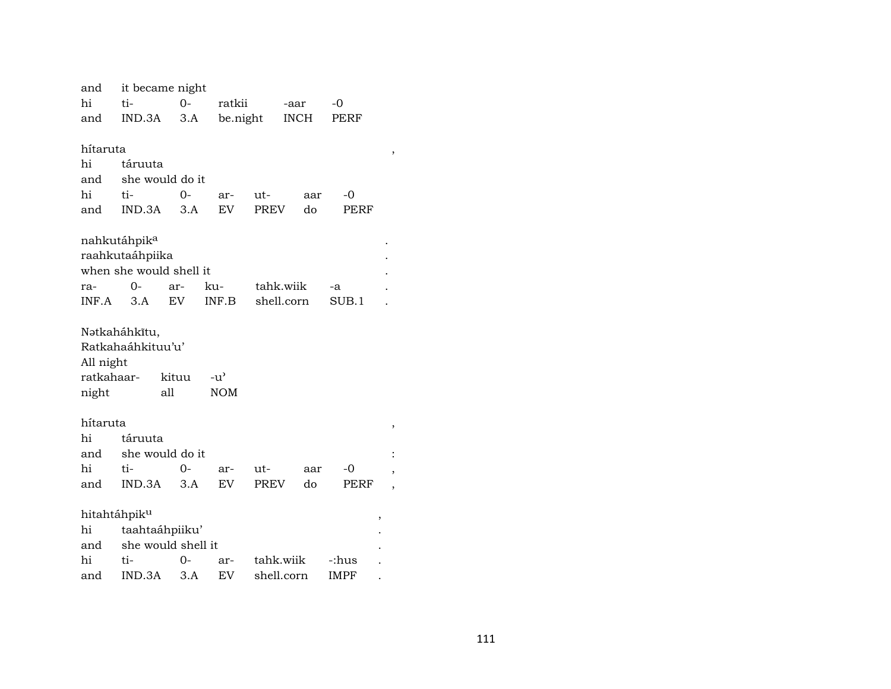| and | it became night | | | | |
|---|---|---|---|---|---|
| hi | ti- | 0- | ratkii | -aar | -0 |
| and | IND.3A | 3.A | be.night | INCH | PERF |

hítaruta ,

| hi | táruuta | | | | | |
|---|---|---|---|---|---|---|
| and | she would do it | | | | | |
| hi | ti- | 0- | ar- | ut- | aar | -0 |
| and | IND.3A | 3.A | EV | PREV | do | PERF |

nahkutáhpik[a] .

raahkutaáhpiika .

when she would shell it .

| ra- | 0- | ar- | ku- | tahk.wiik | -a | . |
|---|---|---|---|---|---|---|
| INF.A | 3.A | EV | INF.B | shell.corn | SUB.1 | . |

Nətkaháhkītu,

Ratkahaáhkituu'u'

All night

| ratkahaar- | kituu | -u' |
|---|---|---|
| night | all | NOM |

hítaruta ,

| hi | táruuta | | | | | | |
|---|---|---|---|---|---|---|---|
| and | she would do it | | | | | | : |
| hi | ti- | 0- | ar- | ut- | aar | -0 | , |
| and | IND.3A | 3.A | EV | PREV | do | PERF | , |

hitahtáhpik[u] ,

| hi | taahtaáhpiiku' | | | | | . |
|---|---|---|---|---|---|---|
| and | she would shell it | | | | | . |
| hi | ti- | 0- | ar- | tahk.wiik | -:hus | . |
| and | IND.3A | 3.A | EV | shell.corn | IMPF | . |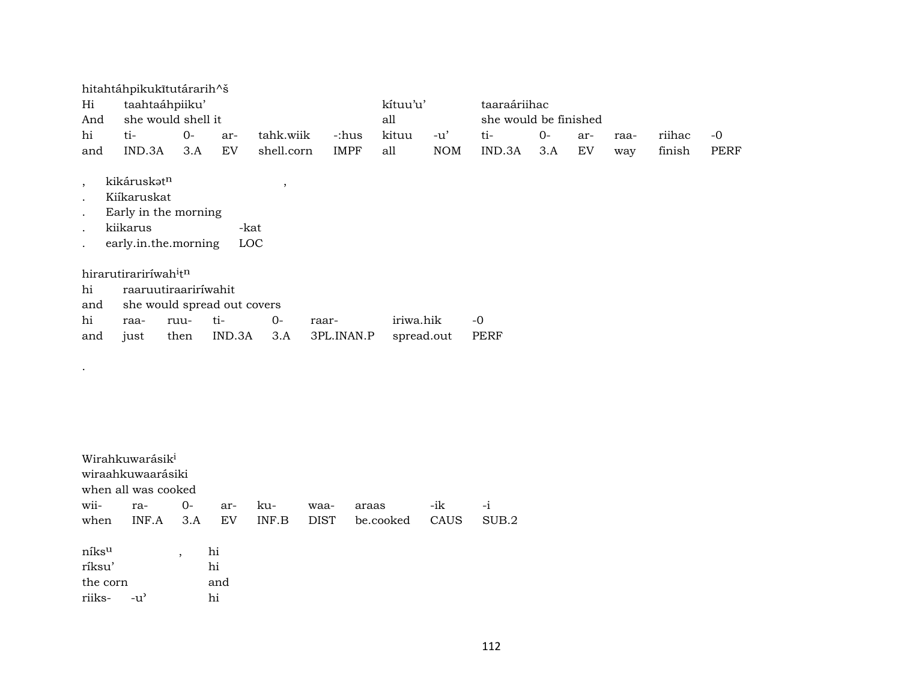hitahtáhpikukītutárarih^š

| Hi | taahtaáhpiiku' | | | | | kítuu'u' | | taaraáriihac | | | | | |
|---|---|---|---|---|---|---|---|---|---|---|---|---|---|
| And | she would shell it | | | | | all | | she would be finished | | | | | |
| hi | ti- | 0- | ar- | tahk.wiik | -:hus | kituu | -u' | ti- | 0- | ar- | raa- | riihac | -0 |
| and | IND.3A | 3.A | EV | shell.corn | IMPF | all | NOM | IND.3A | 3.A | EV | way | finish | PERF |

| , | kikáruskət$^{n}$ | , |
|---|---|---|
| . | Kiíkaruskat | |
| . | Early in the morning | |
| . | kiikarus | -kat |
| . | early.in.the.morning | LOC |

hirarutirariríwah$^{i}$t$^{n}$

| hi | raaruutiraaririíwahit | | | | | |
|---|---|---|---|---|---|---|
| and | she would spread out covers | | | | | |
| hi | raa- | ruu- | ti- | 0- | raar- | iriwa.hik | -0 |
| and | just | then | IND.3A | 3.A | 3PL.INAN.P | spread.out | PERF |

.

Wirahkuwarásik$^{i}$

| wiraahkuwaarásiki | | | | | | | | |
|---|---|---|---|---|---|---|---|---|
| when all was cooked | | | | | | | | |
| wii- | ra- | 0- | ar- | ku- | waa- | araas | -ik | -i |
| when | INF.A | 3.A | EV | INF.B | DIST | be.cooked | CAUS | SUB.2 |

| níks$^{u}$ | | , | hi |
|---|---|---|---|
| ríksu' | | | hi |
| the corn | | | and |
| riiks- | -u' | | hi |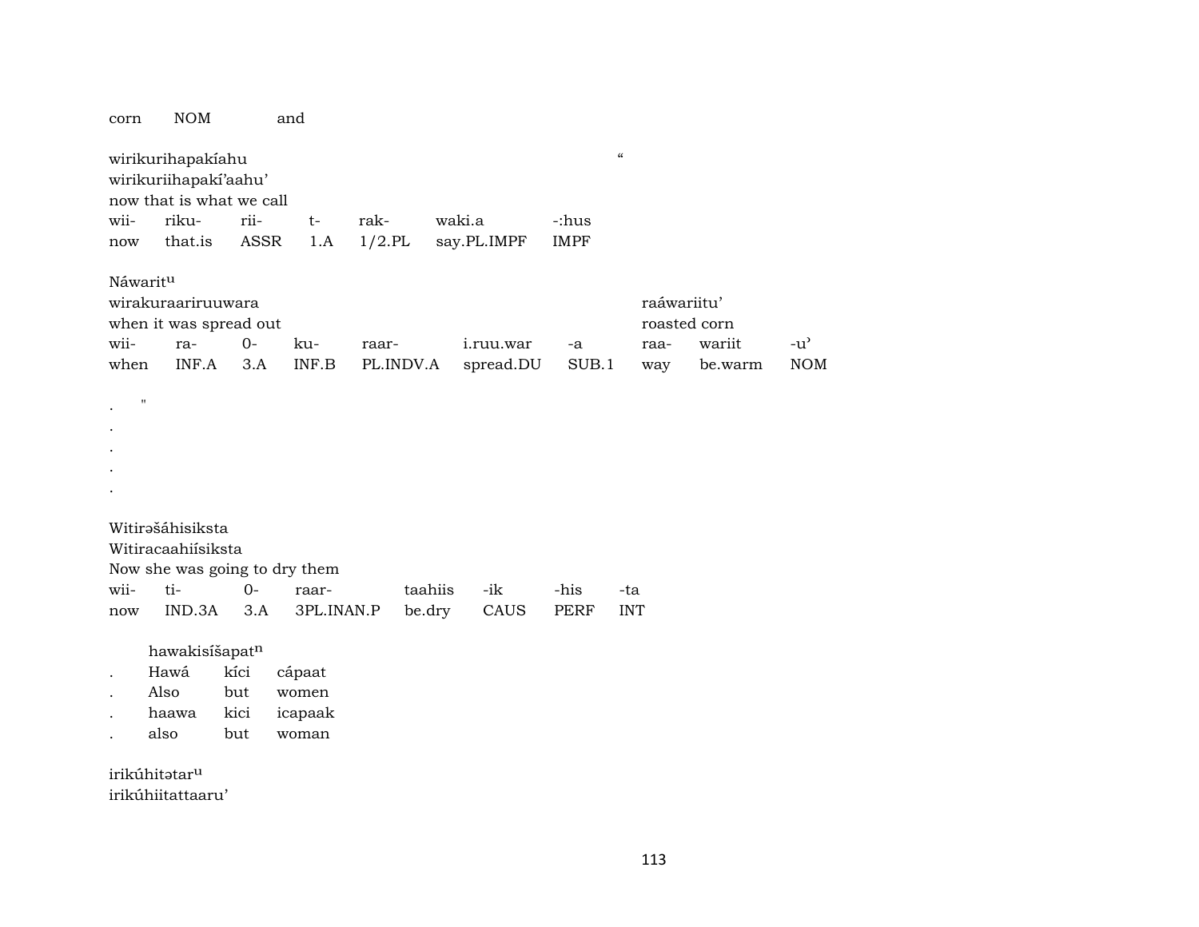corn  NOM  and

wirikurihapakíahu  "
wirikuriihapakí'aahu'
now that is what we call

| wii- | riku- | rii- | t- | rak- | waki.a | -:hus |
|---|---|---|---|---|---|---|
| now | that.is | ASSR | 1.A | 1/2.PL | say.PL.IMPF | IMPF |

Náwarit$^{u}$
wirakuraariruuwara  raáwariitu'
when it was spread out  roasted corn

| wii- | ra- | 0- | ku- | raar- | i.ruu.war | -a | raa- | wariit | -u' |
|---|---|---|---|---|---|---|---|---|---|
| when | INF.A | 3.A | INF.B | PL.INDV.A | spread.DU | SUB.1 | way | be.warm | NOM |

. "
.
.
.
.

Witirəšáhisiksta
Witiracaahiísiksta
Now she was going to dry them

| wii- | ti- | 0- | raar- | taahiis | -ik | -his | -ta |
|---|---|---|---|---|---|---|---|
| now | IND.3A | 3.A | 3PL.INAN.P | be.dry | CAUS | PERF | INT |

hawakisíšapat$^{n}$

| . | Hawá | kíci | cápaat |
|---|---|---|---|
| . | Also | but | women |
| . | haawa | kici | icapaak |
| . | also | but | woman |

irikúhitətar$^{u}$
irikúhiitattaaru'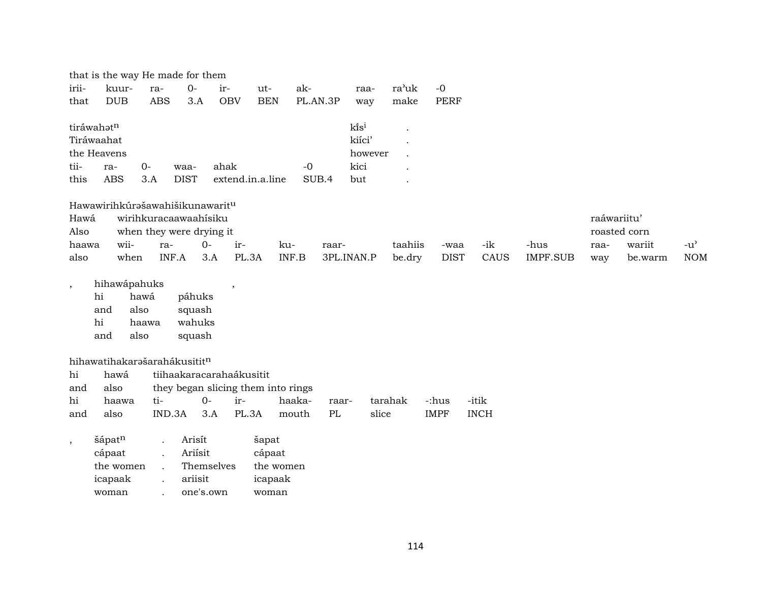that is the way He made for them

| irii- | kuur- | ra- | 0- | ir- | ut- | ak- | raa- | ra'uk | -0 |
|---|---|---|---|---|---|---|---|---|---|
| that | DUB | ABS | 3.A | OBV | BEN | PL.AN.3P | way | make | PERF |

| tiráwahət$^{n}$ | | | | | | kı̃s$^{i}$ | . |
|---|---|---|---|---|---|---|---|
| Tiráwaahat | | | | | | kiíci' | . |
| the Heavens | | | | | | however | . |
| tii- | ra- | 0- | waa- | ahak | -0 | kici | . |
| this | ABS | 3.A | DIST | extend.in.a.line | SUB.4 | but | . |

| Hawawirihkúrəšawahišikunawarit$^{u}$ | | | | | | | | | | | | | |
|---|---|---|---|---|---|---|---|---|---|---|---|---|---|
| Hawá | wirihkuracaawaahísiku | | | | | | | | | | raáwariitu' | | |
| Also | when they were drying it | | | | | | | | | | roasted corn | | |
| haawa | wii- | ra- | 0- | ir- | ku- | raar- | taahiis | -waa | -ik | -hus | raa- | wariit | -u' |
| also | when | INF.A | 3.A | PL.3A | INF.B | 3PL.INAN.P | be.dry | DIST | CAUS | IMPF.SUB | way | be.warm | NOM |

| , | hihawápahuks | | | , |
|---|---|---|---|---|
| | hi | hawá | páhuks | |
| | and | also | squash | |
| | hi | haawa | wahuks | |
| | and | also | squash | |

| hihawatihakarəšarahákusitit$^{n}$ | | | | | | | | | |
|---|---|---|---|---|---|---|---|---|---|
| hi | hawá | tiihaakaracarahaákusitit | | | | | | | |
| and | also | they began slicing them into rings | | | | | | | |
| hi | haawa | ti- | 0- | ir- | haaka- | raar- | tarahak | -:hus | -itik |
| and | also | IND.3A | 3.A | PL.3A | mouth | PL | slice | IMPF | INCH |

| , | šápat$^{n}$ | . | Arisít | šapat |
|---|---|---|---|---|
| | cápaat | . | Ariísit | cápaat |
| | the women | . | Themselves | the women |
| | icapaak | . | ariisit | icapaak |
| | woman | . | one's.own | woman |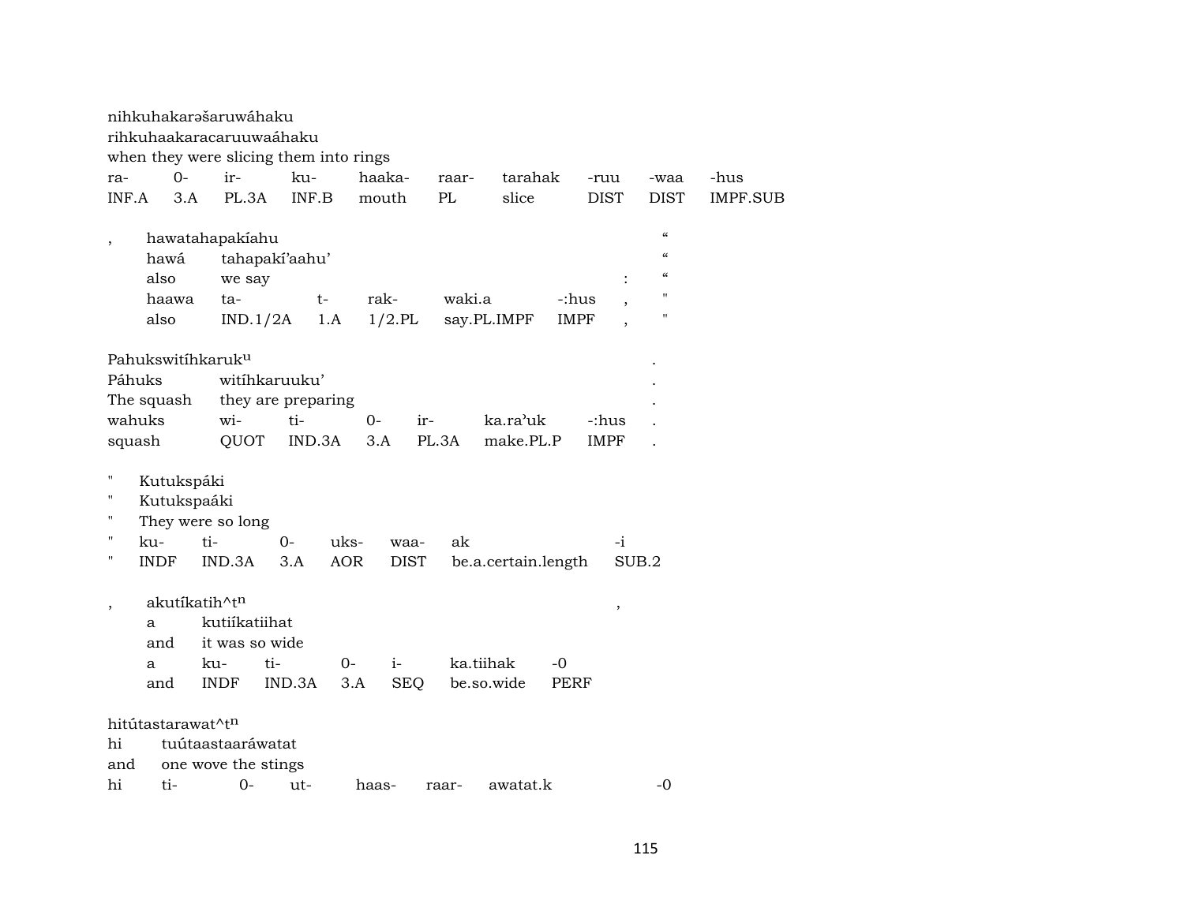nihkuhakarəšaruwáhaku
rihkuhaakaracaruuwaáhaku
when they were slicing them into rings

| ra- | 0- | ir- | ku- | haaka- | raar- | tarahak | -ruu | -waa | -hus |
|---|---|---|---|---|---|---|---|---|---|
| INF.A | 3.A | PL.3A | INF.B | mouth | PL | slice | DIST | DIST | IMPF.SUB |

| , | hawatahapakíahu | | | | | | " |
|---|---|---|---|---|---|---|---|
| | hawá | tahapakí'aahu' | | | | | " |
| | also | we say | | | | : | " |
| | haawa | ta- | t- | rak- | waki.a | -:hus | , " |
| | also | IND.1/2A | 1.A | 1/2.PL | say.PL.IMPF | IMPF | , " |

| Pahukswitíhkaruk^u | | | | | | | . |
|---|---|---|---|---|---|---|---|
| Páhuks | witíhkaruuku' | | | | | | . |
| The squash | they are preparing | | | | | | . |
| wahuks | wi- | ti- | 0- | ir- | ka.ra'uk | -:hus | . |
| squash | QUOT | IND.3A | 3.A | PL.3A | make.PL.P | IMPF | . |

| " | Kutukspáki | | | | | | |
|---|---|---|---|---|---|---|---|
| " | Kutukspaáki | | | | | | |
| " | They were so long | | | | | | |
| " | ku- | ti- | 0- | uks- | waa- | ak | -i |
| " | INDF | IND.3A | 3.A | AOR | DIST | be.a.certain.length | SUB.2 |

| , | akutíkatih^t^n | | | | | | , |
|---|---|---|---|---|---|---|---|
| | a | kutiíkatiihat | | | | | |
| | and | it was so wide | | | | | |
| | a | ku- | ti- | 0- | i- | ka.tiihak | -0 |
| | and | INDF | IND.3A | 3.A | SEQ | be.so.wide | PERF |

hitútastarawat^t^n
hi tuútaastaaráwatat
and one wove the stings

| hi | ti- | 0- | ut- | haas- | raar- | awatat.k | -0 |
|---|---|---|---|---|---|---|---|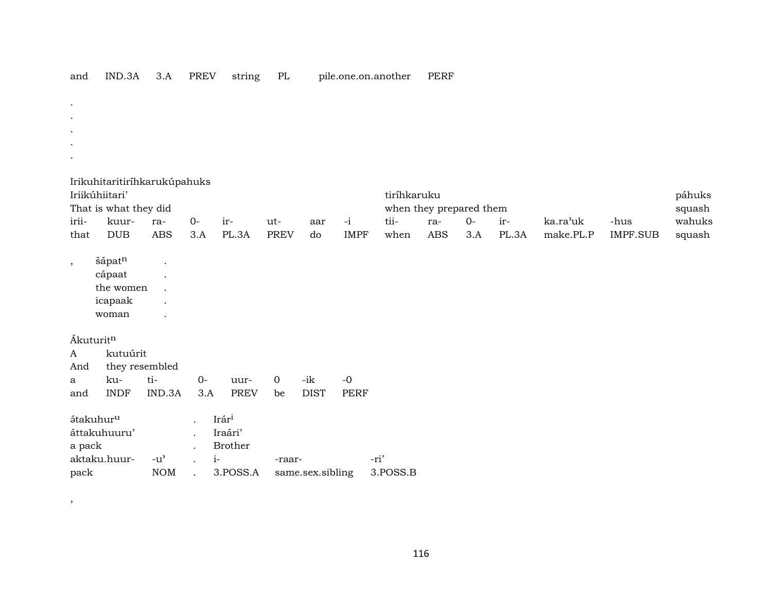| and | IND.3A | 3.A | PREV | string | PL | pile.one.on.another | PERF |
|---|---|---|---|---|---|---|---|

.
.
.
.
.

Irikuhitaritiríhkarukúpahuks

| Iriikúhiitari' | | | | | | | | tiríhkaruku | | | | | | páhuks |
|---|---|---|---|---|---|---|---|---|---|---|---|---|---|---|
| That is what they did | | | | | | | | when they prepared them | | | | | | squash |
| irii- | kuur- | ra- | 0- | ir- | ut- | aar | -i | tii- | ra- | 0- | ir- | ka.ra'uk | -hus | wahuks |
| that | DUB | ABS | 3.A | PL.3A | PREV | do | IMPF | when | ABS | 3.A | PL.3A | make.PL.P | IMPF.SUB | squash |

| , | šápat$^{n}$ | . |
|---|---|---|
| | cápaat | . |
| | the women | . |
| | icapaak | . |
| | woman | . |

Ákuturit$^{n}$

| A | kutuúrit | | | | | | |
|---|---|---|---|---|---|---|---|
| And | they resembled | | | | | | |
| a | ku- | ti- | 0- | uur- | 0 | -ik | -0 |
| and | INDF | IND.3A | 3.A | PREV | be | DIST | PERF |

| ə́takuhur$^{u}$ | | . | Irár$^{i}$ | | |
|---|---|---|---|---|---|
| áttakuhuuru' | | . | Iraári' | | |
| a pack | | . | Brother | | |
| aktaku.huur- | -u' | . | i- | -raar- | -ri' |
| pack | NOM | . | 3.POSS.A | same.sex.sibling | 3.POSS.B |

,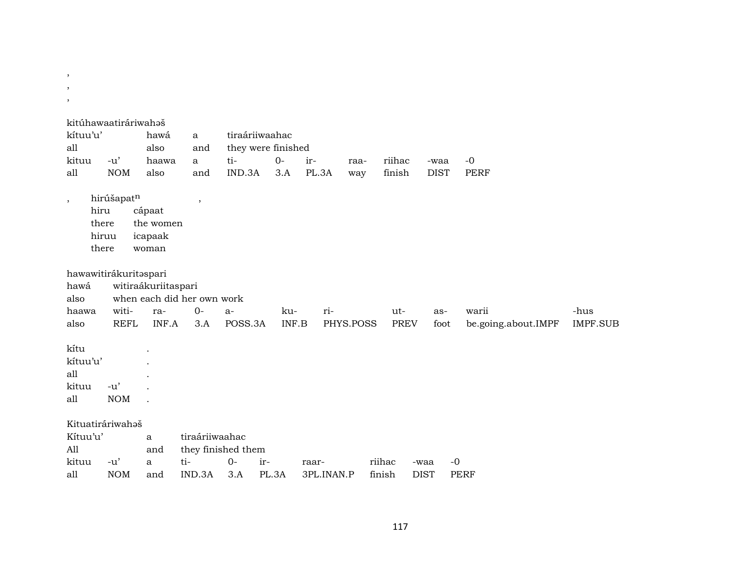,

,

,

kitúhawaatiráriwahəš

| kítuu'u' | | hawá | a | tiraáriiwaahac | | | | | | |
|---|---|---|---|---|---|---|---|---|---|---|
| all | | also | and | they were finished | | | | | | |
| kituu | -u' | haawa | a | ti- | 0- | ir- | raa- | riihac | -waa | -0 |
| all | NOM | also | and | IND.3A | 3.A | PL.3A | way | finish | DIST | PERF |

, hirúšapat^n ,

| hiru | cápaat |
|---|---|
| there | the women |
| hiruu | icapaak |
| there | woman |

hawawitirákuritəspari

| hawá | witiraákuriitaspari | | | | | | | | | |
|---|---|---|---|---|---|---|---|---|---|---|
| also | when each did her own work | | | | | | | | | |
| haawa | witi- | ra- | 0- | a- | ku- | ri- | ut- | as- | warii | -hus |
| also | REFL | INF.A | 3.A | POSS.3A | INF.B | PHYS.POSS | PREV | foot | be.going.about.IMPF | IMPF.SUB |

kítu .

| kítuu'u' | | . |
|---|---|---|
| all | | . |
| kituu | -u' | . |
| all | NOM | . |

Kituatiráriwahəš

| Kítuu'u' | | a | tiraáriiwaahac | | | | | | |
|---|---|---|---|---|---|---|---|---|---|
| All | | and | they finished them | | | | | | |
| kituu | -u' | a | ti- | 0- | ir- | raar- | riihac | -waa | -0 |
| all | NOM | and | IND.3A | 3.A | PL.3A | 3PL.INAN.P | finish | DIST | PERF |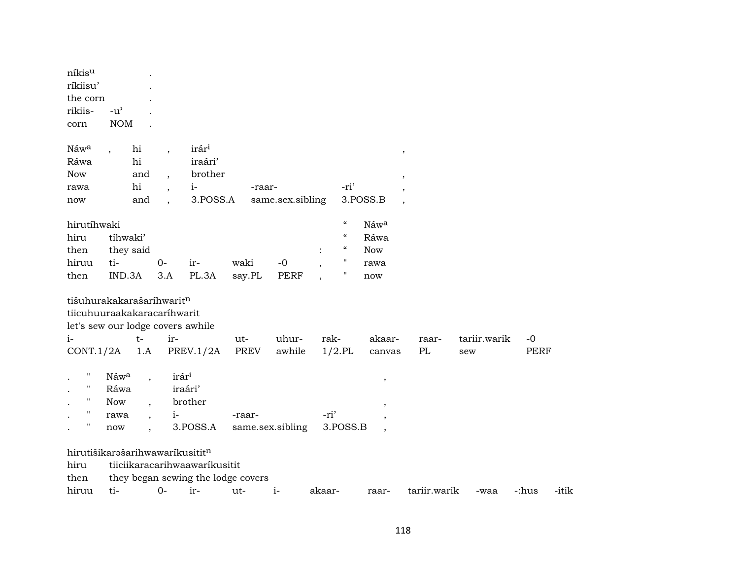| níkis$^{u}$ | | . |
|---|---|---|
| ríkiisu’ | | . |
| the corn | | . |
| rikiis- | -u’ | . |
| corn | NOM | . |

| Náw$^{a}$ | , | hi | , | irár$^{i}$ | | | , |
|---|---|---|---|---|---|---|---|
| Ráwa | | hi | | iraári’ | | | |
| Now | | and | , | brother | | | , |
| rawa | | hi | , | i- | -raar- | -ri’ | , |
| now | | and | , | 3.POSS.A | same.sex.sibling | 3.POSS.B | , |

| hirutíhwaki | | | | | | | “ | Náw$^{a}$ |
|---|---|---|---|---|---|---|---|---|
| hiru | tíhwaki’ | | | | | | “ | Ráwa |
| then | they said | | | | | : | “ | Now |
| hiruu | ti- | 0- | ir- | waki | -0 | , | " | rawa |
| then | IND.3A | 3.A | PL.3A | say.PL | PERF | , | " | now |

| tišuhurakakarašaríhwarit$^{n}$ | | | | | | | | | |
|---|---|---|---|---|---|---|---|---|---|
| tiicuhuuraakakaracaríhwarit | | | | | | | | | |
| let's sew our lodge covers awhile | | | | | | | | | |
| i- | t- | ir- | ut- | uhur- | rak- | akaar- | raar- | tariir.warik | -0 |
| CONT.1/2A | 1.A | PREV.1/2A | PREV | awhile | 1/2.PL | canvas | PL | sew | PERF |

| . | " | Náw$^{a}$ | , | irár$^{i}$ | | | , |
|---|---|---|---|---|---|---|---|
| . | " | Ráwa | | iraári’ | | | |
| . | " | Now | , | brother | | | , |
| . | " | rawa | , | i- | -raar- | -ri’ | , |
| . | " | now | , | 3.POSS.A | same.sex.sibling | 3.POSS.B | , |

| hirutišikarəšarihwawaríkusitit$^{n}$ | | | | | | | | | | | |
|---|---|---|---|---|---|---|---|---|---|---|---|
| hiru | tiiciikaracarihwaawaríkusitit | | | | | | | | | | |
| then | they began sewing the lodge covers | | | | | | | | | | |
| hiruu | ti- | 0- | ir- | ut- | i- | akaar- | raar- | tariir.warik | -waa | -:hus | -itik |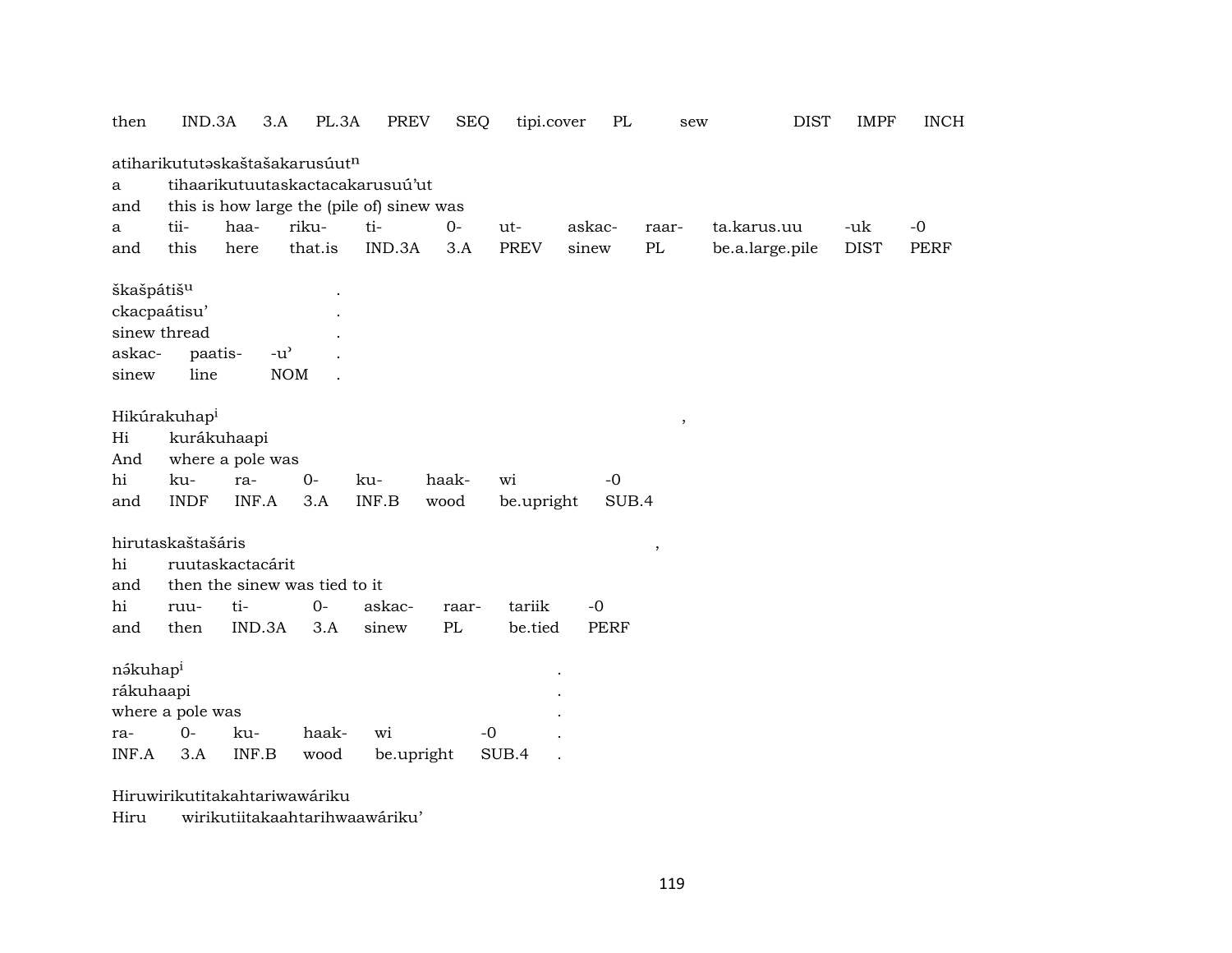then IND.3A 3.A PL.3A PREV SEQ tipi.cover PL sew DIST IMPF INCH

atiharikututəskaštašakarusúut$^{n}$
a tihaarikutuutaskactacakarusuú'ut
and this is how large the (pile of) sinew was

| a | tii- | haa- | riku- | ti- | 0- | ut- | askac- | raar- | ta.karus.uu | -uk | -0 |
|---|---|---|---|---|---|---|---|---|---|---|---|
| and | this | here | that.is | IND.3A | 3.A | PREV | sinew | PL | be.a.large.pile | DIST | PERF |

škašpátiš$^{u}$ .
ckacpaátisu' .
sinew thread .

| askac- | paatis- | -u' | . |
|---|---|---|---|
| sinew | line | NOM | . |

Hikúrakuhap$^{i}$ ,
Hi kurákuhaapi
And where a pole was

| hi | ku- | ra- | 0- | ku- | haak- | wi | -0 |
|---|---|---|---|---|---|---|---|
| and | INDF | INF.A | 3.A | INF.B | wood | be.upright | SUB.4 |

hirutaskaštašáris ,
hi ruutaskactacárit
and then the sinew was tied to it

| hi | ruu- | ti- | 0- | askac- | raar- | tariik | -0 |
|---|---|---|---|---|---|---|---|
| and | then | IND.3A | 3.A | sinew | PL | be.tied | PERF |

nə́kuhap$^{i}$ .
rákuhaapi .
where a pole was .

| ra- | 0- | ku- | haak- | wi | -0 | . |
|---|---|---|---|---|---|---|
| INF.A | 3.A | INF.B | wood | be.upright | SUB.4 | . |

Hiruwirikutitakahtariwawáriku
Hiru wirikutiitakaahtarihwaawáriku'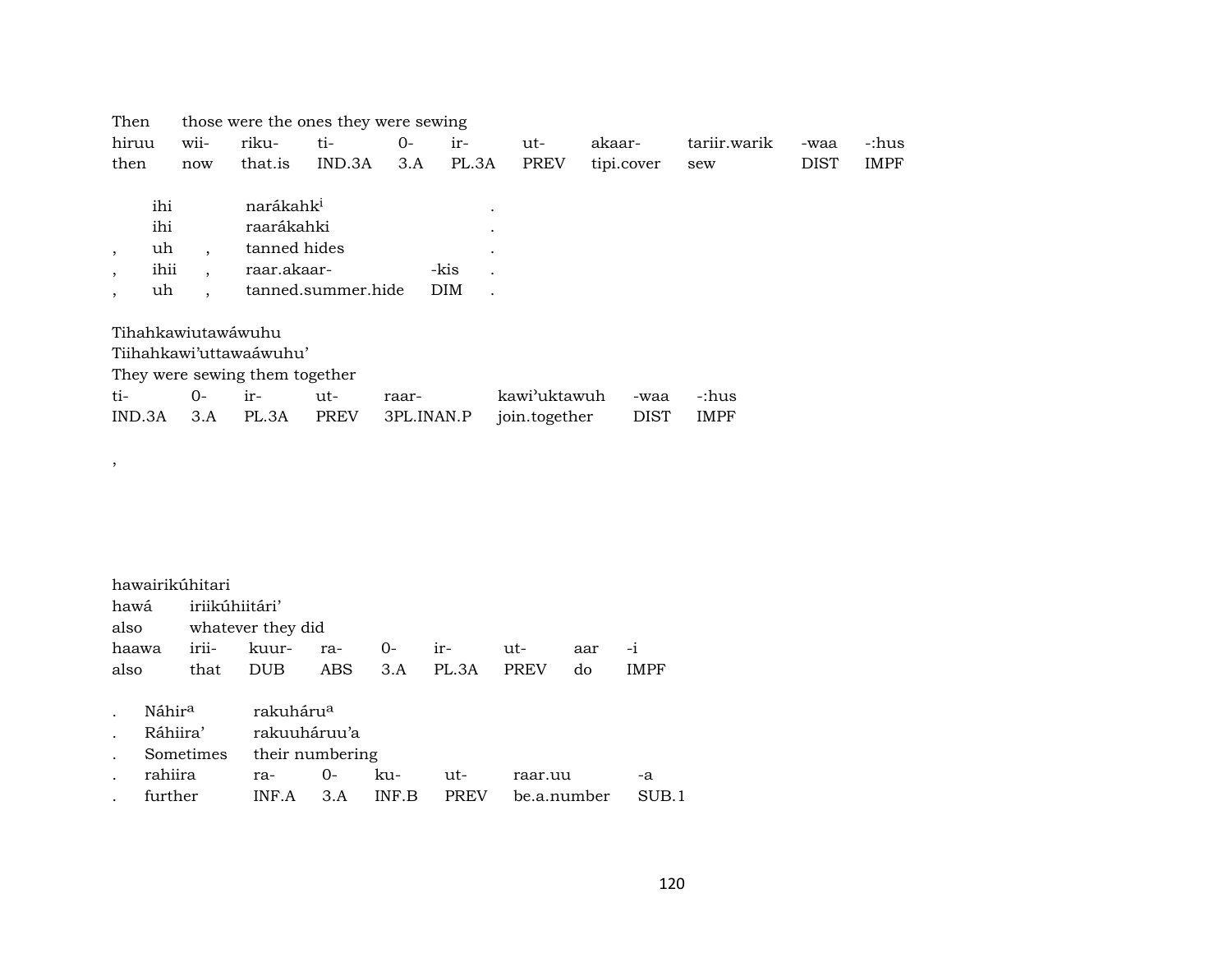Then those were the ones they were sewing

| hiruu | wii- | riku- | ti- | 0- | ir- | ut- | akaar- | tariir.warik | -waa | -:hus |
|---|---|---|---|---|---|---|---|---|---|---|
| then | now | that.is | IND.3A | 3.A | PL.3A | PREV | tipi.cover | sew | DIST | IMPF |

| | | | | | |
|---|---|---|---|---|---|
| | ihi | | narákahk[i] | | . |
| | ihi | | raarákahki | | . |
| , | uh | , | tanned hides | | . |
| , | ihii | , | raar.akaar- | -kis | . |
| , | uh | , | tanned.summer.hide | DIM | . |

Tihahkawiutawáwuhu
Tiihahkawi'uttawaáwuhu'
They were sewing them together

| ti- | 0- | ir- | ut- | raar- | kawi'uktawuh | -waa | -:hus |
|---|---|---|---|---|---|---|---|
| IND.3A | 3.A | PL.3A | PREV | 3PL.INAN.P | join.together | DIST | IMPF |

,

hawairikúhitari

hawá iriikúhiitári'

also whatever they did

| haawa | irii- | kuur- | ra- | 0- | ir- | ut- | aar | -i |
|---|---|---|---|---|---|---|---|---|
| also | that | DUB | ABS | 3.A | PL.3A | PREV | do | IMPF |

| | | | | | | | |
|---|---|---|---|---|---|---|---|
| . | Náhir[a] | rakuháru[a] | | | | | |
| . | Ráhiira' | rakuuháruu'a | | | | | |
| . | Sometimes | their numbering | | | | | |
| . | rahiira | ra- | 0- | ku- | ut- | raar.uu | -a |
| . | further | INF.A | 3.A | INF.B | PREV | be.a.number | SUB.1 |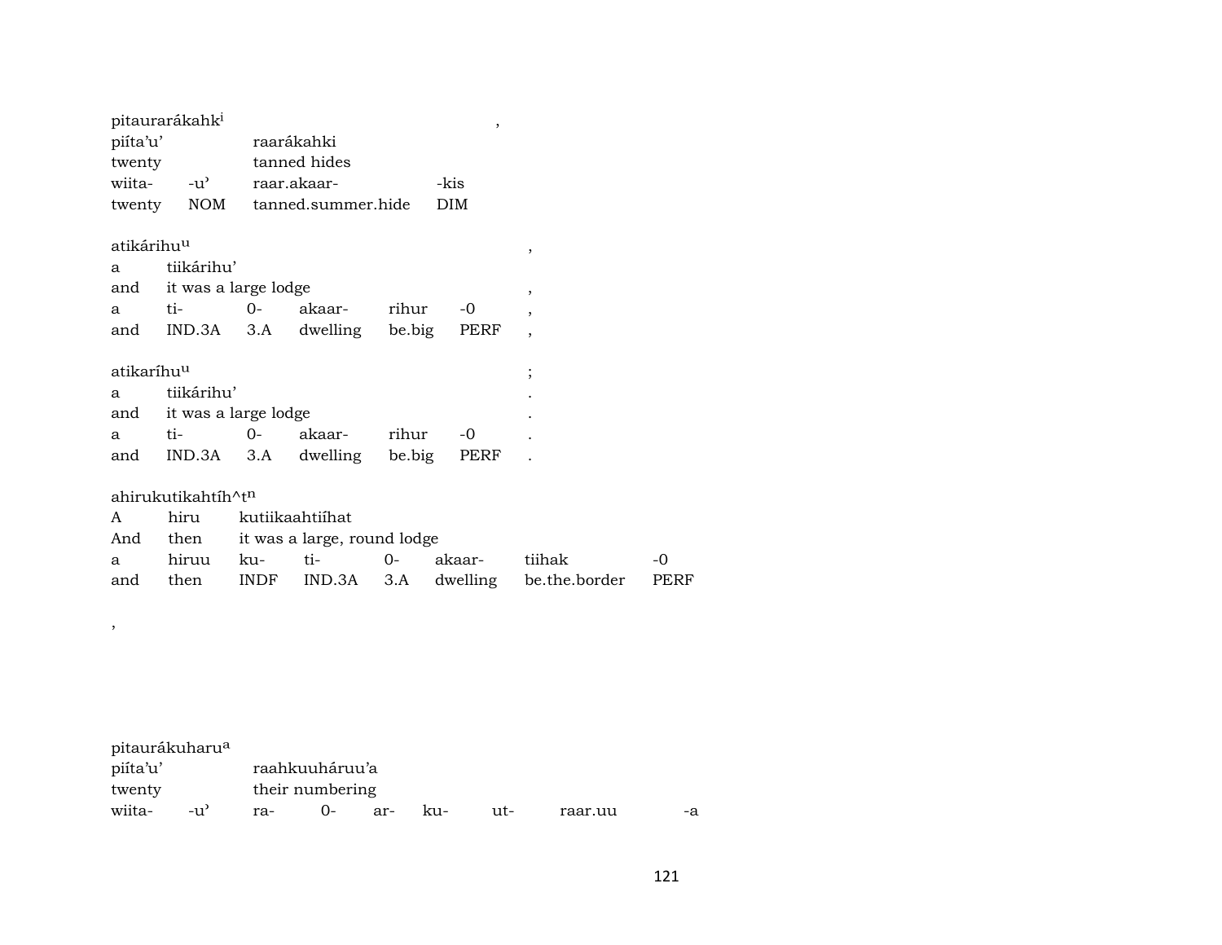pitaurarákahk[i] ,

| piíta'u' | | raarákahki | |
|---|---|---|---|
| twenty | | tanned hides | |
| wiita- | -u' | raar.akaar- | -kis |
| twenty | NOM | tanned.summer.hide | DIM |

atikárihu[u] ,

| a | tiikárihu' | | | | | |
|---|---|---|---|---|---|---|
| and | it was a large lodge | | | | | , |
| a | ti- | 0- | akaar- | rihur | -0 | , |
| and | IND.3A | 3.A | dwelling | be.big | PERF | , |

atikaríhu[u] ;

| a | tiikárihu' | | | | | . |
|---|---|---|---|---|---|---|
| and | it was a large lodge | | | | | . |
| a | ti- | 0- | akaar- | rihur | -0 | . |
| and | IND.3A | 3.A | dwelling | be.big | PERF | . |

ahirukutikahtíh^t[n]

| A | hiru | kutiikaahtiíhat | | | | | |
|---|---|---|---|---|---|---|---|
| And | then | it was a large, round lodge | | | | | |
| a | hiruu | ku- | ti- | 0- | akaar- | tiihak | -0 |
| and | then | INDF | IND.3A | 3.A | dwelling | be.the.border | PERF |

,

pitaurákuharu[a]

| piíta'u' | | raahkuuháruu'a | | | | | |
|---|---|---|---|---|---|---|---|
| twenty | | their numbering | | | | | |
| wiita- | -u' | ra- | 0- | ar- | ku- | ut- | raar.uu | -a |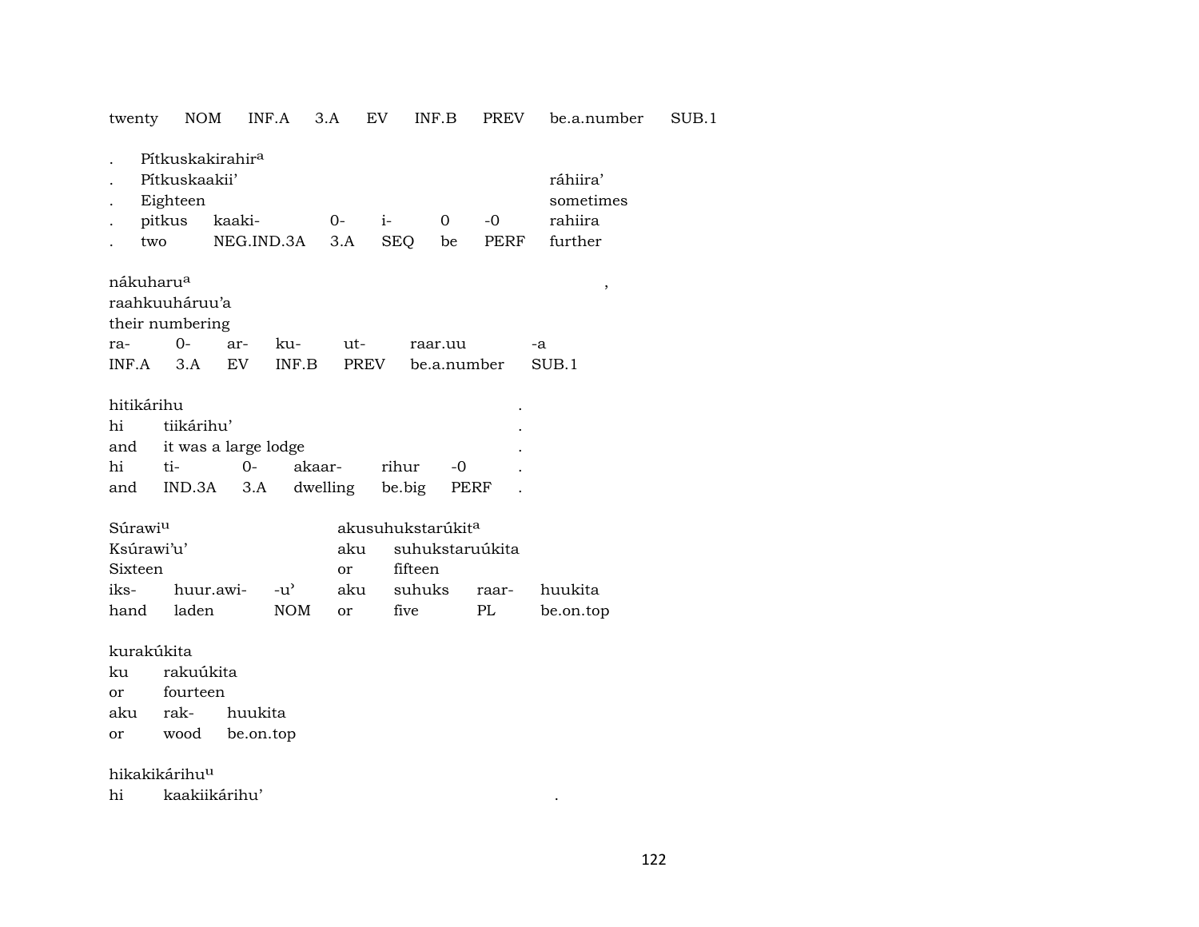| twenty | NOM | INF.A | 3.A | EV | INF.B | PREV | be.a.number | SUB.1 |
|---|---|---|---|---|---|---|---|---|

| . | Pítkuskakirahir[a] | | | | | | |
|---|---|---|---|---|---|---|---|
| . | Pítkuskaakii' | | | | | | ráhiira' |
| . | Eighteen | | | | | | sometimes |
| . | pitkus | kaaki- | 0- | i- | 0 | -0 | rahiira |
| . | two | NEG.IND.3A | 3.A | SEQ | be | PERF | further |

nákuharu[a] ,

raahkuuháruu'a

their numbering

| ra- | 0- | ar- | ku- | ut- | raar.uu | -a |
|---|---|---|---|---|---|---|
| INF.A | 3.A | EV | INF.B | PREV | be.a.number | SUB.1 |

hitikárihu .

| hi | tiikárihu' | | | | | . |
|---|---|---|---|---|---|---|
| and | it was a large lodge | | | | | . |
| hi | ti- | 0- | akaar- | rihur | -0 | . |
| and | IND.3A | 3.A | dwelling | be.big | PERF | . |

| Súrawi[u] | | | akusuhukstarúkit[a] | | | |
|---|---|---|---|---|---|---|
| Ksúrawi'u' | | | aku | suhukstaruúkita | | |
| Sixteen | | | or | fifteen | | |
| iks- | huur.awi- | -u' | aku | suhuks | raar- | huukita |
| hand | laden | NOM | or | five | PL | be.on.top |

kurakúkita

| ku | rakuúkita | |
|---|---|---|
| or | fourteen | |
| aku | rak- | huukita |
| or | wood | be.on.top |

hikakikárihu[u]

hi kaakiikárihu' .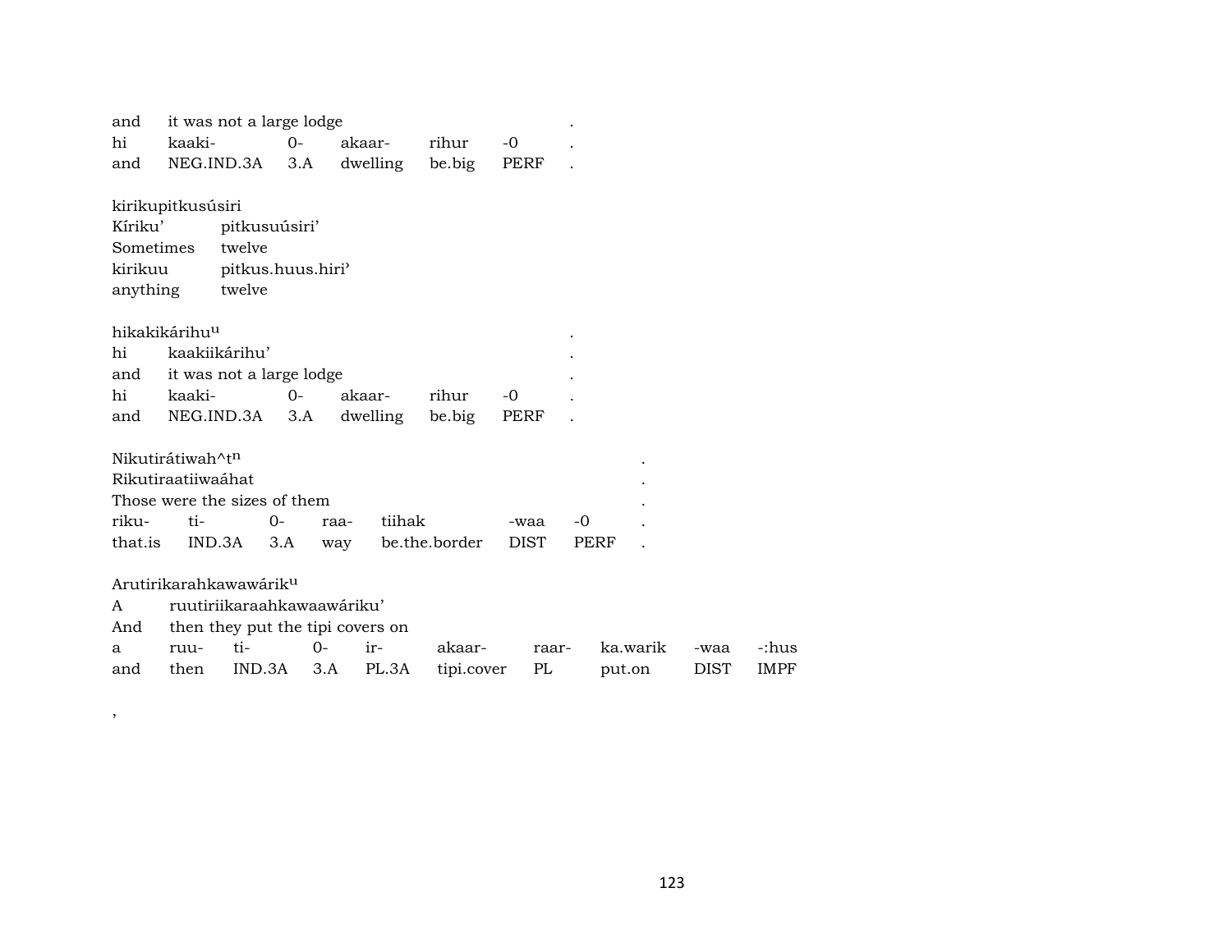and it was not a large lodge .

| hi | kaaki- | 0- | akaar- | rihur | -0 | . |
|---|---|---|---|---|---|---|
| and | NEG.IND.3A | 3.A | dwelling | be.big | PERF | . |

kirikupitkusúsiri

| Kíriku’ | pitkusuúsiri’ |
|---|---|
| Sometimes | twelve |
| kirikuu | pitkus.huus.hiri’ |
| anything | twelve |

hikakikárihu^u .

hi kaakiikárihu’ .

and it was not a large lodge .

| hi | kaaki- | 0- | akaar- | rihur | -0 | . |
|---|---|---|---|---|---|---|
| and | NEG.IND.3A | 3.A | dwelling | be.big | PERF | . |

Nikutirátiwah^t^n .

Rikutiraatiiwaáhat .

Those were the sizes of them .

| riku- | ti- | 0- | raa- | tiihak | -waa | -0 | . |
|---|---|---|---|---|---|---|---|
| that.is | IND.3A | 3.A | way | be.the.border | DIST | PERF | . |

Arutirikarahkawawárik^u

A ruutiriikaraahkawaawáriku’

And then they put the tipi covers on

| a | ruu- | ti- | 0- | ir- | akaar- | raar- | ka.warik | -waa | -:hus |
|---|---|---|---|---|---|---|---|---|---|
| and | then | IND.3A | 3.A | PL.3A | tipi.cover | PL | put.on | DIST | IMPF |

,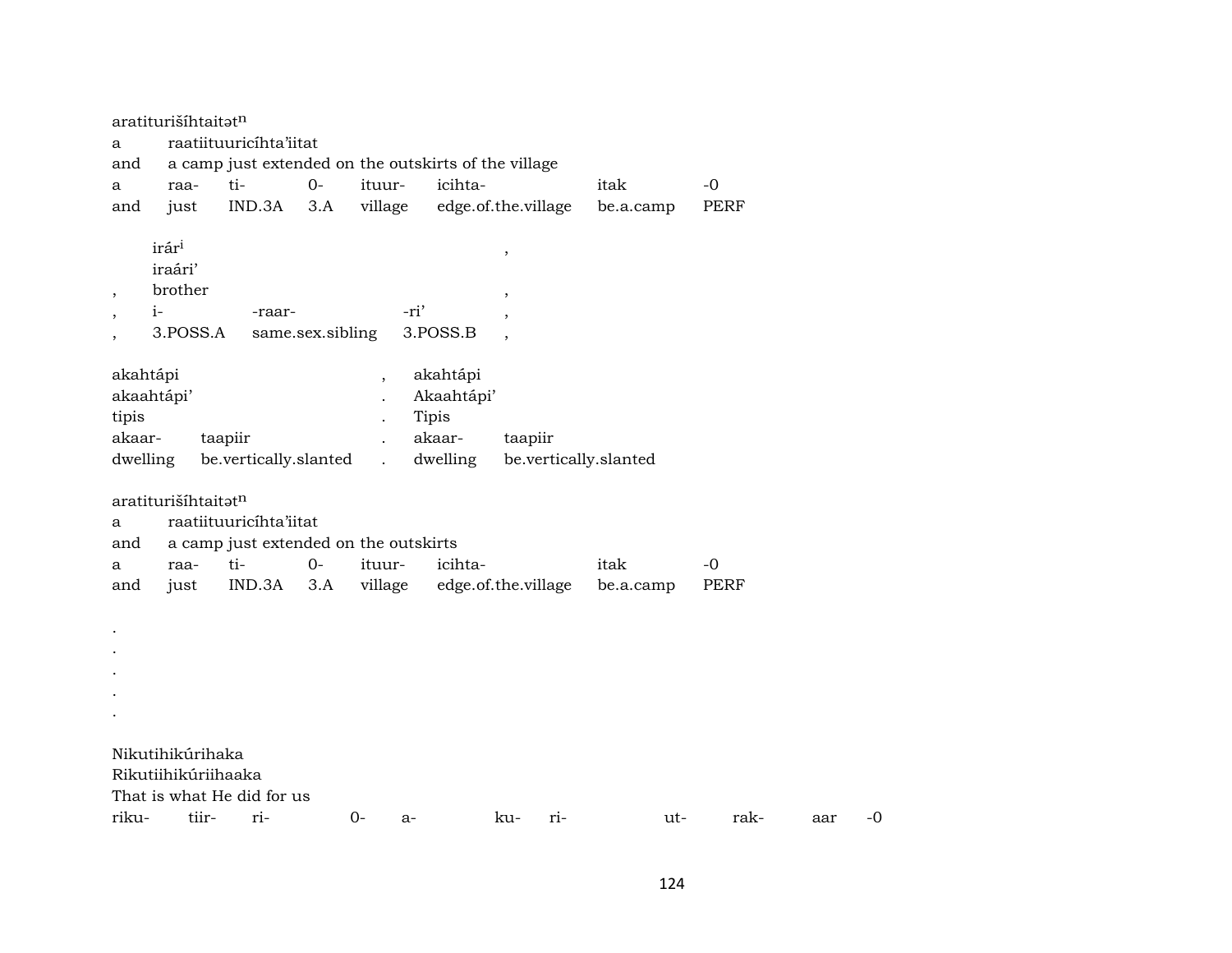aratituriší́htaitət$^{n}$
a raatiituuricíhta'iitat
and a camp just extended on the outskirts of the village

| a | raa- | ti- | 0- | ituur- | icihta- | itak | -0 |
|---|---|---|---|---|---|---|---|
| and | just | IND.3A | 3.A | village | edge.of.the.village | be.a.camp | PERF |

irár[i] ,
iraári'
, brother ,

| , | i- | -raar- | -ri' | , |
|---|---|---|---|---|
| , | 3.POSS.A | same.sex.sibling | 3.POSS.B | , |

akahtápi , akahtápi
akaahtápi' . Akaahtápi'
tipis . Tipis

| akaar- | taapiir | . | akaar- | taapiir |
|---|---|---|---|---|
| dwelling | be.vertically.slanted | . | dwelling | be.vertically.slanted |

aratituriší́htaitət$^{n}$
a raatiituuricíhta'iitat
and a camp just extended on the outskirts

| a | raa- | ti- | 0- | ituur- | icihta- | itak | -0 |
|---|---|---|---|---|---|---|---|
| and | just | IND.3A | 3.A | village | edge.of.the.village | be.a.camp | PERF |

.
.
.
.
.

Nikutihikúrihaka
Rikutiihikúriihaaka
That is what He did for us

riku- tiir- ri- 0- a- ku- ri- ut- rak- aar -0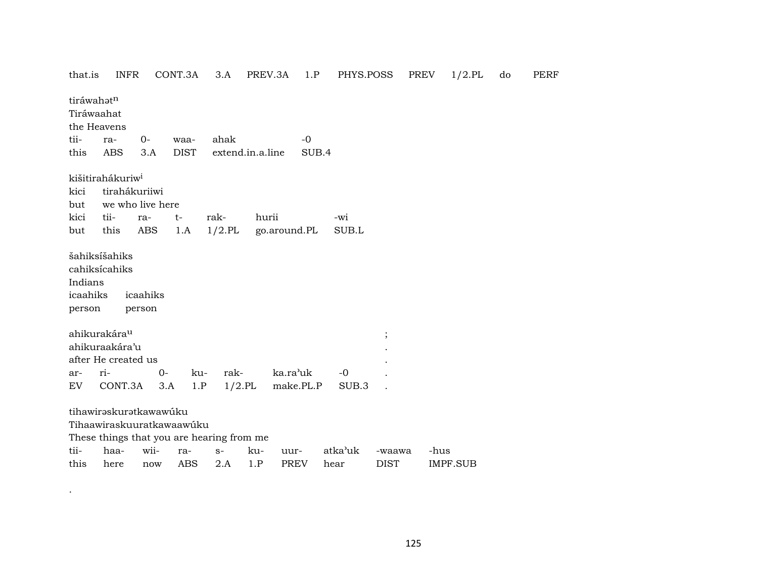that.is INFR CONT.3A 3.A PREV.3A 1.P PHYS.POSS PREV 1/2.PL do PERF

tiráwahət$^{n}$
Tiráwaahat
the Heavens

| tii- | ra- | 0- | waa- | ahak | -0 |
|---|---|---|---|---|---|
| this | ABS | 3.A | DIST | extend.in.a.line | SUB.4 |

kišitirahákuriw$^{i}$
kici tirahákuriiwi
but we who live here

| kici | tii- | ra- | t- | rak- | hurii | -wi |
|---|---|---|---|---|---|---|
| but | this | ABS | 1.A | 1/2.PL | go.around.PL | SUB.L |

šahiksíšahiks
cahiksícahiks
Indians

| icaahiks | icaahiks |
|---|---|
| person | person |

ahikurakára$^{u}$ ;
ahikuraakára'u .
after He created us .

| ar- | ri- | 0- | ku- | rak- | ka.ra'uk | -0 | . |
|---|---|---|---|---|---|---|---|
| EV | CONT.3A | 3.A | 1.P | 1/2.PL | make.PL.P | SUB.3 | . |

tihawirəskurətkawawúku
Tihaawiraskuuratkawaawúku
These things that you are hearing from me

| tii- | haa- | wii- | ra- | s- | ku- | uur- | atka'uk | -waawa | -hus |
|---|---|---|---|---|---|---|---|---|---|
| this | here | now | ABS | 2.A | 1.P | PREV | hear | DIST | IMPF.SUB |

.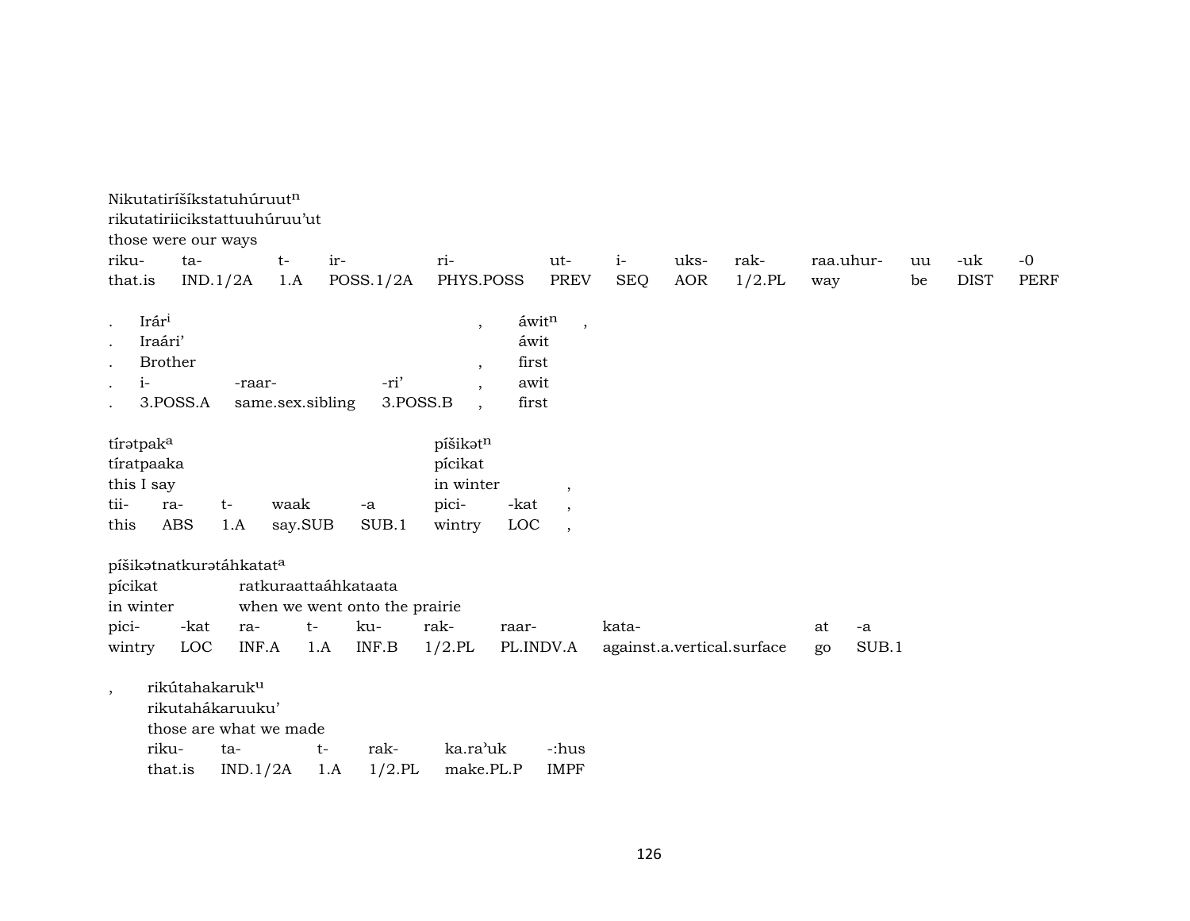Nikutatiríšíkstatuhúruut$^{n}$
rikutatiriicikstattuuhúruu'ut
those were our ways

| riku- | ta- | t- | ir- | ri- | ut- | i- | uks- | rak- | raa.uhur- | uu | -uk | -0 |
|---|---|---|---|---|---|---|---|---|---|---|---|---|
| that.is | IND.1/2A | 1.A | POSS.1/2A | PHYS.POSS | PREV | SEQ | AOR | 1/2.PL | way | be | DIST | PERF |

| . | Irár$^{i}$ | | | , | áwit$^{n}$ | , |
|---|---|---|---|---|---|---|
| . | Iraári' | | | | áwit | |
| . | Brother | | | , | first | |
| . | i- | -raar- | -ri' | , | awit | |
| . | 3.POSS.A | same.sex.sibling | 3.POSS.B | , | first | |

| tírətpak$^{a}$ | | | | | píšikət$^{n}$ | | |
|---|---|---|---|---|---|---|---|
| tíratpaaka | | | | | pícikat | | |
| this I say | | | | | in winter | | , |
| tii- | ra- | t- | waak | -a | pici- | -kat | , |
| this | ABS | 1.A | say.SUB | SUB.1 | wintry | LOC | , |

píšikətnatkurətáhkatat$^{a}$

| pícikat | | ratkuraattaáhkataata | | | | | | | |
|---|---|---|---|---|---|---|---|---|---|
| in winter | | when we went onto the prairie | | | | | | | |
| pici- | -kat | ra- | t- | ku- | rak- | raar- | kata- | at | -a |
| wintry | LOC | INF.A | 1.A | INF.B | 1/2.PL | PL.INDV.A | against.a.vertical.surface | go | SUB.1 |

| , | rikútahakaruk$^{u}$ | | | | | |
|---|---|---|---|---|---|---|
| | rikutahákaruuku' | | | | | |
| | those are what we made | | | | | |
| | riku- | ta- | t- | rak- | ka.ra'uk | -:hus |
| | that.is | IND.1/2A | 1.A | 1/2.PL | make.PL.P | IMPF |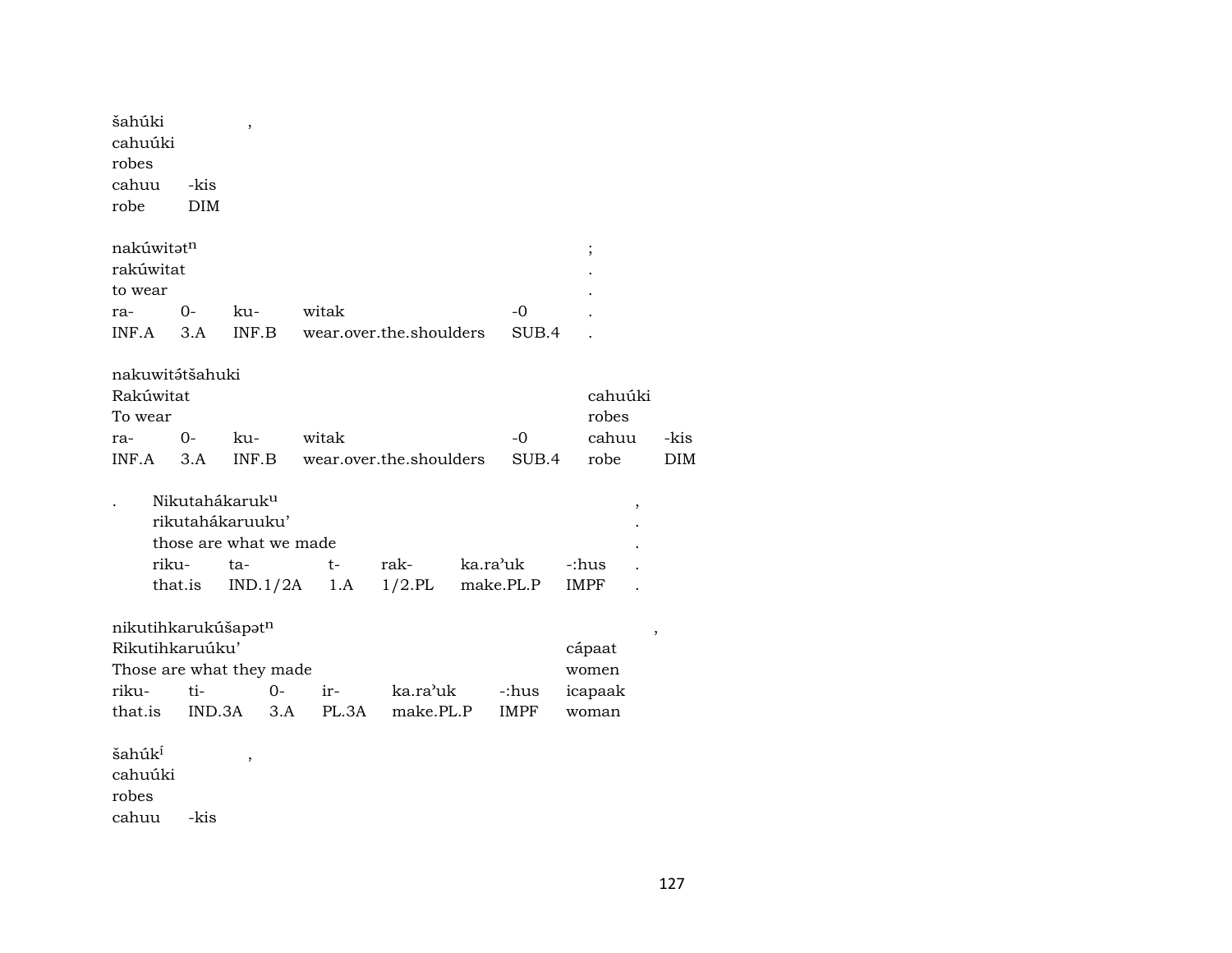šahúki ,
cahuúki
robes

| cahuu | -kis |
|---|---|
| robe | DIM |

nakúwitət$^{n}$ ;
rakúwitat .
to wear .

| ra- | 0- | ku- | witak | -0 | . |
|---|---|---|---|---|---|
| INF.A | 3.A | INF.B | wear.over.the.shoulders | SUB.4 | . |

nakuwitə́tšahuki
Rakúwitat cahuúki
To wear robes

| ra- | 0- | ku- | witak | -0 | cahuu | -kis |
|---|---|---|---|---|---|---|
| INF.A | 3.A | INF.B | wear.over.the.shoulders | SUB.4 | robe | DIM |

. Nikutahákaruk$^{u}$ ,
rikutahákaruuku' .
those are what we made .

| riku- | ta- | t- | rak- | ka.ra'uk | -:hus | . |
|---|---|---|---|---|---|---|
| that.is | IND.1/2A | 1.A | 1/2.PL | make.PL.P | IMPF | . |

nikutihkarukúšapət$^{n}$ ,
Rikutihkaruúku' cápaat
Those are what they made women

| riku- | ti- | 0- | ir- | ka.ra'uk | -:hus | icapaak |
|---|---|---|---|---|---|---|
| that.is | IND.3A | 3.A | PL.3A | make.PL.P | IMPF | woman |

šahúk$^{í}$ ,
cahuúki
robes

| cahuu | -kis |
|---|---|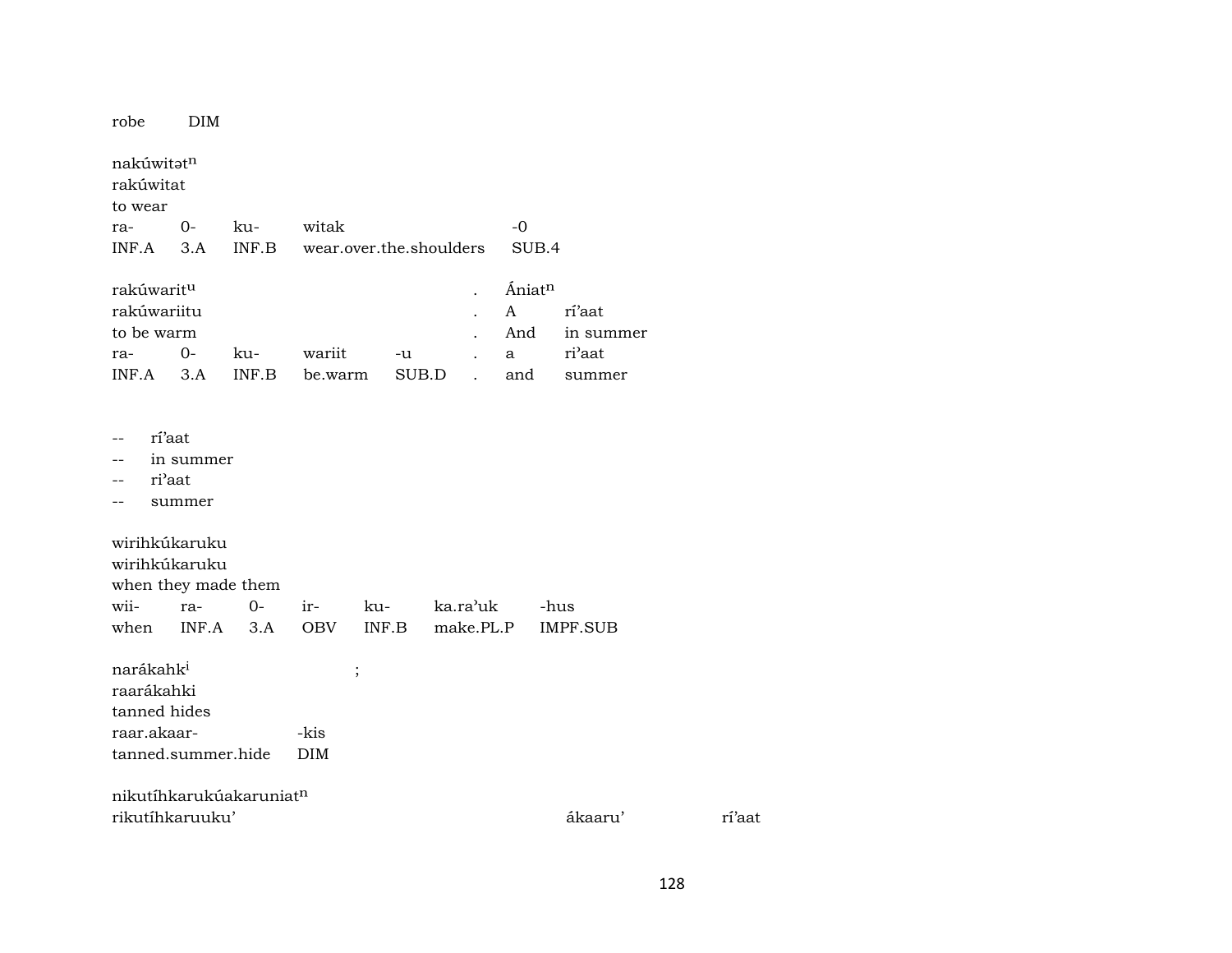robe DIM

nakúwitətⁿ
rakúwitat
to wear

| ra- | 0- | ku- | witak | -0 |
|---|---|---|---|---|
| INF.A | 3.A | INF.B | wear.over.the.shoulders | SUB.4 |

| rakúwaritᵘ | | | | | . | Ániatⁿ | |
|---|---|---|---|---|---|---|---|
| rakúwariitu | | | | | . | A | rí’aat |
| to be warm | | | | | . | And | in summer |
| ra- | 0- | ku- | wariit | -u | . | a | ri’aat |
| INF.A | 3.A | INF.B | be.warm | SUB.D | . | and | summer |

-- rí’aat
-- in summer
-- ri’aat
-- summer

wirihkúkaruku
wirihkúkaruku
when they made them

| wii- | ra- | 0- | ir- | ku- | ka.ra’uk | -hus |
|---|---|---|---|---|---|---|
| when | INF.A | 3.A | OBV | INF.B | make.PL.P | IMPF.SUB |

narákahkⁱ ;
raarákahki
tanned hides

| raar.akaar- | -kis |
|---|---|
| tanned.summer.hide | DIM |

nikutíhkarukúakaruniatⁿ
rikutíhkaruuku’ ákaaru’ rí’aat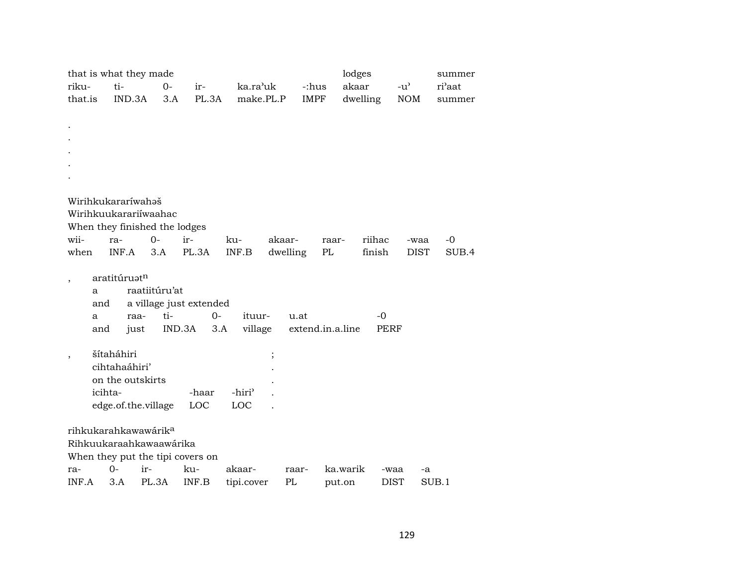| that is what they made | | | | | | lodges | | summer |
|---|---|---|---|---|---|---|---|---|
| riku- | ti- | 0- | ir- | ka.ra'uk | -:hus | akaar | -u' | ri'aat |
| that.is | IND.3A | 3.A | PL.3A | make.PL.P | IMPF | dwelling | NOM | summer |

.
.
.
.
.

Wirihkukararíwahəš
Wirihkuukarariíwaahac
When they finished the lodges

| wii- | ra- | 0- | ir- | ku- | akaar- | raar- | riihac | -waa | -0 |
|---|---|---|---|---|---|---|---|---|---|
| when | INF.A | 3.A | PL.3A | INF.B | dwelling | PL | finish | DIST | SUB.4 |

, aratitúruət[n]
a raatiitúru'at
and a village just extended

| a | raa- | ti- | 0- | ituur- | u.at | -0 |
|---|---|---|---|---|---|---|
| and | just | IND.3A | 3.A | village | extend.in.a.line | PERF |

, šítaháhiri ;
cihtahaáhiri' .
on the outskirts .

| icihta- | -haar | -hiri' | . |
|---|---|---|---|
| edge.of.the.village | LOC | LOC | . |

rihkukarahkawawárik[a]
Rihkuukaraahkawaawárika
When they put the tipi covers on

| ra- | 0- | ir- | ku- | akaar- | raar- | ka.warik | -waa | -a |
|---|---|---|---|---|---|---|---|---|
| INF.A | 3.A | PL.3A | INF.B | tipi.cover | PL | put.on | DIST | SUB.1 |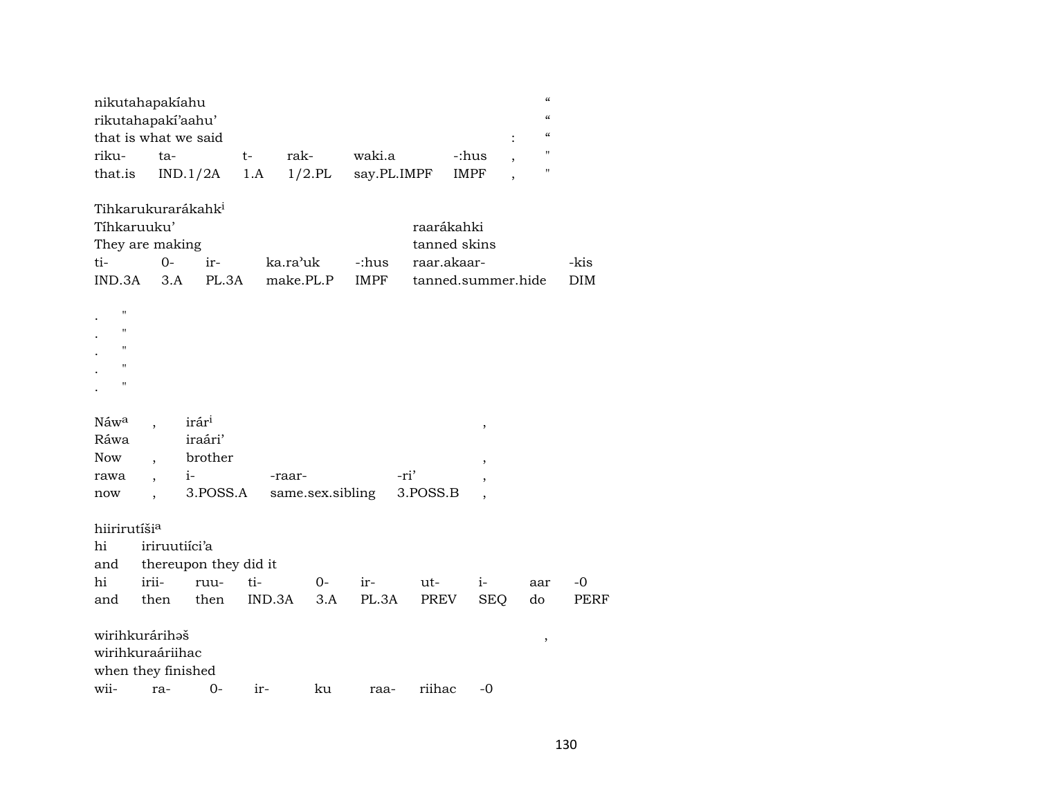nikutahapakíahu "
rikutahapakí'aahu' "
that is what we said : "

| riku- | ta- | t- | rak- | waki.a | -:hus | , | " |
|---|---|---|---|---|---|---|---|
| that.is | IND.1/2A | 1.A | 1/2.PL | say.PL.IMPF | IMPF | , | " |

Tihkarukurarákahk[i]
Tíhkaruuku' raarákahki
They are making tanned skins

| ti- | 0- | ir- | ka.ra'uk | -:hus | raar.akaar- | -kis |
|---|---|---|---|---|---|---|
| IND.3A | 3.A | PL.3A | make.PL.P | IMPF | tanned.summer.hide | DIM |

. "
. "
. "
. "
. "

Náw[a] , irár[i] ,
Ráwa iraári'
Now , brother ,

| rawa | , | i- | -raar- | -ri' | , |
|---|---|---|---|---|---|
| now | , | 3.POSS.A | same.sex.sibling | 3.POSS.B | , |

hiirirutíši[a]
hi iriruutiíci'a
and thereupon they did it

| hi | irii- | ruu- | ti- | 0- | ir- | ut- | i- | aar | -0 |
|---|---|---|---|---|---|---|---|---|---|
| and | then | then | IND.3A | 3.A | PL.3A | PREV | SEQ | do | PERF |

wirihkurárihəš ,
wirihkuraáriihac
when they finished

| wii- | ra- | 0- | ir- | ku | raa- | riihac | -0 |
|---|---|---|---|---|---|---|---|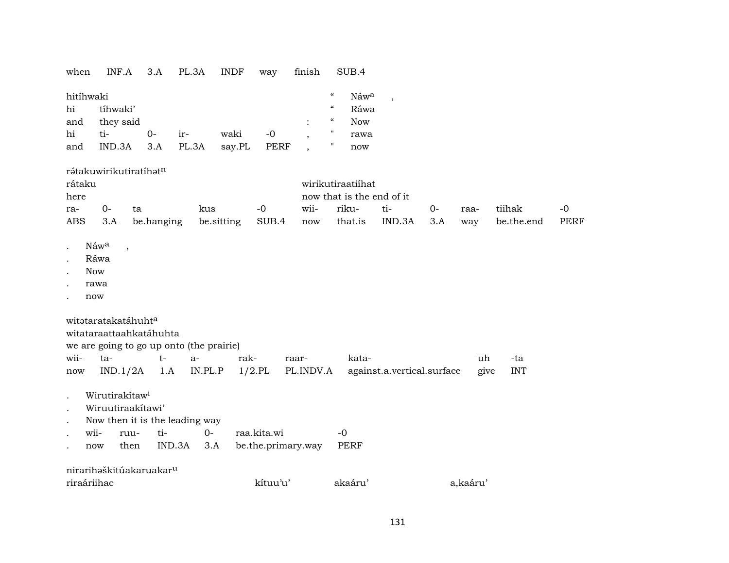| when | INF.A | 3.A | PL.3A | INDF | way | finish | SUB.4 |
|---|---|---|---|---|---|---|---|

hitíhwaki &nbsp;&nbsp;&nbsp;&nbsp;&nbsp;&nbsp;&nbsp;&nbsp;&nbsp;&nbsp;&nbsp;&nbsp;&nbsp;&nbsp;&nbsp;&nbsp;&nbsp;&nbsp;&nbsp;&nbsp;&nbsp;&nbsp;&nbsp;&nbsp; " Náwa ,

| hi | tíhwaki' | | | | | | " | Ráwa |
|---|---|---|---|---|---|---|---|---|
| and | they said | | | | | : | " | Now |
| hi | ti- | 0- | ir- | waki | -0 | , | " | rawa |
| and | IND.3A | 3.A | PL.3A | say.PL | PERF | , | " | now |

rə́takuwirikutiratíhətn

| rátaku | | | | | wirikutiraatiíhat | | | | | | |
|---|---|---|---|---|---|---|---|---|---|---|---|
| here | | | | | now that is the end of it | | | | | | |
| ra- | 0- | ta | kus | -0 | wii- | riku- | ti- | 0- | raa- | tiihak | -0 |
| ABS | 3.A | be.hanging | be.sitting | SUB.4 | now | that.is | IND.3A | 3.A | way | be.the.end | PERF |

. Náwa ,
. Ráwa
. Now
. rawa
. now

witətaratakatáhuhta
witataraattaahkatáhuhta
we are going to go up onto (the prairie)

| wii- | ta- | t- | a- | rak- | raar- | kata- | uh | -ta |
|---|---|---|---|---|---|---|---|---|
| now | IND.1/2A | 1.A | IN.PL.P | 1/2.PL | PL.INDV.A | against.a.vertical.surface | give | INT |

. Wirutirakítawi
. Wiruutiraakítawi'
. Now then it is the leading way

| . | wii- | ruu- | ti- | 0- | raa.kita.wi | -0 |
|---|---|---|---|---|---|---|
| . | now | then | IND.3A | 3.A | be.the.primary.way | PERF |

nirarihəškitúakaruakaru
riraáriihac &nbsp;&nbsp;&nbsp;&nbsp;&nbsp;&nbsp;&nbsp;&nbsp;&nbsp;&nbsp;&nbsp;&nbsp; kítuu'u' &nbsp;&nbsp;&nbsp;&nbsp;&nbsp;&nbsp; akaáru' &nbsp;&nbsp;&nbsp;&nbsp;&nbsp;&nbsp;&nbsp;&nbsp;&nbsp; a,kaáru'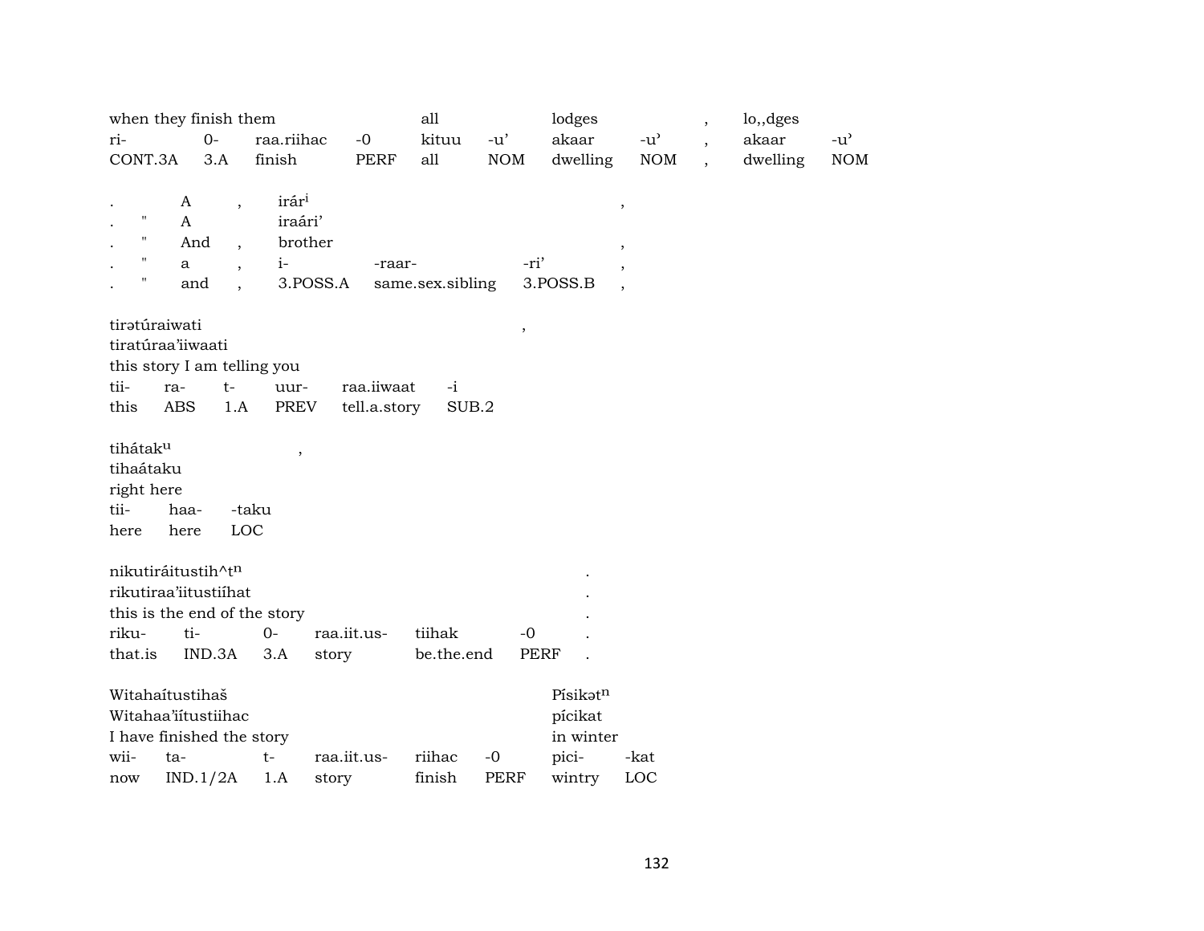| when they finish them | | | | all | | lodges | | , | lo,,dges | |
|---|---|---|---|---|---|---|---|---|---|---|
| ri- | 0- | raa.riihac | -0 | kituu | -u’ | akaar | -u’ | , | akaar | -u’ |
| CONT.3A | 3.A | finish | PERF | all | NOM | dwelling | NOM | , | dwelling | NOM |

| . | | A | , | irár^i | | | , |
|---|---|---|---|---|---|---|---|
| . | " | A | | iraári’ | | | |
| . | " | And | , | brother | | | , |
| . | " | a | , | i- | -raar- | -ri’ | , |
| . | " | and | , | 3.POSS.A | same.sex.sibling | 3.POSS.B | , |

tirətúraiwati ,
tiratúraa’iiwaati
this story I am telling you

| tii- | ra- | t- | uur- | raa.iiwaat | -i |
|---|---|---|---|---|---|
| this | ABS | 1.A | PREV | tell.a.story | SUB.2 |

tihátak^u ,
tihaátaku
right here

| tii- | haa- | -taku |
|---|---|---|
| here | here | LOC |

nikutiráitustih^t^n .
rikutiraa’iitustiíhat .
this is the end of the story .

| riku- | ti- | 0- | raa.iit.us- | tiihak | -0 | . |
|---|---|---|---|---|---|---|
| that.is | IND.3A | 3.A | story | be.the.end | PERF | . |

| Witahaítustihaš | | | | | | Písikət^n | |
|---|---|---|---|---|---|---|---|
| Witahaa’iítustiihac | | | | | | pícikat | |
| I have finished the story | | | | | | in winter | |
| wii- | ta- | t- | raa.iit.us- | riihac | -0 | pici- | -kat |
| now | IND.1/2A | 1.A | story | finish | PERF | wintry | LOC |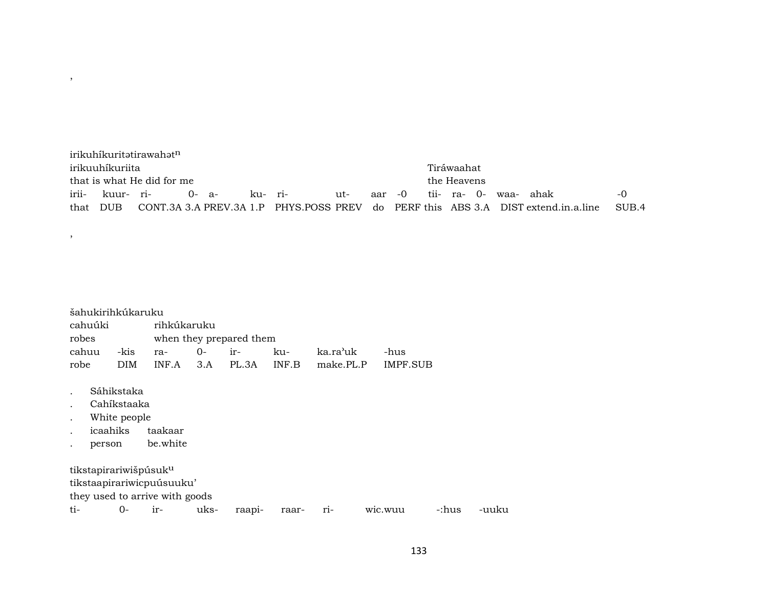,

irikuhíkuritətirawahət$^{n}$
irikuuhíkuriita Tiráwaahat
that is what He did for me the Heavens

| irii- | kuur- | ri- | 0- | a- | ku- | ri- | ut- | aar | -0 | tii- | ra- | 0- | waa- | ahak | -0 |
|---|---|---|---|---|---|---|---|---|---|---|---|---|---|---|---|
| that | DUB | CONT.3A | 3.A | PREV.3A | 1.P | PHYS.POSS | PREV | do | PERF | this | ABS | 3.A | DIST | extend.in.a.line | SUB.4 |

,

šahukirihkúkaruku
cahuúki rihkúkaruku
robes when they prepared them

| cahuu | -kis | ra- | 0- | ir- | ku- | ka.ra'uk | -hus |
|---|---|---|---|---|---|---|---|
| robe | DIM | INF.A | 3.A | PL.3A | INF.B | make.PL.P | IMPF.SUB |

. Sáhikstaka
. Cahíkstaaka
. White people
. icaahiks taakaar
. person be.white

tikstapirariwišpúsuk$^{u}$
tikstaapirariwicpuúsuuku'
they used to arrive with goods

| ti- | 0- | ir- | uks- | raapi- | raar- | ri- | wic.wuu | -:hus | -uuku |
|---|---|---|---|---|---|---|---|---|---|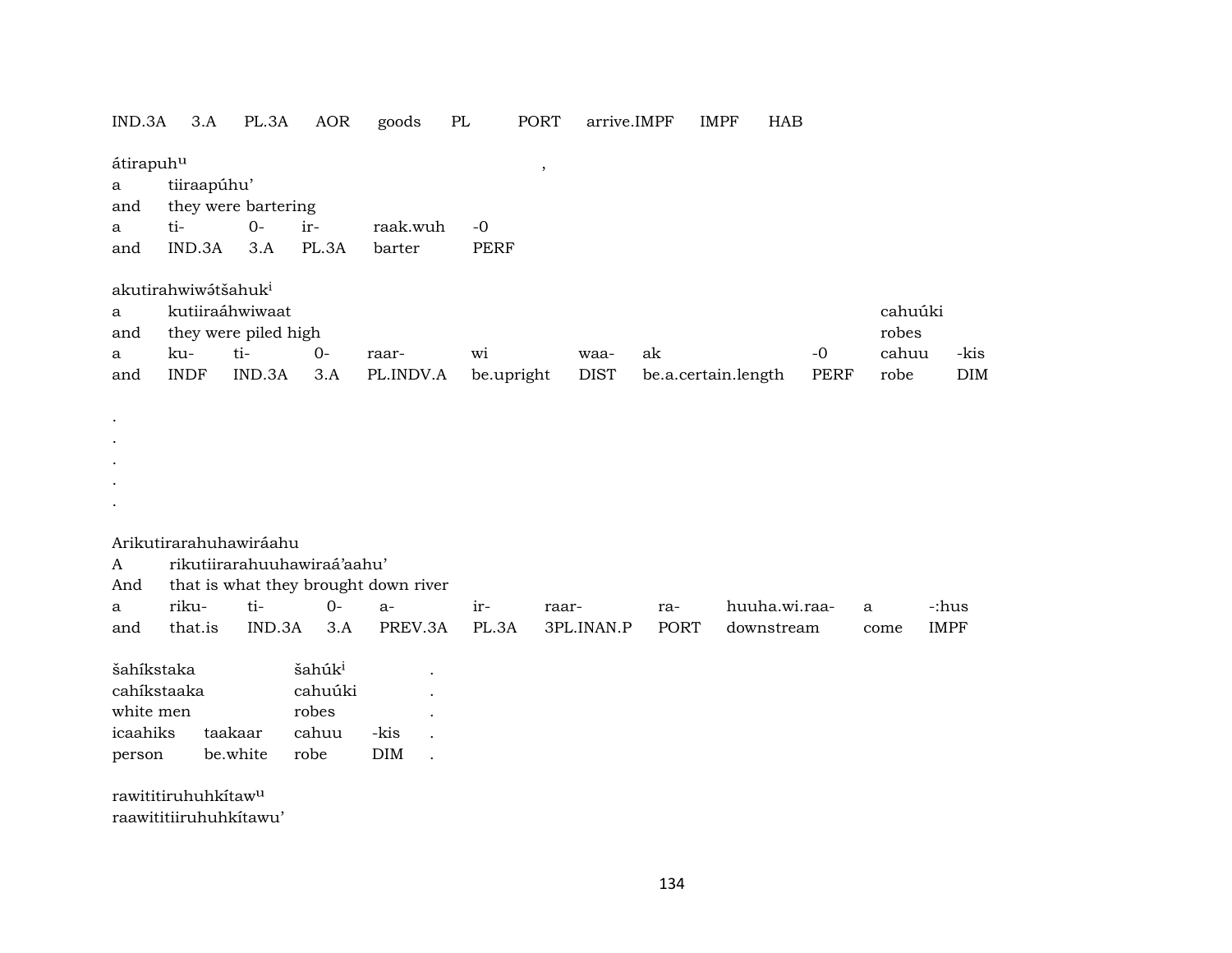| IND.3A | 3.A | PL.3A | AOR | goods | PL | PORT | arrive.IMPF | IMPF | HAB |
|---|---|---|---|---|---|---|---|---|---|

átirapuh$^{u}$ ,
a tiiraapúhu'
and they were bartering

| a | ti- | 0- | ir- | raak.wuh | -0 |
|---|---|---|---|---|---|
| and | IND.3A | 3.A | PL.3A | barter | PERF |

akutirahwiwə́tšahuk$^{i}$
a kutiiraáhwiwaat cahuúki
and they were piled high robes

| a | ku- | ti- | 0- | raar- | wi | waa- | ak | -0 | cahuu | -kis |
|---|---|---|---|---|---|---|---|---|---|---|
| and | INDF | IND.3A | 3.A | PL.INDV.A | be.upright | DIST | be.a.certain.length | PERF | robe | DIM |

.
.
.
.
.

Arikutirarahuhawiráahu
A rikutiirarahuuhawiraá'aahu'
And that is what they brought down river

| a | riku- | ti- | 0- | a- | ir- | raar- | ra- | huuha.wi.raa- | a | -:hus |
|---|---|---|---|---|---|---|---|---|---|---|
| and | that.is | IND.3A | 3.A | PREV.3A | PL.3A | 3PL.INAN.P | PORT | downstream | come | IMPF |

| šahíkstaka | | šahúk$^{i}$ | | . |
|---|---|---|---|---|
| cahíkstaaka | | cahuúki | | . |
| white men | | robes | | . |
| icaahiks | taakaar | cahuu | -kis | . |
| person | be.white | robe | DIM | . |

rawititiruhuhkítaw$^{u}$
raawititiiruhuhkítawu'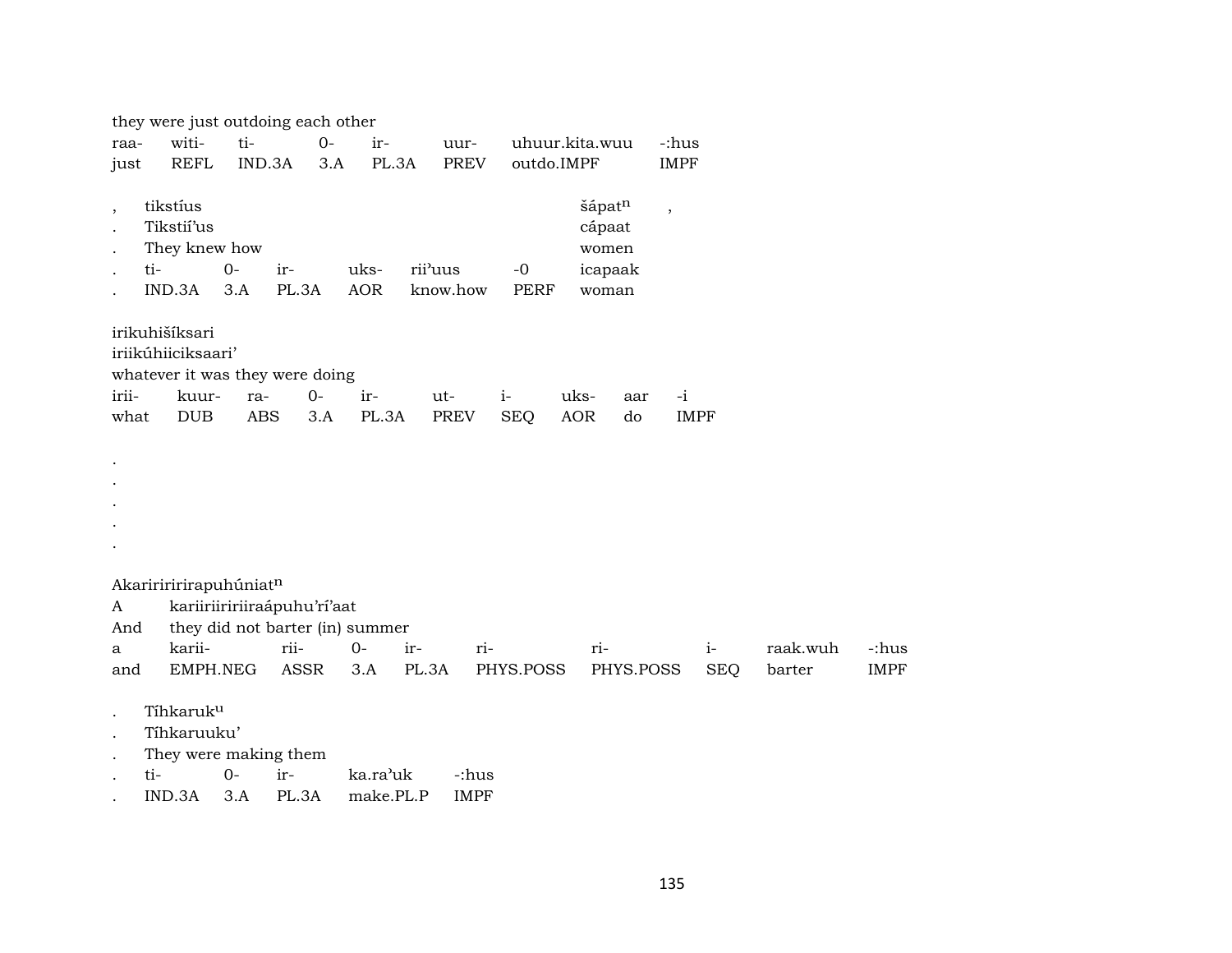they were just outdoing each other

| raa- | witi- | ti- | 0- | ir- | uur- | uhuur.kita.wuu | -:hus |
|---|---|---|---|---|---|---|---|
| just | REFL | IND.3A | 3.A | PL.3A | PREV | outdo.IMPF | IMPF |

| , | tikstíus | | | | | | šápat$^{n}$ | , |
|---|---|---|---|---|---|---|---|---|
| . | Tikstií'us | | | | | | cápaat | |
| . | They knew how | | | | | | women | |
| . | ti- | 0- | ir- | uks- | rii'uus | -0 | icapaak | |
| . | IND.3A | 3.A | PL.3A | AOR | know.how | PERF | woman | |

irikuhišíksari
iriikúhiiciksaari'
whatever it was they were doing

| irii- | kuur- | ra- | 0- | ir- | ut- | i- | uks- | aar | -i |
|---|---|---|---|---|---|---|---|---|---|
| what | DUB | ABS | 3.A | PL.3A | PREV | SEQ | AOR | do | IMPF |

.
.
.
.
.

Akarirririrapuhúniat$^{n}$

| A | kariiriiririiraápuhu'rí'aat | | | | | | | |
|---|---|---|---|---|---|---|---|---|
| And | they did not barter (in) summer | | | | | | | |
| a | karii- | rii- | 0- | ir- | ri- | ri- | i- | raak.wuh | -:hus |
| and | EMPH.NEG | ASSR | 3.A | PL.3A | PHYS.POSS | PHYS.POSS | SEQ | barter | IMPF |

| . | Tíhkaruk$^{u}$ | | | |
|---|---|---|---|---|
| . | Tíhkaruuku' | | | |
| . | They were making them | | | |
| . | ti- | 0- | ir- | ka.ra'uk | -:hus |
| . | IND.3A | 3.A | PL.3A | make.PL.P | IMPF |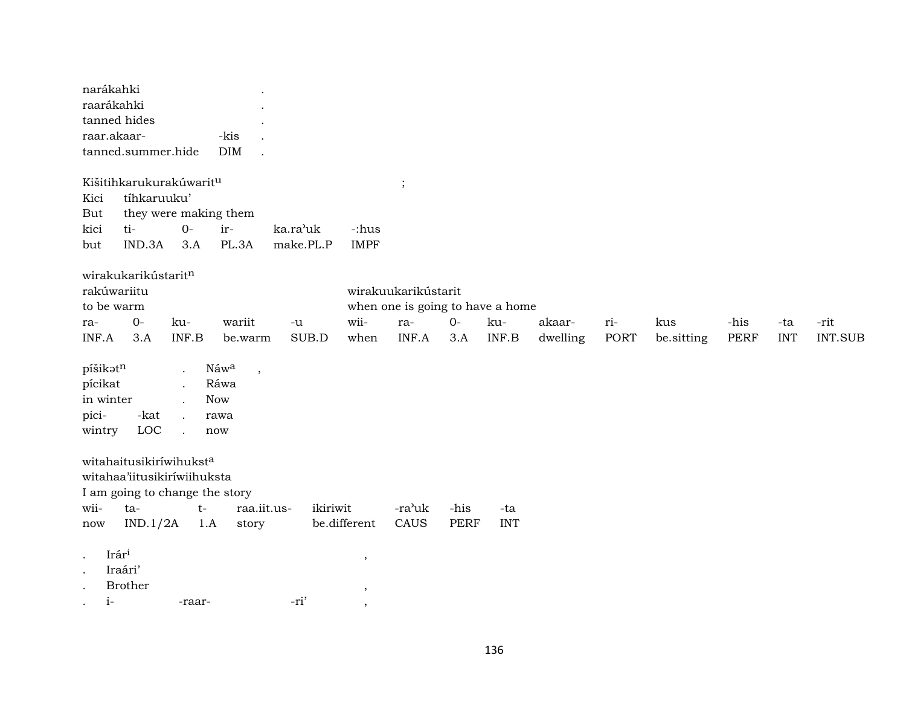| narákahki | | . |
|---|---|---|
| raarákahki | | . |
| tanned hides | | . |
| raar.akaar- | -kis | . |
| tanned.summer.hide | DIM | . |

Kišitihkarukurakúwarit$^{u}$ ;

| Kici | tíhkaruuku' | | | | |
|---|---|---|---|---|---|
| But | they were making them | | | | |
| kici | ti- | 0- | ir- | ka.ra'uk | -:hus |
| but | IND.3A | 3.A | PL.3A | make.PL.P | IMPF |

wirakukarikústarit$^{n}$

| rakúwariitu | | | | | wirakuukarikústarit | | | | | | | | | |
|---|---|---|---|---|---|---|---|---|---|---|---|---|---|---|
| to be warm | | | | | when one is going to have a home | | | | | | | | | |
| ra- | 0- | ku- | wariit | -u | wii- | ra- | 0- | ku- | akaar- | ri- | kus | -his | -ta | -rit |
| INF.A | 3.A | INF.B | be.warm | SUB.D | when | INF.A | 3.A | INF.B | dwelling | PORT | be.sitting | PERF | INT | INT.SUB |

| píšikət$^{n}$ | | . | Náw$^{a}$ | , |
|---|---|---|---|---|
| pícikat | | . | Ráwa | |
| in winter | | . | Now | |
| pici- | -kat | . | rawa | |
| wintry | LOC | . | now | |

witahaitusikiríwihukst$^{a}$

| witahaa'iitusikiríwiihuksta | | | | | | | |
|---|---|---|---|---|---|---|---|
| I am going to change the story | | | | | | | |
| wii- | ta- | t- | raa.iit.us- | ikiriwit | -ra'uk | -his | -ta |
| now | IND.1/2A | 1.A | story | be.different | CAUS | PERF | INT |

| . | Irár$^{i}$ | | | , |
|---|---|---|---|---|
| . | Iraári' | | | |
| . | Brother | | | , |
| . | i- | -raar- | -ri' | , |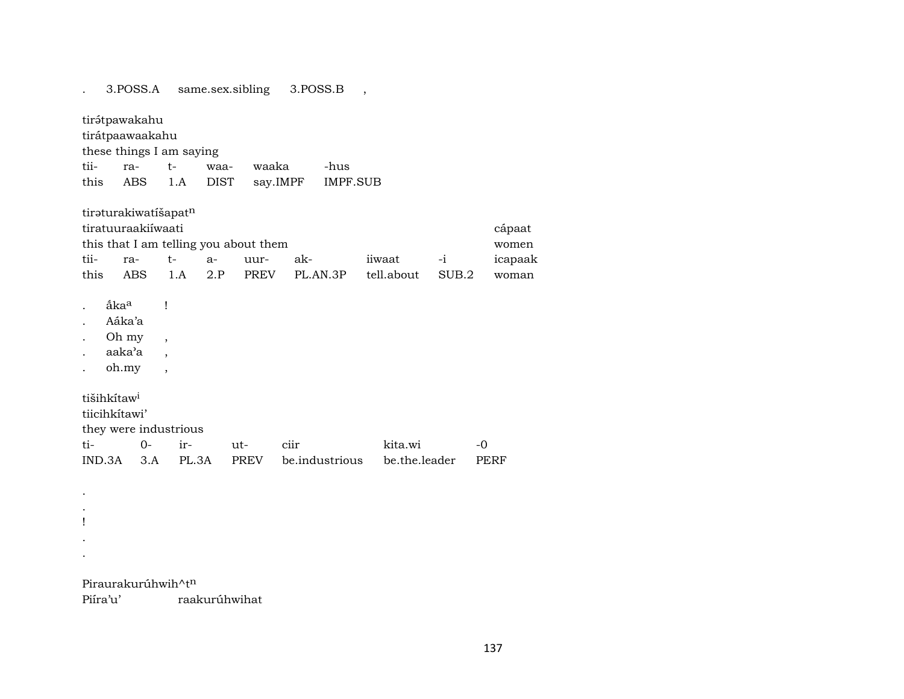| . | 3.POSS.A | same.sex.sibling | 3.POSS.B | , |
|---|---|---|---|---|

tirə́tpawakahu
tirátpaawaakahu
these things I am saying

| tii- | ra- | t- | waa- | waaka | -hus |
|---|---|---|---|---|---|
| this | ABS | 1.A | DIST | say.IMPF | IMPF.SUB |

tirəturakiwatíšapat$^{n}$
tiratuuraakiíwaati cápaat
this that I am telling you about them women

| tii- | ra- | t- | a- | uur- | ak- | iiwaat | -i | icapaak |
|---|---|---|---|---|---|---|---|---|
| this | ABS | 1.A | 2.P | PREV | PL.AN.3P | tell.about | SUB.2 | woman |

. ấka$^{a}$ !
. Aáka'a
. Oh my ,
. aaka'a ,
. oh.my ,

tišihkítaw$^{i}$
tiicihkítawi'
they were industrious

| ti- | 0- | ir- | ut- | ciir | kita.wi | -0 |
|---|---|---|---|---|---|---|
| IND.3A | 3.A | PL.3A | PREV | be.industrious | be.the.leader | PERF |

.
.
!
.
.

Piraurakurúhwih^t$^{n}$
Piíra'u' raakurúhwihat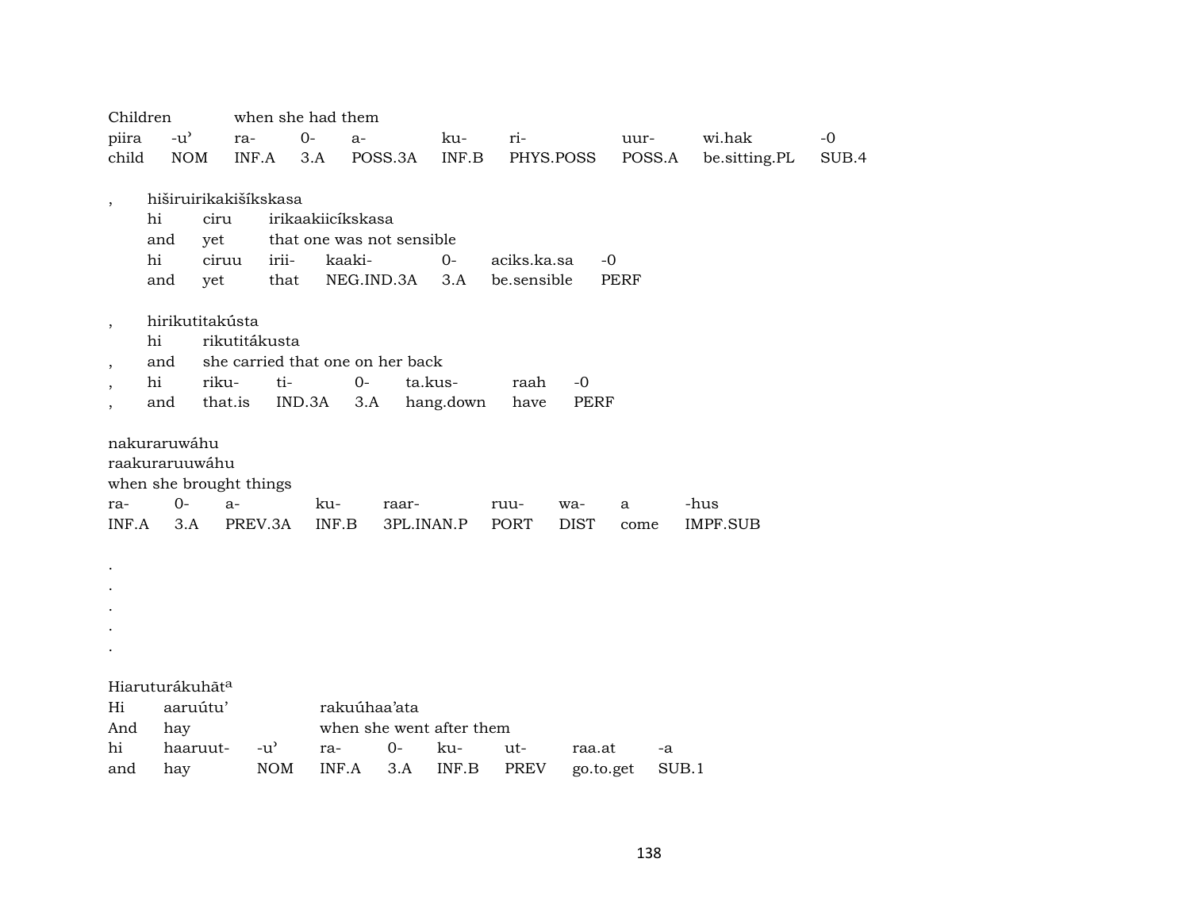Children when she had them

| piira | -u' | ra- | 0- | a- | ku- | ri- | uur- | wi.hak | -0 |
|---|---|---|---|---|---|---|---|---|---|
| child | NOM | INF.A | 3.A | POSS.3A | INF.B | PHYS.POSS | POSS.A | be.sitting.PL | SUB.4 |

, hiširuirikakišíkskasa

| hi | ciru | irikaakiicíkskasa | | | | |
|---|---|---|---|---|---|---|
| and | yet | that one was not sensible | | | | |
| hi | ciruu | irii- | kaaki- | 0- | aciks.ka.sa | -0 |
| and | yet | that | NEG.IND.3A | 3.A | be.sensible | PERF |

, hirikutitakústa

| | hi | rikutitákusta | | | | | |
|---|---|---|---|---|---|---|---|
| , | and | she carried that one on her back | | | | | |
| , | hi | riku- | ti- | 0- | ta.kus- | raah | -0 |
| , | and | that.is | IND.3A | 3.A | hang.down | have | PERF |

nakuraruwáhu

raakuraruuwáhu

when she brought things

| ra- | 0- | a- | ku- | raar- | ruu- | wa- | a | -hus |
|---|---|---|---|---|---|---|---|---|
| INF.A | 3.A | PREV.3A | INF.B | 3PL.INAN.P | PORT | DIST | come | IMPF.SUB |

.

.

.

.

.

Hiaruturákuhāt[a]

| Hi | aaruútu' | | rakuúhaa'ata | | | | | |
|---|---|---|---|---|---|---|---|---|
| And | hay | | when she went after them | | | | | |
| hi | haaruut- | -u' | ra- | 0- | ku- | ut- | raa.at | -a |
| and | hay | NOM | INF.A | 3.A | INF.B | PREV | go.to.get | SUB.1 |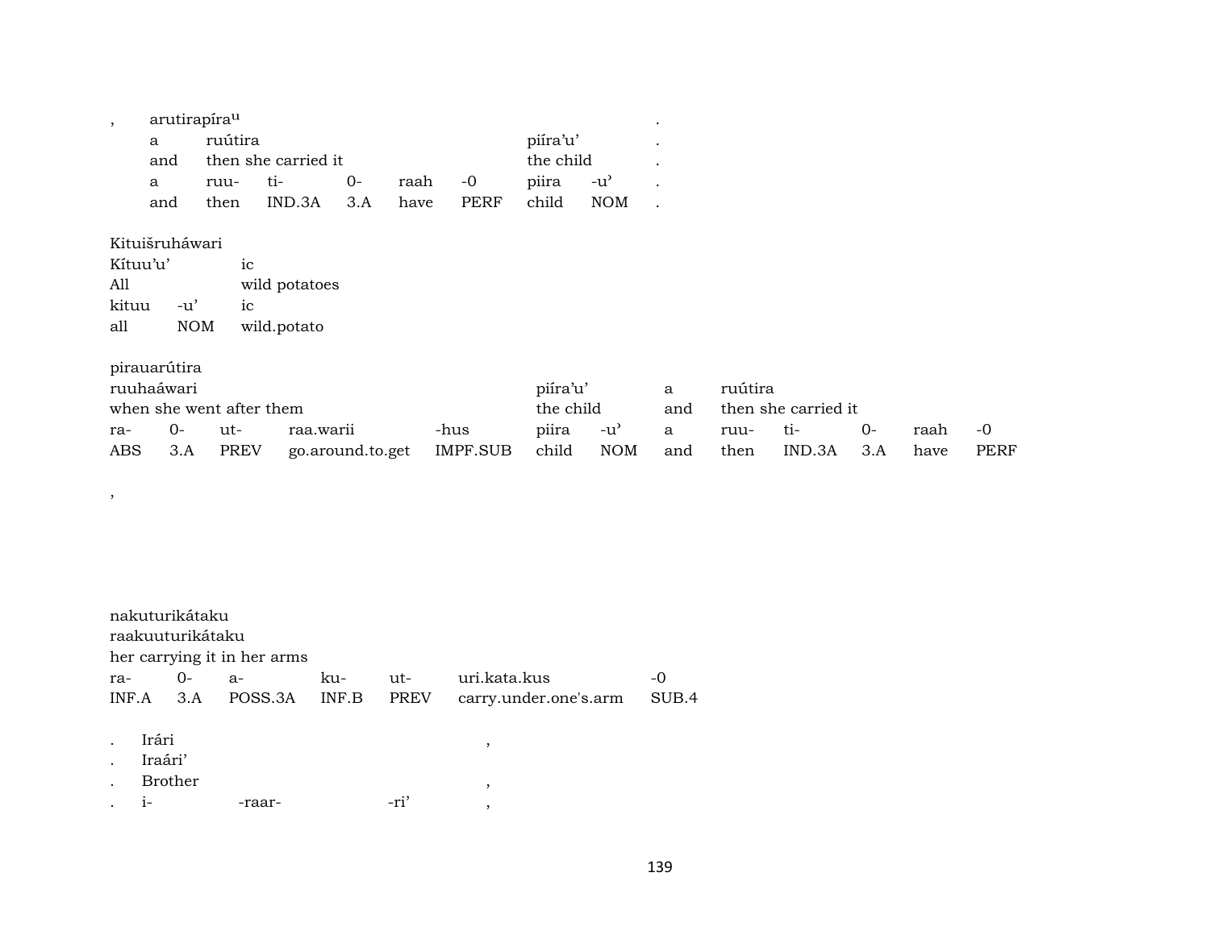, arutirapíra[u] .

| a | ruútira | | | | | piíra'u' | | . |
|---|---|---|---|---|---|---|---|---|
| and | then she carried it | | | | | the child | | . |
| a | ruu- | ti- | 0- | raah | -0 | piira | -u' | . |
| and | then | IND.3A | 3.A | have | PERF | child | NOM | . |

Kituišruháwari

| Kítuu'u' | | ic |
|---|---|---|
| All | | wild potatoes |
| kituu | -u' | ic |
| all | NOM | wild.potato |

pirauarútira

| ruuhaáwari | | | | | piíra'u' | | a | ruútira | | | | |
|---|---|---|---|---|---|---|---|---|---|---|---|---|
| when she went after them | | | | | the child | | and | then she carried it | | | | |
| ra- | 0- | ut- | raa.warii | -hus | piira | -u' | a | ruu- | ti- | 0- | raah | -0 |
| ABS | 3.A | PREV | go.around.to.get | IMPF.SUB | child | NOM | and | then | IND.3A | 3.A | have | PERF |

,

nakuturikátaku

| raakuuturikátaku | | | | | | |
|---|---|---|---|---|---|---|
| her carrying it in her arms | | | | | | |
| ra- | 0- | a- | ku- | ut- | uri.kata.kus | -0 |
| INF.A | 3.A | POSS.3A | INF.B | PREV | carry.under.one's.arm | SUB.4 |

| . | Irári | | | , |
|---|---|---|---|---|
| . | Iraári' | | | |
| . | Brother | | | , |
| . | i- | -raar- | -ri' | , |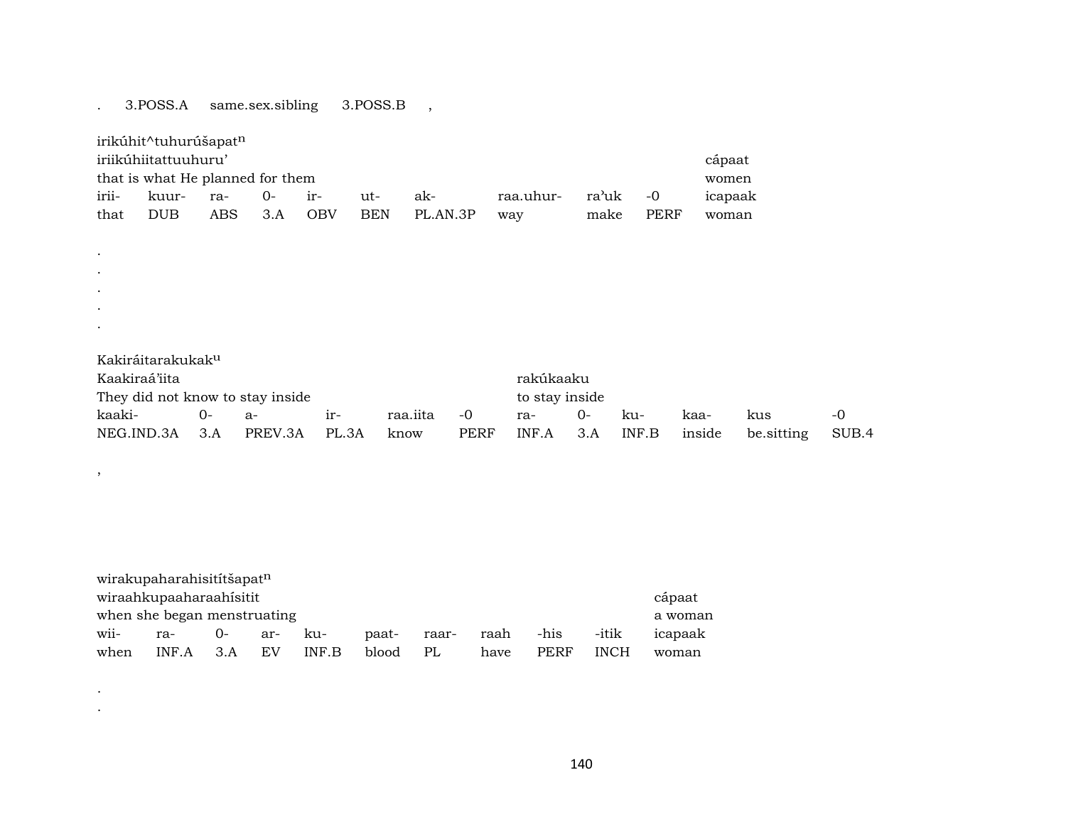. 3.POSS.A same.sex.sibling 3.POSS.B ,

irikúhit^tuhurúšapat$^{n}$

| iriikúhiitattuuhuru’ | | | | | | | | | | | cápaat |
|---|---|---|---|---|---|---|---|---|---|---|---|
| that is what He planned for them | | | | | | | | | | | women |
| irii- | kuur- | ra- | 0- | ir- | ut- | ak- | raa.uhur- | ra’uk | -0 | | icapaak |
| that | DUB | ABS | 3.A | OBV | BEN | PL.AN.3P | way | make | PERF | | woman |

.
.
.
.
.

Kakiráitarakukak$^{u}$

| Kaakiraá’iita | | | | | | rakúkaaku | | | | | |
|---|---|---|---|---|---|---|---|---|---|---|---|
| They did not know to stay inside | | | | | | to stay inside | | | | | |
| kaaki- | 0- | a- | ir- | raa.iita | -0 | ra- | 0- | ku- | kaa- | kus | -0 |
| NEG.IND.3A | 3.A | PREV.3A | PL.3A | know | PERF | INF.A | 3.A | INF.B | inside | be.sitting | SUB.4 |

,

wirakupaharahisitítšapat$^{n}$

| wiraahkupaaharaahísitit | | | | | | | | | | cápaat |
|---|---|---|---|---|---|---|---|---|---|---|
| when she began menstruating | | | | | | | | | | a woman |
| wii- | ra- | 0- | ar- | ku- | paat- | raar- | raah | -his | -itik | icapaak |
| when | INF.A | 3.A | EV | INF.B | blood | PL | have | PERF | INCH | woman |

.
.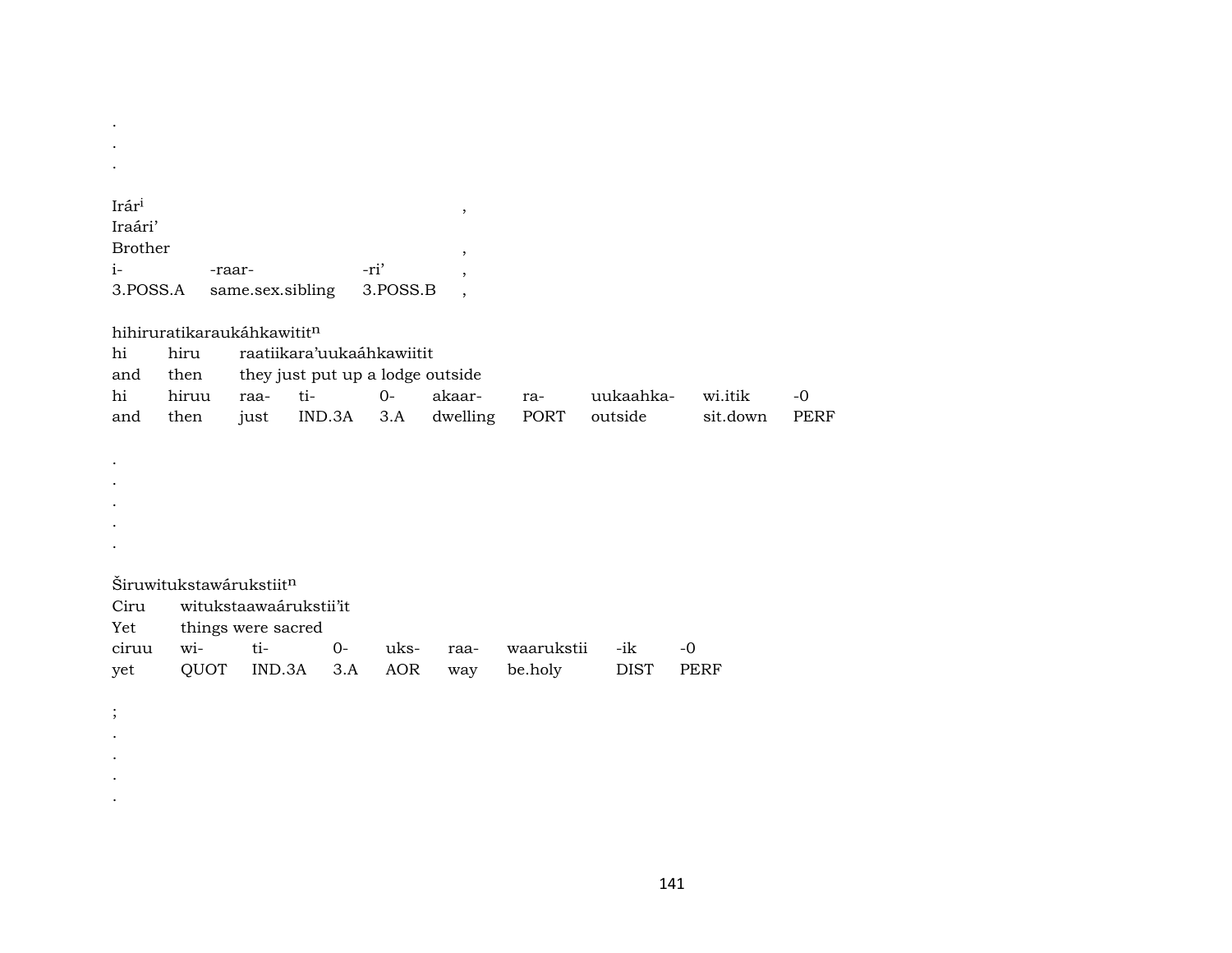.
.
.

Irár[i] ,
Iraári’
Brother ,

| i- | -raar- | -ri’ | , |
|---|---|---|---|
| 3.POSS.A | same.sex.sibling | 3.POSS.B | , |

hihiruratikaraukáhkawitit[n]

| hi | hiru | raatiikara’uukaáhkawiitit |
|---|---|---|
| and | then | they just put up a lodge outside |

| hi | hiruu | raa- | ti- | 0- | akaar- | ra- | uukaahka- | wi.itik | -0 |
|---|---|---|---|---|---|---|---|---|---|
| and | then | just | IND.3A | 3.A | dwelling | PORT | outside | sit.down | PERF |

.
.
.
.
.

Širuwitukstawárukstiit[n]

| Ciru | witukstaawaárukstii’it |
|---|---|
| Yet | things were sacred |

| ciruu | wi- | ti- | 0- | uks- | raa- | waarukstii | -ik | -0 |
|---|---|---|---|---|---|---|---|---|
| yet | QUOT | IND.3A | 3.A | AOR | way | be.holy | DIST | PERF |

;
.
.
.
.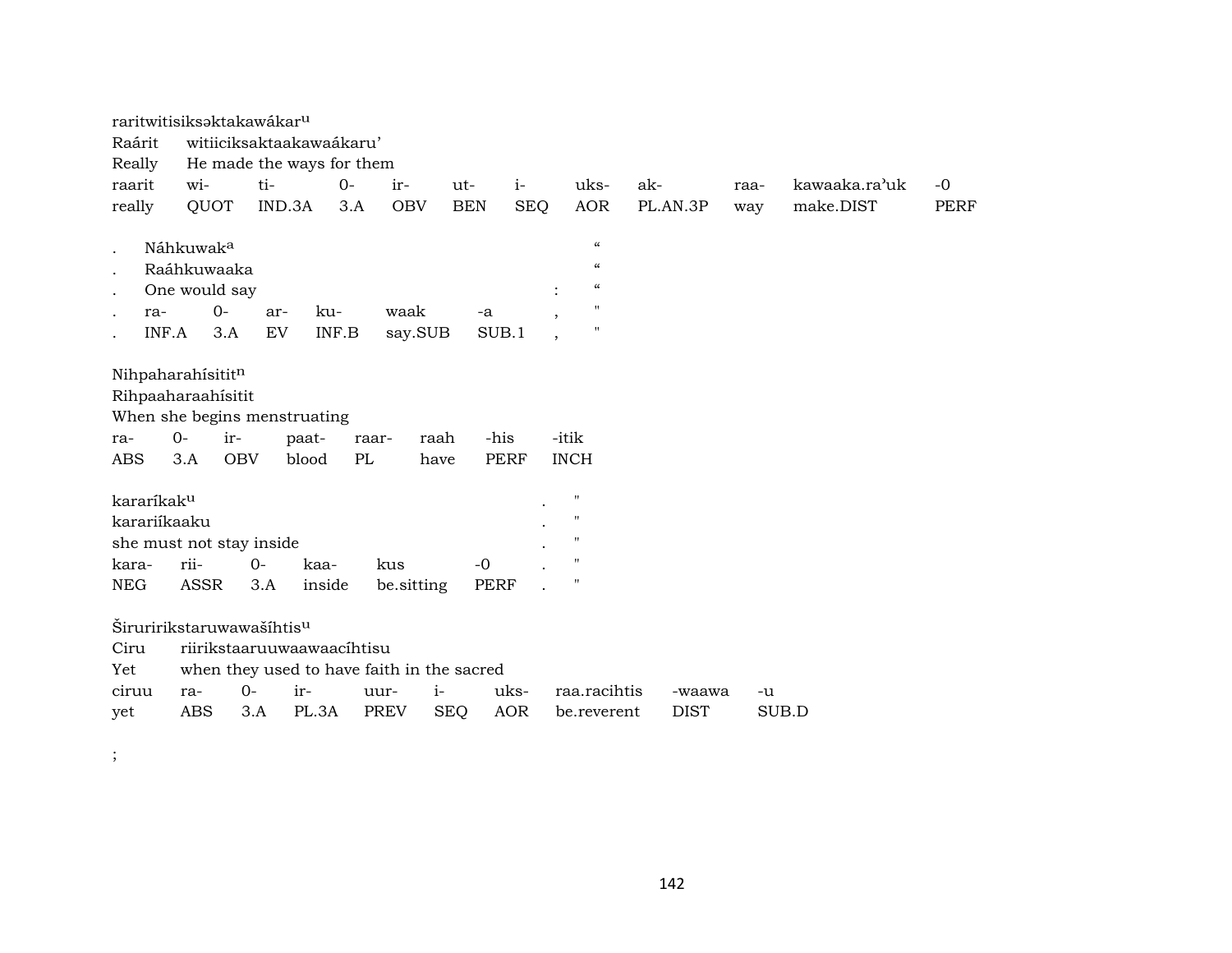raritwitisiksəktakawákar[u]
Raárit witiiciksaktaakawaákaru'
Really He made the ways for them

| raarit | wi- | ti- | 0- | ir- | ut- | i- | uks- | ak- | raa- | kawaaka.ra'uk | -0 |
|---|---|---|---|---|---|---|---|---|---|---|---|
| really | QUOT | IND.3A | 3.A | OBV | BEN | SEQ | AOR | PL.AN.3P | way | make.DIST | PERF |

. Náhkuwak[a] "
. Raáhkuwaaka "
. One would say : "

| . | ra- | 0- | ar- | ku- | waak | -a | , | " |
|---|---|---|---|---|---|---|---|---|
| . | INF.A | 3.A | EV | INF.B | say.SUB | SUB.1 | , | " |

Nihpaharahísitit[n]
Rihpaaharaahísitit
When she begins menstruating

| ra- | 0- | ir- | paat- | raar- | raah | -his | -itik |
|---|---|---|---|---|---|---|---|
| ABS | 3.A | OBV | blood | PL | have | PERF | INCH |

kararíkak[u] . "
karariíkaaku . "
she must not stay inside . "

| kara- | rii- | 0- | kaa- | kus | -0 | . | " |
|---|---|---|---|---|---|---|---|
| NEG | ASSR | 3.A | inside | be.sitting | PERF | . | " |

Širuririkstaruwawašíhtis[u]
Ciru riirikstaaruuwaawaacíhtisu
Yet when they used to have faith in the sacred

| ciruu | ra- | 0- | ir- | uur- | i- | uks- | raa.racihtis | -waawa | -u |
|---|---|---|---|---|---|---|---|---|---|
| yet | ABS | 3.A | PL.3A | PREV | SEQ | AOR | be.reverent | DIST | SUB.D |

;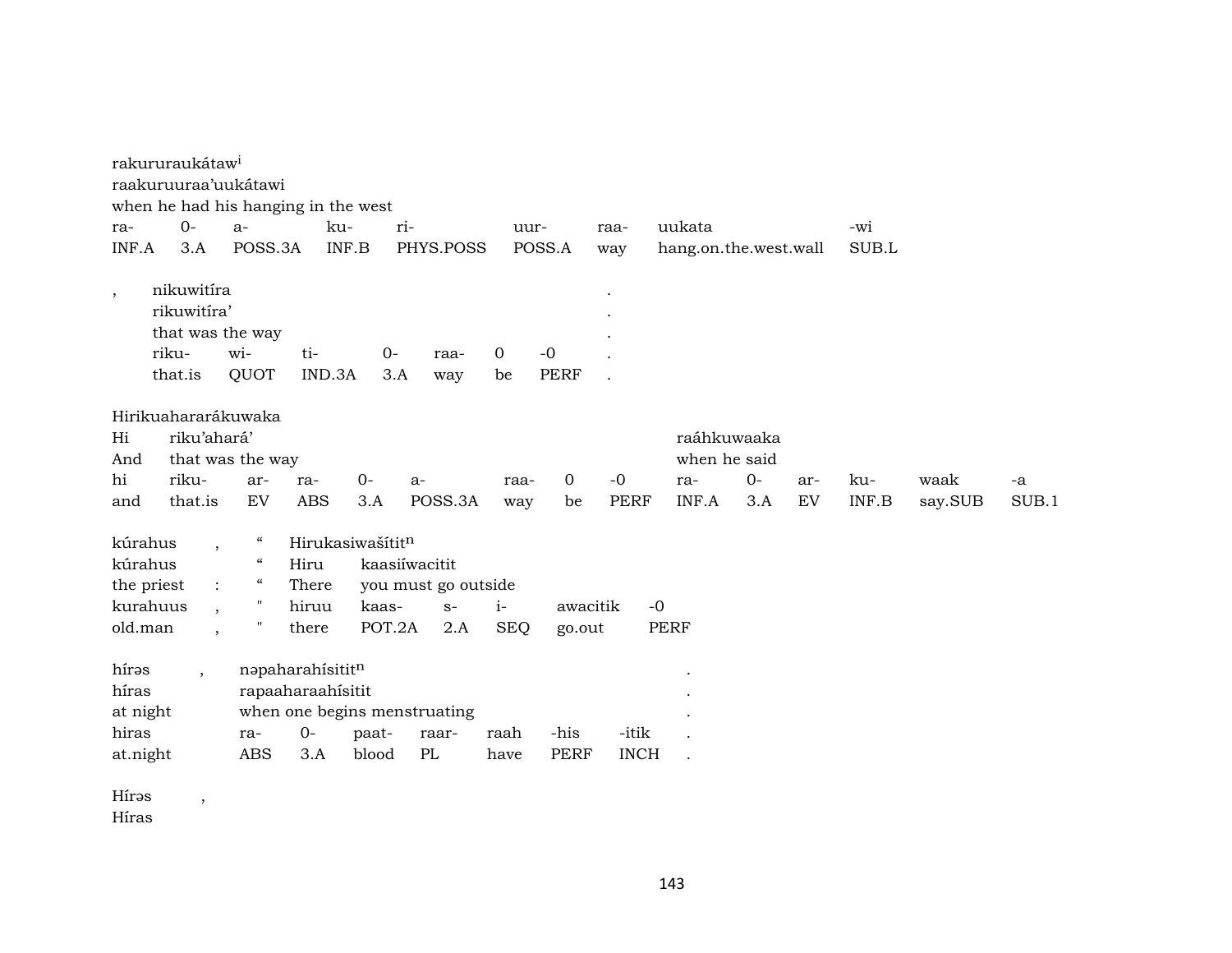rakururaukátaw[i]
raakuruuraa’uukátawi
when he had his hanging in the west

| ra- | 0- | a- | ku- | ri- | uur- | raa- | uukata | -wi |
|---|---|---|---|---|---|---|---|---|
| INF.A | 3.A | POSS.3A | INF.B | PHYS.POSS | POSS.A | way | hang.on.the.west.wall | SUB.L |

, nikuwitíra .
rikuwitíra’ .
that was the way .

| riku- | wi- | ti- | 0- | raa- | 0 | -0 | . |
|---|---|---|---|---|---|---|---|
| that.is | QUOT | IND.3A | 3.A | way | be | PERF | . |

Hirikuahararákuwaka
Hi riku’ahará’ raáhkuwaaka
And that was the way when he said

| hi | riku- | ar- | ra- | 0- | a- | raa- | 0 | -0 | ra- | 0- | ar- | ku- | waak | -a |
|---|---|---|---|---|---|---|---|---|---|---|---|---|---|---|
| and | that.is | EV | ABS | 3.A | POSS.3A | way | be | PERF | INF.A | 3.A | EV | INF.B | say.SUB | SUB.1 |

kúrahus , “ Hirukasiwašítit[n]
kúrahus “ Hiru kaasiíwacitit
the priest : “ There you must go outside

| kurahuus | , | " | hiruu | kaas- | s- | i- | awacitik | -0 |
|---|---|---|---|---|---|---|---|---|
| old.man | , | " | there | POT.2A | 2.A | SEQ | go.out | PERF |

hírəs , nəpaharahísitit[n] .
híras rapaaharaahísitit .
at night when one begins menstruating .

| hiras | ra- | 0- | paat- | raar- | raah | -his | -itik | . |
|---|---|---|---|---|---|---|---|---|
| at.night | ABS | 3.A | blood | PL | have | PERF | INCH | . |

Hírəs ,
Híras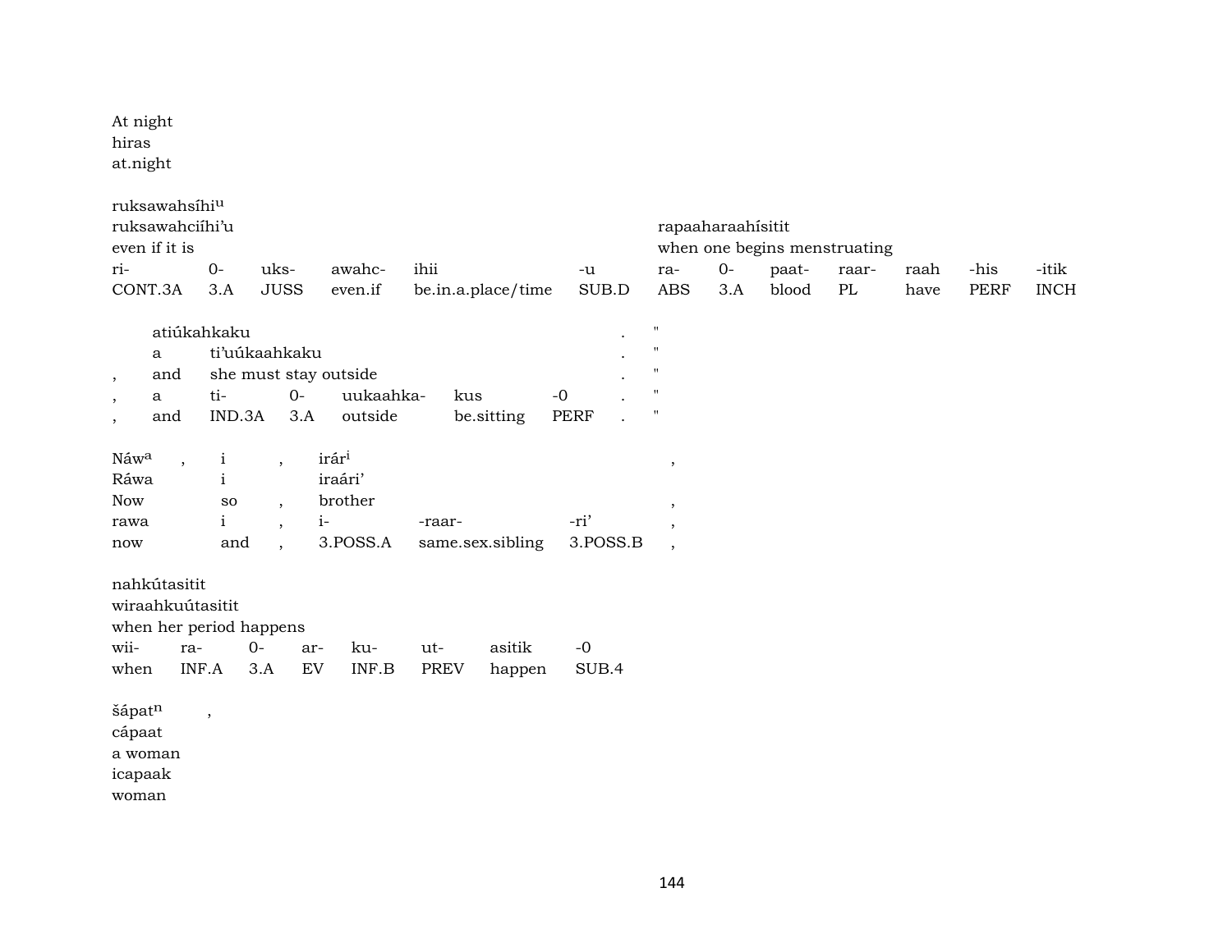At night
hiras
at.night

| ruksawahsíhi[u] | | | | | | rapaaharaahísitit | | | | | | |
|---|---|---|---|---|---|---|---|---|---|---|---|---|
| ruksawahciíhi'u | | | | | | | | | | | | |
| even if it is | | | | | | when one begins menstruating | | | | | | |
| ri- | 0- | uks- | awahc- | ihii | -u | ra- | 0- | paat- | raar- | raah | -his | -itik |
| CONT.3A | 3.A | JUSS | even.if | be.in.a.place/time | SUB.D | ABS | 3.A | blood | PL | have | PERF | INCH |

| | atiúkahkaku | | | | | . | " |
|---|---|---|---|---|---|---|---|
| | a | ti'uúkaahkaku | | | | . | " |
| , | and | she must stay outside | | | | . | " |
| , | a | ti- | 0- | uukaahka- | kus | -0 . | " |
| , | and | IND.3A | 3.A | outside | be.sitting | PERF . | " |

| Náw[a] | , | i | , | irár[i] | | | , |
|---|---|---|---|---|---|---|---|
| Ráwa | | i | | iraári' | | | |
| Now | | so | , | brother | | | , |
| rawa | | i | , | i- | -raar- | -ri' | , |
| now | | and | , | 3.POSS.A | same.sex.sibling | 3.POSS.B | , |

| nahkútasitit | | | | | | | |
|---|---|---|---|---|---|---|---|
| wiraahkuútasitit | | | | | | | |
| when her period happens | | | | | | | |
| wii- | ra- | 0- | ar- | ku- | ut- | asitik | -0 |
| when | INF.A | 3.A | EV | INF.B | PREV | happen | SUB.4 |

šápat[n] ,
cápaat
a woman
icapaak
woman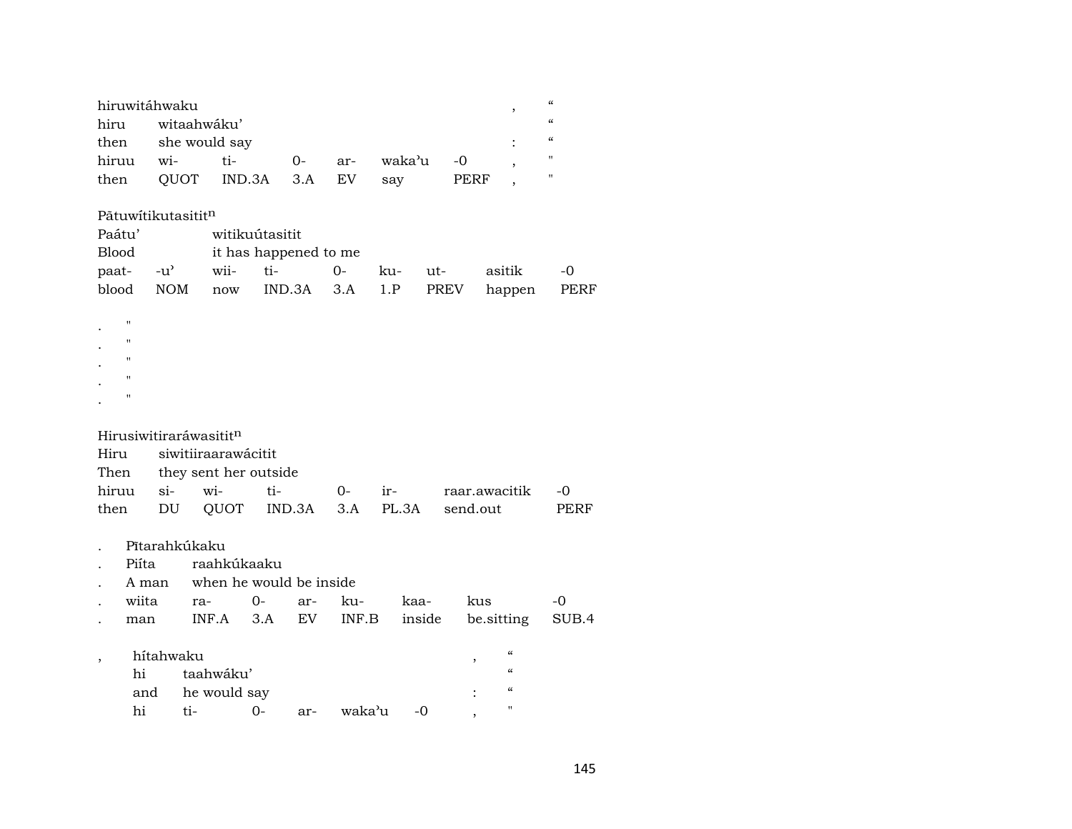hiruwitáhwaku , “
hiru witaahwáku’ “
then she would say : “

| hiruu | wi- | ti- | 0- | ar- | waka’u | -0 | , | " |
|---|---|---|---|---|---|---|---|---|
| then | QUOT | IND.3A | 3.A | EV | say | PERF | , | " |

Pātuwítikutasitit$^{n}$
Paátu’ witikuútasitit
Blood it has happened to me

| paat- | -u’ | wii- | ti- | 0- | ku- | ut- | asitik | -0 |
|---|---|---|---|---|---|---|---|---|
| blood | NOM | now | IND.3A | 3.A | 1.P | PREV | happen | PERF |

. "
. "
. "
. "
. "

Hirusiwitiraráwasitit$^{n}$
Hiru siwitiiraarawácitit
Then they sent her outside

| hiruu | si- | wi- | ti- | 0- | ir- | raar.awacitik | -0 |
|---|---|---|---|---|---|---|---|
| then | DU | QUOT | IND.3A | 3.A | PL.3A | send.out | PERF |

. Pītarahkúkaku
. Piíta raahkúkaaku
. A man when he would be inside

| . | wiita | ra- | 0- | ar- | ku- | kaa- | kus | -0 |
|---|---|---|---|---|---|---|---|---|
| . | man | INF.A | 3.A | EV | INF.B | inside | be.sitting | SUB.4 |

, hítahwaku , “
hi taahwáku’ “
and he would say : “

| hi | ti- | 0- | ar- | waka’u | -0 | , | " |
|---|---|---|---|---|---|---|---|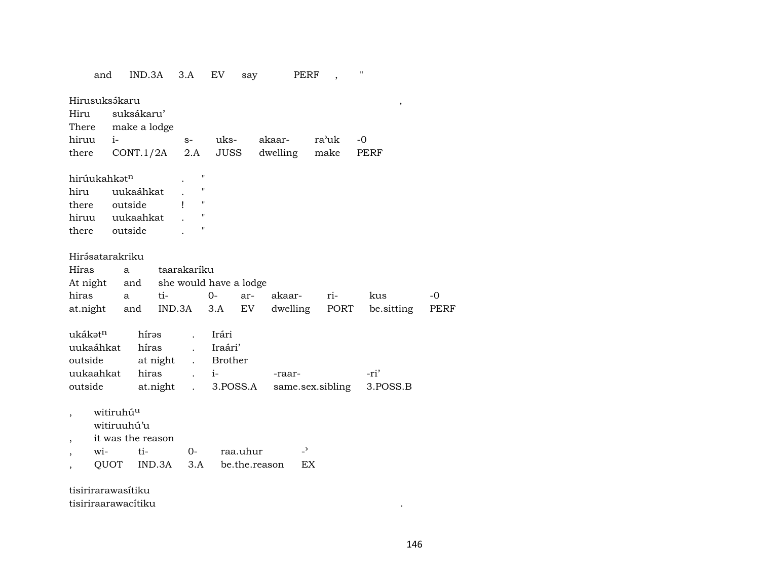| and | IND.3A | 3.A | EV | say | PERF | , | " |
|---|---|---|---|---|---|---|---|

Hirusuksə́karu ,

| Hiru | suksákaru' | | | | | |
|---|---|---|---|---|---|---|
| There | make a lodge | | | | | |
| hiruu | i- | s- | uks- | akaar- | ra'uk | -0 |
| there | CONT.1/2A | 2.A | JUSS | dwelling | make | PERF |

hirúukahkət$^{n}$ . "

| hiru | uukaáhkat | . | " |
|---|---|---|---|
| there | outside | ! | " |
| hiruu | uukaahkat | . | " |
| there | outside | . | " |

Hirə́satarakriku

| Híras | a | taarakaríku | | | | | | |
|---|---|---|---|---|---|---|---|---|
| At night | and | she would have a lodge | | | | | | |
| hiras | a | ti- | 0- | ar- | akaar- | ri- | kus | -0 |
| at.night | and | IND.3A | 3.A | EV | dwelling | PORT | be.sitting | PERF |

| ukákət$^{n}$ | hírəs | . | Irári | | |
|---|---|---|---|---|---|
| uukaáhkat | híras | . | Iraári' | | |
| outside | at night | . | Brother | | |
| uukaahkat | hiras | . | i- | -raar- | -ri' |
| outside | at.night | . | 3.POSS.A | same.sex.sibling | 3.POSS.B |

| , | witiruhú$^{u}$ | | | | |
|---|---|---|---|---|---|
| | witiruuhú'u | | | | |
| , | it was the reason | | | | |
| , | wi- | ti- | 0- | raa.uhur | -ʾ |
| , | QUOT | IND.3A | 3.A | be.the.reason | EX |

tisiririrarawasítiku
tisiriraarawacítiku .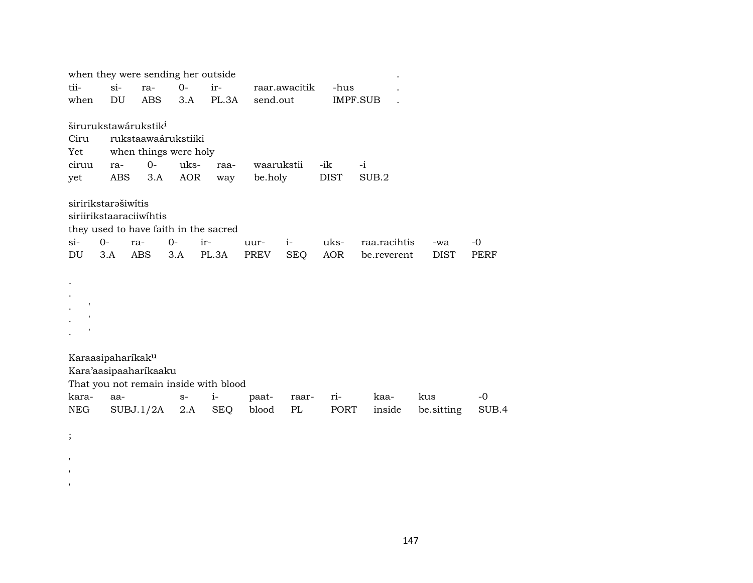when they were sending her outside .

| tii- | si- | ra- | 0- | ir- | raar.awacitik | -hus | . |
|---|---|---|---|---|---|---|---|
| when | DU | ABS | 3.A | PL.3A | send.out | IMPF.SUB | . |

širurukstawárukstik[i]

Ciru rukstaawaárukstiiki

Yet when things were holy

| ciruu | ra- | 0- | uks- | raa- | waarukstii | -ik | -i |
|---|---|---|---|---|---|---|---|
| yet | ABS | 3.A | AOR | way | be.holy | DIST | SUB.2 |

siririkstarəšiwítis

siriirikstaaraciiwíhtis

they used to have faith in the sacred

| si- | 0- | ra- | 0- | ir- | uur- | i- | uks- | raa.racihtis | -wa | -0 |
|---|---|---|---|---|---|---|---|---|---|---|
| DU | 3.A | ABS | 3.A | PL.3A | PREV | SEQ | AOR | be.reverent | DIST | PERF |

.
.
. '
. '
. '

Karaasipaharíkak[u]

Kara'aasipaaharíkaaku

That you not remain inside with blood

| kara- | aa- | s- | i- | paat- | raar- | ri- | kaa- | kus | -0 |
|---|---|---|---|---|---|---|---|---|---|
| NEG | SUBJ.1/2A | 2.A | SEQ | blood | PL | PORT | inside | be.sitting | SUB.4 |

;

'
'
'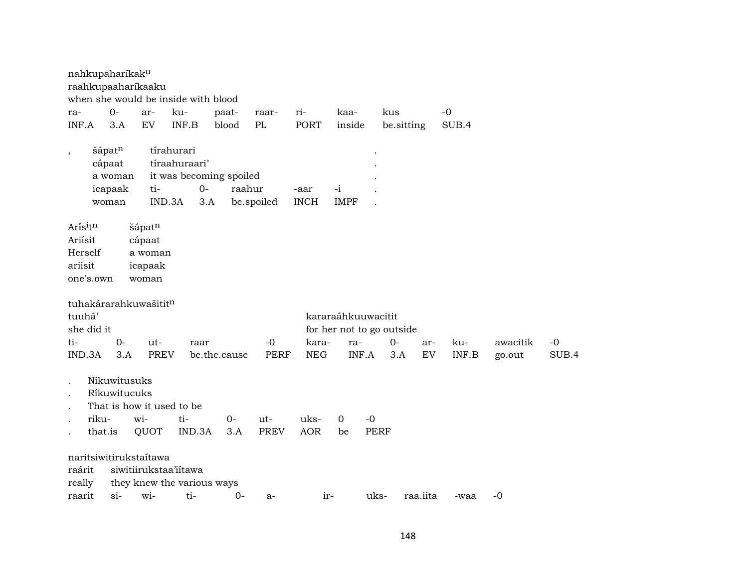nahkupaharíkak$^{u}$
raahkupaaharíkaaku
when she would be inside with blood

| ra- | 0- | ar- | ku- | paat- | raar- | ri- | kaa- | kus | -0 |
|---|---|---|---|---|---|---|---|---|---|
| INF.A | 3.A | EV | INF.B | blood | PL | PORT | inside | be.sitting | SUB.4 |

| , | šápat$^{n}$ | tírahurari | | | | | . |
|---|---|---|---|---|---|---|---|
| | cápaat | tíraahuraari’ | | | | | . |
| | a woman | it was becoming spoiled | | | | | . |
| | icapaak | ti- | 0- | raahur | -aar | -i | . |
| | woman | IND.3A | 3.A | be.spoiled | INCH | IMPF | . |

| Arís$^{i}$t$^{n}$ | šápat$^{n}$ |
|---|---|
| Ariísit | cápaat |
| Herself | a woman |
| ariisit | icapaak |
| one's.own | woman |

tuhakárarahkuwašitit$^{n}$

| tuuhá’ | | | | | kararaáhkuuwacitit | | | | | | |
|---|---|---|---|---|---|---|---|---|---|---|---|
| she did it | | | | | for her not to go outside | | | | | | |
| ti- | 0- | ut- | raar | -0 | kara- | ra- | 0- | ar- | ku- | awacitik | -0 |
| IND.3A | 3.A | PREV | be.the.cause | PERF | NEG | INF.A | 3.A | EV | INF.B | go.out | SUB.4 |

| . | Níkuwitusuks | | | | | | | |
|---|---|---|---|---|---|---|---|---|
| . | Ríkuwitucuks | | | | | | | |
| . | That is how it used to be | | | | | | | |
| . | riku- | wi- | ti- | 0- | ut- | uks- | 0 | -0 |
| . | that.is | QUOT | IND.3A | 3.A | PREV | AOR | be | PERF |

naritsiwitirukstaítawa

| raárit | siwitiirukstaa’iítawa | | | | | | | | | |
|---|---|---|---|---|---|---|---|---|---|---|
| really | they knew the various ways | | | | | | | | | |
| raarit | si- | wi- | ti- | 0- | a- | ir- | uks- | raa.iita | -waa | -0 |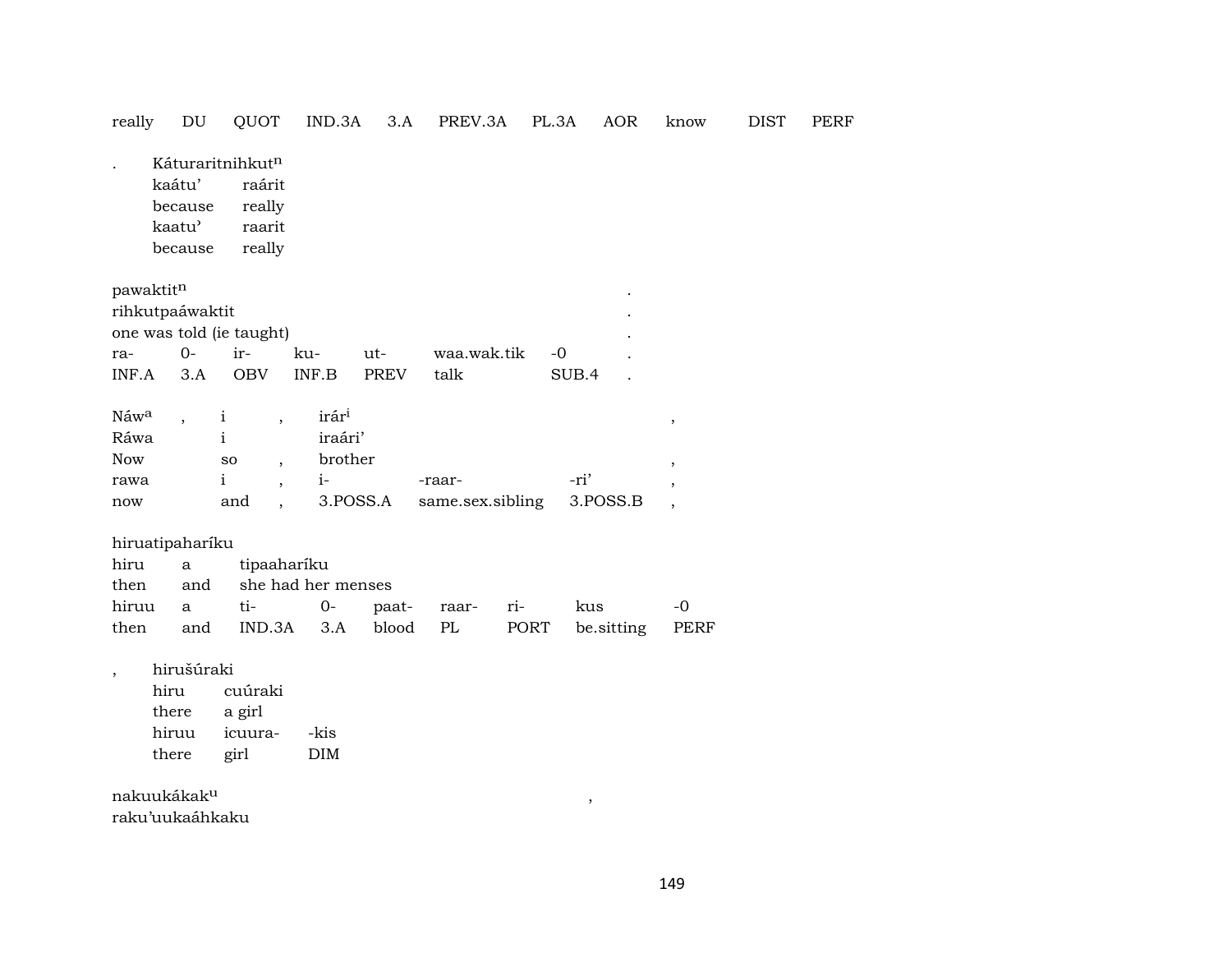really	DU	QUOT	IND.3A	3.A	PREV.3A	PL.3A	AOR	know	DIST	PERF

| . | Káturaritnihkut[n] | |
|---|---|---|
| | kaátu' | raárit |
| | because | really |
| | kaatu' | raarit |
| | because | really |

pawaktit[n] .
rihkutpaáwaktit .
one was told (ie taught) .

| ra- | 0- | ir- | ku- | ut- | waa.wak.tik | -0 | . |
|---|---|---|---|---|---|---|---|
| INF.A | 3.A | OBV | INF.B | PREV | talk | SUB.4 | . |

| Náw[a] | , | i | , | irár[i] | | | , |
|---|---|---|---|---|---|---|---|
| Ráwa | | i | | iraári' | | | |
| Now | | so | , | brother | | | , |
| rawa | | i | , | i- | -raar- | -ri' | , |
| now | | and | , | 3.POSS.A | same.sex.sibling | 3.POSS.B | , |

hiruatipaharíku

| hiru | a | tipaaharíku | | | | | |
|---|---|---|---|---|---|---|---|
| then | and | she had her menses | | | | | |
| hiruu | a | ti- | 0- | paat- | raar- | ri- | kus | -0 |
| then | and | IND.3A | 3.A | blood | PL | PORT | be.sitting | PERF |

| , | hirušúraki | | |
|---|---|---|---|
| | hiru | cuúraki | |
| | there | a girl | |
| | hiruu | icuura- | -kis |
| | there | girl | DIM |

nakuukákak[u] ,
raku'uukaáhkaku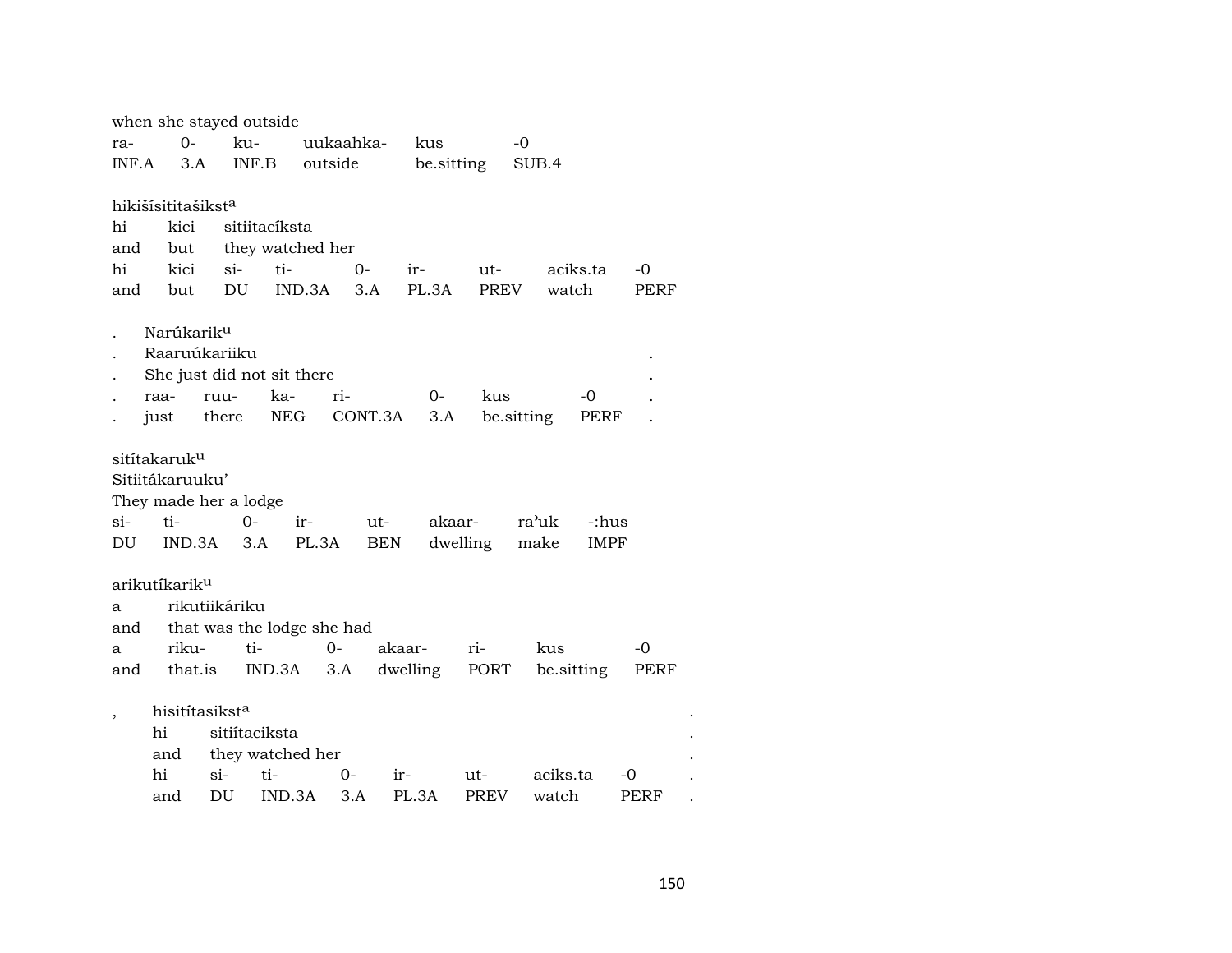when she stayed outside

| ra- | 0- | ku- | uukaahka- | kus | -0 |
|---|---|---|---|---|---|
| INF.A | 3.A | INF.B | outside | be.sitting | SUB.4 |

hikišísititašikst[a]

| hi | kici | sitiitacíksta |
|---|---|---|
| and | but | they watched her |

| hi | kici | si- | ti- | 0- | ir- | ut- | aciks.ta | -0 |
|---|---|---|---|---|---|---|---|---|
| and | but | DU | IND.3A | 3.A | PL.3A | PREV | watch | PERF |

. Narúkarik[u]
. Raaruúkariiku .
. She just did not sit there .

| . | raa- | ruu- | ka- | ri- | 0- | kus | -0 | . |
|---|---|---|---|---|---|---|---|---|
| . | just | there | NEG | CONT.3A | 3.A | be.sitting | PERF | . |

sitítakaruk[u]
Sitiitákaruuku'
They made her a lodge

| si- | ti- | 0- | ir- | ut- | akaar- | ra'uk | -:hus |
|---|---|---|---|---|---|---|---|
| DU | IND.3A | 3.A | PL.3A | BEN | dwelling | make | IMPF |

arikutíkarik[u]

| a | rikutiikáriku |
|---|---|
| and | that was the lodge she had |

| a | riku- | ti- | 0- | akaar- | ri- | kus | -0 |
|---|---|---|---|---|---|---|---|
| and | that.is | IND.3A | 3.A | dwelling | PORT | be.sitting | PERF |

, hisitítasikst[a] .

| hi | sitiítaciksta | . |
|---|---|---|
| and | they watched her | . |

| hi | si- | ti- | 0- | ir- | ut- | aciks.ta | -0 | . |
|---|---|---|---|---|---|---|---|---|
| and | DU | IND.3A | 3.A | PL.3A | PREV | watch | PERF | . |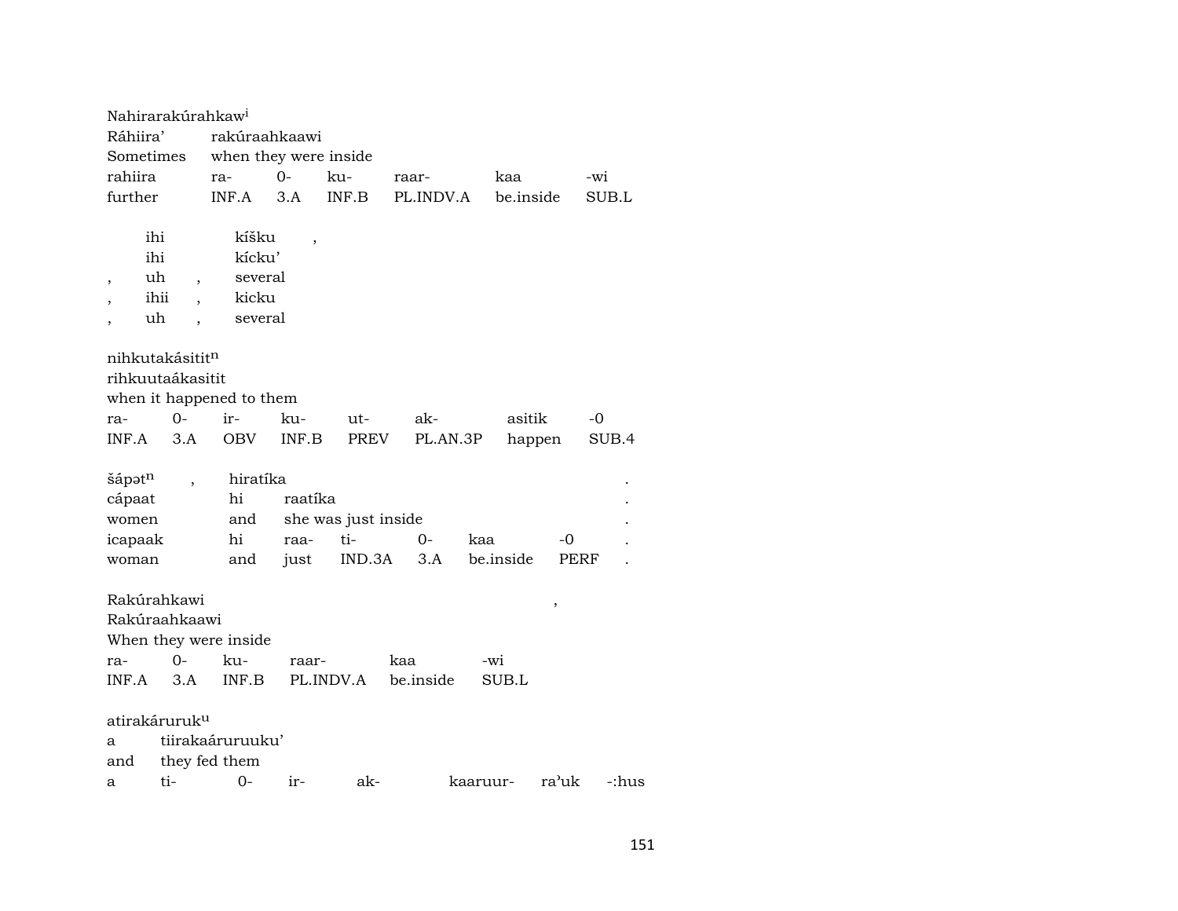Nahirarakúrahkaw[i]

| Ráhiira' | rakúraahkaawi | | | | | |
|---|---|---|---|---|---|---|
| Sometimes | when they were inside | | | | | |
| rahiira | ra- | 0- | ku- | raar- | kaa | -wi |
| further | INF.A | 3.A | INF.B | PL.INDV.A | be.inside | SUB.L |

| | ihi | | kíšku | , |
|---|---|---|---|---|
| | ihi | | kícku' | |
| , | uh | , | several | |
| , | ihii | , | kicku | |
| , | uh | , | several | |

nihkutakásitit[n]

| rihkuutaákasitit | | | | | | | |
|---|---|---|---|---|---|---|---|
| when it happened to them | | | | | | | |
| ra- | 0- | ir- | ku- | ut- | ak- | asitik | -0 |
| INF.A | 3.A | OBV | INF.B | PREV | PL.AN.3P | happen | SUB.4 |

| šápət[n] | , | hiratíka | | | | | . |
|---|---|---|---|---|---|---|---|
| cápaat | | hi | raatíka | | | | . |
| women | | and | she was just inside | | | | . |
| icapaak | | hi | raa- | ti- | 0- | kaa | -0 . |
| woman | | and | just | IND.3A | 3.A | be.inside | PERF . |

Rakúrahkawi ,

| Rakúraahkaawi | | | | | |
|---|---|---|---|---|---|
| When they were inside | | | | | |
| ra- | 0- | ku- | raar- | kaa | -wi |
| INF.A | 3.A | INF.B | PL.INDV.A | be.inside | SUB.L |

atirakáruruk[u]

| a | tiirakaáruruuku' | | | | | |
|---|---|---|---|---|---|---|
| and | they fed them | | | | | |
| a | ti- | 0- | ir- | ak- | kaaruur- | ra'uk -:hus |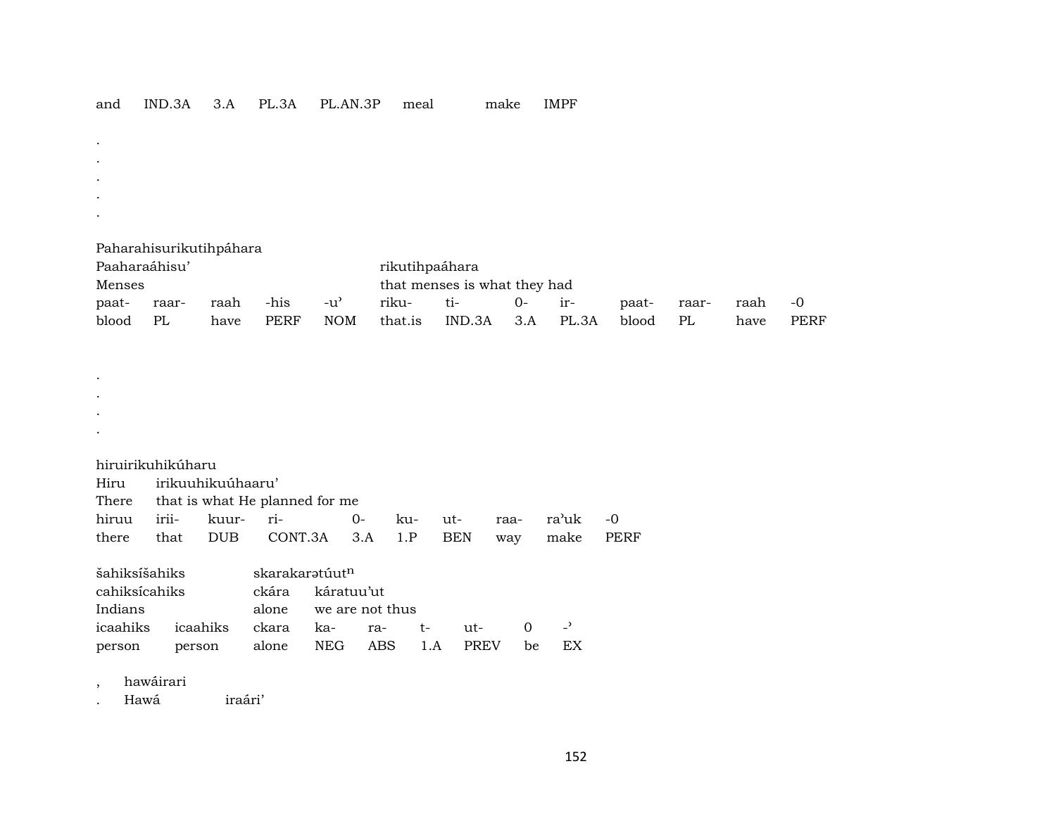and IND.3A 3.A PL.3A PL.AN.3P meal make IMPF

.
.
.
.
.

Paharahisurikutihpáhara

| Paaharaáhisu' | | | | | rikutihpaáhara | | | | | | | |
|---|---|---|---|---|---|---|---|---|---|---|---|---|
| Menses | | | | | that menses is what they had | | | | | | | |
| paat- | raar- | raah | -his | -u' | riku- | ti- | 0- | ir- | paat- | raar- | raah | -0 |
| blood | PL | have | PERF | NOM | that.is | IND.3A | 3.A | PL.3A | blood | PL | have | PERF |

.
.
.
.

hiruirikuhikúharu

| Hiru | irikuuhikuúhaaru' | | | | | | | | |
|---|---|---|---|---|---|---|---|---|---|
| There | that is what He planned for me | | | | | | | | |
| hiruu | irii- | kuur- | ri- | 0- | ku- | ut- | raa- | ra'uk | -0 |
| there | that | DUB | CONT.3A | 3.A | 1.P | BEN | way | make | PERF |

šahiksíšahiks skarakarətúut$^{n}$

| cahiksícahiks | | ckára | káratuu'ut | | | | | |
|---|---|---|---|---|---|---|---|---|
| Indians | | alone | we are not thus | | | | | |
| icaahiks | icaahiks | ckara | ka- | ra- | t- | ut- | 0 | -' |
| person | person | alone | NEG | ABS | 1.A | PREV | be | EX |

, hawáirari
. Hawá iraári'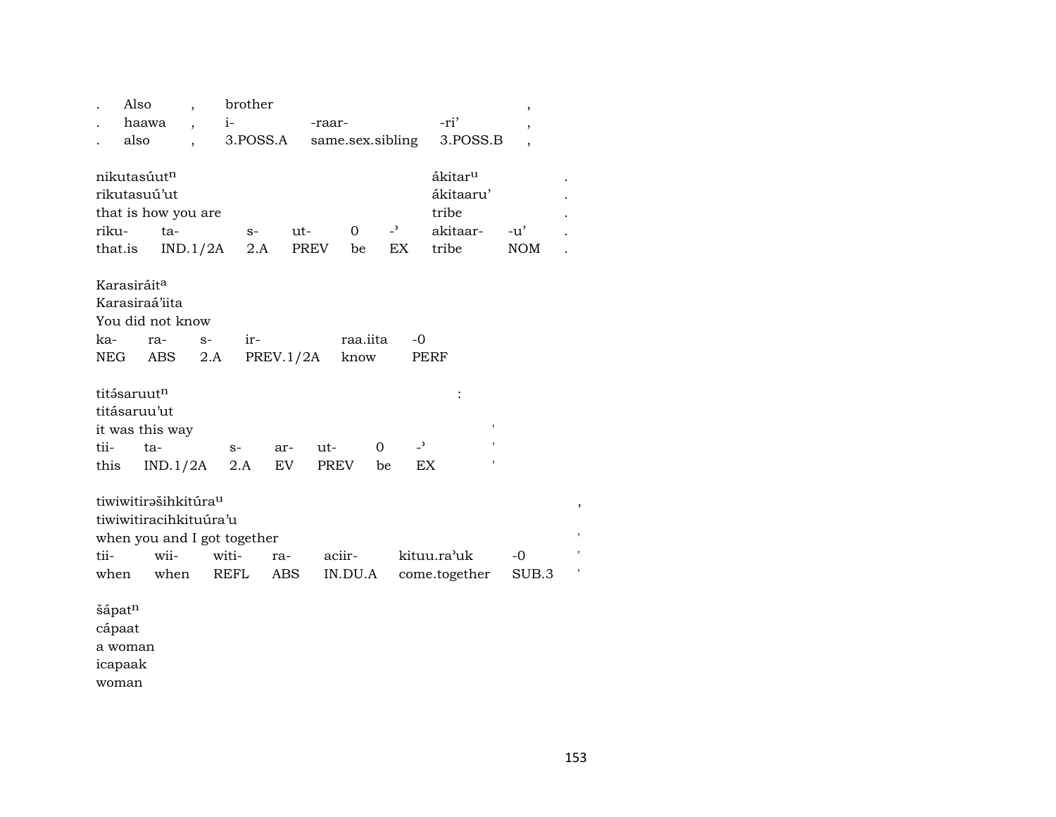| . | Also | , | brother | | | , |
|---|---|---|---|---|---|---|
| . | haawa | , | i- | -raar- | -ri’ | , |
| . | also | , | 3.POSS.A | same.sex.sibling | 3.POSS.B | , |

| nikutasúut$^{n}$ | | | | | | ákitar$^{u}$ | | . |
|---|---|---|---|---|---|---|---|---|
| rikutasuú’ut | | | | | | ákitaaru’ | | . |
| that is how you are | | | | | | tribe | | . |
| riku- | ta- | s- | ut- | 0 | -ʾ | akitaar- | -u’ | . |
| that.is | IND.1/2A | 2.A | PREV | be | EX | tribe | NOM | . |

| Karasiráit$^{a}$ | | | | | |
|---|---|---|---|---|---|
| Karasiraá’iita | | | | | |
| You did not know | | | | | |
| ka- | ra- | s- | ir- | raa.iita | -0 |
| NEG | ABS | 2.A | PREV.1/2A | know | PERF |

| titə́saruut$^{n}$ | | | | | | | : |
|---|---|---|---|---|---|---|---|
| titásaruu’ut | | | | | | | |
| it was this way | | | | | | | ' |
| tii- | ta- | s- | ar- | ut- | 0 | -ʾ | ' |
| this | IND.1/2A | 2.A | EV | PREV | be | EX | ' |

| tiwiwitirəšihkitúra$^{u}$ | | | | | | | , |
|---|---|---|---|---|---|---|---|
| tiwiwitiracihkituúra’u | | | | | | | |
| when you and I got together | | | | | | | ' |
| tii- | wii- | witi- | ra- | aciir- | kituu.ra’uk | -0 | ' |
| when | when | REFL | ABS | IN.DU.A | come.together | SUB.3 | ' |

šápat$^{n}$
cápaat
a woman
icapaak
woman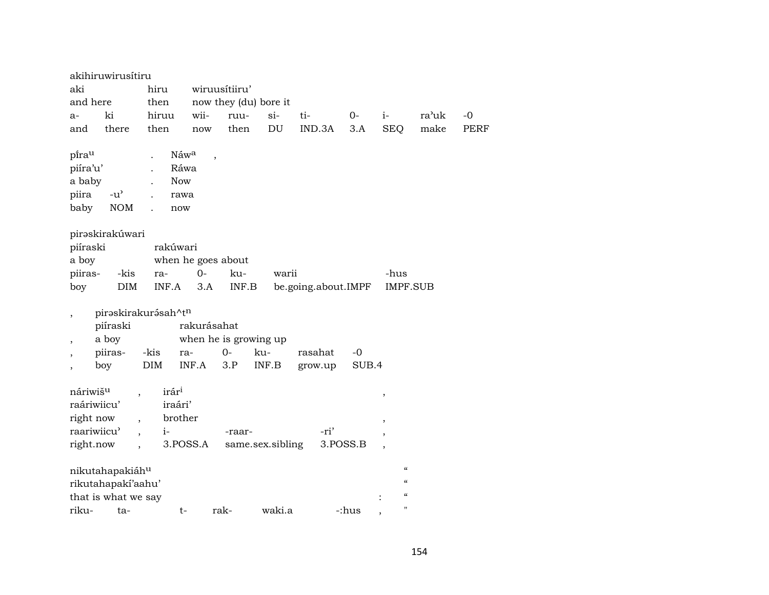akihiruwirusítiru

| aki | | hiru | wiruusítiiru' | | | | | | | |
|---|---|---|---|---|---|---|---|---|---|---|
| and here | | then | now they (du) bore it | | | | | | | |
| a- | ki | hiruu | wii- | ruu- | si- | ti- | 0- | i- | ra'uk | -0 |
| and | there | then | now | then | DU | IND.3A | 3.A | SEQ | make | PERF |

| pi̊ra^u | | . | Náw^a | , |
|---|---|---|---|---|
| piíra'u' | | . | Ráwa | |
| a baby | | . | Now | |
| piira | -u' | . | rawa | |
| baby | NOM | . | now | |

pirəskirakúwari

| piíraski | | rakúwari | | | | |
|---|---|---|---|---|---|---|
| a boy | | when he goes about | | | | |
| piiras- | -kis | ra- | 0- | ku- | warii | -hus |
| boy | DIM | INF.A | 3.A | INF.B | be.going.about.IMPF | IMPF.SUB |

| , | pirəskirakurə́sah^t^n | | | | | | |
|---|---|---|---|---|---|---|---|
| | piíraski | | rakurásahat | | | | |
| , | a boy | | when he is growing up | | | | |
| , | piiras- | -kis | ra- | 0- | ku- | rasahat | -0 |
| , | boy | DIM | INF.A | 3.P | INF.B | grow.up | SUB.4 |

| náriwiš^u | , | irár^i | | | , |
|---|---|---|---|---|---|
| raáriwiicu' | | iraári' | | | |
| right now | , | brother | | | , |
| raariwiicu' | , | i- | -raar- | -ri' | , |
| right.now | , | 3.POSS.A | same.sex.sibling | 3.POSS.B | , |

| nikutahapakiáh^u | | | | | | | “ |
|---|---|---|---|---|---|---|---|
| rikutahapakí'aahu' | | | | | | | “ |
| that is what we say | | | | | | : | “ |
| riku- | ta- | t- | rak- | waki.a | -:hus | , | " |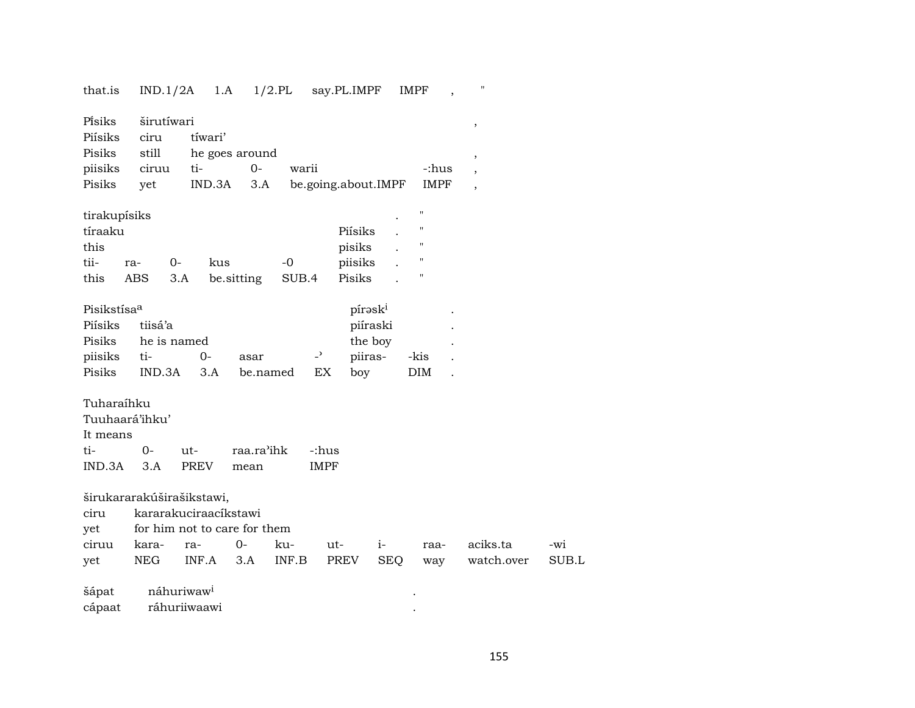| that.is | IND.1/2A | 1.A | 1/2.PL | say.PL.IMPF | IMPF | , | " |
|---|---|---|---|---|---|---|---|

| Pí̥siks | širutíwari | | | | | , |
|---|---|---|---|---|---|---|
| Piísiks | ciru | tíwari’ | | | | |
| Pisiks | still | he goes around | | | | , |
| piisiks | ciruu | ti- | 0- | warii | -:hus | , |
| Pisiks | yet | IND.3A | 3.A | be.going.about.IMPF | IMPF | , |

| tirakupísiks | | | | | | . | " |
|---|---|---|---|---|---|---|---|
| tíraaku | | | | | Piísiks | . | " |
| this | | | | | pisiks | . | " |
| tii- | ra- | 0- | kus | -0 | piisiks | . | " |
| this | ABS | 3.A | be.sitting | SUB.4 | Pisiks | . | " |

| Pisikstísa[a] | | | | | píraski | | . |
|---|---|---|---|---|---|---|---|
| Piísiks | tiisá’a | | | | piíraski | | . |
| Pisiks | he is named | | | | the boy | | . |
| piisiks | ti- | 0- | asar | -ʾ | piiras- | -kis | . |
| Pisiks | IND.3A | 3.A | be.named | EX | boy | DIM | . |

| Tuharaíhku | | | | |
|---|---|---|---|---|
| Tuuhaará’ihku’ | | | | |
| It means | | | | |
| ti- | 0- | ut- | raa.ra’ihk | -:hus |
| IND.3A | 3.A | PREV | mean | IMPF |

| širukararakúširašikstawi, | | | | | | | | | |
|---|---|---|---|---|---|---|---|---|---|
| ciru | kararakuciraacíkstawi | | | | | | | | |
| yet | for him not to care for them | | | | | | | | |
| ciruu | kara- | ra- | 0- | ku- | ut- | i- | raa- | aciks.ta | -wi |
| yet | NEG | INF.A | 3.A | INF.B | PREV | SEQ | way | watch.over | SUB.L |

| šápat | náhuriwaw[i] | . |
|---|---|---|
| cápaat | ráhuriiwaawi | . |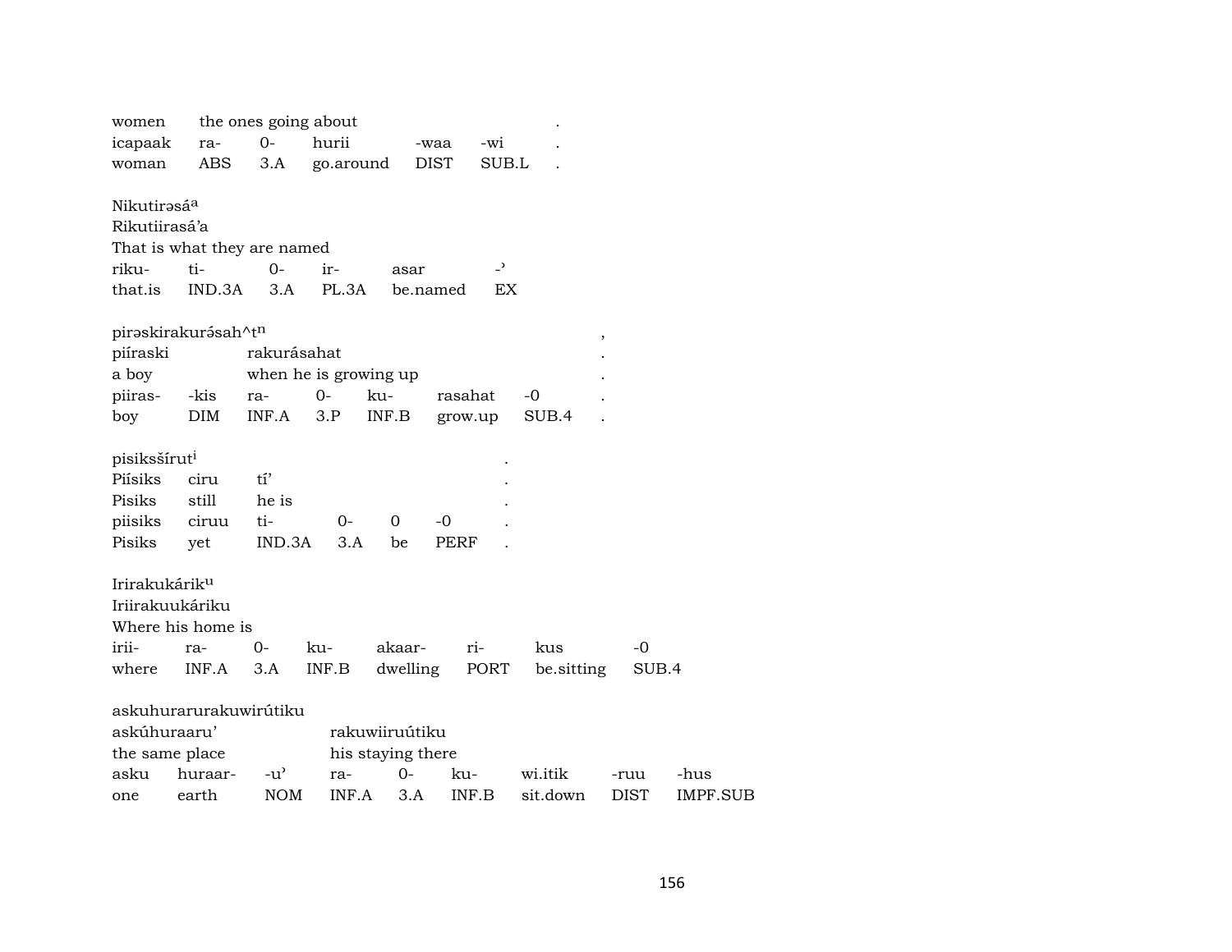| women | the ones going about | | | | | . |
|---|---|---|---|---|---|---|
| icapaak | ra- | 0- | hurii | -waa | -wi | . |
| woman | ABS | 3.A | go.around | DIST | SUB.L | . |

Nikutirəsá[a]
Rikutiirasá'a
That is what they are named

| riku- | ti- | 0- | ir- | asar | -ʾ |
|---|---|---|---|---|---|
| that.is | IND.3A | 3.A | PL.3A | be.named | EX |

| pirəskirakurə́sah^t[n] | | | | | | | , |
|---|---|---|---|---|---|---|---|
| piíraski | | rakurásahat | | | | | . |
| a boy | | when he is growing up | | | | | . |
| piiras- | -kis | ra- | 0- | ku- | rasahat | -0 | . |
| boy | DIM | INF.A | 3.P | INF.B | grow.up | SUB.4 | . |

| pisiksšírut[i] | | | | | | . |
|---|---|---|---|---|---|---|
| Piísiks | ciru | tí' | | | | . |
| Pisiks | still | he is | | | | . |
| piisiks | ciruu | ti- | 0- | 0 | -0 | . |
| Pisiks | yet | IND.3A | 3.A | be | PERF | . |

Irirakukárik[u]
Iriirakuukáriku
Where his home is

| irii- | ra- | 0- | ku- | akaar- | ri- | kus | -0 |
|---|---|---|---|---|---|---|---|
| where | INF.A | 3.A | INF.B | dwelling | PORT | be.sitting | SUB.4 |

askuhurarurakuwirútiku

| askúhuraaru' | | | rakuwiiruútiku | | | | | |
|---|---|---|---|---|---|---|---|---|
| the same place | | | his staying there | | | | | |
| asku | huraar- | -uʾ | ra- | 0- | ku- | wi.itik | -ruu | -hus |
| one | earth | NOM | INF.A | 3.A | INF.B | sit.down | DIST | IMPF.SUB |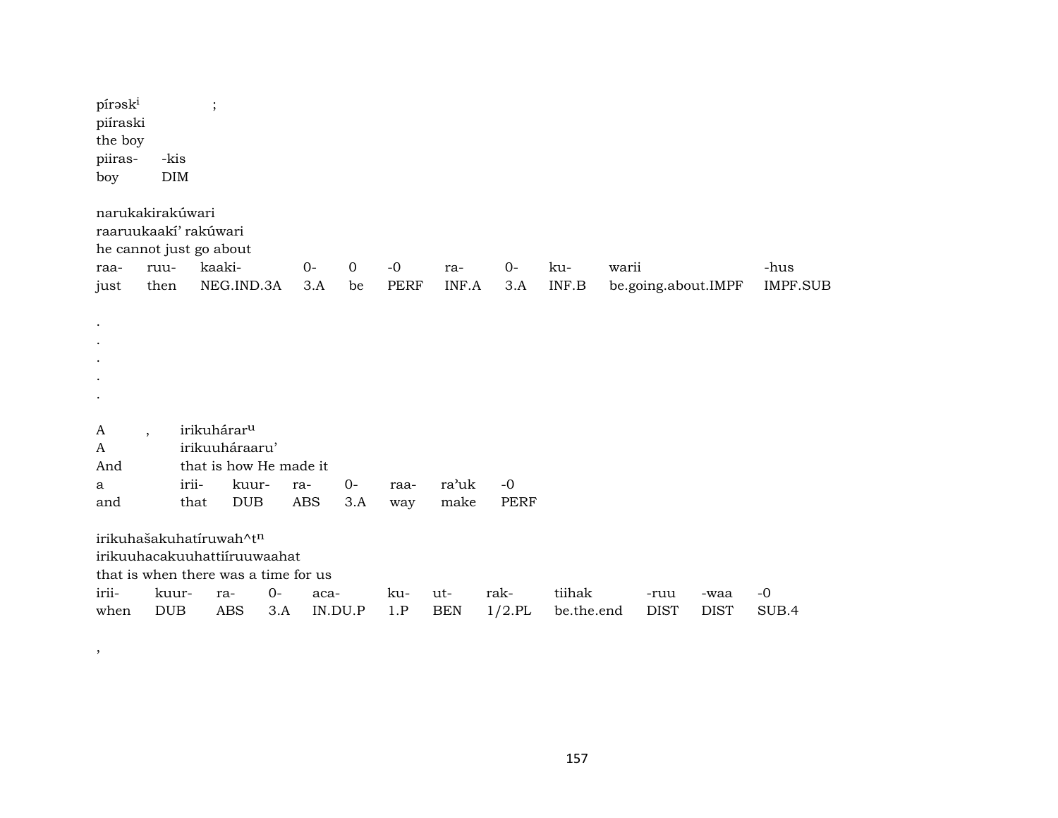pírəsk[i] ;
piíraski
the boy

| piiras- | -kis |
|---|---|
| boy | DIM |

narukakirakúwari
raaruukaakí' rakúwari
he cannot just go about

| raa- | ruu- | kaaki- | 0- | 0 | -0 | ra- | 0- | ku- | warii | -hus |
|---|---|---|---|---|---|---|---|---|---|---|
| just | then | NEG.IND.3A | 3.A | be | PERF | INF.A | 3.A | INF.B | be.going.about.IMPF | IMPF.SUB |

.
.
.
.
.

A , irikuhárar[u]
A irikuuháraaru'
And that is how He made it

| a | irii- | kuur- | ra- | 0- | raa- | ra'uk | -0 |
|---|---|---|---|---|---|---|---|
| and | that | DUB | ABS | 3.A | way | make | PERF |

irikuhašakuhatíruwah^t[n]
irikuuhacakuuhattiíruuwaahat
that is when there was a time for us

| irii- | kuur- | ra- | 0- | aca- | ku- | ut- | rak- | tiihak | -ruu | -waa | -0 |
|---|---|---|---|---|---|---|---|---|---|---|---|
| when | DUB | ABS | 3.A | IN.DU.P | 1.P | BEN | 1/2.PL | be.the.end | DIST | DIST | SUB.4 |

,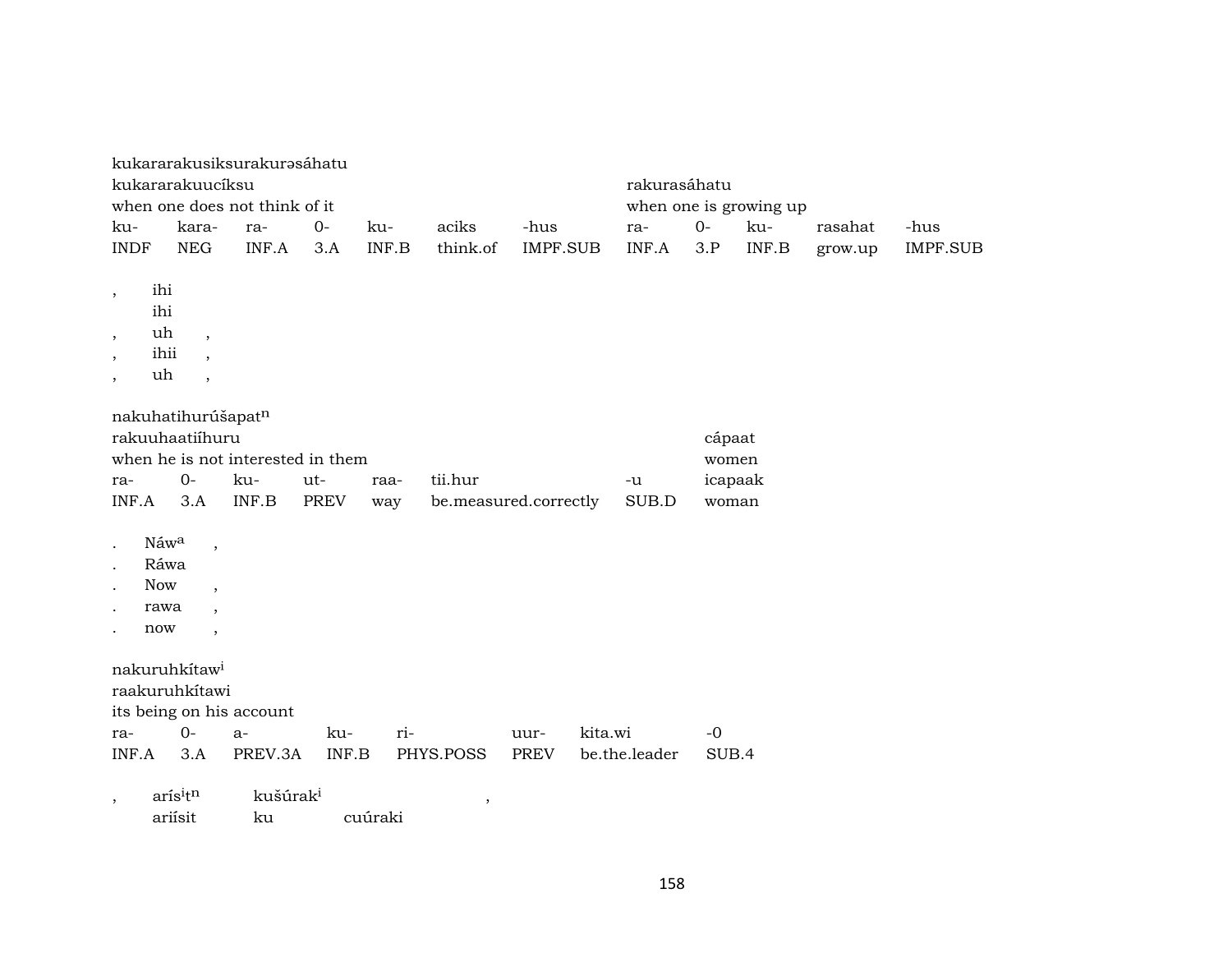kukararakusiksurakurəsáhatu

| kukararakuucíksu | | | | | | | rakurasáhatu | | | | |
|---|---|---|---|---|---|---|---|---|---|---|---|
| when one does not think of it | | | | | | | when one is growing up | | | | |
| ku- | kara- | ra- | 0- | ku- | aciks | -hus | ra- | 0- | ku- | rasahat | -hus |
| INDF | NEG | INF.A | 3.A | INF.B | think.of | IMPF.SUB | INF.A | 3.P | INF.B | grow.up | IMPF.SUB |

, ihi
  ihi
, uh ,
, ihii ,
, uh ,

nakuhatihurúšapat$^{n}$

| rakuuhaatiíhuru | | | | | | | cápaat |
|---|---|---|---|---|---|---|---|
| when he is not interested in them | | | | | | | women |
| ra- | 0- | ku- | ut- | raa- | tii.hur | -u | icapaak |
| INF.A | 3.A | INF.B | PREV | way | be.measured.correctly | SUB.D | woman |

. Náw$^{a}$ ,
. Ráwa
. Now ,
. rawa ,
. now ,

nakuruhkítaw$^{i}$

| raakuruhkítawi | | | | | | | |
|---|---|---|---|---|---|---|---|
| its being on his account | | | | | | | |
| ra- | 0- | a- | ku- | ri- | uur- | kita.wi | -0 |
| INF.A | 3.A | PREV.3A | INF.B | PHYS.POSS | PREV | be.the.leader | SUB.4 |

, arís$^{i}$t$^{n}$ kušúrak$^{i}$ ,
  ariísit ku cuúraki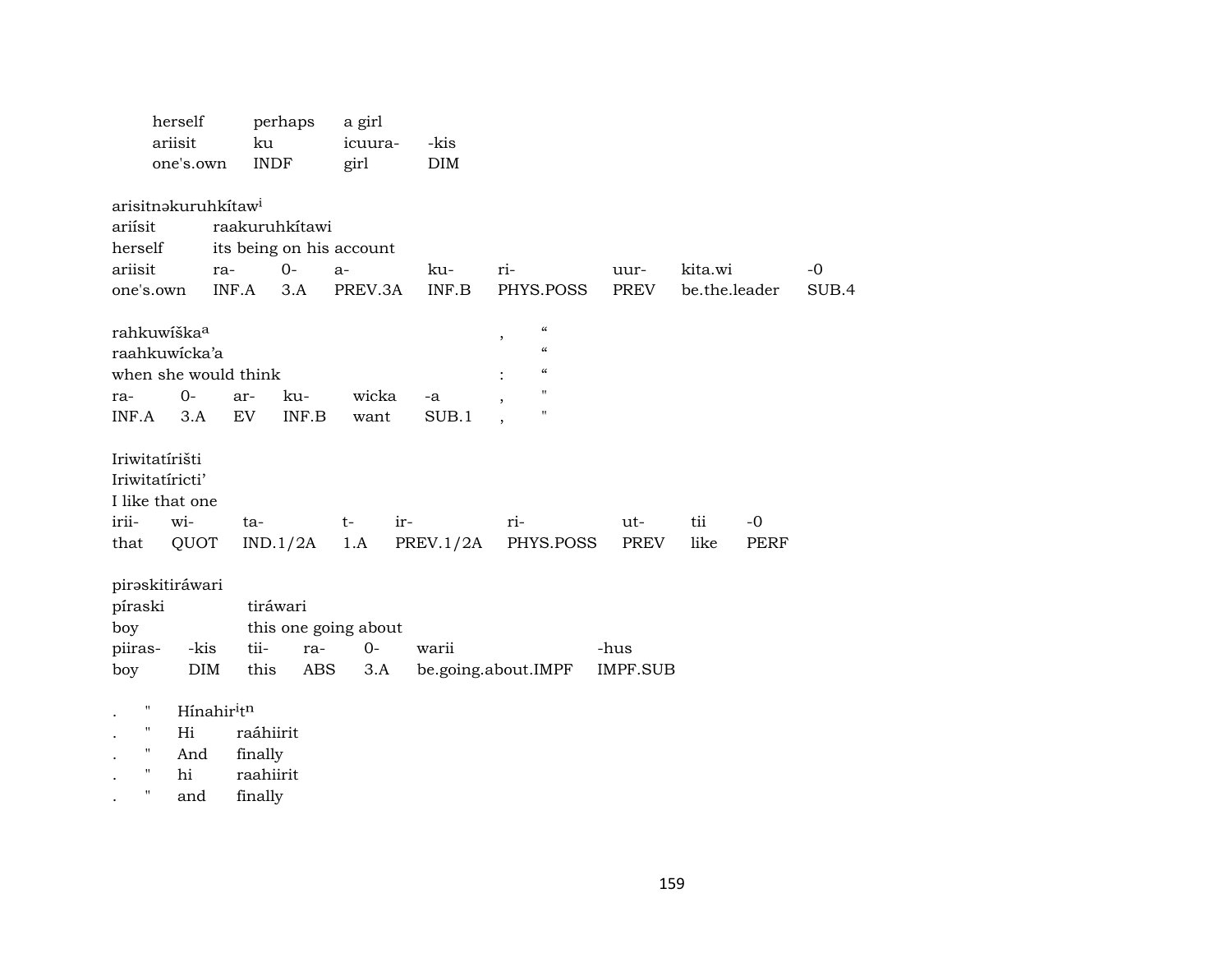| herself | perhaps | a girl | |
|---|---|---|---|
| ariisit | ku | icuura- | -kis |
| one's.own | INDF | girl | DIM |

arisitnəkuruhkítaw[i]

| ariísit | raakuruhkítawi | | | | | | | |
|---|---|---|---|---|---|---|---|---|
| herself | its being on his account | | | | | | | |
| ariisit | ra- | 0- | a- | ku- | ri- | uur- | kita.wi | -0 |
| one's.own | INF.A | 3.A | PREV.3A | INF.B | PHYS.POSS | PREV | be.the.leader | SUB.4 |

| rahkuwíška[a] | | | | | , | “ |
|---|---|---|---|---|---|---|
| raahkuwícka'a | | | | | | “ |
| when she would think | | | | | : | “ |
| ra- | 0- | ar- | ku- | wicka | -a | , | " |
| INF.A | 3.A | EV | INF.B | want | SUB.1 | , | " |

Iriwitatírišti

| Iriwitatíricti' | | | | | | | | |
|---|---|---|---|---|---|---|---|---|
| I like that one | | | | | | | | |
| irii- | wi- | ta- | t- | ir- | ri- | ut- | tii | -0 |
| that | QUOT | IND.1/2A | 1.A | PREV.1/2A | PHYS.POSS | PREV | like | PERF |

pirəskitiráwari

| píraski | | tiráwari | | | | |
|---|---|---|---|---|---|---|
| boy | | this one going about | | | | |
| piiras- | -kis | tii- | ra- | 0- | warii | -hus |
| boy | DIM | this | ABS | 3.A | be.going.about.IMPF | IMPF.SUB |

| . | " | Hínahir[i]t[n] | |
|---|---|---|---|
| . | " | Hi | raáhiirit |
| . | " | And | finally |
| . | " | hi | raahiirit |
| . | " | and | finally |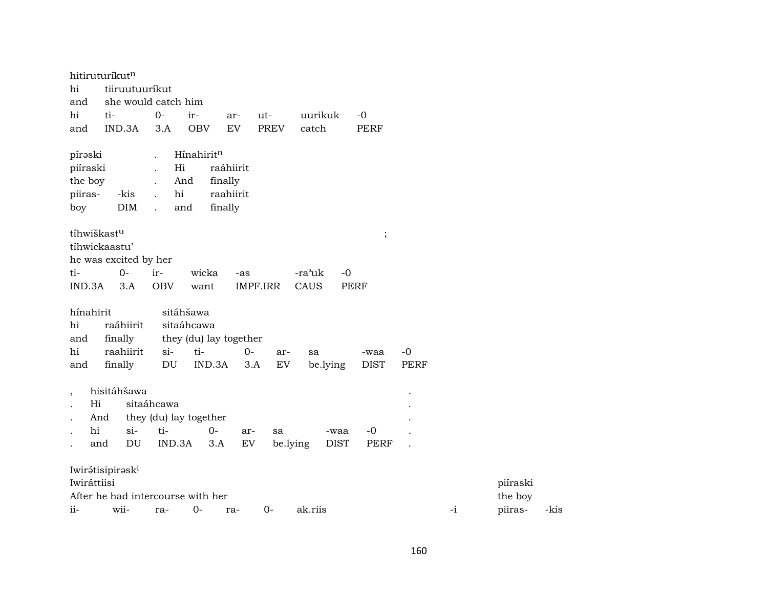hitiruturíkut$^{n}$

| hi | tiiruutuuríkut | | | | | |
|---|---|---|---|---|---|---|
| and | she would catch him | | | | | |
| hi | ti- | 0- | ir- | ar- | ut- | uurikuk | -0 |
| and | IND.3A | 3.A | OBV | EV | PREV | catch | PERF |

| pírəski | | . | Hínahirit$^{n}$ | |
|---|---|---|---|---|
| piíraski | | . | Hi | raáhiirit |
| the boy | | . | And | finally |
| piiras- | -kis | . | hi | raahiirit |
| boy | DIM | . | and | finally |

tíhwiškast$^{u}$ ;

| tíhwickaastu' | | | | | | |
|---|---|---|---|---|---|---|
| he was excited by her | | | | | | |
| ti- | 0- | ir- | wicka | -as | -ra'uk | -0 |
| IND.3A | 3.A | OBV | want | IMPF.IRR | CAUS | PERF |

| hínahirit | | sitáhšawa | | | | | | |
|---|---|---|---|---|---|---|---|---|
| hi | raáhiirit | sitaáhcawa | | | | | | |
| and | finally | they (du) lay together | | | | | | |
| hi | raahiirit | si- | ti- | 0- | ar- | sa | -waa | -0 |
| and | finally | DU | IND.3A | 3.A | EV | be.lying | DIST | PERF |

| , | hisitáhšawa | | | | | | | | . |
|---|---|---|---|---|---|---|---|---|---|
| . | Hi | sitaáhcawa | | | | | | | . |
| . | And | they (du) lay together | | | | | | | . |
| . | hi | si- | ti- | 0- | ar- | sa | -waa | -0 | . |
| . | and | DU | IND.3A | 3.A | EV | be.lying | DIST | PERF | . |

Iwirátisipirəsk$^{i}$

| Iwiráttiisi | | | | | | | | piíraski | |
|---|---|---|---|---|---|---|---|---|---|
| After he had intercourse with her | | | | | | | | the boy | |
| ii- | wii- | ra- | 0- | ra- | 0- | ak.riis | -i | piiras- | -kis |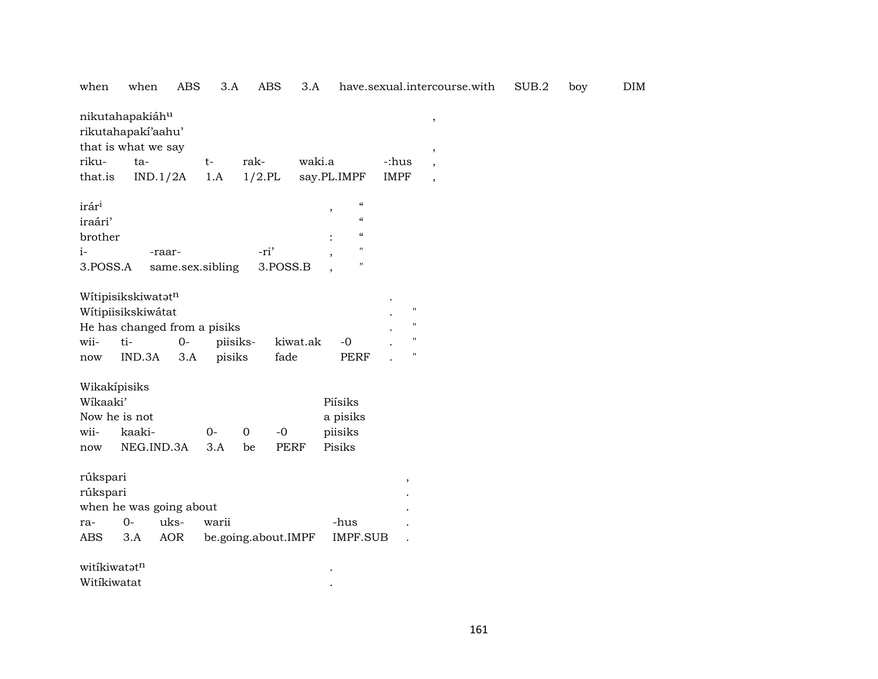when when ABS 3.A ABS 3.A have.sexual.intercourse.with SUB.2 boy DIM

nikutahapakiáh$^{u}$ ,
rikutahapakí'aahu'
that is what we say ,

| riku- | ta- | t- | rak- | waki.a | -:hus | , |
|---|---|---|---|---|---|---|
| that.is | IND.1/2A | 1.A | 1/2.PL | say.PL.IMPF | IMPF | , |

irár$^{i}$ , "
iraári' "
brother : "

| i- | -raar- | -ri' | , | " |
|---|---|---|---|---|
| 3.POSS.A | same.sex.sibling | 3.POSS.B | , | " |

Wítipisikskiwatət$^{n}$ .
Wítipiisikskiwátat . "
He has changed from a pisiks . "

| wii- | ti- | 0- | piisiks- | kiwat.ak | -0 | . | " |
|---|---|---|---|---|---|---|---|
| now | IND.3A | 3.A | pisiks | fade | PERF | . | " |

Wikakípisiks
Wíkaaki' Piísiks
Now he is not a pisiks

| wii- | kaaki- | 0- | 0 | -0 | piisiks |
|---|---|---|---|---|---|
| now | NEG.IND.3A | 3.A | be | PERF | Pisiks |

rúkspari ,
rúkspari .
when he was going about .

| ra- | 0- | uks- | warii | -hus | . |
|---|---|---|---|---|---|
| ABS | 3.A | AOR | be.going.about.IMPF | IMPF.SUB | . |

witíkiwatət$^{n}$ .
Witíkiwatat .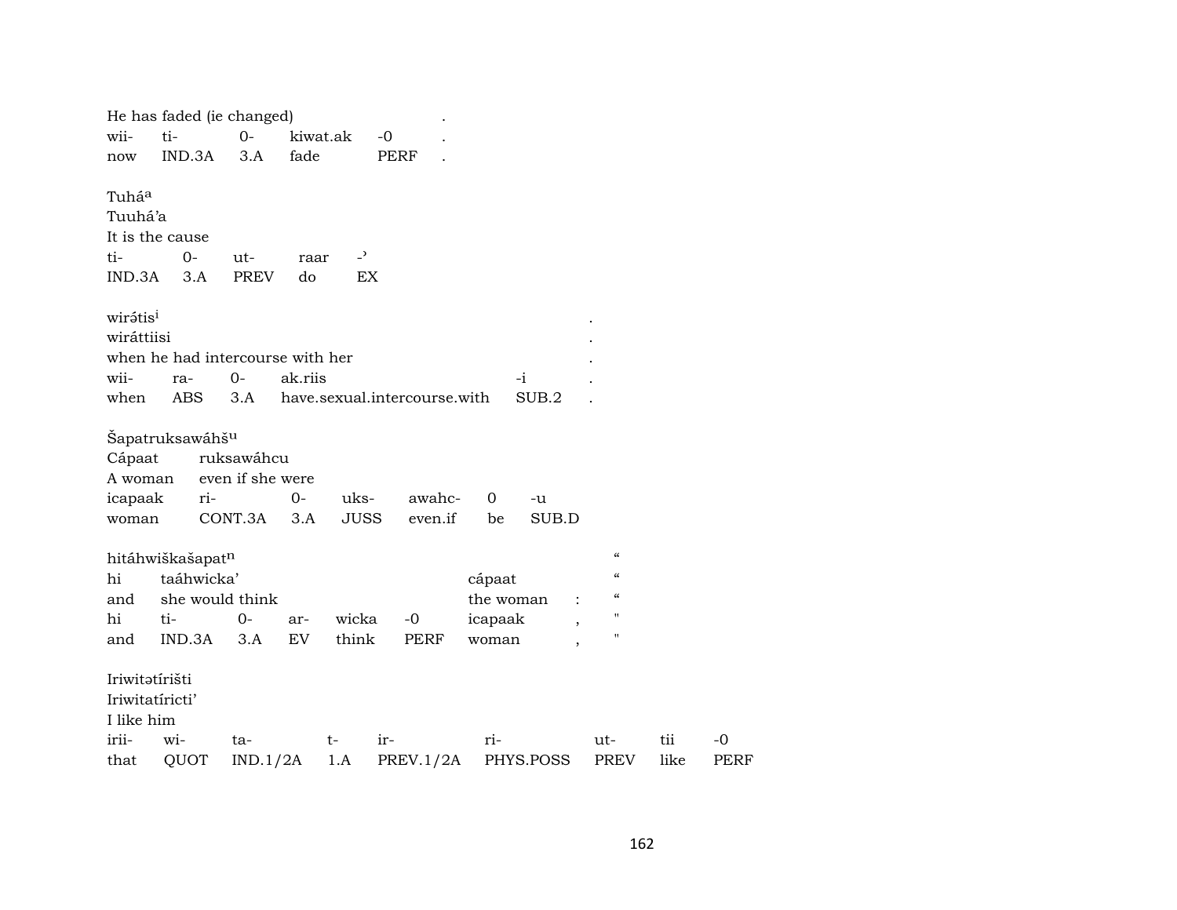He has faded (ie changed) .

| wii- | ti- | 0- | kiwat.ak | -0 | . |
|---|---|---|---|---|---|
| now | IND.3A | 3.A | fade | PERF | . |

Tuháa
Tuuhá'a
It is the cause

| ti- | 0- | ut- | raar | -' |
|---|---|---|---|---|
| IND.3A | 3.A | PREV | do | EX |

wirətisi .
wiráttiisi .
when he had intercourse with her .

| wii- | ra- | 0- | ak.riis | -i | . |
|---|---|---|---|---|---|
| when | ABS | 3.A | have.sexual.intercourse.with | SUB.2 | . |

Šapatruksawáhšu

| Cápaat | ruksawáhcu | | | | | |
|---|---|---|---|---|---|---|
| A woman | even if she were | | | | | |
| icapaak | ri- | 0- | uks- | awahc- | 0 | -u |
| woman | CONT.3A | 3.A | JUSS | even.if | be | SUB.D |

hitáhwiškašapatn "

| hi | taáhwicka' | | | | | cápaat | | " |
|---|---|---|---|---|---|---|---|---|
| and | she would think | | | | | the woman | : | " |
| hi | ti- | 0- | ar- | wicka | -0 | icapaak | , | " |
| and | IND.3A | 3.A | EV | think | PERF | woman | , | " |

Iriwitətírišti
Iriwitatíricti'
I like him

| irii- | wi- | ta- | t- | ir- | ri- | ut- | tii | -0 |
|---|---|---|---|---|---|---|---|---|
| that | QUOT | IND.1/2A | 1.A | PREV.1/2A | PHYS.POSS | PREV | like | PERF |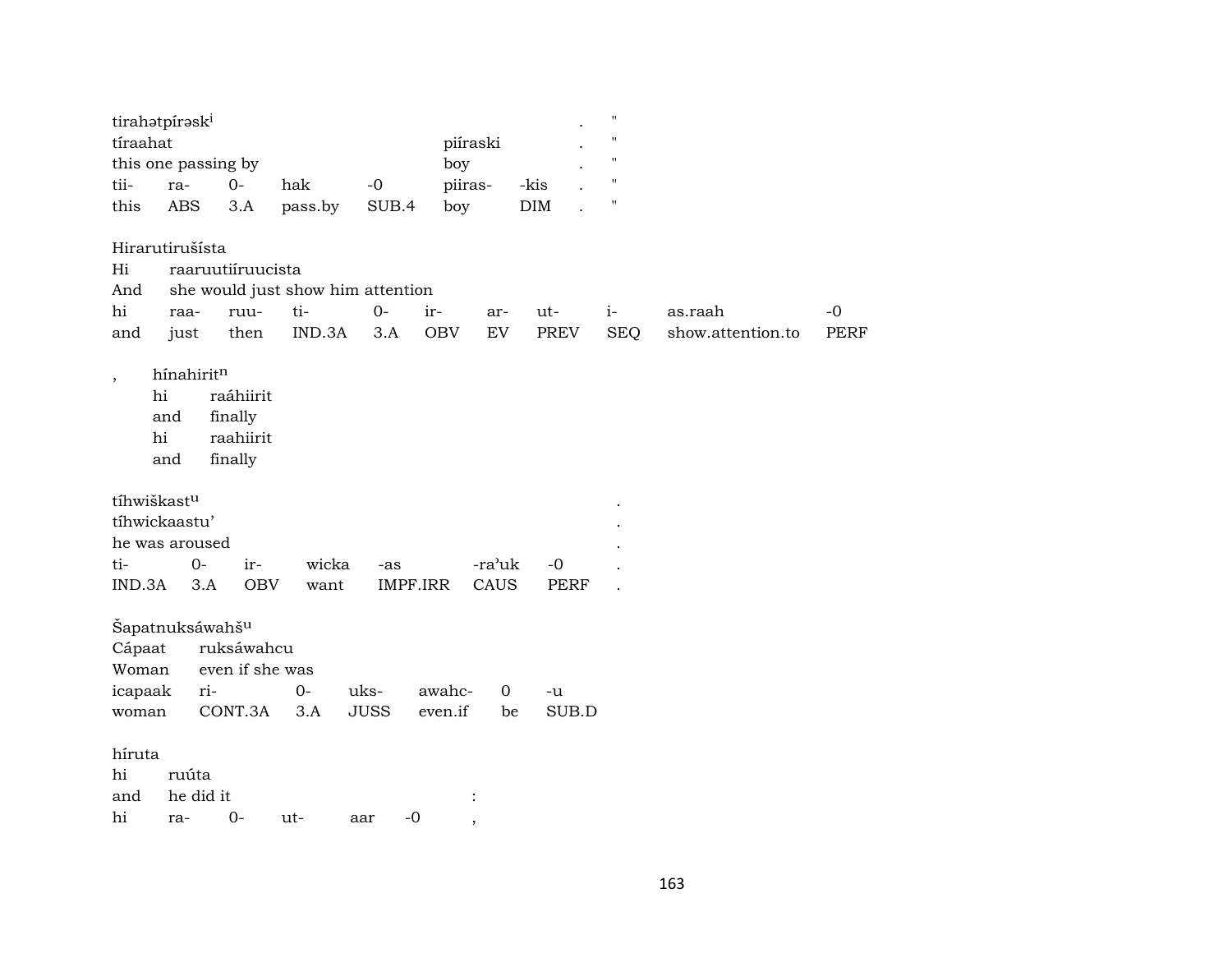tirahətpírəsk[i]

| | | | | | | | | |
|---|---|---|---|---|---|---|---|---|
| tíraahat | | | | | piíraski | | . | " |
| this one passing by | | | | | boy | | . | " |
| tii- | ra- | 0- | hak | -0 | piiras- | -kis | . | " |
| this | ABS | 3.A | pass.by | SUB.4 | boy | DIM | . | " |

Hirarutirušísta

| | | | | | | | | | | |
|---|---|---|---|---|---|---|---|---|---|---|
| Hi | raaruutiíruucista | | | | | | | | | |
| And | she would just show him attention | | | | | | | | | |
| hi | raa- | ruu- | ti- | 0- | ir- | ar- | ut- | i- | as.raah | -0 |
| and | just | then | IND.3A | 3.A | OBV | EV | PREV | SEQ | show.attention.to | PERF |

, hínahirit[n]

| | |
|---|---|
| hi | raáhiirit |
| and | finally |
| hi | raahiirit |
| and | finally |

tíhwiškast[u]

| | | | | | | | |
|---|---|---|---|---|---|---|---|
| tíhwickaastu' | | | | | | | . |
| he was aroused | | | | | | | . |
| ti- | 0- | ir- | wicka | -as | -ra'uk | -0 | . |
| IND.3A | 3.A | OBV | want | IMPF.IRR | CAUS | PERF | . |

Šapatnuksáwahš[u]

| | | | | | | |
|---|---|---|---|---|---|---|
| Cápaat | ruksáwahcu | | | | | |
| Woman | even if she was | | | | | |
| icapaak | ri- | 0- | uks- | awahc- | 0 | -u |
| woman | CONT.3A | 3.A | JUSS | even.if | be | SUB.D |

híruta

| | | | | | |
|---|---|---|---|---|---|
| hi | ruúta | | | | |
| and | he did it | | | | : |
| hi | ra- | 0- | ut- | aar | -0 , |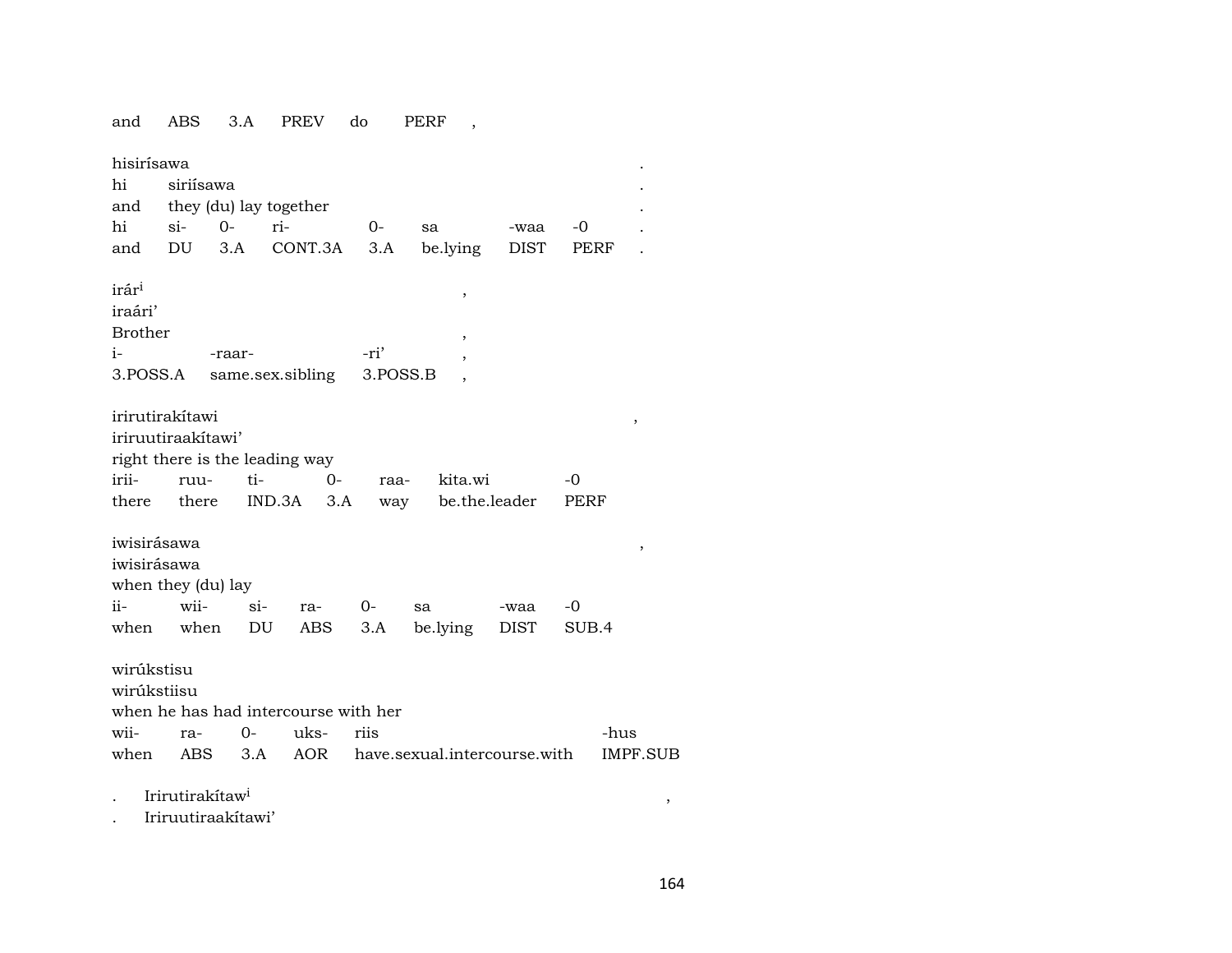and ABS 3.A PREV do PERF ,

hisirísawa .
hi siriísawa .
and they (du) lay together .

| hi | si- | 0- | ri- | 0- | sa | -waa | -0 | . |
|---|---|---|---|---|---|---|---|---|
| and | DU | 3.A | CONT.3A | 3.A | be.lying | DIST | PERF | . |

irár[i] ,
iraári’
Brother ,

| i- | -raar- | -ri’ | , |
|---|---|---|---|
| 3.POSS.A | same.sex.sibling | 3.POSS.B | , |

irirutirakítawi ,
iriruutiraakítawi’
right there is the leading way

| irii- | ruu- | ti- | 0- | raa- | kita.wi | -0 |
|---|---|---|---|---|---|---|
| there | there | IND.3A | 3.A | way | be.the.leader | PERF |

iwisirásawa ,
iwisirásawa
when they (du) lay

| ii- | wii- | si- | ra- | 0- | sa | -waa | -0 |
|---|---|---|---|---|---|---|---|
| when | when | DU | ABS | 3.A | be.lying | DIST | SUB.4 |

wirúkstisu
wirúkstiisu
when he has had intercourse with her

| wii- | ra- | 0- | uks- | riis | -hus |
|---|---|---|---|---|---|
| when | ABS | 3.A | AOR | have.sexual.intercourse.with | IMPF.SUB |

. Irirutirakítaw[i] ,
. Iriruutiraakítawi’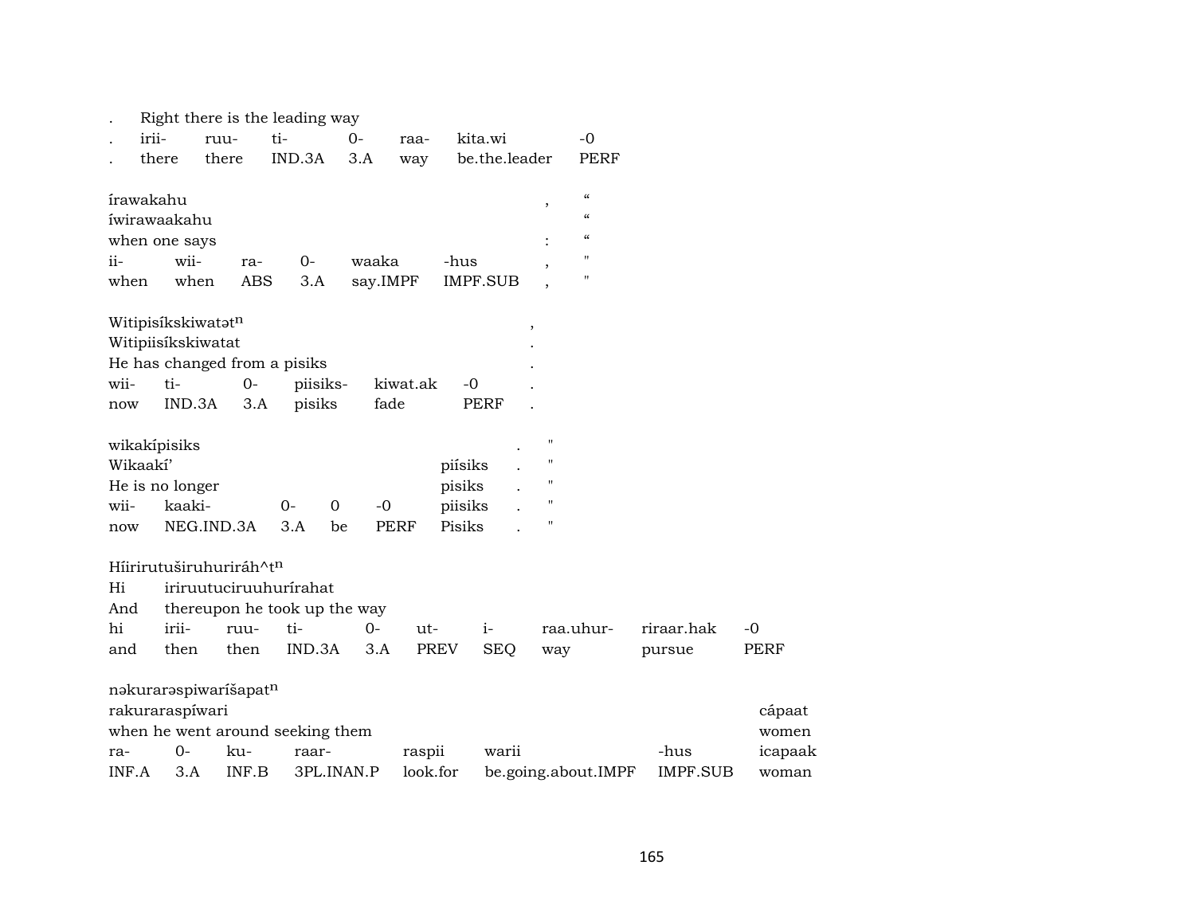| . | Right there is the leading way | | | | | |
|---|---|---|---|---|---|---|
| . | irii- | ruu- | ti- | 0- | raa- | kita.wi | -0 |
| . | there | there | IND.3A | 3.A | way | be.the.leader | PERF |

| írawakahu | | | | | | , | “ |
|---|---|---|---|---|---|---|---|
| íwirawaakahu | | | | | | | “ |
| when one says | | | | | | : | “ |
| ii- | wii- | ra- | 0- | waaka | -hus | , | " |
| when | when | ABS | 3.A | say.IMPF | IMPF.SUB | , | " |

| Witipisíkskiwatət$^{n}$ | | | | | | , |
|---|---|---|---|---|---|---|
| Witipiisíkskiwatat | | | | | | . |
| He has changed from a pisiks | | | | | | . |
| wii- | ti- | 0- | piisiks- | kiwat.ak | -0 | . |
| now | IND.3A | 3.A | pisiks | fade | PERF | . |

| wikakípisiks | | | | | | . | " |
|---|---|---|---|---|---|---|---|
| Wikaakí’ | | | | | piísiks | . | " |
| He is no longer | | | | | pisiks | . | " |
| wii- | kaaki- | 0- | 0 | -0 | piisiks | . | " |
| now | NEG.IND.3A | 3.A | be | PERF | Pisiks | . | " |

| Híirirutuširuhuriráh^t$^{n}$ | | | | | | | | | |
|---|---|---|---|---|---|---|---|---|---|
| Hi | iriruutuciruuhurírahat | | | | | | | | |
| And | thereupon he took up the way | | | | | | | | |
| hi | irii- | ruu- | ti- | 0- | ut- | i- | raa.uhur- | riraar.hak | -0 |
| and | then | then | IND.3A | 3.A | PREV | SEQ | way | pursue | PERF |

| nəkurarəspiwaríšapat$^{n}$ | | | | | | | |
|---|---|---|---|---|---|---|---|
| rakuraraspíwari | | | | | | | cápaat |
| when he went around seeking them | | | | | | | women |
| ra- | 0- | ku- | raar- | raspii | warii | -hus | icapaak |
| INF.A | 3.A | INF.B | 3PL.INAN.P | look.for | be.going.about.IMPF | IMPF.SUB | woman |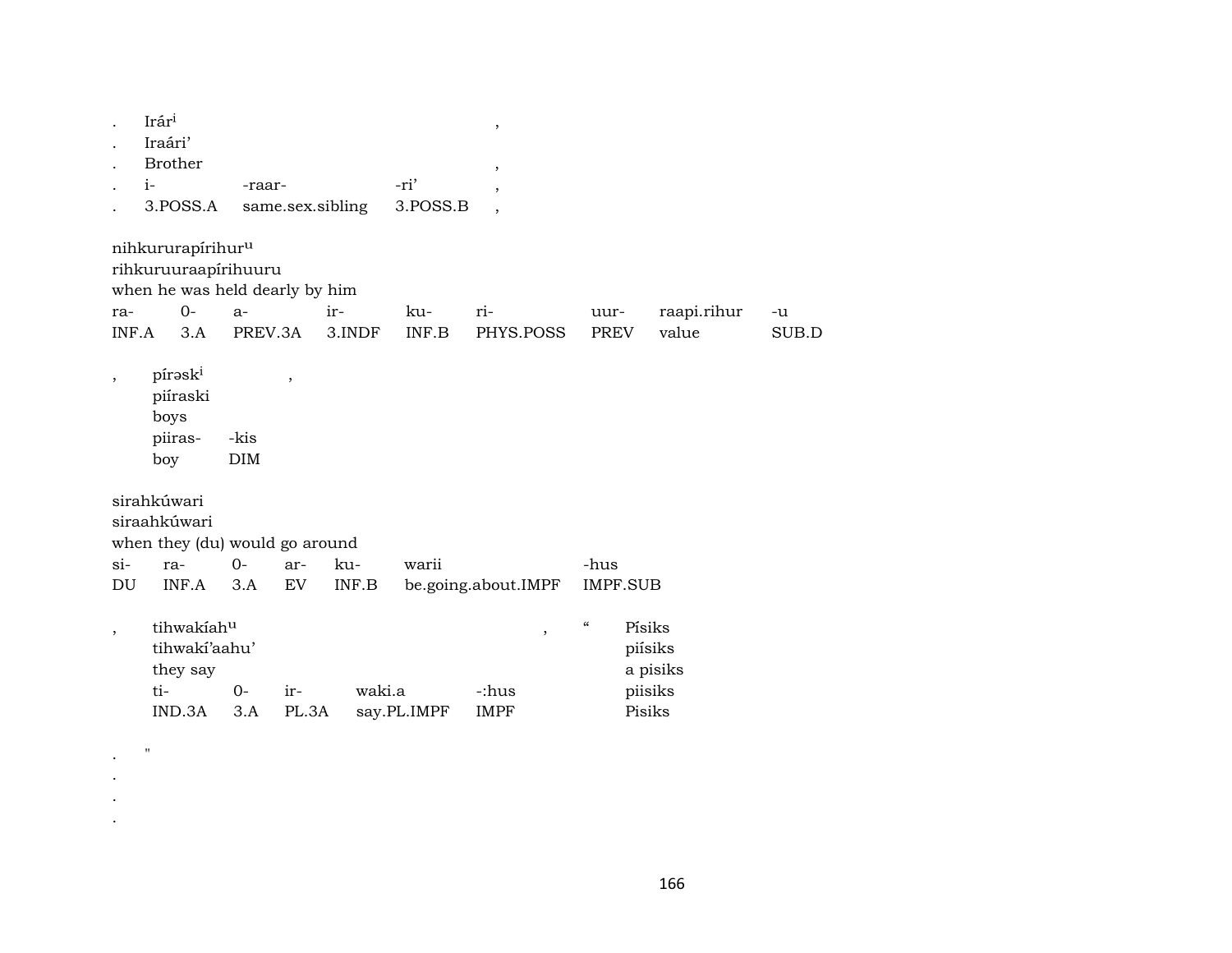. Irár[i] ,
. Iraári'
. Brother ,
. i- -raar- -ri' ,
. 3.POSS.A same.sex.sibling 3.POSS.B ,

nihkururapírihur[u]
rihkuruuraapírihuuru
when he was held dearly by him

| ra- | 0- | a- | ir- | ku- | ri- | uur- | raapi.rihur | -u |
|---|---|---|---|---|---|---|---|---|
| INF.A | 3.A | PREV.3A | 3.INDF | INF.B | PHYS.POSS | PREV | value | SUB.D |

, pírəsk[i] ,
piíraski
boys

| piiras- | -kis |
|---|---|
| boy | DIM |

sirahkúwari
siraahkúwari
when they (du) would go around

| si- | ra- | 0- | ar- | ku- | warii | -hus |
|---|---|---|---|---|---|---|
| DU | INF.A | 3.A | EV | INF.B | be.going.about.IMPF | IMPF.SUB |

, tihwakíah[u] , " Písiks
tihwakí'aahu' piísiks
they say a pisiks

| ti- | 0- | ir- | waki.a | -:hus | piisiks |
|---|---|---|---|---|---|
| IND.3A | 3.A | PL.3A | say.PL.IMPF | IMPF | Pisiks |

. "
.
.
.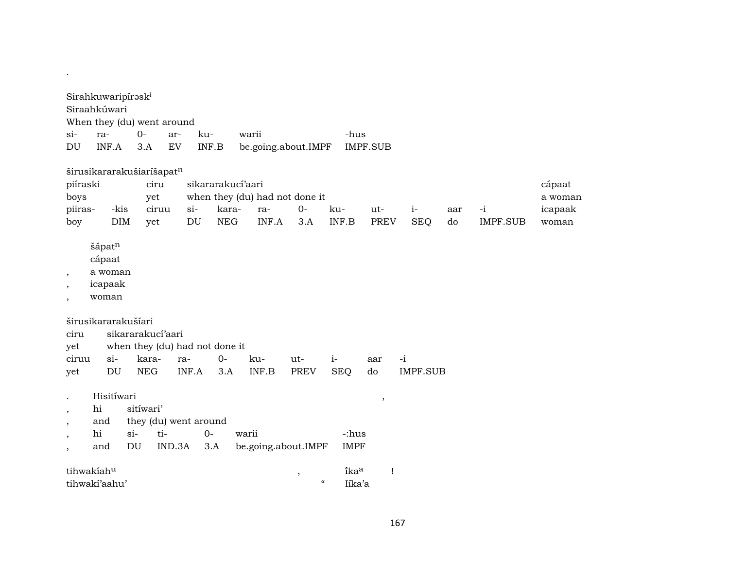.

Sirahkuwaripírəsk[i]
Siraahkúwari
When they (du) went around

| si- | ra- | 0- | ar- | ku- | warii | -hus |
|---|---|---|---|---|---|---|
| DU | INF.A | 3.A | EV | INF.B | be.going.about.IMPF | IMPF.SUB |

širusikararakušiaríšapat[n]

| piíraski | | ciru | sikararakucí'aari | | | | | | | | | | cápaat |
|---|---|---|---|---|---|---|---|---|---|---|---|---|---|
| boys | | yet | when they (du) had not done it | | | | | | | | | | a woman |
| piiras- | -kis | ciruu | si- | kara- | ra- | 0- | ku- | ut- | i- | aar | -i | | icapaak |
| boy | DIM | yet | DU | NEG | INF.A | 3.A | INF.B | PREV | SEQ | do | IMPF.SUB | | woman |

šápat[n]
cápaat
, a woman
, icapaak
, woman

širusikararakušíari

| ciru | sikararakucí'aari | | | | | | | | |
|---|---|---|---|---|---|---|---|---|---|
| yet | when they (du) had not done it | | | | | | | | |
| ciruu | si- | kara- | ra- | 0- | ku- | ut- | i- | aar | -i |
| yet | DU | NEG | INF.A | 3.A | INF.B | PREV | SEQ | do | IMPF.SUB |

. Hisitíwari ,

| , | hi | sitíwari' | | | |
|---|---|---|---|---|---|
| , | and | they (du) went around | | | |
| , | hi | si- | ti- | 0- | warii | -:hus |
| , | and | DU | IND.3A | 3.A | be.going.about.IMPF | IMPF |

tihwakíah[u] , íka[a] !
tihwakí'aahu' " Iíka'a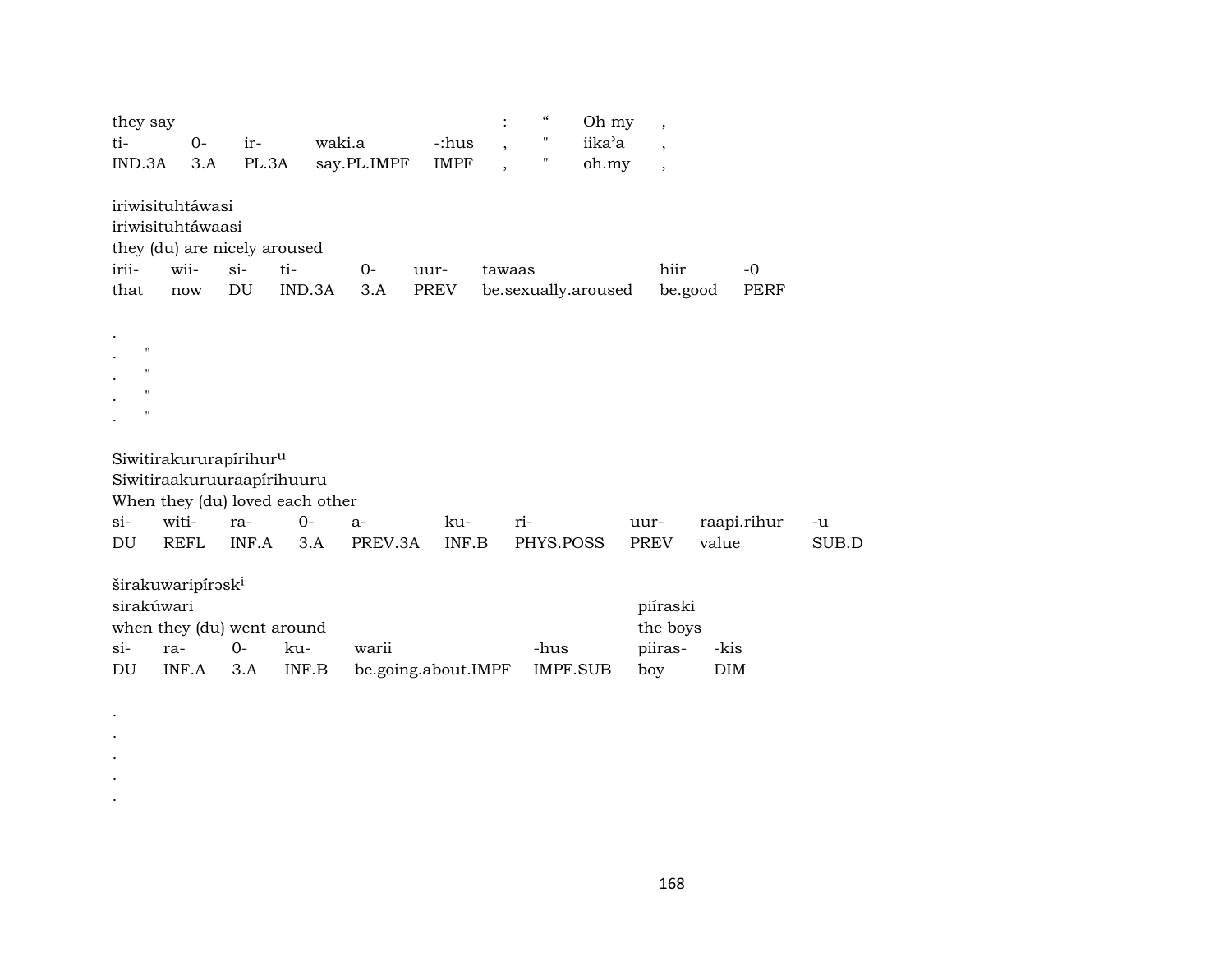| they say | | | | | : | “ | Oh my | , |
|---|---|---|---|---|---|---|---|---|
| ti- | 0- | ir- | waki.a | -:hus | , | " | iika’a | , |
| IND.3A | 3.A | PL.3A | say.PL.IMPF | IMPF | , | " | oh.my | , |

iriwisituhtáwasi
iriwisituhtáwaasi
they (du) are nicely aroused

| irii- | wii- | si- | ti- | 0- | uur- | tawaas | hiir | -0 |
|---|---|---|---|---|---|---|---|---|
| that | now | DU | IND.3A | 3.A | PREV | be.sexually.aroused | be.good | PERF |

.
. "
. "
. "
. "

Siwitirakururapírihur^u
Siwitiraakuruuraapírihuuru
When they (du) loved each other

| si- | witi- | ra- | 0- | a- | ku- | ri- | uur- | raapi.rihur | -u |
|---|---|---|---|---|---|---|---|---|---|
| DU | REFL | INF.A | 3.A | PREV.3A | INF.B | PHYS.POSS | PREV | value | SUB.D |

širakuwaripírəsk^i

| sirakúwari | | | | | piíraski | |
|---|---|---|---|---|---|---|
| when they (du) went around | | | | | the boys | |
| si- | ra- | 0- | ku- | warii | -hus | piiras- | -kis |
| DU | INF.A | 3.A | INF.B | be.going.about.IMPF | IMPF.SUB | boy | DIM |

.
.
.
.
.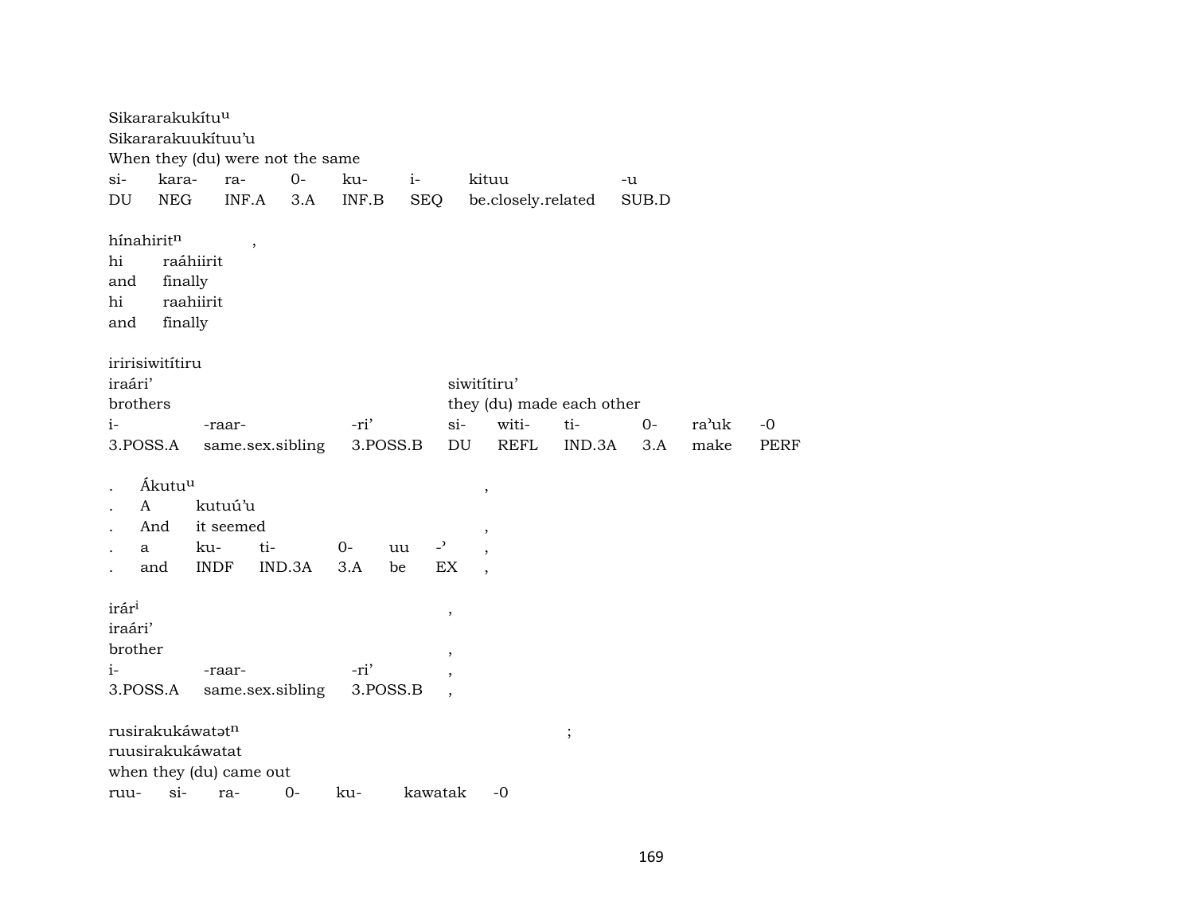Sikararakukítu$^{u}$
Sikararakuukítuu'u
When they (du) were not the same

| si- | kara- | ra- | 0- | ku- | i- | kituu | -u |
|---|---|---|---|---|---|---|---|
| DU | NEG | INF.A | 3.A | INF.B | SEQ | be.closely.related | SUB.D |

hínahirit$^{n}$ ,
hi raáhiirit
and finally
hi raahiirit
and finally

iririsiwitítiru
iraári' siwitítiru'
brothers they (du) made each other

| i- | -raar- | -ri' | si- | witi- | ti- | 0- | ra'uk | -0 |
|---|---|---|---|---|---|---|---|---|
| 3.POSS.A | same.sex.sibling | 3.POSS.B | DU | REFL | IND.3A | 3.A | make | PERF |

. Ákutu$^{u}$ ,
. A kutuú'u
. And it seemed ,

| . | a | ku- | ti- | 0- | uu | -' | , |
|---|---|---|---|---|---|---|---|
| . | and | INDF | IND.3A | 3.A | be | EX | , |

irár$^{i}$ ,
iraári'
brother ,

| i- | -raar- | -ri' | , |
|---|---|---|---|
| 3.POSS.A | same.sex.sibling | 3.POSS.B | , |

rusirakukáwatət$^{n}$ ;
ruusirakukáwatat
when they (du) came out

| ruu- | si- | ra- | 0- | ku- | kawatak | -0 |
|---|---|---|---|---|---|---|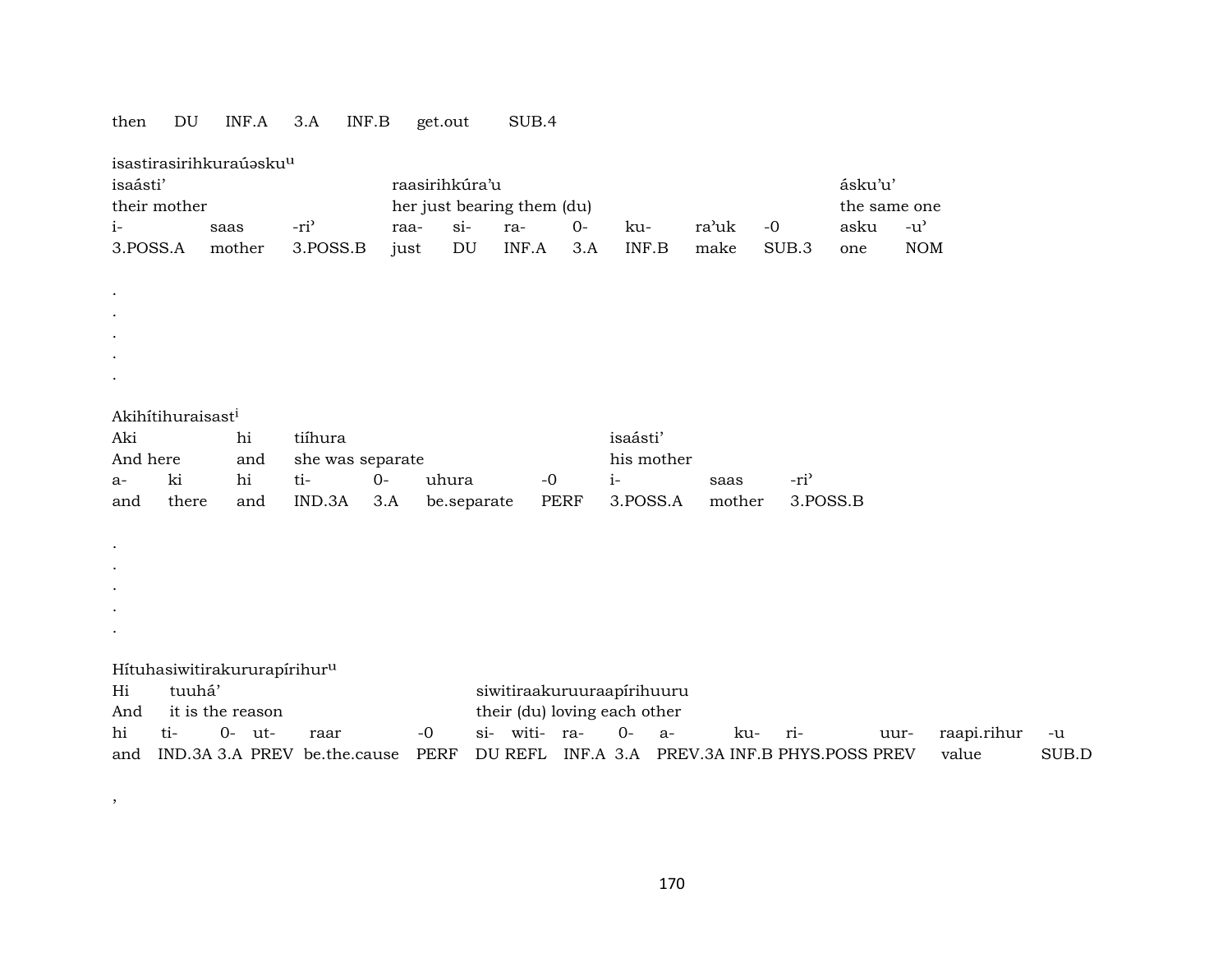| then | DU | INF.A | 3.A | INF.B | get.out | SUB.4 |
|---|---|---|---|---|---|---|

isastirasirihkuraúəsku^u

| isaásti’ | | | raasirihkúra’u | | | | | | | ásku’u’ | |
|---|---|---|---|---|---|---|---|---|---|---|---|
| their mother | | | her just bearing them (du) | | | | | | | the same one | |
| i- | saas | -riʾ | raa- | si- | ra- | 0- | ku- | ra’uk | -0 | asku | -uʾ |
| 3.POSS.A | mother | 3.POSS.B | just | DU | INF.A | 3.A | INF.B | make | SUB.3 | one | NOM |

.
.
.
.
.

Akihítihuraisast^i

| Aki | | hi | tiíhura | | | | isaásti’ | | |
|---|---|---|---|---|---|---|---|---|---|
| And here | | and | she was separate | | | | his mother | | |
| a- | ki | hi | ti- | 0- | uhura | -0 | i- | saas | -riʾ |
| and | there | and | IND.3A | 3.A | be.separate | PERF | 3.POSS.A | mother | 3.POSS.B |

.
.
.
.
.

Hítuhasiwitirakururapírihur^u

| Hi | tuuhá’ | | | | | siwitiraakuruuraapírihuuru | | | | | | | | | |
|---|---|---|---|---|---|---|---|---|---|---|---|---|---|---|---|
| And | it is the reason | | | | | their (du) loving each other | | | | | | | | | |
| hi | ti- | 0- | ut- | raar | -0 | si- | witi- | ra- | 0- | a- | ku- | ri- | uur- | raapi.rihur | -u |
| and | IND.3A | 3.A | PREV | be.the.cause | PERF | DU | REFL | INF.A | 3.A | PREV.3A | INF.B | PHYS.POSS | PREV | value | SUB.D |

,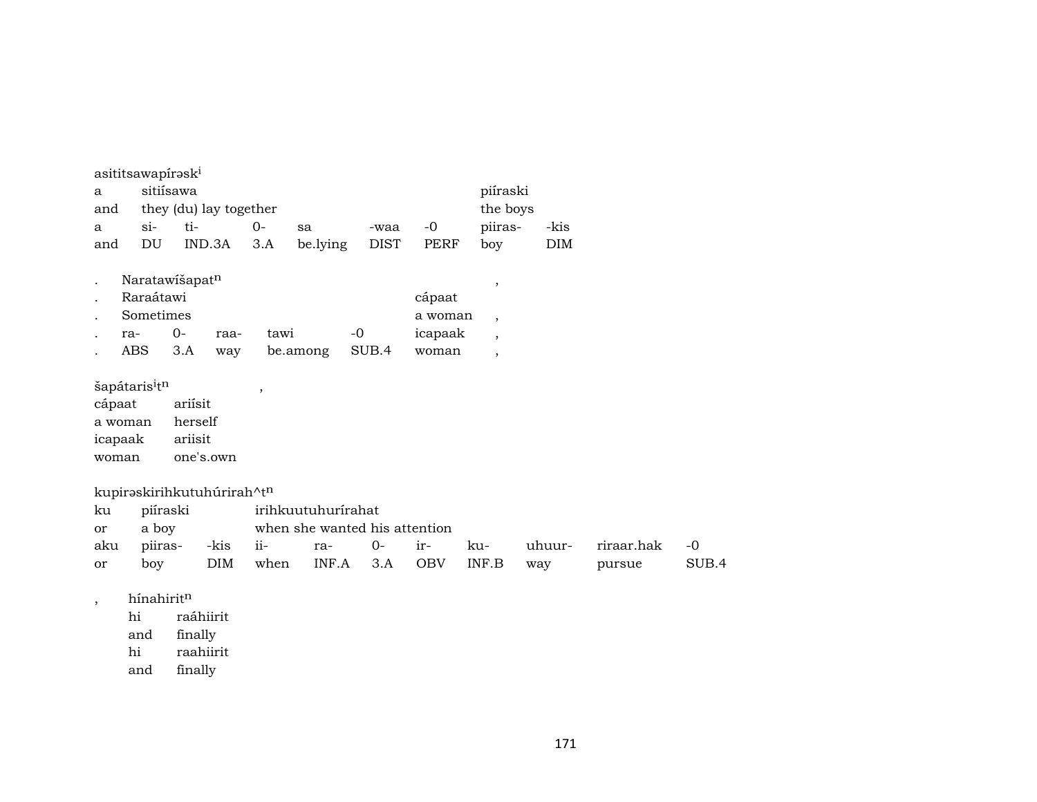asititsawapírəsk[i]

| a | sitiísawa | | | | | | piíraski | |
|---|---|---|---|---|---|---|---|---|
| and | they (du) lay together | | | | | | the boys | |
| a | si- | ti- | 0- | sa | -waa | -0 | piiras- | -kis |
| and | DU | IND.3A | 3.A | be.lying | DIST | PERF | boy | DIM |

| . | Naratawíšapat$^{n}$ | | | | | | , |
|---|---|---|---|---|---|---|---|
| . | Raraátawi | | | | | cápaat | |
| . | Sometimes | | | | | a woman | , |
| . | ra- | 0- | raa- | tawi | -0 | icapaak | , |
| . | ABS | 3.A | way | be.among | SUB.4 | woman | , |

| šapátaris$^{i}$t$^{n}$ | , |
|---|---|
| cápaat | ariísit |
| a woman | herself |
| icapaak | ariisit |
| woman | one's.own |

kupirəskirihkutuhúrirah^t$^{n}$

| ku | piíraski | | irihkuutuhurírahat | | | | | | | |
|---|---|---|---|---|---|---|---|---|---|---|
| or | a boy | | when she wanted his attention | | | | | | | |
| aku | piiras- | -kis | ii- | ra- | 0- | ir- | ku- | uhuur- | riraar.hak | -0 |
| or | boy | DIM | when | INF.A | 3.A | OBV | INF.B | way | pursue | SUB.4 |

| , | hínahirit$^{n}$ | |
|---|---|---|
| | hi | raáhiirit |
| | and | finally |
| | hi | raahiirit |
| | and | finally |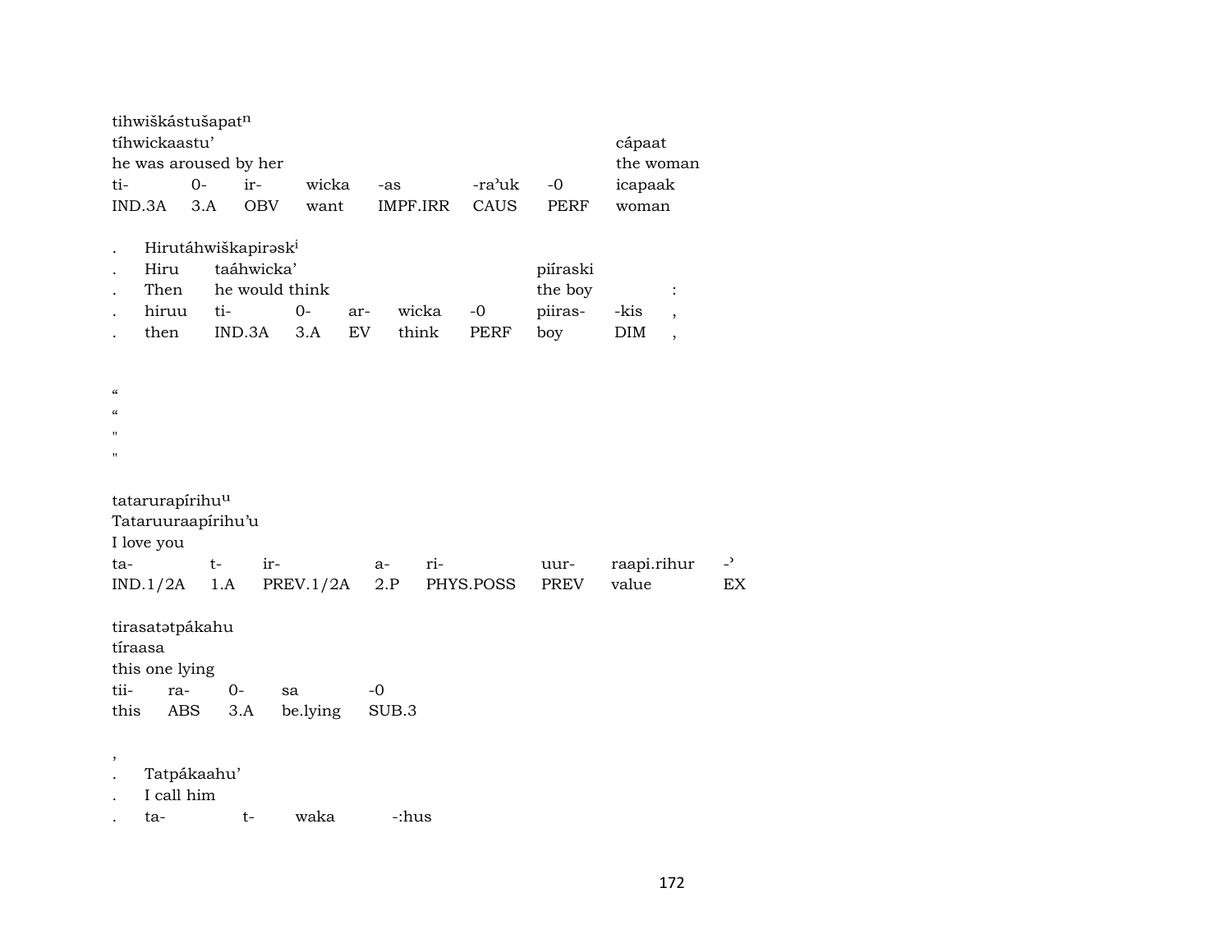tihwiškástušapat^n
tíhwickaastu' cápaat
he was aroused by her the woman

| ti- | 0- | ir- | wicka | -as | -ra'uk | -0 | icapaak |
|---|---|---|---|---|---|---|---|
| IND.3A | 3.A | OBV | want | IMPF.IRR | CAUS | PERF | woman |

. Hirutáhwiškapirəsk^i
. Hiru taáhwicka' piíraski
. Then he would think the boy :

| . | hiruu | ti- | 0- | ar- | wicka | -0 | piiras- | -kis | , |
|---|---|---|---|---|---|---|---|---|---|
| . | then | IND.3A | 3.A | EV | think | PERF | boy | DIM | , |

"
"
"
"

tatarurapírihu^u
Tataruuraapírihu'u
I love you

| ta- | t- | ir- | a- | ri- | uur- | raapi.rihur | -' |
|---|---|---|---|---|---|---|---|
| IND.1/2A | 1.A | PREV.1/2A | 2.P | PHYS.POSS | PREV | value | EX |

tirasatətpákahu
tíraasa
this one lying

| tii- | ra- | 0- | sa | -0 |
|---|---|---|---|---|
| this | ABS | 3.A | be.lying | SUB.3 |

,
. Tatpákaahu'
. I call him
. ta- t- waka -:hus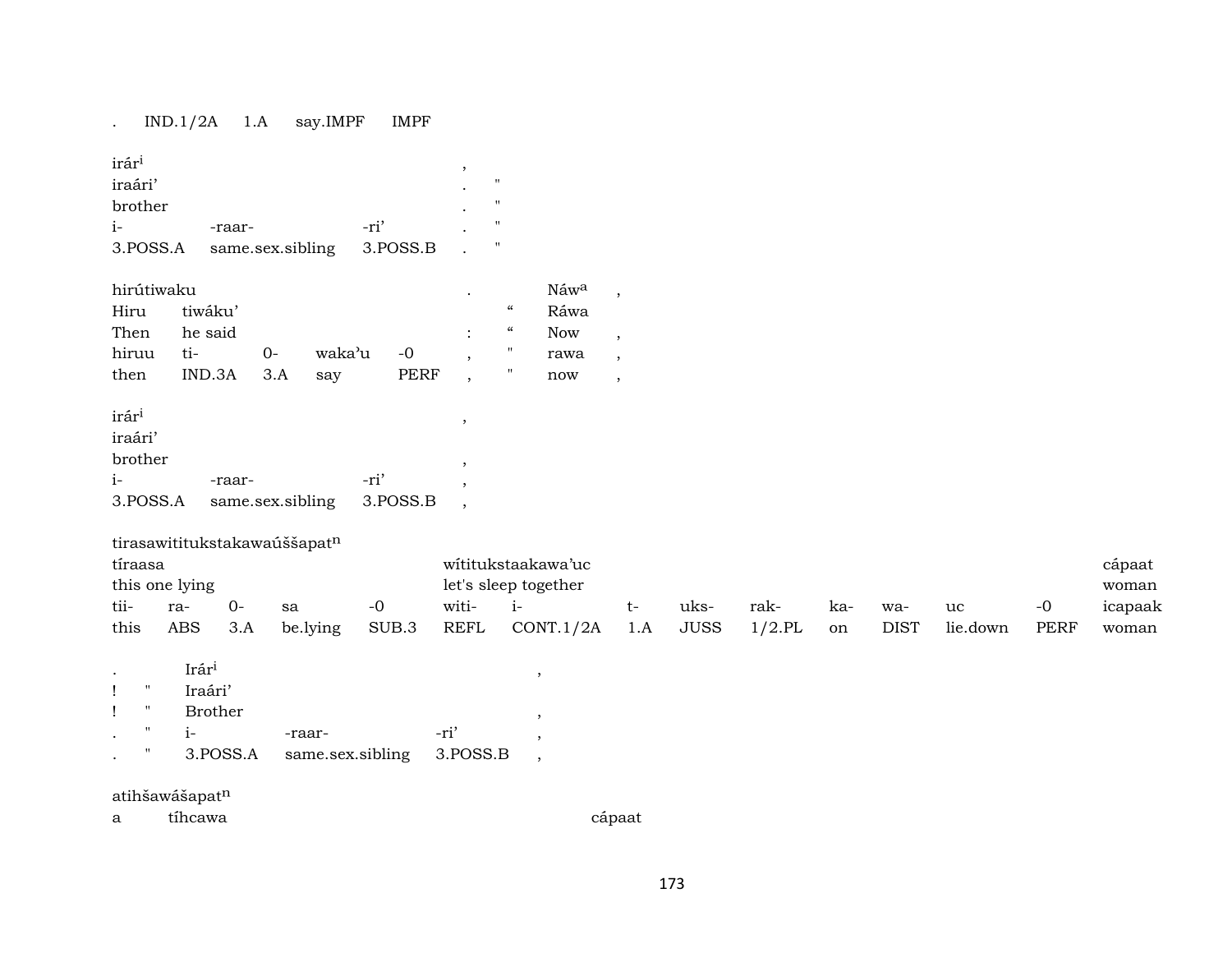| . | IND.1/2A | 1.A | say.IMPF | IMPF |
|---|---|---|---|---|

| irár^i | | | , | |
|---|---|---|---|---|
| iraári' | | | . | " |
| brother | | | . | " |
| i- | -raar- | -ri' | . | " |
| 3.POSS.A | same.sex.sibling | 3.POSS.B | . | " |

| hirútiwaku | | | | | . | | Náw^a | , |
|---|---|---|---|---|---|---|---|---|
| Hiru | tiwáku' | | | | | " | Ráwa | |
| Then | he said | | | | : | " | Now | , |
| hiruu | ti- | 0- | waka'u | -0 | , | " | rawa | , |
| then | IND.3A | 3.A | say | PERF | , | " | now | , |

| irár^i | | | , |
|---|---|---|---|
| iraári' | | | |
| brother | | | , |
| i- | -raar- | -ri' | , |
| 3.POSS.A | same.sex.sibling | 3.POSS.B | , |

| tirasawititukstakawaúššapat^n | | | | | | | | | | | | | |
|---|---|---|---|---|---|---|---|---|---|---|---|---|---|
| tíraasa | | | | | wítitukstaakawa'uc | | | | | | | | cápaat |
| this one lying | | | | | let's sleep together | | | | | | | | woman |
| tii- | ra- | 0- | sa | -0 | witi- | i- | t- | uks- | rak- | ka- | wa- | uc | -0 | icapaak |
| this | ABS | 3.A | be.lying | SUB.3 | REFL | CONT.1/2A | 1.A | JUSS | 1/2.PL | on | DIST | lie.down | PERF | woman |

| . | | Irár^i | | | , |
|---|---|---|---|---|---|
| ! | " | Iraári' | | | |
| ! | " | Brother | | | , |
| . | " | i- | -raar- | -ri' | , |
| . | " | 3.POSS.A | same.sex.sibling | 3.POSS.B | , |

atihšawášapat^n

| a | tíhcawa | cápaat |
|---|---|---|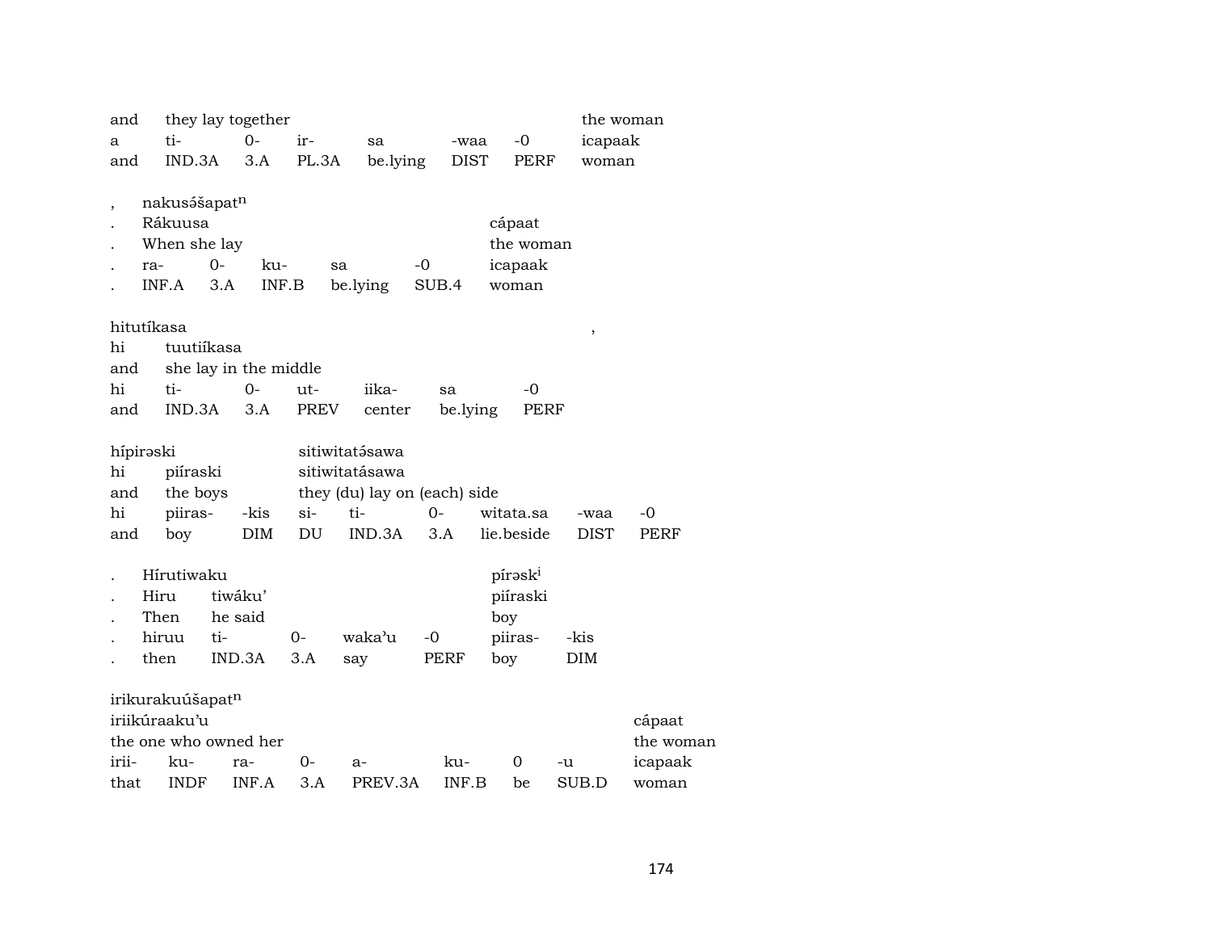| and | they lay together | | | | | | the woman |
|---|---|---|---|---|---|---|---|
| a | ti- | 0- | ir- | sa | -waa | -0 | icapaak |
| and | IND.3A | 3.A | PL.3A | be.lying | DIST | PERF | woman |

| , | nakusə́šapat$^{n}$ | | | | | |
|---|---|---|---|---|---|---|
| . | Rákuusa | | | | | cápaat |
| . | When she lay | | | | | the woman |
| . | ra- | 0- | ku- | sa | -0 | icapaak |
| . | INF.A | 3.A | INF.B | be.lying | SUB.4 | woman |

| hitutíkasa | | | | | | , |
|---|---|---|---|---|---|---|
| hi | tuutiíkasa | | | | | |
| and | she lay in the middle | | | | | |
| hi | ti- | 0- | ut- | iika- | sa | -0 |
| and | IND.3A | 3.A | PREV | center | be.lying | PERF |

| hípirəski | | | sitiwitatə́sawa | | | | | |
|---|---|---|---|---|---|---|---|---|
| hi | piíraski | | sitiwitatásawa | | | | | |
| and | the boys | | they (du) lay on (each) side | | | | | |
| hi | piiras- | -kis | si- | ti- | 0- | witata.sa | -waa | -0 |
| and | boy | DIM | DU | IND.3A | 3.A | lie.beside | DIST | PERF |

| . | Hírutiwaku | | | | | pírəsk$^{i}$ | |
|---|---|---|---|---|---|---|---|
| . | Hiru | tiwáku’ | | | | piíraski | |
| . | Then | he said | | | | boy | |
| . | hiruu | ti- | 0- | waka’u | -0 | piiras- | -kis |
| . | then | IND.3A | 3.A | say | PERF | boy | DIM |

| irikurakuúšapat$^{n}$ | | | | | | | | |
|---|---|---|---|---|---|---|---|---|
| iriikúraaku’u | | | | | | | | cápaat |
| the one who owned her | | | | | | | | the woman |
| irii- | ku- | ra- | 0- | a- | ku- | 0 | -u | icapaak |
| that | INDF | INF.A | 3.A | PREV.3A | INF.B | be | SUB.D | woman |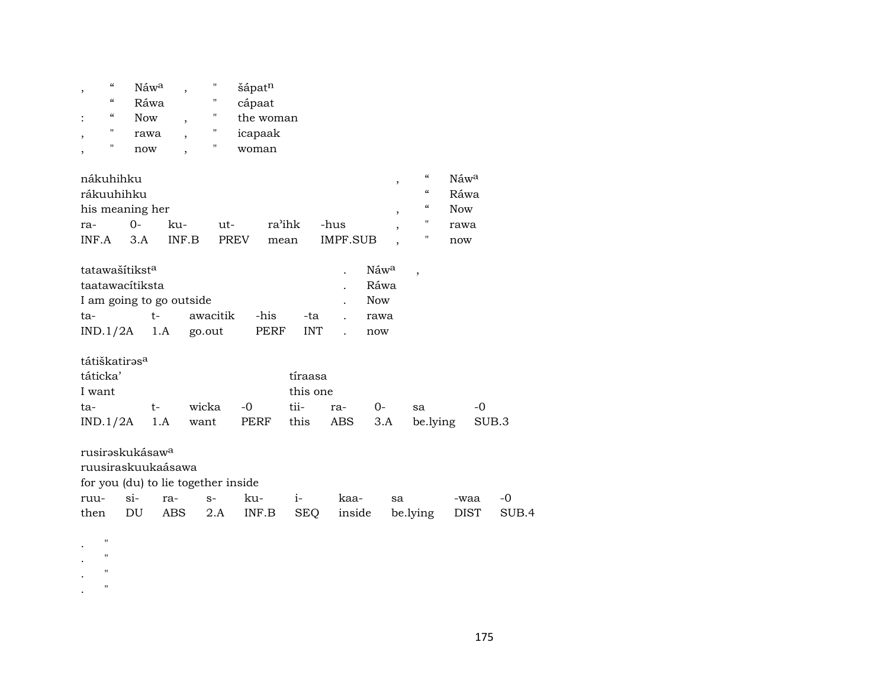| , | “ | Náw$^{a}$ | , | " | šápat$^{n}$ |
|---|---|---|---|---|---|
| | “ | Ráwa | | " | cápaat |
| : | “ | Now | , | " | the woman |
| , | " | rawa | , | " | icapaak |
| , | " | now | , | " | woman |

| nákuhihku | | | | | | , | “ | Náw$^{a}$ |
|---|---|---|---|---|---|---|---|---|
| rákuuhihku | | | | | | | “ | Ráwa |
| his meaning her | | | | | | , | “ | Now |
| ra- | 0- | ku- | ut- | ra'ihk | -hus | , | " | rawa |
| INF.A | 3.A | INF.B | PREV | mean | IMPF.SUB | , | " | now |

| tatawašítikst$^{a}$ | | | | | . | Náw$^{a}$ | , |
|---|---|---|---|---|---|---|---|
| taatawacítiksta | | | | | . | Ráwa | |
| I am going to go outside | | | | | . | Now | |
| ta- | t- | awacitik | -his | -ta | . | rawa | |
| IND.1/2A | 1.A | go.out | PERF | INT | . | now | |

| tátiškatirǝs$^{a}$ | | | | | | | | |
|---|---|---|---|---|---|---|---|---|
| táticka' | | | | tíraasa | | | | |
| I want | | | | this one | | | | |
| ta- | t- | wicka | -0 | tii- | ra- | 0- | sa | -0 |
| IND.1/2A | 1.A | want | PERF | this | ABS | 3.A | be.lying | SUB.3 |

| rusirǝskukásaw$^{a}$ | | | | | | | | | |
|---|---|---|---|---|---|---|---|---|---|
| ruusiraskuukaásawa | | | | | | | | | |
| for you (du) to lie together inside | | | | | | | | | |
| ruu- | si- | ra- | s- | ku- | i- | kaa- | sa | -waa | -0 |
| then | DU | ABS | 2.A | INF.B | SEQ | inside | be.lying | DIST | SUB.4 |

. "
. "
. "
. "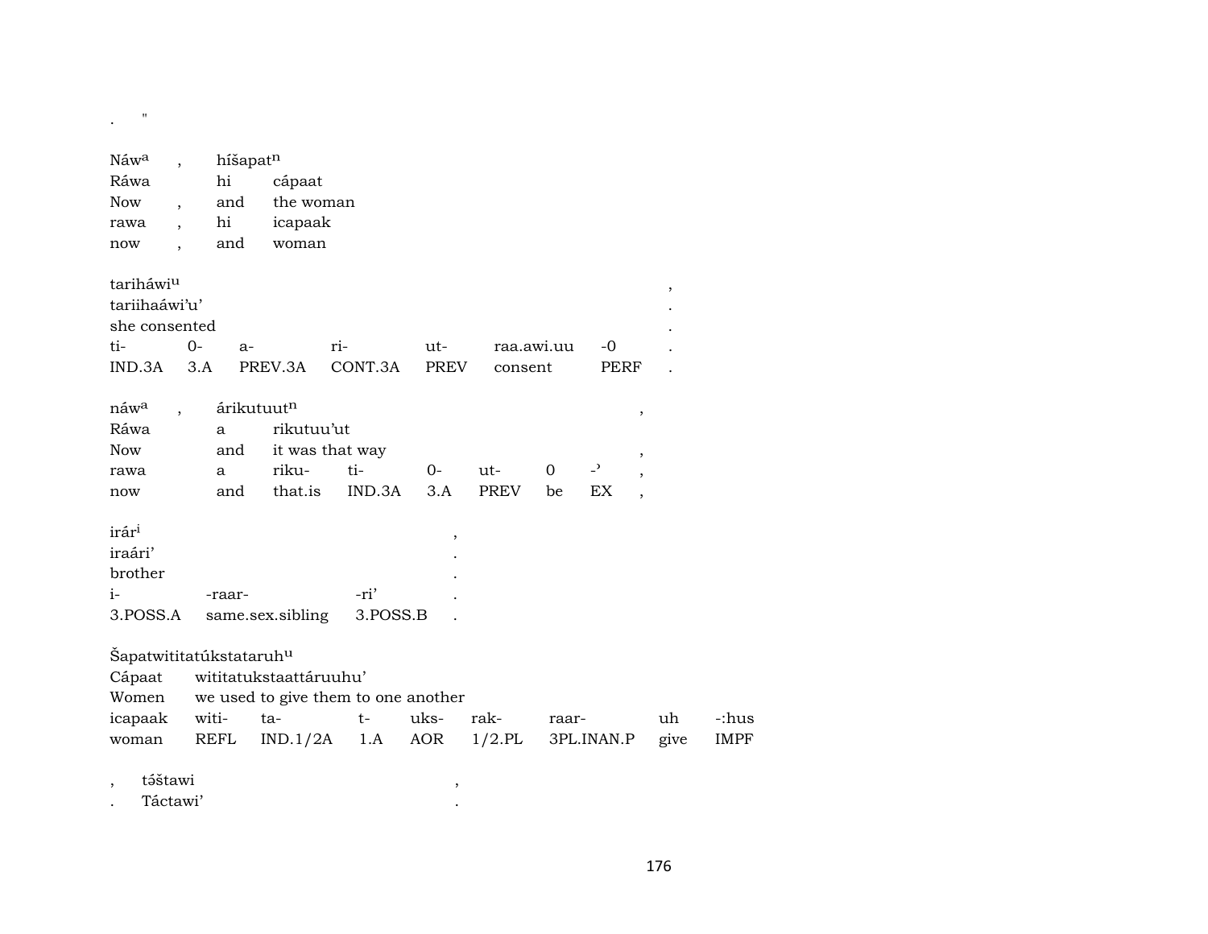. "

| Náw^a | , | híšapat^n |
|---|---|---|
| Ráwa | | hi cápaat |
| Now | , | and the woman |
| rawa | , | hi icapaak |
| now | , | and woman |

| tarihawi^u | | | | | | | , |
|---|---|---|---|---|---|---|---|
| tariihaáwi'u' | | | | | | | . |
| she consented | | | | | | | . |
| ti- | 0- | a- | ri- | ut- | raa.awi.uu | -0 | . |
| IND.3A | 3.A | PREV.3A | CONT.3A | PREV | consent | PERF | . |

| náw^a | , | árikutuut^n | | | | | | | , |
|---|---|---|---|---|---|---|---|---|---|
| Ráwa | | a | rikutuu'ut | | | | | | |
| Now | | and | it was that way | | | | | | , |
| rawa | | a | riku- | ti- | 0- | ut- | 0 | -ʾ | , |
| now | | and | that.is | IND.3A | 3.A | PREV | be | EX | , |

| irár^i | | | , |
|---|---|---|---|
| iraári' | | | . |
| brother | | | . |
| i- | -raar- | -ri' | . |
| 3.POSS.A | same.sex.sibling | 3.POSS.B | . |

| Šapatwititatúkstataruh^u | | | | | | | | |
|---|---|---|---|---|---|---|---|---|
| Cápaat | wititatukstaattáruuhu' | | | | | | | |
| Women | we used to give them to one another | | | | | | | |
| icapaak | witi- | ta- | t- | uks- | rak- | raar- | uh | -:hus |
| woman | REFL | IND.1/2A | 1.A | AOR | 1/2.PL | 3PL.INAN.P | give | IMPF |

| , | tə́štawi | , |
|---|---|---|
| . | Táctawi' | . |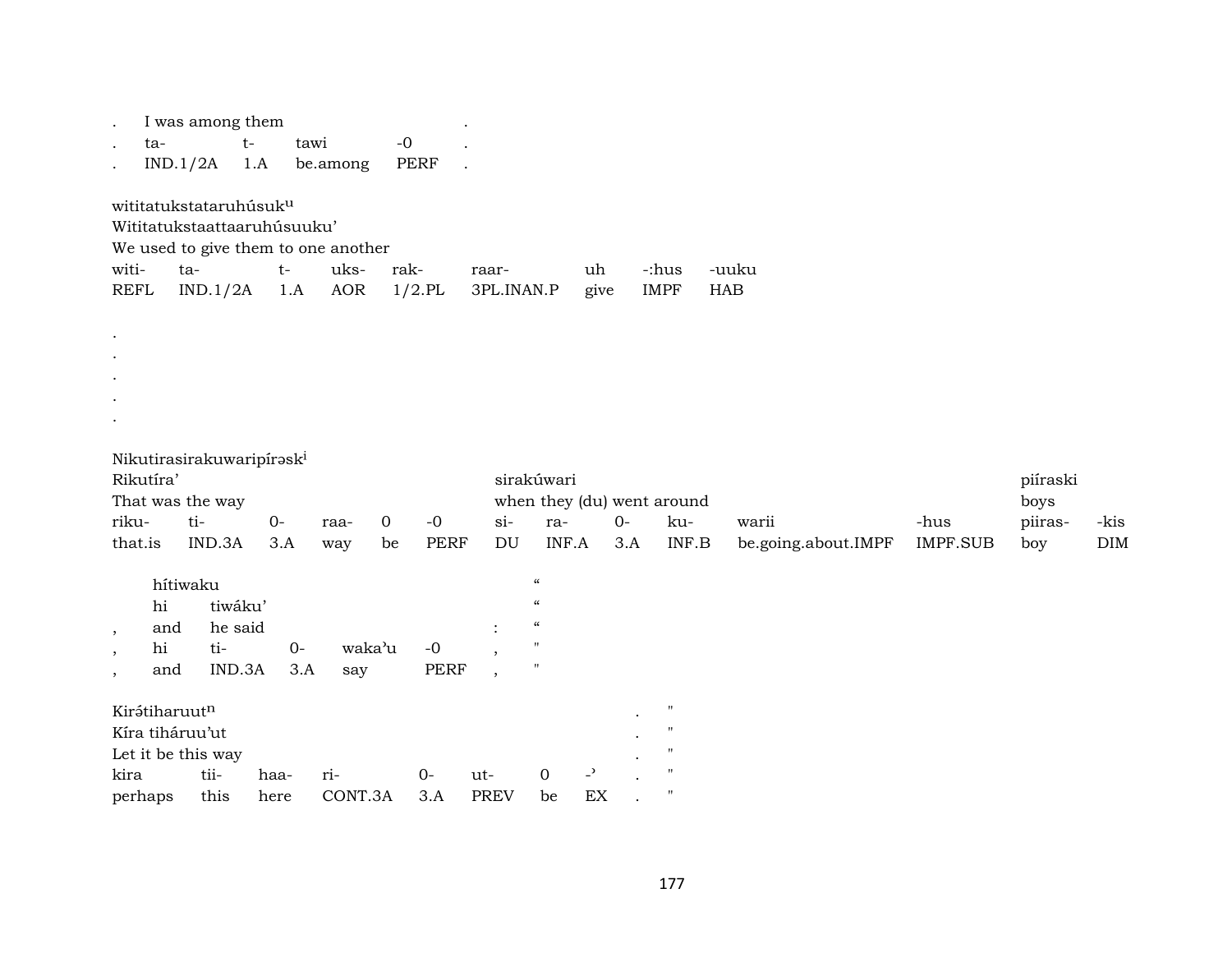| . | I was among them | | | | . |
|---|---|---|---|---|---|
| . | ta- | t- | tawi | -0 | . |
| . | IND.1/2A | 1.A | be.among | PERF | . |

witititatukstataruhúsuk[u]
Wititatukstaattaaruhúsuuku'
We used to give them to one another

| witi- | ta- | t- | uks- | rak- | raar- | uh | -:hus | -uuku |
|---|---|---|---|---|---|---|---|---|
| REFL | IND.1/2A | 1.A | AOR | 1/2.PL | 3PL.INAN.P | give | IMPF | HAB |

.
.
.
.
.

Nikutirasirakuwaripírəsk[i]

| Rikutíra' | | | | | | sirakúwari | | | | | | píiraski | |
|---|---|---|---|---|---|---|---|---|---|---|---|---|---|
| That was the way | | | | | | when they (du) went around | | | | | | boys | |
| riku- | ti- | 0- | raa- | 0 | -0 | si- | ra- | 0- | ku- | warii | -hus | piiras- | -kis |
| that.is | IND.3A | 3.A | way | be | PERF | DU | INF.A | 3.A | INF.B | be.going.about.IMPF | IMPF.SUB | boy | DIM |

| | hítiwaku | | | | | | “ |
|---|---|---|---|---|---|---|---|
| | hi | tiwáku' | | | | | “ |
| , | and | he said | | | | : | “ |
| , | hi | ti- | 0- | waka'u | -0 | , | " |
| , | and | IND.3A | 3.A | say | PERF | , | " |

Kirə́tiharuut[n]

| Kíra tiháruu'ut | | | | | | | | . | " |
|---|---|---|---|---|---|---|---|---|---|
| Let it be this way | | | | | | | | . | " |
| kira | tii- | haa- | ri- | 0- | ut- | 0 | -' | . | " |
| perhaps | this | here | CONT.3A | 3.A | PREV | be | EX | . | " |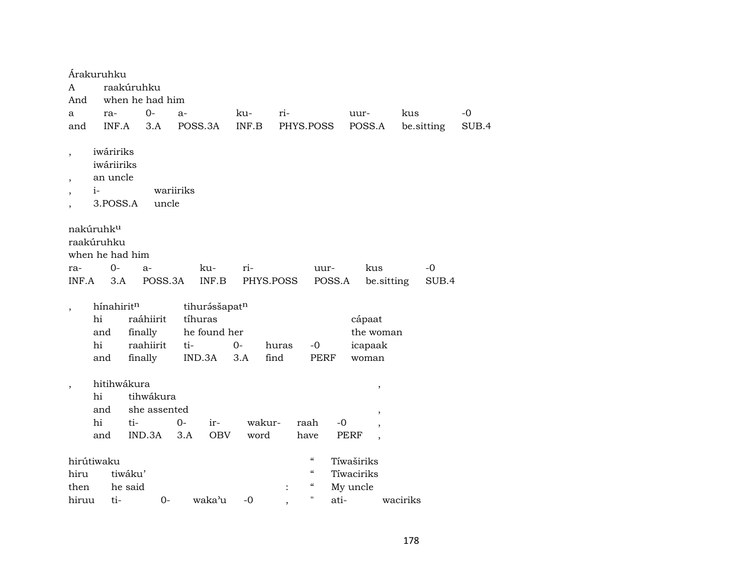Árakuruhku
A raakúruhku
And when he had him

| a | ra- | 0- | a- | ku- | ri- | uur- | kus | -0 |
|---|---|---|---|---|---|---|---|---|
| and | INF.A | 3.A | POSS.3A | INF.B | PHYS.POSS | POSS.A | be.sitting | SUB.4 |

, iwáririks
iwáriiriks
, an uncle

| , | i- | wariiriks |
|---|---|---|
| , | 3.POSS.A | uncle |

nakúruhk$^{u}$
raakúruhku
when he had him

| ra- | 0- | a- | ku- | ri- | uur- | kus | -0 |
|---|---|---|---|---|---|---|---|
| INF.A | 3.A | POSS.3A | INF.B | PHYS.POSS | POSS.A | be.sitting | SUB.4 |

, hínahirit$^{n}$ tihurə́ššapat$^{n}$

| hi | raáhiirit | tíhuras | | | | cápaat |
|---|---|---|---|---|---|---|
| and | finally | he found her | | | | the woman |
| hi | raahiirit | ti- | 0- | huras | -0 | icapaak |
| and | finally | IND.3A | 3.A | find | PERF | woman |

, hitihwákura ,

| hi | tihwákura | | | | | |
|---|---|---|---|---|---|---|
| and | she assented | | | | | , |
| hi | ti- | 0- | ir- | wakur- | raah | -0 , |
| and | IND.3A | 3.A | OBV | word | have | PERF , |

| hirútiwaku | | | | | | " | Tíwaširiks | |
|---|---|---|---|---|---|---|---|---|
| hiru | tiwáku' | | | | | " | Tíwaciriks | |
| then | he said | | | | : | " | My uncle | |
| hiruu | ti- | 0- | waka'u | -0 | , | " | ati- | waciriks |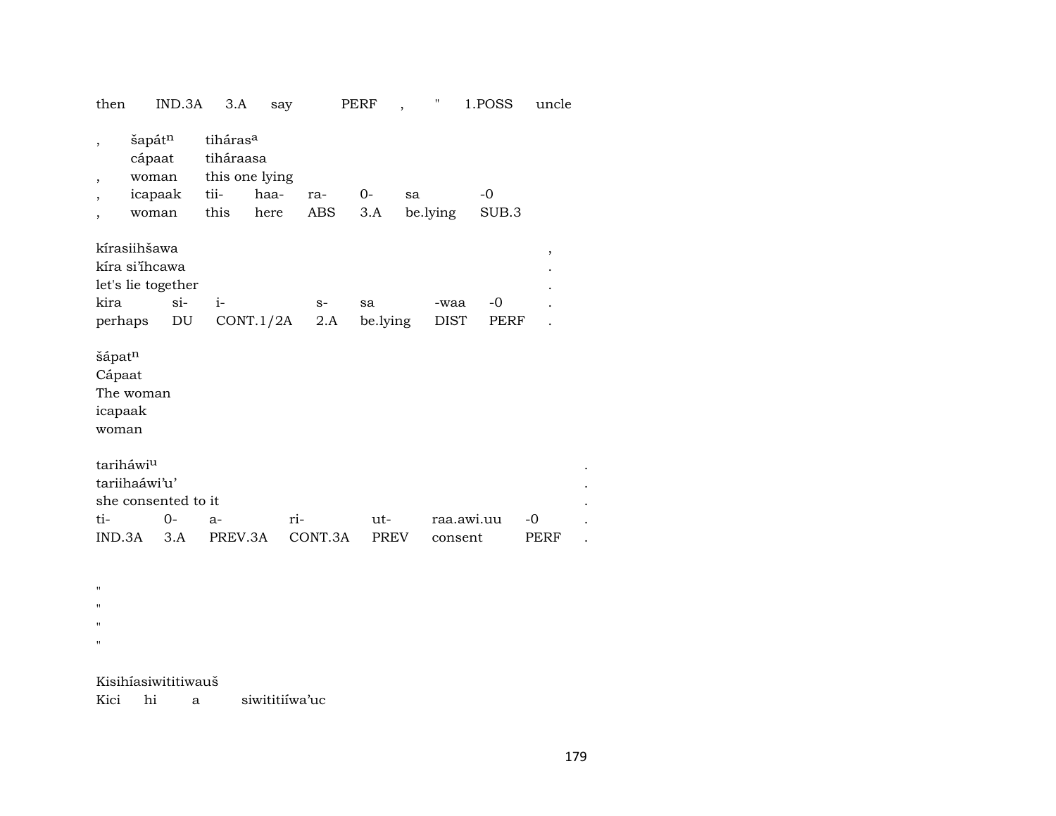then IND.3A 3.A say PERF , " 1.POSS uncle

| , | šapátⁿ | tiháras^a | | | | | |
|---|---|---|---|---|---|---|---|
| | cápaat | tiháraasa | | | | | |
| , | woman | this one lying | | | | | |
| , | icapaak | tii- | haa- | ra- | 0- | sa | -0 |
| , | woman | this | here | ABS | 3.A | be.lying | SUB.3 |

| kírasiihšawa | | | | | | | , |
|---|---|---|---|---|---|---|---|
| kíra siʾĩhcawa | | | | | | | . |
| let's lie together | | | | | | | . |
| kira | si- | i- | s- | sa | -waa | -0 | . |
| perhaps | DU | CONT.1/2A | 2.A | be.lying | DIST | PERF | . |

šápatⁿ
Cápaat
The woman
icapaak
woman

| tariháwi^u | | | | | | | . |
|---|---|---|---|---|---|---|---|
| tariihaáwiʾuʾ | | | | | | | . |
| she consented to it | | | | | | | . |
| ti- | 0- | a- | ri- | ut- | raa.awi.uu | -0 | . |
| IND.3A | 3.A | PREV.3A | CONT.3A | PREV | consent | PERF | . |

"
"
"
"

Kisihíasiwititiwauš
Kici hi a siwititiíwaʾuc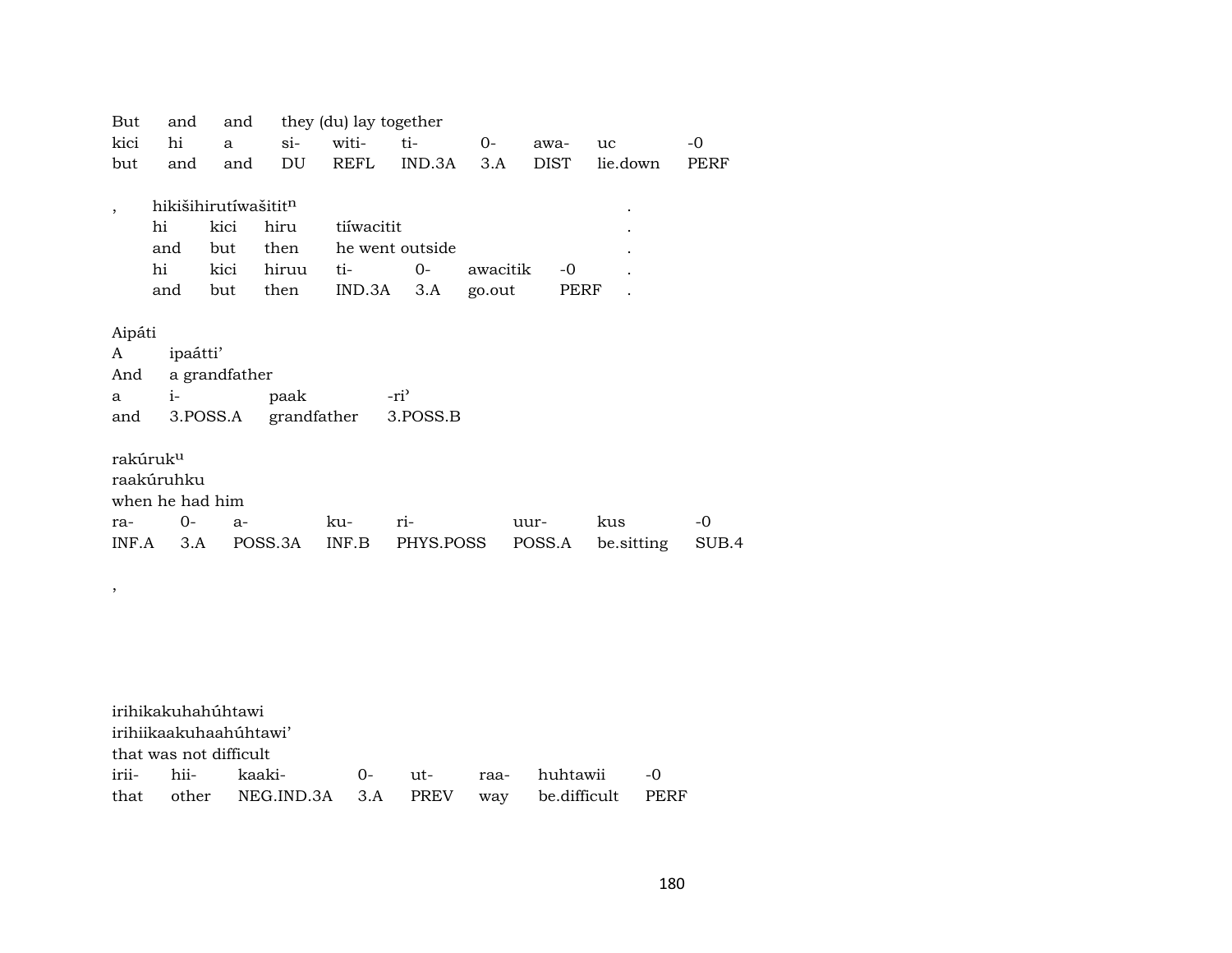| But | and | and | they (du) lay together | | | | | | |
|---|---|---|---|---|---|---|---|---|---|
| kici | hi | a | si- | witi- | ti- | 0- | awa- | uc | -0 |
| but | and | and | DU | REFL | IND.3A | 3.A | DIST | lie.down | PERF |

| , | hikišihirutíwašitit$^{n}$ | | | | | | | . |
|---|---|---|---|---|---|---|---|---|
| | hi | kici | hiru | tiíwacitit | | | | . |
| | and | but | then | he went outside | | | | . |
| | hi | kici | hiruu | ti- | 0- | awacitik | -0 | . |
| | and | but | then | IND.3A | 3.A | go.out | PERF | . |

| Aipáti | | | |
|---|---|---|---|
| A | ipaátti' | | |
| And | a grandfather | | |
| a | i- | paak | -ri' |
| and | 3.POSS.A | grandfather | 3.POSS.B |

| rakúruk$^{u}$ | | | | | | | |
|---|---|---|---|---|---|---|---|
| raakúruhku | | | | | | | |
| when he had him | | | | | | | |
| ra- | 0- | a- | ku- | ri- | uur- | kus | -0 |
| INF.A | 3.A | POSS.3A | INF.B | PHYS.POSS | POSS.A | be.sitting | SUB.4 |

,

| irihikakuhahúhtawi | | | | | | | |
|---|---|---|---|---|---|---|---|
| irihiikaakuhaahúhtawi' | | | | | | | |
| that was not difficult | | | | | | | |
| irii- | hii- | kaaki- | 0- | ut- | raa- | huhtawii | -0 |
| that | other | NEG.IND.3A | 3.A | PREV | way | be.difficult | PERF |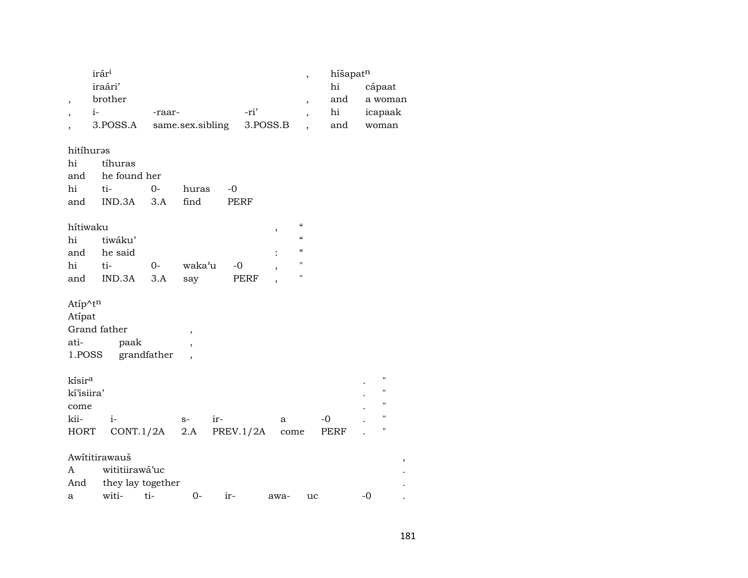| | irár[i] | | | , | híšapat[n] | |
|---|---|---|---|---|---|---|
| | iraári' | | | | hi | cápaat |
| , | brother | | | , | and | a woman |
| , | i- | -raar- | -ri' | , | hi | icapaak |
| , | 3.POSS.A | same.sex.sibling | 3.POSS.B | , | and | woman |

| hitíhurəs | | | | |
|---|---|---|---|---|
| hi | tíhuras | | | |
| and | he found her | | | |
| hi | ti- | 0- | huras | -0 |
| and | IND.3A | 3.A | find | PERF |

| hítiwaku | | | | | , | " |
|---|---|---|---|---|---|---|
| hi | tiwáku' | | | | | " |
| and | he said | | | | : | " |
| hi | ti- | 0- | waka'u | -0 | , | " |
| and | IND.3A | 3.A | say | PERF | , | " |

| Atíp^t[n] | | |
|---|---|---|
| Atípat | | |
| Grand father | | , |
| ati- | paak | , |
| 1.POSS | grandfather | , |

| kísir[a] | | | | | | . | " |
|---|---|---|---|---|---|---|---|
| kí'isiira' | | | | | | . | " |
| come | | | | | | . | " |
| kii- | i- | s- | ir- | a | -0 | . | " |
| HORT | CONT.1/2A | 2.A | PREV.1/2A | come | PERF | . | " |

| Awítitirawauš | | | | | | | | , |
|---|---|---|---|---|---|---|---|---|
| A | wititiirawá'uc | | | | | | | . |
| And | they lay together | | | | | | | . |
| a | witi- | ti- | 0- | ir- | awa- | uc | -0 | . |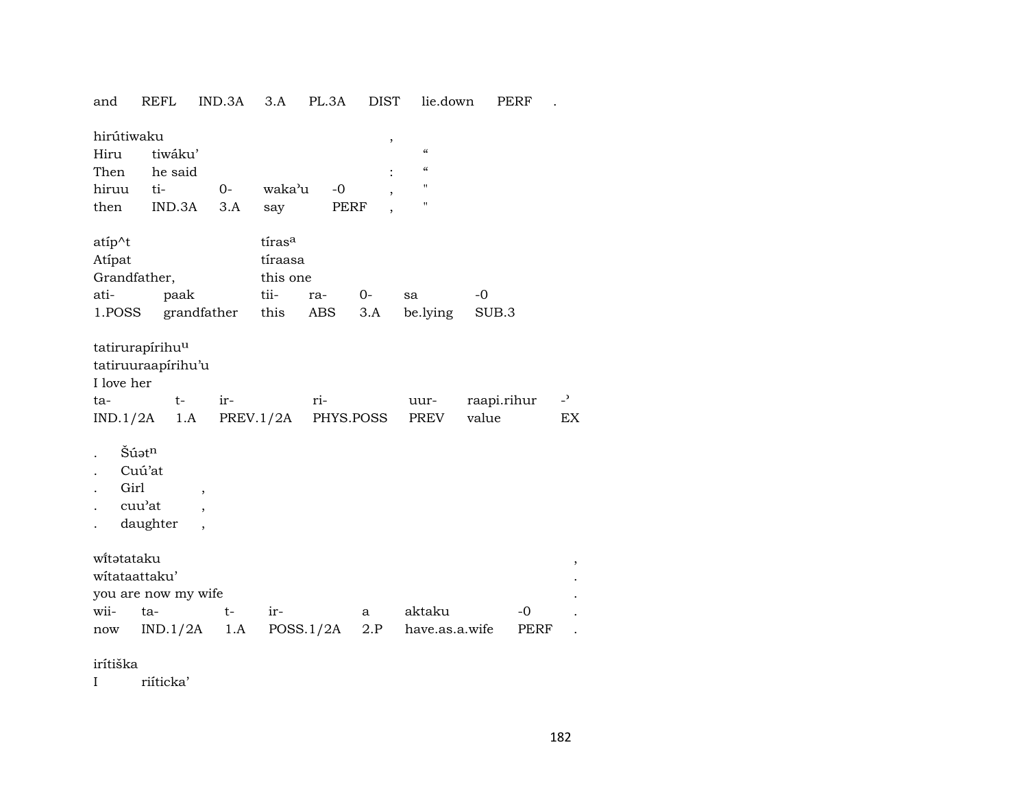| and | REFL | IND.3A | 3.A | PL.3A | DIST | lie.down | PERF | . |
|---|---|---|---|---|---|---|---|---|

| hirútiwaku | | | | | , | |
|---|---|---|---|---|---|---|
| Hiru | tiwáku’ | | | | | “ |
| Then | he said | | | | : | “ |
| hiruu | ti- | 0- | waka’u | -0 | , | " |
| then | IND.3A | 3.A | say | PERF | , | " |

| atíp^t | | tíras^a | | | | |
|---|---|---|---|---|---|---|
| Atípat | | tíraasa | | | | |
| Grandfather, | | this one | | | | |
| ati- | paak | tii- | ra- | 0- | sa | -0 |
| 1.POSS | grandfather | this | ABS | 3.A | be.lying | SUB.3 |

| tatirurapírihu^u | | | | | | |
|---|---|---|---|---|---|---|
| tatiruuraapírihu’u | | | | | | |
| I love her | | | | | | |
| ta- | t- | ir- | ri- | uur- | raapi.rihur | -’ |
| IND.1/2A | 1.A | PREV.1/2A | PHYS.POSS | PREV | value | EX |

| . | Šúət^n | |
|---|---|---|
| . | Cuú’at | |
| . | Girl | , |
| . | cuu’at | , |
| . | daughter | , |

| wí́tətataku | | | | | | | , |
|---|---|---|---|---|---|---|---|
| wítataattaku’ | | | | | | | . |
| you are now my wife | | | | | | | . |
| wii- | ta- | t- | ir- | a | aktaku | -0 | . |
| now | IND.1/2A | 1.A | POSS.1/2A | 2.P | have.as.a.wife | PERF | . |

| irítiška | |
|---|---|
| I | riíticka’ |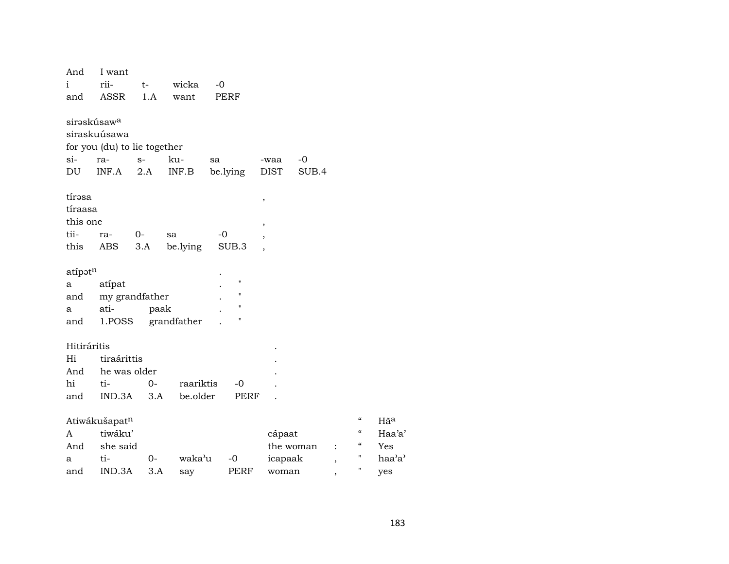| And | I want | | | |
|---|---|---|---|---|
| i | rii- | t- | wicka | -0 |
| and | ASSR | 1.A | want | PERF |

siraskúsaw$^{a}$
siraskuúsawa
for you (du) to lie together

| si- | ra- | s- | ku- | sa | -waa | -0 |
|---|---|---|---|---|---|---|
| DU | INF.A | 2.A | INF.B | be.lying | DIST | SUB.4 |

tírəsa ,
tíraasa
this one ,

| tii- | ra- | 0- | sa | -0 | , |
|---|---|---|---|---|---|
| this | ABS | 3.A | be.lying | SUB.3 | , |

atípət$^{n}$ .

| a | atípat | | . | " |
|---|---|---|---|---|
| and | my grandfather | | . | " |
| a | ati- | paak | . | " |
| and | 1.POSS | grandfather | . | " |

Hitiráritis .

| Hi | tiraárittis | | | | . |
|---|---|---|---|---|---|
| And | he was older | | | | . |
| hi | ti- | 0- | raariktis | -0 | . |
| and | IND.3A | 3.A | be.older | PERF | . |

Atiwákušapat$^{n}$ “ Hā$^{a}$

| A | tiwáku’ | | | | cápaat | | “ | Haa’a’ |
|---|---|---|---|---|---|---|---|---|
| And | she said | | | | the woman | : | “ | Yes |
| a | ti- | 0- | waka’u | -0 | icapaak | , | " | haa’a’ |
| and | IND.3A | 3.A | say | PERF | woman | , | " | yes |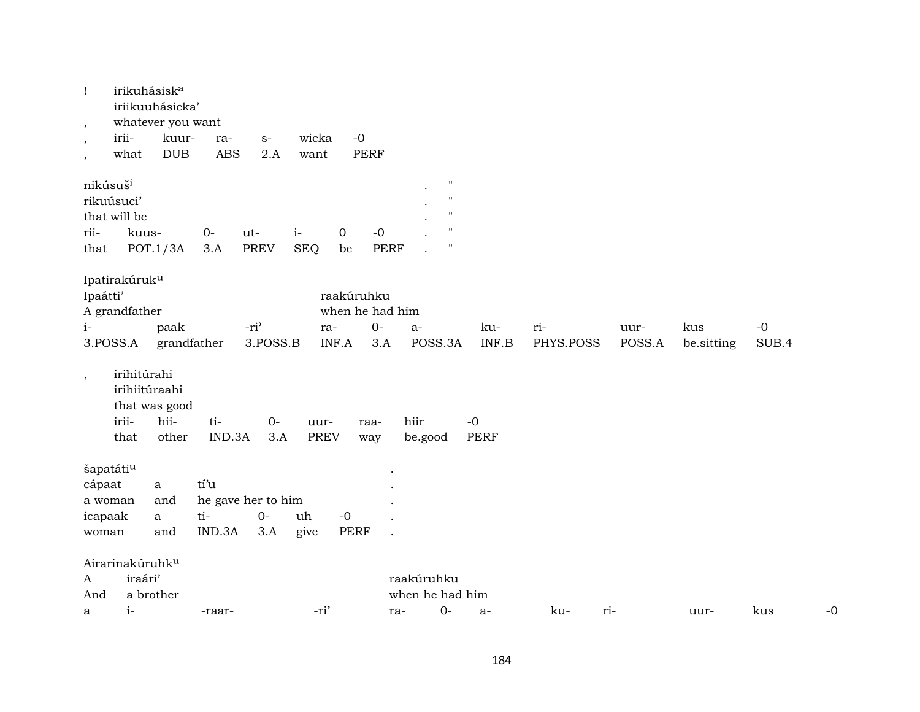! irikuhásisk^a
iriikuuhásicka'
, whatever you want

| , | irii- | kuur- | ra- | s- | wicka | -0 |
|---|---|---|---|---|---|---|
| , | what | DUB | ABS | 2.A | want | PERF |

nikúsuš^i .  "
rikuúsuci' .  "
that will be .  "

| rii- | kuus- | 0- | ut- | i- | 0 | -0 | . | " |
|---|---|---|---|---|---|---|---|---|
| that | POT.1/3A | 3.A | PREV | SEQ | be | PERF | . | " |

Ipatirakúruk^u
Ipaátti' raakúruhku
A grandfather when he had him

| i- | paak | -ri' | ra- | 0- | a- | ku- | ri- | uur- | kus | -0 |
|---|---|---|---|---|---|---|---|---|---|---|
| 3.POSS.A | grandfather | 3.POSS.B | INF.A | 3.A | POSS.3A | INF.B | PHYS.POSS | POSS.A | be.sitting | SUB.4 |

, irihitúrahi
irihiitúraahi
that was good

| irii- | hii- | ti- | 0- | uur- | raa- | hiir | -0 |
|---|---|---|---|---|---|---|---|
| that | other | IND.3A | 3.A | PREV | way | be.good | PERF |

šapatáti^u .
cápaat a tí'u .
a woman and he gave her to him .

| icapaak | a | ti- | 0- | uh | -0 | . |
|---|---|---|---|---|---|---|
| woman | and | IND.3A | 3.A | give | PERF | . |

Airarinakúruhk^u
A iraári' raakúruhku
And a brother when he had him

| a | i- | -raar- | -ri' | ra- | 0- | a- | ku- | ri- | uur- | kus | -0 |
|---|---|---|---|---|---|---|---|---|---|---|---|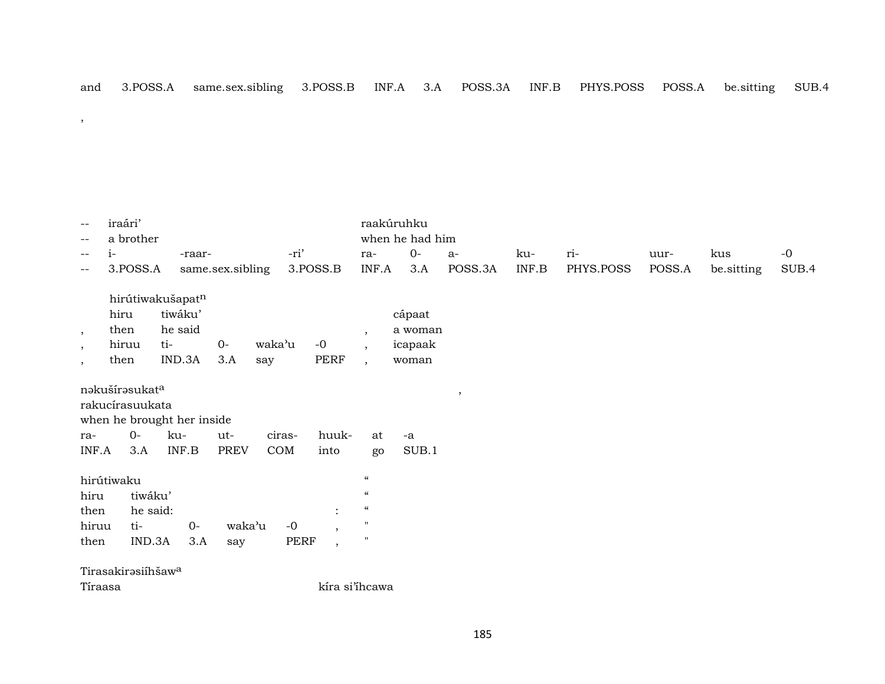| and | 3.POSS.A | same.sex.sibling | 3.POSS.B | INF.A | 3.A | POSS.3A | INF.B | PHYS.POSS | POSS.A | be.sitting | SUB.4 |
|---|---|---|---|---|---|---|---|---|---|---|---|

,

| -- | iraári’ | | | raakúruhku | | | | | | | |
|---|---|---|---|---|---|---|---|---|---|---|---|
| -- | a brother | | | when he had him | | | | | | | |
| -- | i- | -raar- | -ri’ | ra- | 0- | a- | ku- | ri- | uur- | kus | -0 |
| -- | 3.POSS.A | same.sex.sibling | 3.POSS.B | INF.A | 3.A | POSS.3A | INF.B | PHYS.POSS | POSS.A | be.sitting | SUB.4 |

| | hirútiwakušapat$^{n}$ | | | | | | |
|---|---|---|---|---|---|---|---|
| | hiru | tiwáku’ | | | | | cápaat |
| , | then | he said | | | | , | a woman |
| , | hiruu | ti- | 0- | waka’u | -0 | , | icapaak |
| , | then | IND.3A | 3.A | say | PERF | , | woman |

| nəkušírəsukat$^{a}$ | | | | | | | , |
|---|---|---|---|---|---|---|---|
| rakucírasuukata | | | | | | | |
| when he brought her inside | | | | | | | |
| ra- | 0- | ku- | ut- | ciras- | huuk- | at | -a |
| INF.A | 3.A | INF.B | PREV | COM | into | go | SUB.1 |

| hirútiwaku | | | | | | “ |
|---|---|---|---|---|---|---|
| hiru | tiwáku’ | | | | | “ |
| then | he said: | | | | : | “ |
| hiruu | ti- | 0- | waka’u | -0 | , | " |
| then | IND.3A | 3.A | say | PERF | , | " |

Tirasakirəsiíhšaw$^{a}$

Tíraasa kíra si’íhcawa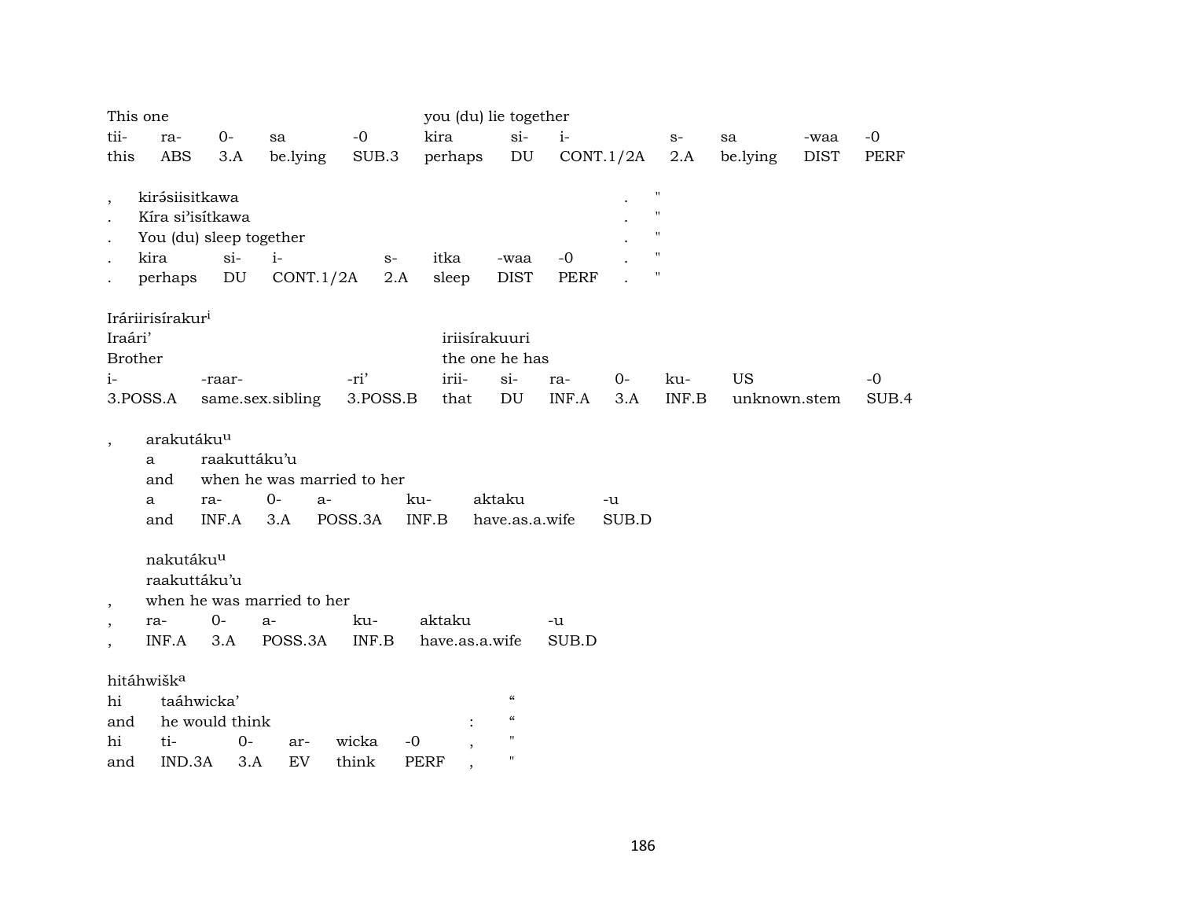| This one | | | | | you (du) lie together | | | | | | |
|---|---|---|---|---|---|---|---|---|---|---|---|
| tii- | ra- | 0- | sa | -0 | kira | si- | i- | s- | sa | -waa | -0 |
| this | ABS | 3.A | be.lying | SUB.3 | perhaps | DU | CONT.1/2A | 2.A | be.lying | DIST | PERF |

| , | kirə́siisitkawa | | | | | | | . | " |
|---|---|---|---|---|---|---|---|---|---|
| . | Kíra si'isítkawa | | | | | | | . | " |
| . | You (du) sleep together | | | | | | | . | " |
| . | kira | si- | i- | s- | itka | -waa | -0 | . | " |
| . | perhaps | DU | CONT.1/2A | 2.A | sleep | DIST | PERF | . | " |

Iráriirisírakur[i]

| Iraári' | | | iriisírakuuri | | | | | | |
|---|---|---|---|---|---|---|---|---|---|
| Brother | | | the one he has | | | | | | |
| i- | -raar- | -ri' | irii- | si- | ra- | 0- | ku- | US | -0 |
| 3.POSS.A | same.sex.sibling | 3.POSS.B | that | DU | INF.A | 3.A | INF.B | unknown.stem | SUB.4 |

| , | arakutáku[u] | | | | | |
|---|---|---|---|---|---|---|
| | a | raakuttáku'u | | | | |
| | and | when he was married to her | | | | |
| | a | ra- | 0- | a- | ku- | aktaku | -u |
| | and | INF.A | 3.A | POSS.3A | INF.B | have.as.a.wife | SUB.D |

| | nakutáku[u] | | | | | |
|---|---|---|---|---|---|---|
| | raakuttáku'u | | | | | |
| , | when he was married to her | | | | | |
| , | ra- | 0- | a- | ku- | aktaku | -u |
| , | INF.A | 3.A | POSS.3A | INF.B | have.as.a.wife | SUB.D |

hitáhwišk[a]

| hi | taáhwicka' | | | | | | “ |
|---|---|---|---|---|---|---|---|
| and | he would think | | | | | : | “ |
| hi | ti- | 0- | ar- | wicka | -0 | , | " |
| and | IND.3A | 3.A | EV | think | PERF | , | " |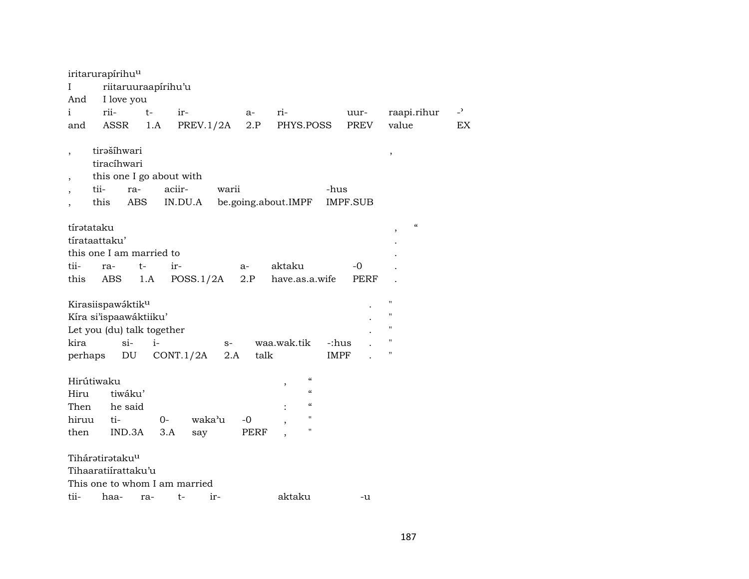iritarurapírihu^u
I riitaruuraapírihu'u
And I love you
| i | rii- | t- | ir- | a- | ri- | uur- | raapi.rihur | -ʾ |
|---|---|---|---|---|---|---|---|---|
| and | ASSR | 1.A | PREV.1/2A | 2.P | PHYS.POSS | PREV | value | EX |

, tirəšíhwari ,
tiracíhwari
, this one I go about with
| , | tii- | ra- | aciir- | warii | -hus |
|---|---|---|---|---|---|
| , | this | ABS | IN.DU.A | be.going.about.IMPF | IMPF.SUB |

tírətataku , "
tírataattaku' .
this one I am married to .
| tii- | ra- | t- | ir- | a- | aktaku | -0 | . |
|---|---|---|---|---|---|---|---|
| this | ABS | 1.A | POSS.1/2A | 2.P | have.as.a.wife | PERF | . |

Kirasiispawə́ktik^u . "
Kíra si'ispaawáktiiku' . "
Let you (du) talk together . "
| kira | si- | i- | s- | waa.wak.tik | -:hus | . | " |
|---|---|---|---|---|---|---|---|
| perhaps | DU | CONT.1/2A | 2.A | talk | IMPF | . | " |

Hirútiwaku , "
Hiru tiwáku' "
Then he said : "
| hiruu | ti- | 0- | waka'u | -0 | , | " |
|---|---|---|---|---|---|---|
| then | IND.3A | 3.A | say | PERF | , | " |

Tihárətirətaku^u
Tihaaratiírattaku'u
This one to whom I am married
| tii- | haa- | ra- | t- | ir- | aktaku | -u |
|---|---|---|---|---|---|---|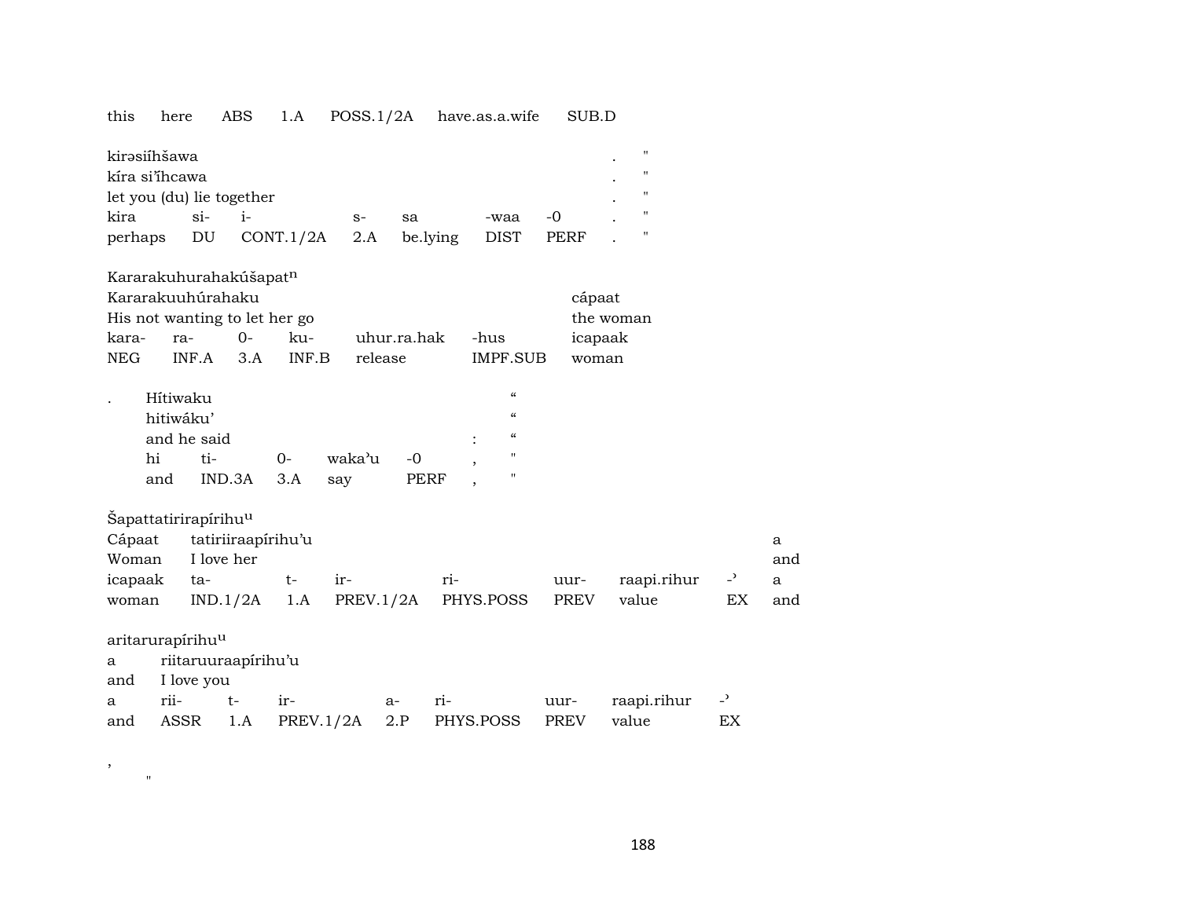| this | here | ABS | 1.A | POSS.1/2A | have.as.a.wife | SUB.D |
|---|---|---|---|---|---|---|

kirəsiíhšawa . "
kíra siˇíhcawa . "
let you (du) lie together . "

| kira | si- | i- | s- | sa | -waa | -0 | . | " |
|---|---|---|---|---|---|---|---|---|
| perhaps | DU | CONT.1/2A | 2.A | be.lying | DIST | PERF | . | " |

Kararakuhurahakúšapat[n]
Kararakuuhúrahaku cápaat
His not wanting to let her go the woman

| kara- | ra- | 0- | ku- | uhur.ra.hak | -hus | icapaak |
|---|---|---|---|---|---|---|
| NEG | INF.A | 3.A | INF.B | release | IMPF.SUB | woman |

. Hítiwaku "
hitiwáku' "
and he said : "

| hi | ti- | 0- | waka'u | -0 | , | " |
|---|---|---|---|---|---|---|
| and | IND.3A | 3.A | say | PERF | , | " |

Šapattatirirapírihu[u]
Cápaat tatiriiraapírihu'u a
Woman I love her and

| icapaak | ta- | t- | ir- | ri- | uur- | raapi.rihur | -ʾ | a |
|---|---|---|---|---|---|---|---|---|
| woman | IND.1/2A | 1.A | PREV.1/2A | PHYS.POSS | PREV | value | EX | and |

aritarurapírihu[u]
a riitaruuraapírihu'u
and I love you

| a | rii- | t- | ir- | a- | ri- | uur- | raapi.rihur | -ʾ |
|---|---|---|---|---|---|---|---|---|
| and | ASSR | 1.A | PREV.1/2A | 2.P | PHYS.POSS | PREV | value | EX |

,
"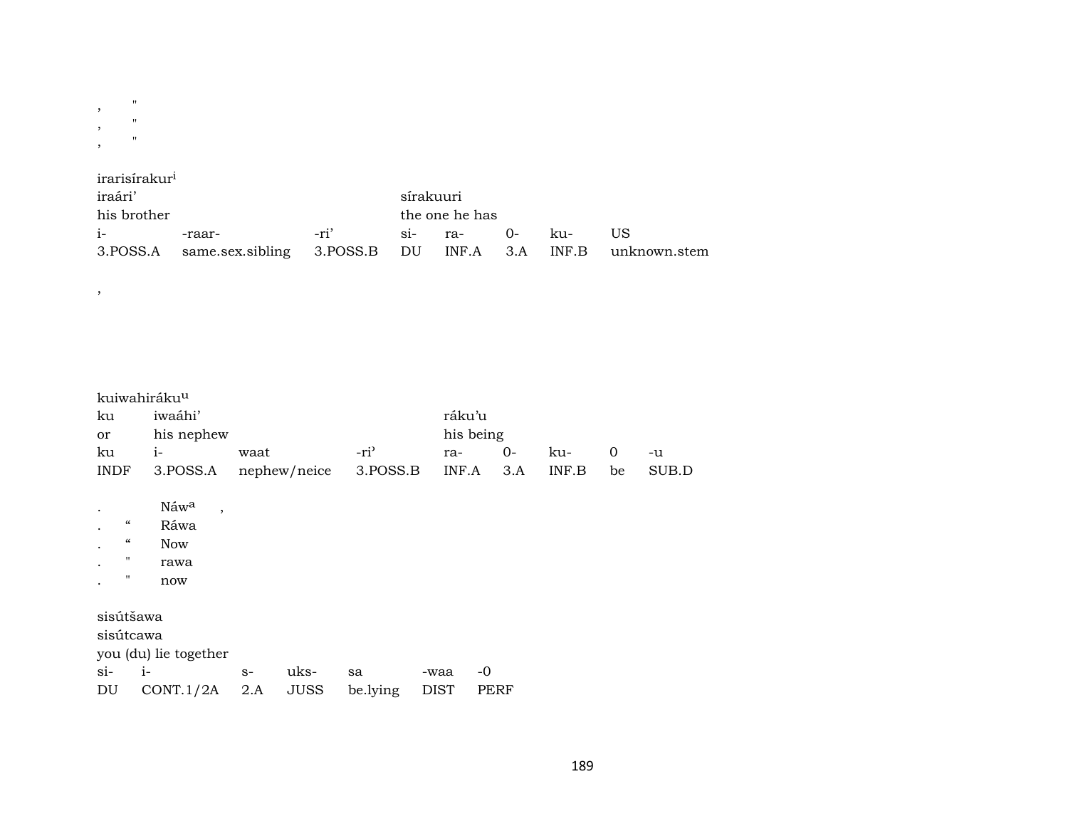,    "
,    "
,    "

irarisírakur[i]

| iraári’ | | | sírakuuri | | | | |
|---|---|---|---|---|---|---|---|
| his brother | | | the one he has | | | | |
| i- | -raar- | -ri’ | si- | ra- | 0- | ku- | US |
| 3.POSS.A | same.sex.sibling | 3.POSS.B | DU | INF.A | 3.A | INF.B | unknown.stem |

,

kuiwahiráku[u]

| ku | iwaáhi’ | | | ráku’u | | | | |
|---|---|---|---|---|---|---|---|---|
| or | his nephew | | | his being | | | | |
| ku | i- | waat | -ri’ | ra- | 0- | ku- | 0 | -u |
| INDF | 3.POSS.A | nephew/neice | 3.POSS.B | INF.A | 3.A | INF.B | be | SUB.D |

.      Náw[a]   ,
.   “   Ráwa
.   “   Now
.   "   rawa
.   "   now

sisútšawa

| sisútcawa | | | | | | |
|---|---|---|---|---|---|---|
| you (du) lie together | | | | | | |
| si- | i- | s- | uks- | sa | -waa | -0 |
| DU | CONT.1/2A | 2.A | JUSS | be.lying | DIST | PERF |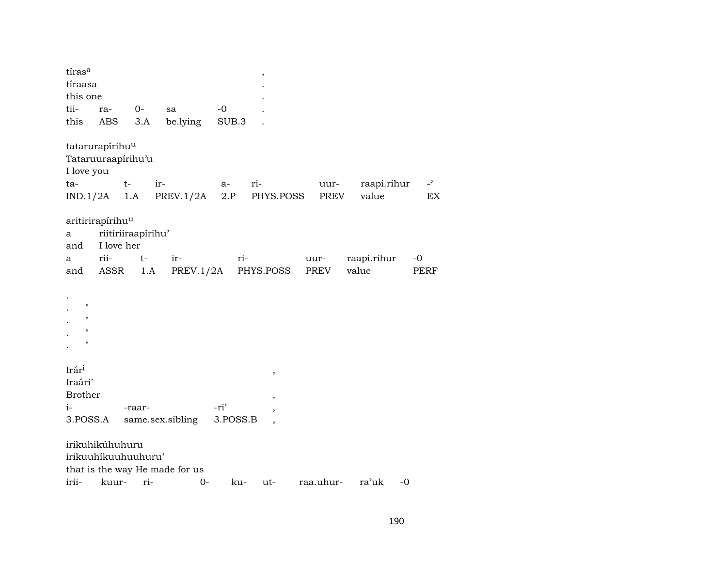tíras[a] ,
tíraasa .
this one .

| tii- | ra- | 0- | sa | -0 | . |
|---|---|---|---|---|---|
| this | ABS | 3.A | be.lying | SUB.3 | . |

tatarurapírihu[u]
Tataruuraapírihu'u
I love you

| ta- | t- | ir- | a- | ri- | uur- | raapi.rihur | -' |
|---|---|---|---|---|---|---|---|
| IND.1/2A | 1.A | PREV.1/2A | 2.P | PHYS.POSS | PREV | value | EX |

aritirirapírihu[u]
a riitiriiraapírihu'
and I love her

| a | rii- | t- | ir- | ri- | uur- | raapi.rihur | -0 |
|---|---|---|---|---|---|---|---|
| and | ASSR | 1.A | PREV.1/2A | PHYS.POSS | PREV | value | PERF |

.
. "
. "
. "
. "

Irár[i] ,
Iraári'
Brother ,

| i- | -raar- | -ri' | , |
|---|---|---|---|
| 3.POSS.A | same.sex.sibling | 3.POSS.B | , |

irikuhikúhuhuru
irikuuhíkuuhuuhuru'
that is the way He made for us

| irii- | kuur- | ri- | 0- | ku- | ut- | raa.uhur- | ra'uk | -0 |
|---|---|---|---|---|---|---|---|---|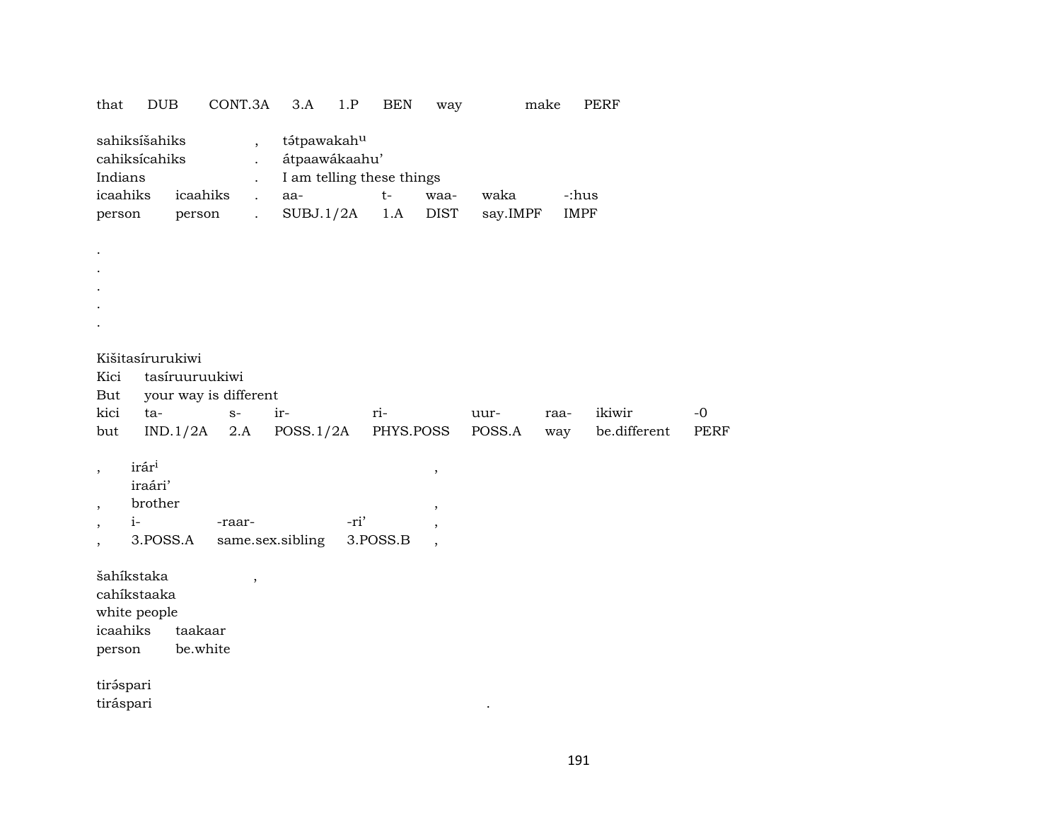that DUB CONT.3A 3.A 1.P BEN way make PERF

| sahiksíšahiks | | , | tə́tpawakah^u | | | | |
|---|---|---|---|---|---|---|---|
| cahiksícahiks | | . | átpaawákaahu’ | | | | |
| Indians | | . | I am telling these things | | | | |
| icaahiks | icaahiks | . | aa- | t- | waa- | waka | -:hus |
| person | person | . | SUBJ.1/2A | 1.A | DIST | say.IMPF | IMPF |

.
.
.
.
.

| Kišitasírurukiwi | | | | | | | | |
|---|---|---|---|---|---|---|---|---|
| Kici | tasíruuruukiwi | | | | | | | |
| But | your way is different | | | | | | | |
| kici | ta- | s- | ir- | ri- | uur- | raa- | ikiwir | -0 |
| but | IND.1/2A | 2.A | POSS.1/2A | PHYS.POSS | POSS.A | way | be.different | PERF |

| , | irár^i | | | , |
|---|---|---|---|---|
| | iraári’ | | | |
| , | brother | | | , |
| , | i- | -raar- | -ri’ | , |
| , | 3.POSS.A | same.sex.sibling | 3.POSS.B | , |

| šahíkstaka | | , |
|---|---|---|
| cahíkstaaka | | |
| white people | | |
| icaahiks | taakaar | |
| person | be.white | |

tirə́spari
tiráspari .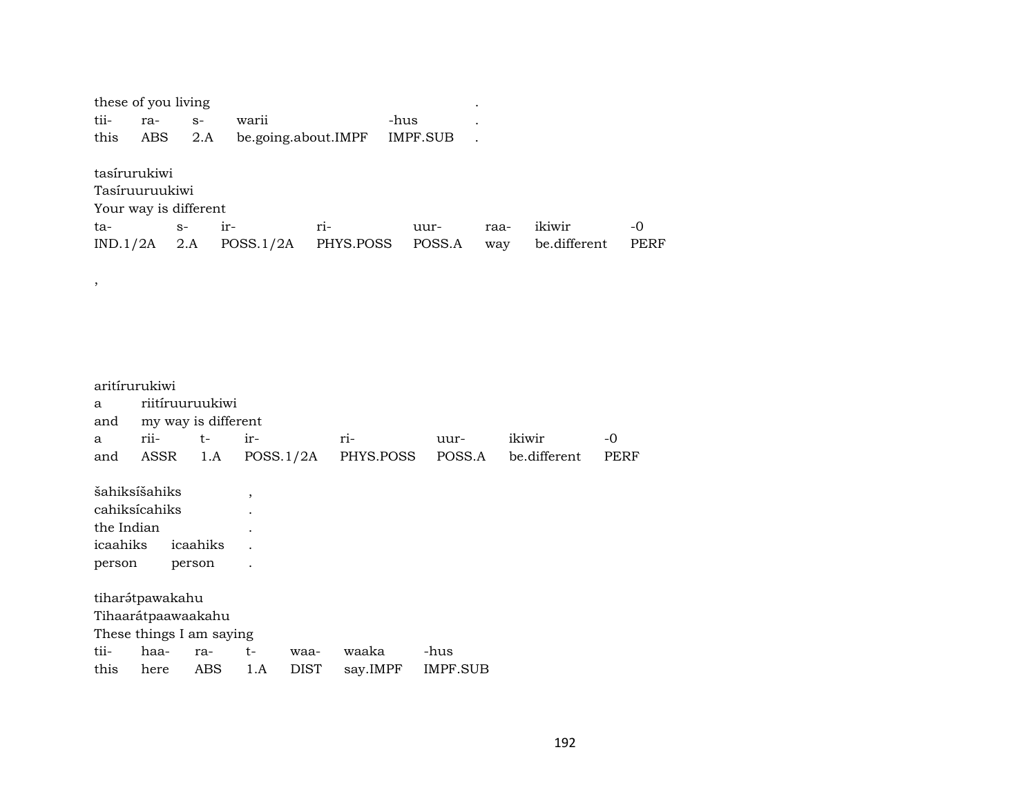these of you living .
tii- ra- s- warii -hus .
this ABS 2.A be.going.about.IMPF IMPF.SUB .

tasírurukiwi
Tasíruuruukiwi
Your way is different

| ta- | s- | ir- | ri- | uur- | raa- | ikiwir | -0 |
|---|---|---|---|---|---|---|---|
| IND.1/2A | 2.A | POSS.1/2A | PHYS.POSS | POSS.A | way | be.different | PERF |

,

aritírurukiwi
a riitíruuruukiwi
and my way is different

| a | rii- | t- | ir- | ri- | uur- | ikiwir | -0 |
|---|---|---|---|---|---|---|---|
| and | ASSR | 1.A | POSS.1/2A | PHYS.POSS | POSS.A | be.different | PERF |

šahiksíšahiks ,
cahiksícahiks .
the Indian .
icaahiks icaahiks .
person person .

tiharə́tpawakahu
Tihaarátpaawaakahu
These things I am saying

| tii- | haa- | ra- | t- | waa- | waaka | -hus |
|---|---|---|---|---|---|---|
| this | here | ABS | 1.A | DIST | say.IMPF | IMPF.SUB |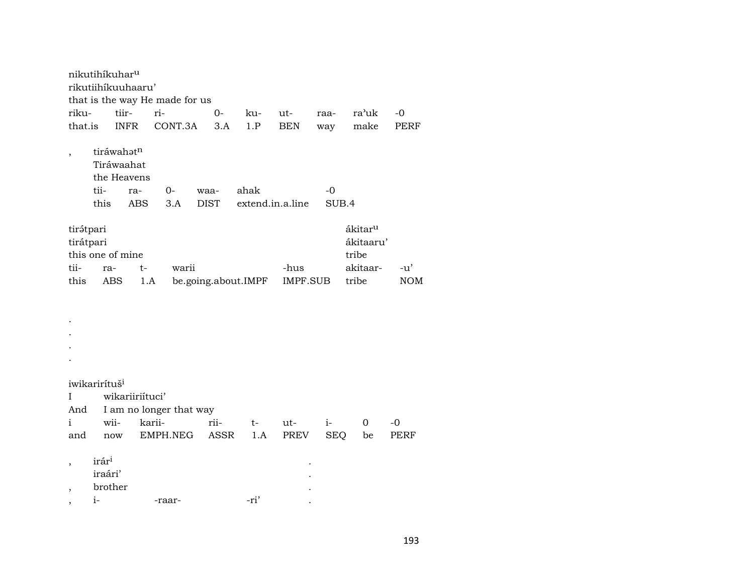nikutihíkuhar$^{u}$
rikutiihíkuuhaaru’
that is the way He made for us

| riku- | tiir- | ri- | 0- | ku- | ut- | raa- | ra’uk | -0 |
|---|---|---|---|---|---|---|---|---|
| that.is | INFR | CONT.3A | 3.A | 1.P | BEN | way | make | PERF |

, tiráwahət$^{n}$
Tiráwaahat
the Heavens

| tii- | ra- | 0- | waa- | ahak | -0 |
|---|---|---|---|---|---|
| this | ABS | 3.A | DIST | extend.in.a.line | SUB.4 |

tirə́tpari
tirátpari
this one of mine

| tii- | ra- | t- | warii | -hus |
|---|---|---|---|---|
| this | ABS | 1.A | be.going.about.IMPF | IMPF.SUB |

ákitar$^{u}$
ákitaaru’
tribe

| akitaar- | -u’ |
|---|---|
| tribe | NOM |

.
.
.
.

iwikarirítuš$^{i}$
I wikariiriítuci’
And I am no longer that way

| i | wii- | karii- | rii- | t- | ut- | i- | 0 | -0 |
|---|---|---|---|---|---|---|---|---|
| and | now | EMPH.NEG | ASSR | 1.A | PREV | SEQ | be | PERF |

, irár$^{i}$ .
iraári’ .
, brother .
, i- -raar- -ri’ .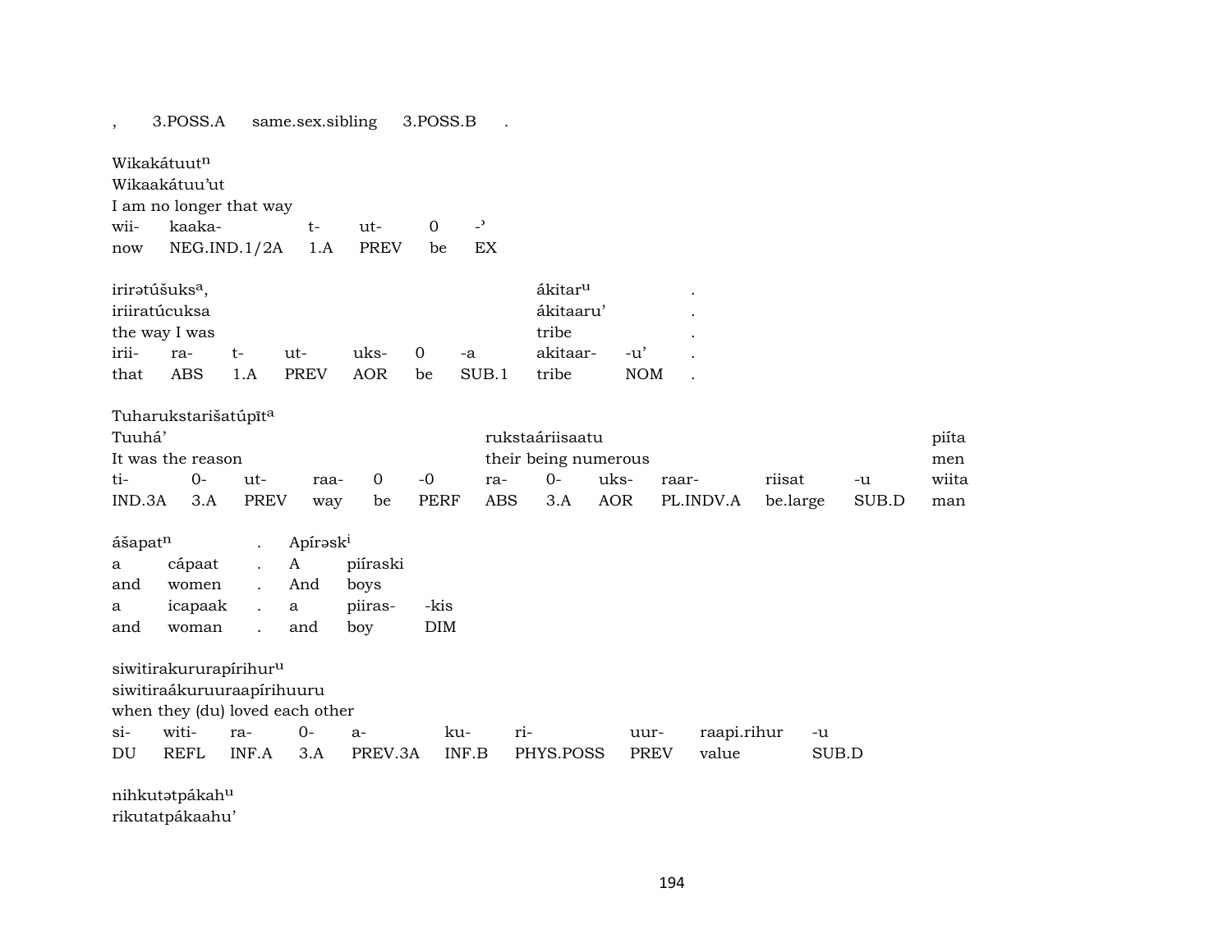| , | 3.POSS.A | same.sex.sibling | 3.POSS.B | . |
|---|---|---|---|---|

Wikakátuut[n]
Wikaakátuu'ut
I am no longer that way

| wii- | kaaka- | t- | ut- | 0 | -ʾ |
|---|---|---|---|---|---|
| now | NEG.IND.1/2A | 1.A | PREV | be | EX |

| irirətúšuks[a], | | | | | | | ákitar[u] | | . |
|---|---|---|---|---|---|---|---|---|---|
| iriiratúcuksa | | | | | | | ákitaaru' | | . |
| the way I was | | | | | | | tribe | | . |
| irii- | ra- | t- | ut- | uks- | 0 | -a | akitaar- | -u' | . |
| that | ABS | 1.A | PREV | AOR | be | SUB.1 | tribe | NOM | . |

Tuharukstarišatúpīt[a]

| Tuuhá' | | | | | | rukstaáriisaatu | | | | | | piíta |
|---|---|---|---|---|---|---|---|---|---|---|---|---|
| It was the reason | | | | | | their being numerous | | | | | | men |
| ti- | 0- | ut- | raa- | 0 | -0 | ra- | 0- | uks- | raar- | riisat | -u | wiita |
| IND.3A | 3.A | PREV | way | be | PERF | ABS | 3.A | AOR | PL.INDV.A | be.large | SUB.D | man |

| ášapat[n] | | . | Apírəsk[i] | | |
|---|---|---|---|---|---|
| a | cápaat | . | A | piíraski | |
| and | women | . | And | boys | |
| a | icapaak | . | a | piiras- | -kis |
| and | woman | . | and | boy | DIM |

siwitirakururapírihur[u]
siwitiraákuruuraapírihuuru
when they (du) loved each other

| si- | witi- | ra- | 0- | a- | ku- | ri- | uur- | raapi.rihur | -u |
|---|---|---|---|---|---|---|---|---|---|
| DU | REFL | INF.A | 3.A | PREV.3A | INF.B | PHYS.POSS | PREV | value | SUB.D |

nihkutətpákah[u]
rikutatpákaahu'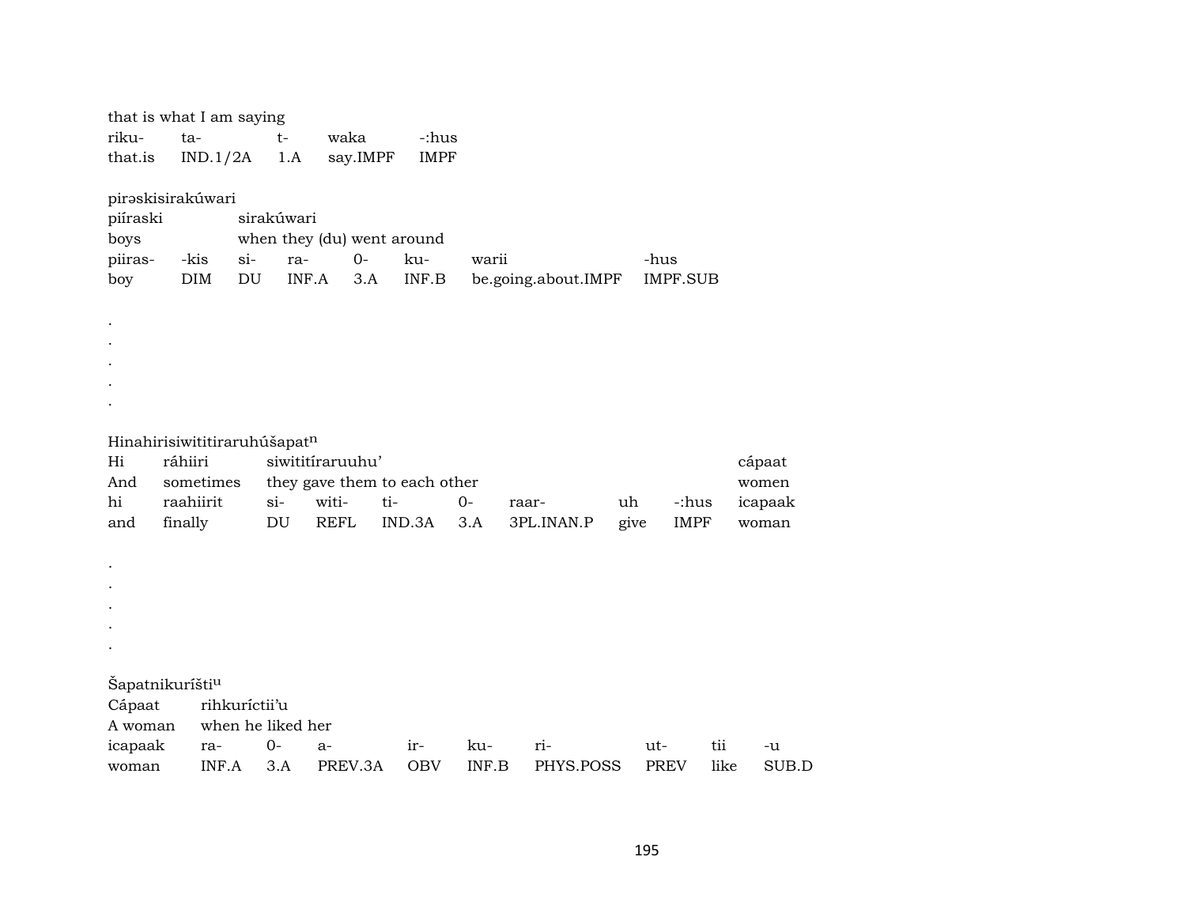that is what I am saying

| riku- | ta- | t- | waka | -:hus |
|---|---|---|---|---|
| that.is | IND.1/2A | 1.A | say.IMPF | IMPF |

pirəskisirakúwari

| piíraski | | sirakúwari | | | | | |
|---|---|---|---|---|---|---|---|
| boys | | when they (du) went around | | | | | |
| piiras- | -kis | si- | ra- | 0- | ku- | warii | -hus |
| boy | DIM | DU | INF.A | 3.A | INF.B | be.going.about.IMPF | IMPF.SUB |

.
.
.
.
.

Hinahirisiwititiraruhúšapat$^{n}$

| Hi | ráhiiri | siwititíraruuhu' | | | | | | | cápaat |
|---|---|---|---|---|---|---|---|---|---|
| And | sometimes | they gave them to each other | | | | | | | women |
| hi | raahiirit | si- | witi- | ti- | 0- | raar- | uh | -:hus | icapaak |
| and | finally | DU | REFL | IND.3A | 3.A | 3PL.INAN.P | give | IMPF | woman |

.
.
.
.
.

Šapatnikurísti$^{u}$

| Cápaat | rihkuríctii'u | | | | | | | | |
|---|---|---|---|---|---|---|---|---|---|
| A woman | when he liked her | | | | | | | | |
| icapaak | ra- | 0- | a- | ir- | ku- | ri- | ut- | tii | -u |
| woman | INF.A | 3.A | PREV.3A | OBV | INF.B | PHYS.POSS | PREV | like | SUB.D |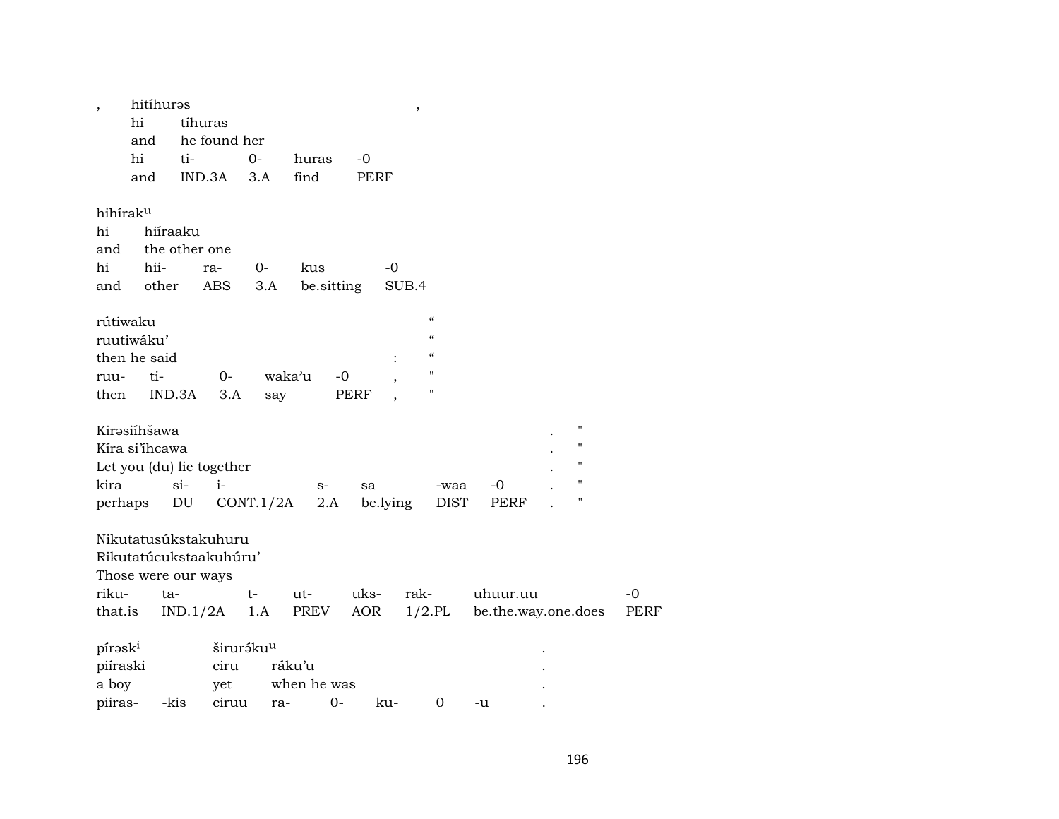| , | hitíhurəs | | | | | , |
|---|---|---|---|---|---|---|
| | hi | tíhuras | | | | |
| | and | he found her | | | | |
| | hi | ti- | 0- | huras | -0 | |
| | and | IND.3A | 3.A | find | PERF | |

| hihírak^u | | | | | |
|---|---|---|---|---|---|
| hi | hiíraaku | | | | |
| and | the other one | | | | |
| hi | hii- | ra- | 0- | kus | -0 |
| and | other | ABS | 3.A | be.sitting | SUB.4 |

| rútiwaku | | | | | | “ |
|---|---|---|---|---|---|---|
| ruutiwáku’ | | | | | | “ |
| then he said | | | | | : | “ |
| ruu- | ti- | 0- | waka’u | -0 | , | " |
| then | IND.3A | 3.A | say | PERF | , | " |

| Kirəsiíhšawa | | | | | | | . | " |
|---|---|---|---|---|---|---|---|---|
| Kíra si’íhcawa | | | | | | | . | " |
| Let you (du) lie together | | | | | | | . | " |
| kira | si- | i- | s- | sa | -waa | -0 | . | " |
| perhaps | DU | CONT.1/2A | 2.A | be.lying | DIST | PERF | . | " |

| Nikutatusúkstakuhuru | | | | | | | |
|---|---|---|---|---|---|---|---|
| Rikutatúcukstaakuhúru’ | | | | | | | |
| Those were our ways | | | | | | | |
| riku- | ta- | t- | ut- | uks- | rak- | uhuur.uu | -0 |
| that.is | IND.1/2A | 1.A | PREV | AOR | 1/2.PL | be.the.way.one.does | PERF |

| pírəsk^i | | širurə́ku^u | | | | | | . |
|---|---|---|---|---|---|---|---|---|
| piíraski | | ciru | ráku’u | | | | | . |
| a boy | | yet | when he was | | | | | . |
| piiras- | -kis | ciruu | ra- | 0- | ku- | 0 | -u | . |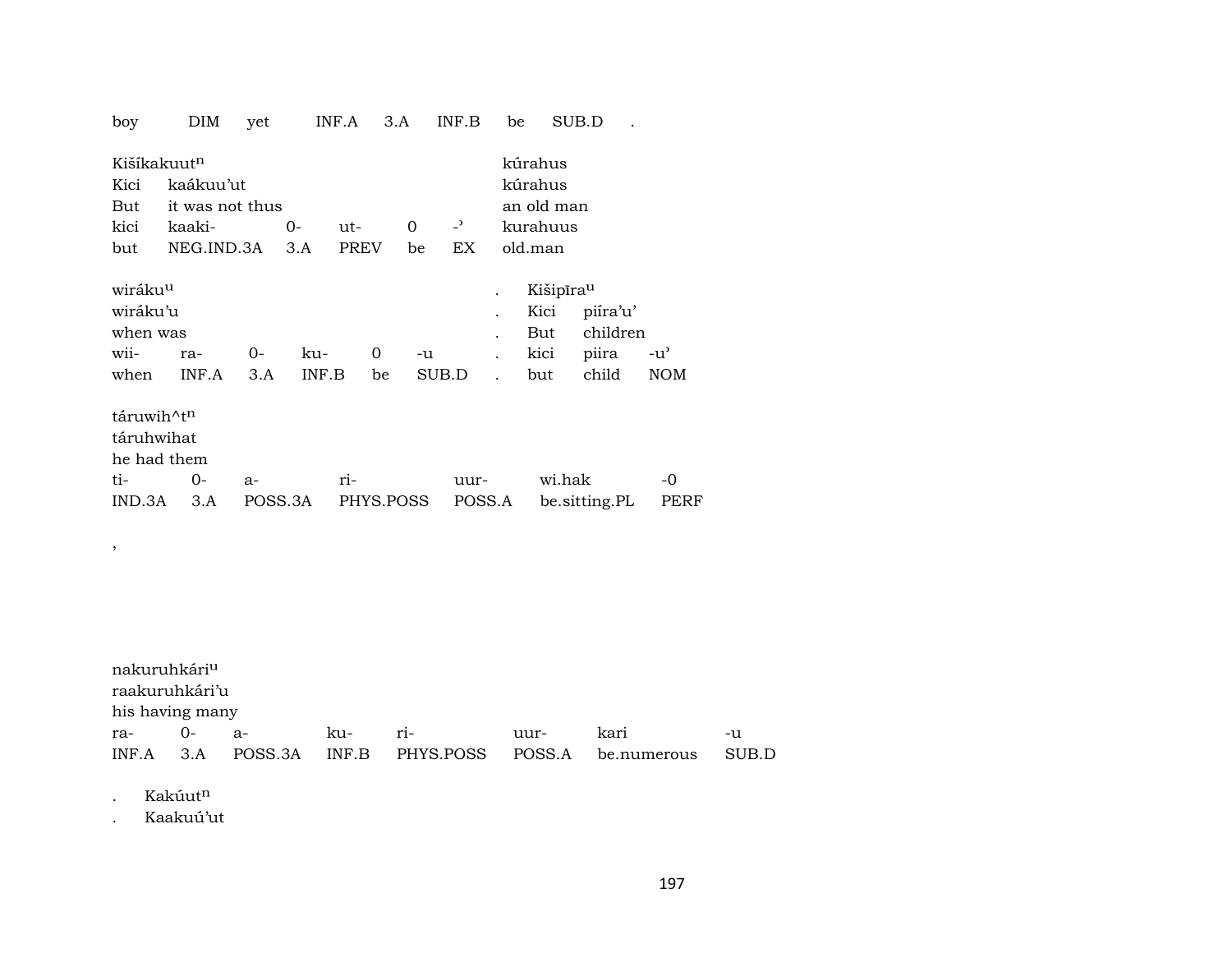| boy | DIM | yet | INF.A | 3.A | INF.B | be | SUB.D | . |
|---|---|---|---|---|---|---|---|---|

| Kišíkakuut$^{n}$ | | | | | | kúrahus |
|---|---|---|---|---|---|---|
| Kici | kaákuu'ut | | | | | kúrahus |
| But | it was not thus | | | | | an old man |
| kici | kaaki- | 0- | ut- | 0 | -ʾ | kurahuus |
| but | NEG.IND.3A | 3.A | PREV | be | EX | old.man |

| wiráku$^{u}$ | | | | | | . | Kišipīra$^{u}$ | | |
|---|---|---|---|---|---|---|---|---|---|
| wiráku'u | | | | | | . | Kici | piíra'u' | |
| when was | | | | | | . | But | children | |
| wii- | ra- | 0- | ku- | 0 | -u | . | kici | piira | -u' |
| when | INF.A | 3.A | INF.B | be | SUB.D | . | but | child | NOM |

| táruwih^t$^{n}$ | | | | | | |
|---|---|---|---|---|---|---|
| táruhwihat | | | | | | |
| he had them | | | | | | |
| ti- | 0- | a- | ri- | uur- | wi.hak | -0 |
| IND.3A | 3.A | POSS.3A | PHYS.POSS | POSS.A | be.sitting.PL | PERF |

,

| nakuruhkári$^{u}$ | | | | | | | |
|---|---|---|---|---|---|---|---|
| raakuruhkári'u | | | | | | | |
| his having many | | | | | | | |
| ra- | 0- | a- | ku- | ri- | uur- | kari | -u |
| INF.A | 3.A | POSS.3A | INF.B | PHYS.POSS | POSS.A | be.numerous | SUB.D |

. Kakúut$^{n}$

. Kaakuú'ut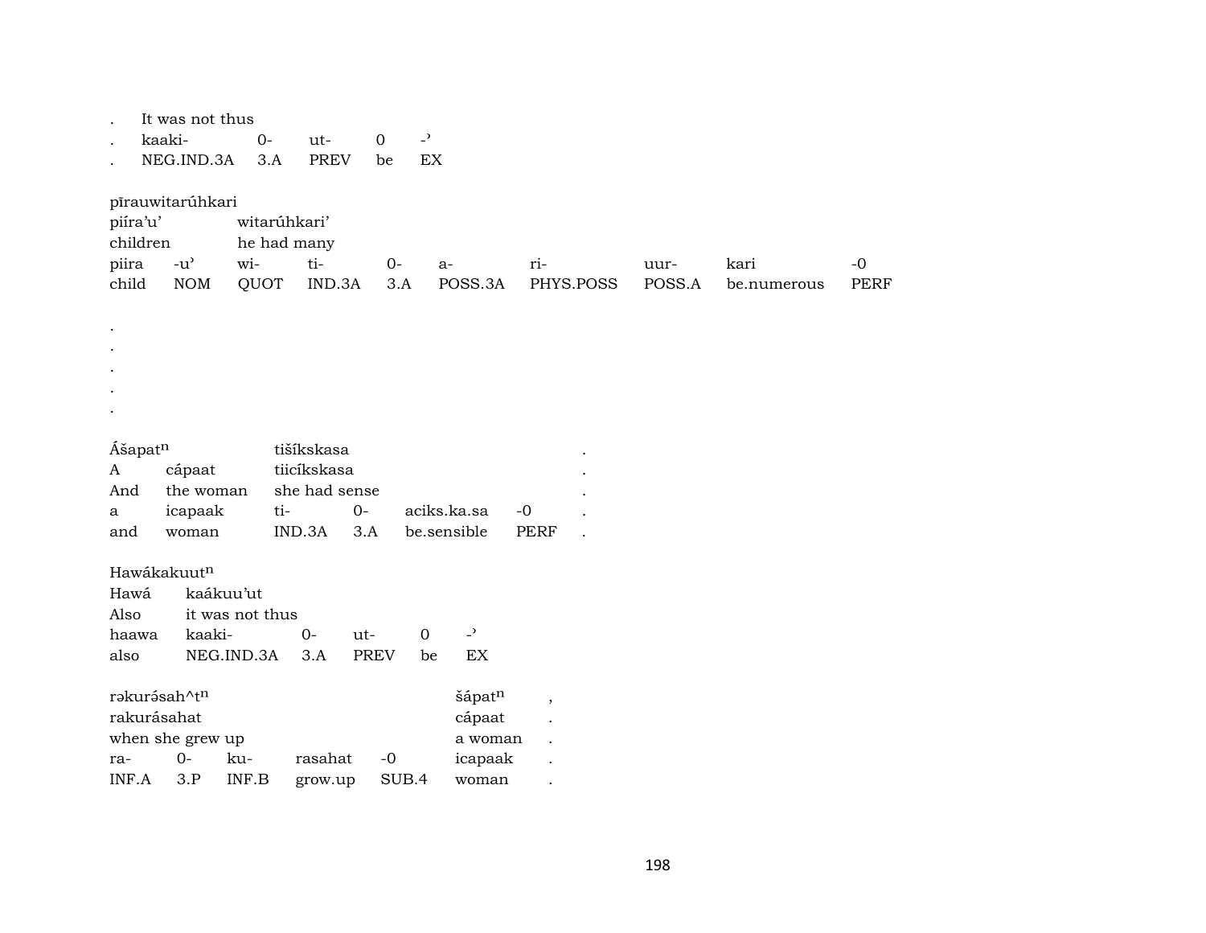| . | It was not thus | | | | |
|---|---|---|---|---|---|
| . | kaaki- | 0- | ut- | 0 | -ʾ |
| . | NEG.IND.3A | 3.A | PREV | be | EX |

pīrauwitarúhkari

| piíraʼuʼ | | witarúhkariʼ | | | | | | | |
|---|---|---|---|---|---|---|---|---|---|
| children | | he had many | | | | | | | |
| piira | -uʼ | wi- | ti- | 0- | a- | ri- | uur- | kari | -0 |
| child | NOM | QUOT | IND.3A | 3.A | POSS.3A | PHYS.POSS | POSS.A | be.numerous | PERF |

.
.
.
.
.

| Ášapat^n | | tišíkskasa | | | | | . |
|---|---|---|---|---|---|---|---|
| A | cápaat | tiicíkskasa | | | | | . |
| And | the woman | she had sense | | | | | . |
| a | icapaak | ti- | 0- | aciks.ka.sa | | -0 | . |
| and | woman | IND.3A | 3.A | be.sensible | | PERF | . |

Hawákakuut^n

| Hawá | kaákuuʼut | | | | |
|---|---|---|---|---|---|
| Also | it was not thus | | | | |
| haawa | kaaki- | 0- | ut- | 0 | -ʾ |
| also | NEG.IND.3A | 3.A | PREV | be | EX |

| rəkurə́sah^t^n | | | | | šápat^n | , |
|---|---|---|---|---|---|---|
| rakurásahat | | | | | cápaat | . |
| when she grew up | | | | | a woman | . |
| ra- | 0- | ku- | rasahat | -0 | icapaak | . |
| INF.A | 3.P | INF.B | grow.up | SUB.4 | woman | . |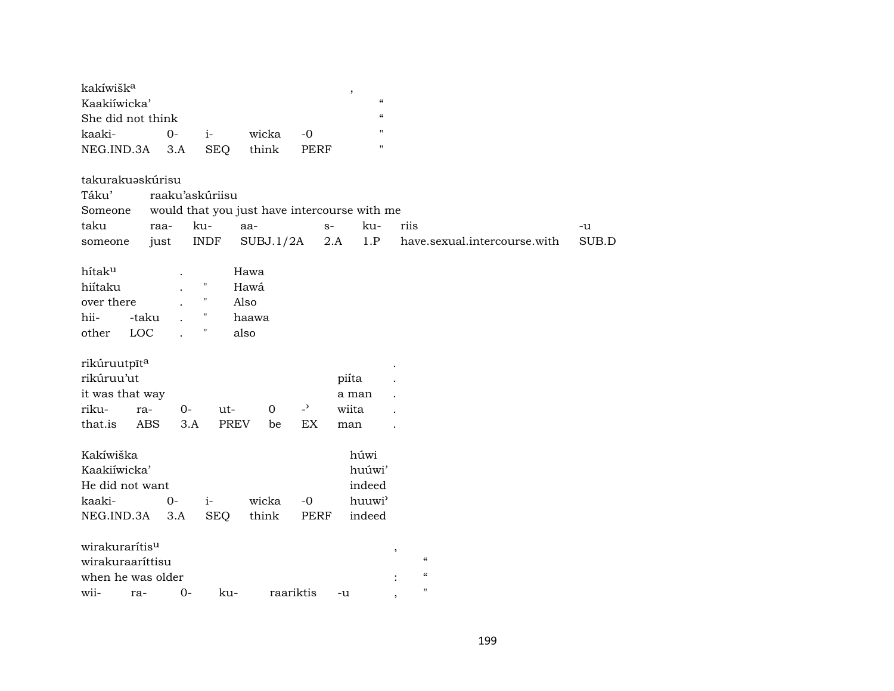| kakíwišk^a | | | | | , | |
|---|---|---|---|---|---|---|
| Kaakiíwicka’ | | | | | | “ |
| She did not think | | | | | | “ |
| kaaki- | 0- | i- | wicka | -0 | | " |
| NEG.IND.3A | 3.A | SEQ | think | PERF | | " |

| takurakuəskúrisu | | | | | | | |
|---|---|---|---|---|---|---|---|
| Táku’ | raaku’askúriisu | | | | | | |
| Someone | would that you just have intercourse with me | | | | | | |
| taku | raa- | ku- | aa- | s- | ku- | riis | -u |
| someone | just | INDF | SUBJ.1/2A | 2.A | 1.P | have.sexual.intercourse.with | SUB.D |

| hítak^u | | . | | Hawa |
|---|---|---|---|---|
| hiítaku | | . | " | Hawá |
| over there | | . | " | Also |
| hii- | -taku | . | " | haawa |
| other | LOC | . | " | also |

| rikúruutpīt^a | | | | | | | . |
|---|---|---|---|---|---|---|---|
| rikúruu’ut | | | | | | piíta | . |
| it was that way | | | | | | a man | . |
| riku- | ra- | 0- | ut- | 0 | -’ | wiita | . |
| that.is | ABS | 3.A | PREV | be | EX | man | . |

| Kakíwiška | | | | | húwi |
|---|---|---|---|---|---|
| Kaakiíwicka’ | | | | | huúwi’ |
| He did not want | | | | | indeed |
| kaaki- | 0- | i- | wicka | -0 | huuwi’ |
| NEG.IND.3A | 3.A | SEQ | think | PERF | indeed |

| wirakurarítis^u | | | | | | , | |
|---|---|---|---|---|---|---|---|
| wirakuraaríttisu | | | | | | | “ |
| when he was older | | | | | | : | “ |
| wii- | ra- | 0- | ku- | raariktis | -u | , | " |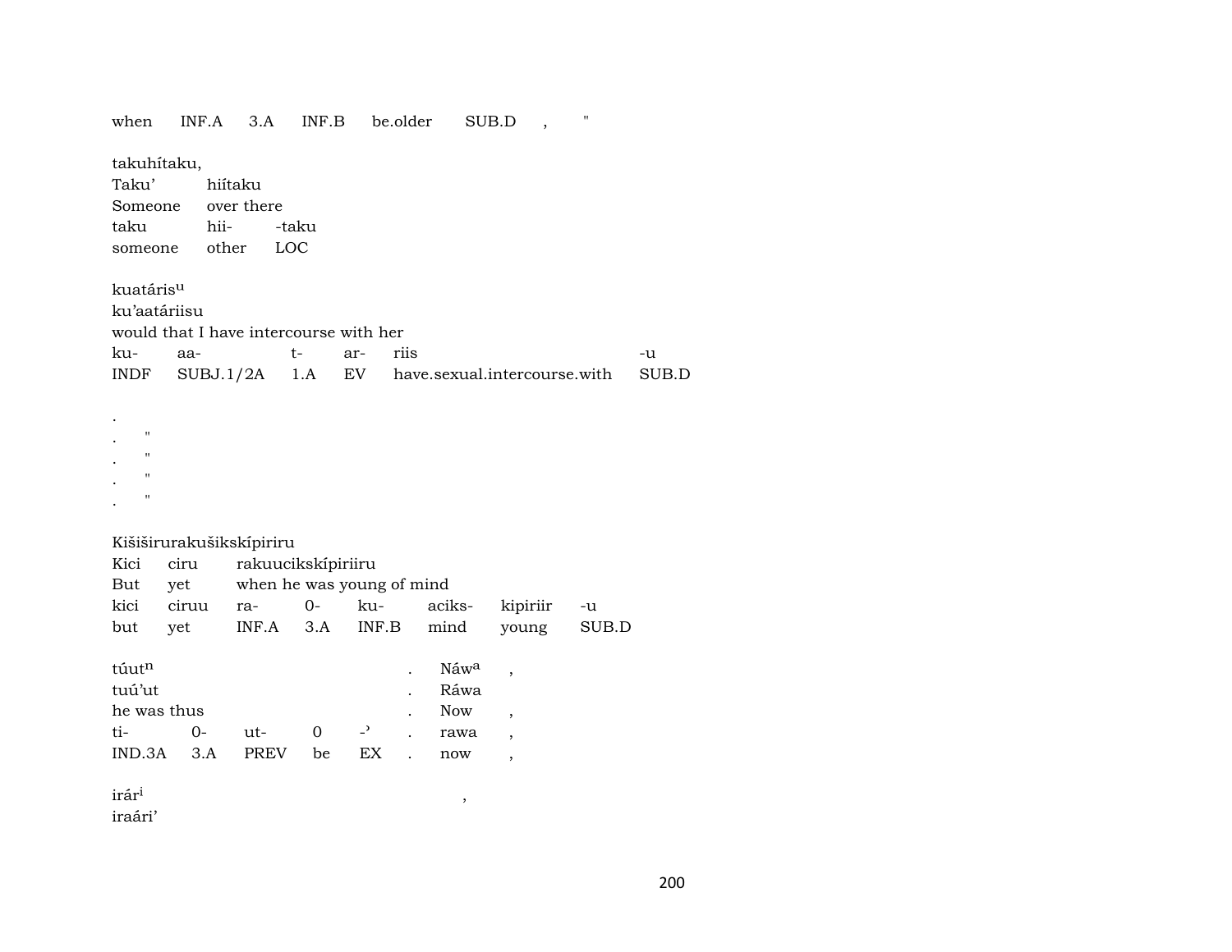when INF.A 3.A INF.B be.older SUB.D , "

takuhítaku,
Taku' hiítaku
Someone over there
taku hii- -taku
someone other LOC

kuatárisu
ku'aatáriisu
would that I have intercourse with her
ku- aa- t- ar- riis -u
INDF SUBJ.1/2A 1.A EV have.sexual.intercourse.with SUB.D

.
. "
. "
. "
. "

Kišiširurakušikskípiriru
Kici ciru rakuucikskípiriiru
But yet when he was young of mind
kici ciruu ra- 0- ku- aciks- kipiriir -u
but yet INF.A 3.A INF.B mind young SUB.D

túutn . Náwa ,
tuú'ut . Ráwa
he was thus . Now ,
ti- 0- ut- 0 -ˀ . rawa ,
IND.3A 3.A PREV be EX . now ,

irári ,
iraári'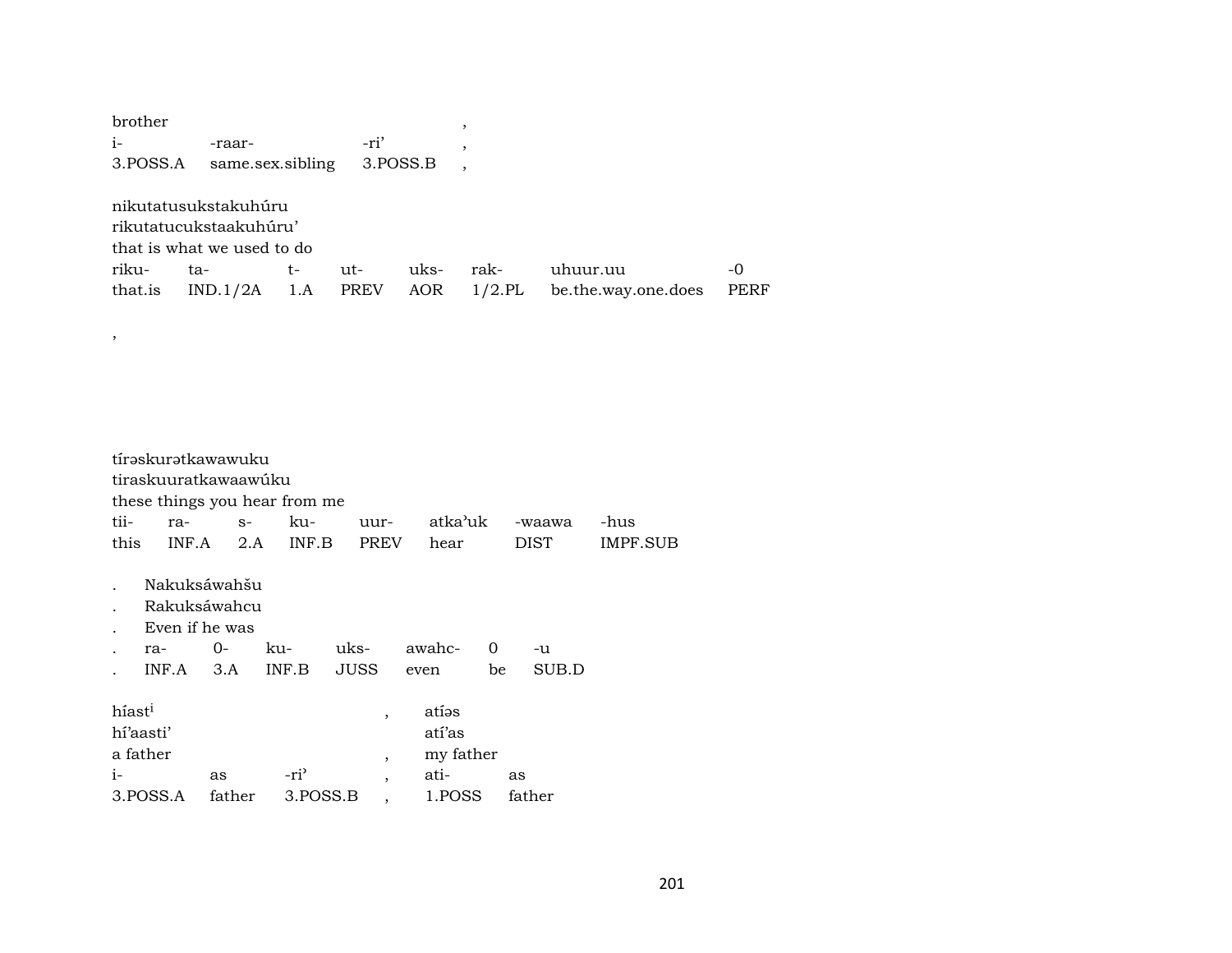brother ,

| i- | -raar- | -ri’ | , |
|---|---|---|---|
| 3.POSS.A | same.sex.sibling | 3.POSS.B | , |

nikutatusukstakuhúru
rikutatucukstaakuhúru’
that is what we used to do

| riku- | ta- | t- | ut- | uks- | rak- | uhuur.uu | -0 |
|---|---|---|---|---|---|---|---|
| that.is | IND.1/2A | 1.A | PREV | AOR | 1/2.PL | be.the.way.one.does | PERF |

,

tírəskurətkawawuku
tiraskuuratkawaawúku
these things you hear from me

| tii- | ra- | s- | ku- | uur- | atka’uk | -waawa | -hus |
|---|---|---|---|---|---|---|---|
| this | INF.A | 2.A | INF.B | PREV | hear | DIST | IMPF.SUB |

. Nakuksáwahšu
. Rakuksáwahcu
. Even if he was

| . | ra- | 0- | ku- | uks- | awahc- | 0 | -u |
|---|---|---|---|---|---|---|---|
| . | INF.A | 3.A | INF.B | JUSS | even | be | SUB.D |

híast[i] , atíəs
hí’aasti’ atí’as
a father , my father

| i- | as | -ri’ | , | ati- | as |
|---|---|---|---|---|---|
| 3.POSS.A | father | 3.POSS.B | , | 1.POSS | father |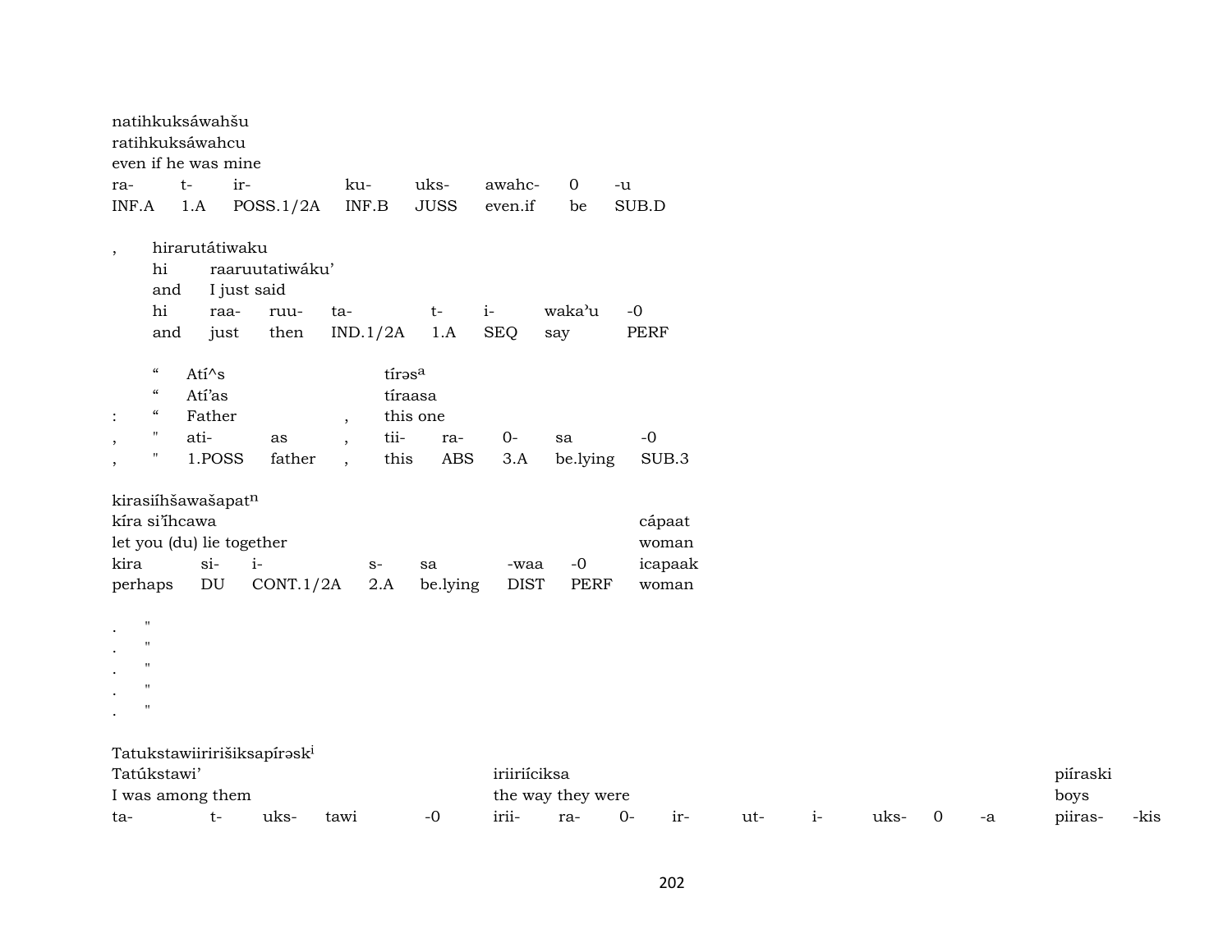natihkuksáwahšu
ratihkuksáwahcu
even if he was mine

| ra- | t- | ir- | ku- | uks- | awahc- | 0 | -u |
|---|---|---|---|---|---|---|---|
| INF.A | 1.A | POSS.1/2A | INF.B | JUSS | even.if | be | SUB.D |

, hirarutátiwaku
hi raaruutatiwáku'
and I just said

| hi | raa- | ruu- | ta- | t- | i- | waka'u | -0 |
|---|---|---|---|---|---|---|---|
| and | just | then | IND.1/2A | 1.A | SEQ | say | PERF |

| | " | Atí^s | | tírəs[a] | | | | |
|---|---|---|---|---|---|---|---|---|
| | " | Atí'as | | tíraasa | | | | |
| : | " | Father | , | this one | | | | |
| , | " | ati- as | , | tii- | ra- | 0- | sa | -0 |
| , | " | 1.POSS father | , | this | ABS | 3.A | be.lying | SUB.3 |

kirasiíhšawašapat[n]
kíra si'ihcawa cápaat
let you (du) lie together woman

| kira | si- | i- | s- | sa | -waa | -0 | icapaak |
|---|---|---|---|---|---|---|---|
| perhaps | DU | CONT.1/2A | 2.A | be.lying | DIST | PERF | woman |

. "
. "
. "
. "
. "

Tatukstawiiririšiksapírəsk[i]
Tatúkstawi' iriiriíciksa piíraski
I was among them the way they were boys

| ta- | t- | uks- | tawi | -0 | irii- | ra- | 0- | ir- | ut- | i- | uks- | 0 | -a | piiras- | -kis |
|---|---|---|---|---|---|---|---|---|---|---|---|---|---|---|---|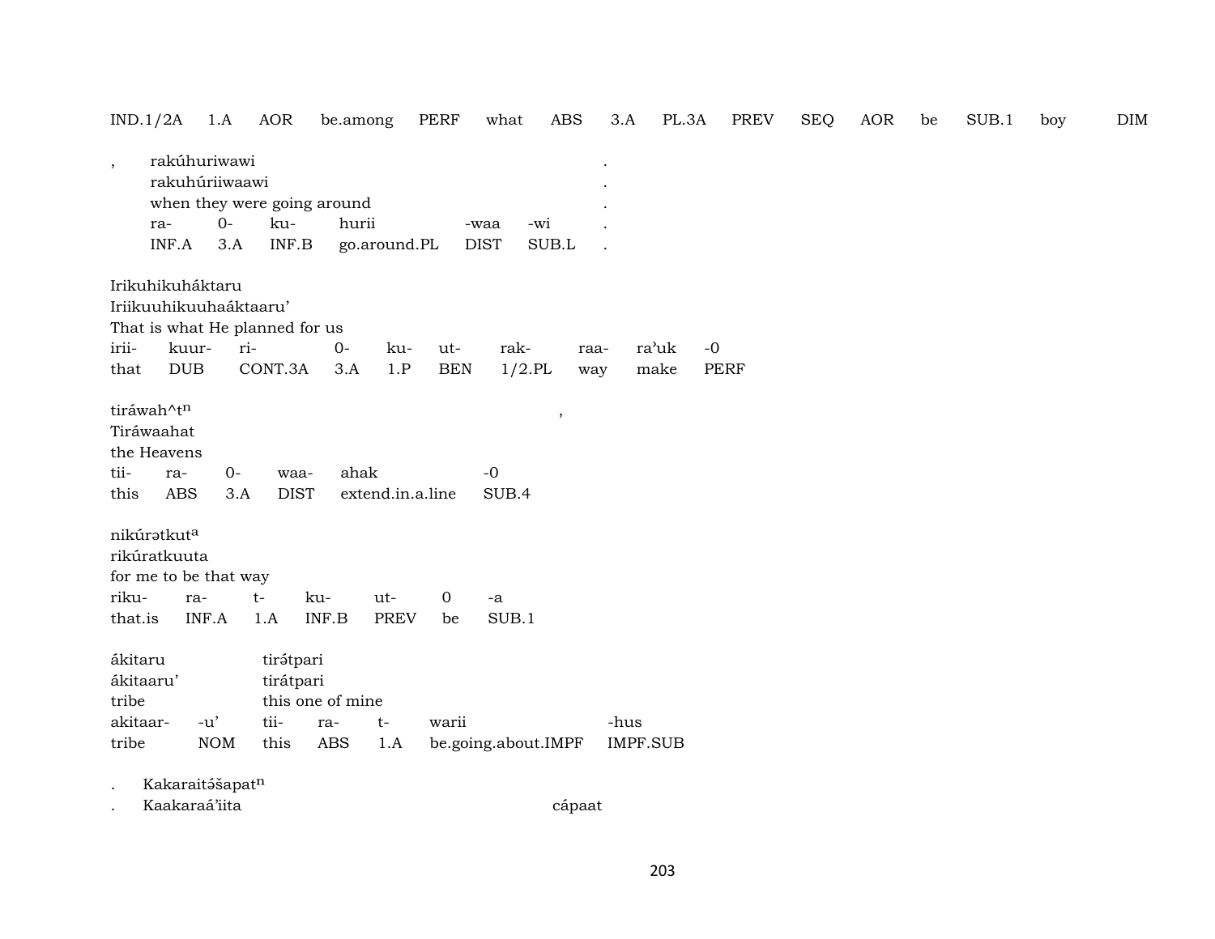| IND.1/2A | 1.A | AOR | be.among | PERF | what | ABS | 3.A | PL.3A | PREV | SEQ | AOR | be | SUB.1 | boy | DIM |
|---|---|---|---|---|---|---|---|---|---|---|---|---|---|---|---|

| , | rakúhuriwawi | | | | | . |
|---|---|---|---|---|---|---|
| | rakuhúriiwaawi | | | | | . |
| | when they were going around | | | | | . |
| | ra- | 0- | ku- | hurii | -waa | -wi | . |
| | INF.A | 3.A | INF.B | go.around.PL | DIST | SUB.L | . |

Irikuhikuháktaru
Iriikuuhikuuhaáktaaru'
That is what He planned for us

| irii- | kuur- | ri- | 0- | ku- | ut- | rak- | raa- | ra'uk | -0 |
|---|---|---|---|---|---|---|---|---|---|
| that | DUB | CONT.3A | 3.A | 1.P | BEN | 1/2.PL | way | make | PERF |

tiráwah^t^n ,
Tiráwaahat
the Heavens

| tii- | ra- | 0- | waa- | ahak | -0 |
|---|---|---|---|---|---|
| this | ABS | 3.A | DIST | extend.in.a.line | SUB.4 |

nikúrətkut^a
rikúratkuuta
for me to be that way

| riku- | ra- | t- | ku- | ut- | 0 | -a |
|---|---|---|---|---|---|---|
| that.is | INF.A | 1.A | INF.B | PREV | be | SUB.1 |

| ákitaru | | tirə́tpari | | | | |
|---|---|---|---|---|---|---|
| ákitaaru' | | tirátpari | | | | |
| tribe | | this one of mine | | | | |
| akitaar- | -u' | tii- | ra- | t- | warii | -hus |
| tribe | NOM | this | ABS | 1.A | be.going.about.IMPF | IMPF.SUB |

. Kakaraitə́šapat^n
. Kaakaraá'iita cápaat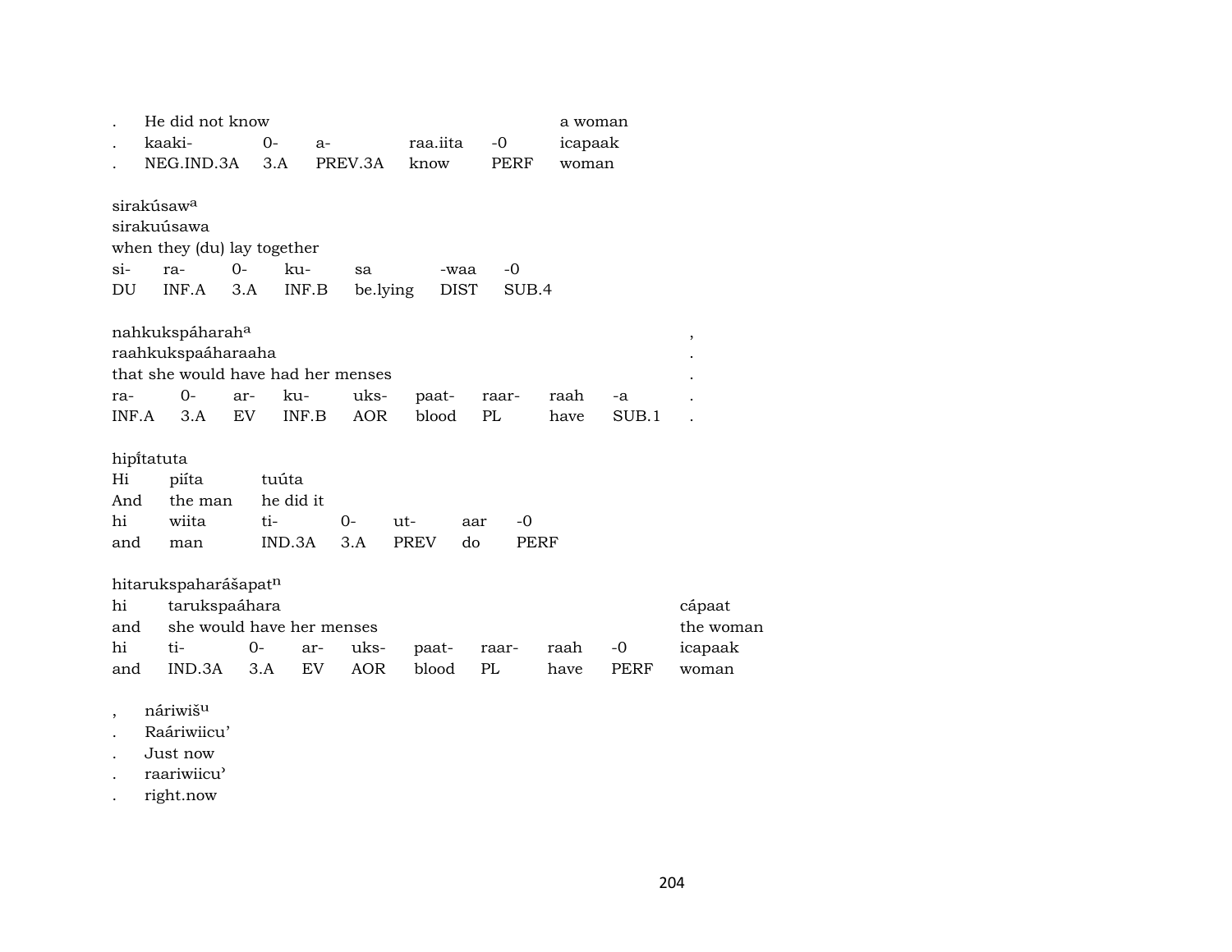| . | He did not know | | | | | a woman |
|---|---|---|---|---|---|---|
| . | kaaki- | 0- | a- | raa.iita | -0 | icapaak |
| . | NEG.IND.3A | 3.A | PREV.3A | know | PERF | woman |

sirakúsaw[a]
sirakuúsawa
when they (du) lay together

| si- | ra- | 0- | ku- | sa | -waa | -0 |
|---|---|---|---|---|---|---|
| DU | INF.A | 3.A | INF.B | be.lying | DIST | SUB.4 |

nahkukspáharah[a] ,
raahkukspaáharaaha .
that she would have had her menses .

| ra- | 0- | ar- | ku- | uks- | paat- | raar- | raah | -a | . |
|---|---|---|---|---|---|---|---|---|---|
| INF.A | 3.A | EV | INF.B | AOR | blood | PL | have | SUB.1 | . |

hipí̄tatuta

| Hi | piíta | tuúta | | | | |
|---|---|---|---|---|---|---|
| And | the man | he did it | | | | |
| hi | wiita | ti- | 0- | ut- | aar | -0 |
| and | man | IND.3A | 3.A | PREV | do | PERF |

hitarukspaharášapat[n]

| hi | tarukspaáhara | | | | | | | | cápaat |
|---|---|---|---|---|---|---|---|---|---|
| and | she would have her menses | | | | | | | | the woman |
| hi | ti- | 0- | ar- | uks- | paat- | raar- | raah | -0 | icapaak |
| and | IND.3A | 3.A | EV | AOR | blood | PL | have | PERF | woman |

, náriwiš[u]
. Raáriwiicu’
. Just now
. raariwiicu’
. right.now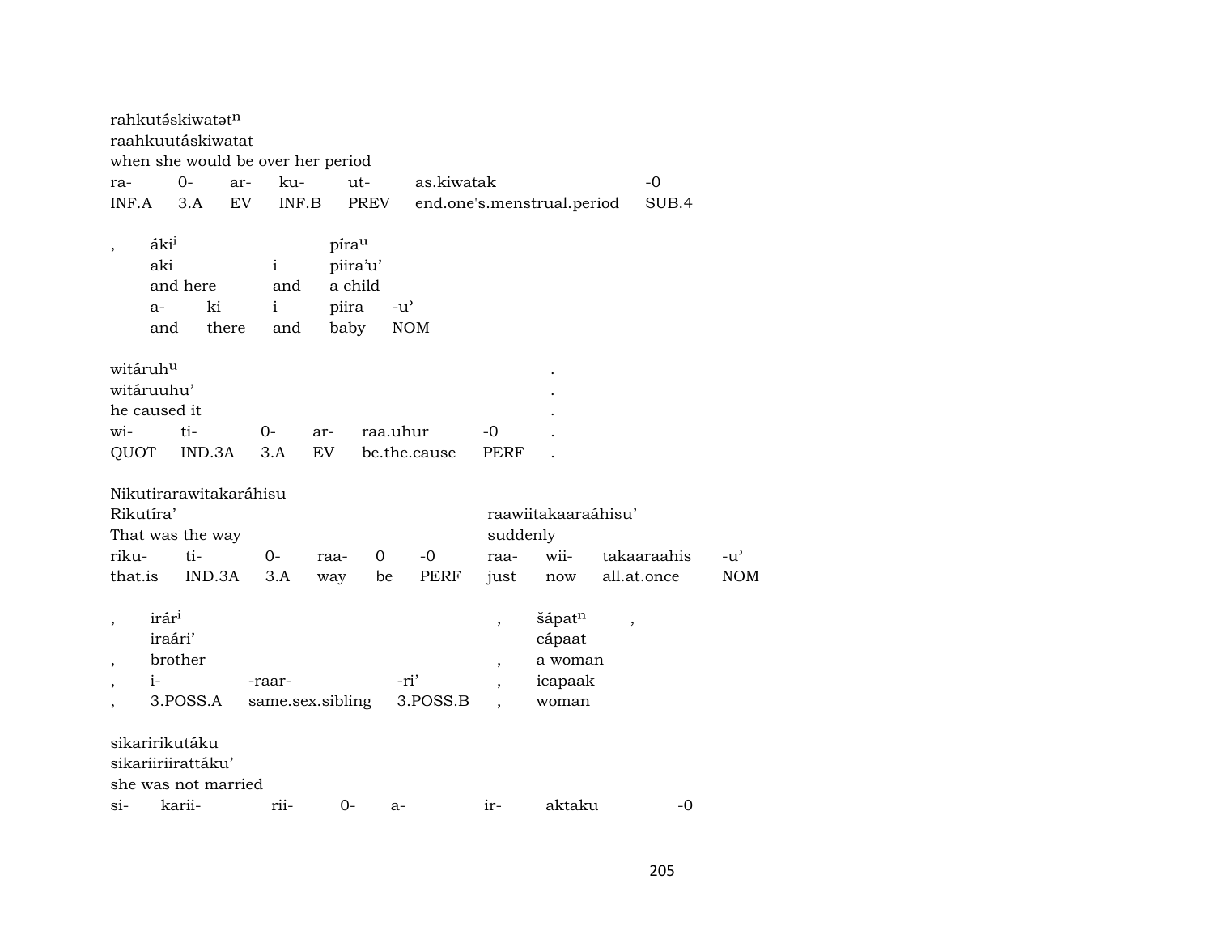rahkutə́skiwatət$^{n}$
raahkuutáskiwatat
when she would be over her period

| ra- | 0- | ar- | ku- | ut- | as.kiwatak | -0 |
|---|---|---|---|---|---|---|
| INF.A | 3.A | EV | INF.B | PREV | end.one's.menstrual.period | SUB.4 |

| , | áki$^{i}$ | | | píra$^{u}$ | |
|---|---|---|---|---|---|
| | aki | | i | piira'u' | |
| | and here | | and | a child | |
| | a- | ki | i | piira | -u' |
| | and | there | and | baby | NOM |

witáruh$^{u}$ .
witáruuhu' .
he caused it .

| wi- | ti- | 0- | ar- | raa.uhur | -0 | . |
|---|---|---|---|---|---|---|
| QUOT | IND.3A | 3.A | EV | be.the.cause | PERF | . |

Nikutirarawitakaráhisu

| Rikutíra' | | | | | | raawiitakaaraáhisu' | | | |
|---|---|---|---|---|---|---|---|---|---|
| That was the way | | | | | | suddenly | | | |
| riku- | ti- | 0- | raa- | 0 | -0 | raa- | wii- | takaaraahis | -u' |
| that.is | IND.3A | 3.A | way | be | PERF | just | now | all.at.once | NOM |

| , | irár$^{i}$ | | | , | šápat$^{n}$ | , |
|---|---|---|---|---|---|---|
| | iraári' | | | | cápaat | |
| , | brother | | | , | a woman | |
| , | i- | -raar- | -ri' | , | icapaak | |
| , | 3.POSS.A | same.sex.sibling | 3.POSS.B | , | woman | |

sikaririkutáku
sikariiriirattáku'
she was not married

| si- | karii- | rii- | 0- | a- | ir- | aktaku | -0 |
|---|---|---|---|---|---|---|---|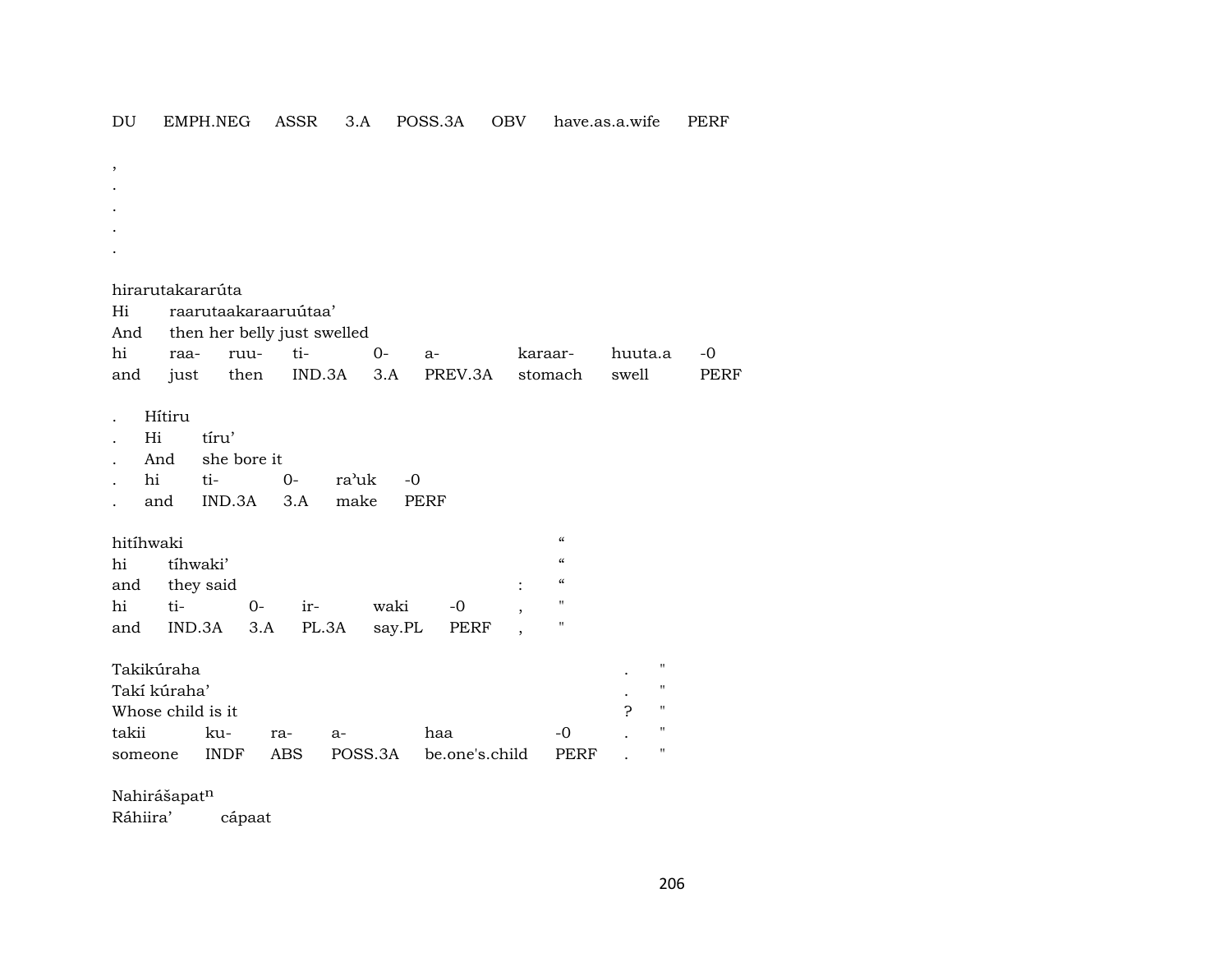DU EMPH.NEG ASSR 3.A POSS.3A OBV have.as.a.wife PERF

,
.
.
.
.

hirarutakararúta
Hi raarutaakakaraaruútaa'
And then her belly just swelled

| hi | raa- | ruu- | ti- | 0- | a- | karaar- | huuta.a | -0 |
|---|---|---|---|---|---|---|---|---|
| and | just | then | IND.3A | 3.A | PREV.3A | stomach | swell | PERF |

. Hítiru
. Hi tíru'
. And she bore it

| . | hi | ti- | 0- | ra'uk | -0 |
|---|---|---|---|---|---|
| . | and | IND.3A | 3.A | make | PERF |

hitíhwaki "
hi tíhwaki' "
and they said : "

| hi | ti- | 0- | ir- | waki | -0 | , | " |
|---|---|---|---|---|---|---|---|
| and | IND.3A | 3.A | PL.3A | say.PL | PERF | , | " |

Takikúraha . "
Takí kúraha' . "
Whose child is it ? "

| takii | ku- | ra- | a- | haa | -0 | . | " |
|---|---|---|---|---|---|---|---|
| someone | INDF | ABS | POSS.3A | be.one's.child | PERF | . | " |

Nahirášapat$^{n}$
Ráhiira' cápaat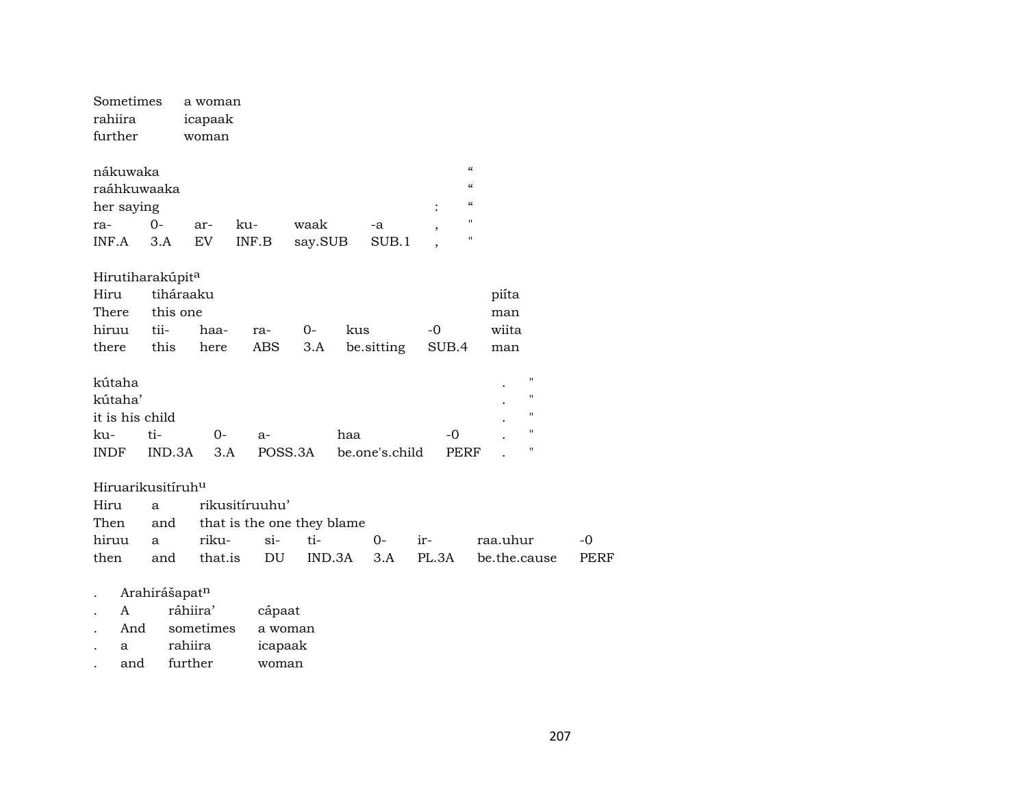| Sometimes | a woman |
|---|---|
| rahiira | icapaak |
| further | woman |

| nákuwaka | | | | | | | “ |
|---|---|---|---|---|---|---|---|
| raáhkuwaaka | | | | | | | “ |
| her saying | | | | | | : | “ |
| ra- | 0- | ar- | ku- | waak | -a | , | " |
| INF.A | 3.A | EV | INF.B | say.SUB | SUB.1 | , | " |

| Hirutiharakúpit[a] | | | | | | | |
|---|---|---|---|---|---|---|---|
| Hiru | tiháraaku | | | | | | piíta |
| There | this one | | | | | | man |
| hiruu | tii- | haa- | ra- | 0- | kus | -0 | wiita |
| there | this | here | ABS | 3.A | be.sitting | SUB.4 | man |

| kútaha | | | | | | . | " |
|---|---|---|---|---|---|---|---|
| kútaha’ | | | | | | . | " |
| it is his child | | | | | | . | " |
| ku- | ti- | 0- | a- | haa | -0 | . | " |
| INDF | IND.3A | 3.A | POSS.3A | be.one's.child | PERF | . | " |

| Hiruarikusitíruh[u] | | | | | | | | |
|---|---|---|---|---|---|---|---|---|
| Hiru | a | rikusitíruuhu’ | | | | | | |
| Then | and | that is the one they blame | | | | | | |
| hiruu | a | riku- | si- | ti- | 0- | ir- | raa.uhur | -0 |
| then | and | that.is | DU | IND.3A | 3.A | PL.3A | be.the.cause | PERF |

| . | Arahirášapat[n] | | |
|---|---|---|---|
| . | A | ráhiira’ | cápaat |
| . | And | sometimes | a woman |
| . | a | rahiira | icapaak |
| . | and | further | woman |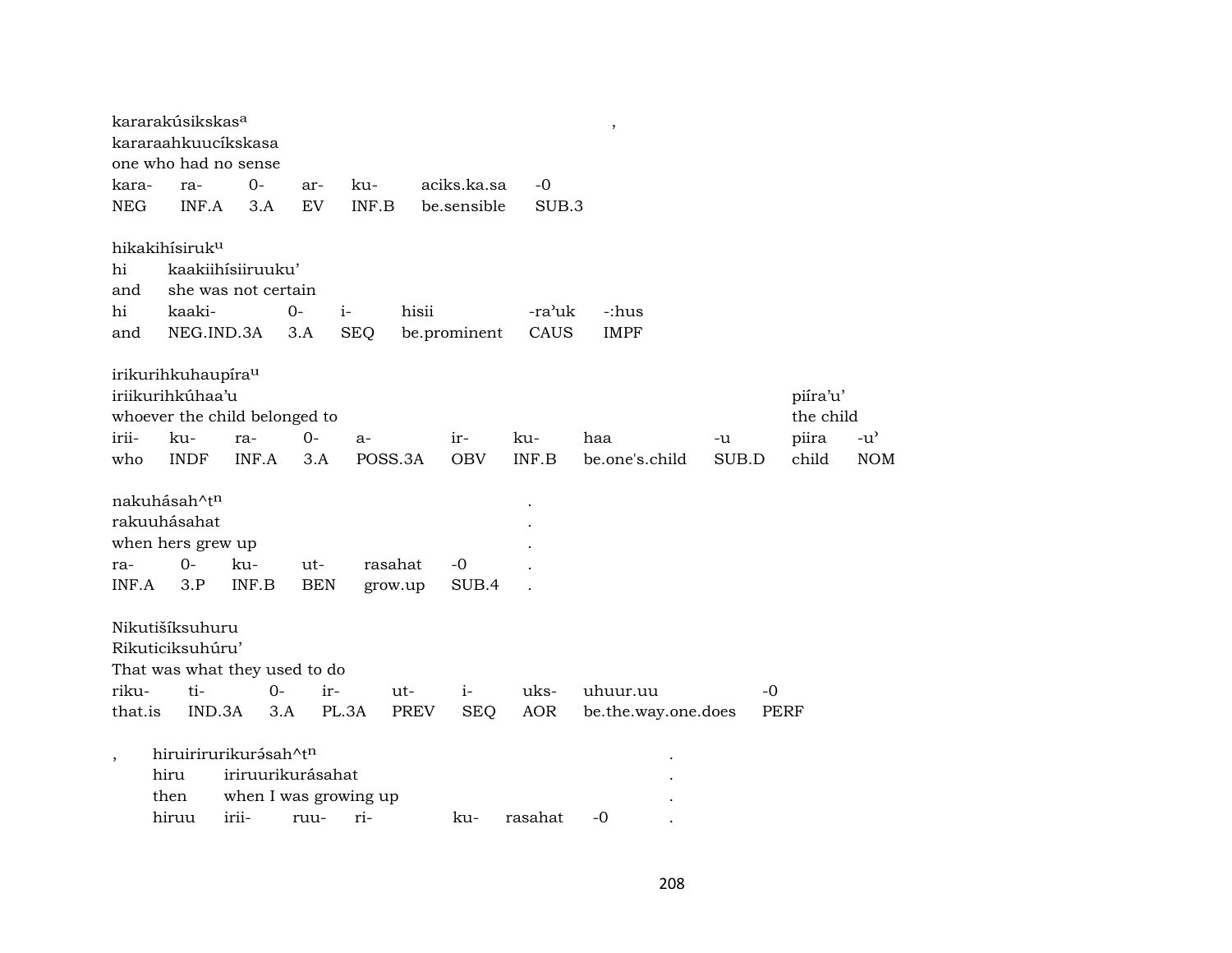kararakúsikskas[a] ,
kararaahkuucíkskasa
one who had no sense

| kara- | ra- | 0- | ar- | ku- | aciks.ka.sa | -0 |
|---|---|---|---|---|---|---|
| NEG | INF.A | 3.A | EV | INF.B | be.sensible | SUB.3 |

hikakihísiruk[u]

| hi | kaakiihísiiruuku' | | | | | |
|---|---|---|---|---|---|---|
| and | she was not certain | | | | | |
| hi | kaaki- | 0- | i- | hisii | -ra'uk | -:hus |
| and | NEG.IND.3A | 3.A | SEQ | be.prominent | CAUS | IMPF |

irikurihkuhaupíra[u]

| iriikurihkúhaa'u | | | | | | | | | piíra'u' | |
|---|---|---|---|---|---|---|---|---|---|---|
| whoever the child belonged to | | | | | | | | | the child | |
| irii- | ku- | ra- | 0- | a- | ir- | ku- | haa | -u | piira | -u' |
| who | INDF | INF.A | 3.A | POSS.3A | OBV | INF.B | be.one's.child | SUB.D | child | NOM |

nakuhásah^t[n] .
rakuuhásahat .
when hers grew up .

| ra- | 0- | ku- | ut- | rasahat | -0 | . |
|---|---|---|---|---|---|---|
| INF.A | 3.P | INF.B | BEN | grow.up | SUB.4 | . |

Nikutišíksuhuru
Rikuticiksuhúru'
That was what they used to do

| riku- | ti- | 0- | ir- | ut- | i- | uks- | uhuur.uu | -0 |
|---|---|---|---|---|---|---|---|---|
| that.is | IND.3A | 3.A | PL.3A | PREV | SEQ | AOR | be.the.way.one.does | PERF |

, hiruirirurikurásah^t[n] .

| hiru | iriruurikurásahat | | | | | | . |
|---|---|---|---|---|---|---|---|
| then | when I was growing up | | | | | | . |
| hiruu | irii- | ruu- | ri- | ku- | rasahat | -0 | . |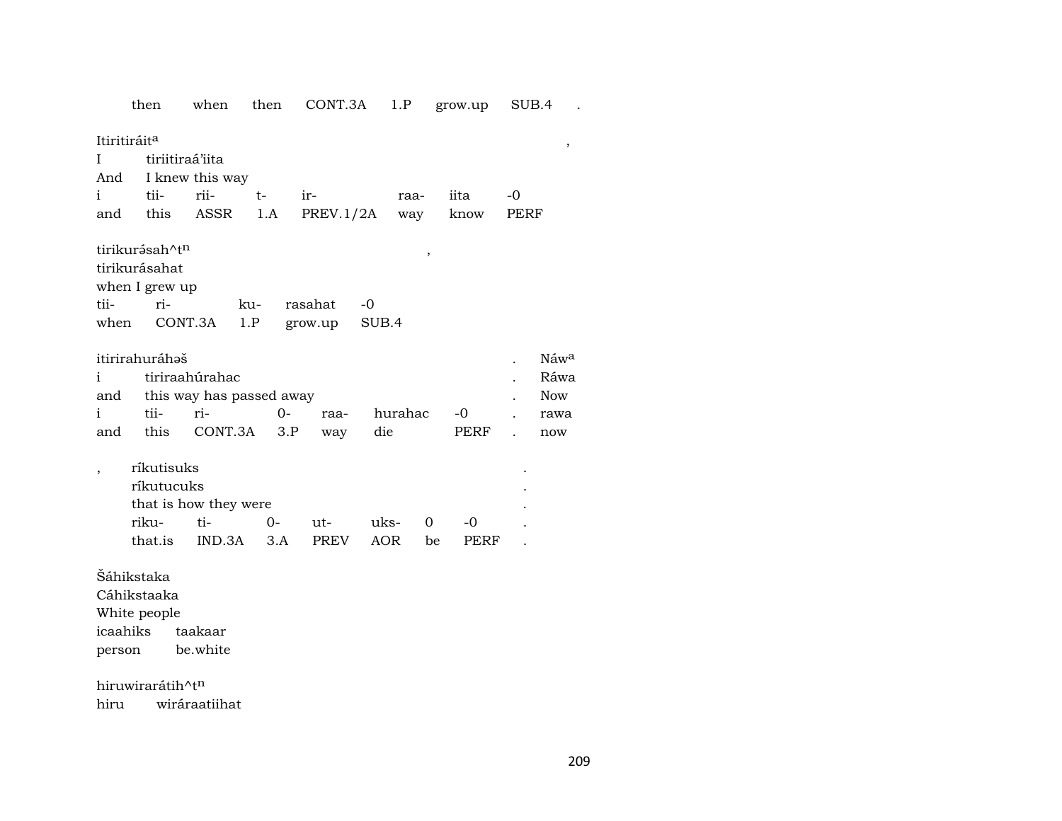then when then CONT.3A 1.P grow.up SUB.4 .

Itiritiráit[a] ,
I tiriitiraá'iita
And I knew this way
i tii- rii- t- ir- raa- iita -0
and this ASSR 1.A PREV.1/2A way know PERF

tirikurə́sah^t[n] ,
tirikurásahat
when I grew up
tii- ri- ku- rasahat -0
when CONT.3A 1.P grow.up SUB.4

itirirahuráhəš . Náw[a]
i tiriraahúrahac . Ráwa
and this way has passed away . Now
i tii- ri- 0- raa- hurahac -0 . rawa
and this CONT.3A 3.P way die PERF . now

, ríkutisuks .
ríkutucuks .
that is how they were .
riku- ti- 0- ut- uks- 0 -0 .
that.is IND.3A 3.A PREV AOR be PERF .

Šáhikstaka
Cáhikstaaka
White people
icaahiks taakaar
person be.white

hiruwirarátih^t[n]
hiru wiráraatiihat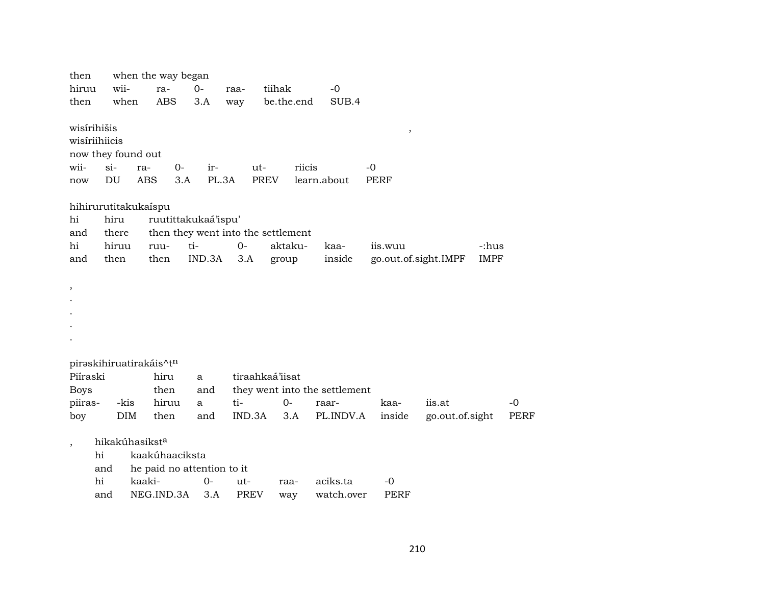then when the way began

| hiruu | wii- | ra- | 0- | raa- | tiihak | -0 |
|---|---|---|---|---|---|---|
| then | when | ABS | 3.A | way | be.the.end | SUB.4 |

wisírihišis ,

wisíriihiicis

now they found out

| wii- | si- | ra- | 0- | ir- | ut- | riicis | -0 |
|---|---|---|---|---|---|---|---|
| now | DU | ABS | 3.A | PL.3A | PREV | learn.about | PERF |

hihirurutitakukaíspu

| hi | hiru | ruutittakukaá'ispu' |
|---|---|---|
| and | there | then they went into the settlement |

| hi | hiruu | ruu- | ti- | 0- | aktaku- | kaa- | iis.wuu | -:hus |
|---|---|---|---|---|---|---|---|---|
| and | then | then | IND.3A | 3.A | group | inside | go.out.of.sight.IMPF | IMPF |

,

.

.

.

.

pirəskihiruatirakáis^t^n

| Piíraski | hiru | a | tiraahkaá'iisat |
|---|---|---|---|
| Boys | then | and | they went into the settlement |

| piiras- | -kis | hiruu | a | ti- | 0- | raar- | kaa- | iis.at | -0 |
|---|---|---|---|---|---|---|---|---|---|
| boy | DIM | then | and | IND.3A | 3.A | PL.INDV.A | inside | go.out.of.sight | PERF |

, hikakúhasikst^a

| hi | kaakúhaaciksta |
|---|---|
| and | he paid no attention to it |

| hi | kaaki- | 0- | ut- | raa- | aciks.ta | -0 |
|---|---|---|---|---|---|---|
| and | NEG.IND.3A | 3.A | PREV | way | watch.over | PERF |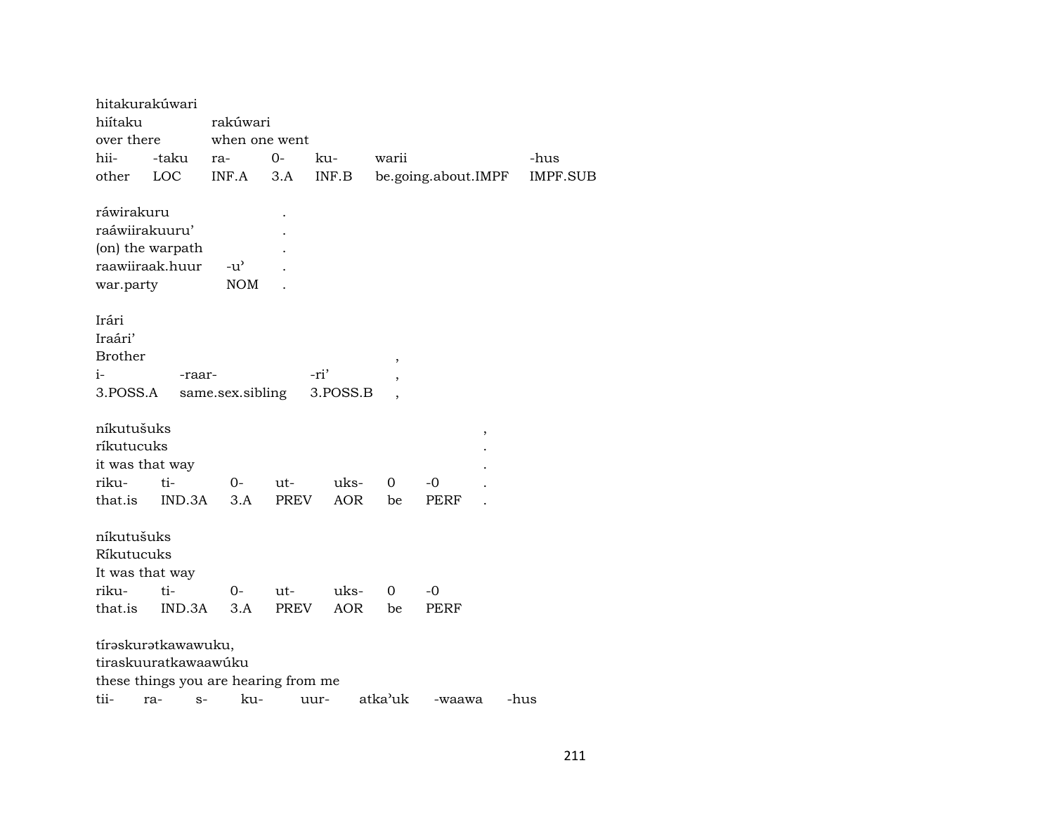hitakurakúwari

| hiítaku | | rakúwari | | | | |
|---|---|---|---|---|---|---|
| over there | | when one went | | | | |
| hii- | -taku | ra- | 0- | ku- | warii | -hus |
| other | LOC | INF.A | 3.A | INF.B | be.going.about.IMPF | IMPF.SUB |

ráwirakuru .

| raáwiirakuuru' | | . |
|---|---|---|
| (on) the warpath | | . |
| raawiiraak.huur | -u' | . |
| war.party | NOM | . |

Irári

| Iraári' | | | |
|---|---|---|---|
| Brother | | | , |
| i- | -raar- | -ri' | , |
| 3.POSS.A | same.sex.sibling | 3.POSS.B | , |

níkutušuks ,

| ríkutucuks | | | | | | | . |
|---|---|---|---|---|---|---|---|
| it was that way | | | | | | | . |
| riku- | ti- | 0- | ut- | uks- | 0 | -0 | . |
| that.is | IND.3A | 3.A | PREV | AOR | be | PERF | . |

níkutušuks

| Ríkutucuks | | | | | | |
|---|---|---|---|---|---|---|
| It was that way | | | | | | |
| riku- | ti- | 0- | ut- | uks- | 0 | -0 |
| that.is | IND.3A | 3.A | PREV | AOR | be | PERF |

tírəskurətkawawuku,

| tiraskuuratkawaawúku | | | | | | | |
|---|---|---|---|---|---|---|---|
| these things you are hearing from me | | | | | | | |
| tii- | ra- | s- | ku- | uur- | atka'uk | -waawa | -hus |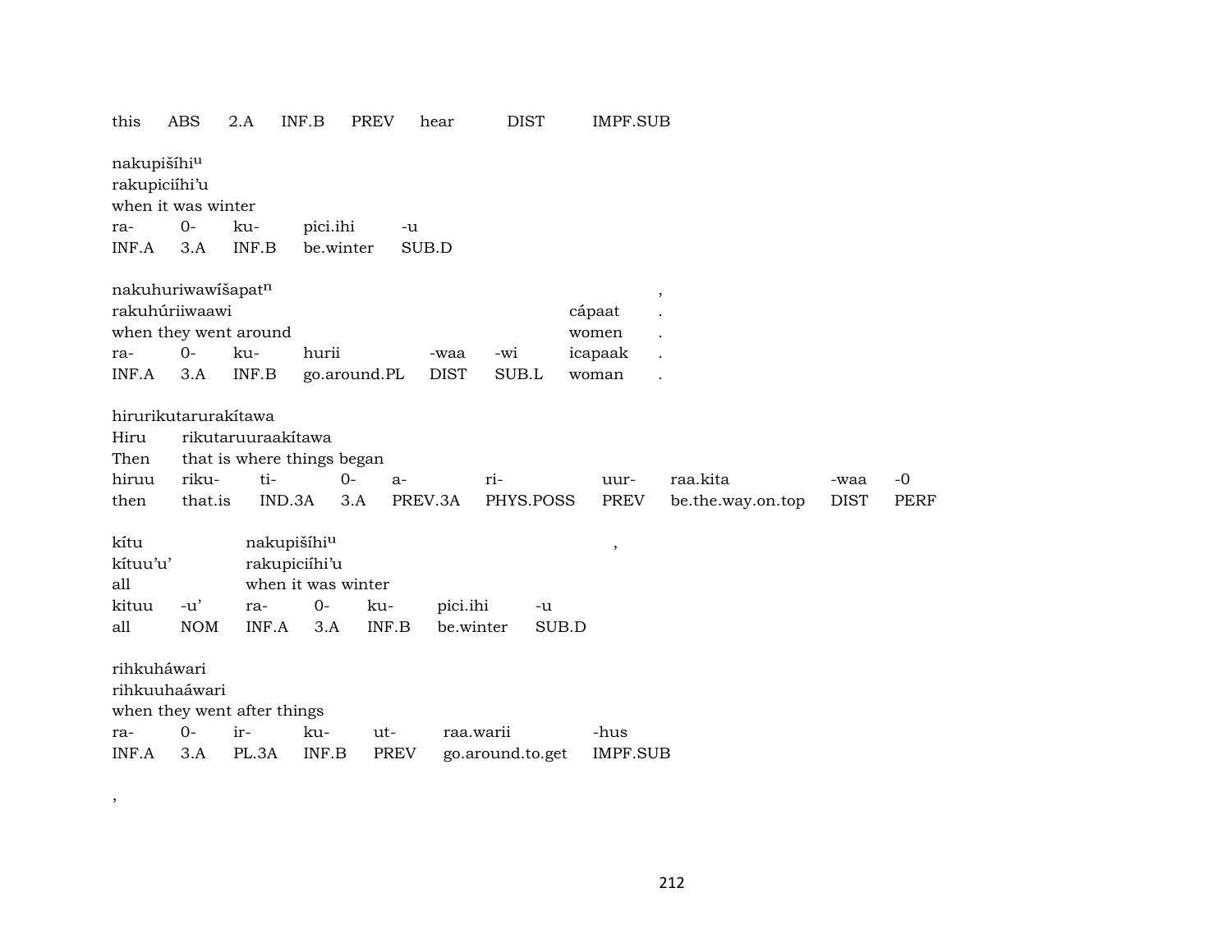| this | ABS | 2.A | INF.B | PREV | hear | DIST | IMPF.SUB |
|---|---|---|---|---|---|---|---|

nakupišíhi$^{u}$
rakupiciíhi'u
when it was winter

| ra- | 0- | ku- | pici.ihi | -u |
|---|---|---|---|---|
| INF.A | 3.A | INF.B | be.winter | SUB.D |

nakuhuriwawíšapat$^{n}$ ,
rakuhúriiwaawi cápaat .
when they went around women .

| ra- | 0- | ku- | hurii | -waa | -wi | icapaak | . |
|---|---|---|---|---|---|---|---|
| INF.A | 3.A | INF.B | go.around.PL | DIST | SUB.L | woman | . |

hirurikutarurakítawa
Hiru rikutaruuraakítawa
Then that is where things began

| hiruu | riku- | ti- | 0- | a- | ri- | uur- | raa.kita | -waa | -0 |
|---|---|---|---|---|---|---|---|---|---|
| then | that.is | IND.3A | 3.A | PREV.3A | PHYS.POSS | PREV | be.the.way.on.top | DIST | PERF |

kítu nakupišíhi$^{u}$ ,
kítuu'u' rakupiciíhi'u
all when it was winter

| kituu | -u' | ra- | 0- | ku- | pici.ihi | -u |
|---|---|---|---|---|---|---|
| all | NOM | INF.A | 3.A | INF.B | be.winter | SUB.D |

rihkuháwari
rihkuuhaáwari
when they went after things

| ra- | 0- | ir- | ku- | ut- | raa.warii | -hus |
|---|---|---|---|---|---|---|
| INF.A | 3.A | PL.3A | INF.B | PREV | go.around.to.get | IMPF.SUB |

,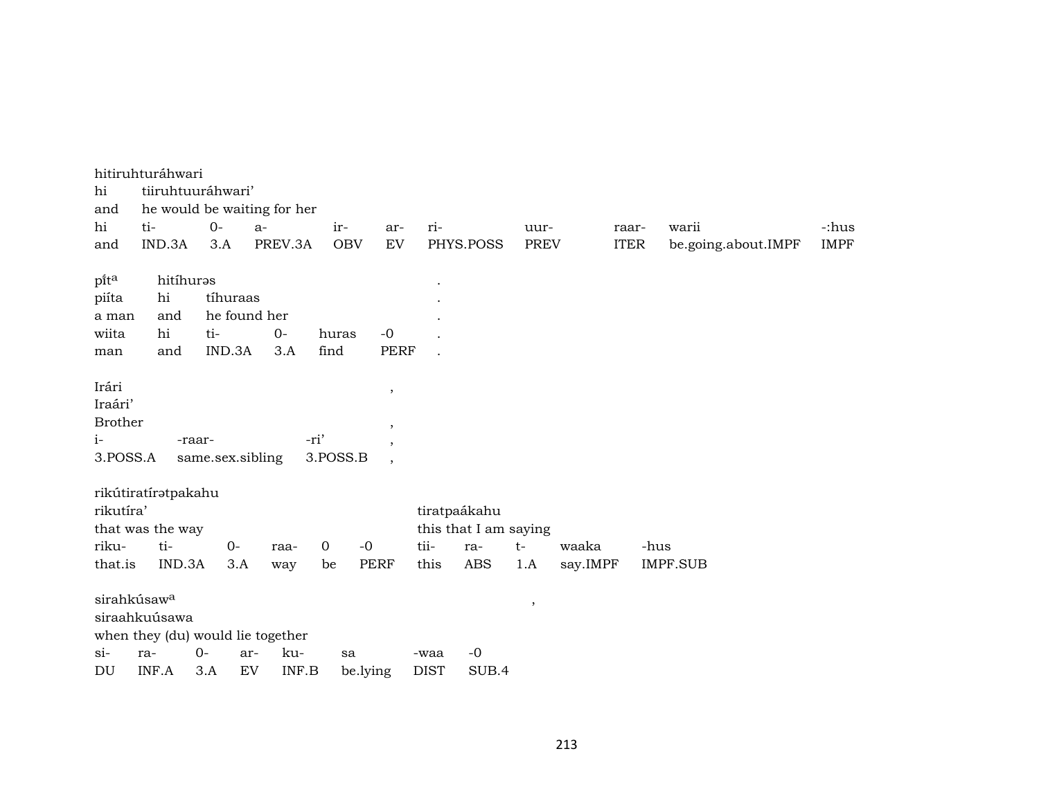hitiruhturáhwari

| hi | tiiruhtuuráhwari' | | | | | | | | | |
|---|---|---|---|---|---|---|---|---|---|---|
| and | he would be waiting for her | | | | | | | | | |
| hi | ti- | 0- | a- | ir- | ar- | ri- | uur- | raar- | warii | -:hus |
| and | IND.3A | 3.A | PREV.3A | OBV | EV | PHYS.POSS | PREV | ITER | be.going.about.IMPF | IMPF |

| pi̍tᵃ | hitíhurəs | | | | | . |
|---|---|---|---|---|---|---|
| piíta | hi | tíhuraas | | | | . |
| a man | and | he found her | | | | . |
| wiita | hi | ti- | 0- | huras | -0 | . |
| man | and | IND.3A | 3.A | find | PERF | . |

| Irári | | | , |
|---|---|---|---|
| Iraári' | | | |
| Brother | | | , |
| i- | -raar- | -ri' | , |
| 3.POSS.A | same.sex.sibling | 3.POSS.B | , |

rikútiratírətpakahu

| rikutíra' | | | | | | tiratpaákahu | | | | |
|---|---|---|---|---|---|---|---|---|---|---|
| that was the way | | | | | | this that I am saying | | | | |
| riku- | ti- | 0- | raa- | 0 | -0 | tii- | ra- | t- | waaka | -hus |
| that.is | IND.3A | 3.A | way | be | PERF | this | ABS | 1.A | say.IMPF | IMPF.SUB |

| sirahkúsawᵃ | | | | | | | | , |
|---|---|---|---|---|---|---|---|---|
| siraahkuúsawa | | | | | | | | |
| when they (du) would lie together | | | | | | | | |
| si- | ra- | 0- | ar- | ku- | sa | -waa | -0 | |
| DU | INF.A | 3.A | EV | INF.B | be.lying | DIST | SUB.4 | |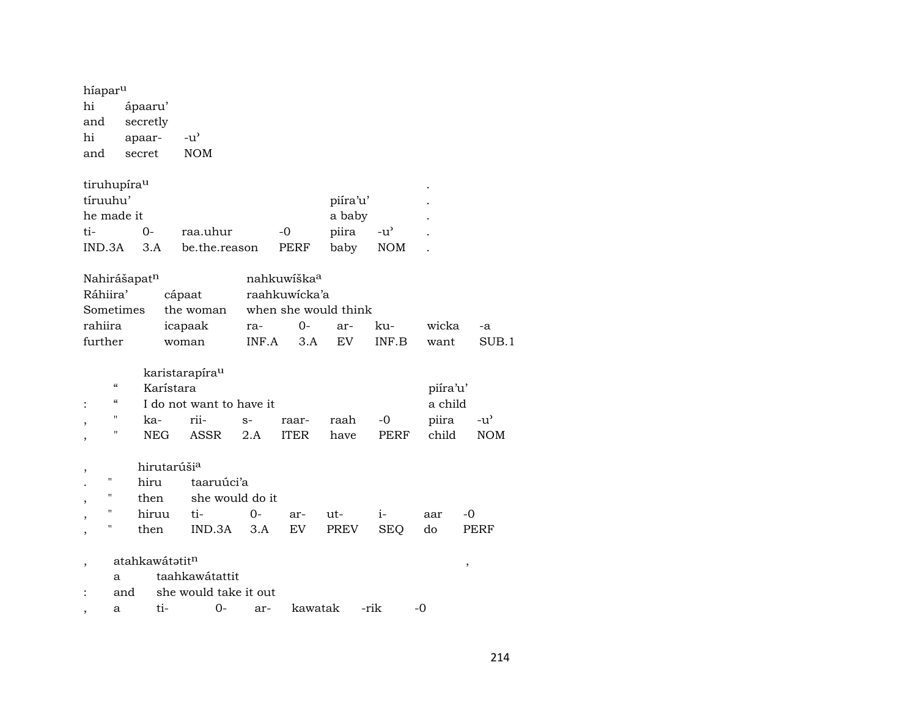híapar$^{u}$

| hi | ápaaru’ | |
|---|---|---|
| and | secretly | |
| hi | apaar- | -u’ |
| and | secret | NOM |

tiruhupíra$^{u}$ .

| tíruuhu’ | | | | piíra’u’ | | . |
|---|---|---|---|---|---|---|
| he made it | | | | a baby | | . |
| ti- | 0- | raa.uhur | -0 | piira | -u’ | . |
| IND.3A | 3.A | be.the.reason | PERF | baby | NOM | . |

Nahirášapat$^{n}$ nahkuwíška$^{a}$

| Ráhiira’ | cápaat | raahkuwícka’a | | | | | |
|---|---|---|---|---|---|---|---|
| Sometimes | the woman | when she would think | | | | | |
| rahiira | icapaak | ra- | 0- | ar- | ku- | wicka | -a |
| further | woman | INF.A | 3.A | EV | INF.B | want | SUB.1 |

karistarapíra$^{u}$

| | “ | Karístara | | | | | | piíra’u’ | |
|---|---|---|---|---|---|---|---|---|---|
| : | “ | I do not want to have it | | | | | | a child | |
| , | " | ka- | rii- | s- | raar- | raah | -0 | piira | -u’ |
| , | " | NEG | ASSR | 2.A | ITER | have | PERF | child | NOM |

, hirutarúši$^{a}$

| . | " | hiru | taaruúci’a | | | | | | |
|---|---|---|---|---|---|---|---|---|---|
| , | " | then | she would do it | | | | | | |
| , | " | hiruu | ti- | 0- | ar- | ut- | i- | aar | -0 |
| , | " | then | IND.3A | 3.A | EV | PREV | SEQ | do | PERF |

, atahkawátətit$^{n}$ ,

| | a | taahkawátattit | | | | | |
|---|---|---|---|---|---|---|---|
| : | and | she would take it out | | | | | |
| , | a | ti- | 0- | ar- | kawatak | -rik | -0 |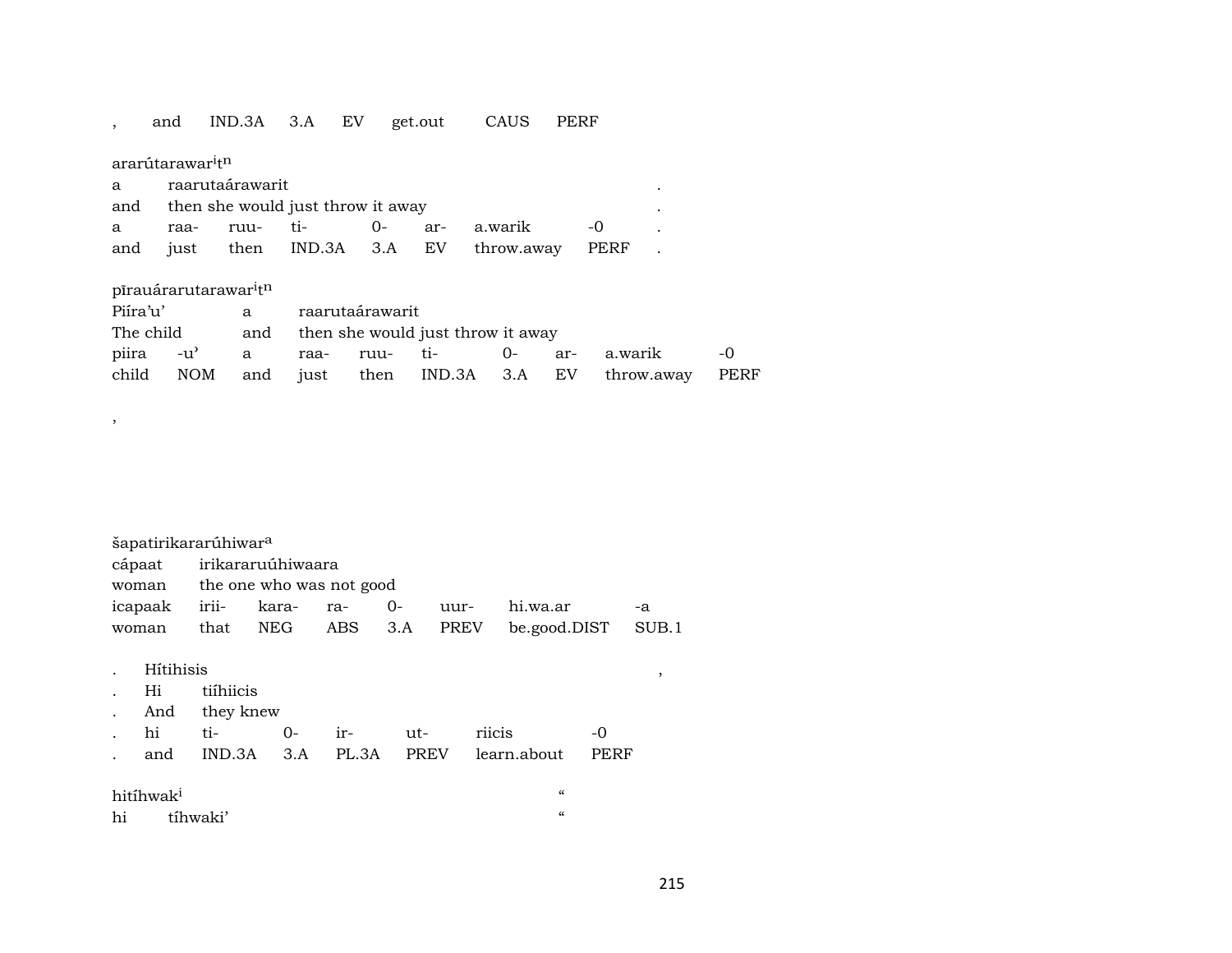, and IND.3A 3.A EV get.out CAUS PERF

ararútarawar$^{i}$t$^{n}$

| a | raarutaárawarit | | | | | | . |
|---|---|---|---|---|---|---|---|
| and | then she would just throw it away | | | | | | . |
| a | raa- | ruu- | ti- | 0- | ar- | a.warik | -0 | . |
| and | just | then | IND.3A | 3.A | EV | throw.away | PERF | . |

pīrauárarutarawar$^{i}$t$^{n}$

| Piíra'u' | | a | raarutaárawarit | | | | | |
|---|---|---|---|---|---|---|---|---|
| The child | | and | then she would just throw it away | | | | | |
| piira | -u' | a | raa- | ruu- | ti- | 0- | ar- | a.warik | -0 |
| child | NOM | and | just | then | IND.3A | 3.A | EV | throw.away | PERF |

,

šapatirikararúhiwar$^{a}$

| cápaat | irikararuúhiwaara | | | | | |
|---|---|---|---|---|---|---|
| woman | the one who was not good | | | | | |
| icapaak | irii- | kara- | ra- | 0- | uur- | hi.wa.ar | -a |
| woman | that | NEG | ABS | 3.A | PREV | be.good.DIST | SUB.1 |

| . | Hítihisis | | | | | | , |
|---|---|---|---|---|---|---|---|
| . | Hi | tiíhiicis | | | | | |
| . | And | they knew | | | | | |
| . | hi | ti- | 0- | ir- | ut- | riicis | -0 |
| . | and | IND.3A | 3.A | PL.3A | PREV | learn.about | PERF |

hitíhwak$^{i}$ “

hi tíhwaki' “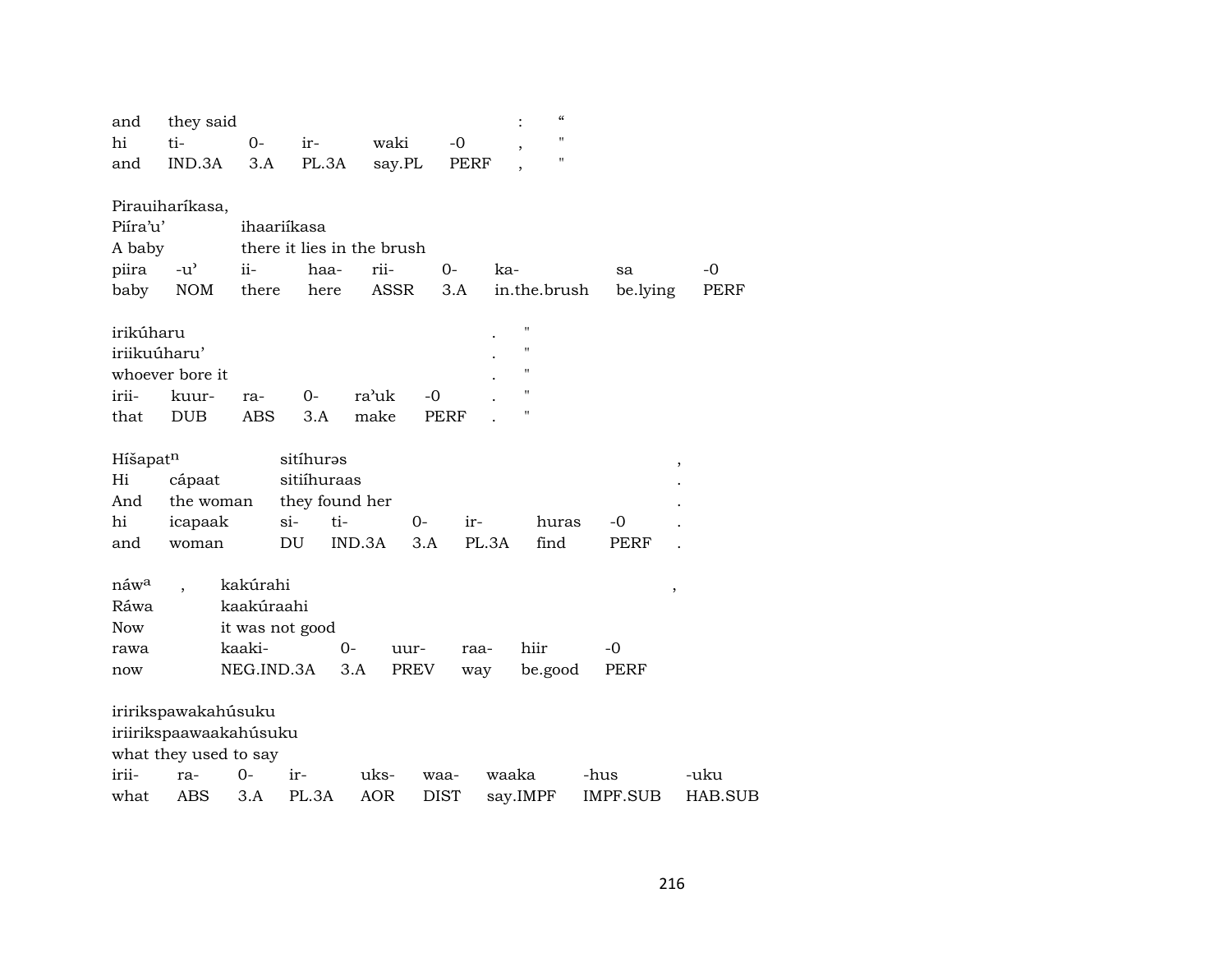| and | they said | | | | | : | " |
|---|---|---|---|---|---|---|---|
| hi | ti- | 0- | ir- | waki | -0 | , | " |
| and | IND.3A | 3.A | PL.3A | say.PL | PERF | , | " |

| Pirauiharíkasa, | | | | | | | | |
|---|---|---|---|---|---|---|---|---|
| Piíra'u' | | ihaariíkasa | | | | | | |
| A baby | | there it lies in the brush | | | | | | |
| piira | -u' | ii- | haa- | rii- | 0- | ka- | sa | -0 |
| baby | NOM | there | here | ASSR | 3.A | in.the.brush | be.lying | PERF |

| irikúharu | | | | | | . | " |
|---|---|---|---|---|---|---|---|
| iriikuúharu' | | | | | | . | " |
| whoever bore it | | | | | | . | " |
| irii- | kuur- | ra- | 0- | ra'uk | -0 | . | " |
| that | DUB | ABS | 3.A | make | PERF | . | " |

| Híšapat$^{n}$ | | sitíhurəs | | | | | | , |
|---|---|---|---|---|---|---|---|---|
| Hi | cápaat | sitiíhuraas | | | | | | . |
| And | the woman | they found her | | | | | | . |
| hi | icapaak | si- | ti- | 0- | ir- | huras | -0 | . |
| and | woman | DU | IND.3A | 3.A | PL.3A | find | PERF | . |

| náw$^{a}$ , | kakúrahi | | | | | | , |
|---|---|---|---|---|---|---|---|
| Ráwa | kaakúraahi | | | | | | |
| Now | it was not good | | | | | | |
| rawa | kaaki- | 0- | uur- | raa- | hiir | -0 | |
| now | NEG.IND.3A | 3.A | PREV | way | be.good | PERF | |

| iririkspawakahúsuku | | | | | | | | |
|---|---|---|---|---|---|---|---|---|
| iriirikspaawaakahúsuku | | | | | | | | |
| what they used to say | | | | | | | | |
| irii- | ra- | 0- | ir- | uks- | waa- | waaka | -hus | -uku |
| what | ABS | 3.A | PL.3A | AOR | DIST | say.IMPF | IMPF.SUB | HAB.SUB |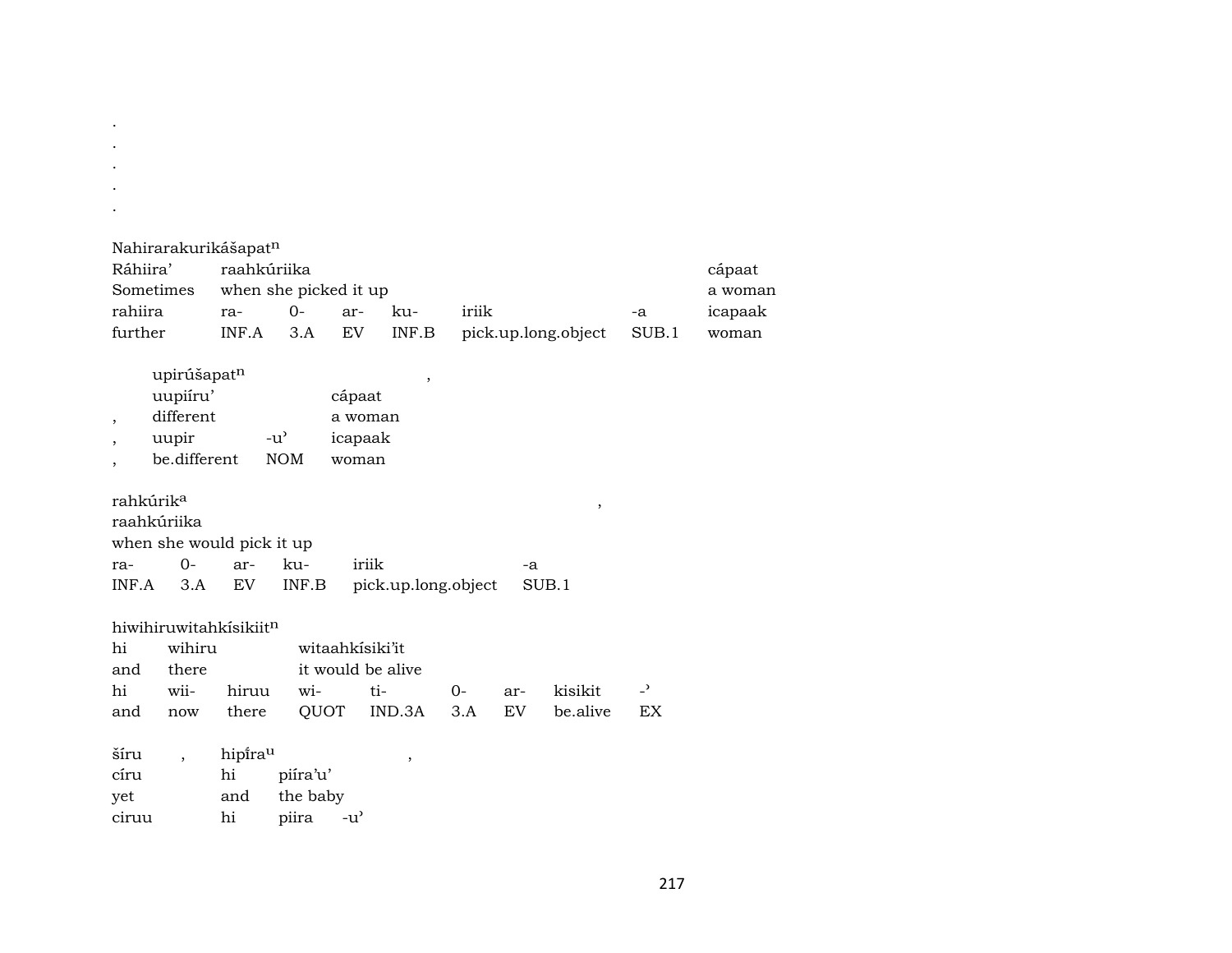.
.
.
.
.

Nahirarakurikášapat$^{n}$

| Ráhiira’ | raahkúriika | | | | | | cápaat |
|---|---|---|---|---|---|---|---|
| Sometimes | when she picked it up | | | | | | a woman |
| rahiira | ra- | 0- | ar- | ku- | iriik | -a | icapaak |
| further | INF.A | 3.A | EV | INF.B | pick.up.long.object | SUB.1 | woman |

| | upirúšapat$^{n}$ | | | , |
|---|---|---|---|---|
| | uupiíru’ | | cápaat | |
| , | different | | a woman | |
| , | uupir | -u’ | icapaak | |
| , | be.different | NOM | woman | |

rahkúrik$^{a}$ ,

| raahkúriika | | | | | |
|---|---|---|---|---|---|
| when she would pick it up | | | | | |
| ra- | 0- | ar- | ku- | iriik | -a |
| INF.A | 3.A | EV | INF.B | pick.up.long.object | SUB.1 |

hiwihiruwitahkísikiit$^{n}$

| hi | wihiru | | witaahkísiki’it | | | | | |
|---|---|---|---|---|---|---|---|---|
| and | there | | it would be alive | | | | | |
| hi | wii- | hiruu | wi- | ti- | 0- | ar- | kisikit | -’ |
| and | now | there | QUOT | IND.3A | 3.A | EV | be.alive | EX |

| šíru | , | hipí̵ra$^{u}$ | | , |
|---|---|---|---|---|
| círu | | hi | piíra’u’ | |
| yet | | and | the baby | |
| ciruu | | hi | piira | -u’ |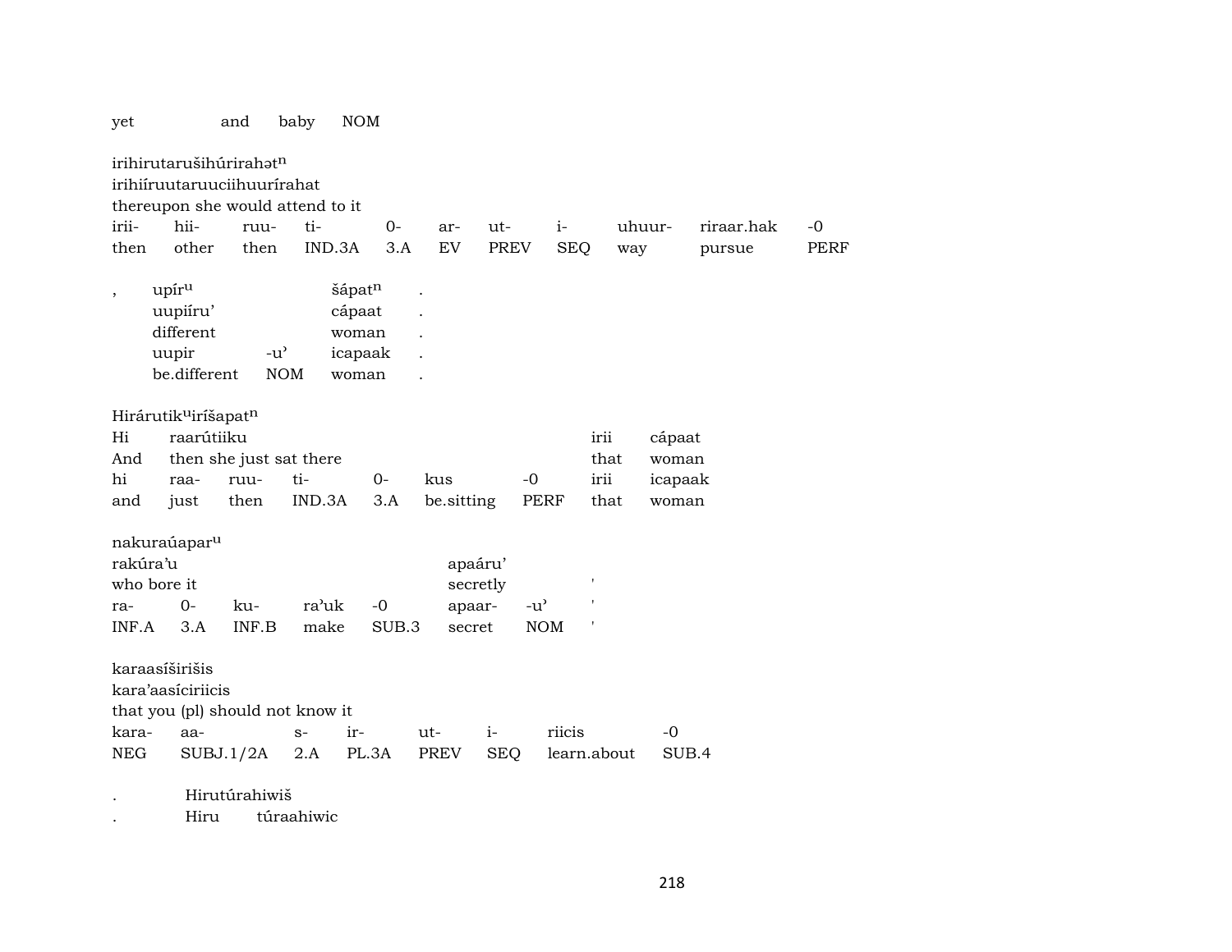yet and baby NOM

irihirutarušihúrirahət^n
irihiíruutaruuciihuurírahat
thereupon she would attend to it

| irii- | hii- | ruu- | ti- | 0- | ar- | ut- | i- | uhuur- | riraar.hak | -0 |
|---|---|---|---|---|---|---|---|---|---|---|
| then | other | then | IND.3A | 3.A | EV | PREV | SEQ | way | pursue | PERF |

| , | upír^u | | šápat^n | . |
|---|---|---|---|---|
| | uupiíru’ | | cápaat | . |
| | different | | woman | . |
| | uupir | -u’ | icapaak | . |
| | be.different | NOM | woman | . |

Hirárutik^uiríšapat^n

| Hi | raarútiiku | | | | | | irii | cápaat |
|---|---|---|---|---|---|---|---|---|
| And | then she just sat there | | | | | | that | woman |
| hi | raa- | ruu- | ti- | 0- | kus | -0 | irii | icapaak |
| and | just | then | IND.3A | 3.A | be.sitting | PERF | that | woman |

nakuraúapar^u

| rakúra’u | | | | | apaáru’ | | ' |
|---|---|---|---|---|---|---|---|
| who bore it | | | | | secretly | | ' |
| ra- | 0- | ku- | ra’uk | -0 | apaar- | -u’ | ' |
| INF.A | 3.A | INF.B | make | SUB.3 | secret | NOM | ' |

karaasíširišis
kara’aasíciriicis
that you (pl) should not know it

| kara- | aa- | s- | ir- | ut- | i- | riicis | -0 |
|---|---|---|---|---|---|---|---|
| NEG | SUBJ.1/2A | 2.A | PL.3A | PREV | SEQ | learn.about | SUB.4 |

. Hirutúrahiwiš
. Hiru túraahiwic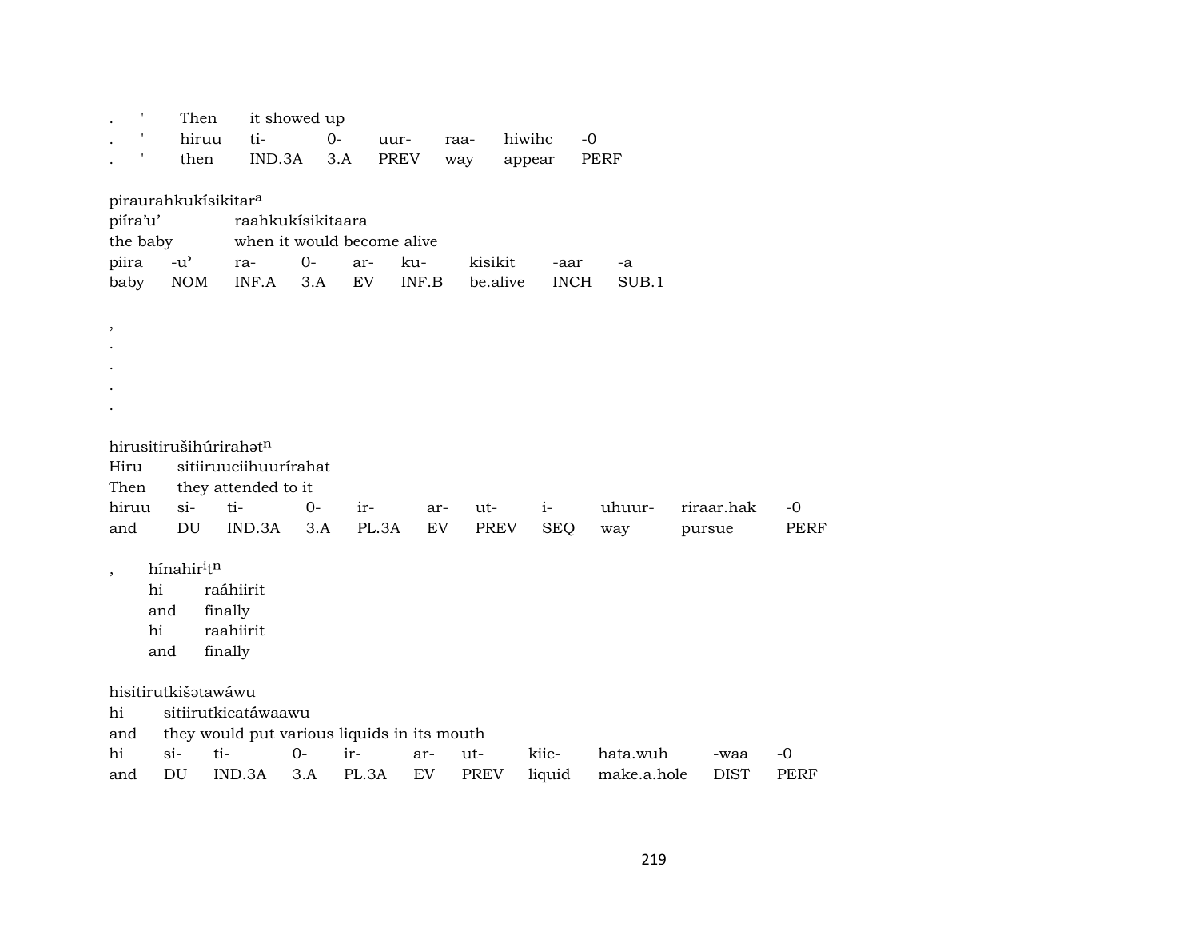.　'　Then　it showed up
.　'　hiruu　ti-　0-　uur-　raa-　hiwihc　-0
.　'　then　IND.3A　3.A　PREV　way　appear　PERF

pirauraħkukísikitar[a]
piíra'u'　raahkukísikitaara
the baby　when it would become alive
piira　-u'　ra-　0-　ar-　ku-　kisikit　-aar　-a
baby　NOM　INF.A　3.A　EV　INF.B　be.alive　INCH　SUB.1

,
.
.
.
.

hirusitirušihúrirahət[n]
Hiru　sitiiruuciihuurírahat
Then　they attended to it
hiruu　si-　ti-　0-　ir-　ar-　ut-　i-　uhuur-　riraar.hak　-0
and　DU　IND.3A　3.A　PL.3A　EV　PREV　SEQ　way　pursue　PERF

,　hínahir[i]t[n]
　hi　raáhiirit
　and　finally
　hi　raahiirit
　and　finally

hisitirutkišətawáwu
hi　sitiirutkicatáwaawu
and　they would put various liquids in its mouth
hi　si-　ti-　0-　ir-　ar-　ut-　kiic-　hata.wuh　-waa　-0
and　DU　IND.3A　3.A　PL.3A　EV　PREV　liquid　make.a.hole　DIST　PERF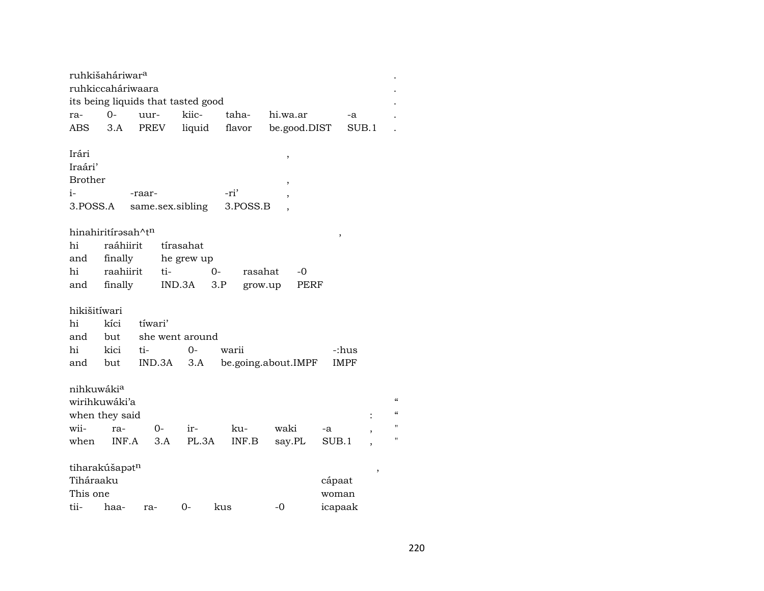| ruhkišaháriwar[a] | | | | | | | . |
|---|---|---|---|---|---|---|---|
| ruhkiccaháriwaara | | | | | | | . |
| its being liquids that tasted good | | | | | | | . |
| ra- | 0- | uur- | kiic- | taha- | hi.wa.ar | -a | . |
| ABS | 3.A | PREV | liquid | flavor | be.good.DIST | SUB.1 | . |

| Irári | | | , |
|---|---|---|---|
| Iraári' | | | |
| Brother | | | , |
| i- | -raar- | -ri' | , |
| 3.POSS.A | same.sex.sibling | 3.POSS.B | , |

| hinahiritírəsah^t[n] | | | | | | , |
|---|---|---|---|---|---|---|
| hi | raáhiirit | tírasahat | | | | |
| and | finally | he grew up | | | | |
| hi | raahiirit | ti- | 0- | rasahat | -0 | |
| and | finally | IND.3A | 3.P | grow.up | PERF | |

| hikišitíwari | | | | | |
|---|---|---|---|---|---|
| hi | kíci | tíwari' | | | |
| and | but | she went around | | | |
| hi | kici | ti- | 0- | warii | -:hus |
| and | but | IND.3A | 3.A | be.going.about.IMPF | IMPF |

| nihkuwáki[a] | | | | | | | | |
|---|---|---|---|---|---|---|---|---|
| wirihkuwáki'a | | | | | | | | " |
| when they said | | | | | | | : | " |
| wii- | ra- | 0- | ir- | ku- | waki | -a | , | " |
| when | INF.A | 3.A | PL.3A | INF.B | say.PL | SUB.1 | , | " |

| tiharakúšapət[n] | | | | | | | , |
|---|---|---|---|---|---|---|---|
| Tiháraaku | | | | | | cápaat | |
| This one | | | | | | woman | |
| tii- | haa- | ra- | 0- | kus | -0 | icapaak | |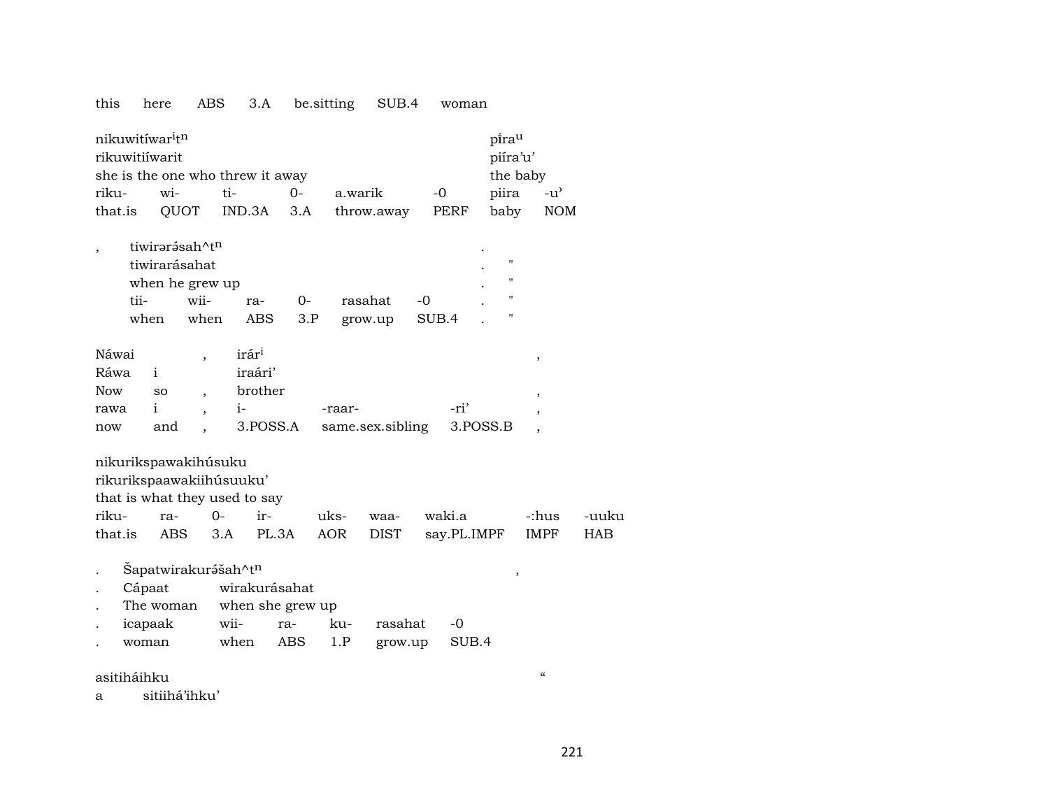this here ABS 3.A be.sitting SUB.4 woman

| nikuwitíwar$^{i}$t$^{n}$ | | | | | | píra$^{u}$ | |
|---|---|---|---|---|---|---|---|
| rikuwitiíwarit | | | | | | piíra'u' | |
| she is the one who threw it away | | | | | | the baby | |
| riku- | wi- | ti- | 0- | a.warik | -0 | piira | -u' |
| that.is | QUOT | IND.3A | 3.A | throw.away | PERF | baby | NOM |

| , | tiwirərə́sah^t$^{n}$ | | | | | | . | |
|---|---|---|---|---|---|---|---|---|
| | tiwirarásahat | | | | | | . | " |
| | when he grew up | | | | | | . | " |
| | tii- | wii- | ra- | 0- | rasahat | -0 | . | " |
| | when | when | ABS | 3.P | grow.up | SUB.4 | . | " |

| Náwai | | , | irár$^{i}$ | | | , |
|---|---|---|---|---|---|---|
| Ráwa | i | | iraári' | | | |
| Now | so | , | brother | | | , |
| rawa | i | , | i- | -raar- | -ri' | , |
| now | and | , | 3.POSS.A | same.sex.sibling | 3.POSS.B | , |

| nikurikspawakihúsuku | | | | | | | | |
|---|---|---|---|---|---|---|---|---|
| rikurikspaawakiihúsuuku' | | | | | | | | |
| that is what they used to say | | | | | | | | |
| riku- | ra- | 0- | ir- | uks- | waa- | waki.a | -:hus | -uuku |
| that.is | ABS | 3.A | PL.3A | AOR | DIST | say.PL.IMPF | IMPF | HAB |

| . | Šapatwirakurə́šah^t$^{n}$ | | | | | | , |
|---|---|---|---|---|---|---|---|
| . | Cápaat | wirakurásahat | | | | | |
| . | The woman | when she grew up | | | | | |
| . | icapaak | wii- | ra- | ku- | rasahat | -0 | |
| . | woman | when | ABS | 1.P | grow.up | SUB.4 | |

asitiháihku "
a sitiihá'ihku'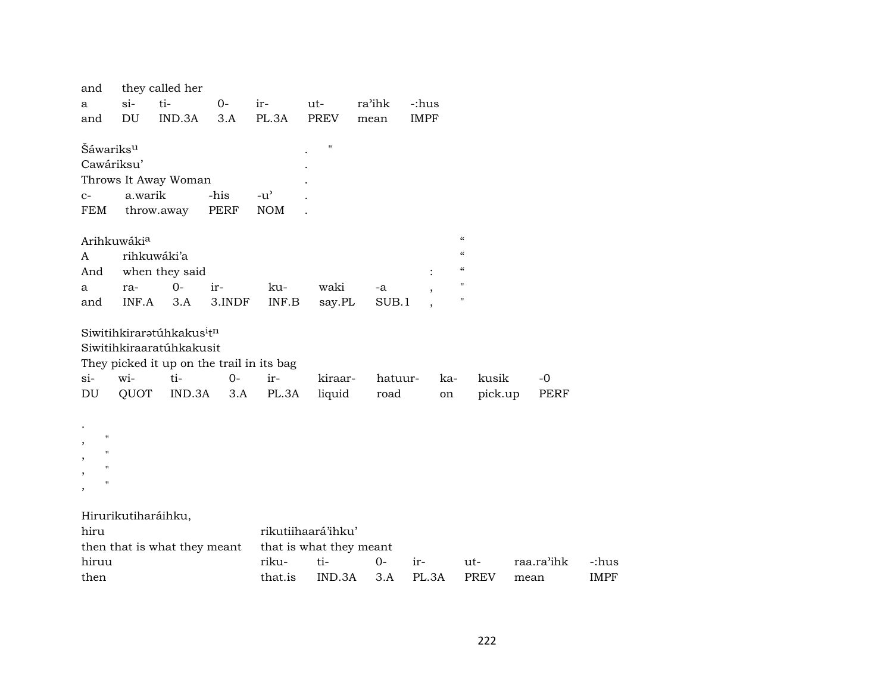| and | they called her | | | | | | |
|---|---|---|---|---|---|---|---|
| a | si- | ti- | 0- | ir- | ut- | ra'ihk | -:hus |
| and | DU | IND.3A | 3.A | PL.3A | PREV | mean | IMPF |

| Šáwariks$^{u}$ | | | | . | " |
|---|---|---|---|---|---|
| Cawáriksu' | | | | . | |
| Throws It Away Woman | | | | . | |
| c- | a.warik | -his | -u' | . | |
| FEM | throw.away | PERF | NOM | . | |

| Arihkuwáki$^{a}$ | | | | | | | | “ |
|---|---|---|---|---|---|---|---|---|
| A | rihkuwáki'a | | | | | | | “ |
| And | when they said | | | | | | : | “ |
| a | ra- | 0- | ir- | ku- | waki | -a | , | " |
| and | INF.A | 3.A | 3.INDF | INF.B | say.PL | SUB.1 | , | " |

| Siwitihkirarətúhkakus$^{i}$t$^{n}$ | | | | | | | | | |
|---|---|---|---|---|---|---|---|---|---|
| Siwitihkiraaratúhkakusit | | | | | | | | | |
| They picked it up on the trail in its bag | | | | | | | | | |
| si- | wi- | ti- | 0- | ir- | kiraar- | hatuur- | ka- | kusik | -0 |
| DU | QUOT | IND.3A | 3.A | PL.3A | liquid | road | on | pick.up | PERF |

.
, "
, "
, "
, "

| Hirurikutiharáihku, | | | | | | | |
|---|---|---|---|---|---|---|---|
| hiru | rikutiihaará'ihku' | | | | | | |
| then that is what they meant | that is what they meant | | | | | | |
| hiruu | riku- | ti- | 0- | ir- | ut- | raa.ra'ihk | -:hus |
| then | that.is | IND.3A | 3.A | PL.3A | PREV | mean | IMPF |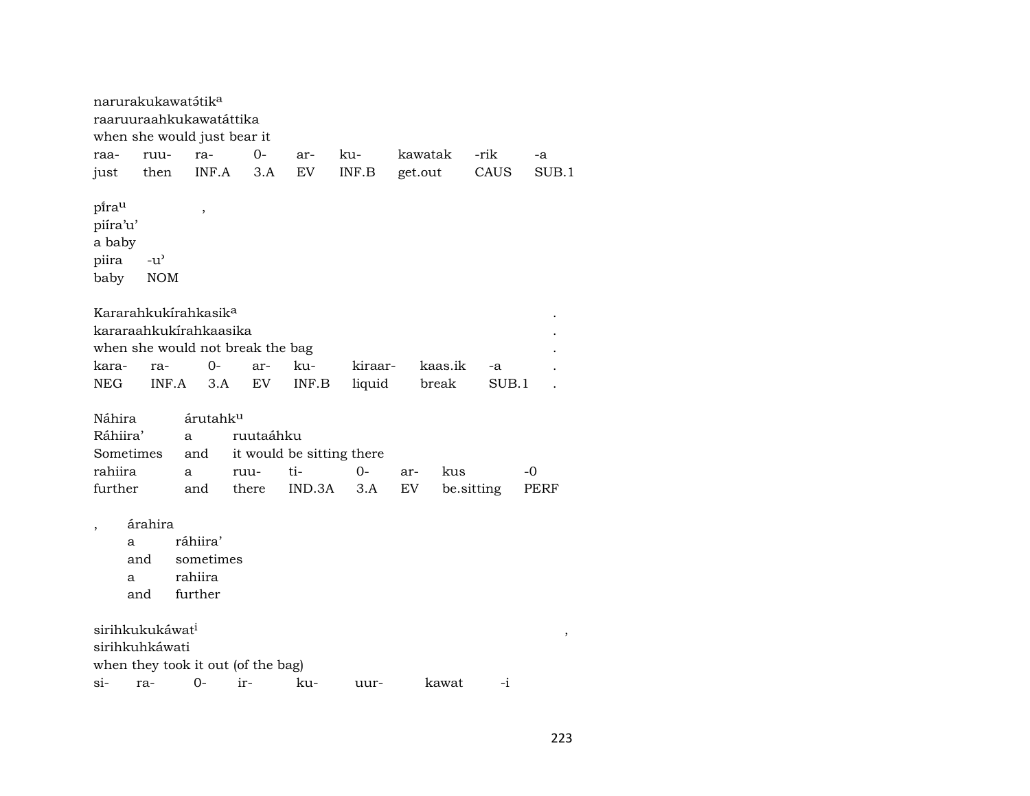narurakukawatə́tik[a]
raaruuraahkukawatáttika
when she would just bear it

| raa- | ruu- | ra- | 0- | ar- | ku- | kawatak | -rik | -a |
|---|---|---|---|---|---|---|---|---|
| just | then | INF.A | 3.A | EV | INF.B | get.out | CAUS | SUB.1 |

pi̊ra[u] ,
piíra'u'
a baby

| piira | -u' |
|---|---|
| baby | NOM |

Kararahkukírahkasik[a] .
kararaahkukírahkaasika .
when she would not break the bag .

| kara- | ra- | 0- | ar- | ku- | kiraar- | kaas.ik | -a | . |
|---|---|---|---|---|---|---|---|---|
| NEG | INF.A | 3.A | EV | INF.B | liquid | break | SUB.1 | . |

| Náhira | árutahk[u] | | | | | |
|---|---|---|---|---|---|---|
| Ráhiira' | a | ruutaáhku | | | | |
| Sometimes | and | it would be sitting there | | | | |
| rahiira | a | ruu- | ti- | 0- | ar- | kus | -0 |
| further | and | there | IND.3A | 3.A | EV | be.sitting | PERF |

| , | árahira |
|---|---|
| a | ráhiira' |
| and | sometimes |
| a | rahiira |
| and | further |

sirihkukukáwat[i] ,
sirihkuhkáwati
when they took it out (of the bag)

| si- | ra- | 0- | ir- | ku- | uur- | kawat | -i |
|---|---|---|---|---|---|---|---|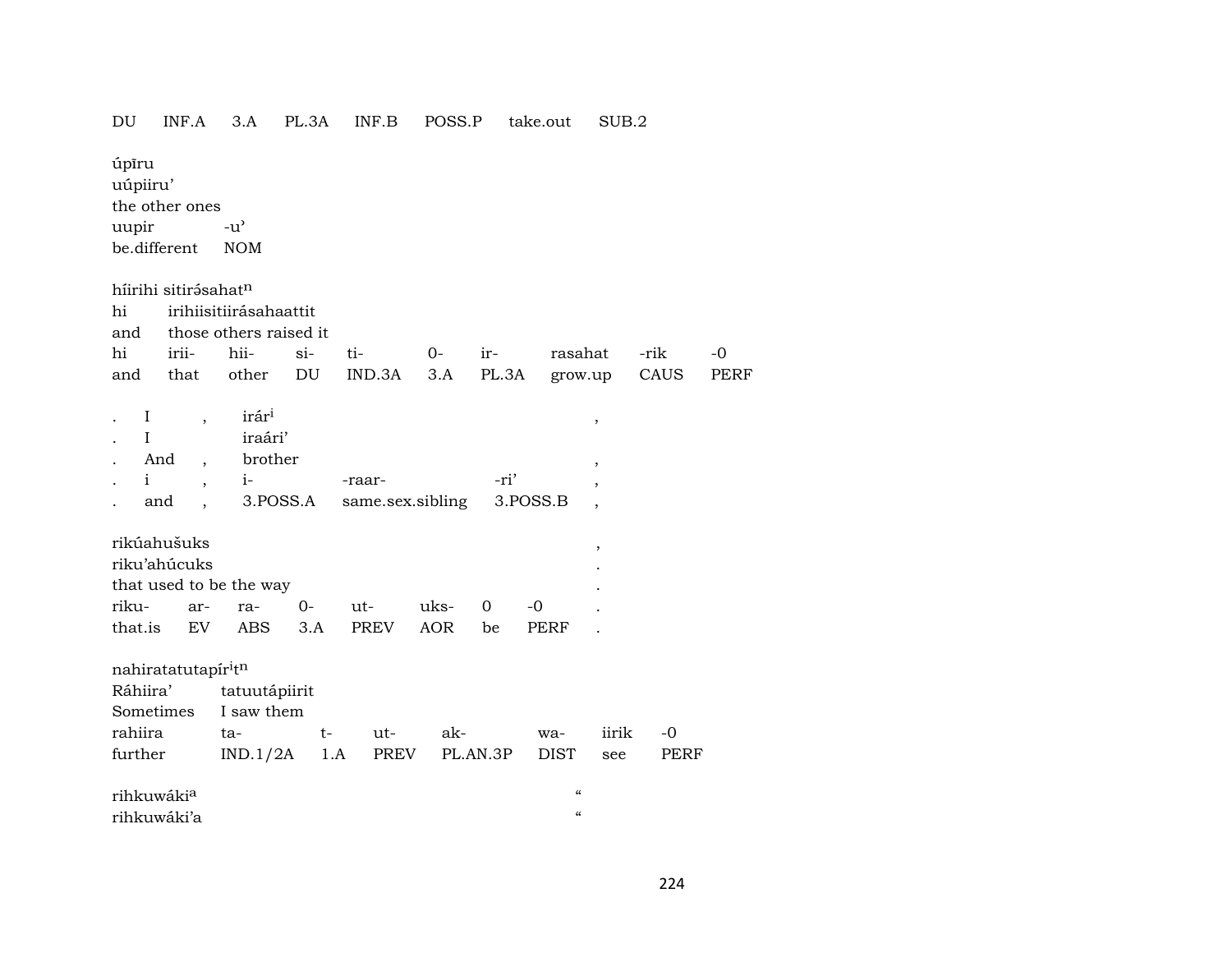| DU | INF.A | 3.A | PL.3A | INF.B | POSS.P | take.out | SUB.2 |
|---|---|---|---|---|---|---|---|

úpīru
uúpiiru’
the other ones

| uupir | -u’ |
|---|---|
| be.different | NOM |

híirihi sitirə́sahat[n]

| hi | irihiisitiirásahaattit | | | | | | | | |
|---|---|---|---|---|---|---|---|---|---|
| and | those others raised it | | | | | | | | |
| hi | irii- | hii- | si- | ti- | 0- | ir- | rasahat | -rik | -0 |
| and | that | other | DU | IND.3A | 3.A | PL.3A | grow.up | CAUS | PERF |

| . | I | , | irár[i] | | | , |
|---|---|---|---|---|---|---|
| . | I | | iraári’ | | | |
| . | And | , | brother | | | , |
| . | i | , | i- | -raar- | -ri’ | , |
| . | and | , | 3.POSS.A | same.sex.sibling | 3.POSS.B | , |

| rikúahušuks | | | | | | | | , |
|---|---|---|---|---|---|---|---|---|
| riku’ahúcuks | | | | | | | | . |
| that used to be the way | | | | | | | | . |
| riku- | ar- | ra- | 0- | ut- | uks- | 0 | -0 | . |
| that.is | EV | ABS | 3.A | PREV | AOR | be | PERF | . |

nahiratatutapír[i]t[n]

| Ráhiira’ | tatuutápiirit | | | | | | |
|---|---|---|---|---|---|---|---|
| Sometimes | I saw them | | | | | | |
| rahiira | ta- | t- | ut- | ak- | wa- | iirik | -0 |
| further | IND.1/2A | 1.A | PREV | PL.AN.3P | DIST | see | PERF |

| rihkuwáki[a] | “ |
|---|---|
| rihkuwáki’a | “ |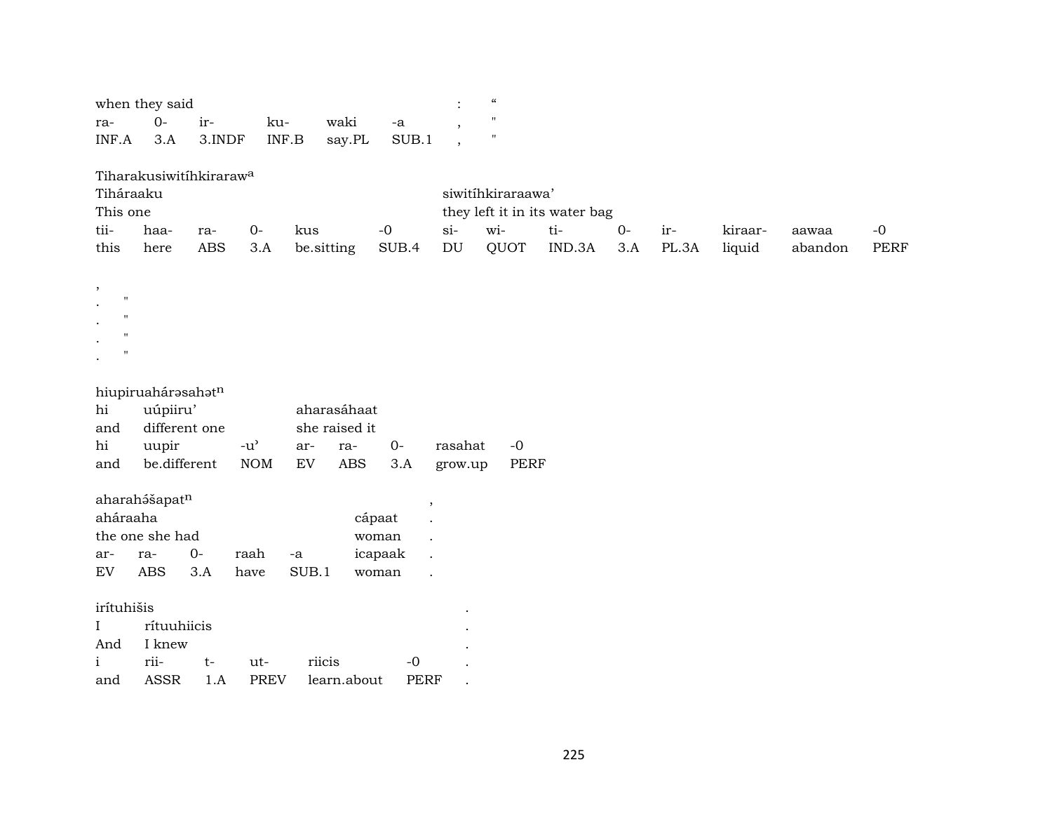when they said : "

| ra- | 0- | ir- | ku- | waki | -a | , | " |
|---|---|---|---|---|---|---|---|
| INF.A | 3.A | 3.INDF | INF.B | say.PL | SUB.1 | , | " |

Tiharakusiwitíhkiraraw[a]

| Tiháraaku | | | | | | siwitíhkiraraawa' | | | | | | | |
|---|---|---|---|---|---|---|---|---|---|---|---|---|---|
| This one | | | | | | they left it in its water bag | | | | | | | |
| tii- | haa- | ra- | 0- | kus | -0 | si- | wi- | ti- | 0- | ir- | kiraar- | aawaa | -0 |
| this | here | ABS | 3.A | be.sitting | SUB.4 | DU | QUOT | IND.3A | 3.A | PL.3A | liquid | abandon | PERF |

,
. "
. "
. "
. "

hiupiruahárəsahət[n]

| hi | uúpiiru' | | aharasáhaat | | | | |
|---|---|---|---|---|---|---|---|
| and | different one | | she raised it | | | | |
| hi | uupir | -u' | ar- | ra- | 0- | rasahat | -0 |
| and | be.different | NOM | EV | ABS | 3.A | grow.up | PERF |

aharahə́šapat[n] ,

| aháraaha | | | | | cápaat | . |
|---|---|---|---|---|---|---|
| the one she had | | | | | woman | . |
| ar- | ra- | 0- | raah | -a | icapaak | . |
| EV | ABS | 3.A | have | SUB.1 | woman | . |

irítuhišis .

| I | rítuuhiicis | | | | | . |
|---|---|---|---|---|---|---|
| And | I knew | | | | | . |
| i | rii- | t- | ut- | riicis | -0 | . |
| and | ASSR | 1.A | PREV | learn.about | PERF | . |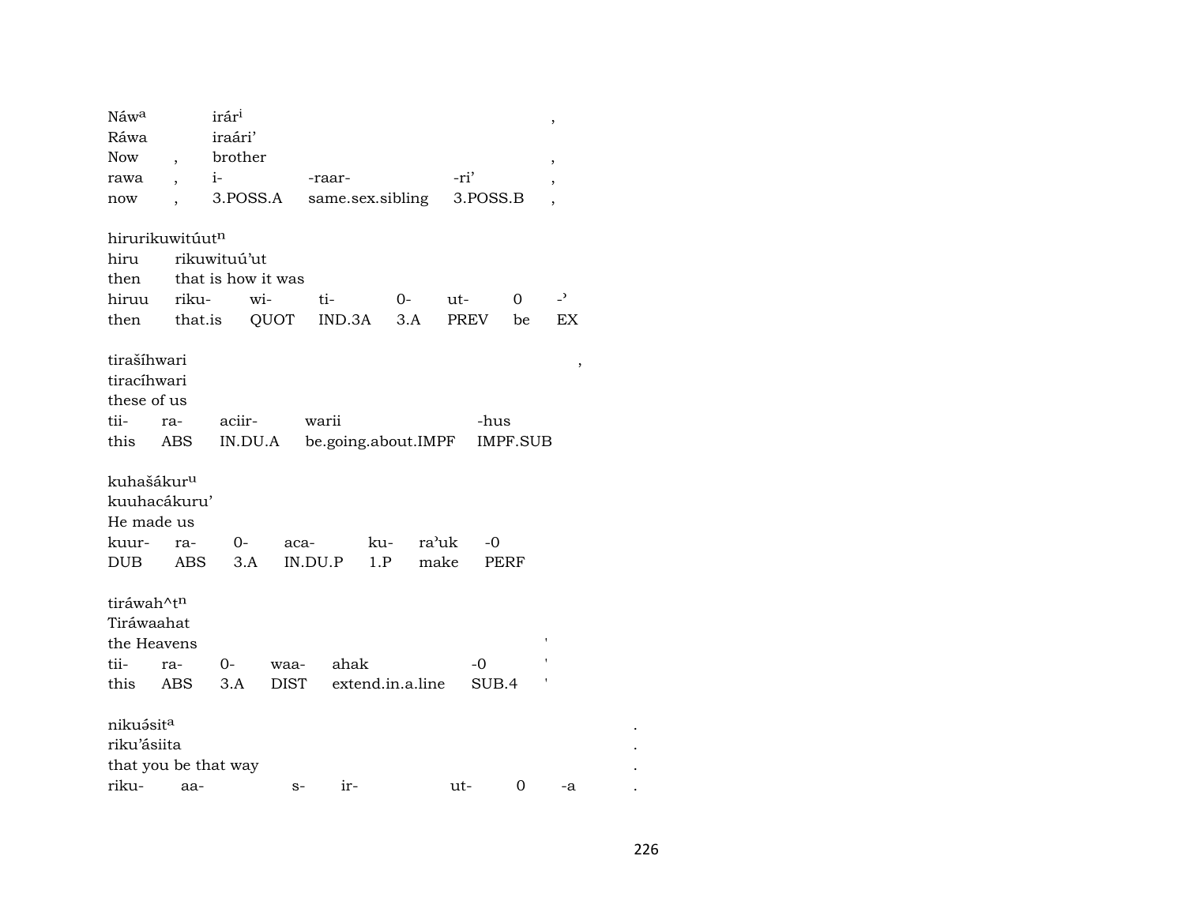Náw[a] irár[i] ,
Ráwa iraári'
Now , brother ,

| rawa | , | i- | -raar- | -ri' | , |
|---|---|---|---|---|---|
| now | , | 3.POSS.A | same.sex.sibling | 3.POSS.B | , |

hirurikuwitúut[n]
hiru rikuwituú'ut
then that is how it was

| hiruu | riku- | wi- | ti- | 0- | ut- | 0 | -ʾ |
|---|---|---|---|---|---|---|---|
| then | that.is | QUOT | IND.3A | 3.A | PREV | be | EX |

tirašíhwari ,
tiracíhwari
these of us

| tii- | ra- | aciir- | warii | -hus |
|---|---|---|---|---|
| this | ABS | IN.DU.A | be.going.about.IMPF | IMPF.SUB |

kuhašákur[u]
kuuhacákuru'
He made us

| kuur- | ra- | 0- | aca- | ku- | ra'uk | -0 |
|---|---|---|---|---|---|---|
| DUB | ABS | 3.A | IN.DU.P | 1.P | make | PERF |

tiráwah^t[n]
Tiráwaahat
the Heavens '

| tii- | ra- | 0- | waa- | ahak | -0 | ' |
|---|---|---|---|---|---|---|
| this | ABS | 3.A | DIST | extend.in.a.line | SUB.4 | ' |

nikuə́sit[a] .
riku'ásiita .
that you be that way .

| riku- | aa- | s- | ir- | ut- | 0 | -a | . |
|---|---|---|---|---|---|---|---|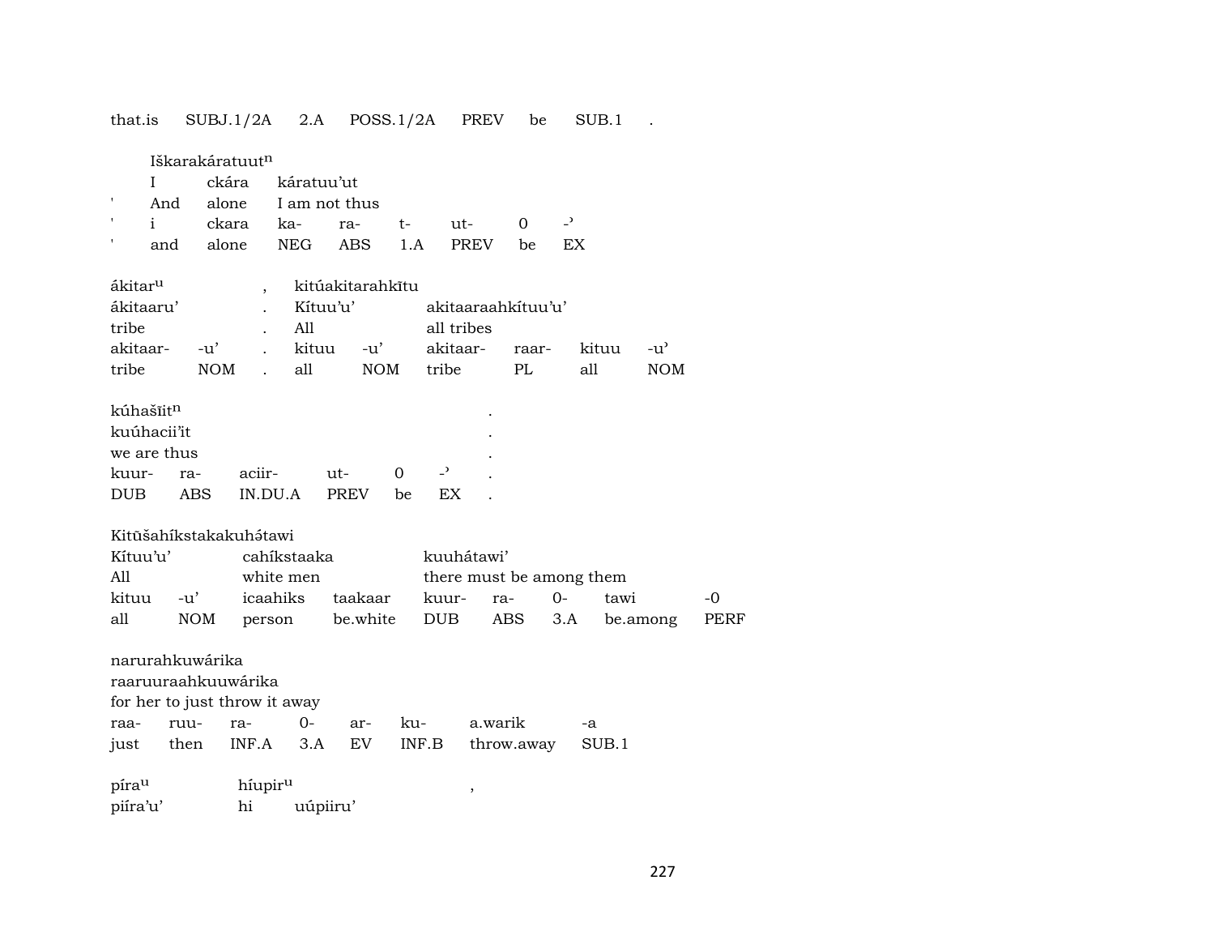that.is SUBJ.1/2A 2.A POSS.1/2A PREV be SUB.1 .

Iškarakáratuutⁿ

| | I | ckára | káratuu'ut | | | | | |
|---|---|---|---|---|---|---|---|---|
| ' | And | alone | I am not thus | | | | | |
| ' | i | ckara | ka- | ra- | t- | ut- | 0 | -ʾ |
| ' | and | alone | NEG | ABS | 1.A | PREV | be | EX |

| ákitarᵘ | | , | kitúakitarahkītu | | | | | |
|---|---|---|---|---|---|---|---|---|
| ákitaaru' | | . | Kítuu'u' | | akitaaraahkítuu'u' | | | |
| tribe | | . | All | | all tribes | | | |
| akitaar- | -u' | . | kituu | -u' | akitaar- | raar- | kituu | -u' |
| tribe | NOM | . | all | NOM | tribe | PL | all | NOM |

| kúhašīitⁿ | | | | | | . |
|---|---|---|---|---|---|---|
| kuúhacii'it | | | | | | . |
| we are thus | | | | | | . |
| kuur- | ra- | aciir- | ut- | 0 | -ʾ | . |
| DUB | ABS | IN.DU.A | PREV | be | EX | . |

Kitūšahíkstakakuhə́tawi

| Kítuu'u' | | cahíkstaaka | | kuuhátawi' | | | | |
|---|---|---|---|---|---|---|---|---|
| All | | white men | | there must be among them | | | | |
| kituu | -u' | icaahiks | taakaar | kuur- | ra- | 0- | tawi | -0 |
| all | NOM | person | be.white | DUB | ABS | 3.A | be.among | PERF |

narurahkuwárika

| raaruuraahkuuwárika | | | | | | | |
|---|---|---|---|---|---|---|---|
| for her to just throw it away | | | | | | | |
| raa- | ruu- | ra- | 0- | ar- | ku- | a.warik | -a |
| just | then | INF.A | 3.A | EV | INF.B | throw.away | SUB.1 |

| pírau | híupiru | | , |
|---|---|---|---|
| piíra'u' | hi | uúpiiru' | |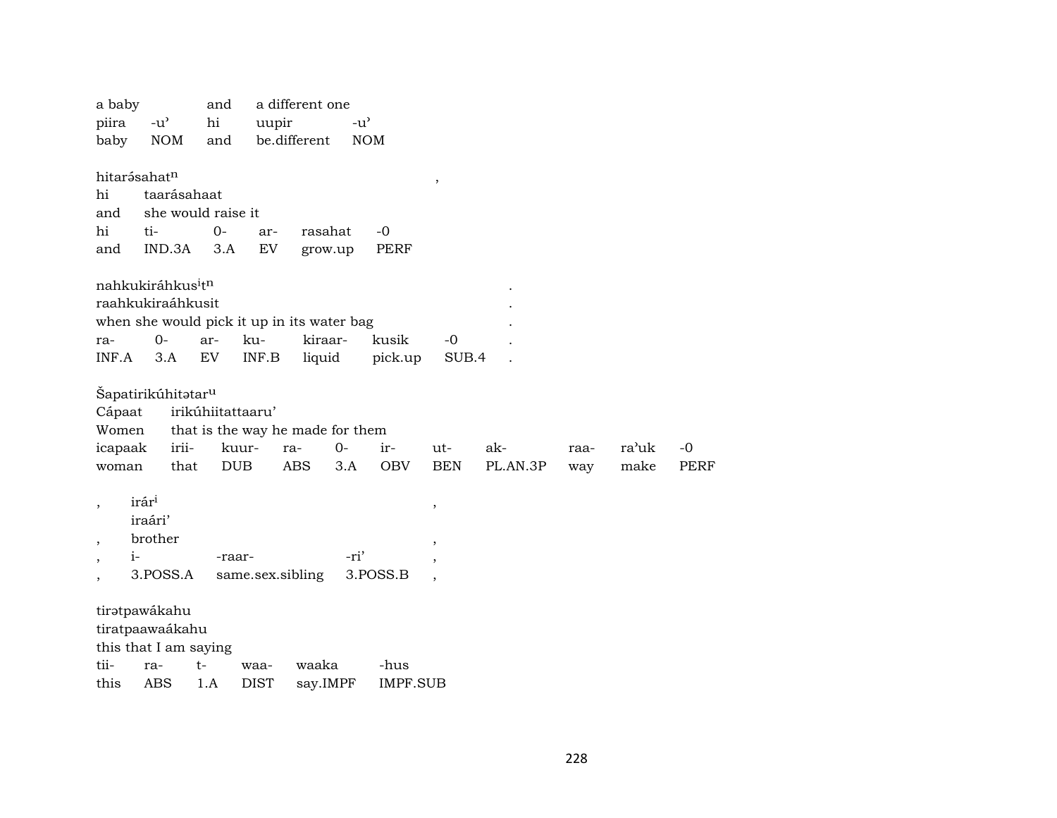| a baby | | and | a different one | |
|---|---|---|---|---|
| piira | -u' | hi | uupir | -u' |
| baby | NOM | and | be.different | NOM |

| hitarə́sahat[n] | | | | | | , |
|---|---|---|---|---|---|---|
| hi | taarásahaat | | | | | |
| and | she would raise it | | | | | |
| hi | ti- | 0- | ar- | rasahat | -0 | |
| and | IND.3A | 3.A | EV | grow.up | PERF | |

| nahkukiráhkus[i]t[n] | | | | | | | . |
|---|---|---|---|---|---|---|---|
| raahkukiraáhkusit | | | | | | | . |
| when she would pick it up in its water bag | | | | | | | . |
| ra- | 0- | ar- | ku- | kiraar- | kusik | -0 | . |
| INF.A | 3.A | EV | INF.B | liquid | pick.up | SUB.4 | . |

| Šapatirikúhitətar[u] | | | | | | | | | | |
|---|---|---|---|---|---|---|---|---|---|---|
| Cápaat | irikúhiitattaaru' | | | | | | | | | |
| Women | that is the way he made for them | | | | | | | | | |
| icapaak | irii- | kuur- | ra- | 0- | ir- | ut- | ak- | raa- | ra'uk | -0 |
| woman | that | DUB | ABS | 3.A | OBV | BEN | PL.AN.3P | way | make | PERF |

| , | irár[i] | | | , |
|---|---|---|---|---|
| | iraári' | | | |
| , | brother | | | , |
| , | i- | -raar- | -ri' | , |
| , | 3.POSS.A | same.sex.sibling | 3.POSS.B | , |

| tirətpawákahu | | | | | |
|---|---|---|---|---|---|
| tiratpaawaákahu | | | | | |
| this that I am saying | | | | | |
| tii- | ra- | t- | waa- | waaka | -hus |
| this | ABS | 1.A | DIST | say.IMPF | IMPF.SUB |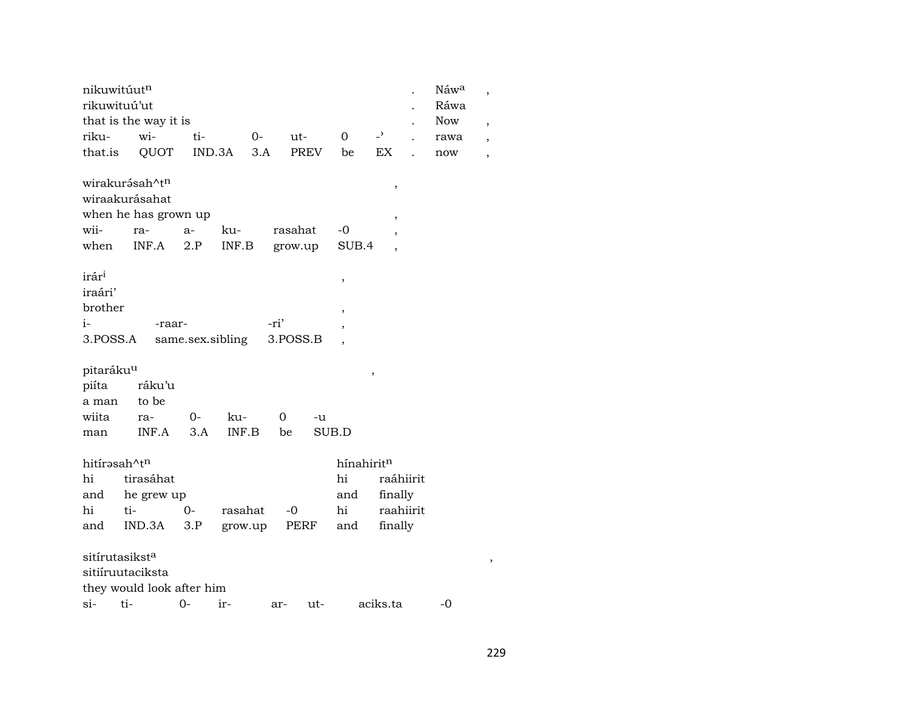| nikuwitúut^n | | | | | | | . | Náw^a | , |
|---|---|---|---|---|---|---|---|---|---|
| rikuwituú'ut | | | | | | | . | Ráwa | |
| that is the way it is | | | | | | | . | Now | , |
| riku- | wi- | ti- | 0- | ut- | 0 | -' | . | rawa | , |
| that.is | QUOT | IND.3A | 3.A | PREV | be | EX | . | now | , |

| wirakurə́sah^t^n | | | | | | , |
|---|---|---|---|---|---|---|
| wiraakurásahat | | | | | | |
| when he has grown up | | | | | | , |
| wii- | ra- | a- | ku- | rasahat | -0 | , |
| when | INF.A | 2.P | INF.B | grow.up | SUB.4 | , |

| irár^i | | | , |
|---|---|---|---|
| iraári' | | | |
| brother | | | , |
| i- | -raar- | -ri' | , |
| 3.POSS.A | same.sex.sibling | 3.POSS.B | , |

| pitaráku^u | | | | | | , |
|---|---|---|---|---|---|---|
| piíta | ráku'u | | | | | |
| a man | to be | | | | | |
| wiita | ra- | 0- | ku- | 0 | -u | |
| man | INF.A | 3.A | INF.B | be | SUB.D | |

| hitírəsah^t^n | | | | | hínahirit^n | |
|---|---|---|---|---|---|---|
| hi | tirasáhat | | | | hi | raáhiirit |
| and | he grew up | | | | and | finally |
| hi | ti- | 0- | rasahat | -0 | hi | raahiirit |
| and | IND.3A | 3.P | grow.up | PERF | and | finally |

| sitírutasikst^a | | | | | | | , |
|---|---|---|---|---|---|---|---|
| sitiíruutaciksta | | | | | | | |
| they would look after him | | | | | | | |
| si- | ti- | 0- | ir- | ar- | ut- | aciks.ta | -0 |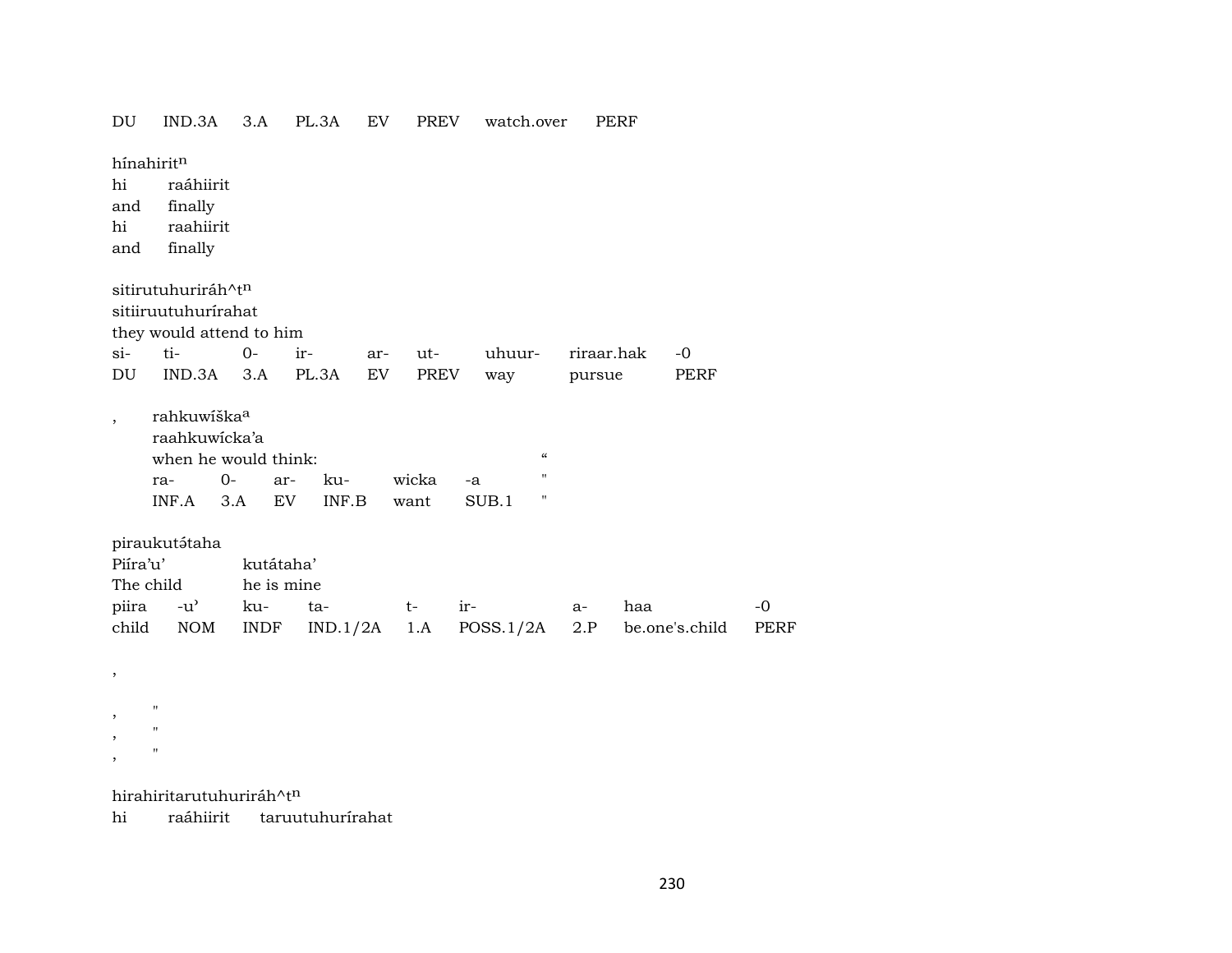| DU | IND.3A | 3.A | PL.3A | EV | PREV | watch.over | PERF |
|---|---|---|---|---|---|---|---|

hínahiritⁿ

| hi | raáhiirit |
|---|---|
| and | finally |
| hi | raahiirit |
| and | finally |

sitirutuhuriráh^tⁿ
sitiiruutuhurírahat
they would attend to him

| si- | ti- | 0- | ir- | ar- | ut- | uhuur- | riraar.hak | -0 |
|---|---|---|---|---|---|---|---|---|
| DU | IND.3A | 3.A | PL.3A | EV | PREV | way | pursue | PERF |

, rahkuwíškaª
raahkuwícka'a
when he would think: "

| ra- | 0- | ar- | ku- | wicka | -a | " |
|---|---|---|---|---|---|---|
| INF.A | 3.A | EV | INF.B | want | SUB.1 | " |

piraukutə́taha

| Piíra'u' | | kutátaha' | | | | | | |
|---|---|---|---|---|---|---|---|---|
| The child | | he is mine | | | | | | |
| piira | -u' | ku- | ta- | t- | ir- | a- | haa | -0 |
| child | NOM | INDF | IND.1/2A | 1.A | POSS.1/2A | 2.P | be.one's.child | PERF |

,

, "
, "
, "

hirahiritarutuhuriráh^tⁿ

hi raáhiirit taruutuhurírahat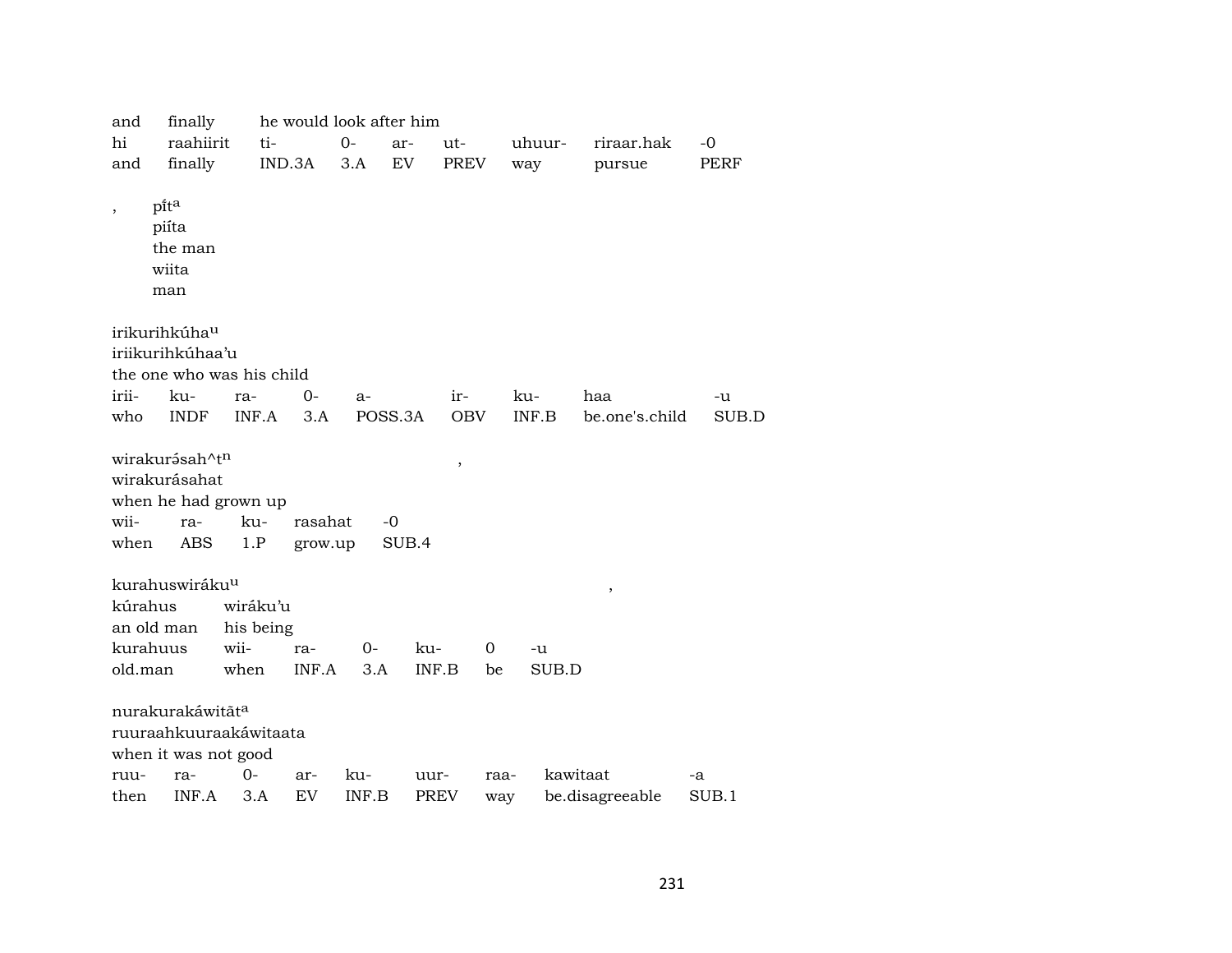and finally he would look after him

| hi | raahiirit | ti- | 0- | ar- | ut- | uhuur- | riraar.hak | -0 |
|---|---|---|---|---|---|---|---|---|
| and | finally | IND.3A | 3.A | EV | PREV | way | pursue | PERF |

, píta
piíta
the man
wiita
man

irikurihkúhau
iriikurihkúhaa'u
the one who was his child

| irii- | ku- | ra- | 0- | a- | ir- | ku- | haa | -u |
|---|---|---|---|---|---|---|---|---|
| who | INDF | INF.A | 3.A | POSS.3A | OBV | INF.B | be.one's.child | SUB.D |

wirakurə́sah^tn ,
wirakurásahat
when he had grown up

| wii- | ra- | ku- | rasahat | -0 |
|---|---|---|---|---|
| when | ABS | 1.P | grow.up | SUB.4 |

kurahuswirákuu ,
kúrahus wiráku'u
an old man his being

| kurahuus | wii- | ra- | 0- | ku- | 0 | -u |
|---|---|---|---|---|---|---|
| old.man | when | INF.A | 3.A | INF.B | be | SUB.D |

nurakurakáwitāta
ruuraahkuuraakáwitaata
when it was not good

| ruu- | ra- | 0- | ar- | ku- | uur- | raa- | kawitaat | -a |
|---|---|---|---|---|---|---|---|---|
| then | INF.A | 3.A | EV | INF.B | PREV | way | be.disagreeable | SUB.1 |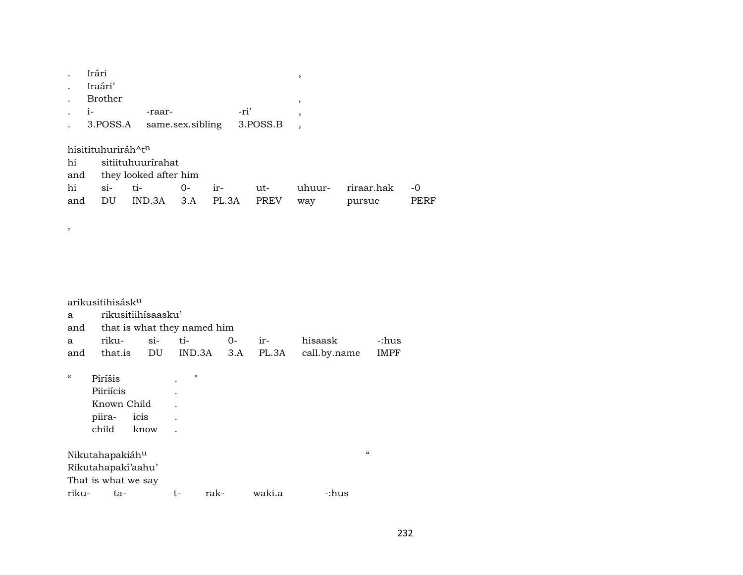| . | Irári | | | , |
|---|---|---|---|---|
| . | Iraári' | | | |
| . | Brother | | | , |
| . | i- | -raar- | -ri' | , |
| . | 3.POSS.A | same.sex.sibling | 3.POSS.B | , |

hisitituhuriráh^t[n]

| hi | sitiituhuurírahat | | | | | | | |
|---|---|---|---|---|---|---|---|---|
| and | they looked after him | | | | | | | |
| hi | si- | ti- | 0- | ir- | ut- | uhuur- | riraar.hak | -0 |
| and | DU | IND.3A | 3.A | PL.3A | PREV | way | pursue | PERF |

,

arikusitihisásk[u]

| a | rikusitiihísaasku' | | | | | | |
|---|---|---|---|---|---|---|---|
| and | that is what they named him | | | | | | |
| a | riku- | si- | ti- | 0- | ir- | hisaask | -:hus |
| and | that.is | DU | IND.3A | 3.A | PL.3A | call.by.name | IMPF |

| " | Piríšis | | . | " |
|---|---|---|---|---|
| | Piiriícis | | . | |
| | Known Child | | . | |
| | piira- | icis | . | |
| | child | know | . | |

Nikutahapakiáh[u] "

Rikutahapakí'aahu'

That is what we say

| riku- | ta- | t- | rak- | waki.a | -:hus |
|---|---|---|---|---|---|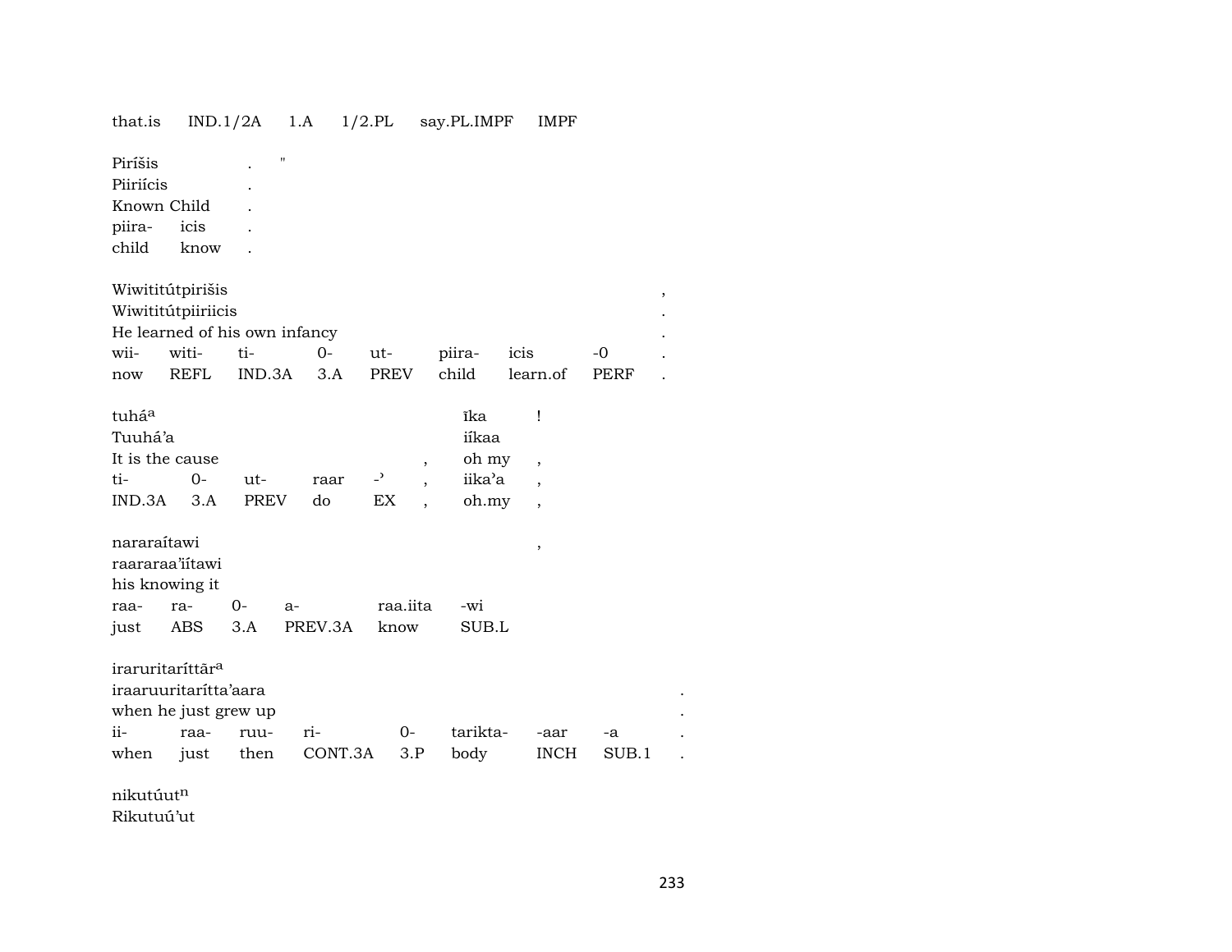that.is IND.1/2A 1.A 1/2.PL say.PL.IMPF IMPF

Piríšis . "
Piiriícis .
Known Child .
piira- icis .
child know .

Wiwititútpirišis ,
Wiwititútpiiriicis .
He learned of his own infancy .
wii- witi- ti- 0- ut- piira- icis -0 .
now REFL IND.3A 3.A PREV child learn.of PERF .

tuhá[a] īka !
Tuuhá'a iíkaa
It is the cause , oh my ,
ti- 0- ut- raar -' , iika'a ,
IND.3A 3.A PREV do EX , oh.my ,

nararaítawi ,
raararaa'iítawi
his knowing it
raa- ra- 0- a- raa.iita -wi
just ABS 3.A PREV.3A know SUB.L

iraruritaríttā[a]
iraaruuritarítta'aara .
when he just grew up .
ii- raa- ruu- ri- 0- tarikta- -aar -a .
when just then CONT.3A 3.P body INCH SUB.1 .

nikutúut[n]
Rikutuú'ut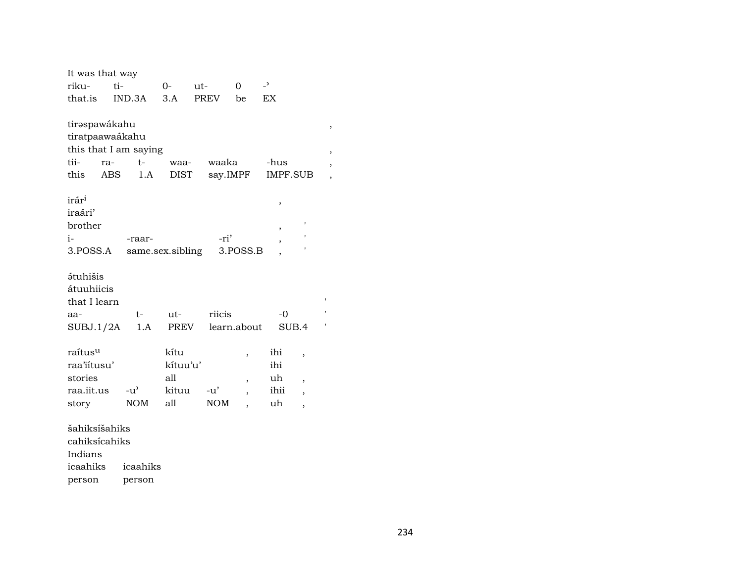It was that way

| riku- | ti- | 0- | ut- | 0 | -ʾ |
|---|---|---|---|---|---|
| that.is | IND.3A | 3.A | PREV | be | EX |

tirəspawákahu ,
tiratpaawaákahu
this that I am saying ,

| tii- | ra- | t- | waa- | waaka | -hus | , |
|---|---|---|---|---|---|---|
| this | ABS | 1.A | DIST | say.IMPF | IMPF.SUB | , |

irár$^{i}$ ,
iraári'
brother , '

| i- | -raar- | -ri' | , | ' |
|---|---|---|---|---|
| 3.POSS.A | same.sex.sibling | 3.POSS.B | , | ' |

ə́tuhišis
átuuhiicis
that I learn '

| aa- | t- | ut- | riicis | -0 | ' |
|---|---|---|---|---|---|
| SUBJ.1/2A | 1.A | PREV | learn.about | SUB.4 | ' |

| raítus$^{u}$ | | kítu | | , | ihi | , |
|---|---|---|---|---|---|---|
| raa'iítusu' | | kítuu'u' | | | ihi | |
| stories | | all | | , | uh | , |
| raa.iit.us | -u' | kituu | -u' | , | ihii | , |
| story | NOM | all | NOM | , | uh | , |

šahiksíšahiks
cahiksícahiks
Indians

| icaahiks | icaahiks |
|---|---|
| person | person |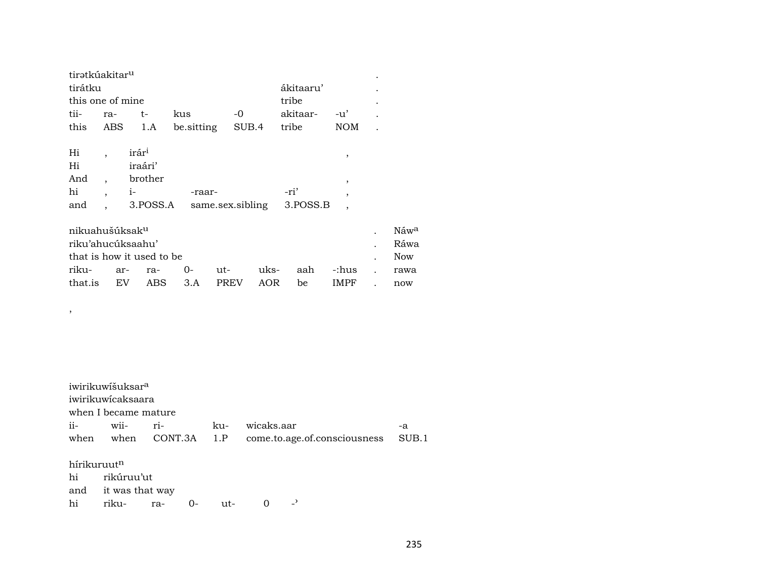| tirətkúakitar$^{u}$ | | | | | | | . |
|---|---|---|---|---|---|---|---|
| tirátku | | | | | ákitaaru’ | | . |
| this one of mine | | | | | tribe | | . |
| tii- | ra- | t- | kus | -0 | akitaar- | -u’ | . |
| this | ABS | 1.A | be.sitting | SUB.4 | tribe | NOM | . |

| Hi | , | irár$^{i}$ | | | , |
|---|---|---|---|---|---|
| Hi | | iraári’ | | | |
| And | , | brother | | | , |
| hi | , | i- | -raar- | -ri’ | , |
| and | , | 3.POSS.A | same.sex.sibling | 3.POSS.B | , |

| nikuahušúksak$^{u}$ | | | | | | | | . | Náw$^{a}$ |
|---|---|---|---|---|---|---|---|---|---|
| riku’ahucúksaahu’ | | | | | | | | . | Ráwa |
| that is how it used to be | | | | | | | | . | Now |
| riku- | ar- | ra- | 0- | ut- | uks- | aah | -:hus | . | rawa |
| that.is | EV | ABS | 3.A | PREV | AOR | be | IMPF | . | now |

,

| iwirikuwíšuksar$^{a}$ | | | | | |
|---|---|---|---|---|---|
| iwirikuwícaksaara | | | | | |
| when I became mature | | | | | |
| ii- | wii- | ri- | ku- | wicaks.aar | -a |
| when | when | CONT.3A | 1.P | come.to.age.of.consciousness | SUB.1 |

| hírikuruut$^{n}$ | | | | | | |
|---|---|---|---|---|---|---|
| hi | rikúruu’ut | | | | | |
| and | it was that way | | | | | |
| hi | riku- | ra- | 0- | ut- | 0 | -’ |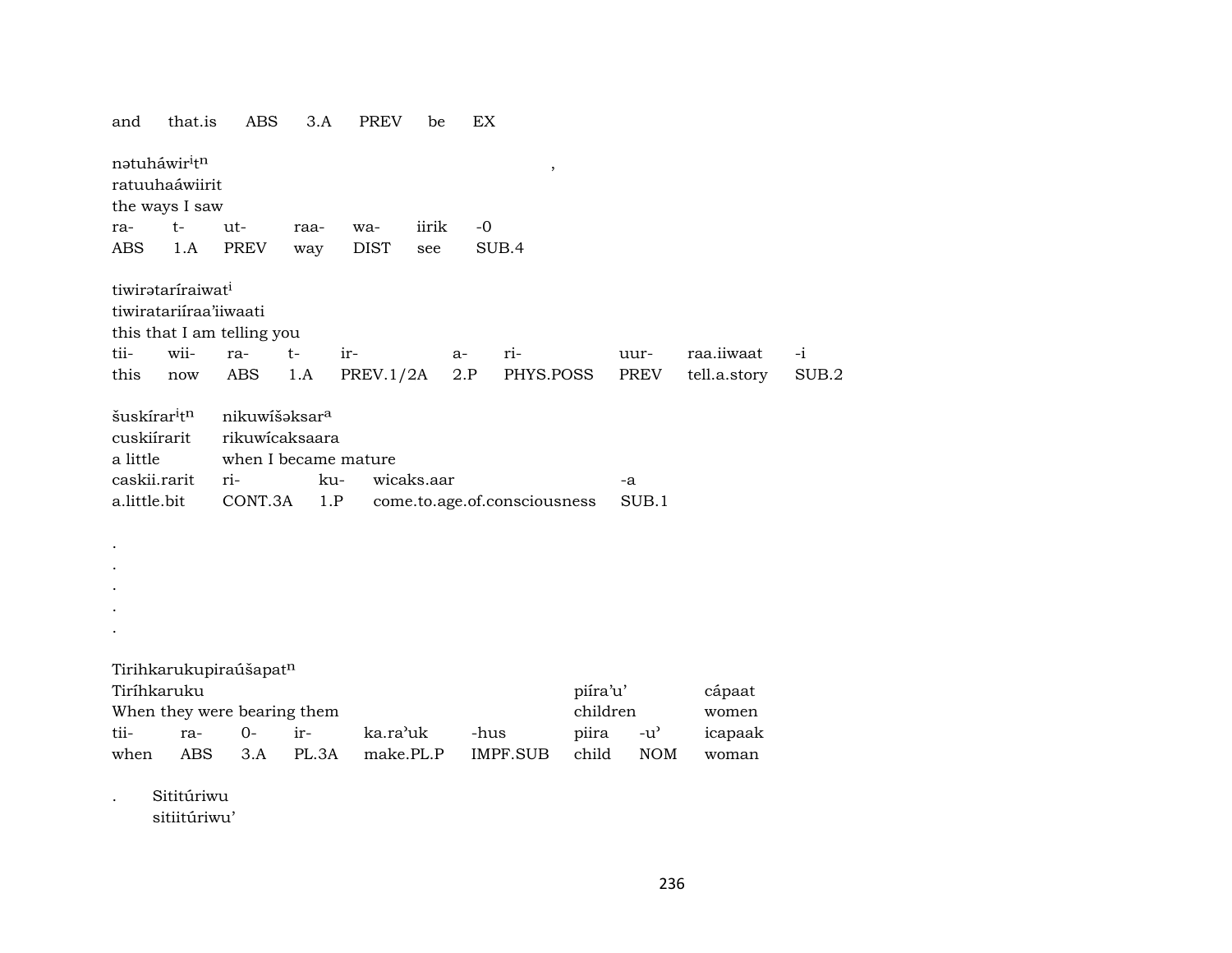and that.is ABS 3.A PREV be EX

nətuháwir$^{i}$t$^{n}$ ,
ratuuhaáwiirit
the ways I saw

| ra- | t- | ut- | raa- | wa- | iirik | -0 |
|---|---|---|---|---|---|---|
| ABS | 1.A | PREV | way | DIST | see | SUB.4 |

tiwirətaríraiwat$^{i}$
tiwiratariíraa'iiwaati
this that I am telling you

| tii- | wii- | ra- | t- | ir- | a- | ri- | uur- | raa.iiwaat | -i |
|---|---|---|---|---|---|---|---|---|---|
| this | now | ABS | 1.A | PREV.1/2A | 2.P | PHYS.POSS | PREV | tell.a.story | SUB.2 |

| šuskírar$^{i}$t$^{n}$ | nikuwíšəksar$^{a}$ | | | |
|---|---|---|---|---|
| cuskiírarit | rikuwícaksaara | | | |
| a little | when I became mature | | | |
| caskii.rarit | ri- | ku- | wicaks.aar | -a |
| a.little.bit | CONT.3A | 1.P | come.to.age.of.consciousness | SUB.1 |

.
.
.
.
.

Tirihkarukupiraúšapat$^{n}$

| Tiríhkaruku | | | | | | piíra'u' | | cápaat |
|---|---|---|---|---|---|---|---|---|
| When they were bearing them | | | | | | children | | women |
| tii- | ra- | 0- | ir- | ka.ra'uk | -hus | piira | -u' | icapaak |
| when | ABS | 3.A | PL.3A | make.PL.P | IMPF.SUB | child | NOM | woman |

. Sititúriwu
sitiitúriwu'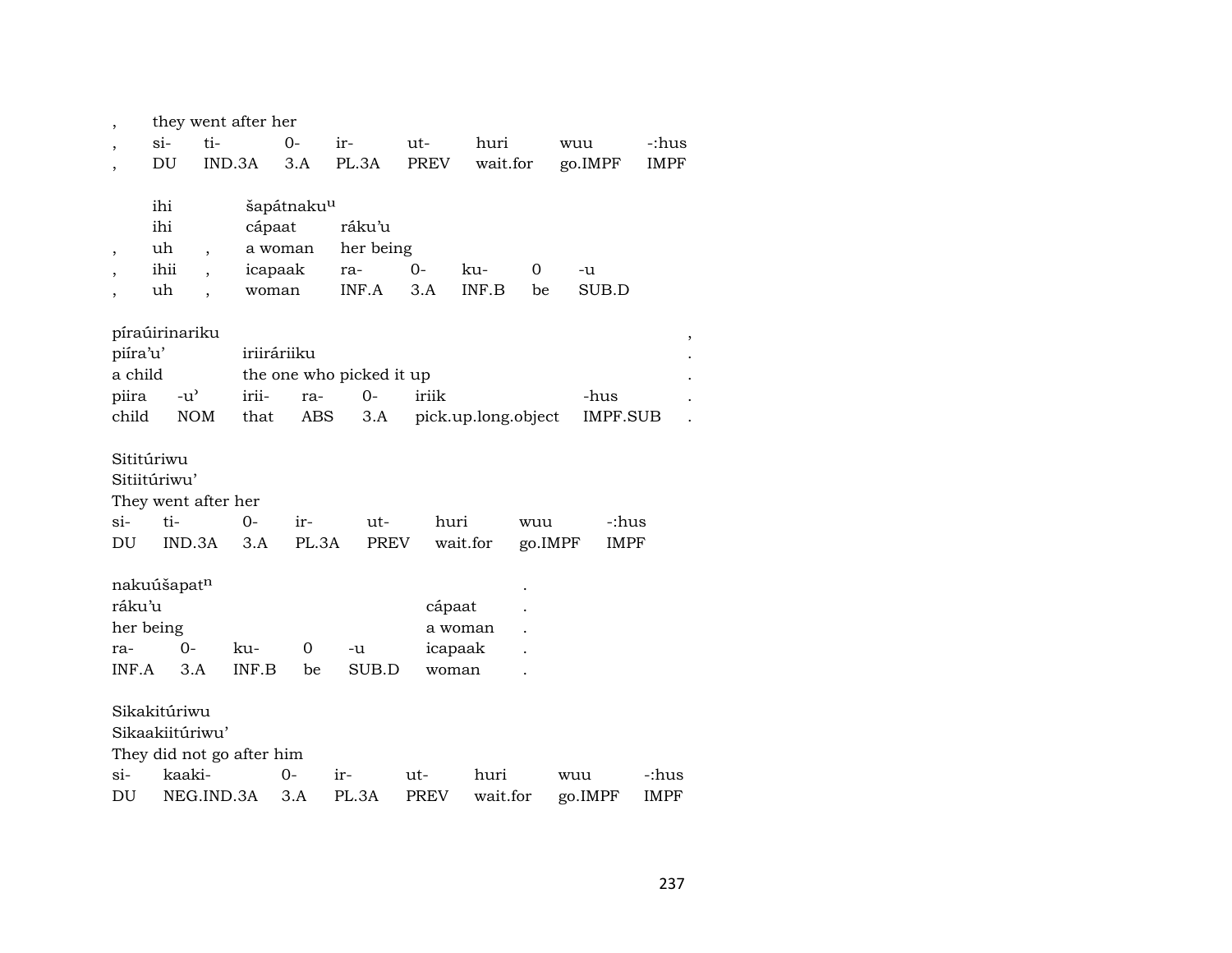| , | they went after her | | | | | | |
|---|---|---|---|---|---|---|---|
| , | si- | ti- | 0- | ir- | ut- | huri | wuu | -:hus |
| , | DU | IND.3A | 3.A | PL.3A | PREV | wait.for | go.IMPF | IMPF |

| | ihi | | šapátnaku$^{u}$ | | | | | |
|---|---|---|---|---|---|---|---|---|
| | ihi | | cápaat | ráku'u | | | | |
| , | uh | , | a woman | her being | | | | |
| , | ihii | , | icapaak | ra- | 0- | ku- | 0 | -u |
| , | uh | , | woman | INF.A | 3.A | INF.B | be | SUB.D |

| píraúirinariku | | | | | | | , |
|---|---|---|---|---|---|---|---|
| piíra'u' | | iriiráriiku | | | | | . |
| a child | | the one who picked it up | | | | | . |
| piira | -u' | irii- | ra- | 0- | iriik | -hus | . |
| child | NOM | that | ABS | 3.A | pick.up.long.object | IMPF.SUB | . |

| Sititúriwu | | | | | | | |
|---|---|---|---|---|---|---|---|
| Sitiitúriwu' | | | | | | | |
| They went after her | | | | | | | |
| si- | ti- | 0- | ir- | ut- | huri | wuu | -:hus |
| DU | IND.3A | 3.A | PL.3A | PREV | wait.for | go.IMPF | IMPF |

| nakuúšapat$^{n}$ | | | | | | . |
|---|---|---|---|---|---|---|
| ráku'u | | | | | cápaat | . |
| her being | | | | | a woman | . |
| ra- | 0- | ku- | 0 | -u | icapaak | . |
| INF.A | 3.A | INF.B | be | SUB.D | woman | . |

| Sikakitúriwu | | | | | | | |
|---|---|---|---|---|---|---|---|
| Sikaakiitúriwu' | | | | | | | |
| They did not go after him | | | | | | | |
| si- | kaaki- | 0- | ir- | ut- | huri | wuu | -:hus |
| DU | NEG.IND.3A | 3.A | PL.3A | PREV | wait.for | go.IMPF | IMPF |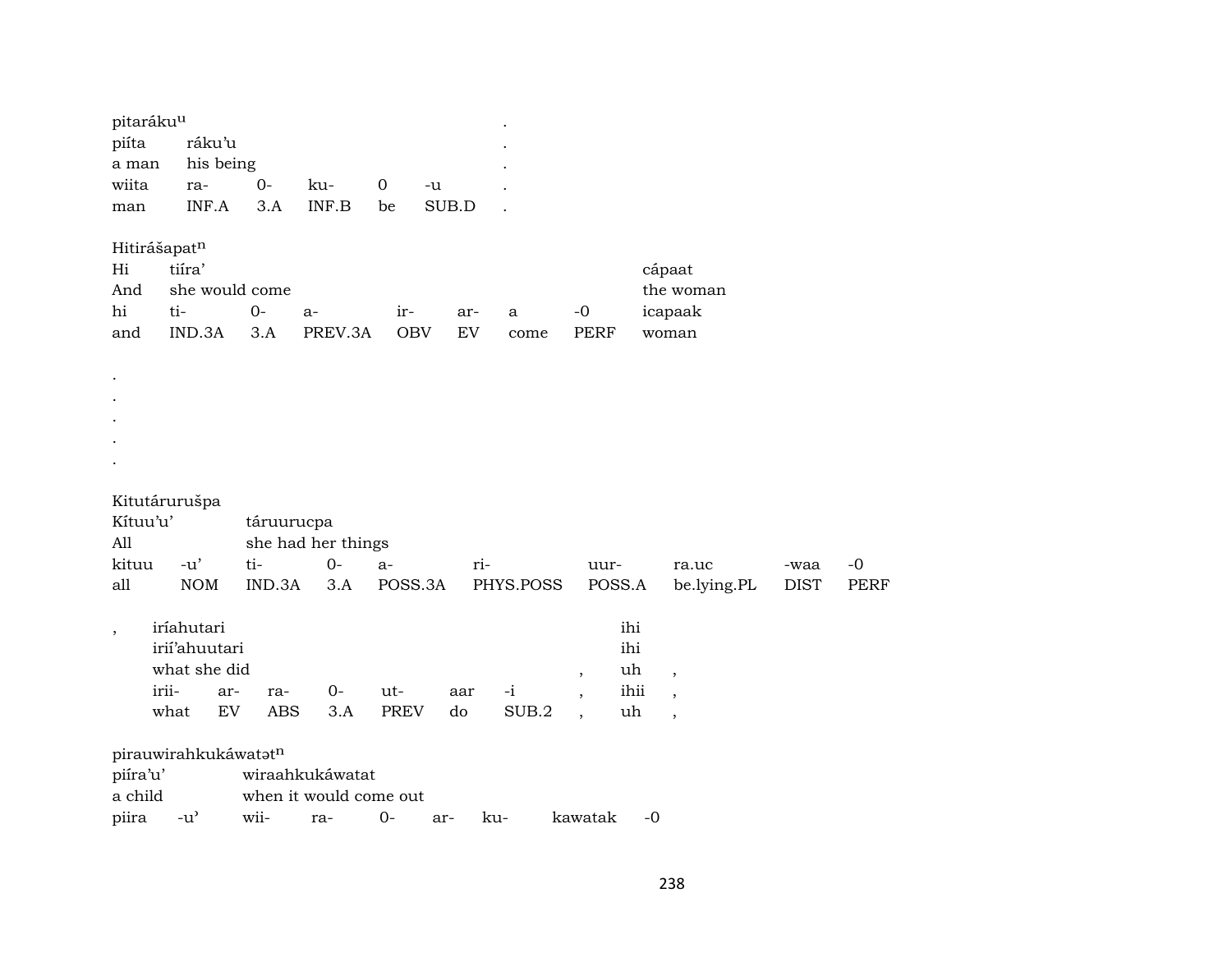pitaráku^u .
piíta ráku'u .
a man his being .
wiita ra- 0- ku- 0 -u .
man INF.A 3.A INF.B be SUB.D .

| | | | | | | | | |
|---|---|---|---|---|---|---|---|---|
| pitaráku^u | | | | | | . | | |
| piíta | ráku'u | | | | | . | | |
| a man | his being | | | | | . | | |
| wiita | ra- | 0- | ku- | 0 | -u | . | | |
| man | INF.A | 3.A | INF.B | be | SUB.D | . | | |

Hitirášapat^n

| | | | | | | | | |
|---|---|---|---|---|---|---|---|---|
| Hi | tiíra' | | | | | | | cápaat |
| And | she would come | | | | | | | the woman |
| hi | ti- | 0- | a- | ir- | ar- | a | -0 | icapaak |
| and | IND.3A | 3.A | PREV.3A | OBV | EV | come | PERF | woman |

.
.
.
.
.

Kitutárurušpa

| | | | | | | | | | | |
|---|---|---|---|---|---|---|---|---|---|---|
| Kítuu'u' | | táruurucpa | | | | | | | | |
| All | | she had her things | | | | | | | | |
| kituu | -u' | ti- | 0- | a- | ri- | uur- | ra.uc | -waa | -0 | |
| all | NOM | IND.3A | 3.A | POSS.3A | PHYS.POSS | POSS.A | be.lying.PL | DIST | PERF | |

| | | | | | | | | | | |
|---|---|---|---|---|---|---|---|---|---|---|
| , | iríahutari | | | | | | | | ihi | |
| | irií'ahuutari | | | | | | | | ihi | |
| | what she did | | | | | | | , | uh | , |
| | irii- | ar- | ra- | 0- | ut- | aar | -i | , | ihii | , |
| | what | EV | ABS | 3.A | PREV | do | SUB.2 | , | uh | , |

pirauwirahkukáwatət^n

| | | | | | | | | |
|---|---|---|---|---|---|---|---|---|
| piíra'u' | | wiraahkukáwatat | | | | | | |
| a child | | when it would come out | | | | | | |
| piira | -u' | wii- | ra- | 0- | ar- | ku- | kawatak | -0 |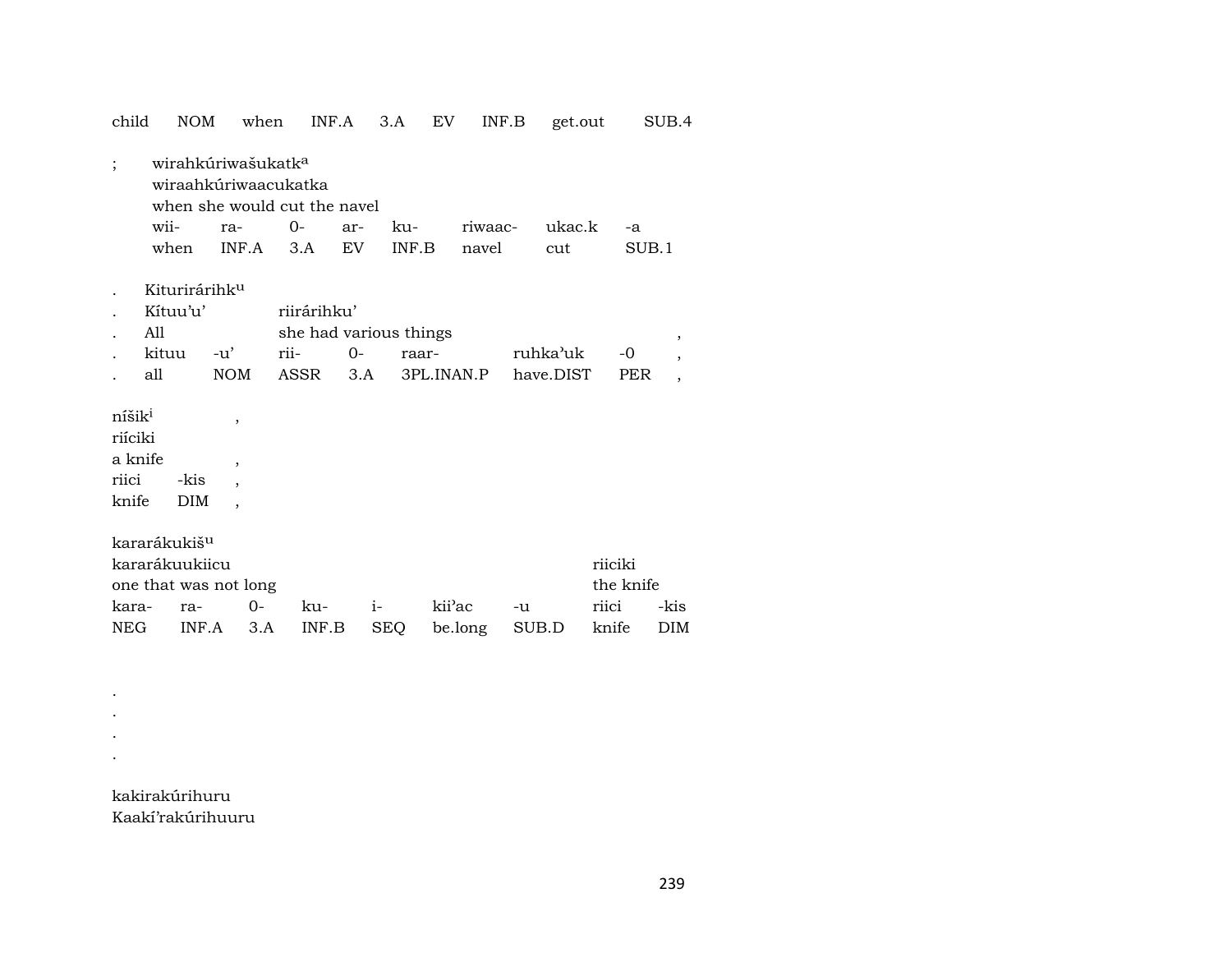| child | NOM | when | INF.A | 3.A | EV | INF.B | get.out | SUB.4 |
|---|---|---|---|---|---|---|---|---|

;　wirahkúriwašukatk$^{a}$
　wiraahkúriwaacukatka
　when she would cut the navel

| wii- | ra- | 0- | ar- | ku- | riwaac- | ukac.k | -a |
|---|---|---|---|---|---|---|---|
| when | INF.A | 3.A | EV | INF.B | navel | cut | SUB.1 |

. Kiturirárihk$^{u}$
. Kítuu'u'　　riirárihku'
. All　　　she had various things　　　,

| . | kituu | -u' | rii- | 0- | raar- | ruhka'uk | -0 | , |
|---|---|---|---|---|---|---|---|---|
| . | all | NOM | ASSR | 3.A | 3PL.INAN.P | have.DIST | PER | , |

níšik$^{i}$　,
riíciki
a knife　,

| riici | -kis | , |
|---|---|---|
| knife | DIM | , |

kararákukiš$^{u}$
kararákuukiicu　　　riiciki
one that was not long　　the knife

| kara- | ra- | 0- | ku- | i- | kii'ac | -u | riici | -kis |
|---|---|---|---|---|---|---|---|---|
| NEG | INF.A | 3.A | INF.B | SEQ | be.long | SUB.D | knife | DIM |

.
.
.
.

kakirakúrihuru
Kaakí'rakúrihuuru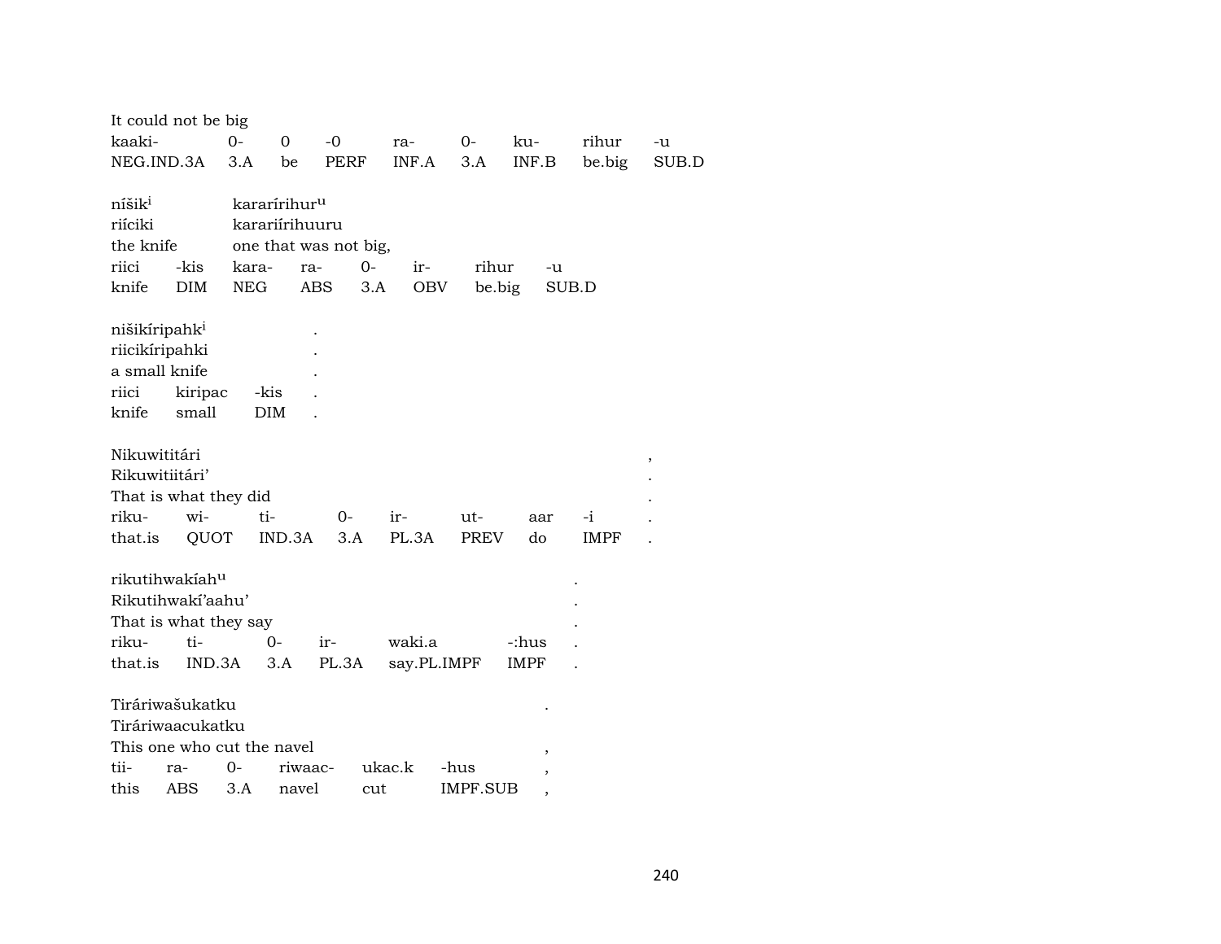It could not be big

| kaaki- | 0- | 0 | -0 | ra- | 0- | ku- | rihur | -u |
|---|---|---|---|---|---|---|---|---|
| NEG.IND.3A | 3.A | be | PERF | INF.A | 3.A | INF.B | be.big | SUB.D |

níšik$^{i}$ kararírihur$^{u}$
riíciki kararíirihuuru
the knife one that was not big,

| riici | -kis | kara- | ra- | 0- | ir- | rihur | -u |
|---|---|---|---|---|---|---|---|
| knife | DIM | NEG | ABS | 3.A | OBV | be.big | SUB.D |

nišikíripahk$^{i}$ .
riicikíripahki .
a small knife .

| riici | kiripac | -kis | . |
|---|---|---|---|
| knife | small | DIM | . |

Nikuwititári ,
Rikuwitiitári' .
That is what they did .

| riku- | wi- | ti- | 0- | ir- | ut- | aar | -i | . |
|---|---|---|---|---|---|---|---|---|
| that.is | QUOT | IND.3A | 3.A | PL.3A | PREV | do | IMPF | . |

rikutihwakíah$^{u}$ .
Rikutihwakí'aahu' .
That is what they say .

| riku- | ti- | 0- | ir- | waki.a | -:hus | . |
|---|---|---|---|---|---|---|
| that.is | IND.3A | 3.A | PL.3A | say.PL.IMPF | IMPF | . |

Tiráriwašukatku .
Tiráriwaacukatku
This one who cut the navel ,

| tii- | ra- | 0- | riwaac- | ukac.k | -hus | , |
|---|---|---|---|---|---|---|
| this | ABS | 3.A | navel | cut | IMPF.SUB | , |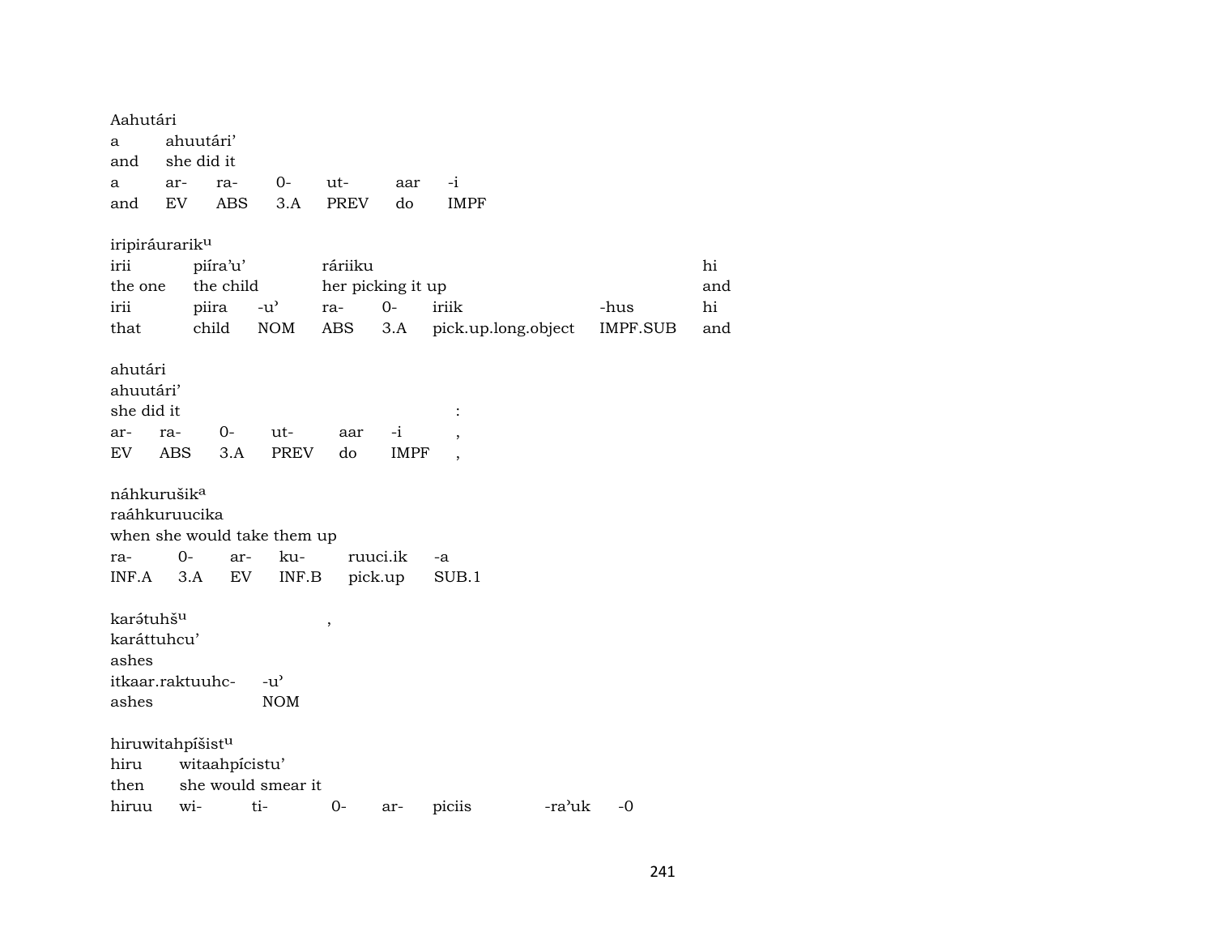Aahutári
a ahuutári'
and she did it

| a | ar- | ra- | 0- | ut- | aar | -i |
|---|---|---|---|---|---|---|
| and | EV | ABS | 3.A | PREV | do | IMPF |

iripiráurarik$^{u}$

| irii | piíra'u' | | ráriiku | | | | hi |
|---|---|---|---|---|---|---|---|
| the one | the child | | her picking it up | | | | and |
| irii | piira | -u' | ra- | 0- | iriik | -hus | hi |
| that | child | NOM | ABS | 3.A | pick.up.long.object | IMPF.SUB | and |

ahutári
ahuutári'
she did it :

| ar- | ra- | 0- | ut- | aar | -i | , |
|---|---|---|---|---|---|---|
| EV | ABS | 3.A | PREV | do | IMPF | , |

náhkurušik$^{a}$
raáhkuruucika
when she would take them up

| ra- | 0- | ar- | ku- | ruuci.ik | -a |
|---|---|---|---|---|---|
| INF.A | 3.A | EV | INF.B | pick.up | SUB.1 |

karə́tuhš$^{u}$ ,
karáttuhcu'
ashes

| itkaar.raktuuhc- | -u' |
|---|---|
| ashes | NOM |

hiruwitahpíšist$^{u}$

| hiru | witaahpícistu' | | | | | |
|---|---|---|---|---|---|---|
| then | she would smear it | | | | | |
| hiruu | wi- | ti- | 0- | ar- | piciis | -ra'uk | -0 |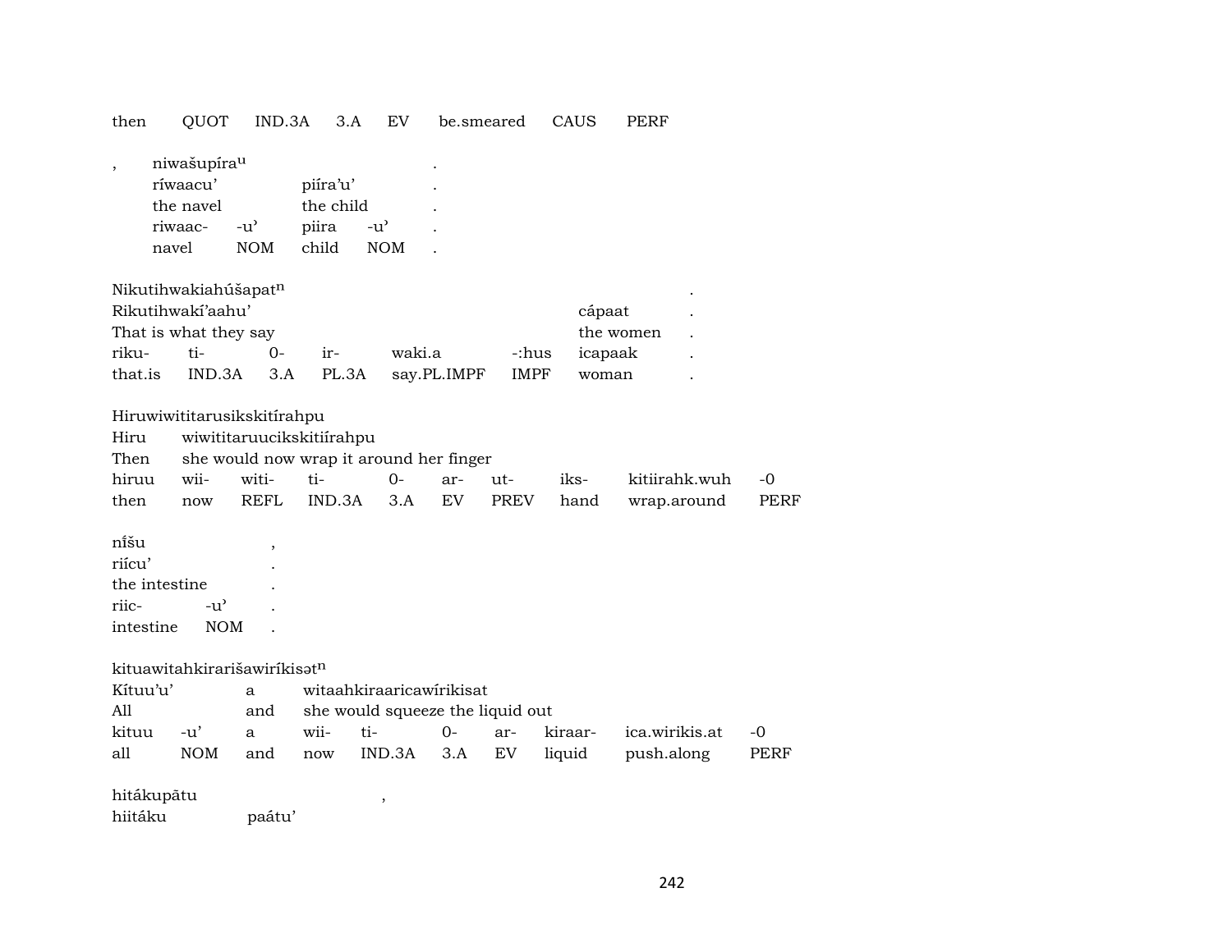then QUOT IND.3A 3.A EV be.smeared CAUS PERF

| , | niwašupíra$^{u}$ | | | | . |
|---|---|---|---|---|---|
| | ríwaacu’ | | piíra’u’ | | . |
| | the navel | | the child | | . |
| | riwaac- | -u’ | piira | -u’ | . |
| | navel | NOM | child | NOM | . |

| Nikutihwakiahúšapat$^{n}$ | | | | | | | . |
|---|---|---|---|---|---|---|---|
| Rikutihwakí’aahu’ | | | | | | cápaat | . |
| That is what they say | | | | | | the women | . |
| riku- | ti- | 0- | ir- | waki.a | -:hus | icapaak | . |
| that.is | IND.3A | 3.A | PL.3A | say.PL.IMPF | IMPF | woman | . |

| Hiruwiwititarusikskitírahpu | | | | | | | | | |
|---|---|---|---|---|---|---|---|---|---|
| Hiru | wiwititaruucikskitiírahpu | | | | | | | | |
| Then | she would now wrap it around her finger | | | | | | | | |
| hiruu | wii- | witi- | ti- | 0- | ar- | ut- | iks- | kitiirahk.wuh | -0 |
| then | now | REFL | IND.3A | 3.A | EV | PREV | hand | wrap.around | PERF |

| níšu | | , |
|---|---|---|
| riícu’ | | . |
| the intestine | | . |
| riic- | -u’ | . |
| intestine | NOM | . |

| kituawitahkirarišawiríkisət$^{n}$ | | | | | | | | | |
|---|---|---|---|---|---|---|---|---|---|
| Kítuu’u’ | | a | witaahkiraaricawírikisat | | | | | | |
| All | | and | she would squeeze the liquid out | | | | | | |
| kituu | -u’ | a | wii- | ti- | 0- | ar- | kiraar- | ica.wirikis.at | -0 |
| all | NOM | and | now | IND.3A | 3.A | EV | liquid | push.along | PERF |

| hitákupātu | | , |
|---|---|---|
| hiitáku | paátu’ | |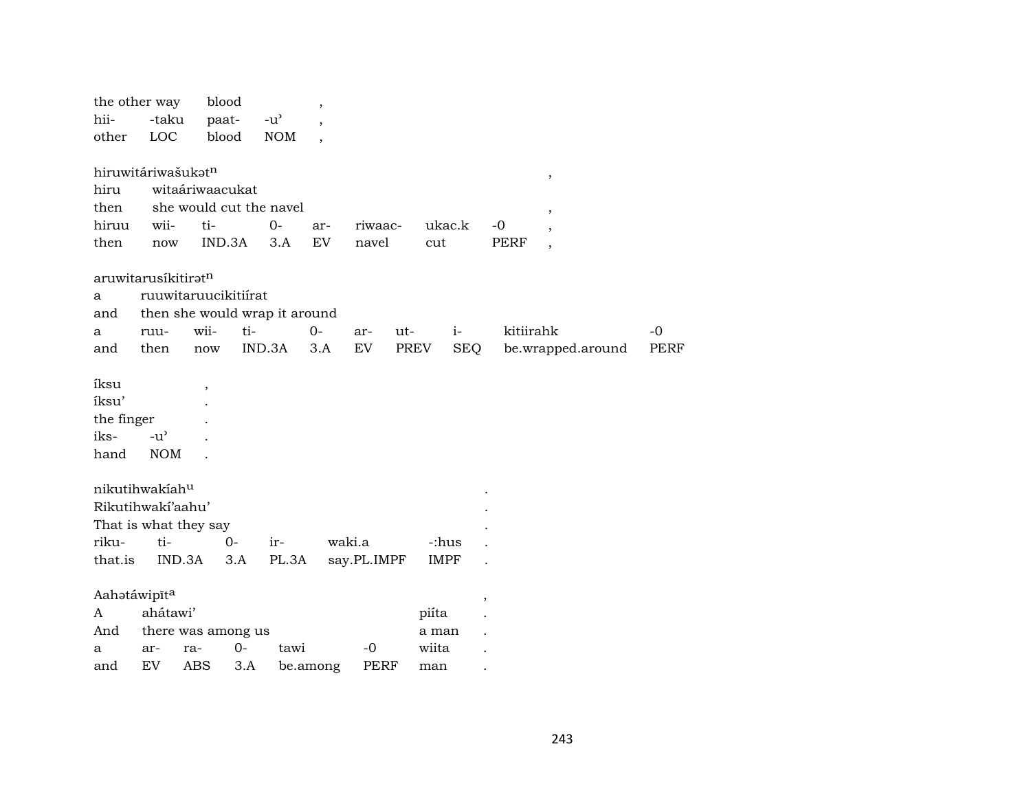| the other way | blood | | , |
|---|---|---|---|
| hii- | -taku | paat- | -u’ | , |
| other | LOC | blood | NOM | , |

hiruwitáriwašukət$^{n}$ ,

| hiru | witaáriwaacukat | | | | | | |
|---|---|---|---|---|---|---|---|
| then | she would cut the navel | | | | | | , |
| hiruu | wii- | ti- | 0- | ar- | riwaac- | ukac.k | -0 | , |
| then | now | IND.3A | 3.A | EV | navel | cut | PERF | , |

aruwitarusíkitirət$^{n}$

| a | ruuwitaruucikitiírat | | | | | | | | |
|---|---|---|---|---|---|---|---|---|---|
| and | then she would wrap it around | | | | | | | | |
| a | ruu- | wii- | ti- | 0- | ar- | ut- | i- | kitiirahk | -0 |
| and | then | now | IND.3A | 3.A | EV | PREV | SEQ | be.wrapped.around | PERF |

íksu ,

| íksu’ | | . |
|---|---|---|
| the finger | | . |
| iks- | -u’ | . |
| hand | NOM | . |

nikutihwakíah$^{u}$ .

| Rikutihwakí’aahu’ | | | | | | . |
|---|---|---|---|---|---|---|
| That is what they say | | | | | | . |
| riku- | ti- | 0- | ir- | waki.a | -:hus | . |
| that.is | IND.3A | 3.A | PL.3A | say.PL.IMPF | IMPF | . |

Aahətáwipīt$^{a}$ ,

| A | ahátawi’ | | | | | piíta | . |
|---|---|---|---|---|---|---|---|
| And | there was among us | | | | | a man | . |
| a | ar- | ra- | 0- | tawi | -0 | wiita | . |
| and | EV | ABS | 3.A | be.among | PERF | man | . |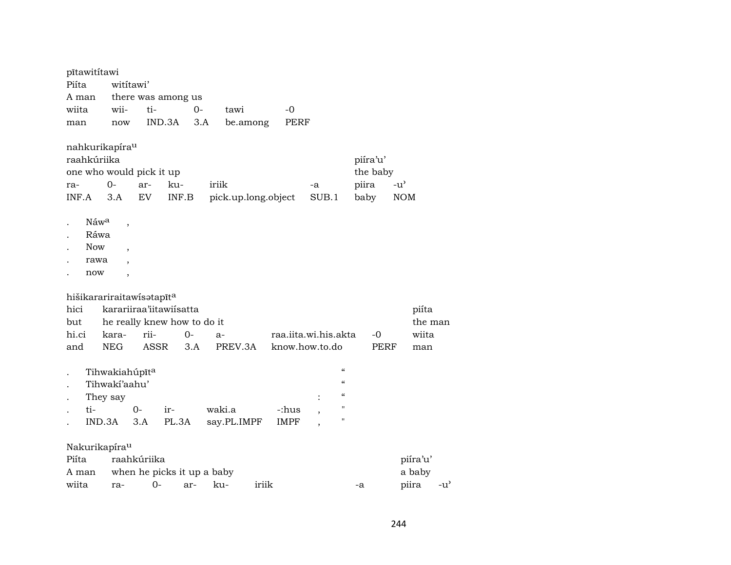pītawitítawi

| Piíta | witítawi’ | | | | |
|---|---|---|---|---|---|
| A man | there was among us | | | | |
| wiita | wii- | ti- | 0- | tawi | -0 |
| man | now | IND.3A | 3.A | be.among | PERF |

nahkurikapíra[u]

| raahkúriika | | | | | | piíra’u’ | |
|---|---|---|---|---|---|---|---|
| one who would pick it up | | | | | | the baby | |
| ra- | 0- | ar- | ku- | iriik | -a | piira | -u’ |
| INF.A | 3.A | EV | INF.B | pick.up.long.object | SUB.1 | baby | NOM |

. Náw[a] ,
. Ráwa
. Now ,
. rawa ,
. now ,

hišikarariraitawísətapīt[a]

| hici | karariiraa’iitawiísatta | | | | | | piíta |
|---|---|---|---|---|---|---|---|
| but | he really knew how to do it | | | | | | the man |
| hi.ci | kara- | rii- | 0- | a- | raa.iita.wi.his.akta | -0 | wiita |
| and | NEG | ASSR | 3.A | PREV.3A | know.how.to.do | PERF | man |

. Tihwakiahúpīt[a] “
. Tihwakí’aahu’ “
. They say : “
. ti- 0- ir- waki.a -:hus , "
. IND.3A 3.A PL.3A say.PL.IMPF IMPF , "

Nakurikapíra[u]

| Piíta | raahkúriika | | | | | piíra’u’ | |
|---|---|---|---|---|---|---|---|
| A man | when he picks it up a baby | | | | | a baby | |
| wiita | ra- | 0- | ar- | ku- | iriik | -a | piira | -u’ |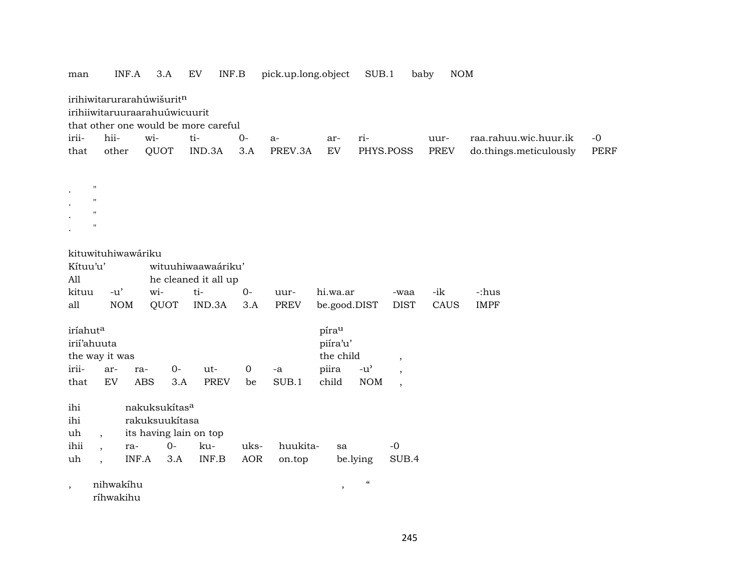| man | INF.A | 3.A | EV | INF.B | pick.up.long.object | SUB.1 | baby | NOM |
|---|---|---|---|---|---|---|---|---|

irihiwitarurarahúwišuritⁿ
irihiiwitaruuraarahuúwicuurit
that other one would be more careful

| irii- | hii- | wi- | ti- | 0- | a- | ar- | ri- | uur- | raa.rahuu.wic.huur.ik | -0 |
|---|---|---|---|---|---|---|---|---|---|---|
| that | other | QUOT | IND.3A | 3.A | PREV.3A | EV | PHYS.POSS | PREV | do.things.meticulously | PERF |

. "
. "
. "
. "

kituwituhiwawáriku
Kítuu'u' wituuhiwaawaáriku'
All he cleaned it all up

| kituu | -u' | wi- | ti- | 0- | uur- | hi.wa.ar | -waa | -ik | -:hus |
|---|---|---|---|---|---|---|---|---|---|
| all | NOM | QUOT | IND.3A | 3.A | PREV | be.good.DIST | DIST | CAUS | IMPF |

iríahut[a] píra[u]
irií'ahuuta piíra'u'
the way it was the child ,

| irii- | ar- | ra- | 0- | ut- | 0 | -a | piira | -u' | , |
|---|---|---|---|---|---|---|---|---|---|
| that | EV | ABS | 3.A | PREV | be | SUB.1 | child | NOM | , |

ihi nakuksukítas[a]
ihi rakuksuukítasa
uh , its having lain on top

| ihii | , | ra- | 0- | ku- | uks- | huukita- | sa | -0 |
|---|---|---|---|---|---|---|---|---|
| uh | , | INF.A | 3.A | INF.B | AOR | on.top | be.lying | SUB.4 |

, nihwakíhu , "
ríhwakihu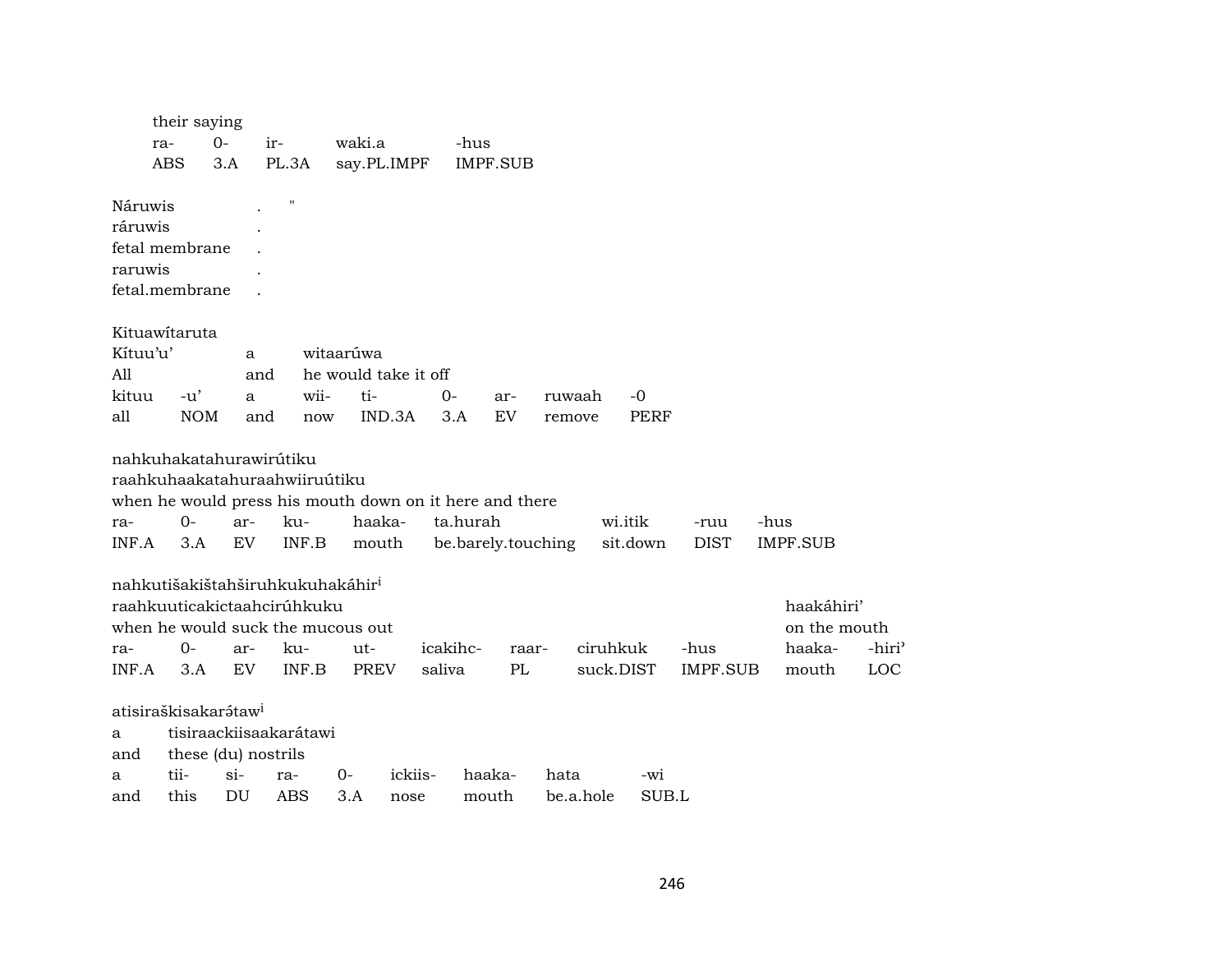their saying

| ra- | 0- | ir- | waki.a | -hus |
|---|---|---|---|---|
| ABS | 3.A | PL.3A | say.PL.IMPF | IMPF.SUB |

Náruwis . "
ráruwis .
fetal membrane .
raruwis .
fetal.membrane .

Kituawítaruta

| Kítuu'u' | | a | witaarúwa | | | | | |
|---|---|---|---|---|---|---|---|---|
| All | | and | he would take it off | | | | | |
| kituu | -u' | a | wii- | ti- | 0- | ar- | ruwaah | -0 |
| all | NOM | and | now | IND.3A | 3.A | EV | remove | PERF |

nahkuhakatahurawirútiku
raahkuhaakatahuraahwiiruútiku
when he would press his mouth down on it here and there

| ra- | 0- | ar- | ku- | haaka- | ta.hurah | wi.itik | -ruu | -hus |
|---|---|---|---|---|---|---|---|---|
| INF.A | 3.A | EV | INF.B | mouth | be.barely.touching | sit.down | DIST | IMPF.SUB |

nahkutišakištahširuhkukuhakáhir[i]

| raahkuuticakictaahcirúhkuku | | | | | | | | | haakáhiri' | |
|---|---|---|---|---|---|---|---|---|---|---|
| when he would suck the mucous out | | | | | | | | | on the mouth | |
| ra- | 0- | ar- | ku- | ut- | icakihc- | raar- | ciruhkuk | -hus | haaka- | -hiri' |
| INF.A | 3.A | EV | INF.B | PREV | saliva | PL | suck.DIST | IMPF.SUB | mouth | LOC |

atisiraškisakarə́taw[i]

| a | tisiraackiisaakarátawi | | | | | | | |
|---|---|---|---|---|---|---|---|---|
| and | these (du) nostrils | | | | | | | |
| a | tii- | si- | ra- | 0- | ickiis- | haaka- | hata | -wi |
| and | this | DU | ABS | 3.A | nose | mouth | be.a.hole | SUB.L |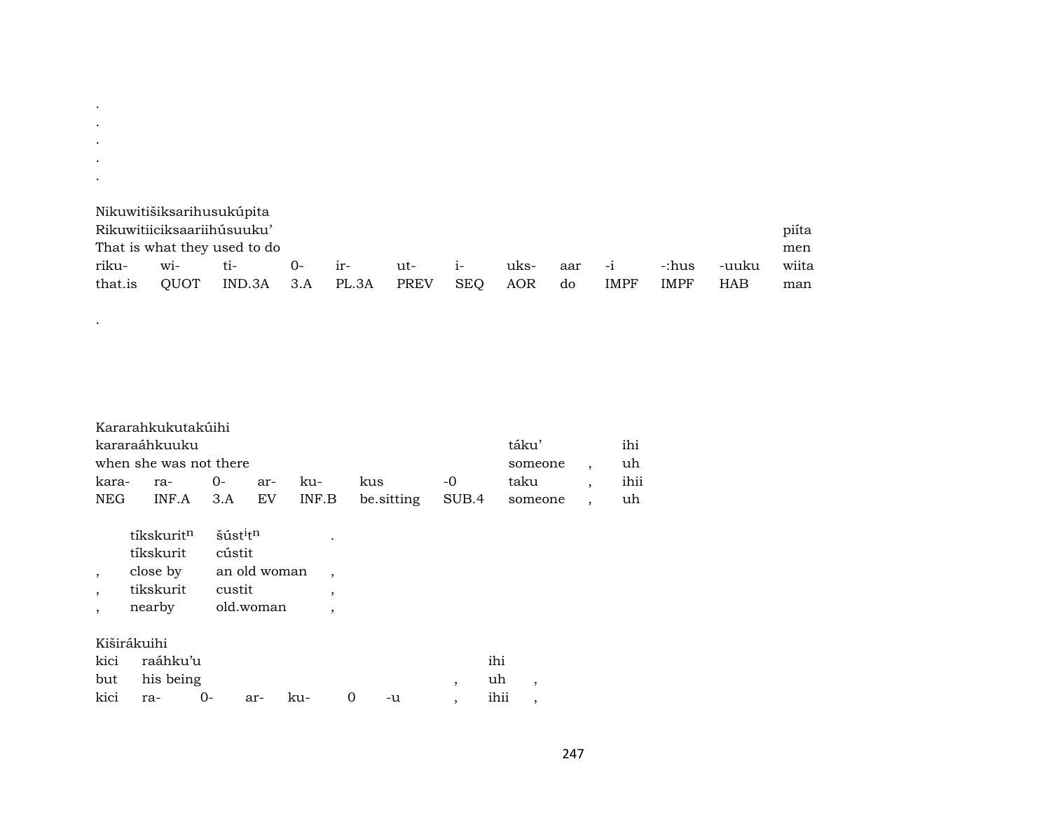.
.
.
.
.

Nikuwitišiksarihusukúpita

| Rikuwitiiciksaariihúsuuku’ | | | | | | | | | | | | piíta |
|---|---|---|---|---|---|---|---|---|---|---|---|---|
| That is what they used to do | | | | | | | | | | | | men |
| riku- | wi- | ti- | 0- | ir- | ut- | i- | uks- | aar | -i | -:hus | -uuku | wiita |
| that.is | QUOT | IND.3A | 3.A | PL.3A | PREV | SEQ | AOR | do | IMPF | IMPF | HAB | man |

.

Kararahkukutakúihi

| kararaáhkuuku | | | | | | | táku’ | | ihi |
|---|---|---|---|---|---|---|---|---|---|
| when she was not there | | | | | | | someone | , | uh |
| kara- | ra- | 0- | ar- | ku- | kus | -0 | taku | , | ihii |
| NEG | INF.A | 3.A | EV | INF.B | be.sitting | SUB.4 | someone | , | uh |

| | tíkskurit$^{n}$ | šúst$^{i}$t$^{n}$ | . |
|---|---|---|---|
| | tíkskurit | cústit | |
| , | close by | an old woman | , |
| , | tikskurit | custit | , |
| , | nearby | old.woman | , |

Kiširákuihi

| kici | raáhku’u | | | | | | | ihi | |
|---|---|---|---|---|---|---|---|---|---|
| but | his being | | | | | | , | uh | , |
| kici | ra- | 0- | ar- | ku- | 0 | -u | , | ihii | , |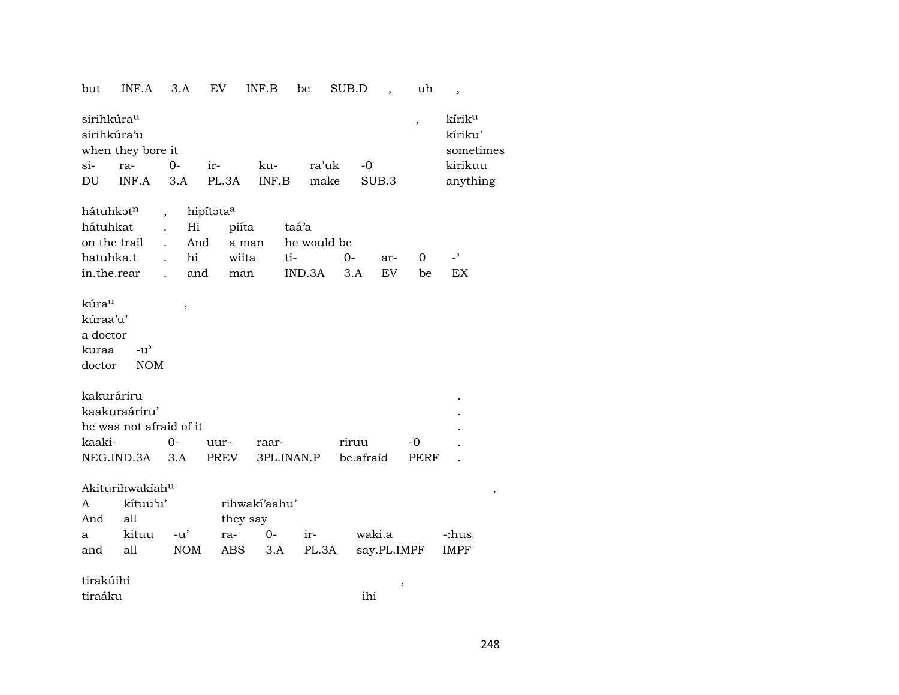| but | INF.A | 3.A | EV | INF.B | be | SUB.D | , | uh | , |
|---|---|---|---|---|---|---|---|---|---|

| sirihkúra$^{u}$ | | | | | | | , | kírik$^{u}$ |
|---|---|---|---|---|---|---|---|---|
| sirihkúra'u | | | | | | | | kíriku' |
| when they bore it | | | | | | | | sometimes |
| si- | ra- | 0- | ir- | ku- | ra'uk | -0 | | kirikuu |
| DU | INF.A | 3.A | PL.3A | INF.B | make | SUB.3 | | anything |

| hátuhkət$^{n}$ | , | hipítəta$^{a}$ | | | | | | |
|---|---|---|---|---|---|---|---|---|
| hátuhkat | . | Hi | piíta | taá'a | | | | |
| on the trail | . | And | a man | he would be | | | | |
| hatuhka.t | . | hi | wiita | ti- | 0- | ar- | 0 | -' |
| in.the.rear | . | and | man | IND.3A | 3.A | EV | be | EX |

| kúra$^{u}$ | , |
|---|---|
| kúraa'u' | |
| a doctor | |
| kuraa | -u' |
| doctor | NOM |

| kakuráriru | | | | | | . |
|---|---|---|---|---|---|---|
| kaakuraáriru' | | | | | | . |
| he was not afraid of it | | | | | | . |
| kaaki- | 0- | uur- | raar- | riruu | -0 | . |
| NEG.IND.3A | 3.A | PREV | 3PL.INAN.P | be.afraid | PERF | . |

| Akiturihwakíah$^{u}$ | | | | | | | , |
|---|---|---|---|---|---|---|---|
| A | kítuu'u' | | rihwakí'aahu' | | | | |
| And | all | | they say | | | | |
| a | kituu | -u' | ra- | 0- | ir- | waki.a | -:hus |
| and | all | NOM | ABS | 3.A | PL.3A | say.PL.IMPF | IMPF |

| tirakúihi | , |
|---|---|
| tiraáku | ihi |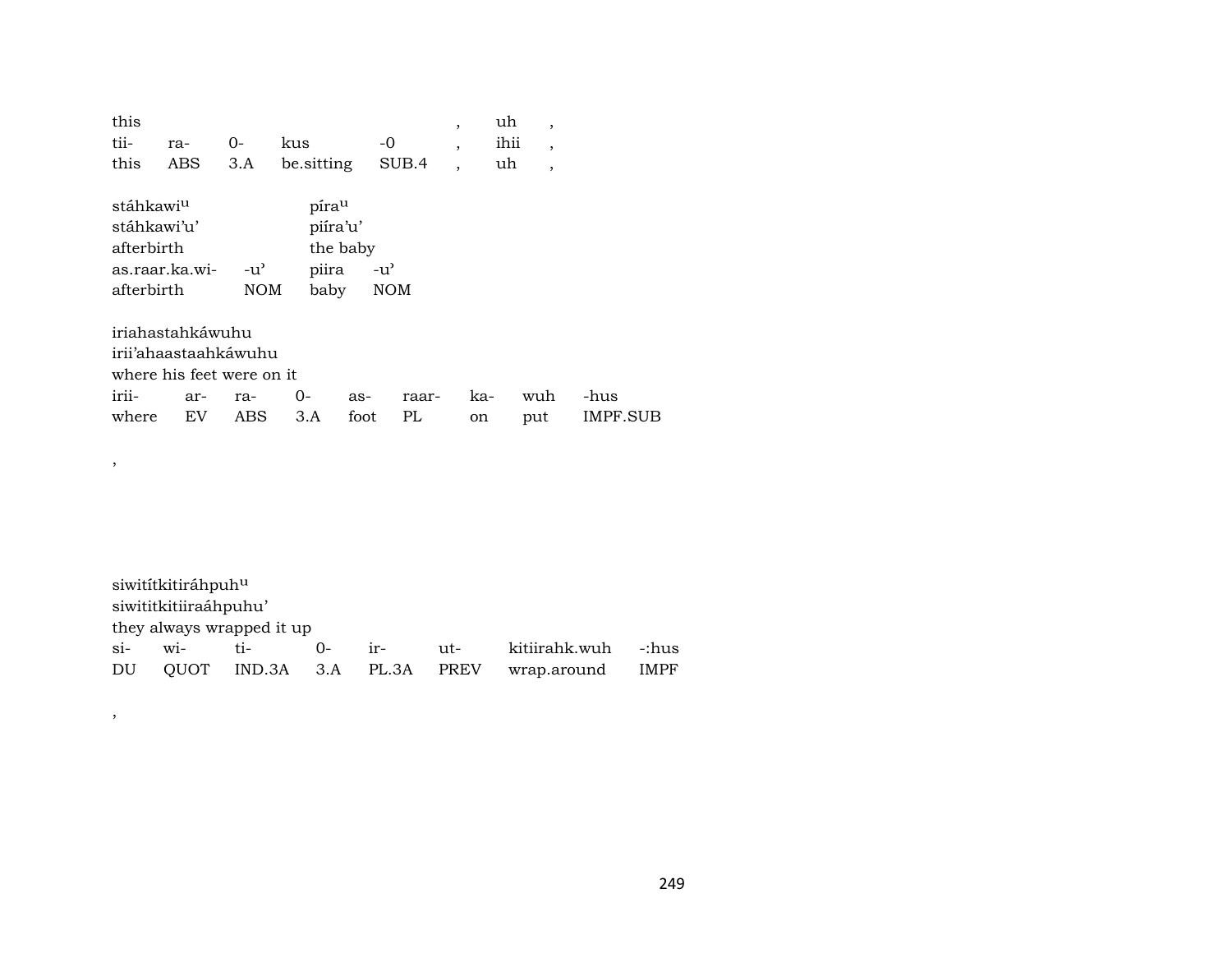this , uh ,
tii- ra- 0- kus -0 , ihii ,
this ABS 3.A be.sitting SUB.4 , uh ,

stáhkawi^u píra^u
stáhkawi'u' piíra'u'
afterbirth the baby
as.raar.ka.wi- -u' piira -u'
afterbirth NOM baby NOM

iriahastahkáwuhu
irii'ahaastaahkáwuhu
where his feet were on it
irii- ar- ra- 0- as- raar- ka- wuh -hus
where EV ABS 3.A foot PL on put IMPF.SUB

,

siwitítkitiráhpuh^u
siwititkitiiraáhpuhu'
they always wrapped it up
si- wi- ti- 0- ir- ut- kitiirahk.wuh -:hus
DU QUOT IND.3A 3.A PL.3A PREV wrap.around IMPF

,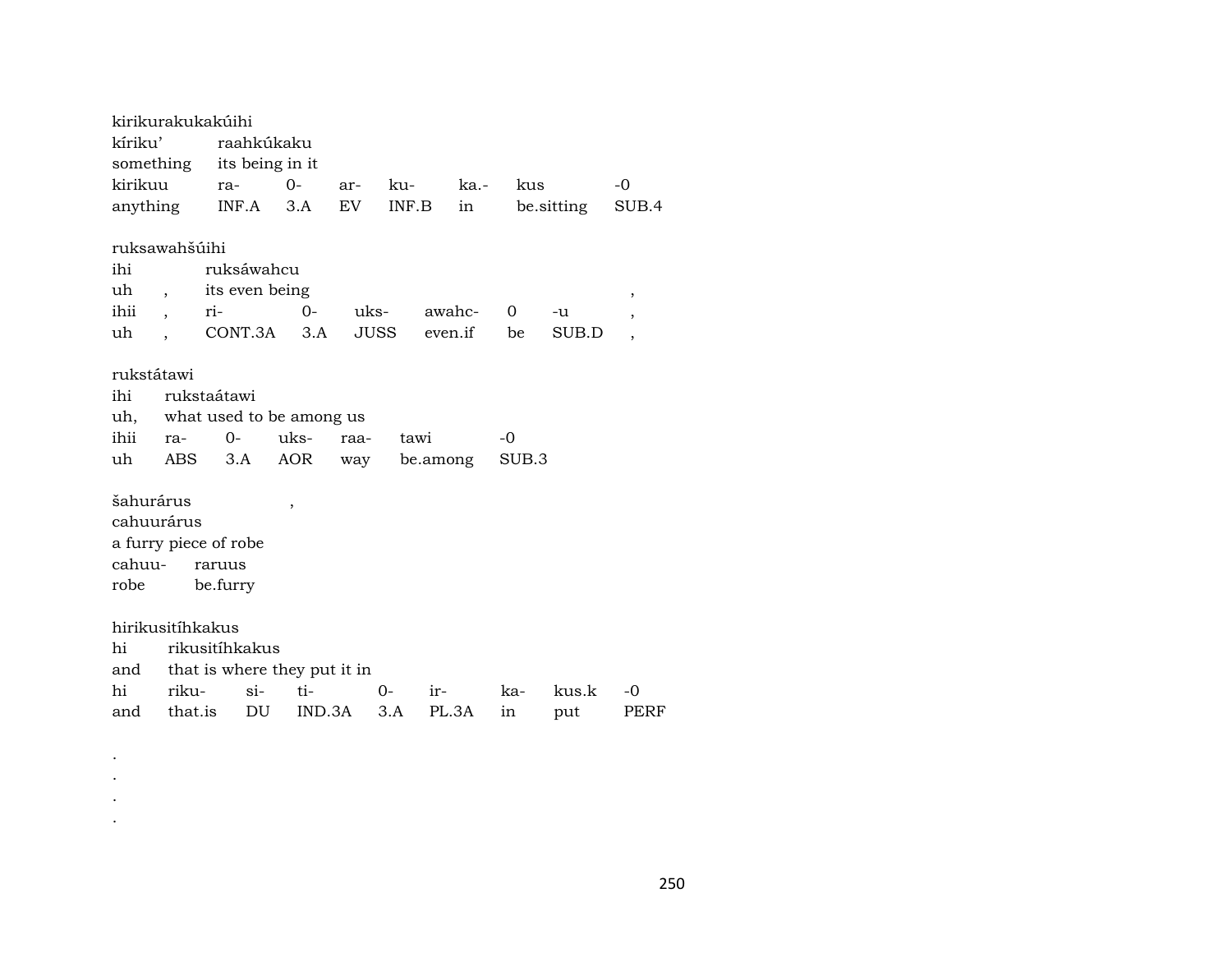kirikurakukakúihi

| kíriku' | raahkúkaku | | | | | | |
|---|---|---|---|---|---|---|---|
| something | its being in it | | | | | | |
| kirikuu | ra- | 0- | ar- | ku- | ka.- | kus | -0 |
| anything | INF.A | 3.A | EV | INF.B | in | be.sitting | SUB.4 |

ruksawahšúihi

| ihi | | ruksáwahcu | | | | | | |
|---|---|---|---|---|---|---|---|---|
| uh | , | its even being | | | | | | , |
| ihii | , | ri- | 0- | uks- | awahc- | 0 | -u | , |
| uh | , | CONT.3A | 3.A | JUSS | even.if | be | SUB.D | , |

rukstátawi

| ihi | rukstaátawi | | | | | |
|---|---|---|---|---|---|---|
| uh, | what used to be among us | | | | | |
| ihii | ra- | 0- | uks- | raa- | tawi | -0 |
| uh | ABS | 3.A | AOR | way | be.among | SUB.3 |

šahurárus ,

| cahuurárus | |
|---|---|
| a furry piece of robe | |
| cahuu- | raruus |
| robe | be.furry |

hirikusitíhkakus

| hi | rikusitíhkakus | | | | | | | |
|---|---|---|---|---|---|---|---|---|
| and | that is where they put it in | | | | | | | |
| hi | riku- | si- | ti- | 0- | ir- | ka- | kus.k | -0 |
| and | that.is | DU | IND.3A | 3.A | PL.3A | in | put | PERF |

.
.
.
.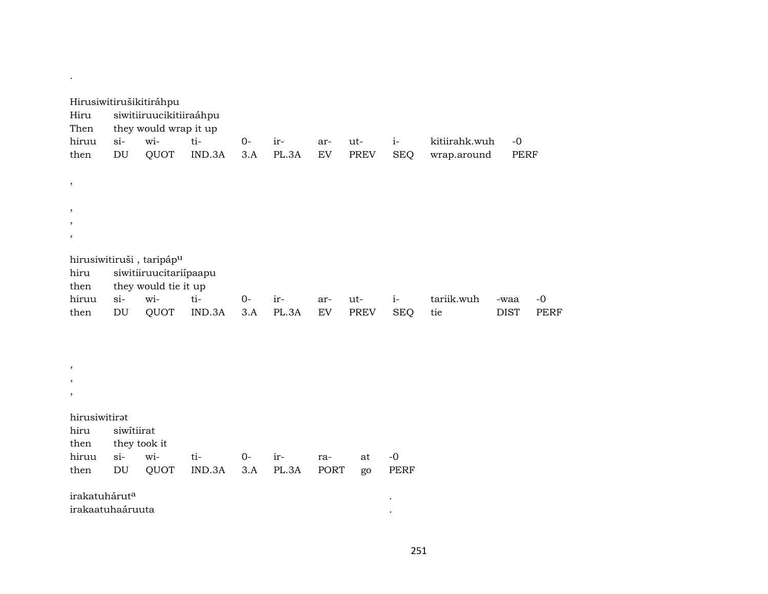.

Hirusiwitirušikitiráhpu
Hiru siwitiiruucikitiiraáhpu
Then they would wrap it up

| hiruu | si- | wi- | ti- | 0- | ir- | ar- | ut- | i- | kitiirahk.wuh | -0 |
|---|---|---|---|---|---|---|---|---|---|---|
| then | DU | QUOT | IND.3A | 3.A | PL.3A | EV | PREV | SEQ | wrap.around | PERF |

,

,
,
,

hirusiwitiruši , taripápᵘ
hiru siwitiiruucitariípaapu
then they would tie it up

| hiruu | si- | wi- | ti- | 0- | ir- | ar- | ut- | i- | tariik.wuh | -waa | -0 |
|---|---|---|---|---|---|---|---|---|---|---|---|
| then | DU | QUOT | IND.3A | 3.A | PL.3A | EV | PREV | SEQ | tie | DIST | PERF |

,
,
,

hirusiwitirət
hiru siwítiirat
then they took it

| hiruu | si- | wi- | ti- | 0- | ir- | ra- | at | -0 |
|---|---|---|---|---|---|---|---|---|
| then | DU | QUOT | IND.3A | 3.A | PL.3A | PORT | go | PERF |

irakatuhárutᵃ .
irakaatuhaáruuta .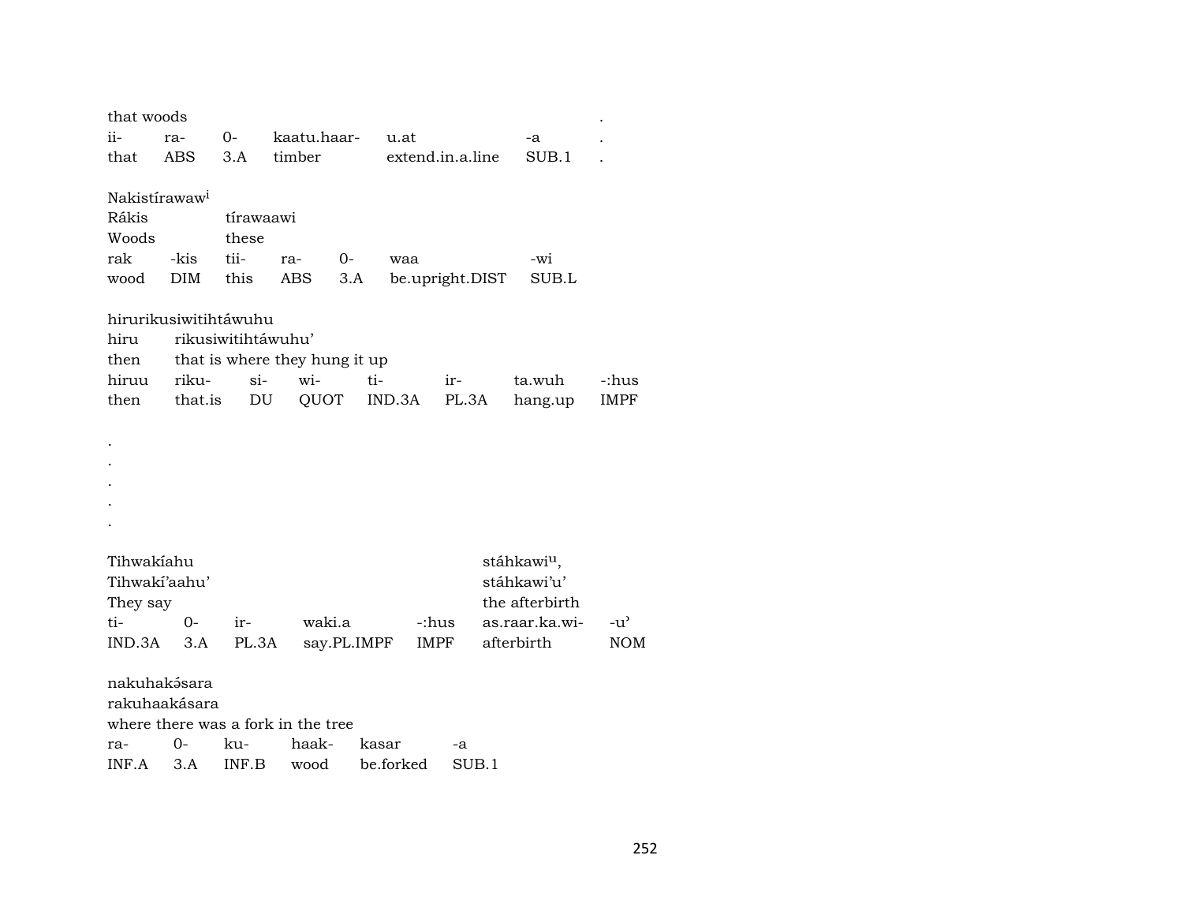that woods .

| ii- | ra- | 0- | kaatu.haar- | u.at | -a | . |
|---|---|---|---|---|---|---|
| that | ABS | 3.A | timber | extend.in.a.line | SUB.1 | . |

Nakistírawaw[i]

| Rákis | | tírawaawi | | | | |
|---|---|---|---|---|---|---|
| Woods | | these | | | | |
| rak | -kis | tii- | ra- | 0- | waa | -wi |
| wood | DIM | this | ABS | 3.A | be.upright.DIST | SUB.L |

hirurikusiwitihtáwuhu

| hiru | rikusiwitihtáwuhu' | | | | | | |
|---|---|---|---|---|---|---|---|
| then | that is where they hung it up | | | | | | |
| hiruu | riku- | si- | wi- | ti- | ir- | ta.wuh | -:hus |
| then | that.is | DU | QUOT | IND.3A | PL.3A | hang.up | IMPF |

.
.
.
.
.

| Tihwakíahu | | | | | stáhkawi[u], | |
|---|---|---|---|---|---|---|
| Tihwakí'aahu' | | | | | stáhkawi'u' | |
| They say | | | | | the afterbirth | |
| ti- | 0- | ir- | waki.a | -:hus | as.raar.ka.wi- | -u' |
| IND.3A | 3.A | PL.3A | say.PL.IMPF | IMPF | afterbirth | NOM |

nakuhakə́sara

| rakuhaakásara | | | | | |
|---|---|---|---|---|---|
| where there was a fork in the tree | | | | | |
| ra- | 0- | ku- | haak- | kasar | -a |
| INF.A | 3.A | INF.B | wood | be.forked | SUB.1 |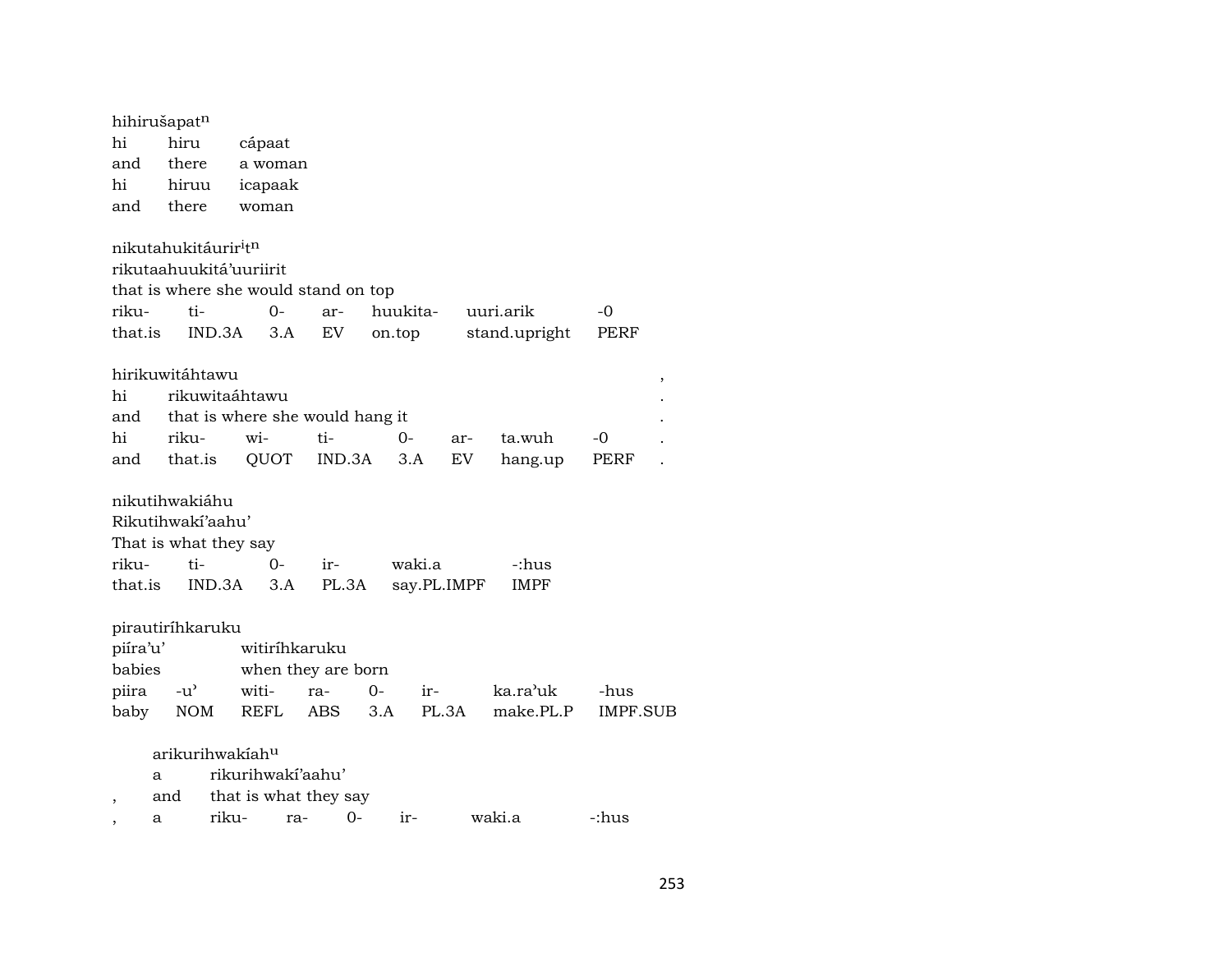hihirušapat$^{n}$

| hi | hiru | cápaat |
|---|---|---|
| and | there | a woman |
| hi | hiruu | icapaak |
| and | there | woman |

nikutahukitáurir$^{i}$t$^{n}$

rikutaahuukitá'uuriirit

that is where she would stand on top

| riku- | ti- | 0- | ar- | huukita- | uuri.arik | -0 |
|---|---|---|---|---|---|---|
| that.is | IND.3A | 3.A | EV | on.top | stand.upright | PERF |

| hirikuwitáhtawu | | | | | | | | , |
|---|---|---|---|---|---|---|---|---|
| hi | rikuwitaáhtawu | | | | | | | . |
| and | that is where she would hang it | | | | | | | . |
| hi | riku- | wi- | ti- | 0- | ar- | ta.wuh | -0 | . |
| and | that.is | QUOT | IND.3A | 3.A | EV | hang.up | PERF | . |

nikutihwakiáhu

Rikutihwakí'aahu'

That is what they say

| riku- | ti- | 0- | ir- | waki.a | -:hus |
|---|---|---|---|---|---|
| that.is | IND.3A | 3.A | PL.3A | say.PL.IMPF | IMPF |

pirautiríhkaruku

| piíra'u' | | witiríhkaruku | | | | | |
|---|---|---|---|---|---|---|---|
| babies | | when they are born | | | | | |
| piira | -u' | witi- | ra- | 0- | ir- | ka.ra'uk | -hus |
| baby | NOM | REFL | ABS | 3.A | PL.3A | make.PL.P | IMPF.SUB |

arikurihwakíah$^{u}$

| | a | rikurihwakí'aahu' | | | | | |
|---|---|---|---|---|---|---|---|
| , | and | that is what they say | | | | | |
| , | a | riku- | ra- | 0- | ir- | waki.a | -:hus |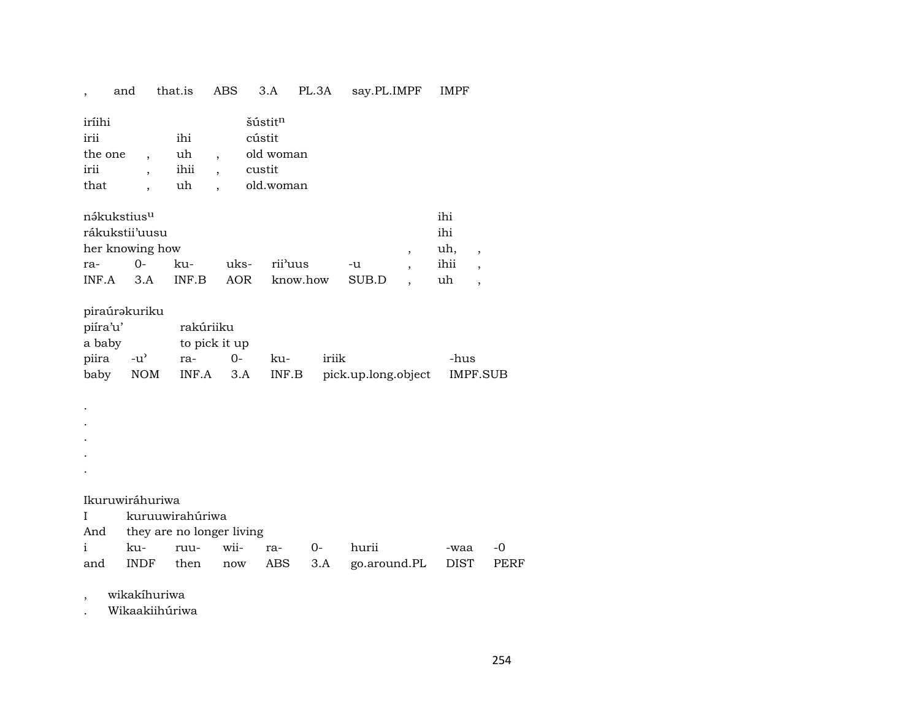| , | and | that.is | ABS | 3.A | PL.3A | say.PL.IMPF | IMPF |
|---|---|---|---|---|---|---|---|

| iríihi | | | šústit$^{n}$ |
|---|---|---|---|
| irii | | ihi | cústit |
| the one | , | uh | , old woman |
| irii | , | ihii | , custit |
| that | , | uh | , old.woman |

| nə́kukstius$^{u}$ | | | | | | | ihi | |
|---|---|---|---|---|---|---|---|---|
| rákukstii'uusu | | | | | | | ihi | |
| her knowing how | | | | | | , | uh, | , |
| ra- | 0- | ku- | uks- | rii'uus | -u | , | ihii | , |
| INF.A | 3.A | INF.B | AOR | know.how | SUB.D | , | uh | , |

| piraúrəkuriku | | | | | | |
|---|---|---|---|---|---|---|
| piíra'u' | | rakúriiku | | | | |
| a baby | | to pick it up | | | | |
| piira | -u' | ra- | 0- | ku- | iriik | -hus |
| baby | NOM | INF.A | 3.A | INF.B | pick.up.long.object | IMPF.SUB |

.
.
.
.
.

| Ikuruwiráhuriwa | | | | | | | | |
|---|---|---|---|---|---|---|---|---|
| I | kuruuwirahúriwa | | | | | | | |
| And | they are no longer living | | | | | | | |
| i | ku- | ruu- | wii- | ra- | 0- | hurii | -waa | -0 |
| and | INDF | then | now | ABS | 3.A | go.around.PL | DIST | PERF |

, wikakíhuriwa
. Wikaakiihúriwa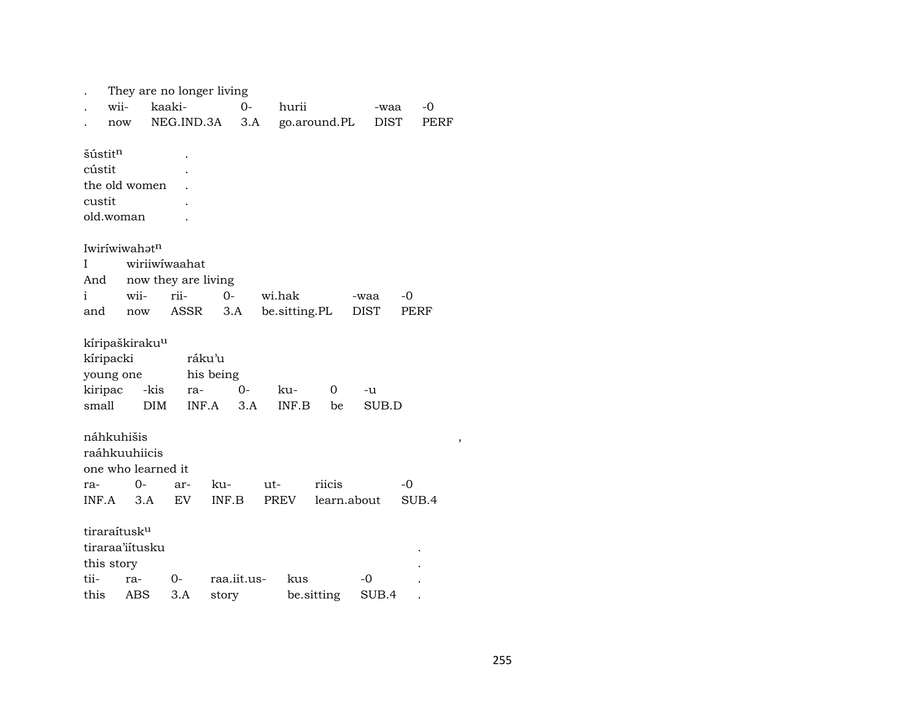| . | They are no longer living | | | | |
|---|---|---|---|---|---|
| . | wii- | kaaki- | 0- | hurii | -waa | -0 |
| . | now | NEG.IND.3A | 3.A | go.around.PL | DIST | PERF |

šústit$^{n}$ .
cústit .
the old women .
custit .
old.woman .

Iwiríwiwahət$^{n}$

| I | wiriiwíwaahat | | | | | |
|---|---|---|---|---|---|---|
| And | now they are living | | | | | |
| i | wii- | rii- | 0- | wi.hak | -waa | -0 |
| and | now | ASSR | 3.A | be.sitting.PL | DIST | PERF |

kíripaškiraku$^{u}$

| kíripacki | | ráku'u | | | | |
|---|---|---|---|---|---|---|
| young one | | his being | | | | |
| kiripac | -kis | ra- | 0- | ku- | 0 | -u |
| small | DIM | INF.A | 3.A | INF.B | be | SUB.D |

náhkuhišis ,

| raáhkuuhiicis | | | | | | |
|---|---|---|---|---|---|---|
| one who learned it | | | | | | |
| ra- | 0- | ar- | ku- | ut- | riicis | -0 |
| INF.A | 3.A | EV | INF.B | PREV | learn.about | SUB.4 |

tiraraítusk$^{u}$

| tiraraa'iítusku | | | | | | . |
|---|---|---|---|---|---|---|
| this story | | | | | | . |
| tii- | ra- | 0- | raa.iit.us- | kus | -0 | . |
| this | ABS | 3.A | story | be.sitting | SUB.4 | . |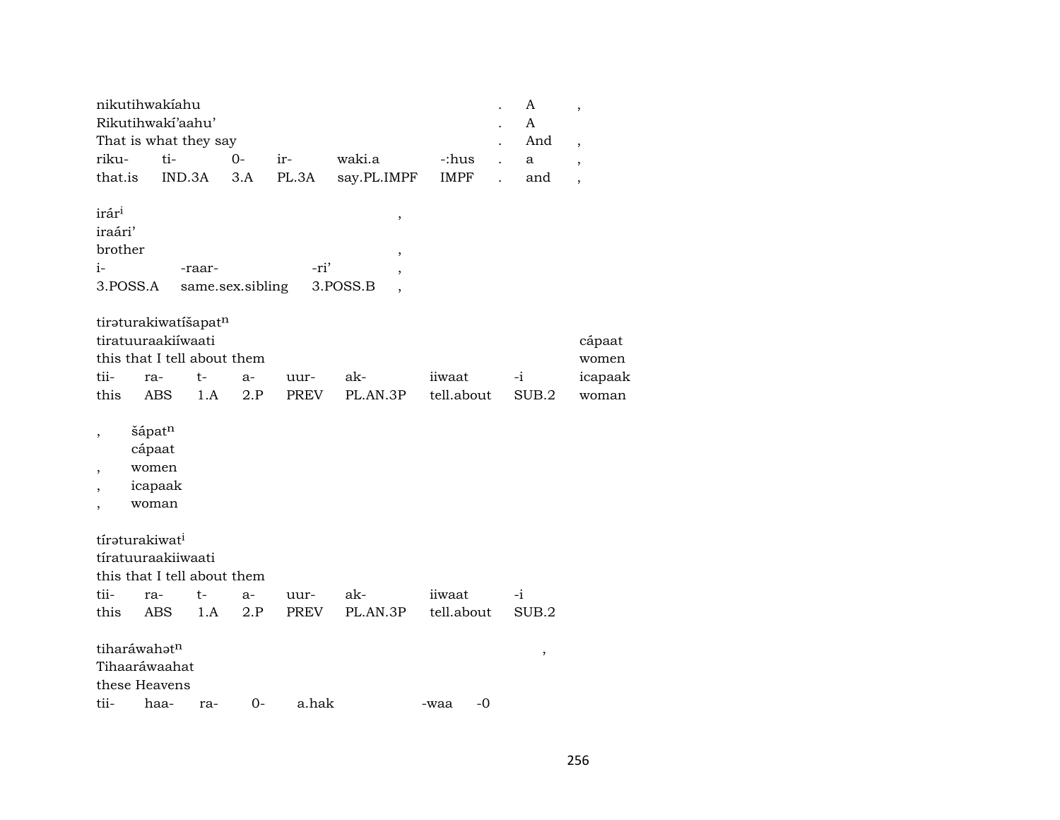| nikutihwakíahu | | | | | | . | A | , |
|---|---|---|---|---|---|---|---|---|
| Rikutihwakí'aahu' | | | | | | . | A | |
| That is what they say | | | | | | . | And | , |
| riku- | ti- | 0- | ir- | waki.a | -:hus | . | a | , |
| that.is | IND.3A | 3.A | PL.3A | say.PL.IMPF | IMPF | . | and | , |

| irár[i] | | | , |
|---|---|---|---|
| iraári' | | | |
| brother | | | , |
| i- | -raar- | -ri' | , |
| 3.POSS.A | same.sex.sibling | 3.POSS.B | , |

| tirəturakiwatíšapat[n] | | | | | | | | |
|---|---|---|---|---|---|---|---|---|
| tiratuuraakiíwaati | | | | | | | | cápaat |
| this that I tell about them | | | | | | | | women |
| tii- | ra- | t- | a- | uur- | ak- | iiwaat | -i | icapaak |
| this | ABS | 1.A | 2.P | PREV | PL.AN.3P | tell.about | SUB.2 | woman |

| , | šápat[n] |
|---|---|
| | cápaat |
| , | women |
| , | icapaak |
| , | woman |

| tírəturakiwat[i] | | | | | | | |
|---|---|---|---|---|---|---|---|
| tíratuuraakiiwaati | | | | | | | |
| this that I tell about them | | | | | | | |
| tii- | ra- | t- | a- | uur- | ak- | iiwaat | -i |
| this | ABS | 1.A | 2.P | PREV | PL.AN.3P | tell.about | SUB.2 |

| tiharáwahət[n] | | | | | | | , |
|---|---|---|---|---|---|---|---|
| Tihaaráwaahat | | | | | | | |
| these Heavens | | | | | | | |
| tii- | haa- | ra- | 0- | a.hak | -waa | -0 | |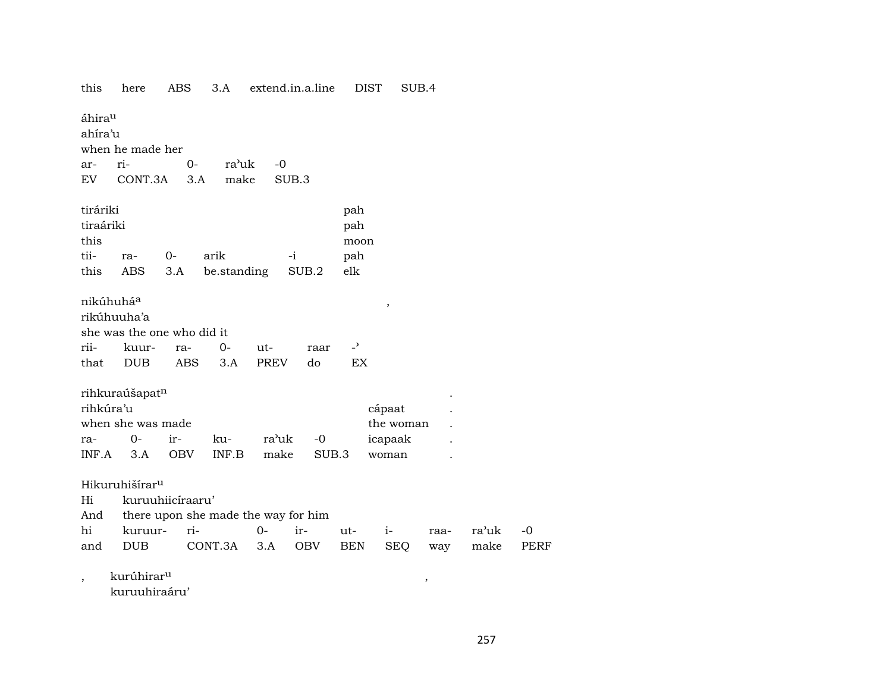| this | here | ABS | 3.A | extend.in.a.line | DIST | SUB.4 |
|---|---|---|---|---|---|---|

áhira^u
ahíra'u
when he made her

| ar- | ri- | 0- | ra'uk | -0 |
|---|---|---|---|---|
| EV | CONT.3A | 3.A | make | SUB.3 |

| tiráriki | | | | | pah |
|---|---|---|---|---|---|
| tiraáriki | | | | | pah |
| this | | | | | moon |
| tii- | ra- | 0- | arik | -i | pah |
| this | ABS | 3.A | be.standing | SUB.2 | elk |

nikúhuhá^a ,
rikúhuuha'a
she was the one who did it

| rii- | kuur- | ra- | 0- | ut- | raar | -ʾ |
|---|---|---|---|---|---|---|
| that | DUB | ABS | 3.A | PREV | do | EX |

| rihkuraúšapat^n | | | | | | | . |
|---|---|---|---|---|---|---|---|
| rihkúra'u | | | | | | cápaat | . |
| when she was made | | | | | | the woman | . |
| ra- | 0- | ir- | ku- | ra'uk | -0 | icapaak | . |
| INF.A | 3.A | OBV | INF.B | make | SUB.3 | woman | . |

Hikuruhišírar^u

| Hi | kuruuhiicíraaru' | | | | | | | | |
|---|---|---|---|---|---|---|---|---|---|
| And | there upon she made the way for him | | | | | | | | |
| hi | kuruur- | ri- | 0- | ir- | ut- | i- | raa- | ra'uk | -0 |
| and | DUB | CONT.3A | 3.A | OBV | BEN | SEQ | way | make | PERF |

, kurúhirar^u ,
kuruuhiraáru'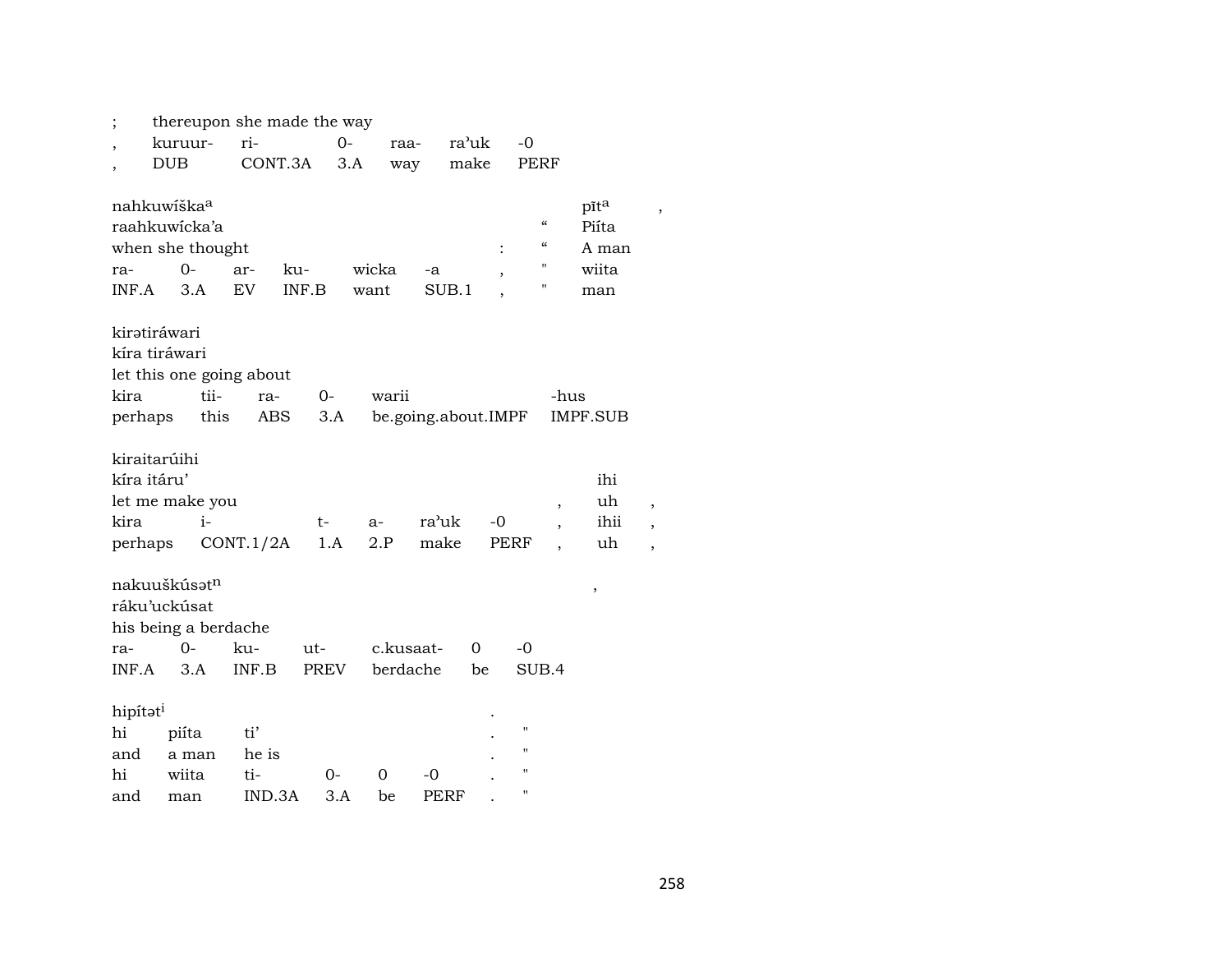| ; | thereupon she made the way | | | | | |
|---|---|---|---|---|---|---|
| , | kuruur- | ri- | 0- | raa- | ra'uk | -0 |
| , | DUB | CONT.3A | 3.A | way | make | PERF |

| nahkuwíška[a] | | | | | | | | pīt[a] | , |
|---|---|---|---|---|---|---|---|---|---|
| raahkuwícka'a | | | | | | | “ | Piíta | |
| when she thought | | | | | | : | “ | A man | |
| ra- | 0- | ar- | ku- | wicka | -a | , | " | wiita | |
| INF.A | 3.A | EV | INF.B | want | SUB.1 | , | " | man | |

| kirətiráwari | | | | | |
|---|---|---|---|---|---|
| kíra tiráwari | | | | | |
| let this one going about | | | | | |
| kira | tii- | ra- | 0- | warii | -hus |
| perhaps | this | ABS | 3.A | be.going.about.IMPF | IMPF.SUB |

| kiraitarúihi | | | | | | | | |
|---|---|---|---|---|---|---|---|---|
| kíra itáru' | | | | | | | ihi | |
| let me make you | | | | | | , | uh | , |
| kira | i- | t- | a- | ra'uk | -0 | , | ihii | , |
| perhaps | CONT.1/2A | 1.A | 2.P | make | PERF | , | uh | , |

| nakuuškúsət[n] | | | | | | | , |
|---|---|---|---|---|---|---|---|
| ráku'uckúsat | | | | | | | |
| his being a berdache | | | | | | | |
| ra- | 0- | ku- | ut- | c.kusaat- | 0 | -0 | |
| INF.A | 3.A | INF.B | PREV | berdache | be | SUB.4 | |

| hipítət[i] | | | | | | . | |
|---|---|---|---|---|---|---|---|
| hi | piíta | ti' | | | | . | " |
| and | a man | he is | | | | . | " |
| hi | wiita | ti- | 0- | 0 | -0 | . | " |
| and | man | IND.3A | 3.A | be | PERF | . | " |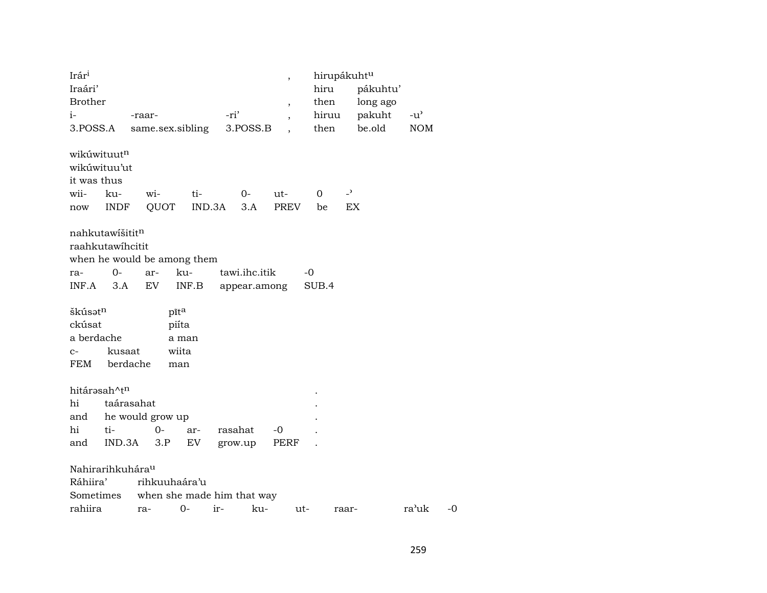| Irár$^{i}$ | | | , | hirupákuht$^{u}$ | | |
|---|---|---|---|---|---|---|
| Iraári’ | | | | hiru | pákuhtu’ | |
| Brother | | | , | then | long ago | |
| i- | -raar- | -ri’ | , | hiruu | pakuht | -u’ |
| 3.POSS.A | same.sex.sibling | 3.POSS.B | , | then | be.old | NOM |

| wikúwituut$^{n}$ | | | | | | | |
|---|---|---|---|---|---|---|---|
| wikúwituu’ut | | | | | | | |
| it was thus | | | | | | | |
| wii- | ku- | wi- | ti- | 0- | ut- | 0 | -ʾ |
| now | INDF | QUOT | IND.3A | 3.A | PREV | be | EX |

| nahkutawíšitit$^{n}$ | | | | | |
|---|---|---|---|---|---|
| raahkutawíhcitit | | | | | |
| when he would be among them | | | | | |
| ra- | 0- | ar- | ku- | tawi.ihc.itik | -0 |
| INF.A | 3.A | EV | INF.B | appear.among | SUB.4 |

| škúsət$^{n}$ | | pīt$^{a}$ |
|---|---|---|
| ckúsat | | piíta |
| a berdache | | a man |
| c- | kusaat | wiita |
| FEM | berdache | man |

| hitárəsah^t$^{n}$ | | | | | | . |
|---|---|---|---|---|---|---|
| hi | taárasahat | | | | | . |
| and | he would grow up | | | | | . |
| hi | ti- | 0- | ar- | rasahat | -0 | . |
| and | IND.3A | 3.P | EV | grow.up | PERF | . |

| Nahirarihkuhára$^{u}$ | | | | | | | | |
|---|---|---|---|---|---|---|---|---|
| Ráhiira’ | rihkuuhaára’u | | | | | | | |
| Sometimes | when she made him that way | | | | | | | |
| rahiira | ra- | 0- | ir- | ku- | ut- | raar- | ra’uk | -0 |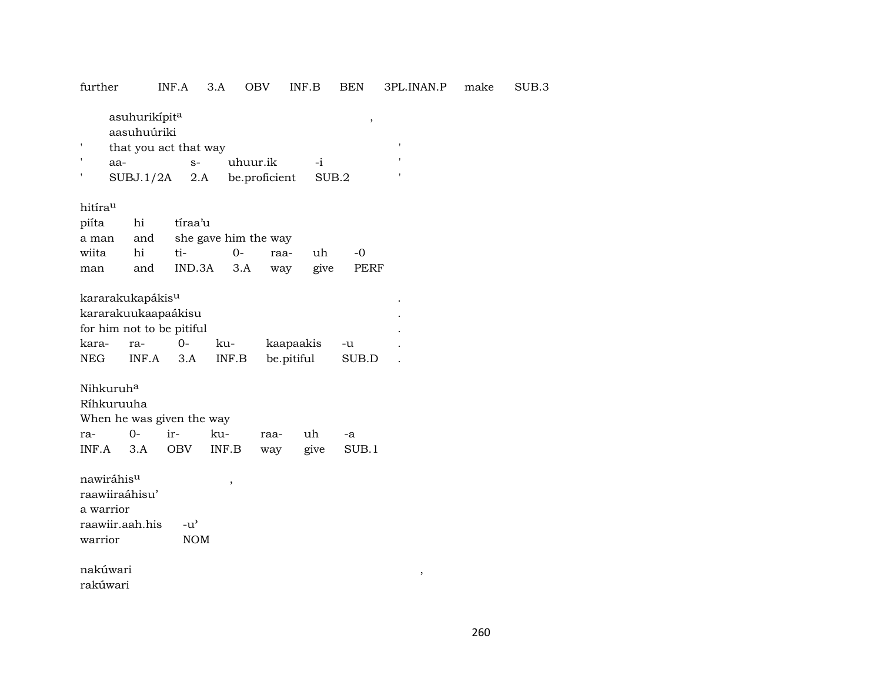further INF.A 3.A OBV INF.B BEN 3PL.INAN.P make SUB.3

asuhurikípit[a] ,
aasuhuúriki
' that you act that way '
' aa- s- uhuur.ik -i '
' SUBJ.1/2A 2.A be.proficient SUB.2 '

hitíra[u]
piíta hi tíraa'u
a man and she gave him the way
wiita hi ti- 0- raa- uh -0
man and IND.3A 3.A way give PERF

kararakukapákis[u] .
kararakuukaapaákisu .
for him not to be pitiful .
kara- ra- 0- ku- kaapaakis -u .
NEG INF.A 3.A INF.B be.pitiful SUB.D .

Nihkuruh[a]
Ríhkuruuha
When he was given the way
ra- 0- ir- ku- raa- uh -a
INF.A 3.A OBV INF.B way give SUB.1

nawiráhis[u] ,
raawiiraáhisu'
a warrior
raawiir.aah.his -u'
warrior NOM

nakúwari ,
rakúwari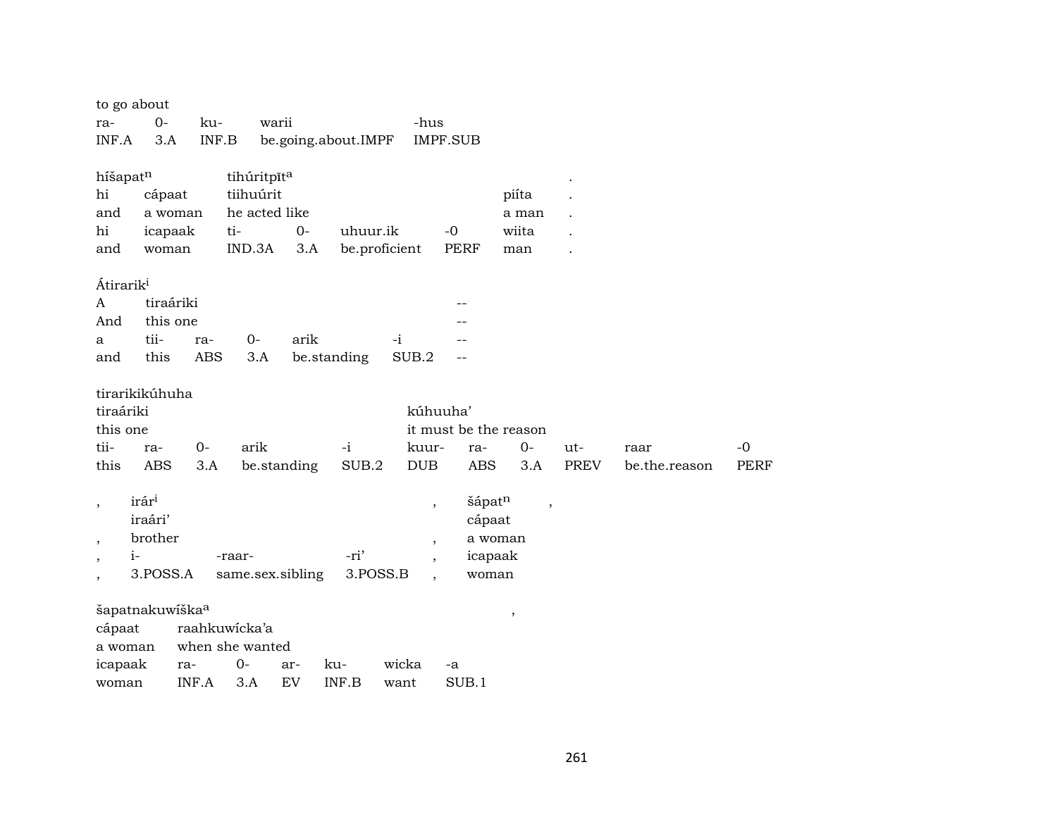to go about

| ra- | 0- | ku- | warii | -hus |
|---|---|---|---|---|
| INF.A | 3.A | INF.B | be.going.about.IMPF | IMPF.SUB |

híšapat[n] tihúritpīt[a] .

| hi | cápaat | tiihuúrit | | | | piíta | . |
|---|---|---|---|---|---|---|---|
| and | a woman | he acted like | | | | a man | . |
| hi | icapaak | ti- | 0- | uhuur.ik | -0 | wiita | . |
| and | woman | IND.3A | 3.A | be.proficient | PERF | man | . |

Átirarik[i]

| A | tiraáriki | | | | -- |
|---|---|---|---|---|---|
| And | this one | | | | -- |
| a | tii- | ra- | 0- | arik | -i | -- |
| and | this | ABS | 3.A | be.standing | SUB.2 | -- |

tirarikikúhuha

| tiraáriki | | | | | kúhuuha' | | | | | |
|---|---|---|---|---|---|---|---|---|---|---|
| this one | | | | | it must be the reason | | | | | |
| tii- | ra- | 0- | arik | -i | kuur- | ra- | 0- | ut- | raar | -0 |
| this | ABS | 3.A | be.standing | SUB.2 | DUB | ABS | 3.A | PREV | be.the.reason | PERF |

| , | irár[i] | | | , | šápat[n] | , |
|---|---|---|---|---|---|---|
| | iraári' | | | | cápaat | |
| , | brother | | | , | a woman | |
| , | i- | -raar- | -ri' | , | icapaak | |
| , | 3.POSS.A | same.sex.sibling | 3.POSS.B | , | woman | |

šapatnakuwíška[a] ,

| cápaat | raahkuwícka'a | | | | | |
|---|---|---|---|---|---|---|
| a woman | when she wanted | | | | | |
| icapaak | ra- | 0- | ar- | ku- | wicka | -a |
| woman | INF.A | 3.A | EV | INF.B | want | SUB.1 |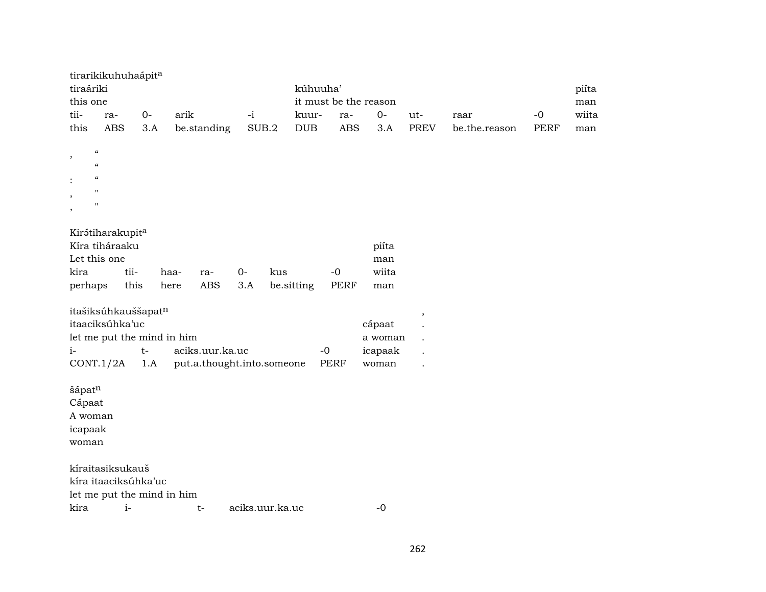tirarikikuhuhaápit[a]

| tiraáriki | | | | | kúhuuha' | | | | | | piíta |
|---|---|---|---|---|---|---|---|---|---|---|---|
| this one | | | | | it must be the reason | | | | | | man |
| tii- | ra- | 0- | arik | -i | kuur- | ra- | 0- | ut- | raar | -0 | wiita |
| this | ABS | 3.A | be.standing | SUB.2 | DUB | ABS | 3.A | PREV | be.the.reason | PERF | man |

, “
“
: “
, "
, "

Kirətiharakupit[a]

| Kíra tiháraaku | | | | | | | piíta |
|---|---|---|---|---|---|---|---|
| Let this one | | | | | | | man |
| kira | tii- | haa- | ra- | 0- | kus | -0 | wiita |
| perhaps | this | here | ABS | 3.A | be.sitting | PERF | man |

| itašiksúhkauššapat[n] | | | | | , |
|---|---|---|---|---|---|
| itaaciksúhka'uc | | | | cápaat | . |
| let me put the mind in him | | | | a woman | . |
| i- | t- | aciks.uur.ka.uc | -0 | icapaak | . |
| CONT.1/2A | 1.A | put.a.thought.into.someone | PERF | woman | . |

šápat[n]
Cápaat
A woman
icapaak
woman

kíraitasiksukauš
kíra itaaciksúhka'uc
let me put the mind in him

| kira | i- | t- | aciks.uur.ka.uc | -0 |
|---|---|---|---|---|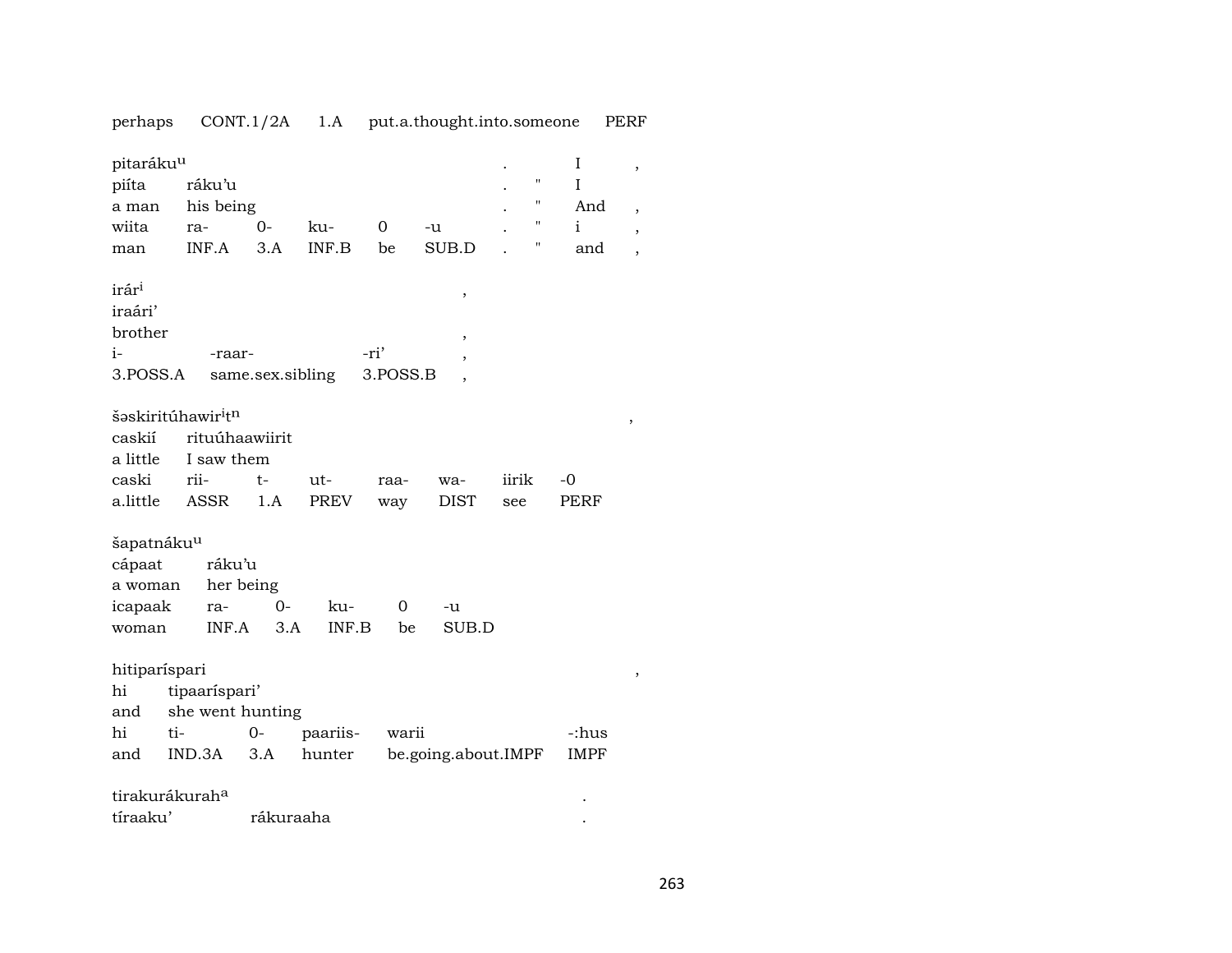perhaps CONT.1/2A 1.A put.a.thought.into.someone PERF

| pitarákuᵘ | | | | | | . | | I | , |
|---|---|---|---|---|---|---|---|---|---|
| piíta | ráku'u | | | | | . | " | I | |
| a man | his being | | | | | . | " | And | , |
| wiita | ra- | 0- | ku- | 0 | -u | . | " | i | , |
| man | INF.A | 3.A | INF.B | be | SUB.D | . | " | and | , |

| irárⁱ | | | , |
|---|---|---|---|
| iraári' | | | |
| brother | | | , |
| i- | -raar- | -ri' | , |
| 3.POSS.A | same.sex.sibling | 3.POSS.B | , |

| šəskiritúhawirⁱtⁿ | | | | | | | , |
|---|---|---|---|---|---|---|---|
| caskií | rituúhaawiirit | | | | | | |
| a little | I saw them | | | | | | |
| caski | rii- | t- | ut- | raa- | wa- | iirik | -0 |
| a.little | ASSR | 1.A | PREV | way | DIST | see | PERF |

| šapatnákuᵘ | | | | | |
|---|---|---|---|---|---|
| cápaat | ráku'u | | | | |
| a woman | her being | | | | |
| icapaak | ra- | 0- | ku- | 0 | -u |
| woman | INF.A | 3.A | INF.B | be | SUB.D |

| hitiparíspari | | | | | | , |
|---|---|---|---|---|---|---|
| hi | tipaaríspari' | | | | | |
| and | she went hunting | | | | | |
| hi | ti- | 0- | paariis- | warii | -:hus | |
| and | IND.3A | 3.A | hunter | be.going.about.IMPF | IMPF | |

| tirakurákurahᵃ | | . |
|---|---|---|
| tíraaku' | rákuraaha | . |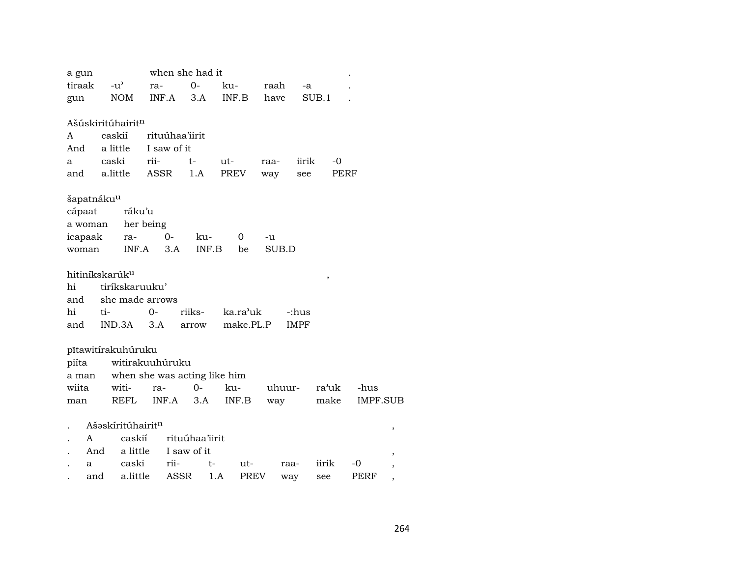| a gun | | when she had it | | | | | . |
|---|---|---|---|---|---|---|---|
| tiraak | -u’ | ra- | 0- | ku- | raah | -a | . |
| gun | NOM | INF.A | 3.A | INF.B | have | SUB.1 | . |

Ašúskiritúhairit$^{n}$

| A | caskií | rituúhaa’iirit | | | | | |
|---|---|---|---|---|---|---|---|
| And | a little | I saw of it | | | | | |
| a | caski | rii- | t- | ut- | raa- | iirik | -0 |
| and | a.little | ASSR | 1.A | PREV | way | see | PERF |

šapatnáku$^{u}$

| cápaat | ráku’u | | | | |
|---|---|---|---|---|---|
| a woman | her being | | | | |
| icapaak | ra- | 0- | ku- | 0 | -u |
| woman | INF.A | 3.A | INF.B | be | SUB.D |

hitiníkskarúk$^{u}$ ,

| hi | tiríkskaruuku’ | | | | |
|---|---|---|---|---|---|
| and | she made arrows | | | | |
| hi | ti- | 0- | riiks- | ka.ra’uk | -:hus |
| and | IND.3A | 3.A | arrow | make.PL.P | IMPF |

pītawitírakuhúruku

| piíta | witirakuuhúruku | | | | | | |
|---|---|---|---|---|---|---|---|
| a man | when she was acting like him | | | | | | |
| wiita | witi- | ra- | 0- | ku- | uhuur- | ra’uk | -hus |
| man | REFL | INF.A | 3.A | INF.B | way | make | IMPF.SUB |

. Ašəskíritúhairit$^{n}$ ,

| . | A | caskií | rituúhaa’iirit | | | | | | |
|---|---|---|---|---|---|---|---|---|---|
| . | And | a little | I saw of it | | | | | | , |
| . | a | caski | rii- | t- | ut- | raa- | iirik | -0 | , |
| . | and | a.little | ASSR | 1.A | PREV | way | see | PERF | , |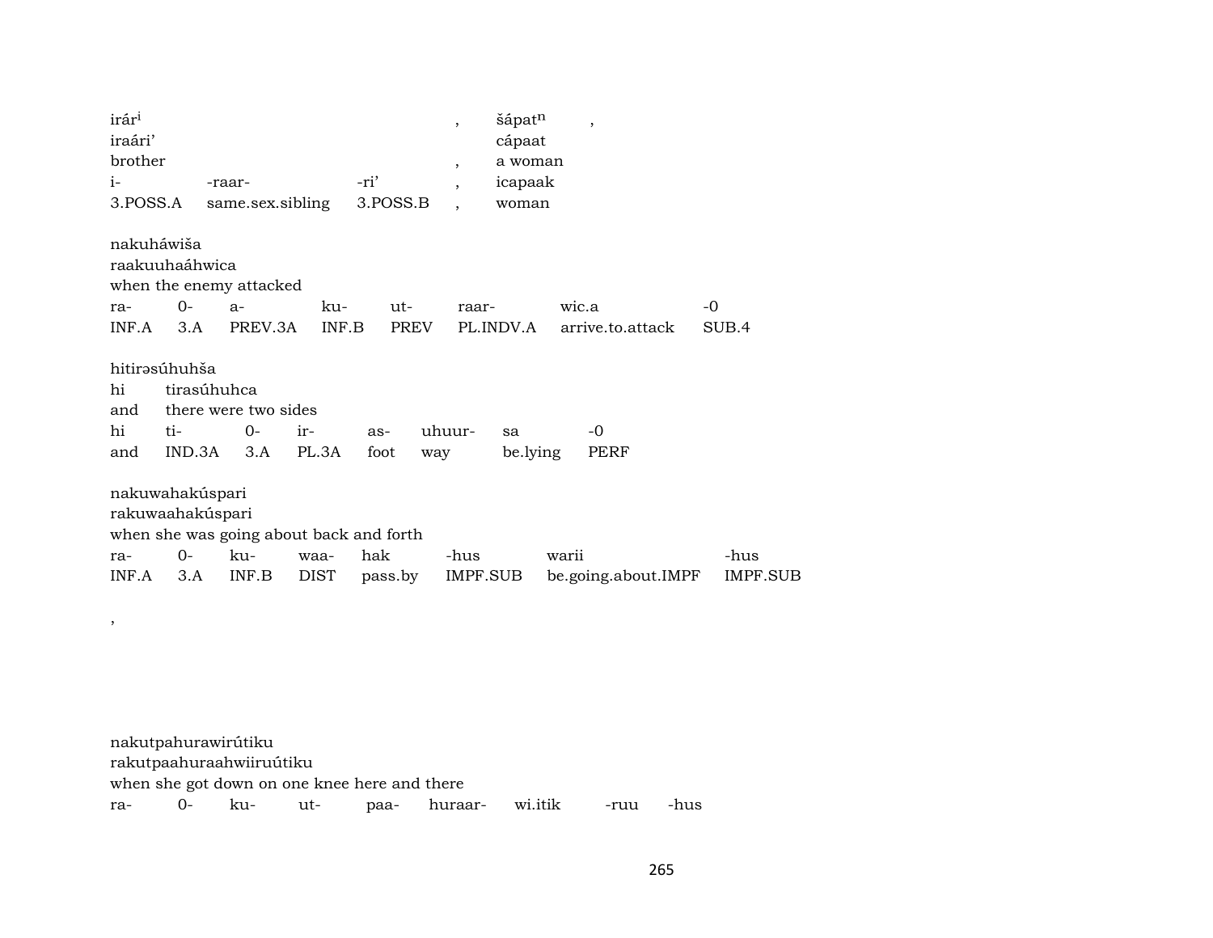irár[i] , šápat[n] ,
iraári' cápaat
brother , a woman

| i- | -raar- | -ri' | , | icapaak |
|---|---|---|---|---|
| 3.POSS.A | same.sex.sibling | 3.POSS.B | , | woman |

nakuháwiša
raakuuhaáhwica
when the enemy attacked

| ra- | 0- | a- | ku- | ut- | raar- | wic.a | -0 |
|---|---|---|---|---|---|---|---|
| INF.A | 3.A | PREV.3A | INF.B | PREV | PL.INDV.A | arrive.to.attack | SUB.4 |

hitirəsúhuhša
hi tirasúhuhca
and there were two sides

| hi | ti- | 0- | ir- | as- | uhuur- | sa | -0 |
|---|---|---|---|---|---|---|---|
| and | IND.3A | 3.A | PL.3A | foot | way | be.lying | PERF |

nakuwahakúspari
rakuwaahakúspari
when she was going about back and forth

| ra- | 0- | ku- | waa- | hak | -hus | warii | -hus |
|---|---|---|---|---|---|---|---|
| INF.A | 3.A | INF.B | DIST | pass.by | IMPF.SUB | be.going.about.IMPF | IMPF.SUB |

,

nakutpahurawirútiku
rakutpaahuraahwiiruútiku
when she got down on one knee here and there

| ra- | 0- | ku- | ut- | paa- | huraar- | wi.itik | -ruu | -hus |
|---|---|---|---|---|---|---|---|---|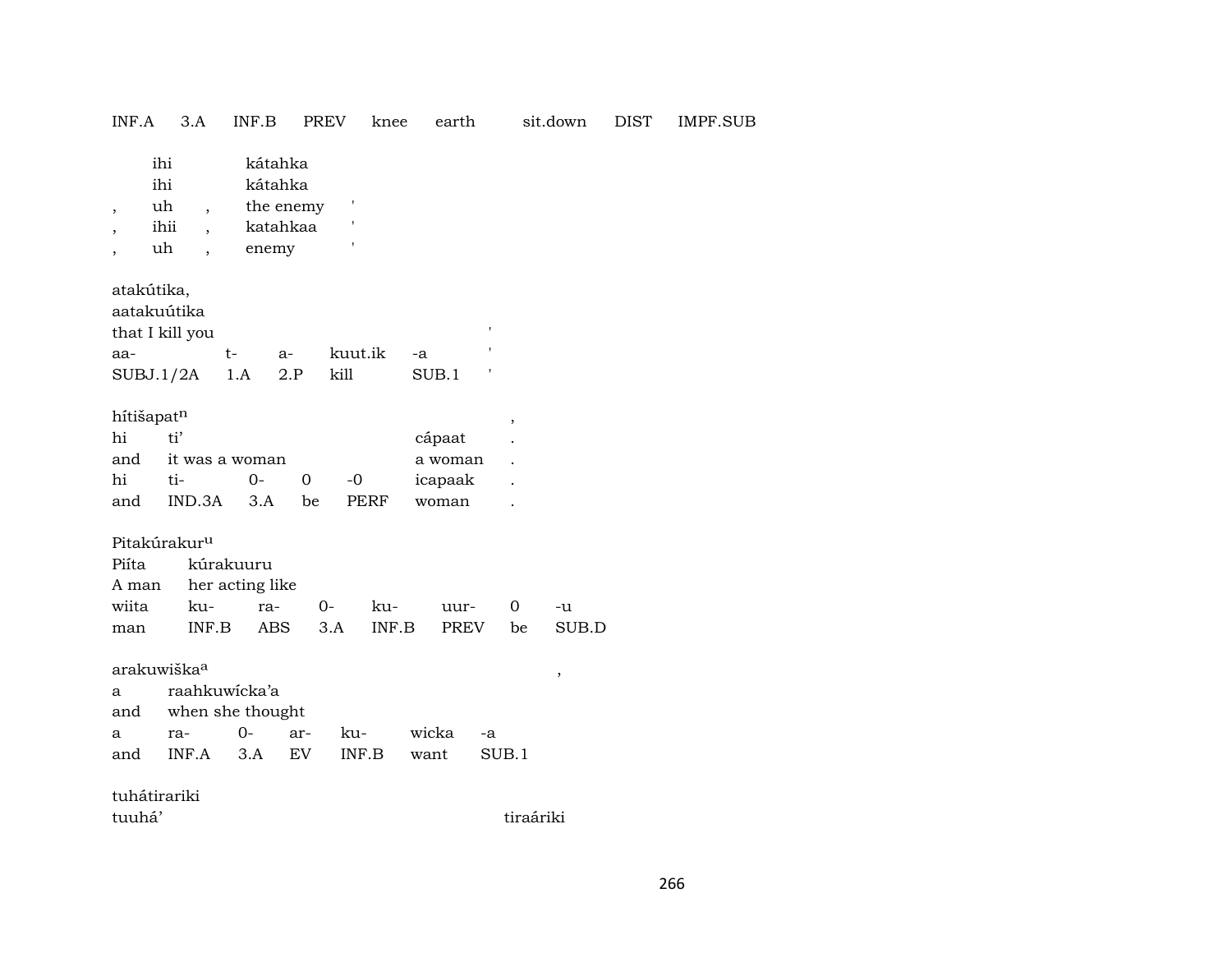INF.A 3.A INF.B PREV knee earth sit.down DIST IMPF.SUB

| | | | |
|---|---|---|---|
| | ihi | kátahka | |
| | ihi | kátahka | |
| , | uh , | the enemy | ' |
| , | ihii , | katahkaa | ' |
| , | uh , | enemy | ' |

atakútika,
aatakuútika
that I kill you '

| | | | | | |
|---|---|---|---|---|---|
| aa- | t- | a- | kuut.ik | -a | ' |
| SUBJ.1/2A | 1.A | 2.P | kill | SUB.1 | ' |

hítišapat$^{n}$ ,

| | | | | | | |
|---|---|---|---|---|---|---|
| hi | ti’ | | | | cápaat | . |
| and | it was a woman | | | | a woman | . |
| hi | ti- | 0- | 0 | -0 | icapaak | . |
| and | IND.3A | 3.A | be | PERF | woman | . |

Pitakúrakur$^{u}$

| | | | | | | | |
|---|---|---|---|---|---|---|---|
| Piíta | kúrakuuru | | | | | | |
| A man | her acting like | | | | | | |
| wiita | ku- | ra- | 0- | ku- | uur- | 0 | -u |
| man | INF.B | ABS | 3.A | INF.B | PREV | be | SUB.D |

arakuwiška$^{a}$ ,

| | | | | | | |
|---|---|---|---|---|---|---|
| a | raahkuwícka’a | | | | | |
| and | when she thought | | | | | |
| a | ra- | 0- | ar- | ku- | wicka | -a |
| and | INF.A | 3.A | EV | INF.B | want | SUB.1 |

tuhátirariki
tuuhá’ tiraáriki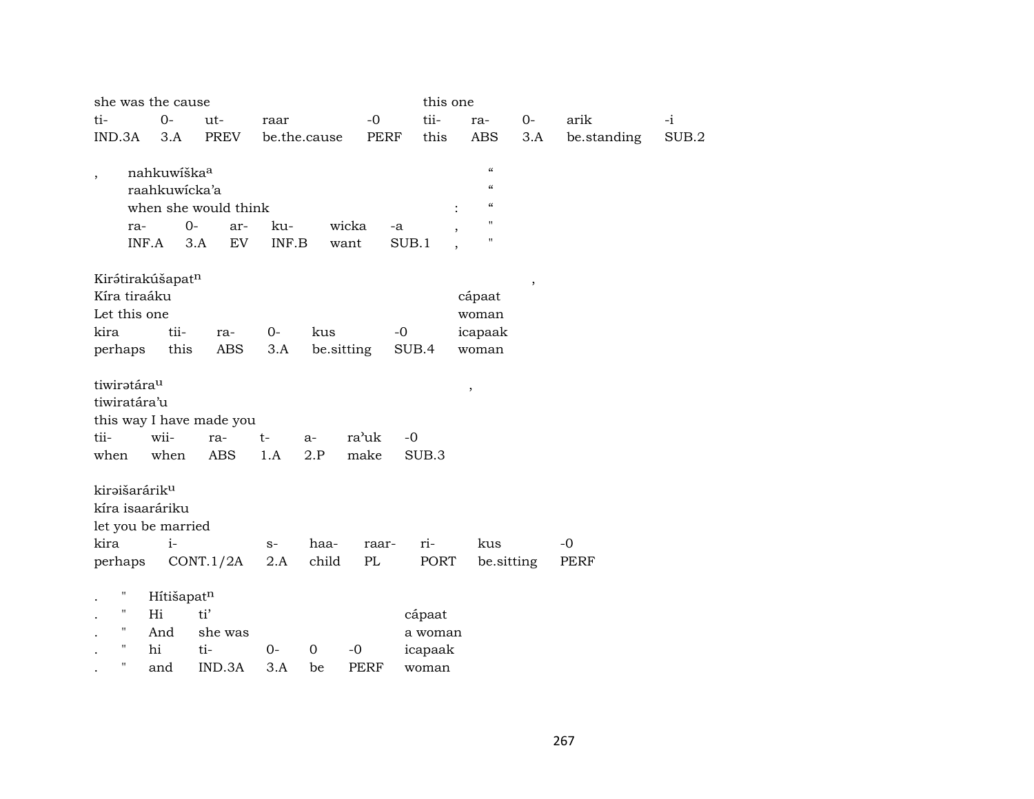| she was the cause | | | | | this one | | | | |
|---|---|---|---|---|---|---|---|---|---|
| ti- | 0- | ut- | raar | -0 | tii- | ra- | 0- | arik | -i |
| IND.3A | 3.A | PREV | be.the.cause | PERF | this | ABS | 3.A | be.standing | SUB.2 |

| , | nahkuwíška[a] | | | | | | “ |
|---|---|---|---|---|---|---|---|
| | raahkuwícka’a | | | | | | “ |
| | when she would think | | | | | : | “ |
| | ra- | 0- | ar- | ku- | wicka | -a | , | " |
| | INF.A | 3.A | EV | INF.B | want | SUB.1 | , | " |

| Kirə́tirakúšapat[n] | | | | | | , |
|---|---|---|---|---|---|---|
| Kíra tiraáku | | | | | cápaat | |
| Let this one | | | | | woman | |
| kira | tii- | ra- | 0- | kus | -0 | icapaak |
| perhaps | this | ABS | 3.A | be.sitting | SUB.4 | woman |

| tiwirətára[u] | | | | | | , |
|---|---|---|---|---|---|---|
| tiwiratára’u | | | | | | |
| this way I have made you | | | | | | |
| tii- | wii- | ra- | t- | a- | ra’uk | -0 |
| when | when | ABS | 1.A | 2.P | make | SUB.3 |

| kirəišarárik[u] | | | | | | | |
|---|---|---|---|---|---|---|---|
| kíra isaaráriku | | | | | | | |
| let you be married | | | | | | | |
| kira | i- | s- | haa- | raar- | ri- | kus | -0 |
| perhaps | CONT.1/2A | 2.A | child | PL | PORT | be.sitting | PERF |

| . | " | Hítišapat[n] | | | | | |
|---|---|---|---|---|---|---|---|
| . | " | Hi | ti’ | | | | cápaat |
| . | " | And | she was | | | | a woman |
| . | " | hi | ti- | 0- | 0 | -0 | icapaak |
| . | " | and | IND.3A | 3.A | be | PERF | woman |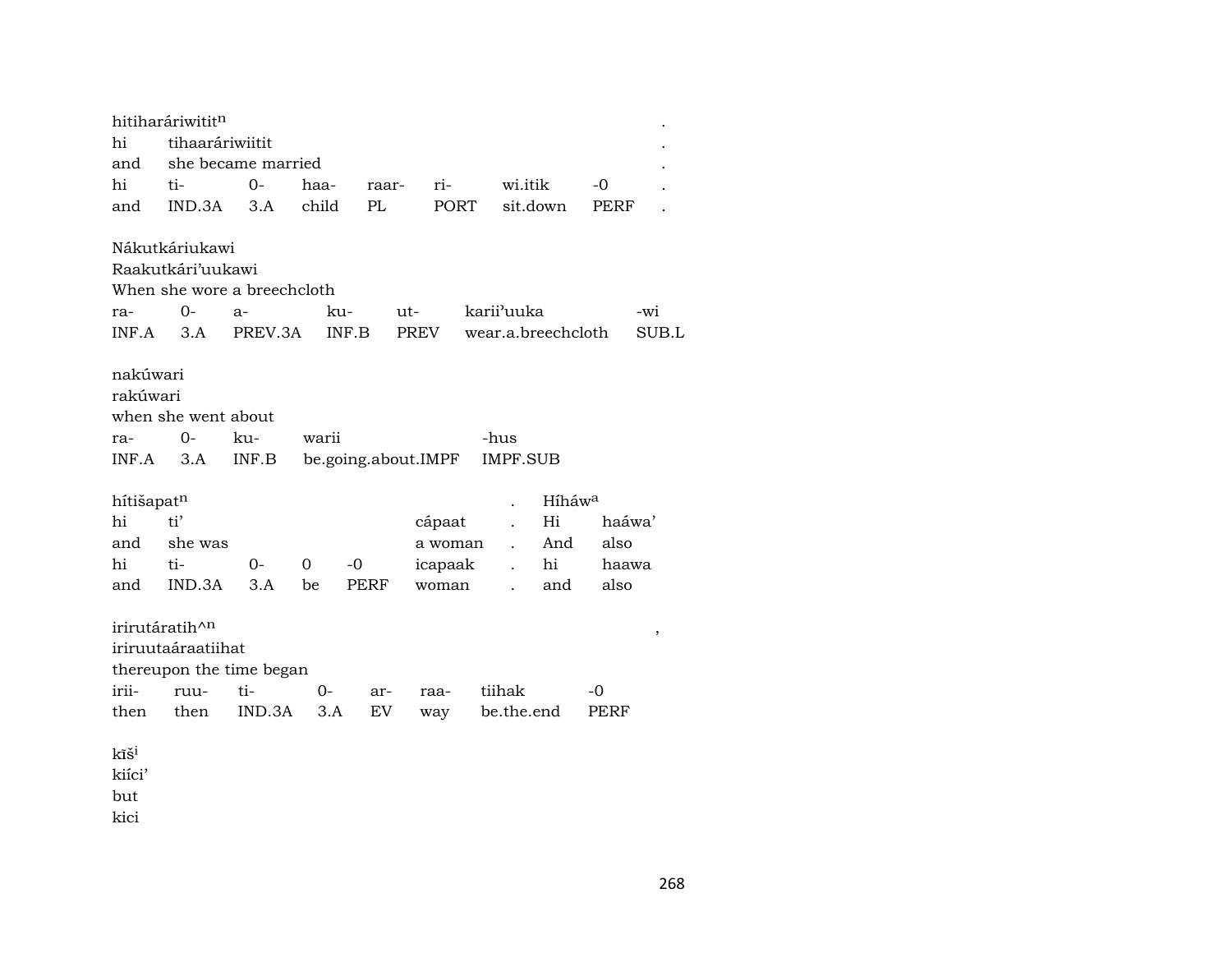hitiharáriwititⁿ .
hi tihaaráriwiitit .
and she became married .

| hi | ti- | 0- | haa- | raar- | ri- | wi.itik | -0 | . |
|---|---|---|---|---|---|---|---|---|
| and | IND.3A | 3.A | child | PL | PORT | sit.down | PERF | . |

Nákutkáriukawi
Raakutkári'uukawi
When she wore a breechcloth

| ra- | 0- | a- | ku- | ut- | karii'uuka | -wi |
|---|---|---|---|---|---|---|
| INF.A | 3.A | PREV.3A | INF.B | PREV | wear.a.breechcloth | SUB.L |

nakúwari
rakúwari
when she went about

| ra- | 0- | ku- | warii | -hus |
|---|---|---|---|---|
| INF.A | 3.A | INF.B | be.going.about.IMPF | IMPF.SUB |

hítišapatⁿ . Híháwᵃ
hi ti' cápaat . Hi haáwa'
and she was a woman . And also

| hi | ti- | 0- | 0 | -0 | icapaak | . | hi | haawa |
|---|---|---|---|---|---|---|---|---|
| and | IND.3A | 3.A | be | PERF | woman | . | and | also |

irirutáratih^ⁿ ,
iriruutaáraatiihat
thereupon the time began

| irii- | ruu- | ti- | 0- | ar- | raa- | tiihak | -0 |
|---|---|---|---|---|---|---|---|
| then | then | IND.3A | 3.A | EV | way | be.the.end | PERF |

kīšⁱ
kiíci'
but
kici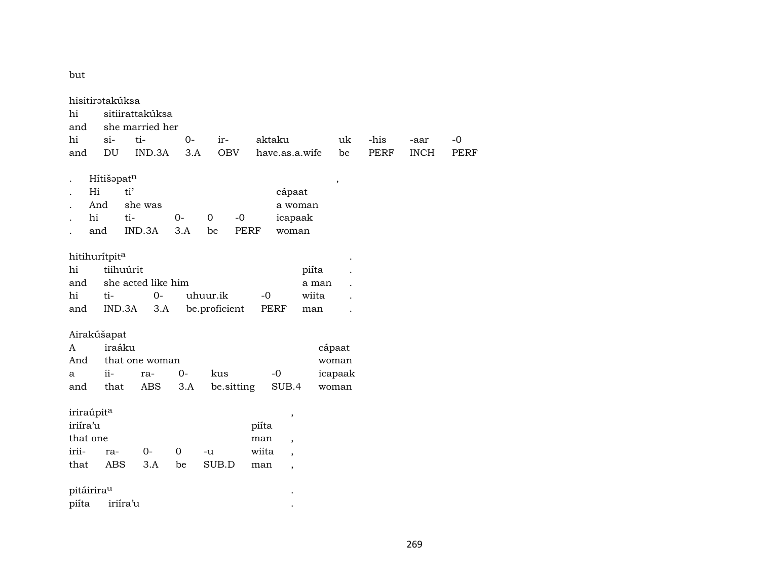but

hisitirətakúksa

| | | | | | | | | | |
|---|---|---|---|---|---|---|---|---|---|
| hi | sitiirattakúksa | | | | | | | | |
| and | she married her | | | | | | | | |
| hi | si- | ti- | 0- | ir- | aktaku | uk | -his | -aar | -0 |
| and | DU | IND.3A | 3.A | OBV | have.as.a.wife | be | PERF | INCH | PERF |

. Hítišəpat[n] ,

| | | | | | | |
|---|---|---|---|---|---|---|
| . | Hi | ti’ | | | | cápaat |
| . | And | she was | | | | a woman |
| . | hi | ti- | 0- | 0 | -0 | icapaak |
| . | and | IND.3A | 3.A | be | PERF | woman |

hitihurítpit[a] .

| | | | | | | |
|---|---|---|---|---|---|---|
| hi | tiihuúrit | | | | piíta | . |
| and | she acted like him | | | | a man | . |
| hi | ti- | 0- | uhuur.ik | -0 | wiita | . |
| and | IND.3A | 3.A | be.proficient | PERF | man | . |

Airakúšapat

| | | | | | | |
|---|---|---|---|---|---|---|
| A | iraáku | | | | | cápaat |
| And | that one woman | | | | | woman |
| a | ii- | ra- | 0- | kus | -0 | icapaak |
| and | that | ABS | 3.A | be.sitting | SUB.4 | woman |

iriraúpit[a] ,

| | | | | | | |
|---|---|---|---|---|---|---|
| iriíra’u | | | | | piíta | |
| that one | | | | | man | , |
| irii- | ra- | 0- | 0 | -u | wiita | , |
| that | ABS | 3.A | be | SUB.D | man | , |

pitáirira[u] .

piíta iriíra’u .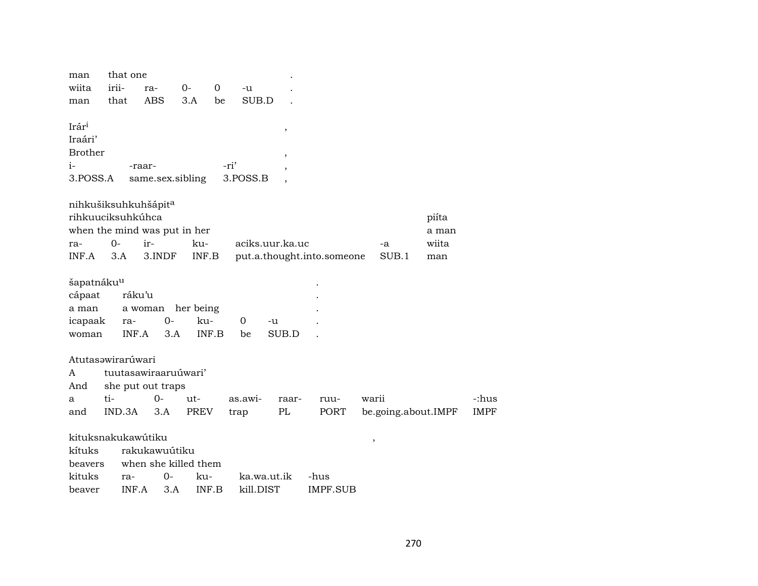| | | | | | | |
|---|---|---|---|---|---|---|
| man | that one | | | | | . |
| wiita | irii- | ra- | 0- | 0 | -u | . |
| man | that | ABS | 3.A | be | SUB.D | . |

Irár[i] ,
Iraári'
Brother ,

| | | | |
|---|---|---|---|
| i- | -raar- | -ri' | , |
| 3.POSS.A | same.sex.sibling | 3.POSS.B | , |

nihkušiksuhkuhšápit[a]
rihkuuciksuhkúhca piíta
when the mind was put in her a man

| | | | | | | |
|---|---|---|---|---|---|---|
| ra- | 0- | ir- | ku- | aciks.uur.ka.uc | -a | wiita |
| INF.A | 3.A | 3.INDF | INF.B | put.a.thought.into.someone | SUB.1 | man |

šapatnáku[u] .

| | | | | | | |
|---|---|---|---|---|---|---|
| cápaat | ráku'u | | | | | . |
| a man | a woman | her being | | | | . |
| icapaak | ra- | 0- | ku- | 0 | -u | . |
| woman | INF.A | 3.A | INF.B | be | SUB.D | . |

Atutasəwirarúwari
A tuutasawiraaruúwari'
And she put out traps

| | | | | | | | | |
|---|---|---|---|---|---|---|---|---|
| a | ti- | 0- | ut- | as.awi- | raar- | ruu- | warii | -:hus |
| and | IND.3A | 3.A | PREV | trap | PL | PORT | be.going.about.IMPF | IMPF |

kituksnakukawútiku ,
kítuks rakukawuútiku
beavers when she killed them

| | | | | | |
|---|---|---|---|---|---|
| kituks | ra- | 0- | ku- | ka.wa.ut.ik | -hus |
| beaver | INF.A | 3.A | INF.B | kill.DIST | IMPF.SUB |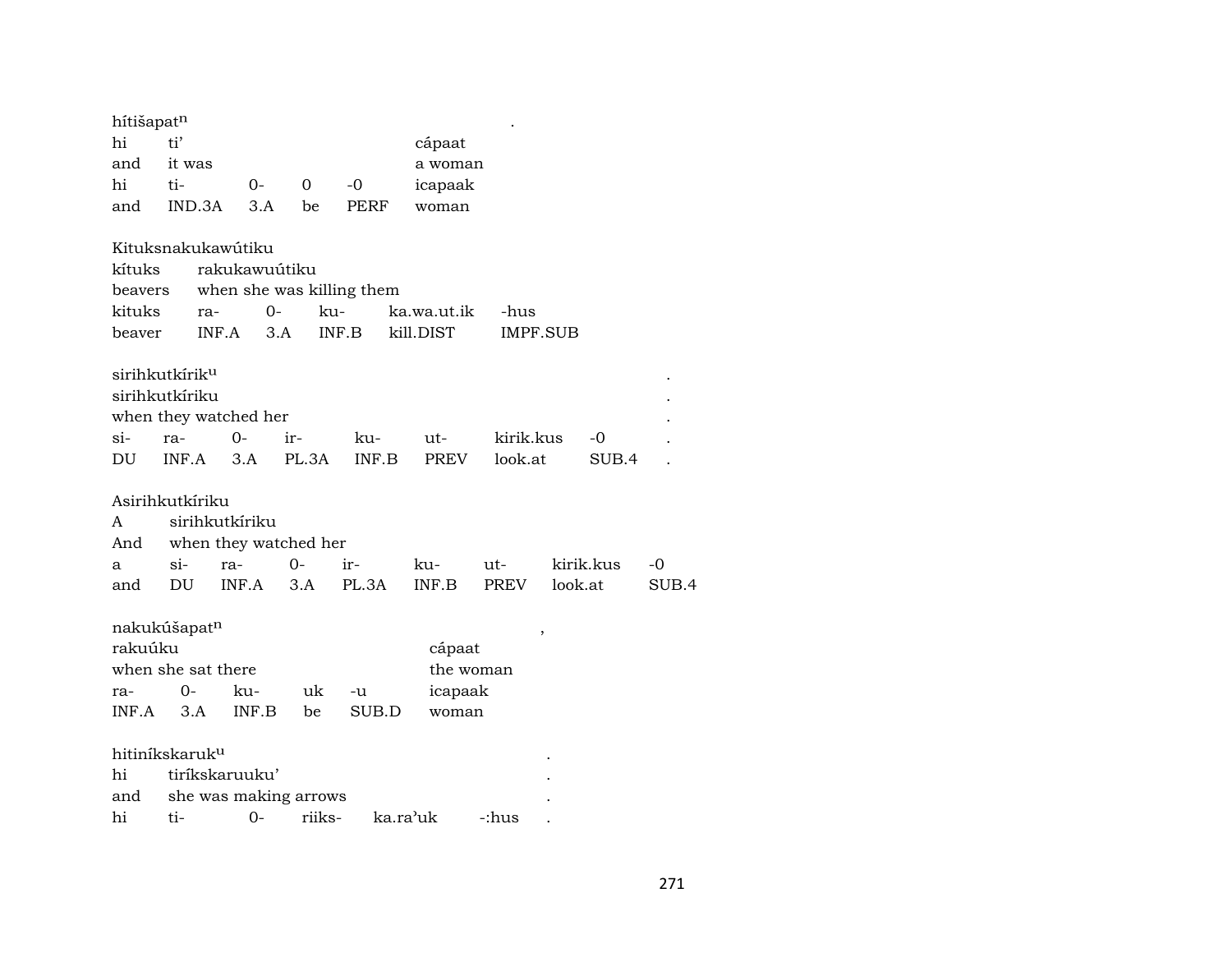hítišapat$^{n}$ .

| hi | ti' | | | | cápaat |
|---|---|---|---|---|---|
| and | it was | | | | a woman |
| hi | ti- | 0- | 0 | -0 | icapaak |
| and | IND.3A | 3.A | be | PERF | woman |

Kituksnakukawútiku

| kítuks | rakukawuútiku | | | | |
|---|---|---|---|---|---|
| beavers | when she was killing them | | | | |
| kituks | ra- | 0- | ku- | ka.wa.ut.ik | -hus |
| beaver | INF.A | 3.A | INF.B | kill.DIST | IMPF.SUB |

sirihkutkírik$^{u}$ .

| sirihkutkíriku | | | | | | | | . |
|---|---|---|---|---|---|---|---|---|
| when they watched her | | | | | | | | . |
| si- | ra- | 0- | ir- | ku- | ut- | kirik.kus | -0 | . |
| DU | INF.A | 3.A | PL.3A | INF.B | PREV | look.at | SUB.4 | . |

Asirihkutkíriku

| A | sirihkutkíriku | | | | | | | |
|---|---|---|---|---|---|---|---|---|
| And | when they watched her | | | | | | | |
| a | si- | ra- | 0- | ir- | ku- | ut- | kirik.kus | -0 |
| and | DU | INF.A | 3.A | PL.3A | INF.B | PREV | look.at | SUB.4 |

nakukúšapat$^{n}$ ,

| rakuúku | | | | | cápaat |
|---|---|---|---|---|---|
| when she sat there | | | | | the woman |
| ra- | 0- | ku- | uk | -u | icapaak |
| INF.A | 3.A | INF.B | be | SUB.D | woman |

hitiníkskaruk$^{u}$ .

| hi | tiríkskaruuku' | | | | . |
|---|---|---|---|---|---|
| and | she was making arrows | | | | . |
| hi | ti- | 0- | riiks- | ka.ra'uk | -:hus . |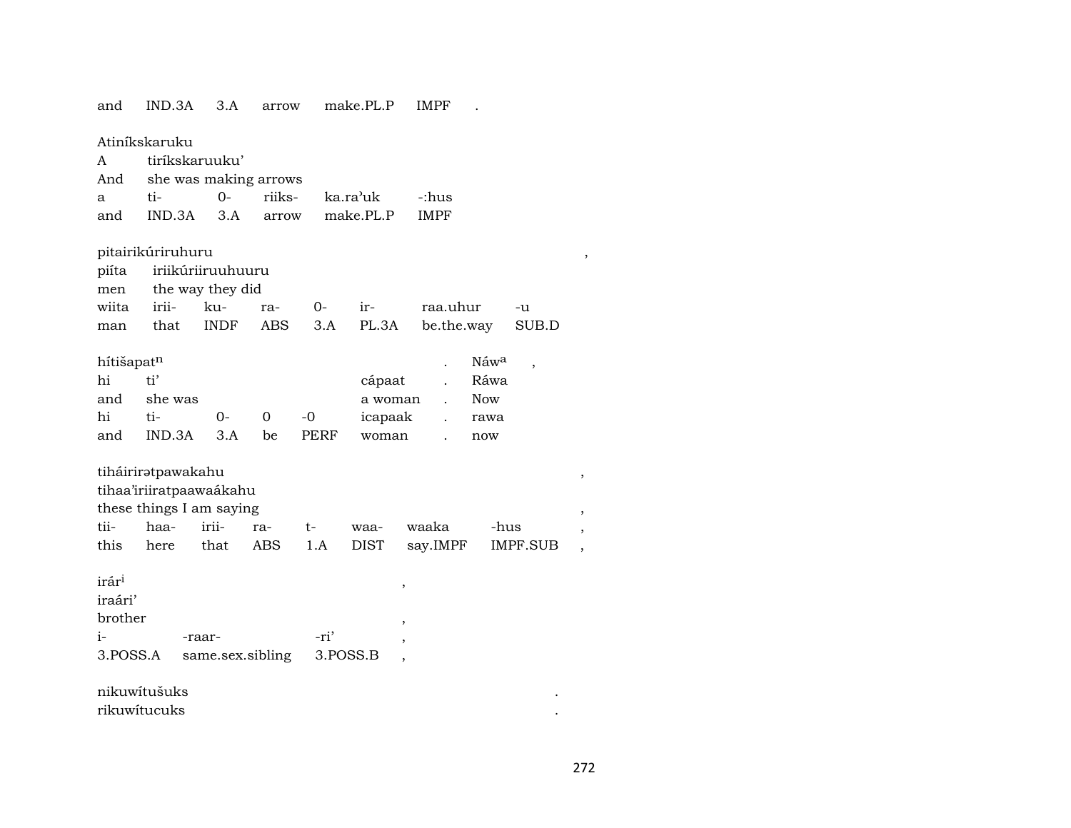| and | IND.3A | 3.A | arrow | make.PL.P | IMPF | . |
|---|---|---|---|---|---|---|

Atiníkskaruku
A tiríkskaruuku'
And she was making arrows

| a | ti- | 0- | riiks- | ka.ra'uk | -:hus |
|---|---|---|---|---|---|
| and | IND.3A | 3.A | arrow | make.PL.P | IMPF |

pitairikúriruhuru ,
piíta iriikúriiruuhuuru
men the way they did

| wiita | irii- | ku- | ra- | 0- | ir- | raa.uhur | -u |
|---|---|---|---|---|---|---|---|
| man | that | INDF | ABS | 3.A | PL.3A | be.the.way | SUB.D |

hítišapatⁿ . Náwᵃ ,
hi ti' cápaat . Ráwa
and she was a woman . Now

| hi | ti- | 0- | 0 | -0 | icapaak | . | rawa |
|---|---|---|---|---|---|---|---|
| and | IND.3A | 3.A | be | PERF | woman | . | now |

tiháirirətpawakahu ,
tihaa'iriiratpaawaákahu
these things I am saying ,

| tii- | haa- | irii- | ra- | t- | waa- | waaka | -hus | , |
|---|---|---|---|---|---|---|---|---|
| this | here | that | ABS | 1.A | DIST | say.IMPF | IMPF.SUB | , |

irárⁱ ,
iraári'
brother ,

| i- | -raar- | -ri' | , |
|---|---|---|---|
| 3.POSS.A | same.sex.sibling | 3.POSS.B | , |

nikuwítušuks .
rikuwítucuks .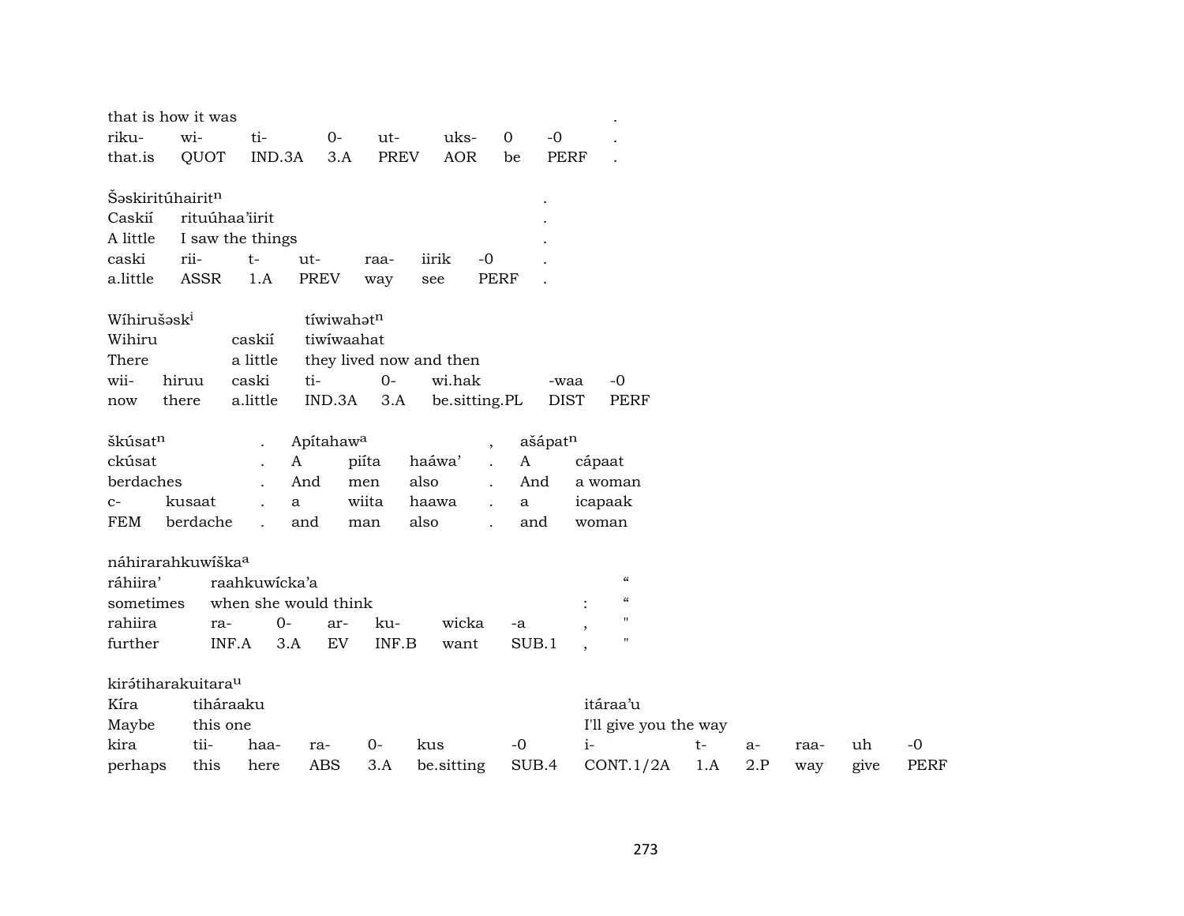that is how it was .
riku- wi- ti- 0- ut- uks- 0 -0 .
that.is QUOT IND.3A 3.A PREV AOR be PERF .

Šəskiritúhairit$^{n}$ .
Caskií rituúhaa'iirit .
A little I saw the things .
caski rii- t- ut- raa- iirik -0 .
a.little ASSR 1.A PREV way see PERF .

Wíhirušəsk$^{i}$ tíwiwahət$^{n}$
Wihiru caskií tiwíwaahat
There a little they lived now and then
wii- hiruu caski ti- 0- wi.hak -waa -0
now there a.little IND.3A 3.A be.sitting.PL DIST PERF

škúsat$^{n}$ . Apítahaw$^{a}$ , ašápat$^{n}$
ckúsat . A piíta haáwa' . A cápaat
berdaches . And men also . And a woman
c- kusaat . a wiita haawa . a icapaak
FEM berdache . and man also . and woman

náhirarahkuwíška$^{a}$
ráhiira' raahkuwícka'a "
sometimes when she would think : "
rahiira ra- 0- ar- ku- wicka -a , "
further INF.A 3.A EV INF.B want SUB.1 , "

kirə́tiharakuitara$^{u}$
Kíra tiháraaku itáraa'u
Maybe this one I'll give you the way
kira tii- haa- ra- 0- kus -0 i- t- a- raa- uh -0
perhaps this here ABS 3.A be.sitting SUB.4 CONT.1/2A 1.A 2.P way give PERF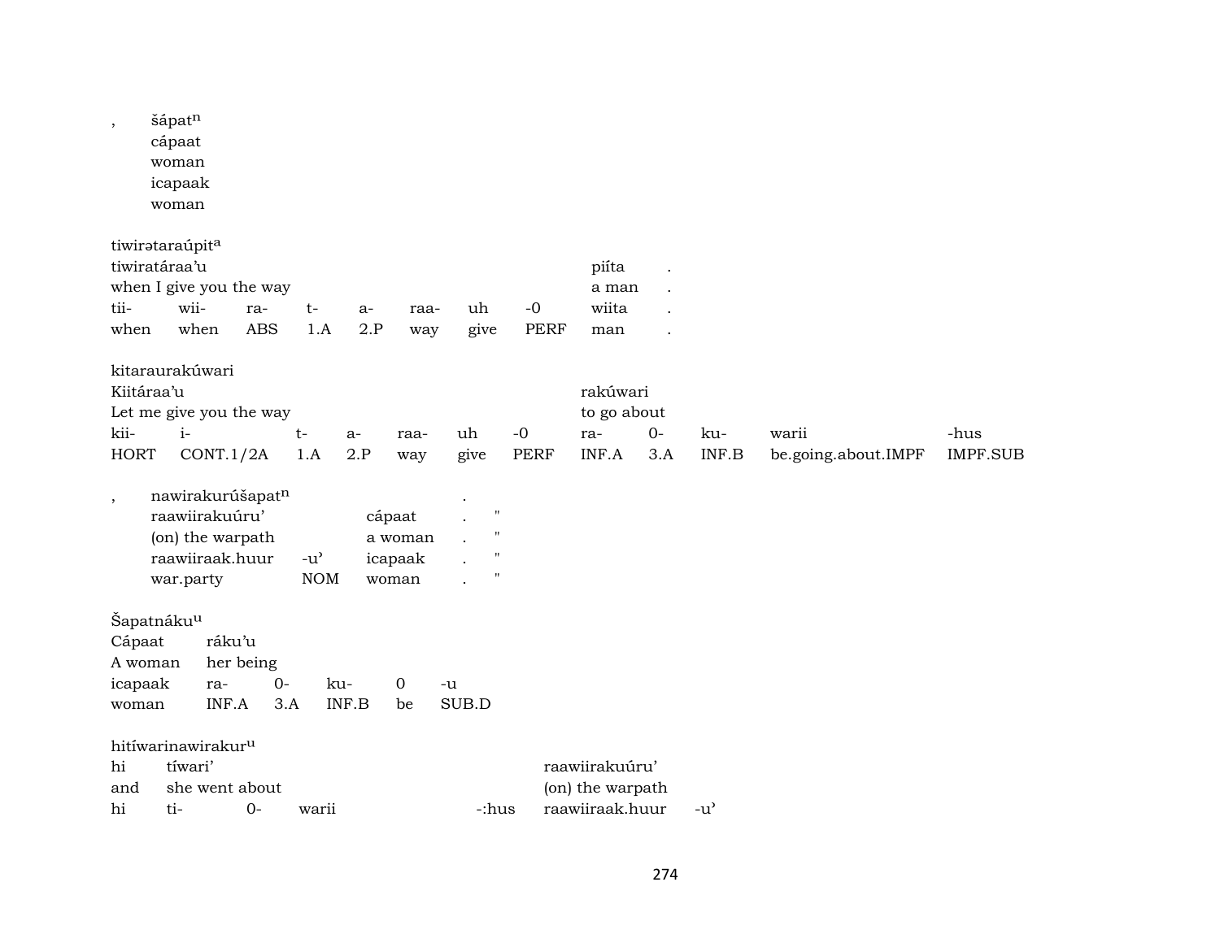, šápat[n]
cápaat
woman
icapaak
woman

tiwirətaraúpit[a]

| tiwiratáraa'u | | | | | | | | piíta | . |
|---|---|---|---|---|---|---|---|---|---|
| when I give you the way | | | | | | | | a man | . |
| tii- | wii- | ra- | t- | a- | raa- | uh | -0 | wiita | . |
| when | when | ABS | 1.A | 2.P | way | give | PERF | man | . |

kitaraurakúwari

| Kiitáraa'u | | | | | | | rakúwari | | | | |
|---|---|---|---|---|---|---|---|---|---|---|---|
| Let me give you the way | | | | | | | to go about | | | | |
| kii- | i- | t- | a- | raa- | uh | -0 | ra- | 0- | ku- | warii | -hus |
| HORT | CONT.1/2A | 1.A | 2.P | way | give | PERF | INF.A | 3.A | INF.B | be.going.about.IMPF | IMPF.SUB |

, nawirakurúšapat[n] .

| raawiirakuúru' | | cápaat | . | " |
|---|---|---|---|---|
| (on) the warpath | | a woman | . | " |
| raawiiraak.huur | -u' | icapaak | . | " |
| war.party | NOM | woman | . | " |

Šapatnáku[u]

| Cápaat | ráku'u | | | | |
|---|---|---|---|---|---|
| A woman | her being | | | | |
| icapaak | ra- | 0- | ku- | 0 | -u |
| woman | INF.A | 3.A | INF.B | be | SUB.D |

hitíwarinawirakur[u]

| hi | tíwari' | | | | raawiirakuúru' | |
|---|---|---|---|---|---|---|
| and | she went about | | | | (on) the warpath | |
| hi | ti- | 0- | warii | -:hus | raawiiraak.huur | -u' |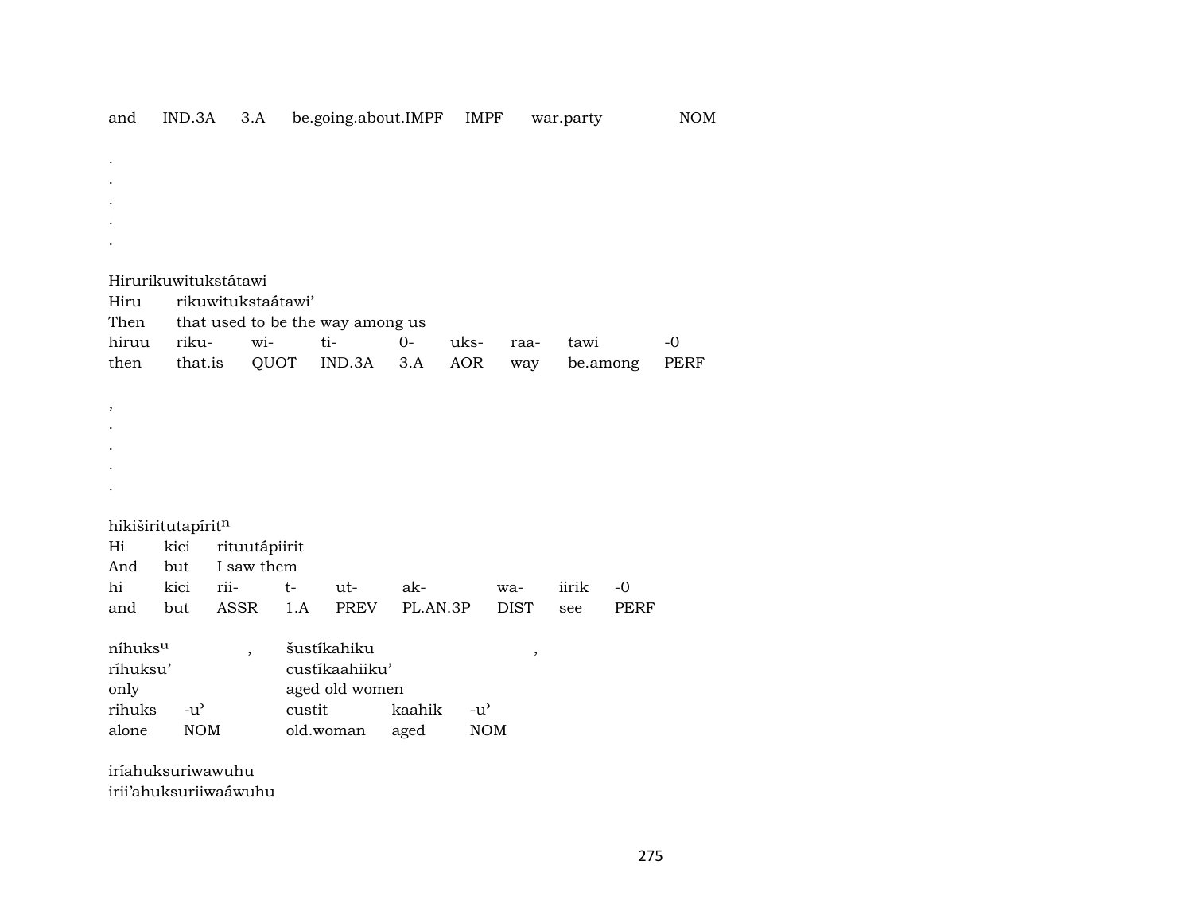| and | IND.3A | 3.A | be.going.about.IMPF | IMPF | war.party | NOM |
|---|---|---|---|---|---|---|

.
.
.
.
.

Hirurikuwitukstátawi
Hiru rikuwitukstaátawi'
Then that used to be the way among us

| hiruu | riku- | wi- | ti- | 0- | uks- | raa- | tawi | -0 |
|---|---|---|---|---|---|---|---|---|
| then | that.is | QUOT | IND.3A | 3.A | AOR | way | be.among | PERF |

,
.
.
.
.

hikiširitutapírit$^{n}$
Hi kici rituutápiirit
And but I saw them

| hi | kici | rii- | t- | ut- | ak- | wa- | iirik | -0 |
|---|---|---|---|---|---|---|---|---|
| and | but | ASSR | 1.A | PREV | PL.AN.3P | DIST | see | PERF |

níhuks$^{u}$ , šustíkahiku ,
ríhuksu' custíkaahiiku'
only aged old women

| rihuks | -u' | custit | kaahik | -u' |
|---|---|---|---|---|
| alone | NOM | old.woman | aged | NOM |

iríahuksuriwawuhu
irii'ahuksuriiwaáwuhu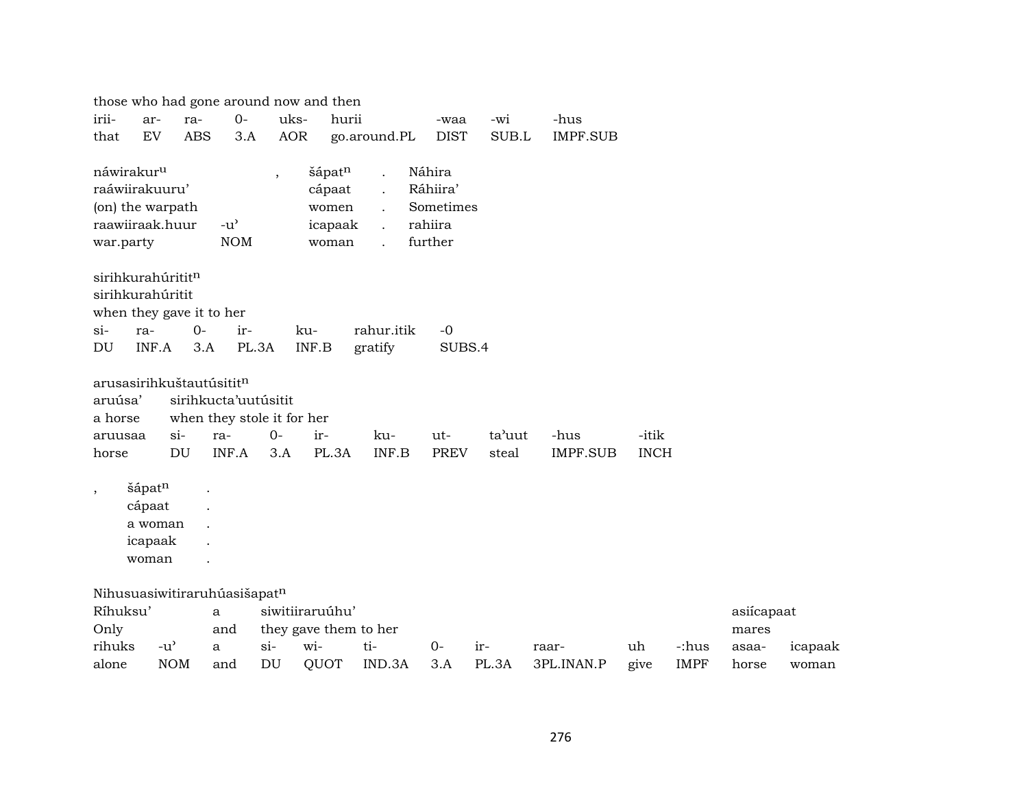those who had gone around now and then

| irii- | ar- | ra- | 0- | uks- | hurii | -waa | -wi | -hus |
|---|---|---|---|---|---|---|---|---|
| that | EV | ABS | 3.A | AOR | go.around.PL | DIST | SUB.L | IMPF.SUB |

| náwirakur$^{u}$ | | , | šápat$^{n}$ | . | Náhira |
|---|---|---|---|---|---|
| raáwiirakuuru’ | | | cápaat | . | Ráhiira’ |
| (on) the warpath | | | women | . | Sometimes |
| raawiiraak.huur | -u’ | | icapaak | . | rahiira |
| war.party | NOM | | woman | . | further |

sirihkurahúritit$^{n}$
sirihkurahúritit
when they gave it to her

| si- | ra- | 0- | ir- | ku- | rahur.itik | -0 |
|---|---|---|---|---|---|---|
| DU | INF.A | 3.A | PL.3A | INF.B | gratify | SUBS.4 |

arusasirihkuštautúsitit$^{n}$

| aruúsa’ | sirihkucta’uutúsitit | | | | | | | |
|---|---|---|---|---|---|---|---|---|
| a horse | when they stole it for her | | | | | | | |
| aruusaa | si- | ra- | 0- | ir- | ku- | ut- | ta’uut | -hus | -itik |
| horse | DU | INF.A | 3.A | PL.3A | INF.B | PREV | steal | IMPF.SUB | INCH |

| , | šápat$^{n}$ | . |
|---|---|---|
| | cápaat | . |
| | a woman | . |
| | icapaak | . |
| | woman | . |

Nihusuasiwitiraruhúasišapat$^{n}$

| Ríhuksu’ | | a | siwitiiraruúhu’ | | | | | | | | asiícapaat | |
|---|---|---|---|---|---|---|---|---|---|---|---|---|
| Only | | and | they gave them to her | | | | | | | | mares | |
| rihuks | -u’ | a | si- | wi- | ti- | 0- | ir- | raar- | uh | -:hus | asaa- | icapaak |
| alone | NOM | and | DU | QUOT | IND.3A | 3.A | PL.3A | 3PL.INAN.P | give | IMPF | horse | woman |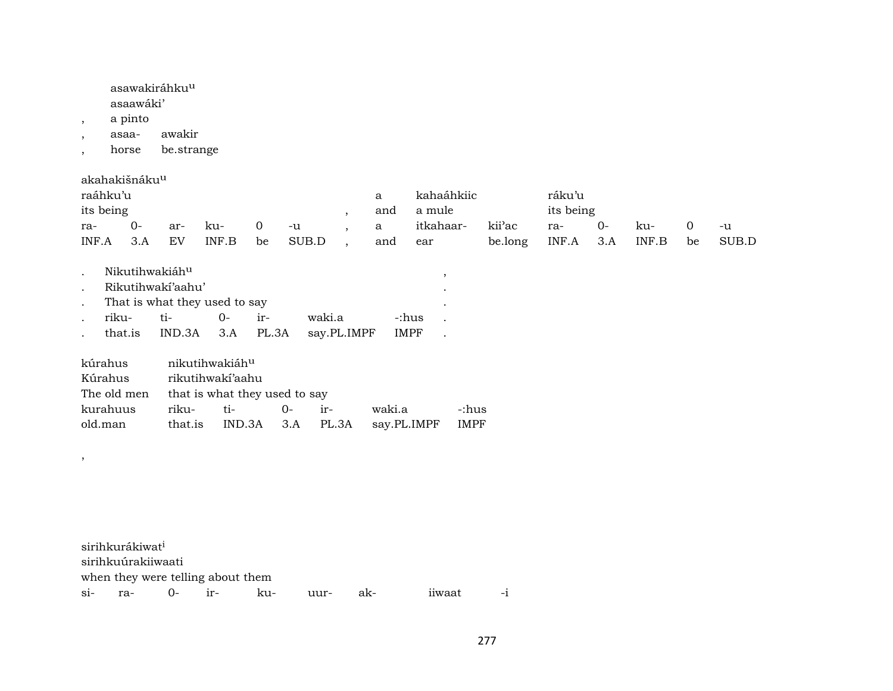|   | asawakiráhku^u |   |
|---|---|---|
|   | asaawáki' |   |
| , | a pinto |   |
| , | asaa- | awakir |
| , | horse | be.strange |

akahakišnáku^u

| raáhku'u |   |   |   |   |   |   | a | kahaáhkiic |   | ráku'u |   |   |   |   |
|---|---|---|---|---|---|---|---|---|---|---|---|---|---|---|
| its being |   |   |   |   |   | , | and | a mule |   | its being |   |   |   |   |
| ra- | 0- | ar- | ku- | 0 | -u | , | a | itkahaar- | kii'ac | ra- | 0- | ku- | 0 | -u |
| INF.A | 3.A | EV | INF.B | be | SUB.D | , | and | ear | be.long | INF.A | 3.A | INF.B | be | SUB.D |

| . | Nikutihwakiáh^u |   |   |   |   |   | , |
|---|---|---|---|---|---|---|---|
| . | Rikutihwakí'aahu' |   |   |   |   |   | . |
| . | That is what they used to say |   |   |   |   |   | . |
| . | riku- | ti- | 0- | ir- | waki.a | -:hus | . |
| . | that.is | IND.3A | 3.A | PL.3A | say.PL.IMPF | IMPF | . |

| kúrahus | nikutihwakiáh^u |   |   |   |   |   |
|---|---|---|---|---|---|---|
| Kúrahus | rikutihwakí'aahu |   |   |   |   |   |
| The old men | that is what they used to say |   |   |   |   |   |
| kurahuus | riku- | ti- | 0- | ir- | waki.a | -:hus |
| old.man | that.is | IND.3A | 3.A | PL.3A | say.PL.IMPF | IMPF |

,

sirihkurákiwat^i
sirihkuúrakiiwaati
when they were telling about them

| si- | ra- | 0- | ir- | ku- | uur- | ak- | iiwaat | -i |
|---|---|---|---|---|---|---|---|---|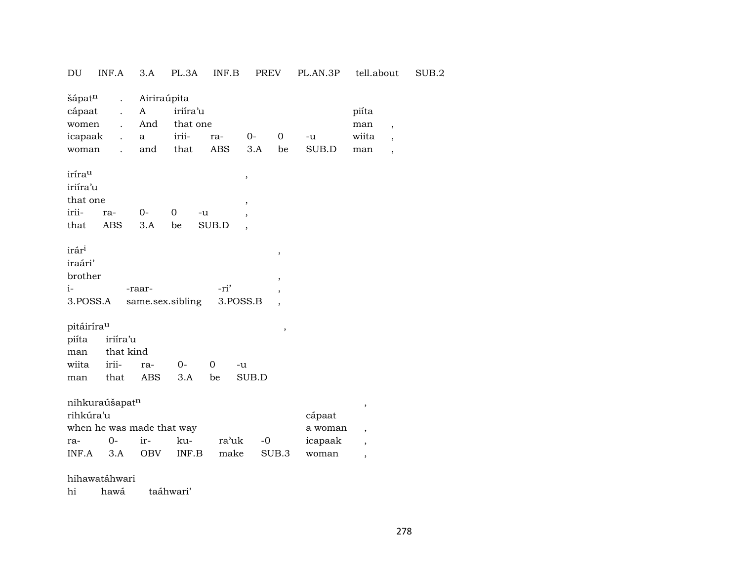DU INF.A 3.A PL.3A INF.B PREV PL.AN.3P tell.about SUB.2

| šápat<sup>n</sup> | . | Airiraúpita | | | | | | |
|---|---|---|---|---|---|---|---|---|
| cápaat | . | A | iriíra’u | | | | piíta | |
| women | . | And | that one | | | | man | , |
| icapaak | . | a | irii- | ra- | 0- | 0 | -u | wiita | , |
| woman | . | and | that | ABS | 3.A | be | SUB.D | man | , |

| iríra<sup>u</sup> | | | | | , |
|---|---|---|---|---|---|
| iriíra’u | | | | | |
| that one | | | | | , |
| irii- | ra- | 0- | 0 | -u | , |
| that | ABS | 3.A | be | SUB.D | , |

| irár<sup>i</sup> | | | , |
|---|---|---|---|
| iraári’ | | | |
| brother | | | , |
| i- | -raar- | -ri’ | , |
| 3.POSS.A | same.sex.sibling | 3.POSS.B | , |

| pitáiríra<sup>u</sup> | | | | | | , |
|---|---|---|---|---|---|---|
| piíta | iriíra’u | | | | | |
| man | that kind | | | | | |
| wiita | irii- | ra- | 0- | 0 | -u | |
| man | that | ABS | 3.A | be | SUB.D | |

| nihkuraúšapat<sup>n</sup> | | | | | | | , |
|---|---|---|---|---|---|---|---|
| rihkúra’u | | | | | | cápaat | |
| when he was made that way | | | | | | a woman | , |
| ra- | 0- | ir- | ku- | ra’uk | -0 | icapaak | , |
| INF.A | 3.A | OBV | INF.B | make | SUB.3 | woman | , |

hihawatáhwari
hi hawá taáhwari’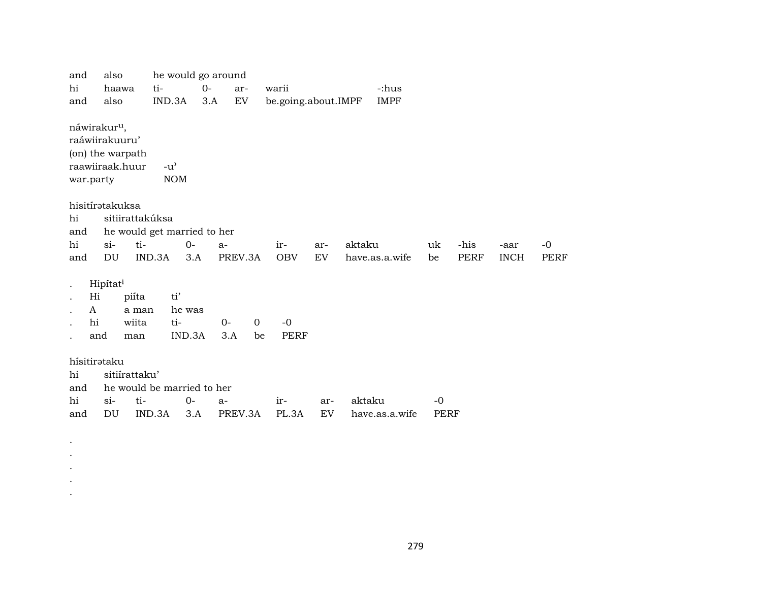| and | also | he would go around | | | | |
|---|---|---|---|---|---|---|
| hi | haawa | ti- | 0- | ar- | warii | -:hus |
| and | also | IND.3A | 3.A | EV | be.going.about.IMPF | IMPF |

náwirakur[u],
raáwiirakuuru'
(on) the warpath

| raawiiraak.huur | -u' |
|---|---|
| war.party | NOM |

hisitírətakuksa

| hi | sitiirattakúksa | | | | | | | | | | | |
|---|---|---|---|---|---|---|---|---|---|---|---|---|
| and | he would get married to her | | | | | | | | | | | |
| hi | si- | ti- | 0- | a- | ir- | ar- | aktaku | uk | -his | -aar | -0 |
| and | DU | IND.3A | 3.A | PREV.3A | OBV | EV | have.as.a.wife | be | PERF | INCH | PERF |

. Hipítat[i]

| . | Hi | piíta | ti' | | | |
|---|---|---|---|---|---|---|
| . | A | a man | he was | | | |
| . | hi | wiita | ti- | 0- | 0 | -0 |
| . | and | man | IND.3A | 3.A | be | PERF |

hísitirətaku

| hi | sitiírattaku' | | | | | | | |
|---|---|---|---|---|---|---|---|---|
| and | he would be married to her | | | | | | | |
| hi | si- | ti- | 0- | a- | ir- | ar- | aktaku | -0 |
| and | DU | IND.3A | 3.A | PREV.3A | PL.3A | EV | have.as.a.wife | PERF |

.
.
.
.
.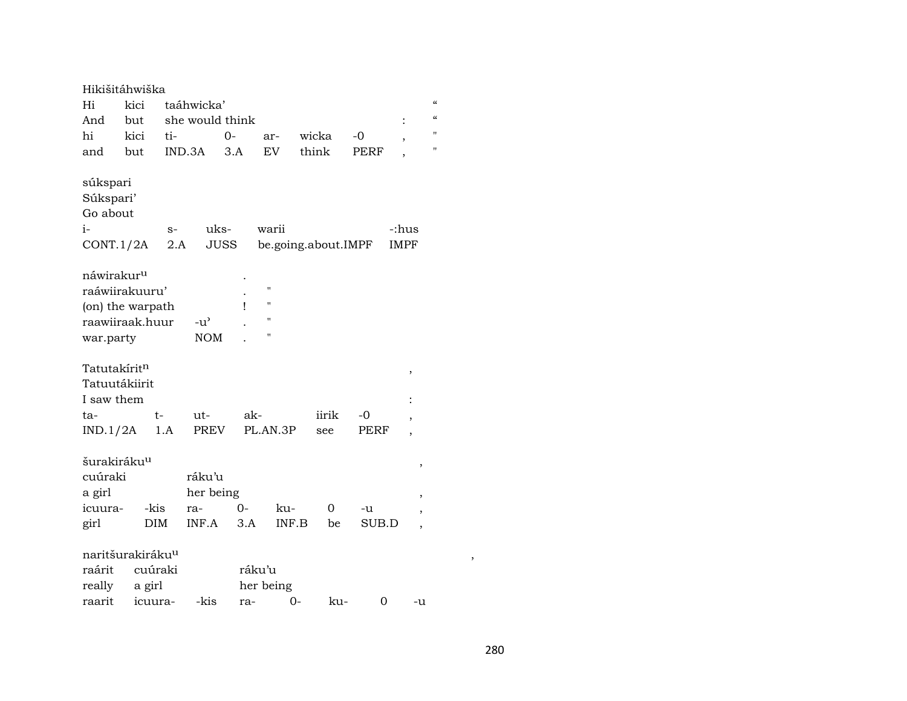Hikišitáhwiška

| Hi | kici | taáhwicka’ | | | | | “ |
|---|---|---|---|---|---|---|---|
| And | but | she would think | | | | : | “ |
| hi | kici | ti- | 0- | ar- | wicka | -0 , | " |
| and | but | IND.3A | 3.A | EV | think | PERF , | " |

súkspari

| Súkspari’ | | | | |
|---|---|---|---|---|
| Go about | | | | |
| i- | s- | uks- | warii | -:hus |
| CONT.1/2A | 2.A | JUSS | be.going.about.IMPF | IMPF |

náwirakur$^{u}$ .

| raáwiirakuuru’ | | . | " |
|---|---|---|---|
| (on) the warpath | | ! | " |
| raawiiraak.huur | -u’ | . | " |
| war.party | NOM | . | " |

Tatutakírit$^{n}$ ,

| Tatuutákiirit | | | | | | |
|---|---|---|---|---|---|---|
| I saw them | | | | | | : |
| ta- | t- | ut- | ak- | iirik | -0 | , |
| IND.1/2A | 1.A | PREV | PL.AN.3P | see | PERF | , |

šurakiráku$^{u}$ ,

| cuúraki | | ráku’u | | | | | |
|---|---|---|---|---|---|---|---|
| a girl | | her being | | | | | , |
| icuura- | -kis | ra- | 0- | ku- | 0 | -u | , |
| girl | DIM | INF.A | 3.A | INF.B | be | SUB.D | , |

naritšurakiráku$^{u}$ ,

| raárit | cuúraki | | ráku’u | | | | |
|---|---|---|---|---|---|---|---|
| really | a girl | | her being | | | | |
| raarit | icuura- | -kis | ra- | 0- | ku- | 0 | -u |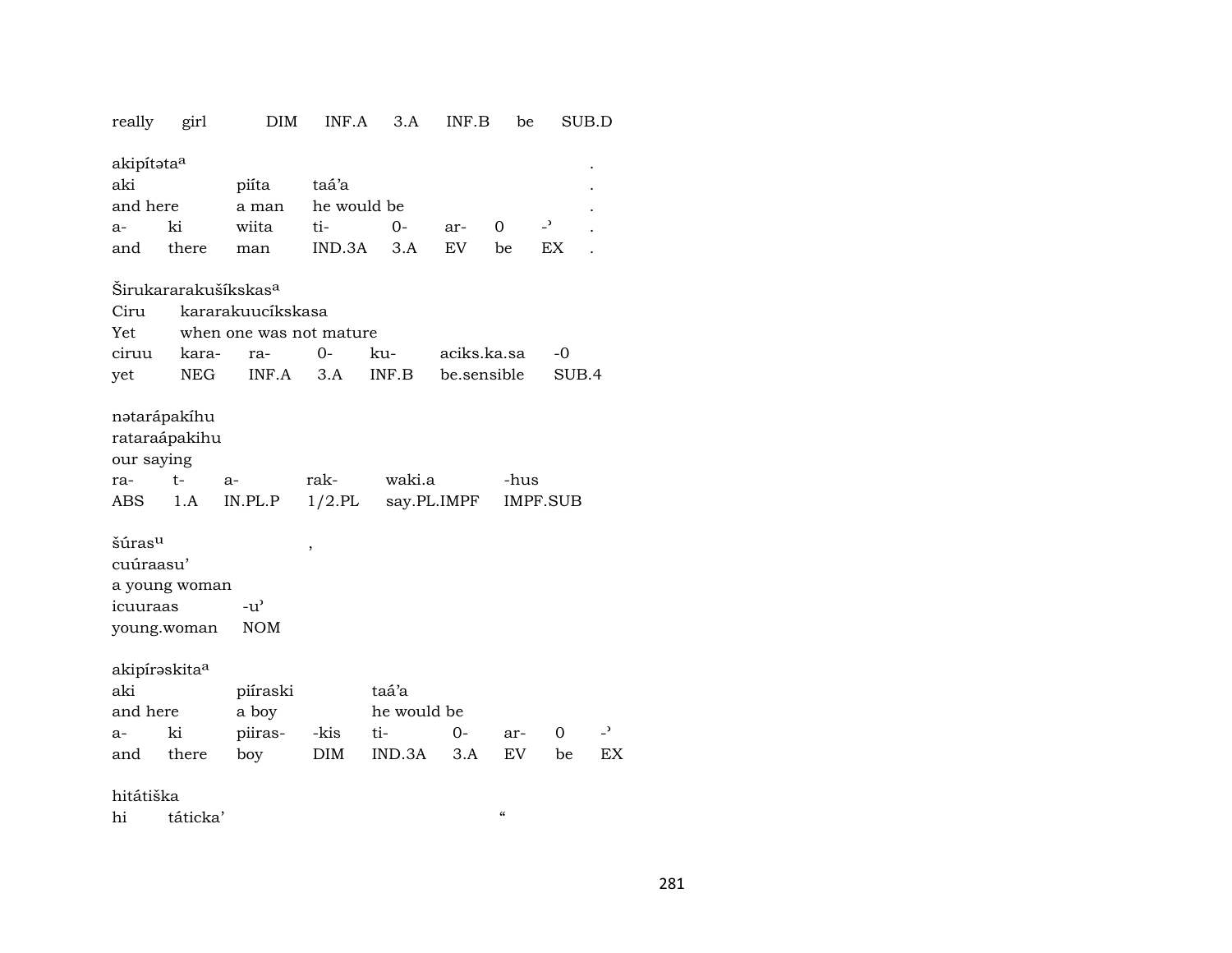really girl DIM INF.A 3.A INF.B be SUB.D

akipítəta[a] .
aki piíta taá'a .
and here a man he would be .
a- ki wiita ti- 0- ar- 0 -ʾ .
and there man IND.3A 3.A EV be EX .

Širukararakušíkskas[a]
Ciru kararakuucíkskasa
Yet when one was not mature
ciruu kara- ra- 0- ku- aciks.ka.sa -0
yet NEG INF.A 3.A INF.B be.sensible SUB.4

nətarápakíhu
rataraápakihu
our saying
ra- t- a- rak- waki.a -hus
ABS 1.A IN.PL.P 1/2.PL say.PL.IMPF IMPF.SUB

šúras[u] ,
cuúraasu'
a young woman
icuuraas -u'
young.woman NOM

akipírəskita[a]
aki piíraski taá'a
and here a boy he would be
a- ki piiras- -kis ti- 0- ar- 0 -ʾ
and there boy DIM IND.3A 3.A EV be EX

hitátiška
hi táticka' "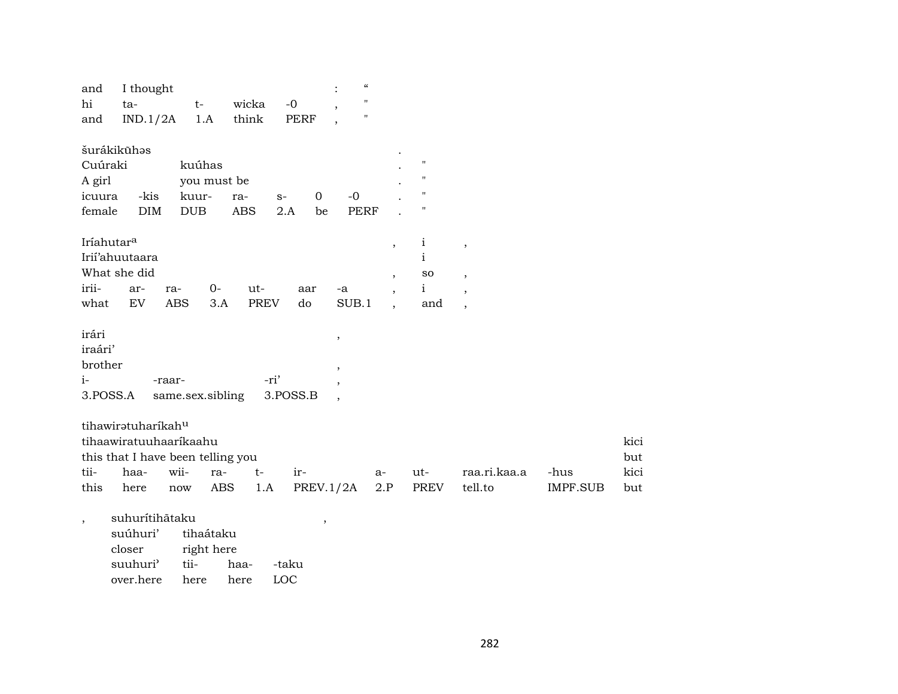| and | I thought | | | | : | “ |
|---|---|---|---|---|---|---|
| hi | ta- | t- | wicka | -0 | , | " |
| and | IND.1/2A | 1.A | think | PERF | , | " |

| šurákikūhəs | | | | | | | . | |
|---|---|---|---|---|---|---|---|---|
| Cuúraki | | kuúhas | | | | | . | " |
| A girl | | you must be | | | | | . | " |
| icuura | -kis | kuur- | ra- | s- | 0 | -0 | . | " |
| female | DIM | DUB | ABS | 2.A | be | PERF | . | " |

| Iríahutar[a] | | | | | | | , | i | , |
|---|---|---|---|---|---|---|---|---|---|
| Irií'ahuutaara | | | | | | | | i | |
| What she did | | | | | | | , | so | , |
| irii- | ar- | ra- | 0- | ut- | aar | -a | , | i | , |
| what | EV | ABS | 3.A | PREV | do | SUB.1 | , | and | , |

| irári | | | , |
|---|---|---|---|
| iraári' | | | |
| brother | | | , |
| i- | -raar- | -ri' | , |
| 3.POSS.A | same.sex.sibling | 3.POSS.B | , |

| tihawirətuharíkah[u] | | | | | | | | | | |
|---|---|---|---|---|---|---|---|---|---|---|
| tihaawiratuuhaaríkaahu | | | | | | | | | | kici |
| this that I have been telling you | | | | | | | | | | but |
| tii- | haa- | wii- | ra- | t- | ir- | a- | ut- | raa.ri.kaa.a | -hus | kici |
| this | here | now | ABS | 1.A | PREV.1/2A | 2.P | PREV | tell.to | IMPF.SUB | but |

| , | suhurítihātaku | | | | , |
|---|---|---|---|---|---|
| | suúhuri' | tihaátaku | | | |
| | closer | right here | | | |
| | suuhuri' | tii- | haa- | -taku | |
| | over.here | here | here | LOC | |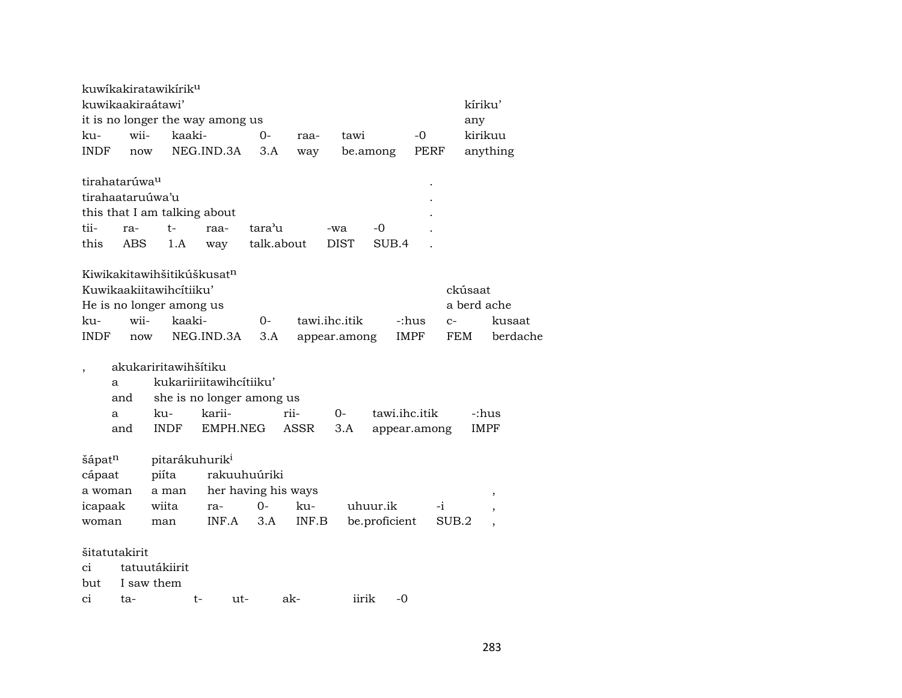kuwíkakiratawikírik$^{u}$
kuwikaakiraátawi'                                                                                    kíriku'
it is no longer the way among us                                                              any
ku-        wii-      kaaki-              0-       raa-      tawi             -0          kirikuu
INDF     now      NEG.IND.3A     3.A      way       be.among      PERF      anything

tirahatarúwa$^{u}$                                                                          .
tirahaataruúwa'u                                                                         .
this that I am talking about                                                          .
tii-       ra-       t-        raa-      tara'u            -wa       -0          .
this      ABS      1.A      way      talk.about      DIST     SUB.4     .

Kiwikakitawihšitikúškusat$^{n}$
Kuwikaakiitawihcítiiku'                                                                    ckúsaat
He is no longer among us                                                                  a berd ache
ku-        wii-      kaaki-              0-       tawi.ihc.itik         -:hus      c-         kusaat
INDF     now      NEG.IND.3A     3.A      appear.among      IMPF      FEM      berdache

,       akukariritawihšítiku
        a          kukariiriitawihcítiiku'
        and      she is no longer among us
        a          ku-        karii-              rii-          0-       tawi.ihc.itik         -:hus
        and      INDF     EMPH.NEG      ASSR      3.A      appear.among      IMPF

šápat$^{n}$        pitarákuhurik$^{i}$
cápaat         piíta        rakuuhuúriki
a woman      a man      her having his ways                                                  ,
icapaak       wiita        ra-         0-        ku-         uhuur.ik          -i            ,
woman         man         INF.A     3.A      INF.B      be.proficient      SUB.2      ,

šitatutakirit
ci        tatuutákiirit
but      I saw them
ci        ta-               t-        ut-         ak-              iirik      -0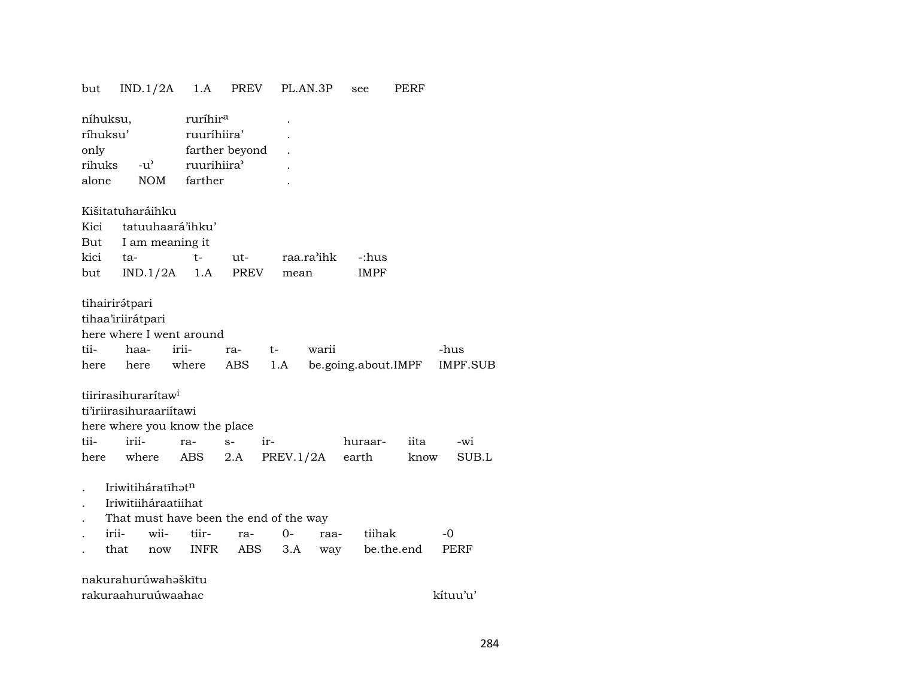| but | IND.1/2A | 1.A | PREV | PL.AN.3P | see | PERF |
|---|---|---|---|---|---|---|

níhuksu, ruríhir[a] .
ríhuksu' ruuríhiira' .
only farther beyond .

| rihuks | -u' | ruurihiira' | . |
|---|---|---|---|
| alone | NOM | farther | . |

Kišitatuharáihku
Kici tatuuhaará'ihku'
But I am meaning it

| kici | ta- | t- | ut- | raa.ra'ihk | -:hus |
|---|---|---|---|---|---|
| but | IND.1/2A | 1.A | PREV | mean | IMPF |

tihairirə́tpari
tihaa'iriirátpari
here where I went around

| tii- | haa- | irii- | ra- | t- | warii | -hus |
|---|---|---|---|---|---|---|
| here | here | where | ABS | 1.A | be.going.about.IMPF | IMPF.SUB |

tiirirasihuraritaw[i]
ti'iriirasihuraariítawi
here where you know the place

| tii- | irii- | ra- | s- | ir- | huraar- | iita | -wi |
|---|---|---|---|---|---|---|---|
| here | where | ABS | 2.A | PREV.1/2A | earth | know | SUB.L |

. Iriwitihárat̄ihət[n]
. Iriwitiiháraatiihat
. That must have been the end of the way

| . | irii- | wii- | tiir- | ra- | 0- | raa- | tiihak | -0 |
|---|---|---|---|---|---|---|---|---|
| . | that | now | INFR | ABS | 3.A | way | be.the.end | PERF |

nakurahurúwahəšk̄itu
rakuraahuruúwaahac kítuu'u'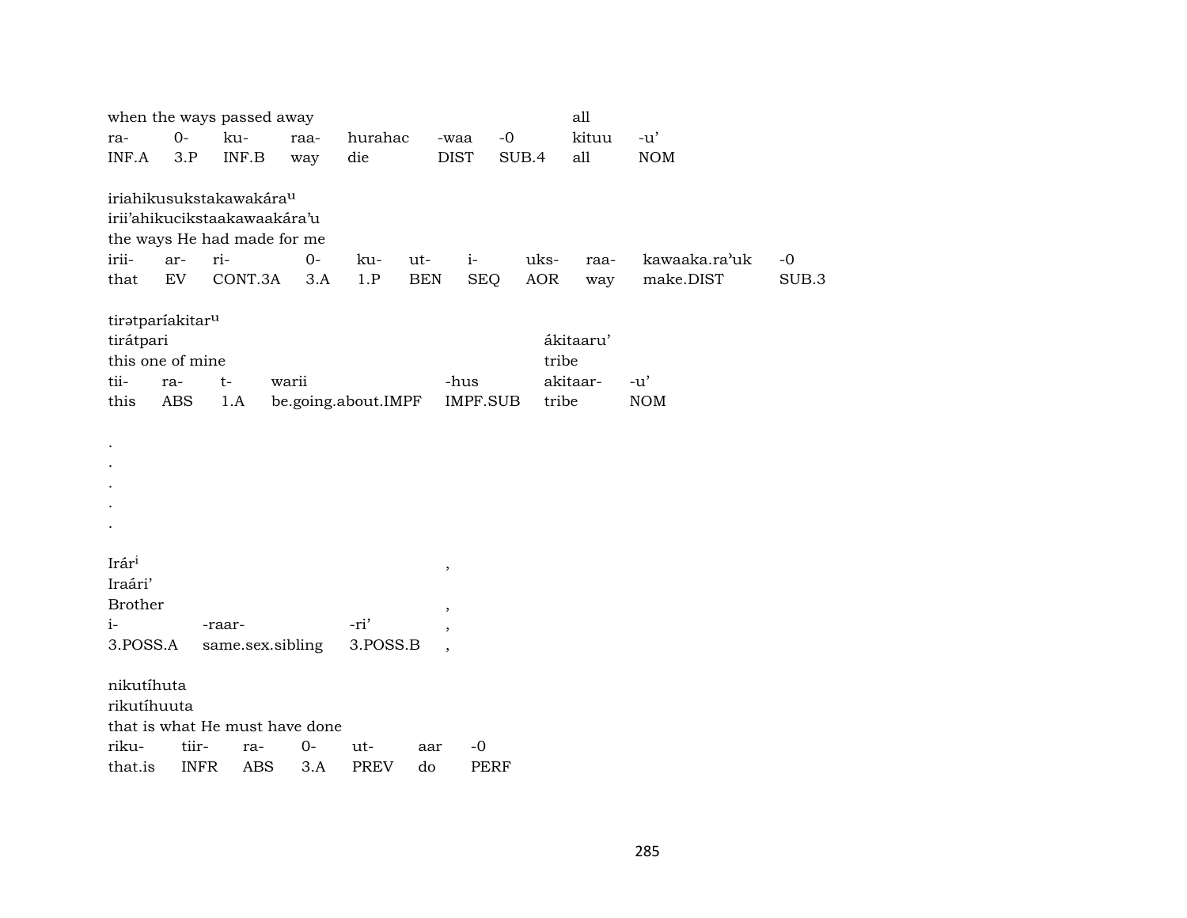when the ways passed away all

| ra- | 0- | ku- | raa- | hurahac | -waa | -0 | kituu | -u’ |
|---|---|---|---|---|---|---|---|---|
| INF.A | 3.P | INF.B | way | die | DIST | SUB.4 | all | NOM |

iriahikusukstakawakára^u^
irii’ahikucikstaakawaakára’u
the ways He had made for me

| irii- | ar- | ri- | 0- | ku- | ut- | i- | uks- | raa- | kawaaka.ra’uk | -0 |
|---|---|---|---|---|---|---|---|---|---|---|
| that | EV | CONT.3A | 3.A | 1.P | BEN | SEQ | AOR | way | make.DIST | SUB.3 |

tirətparíakitar^u^
tirátpari ákitaaru’
this one of mine tribe

| tii- | ra- | t- | warii | -hus | akitaar- | -u’ |
|---|---|---|---|---|---|---|
| this | ABS | 1.A | be.going.about.IMPF | IMPF.SUB | tribe | NOM |

.
.
.
.
.

Irár^i^ ,
Iraári’
Brother ,

| i- | -raar- | -ri’ | , |
|---|---|---|---|
| 3.POSS.A | same.sex.sibling | 3.POSS.B | , |

nikutíhuta
rikutíhuuta
that is what He must have done

| riku- | tiir- | ra- | 0- | ut- | aar | -0 |
|---|---|---|---|---|---|---|
| that.is | INFR | ABS | 3.A | PREV | do | PERF |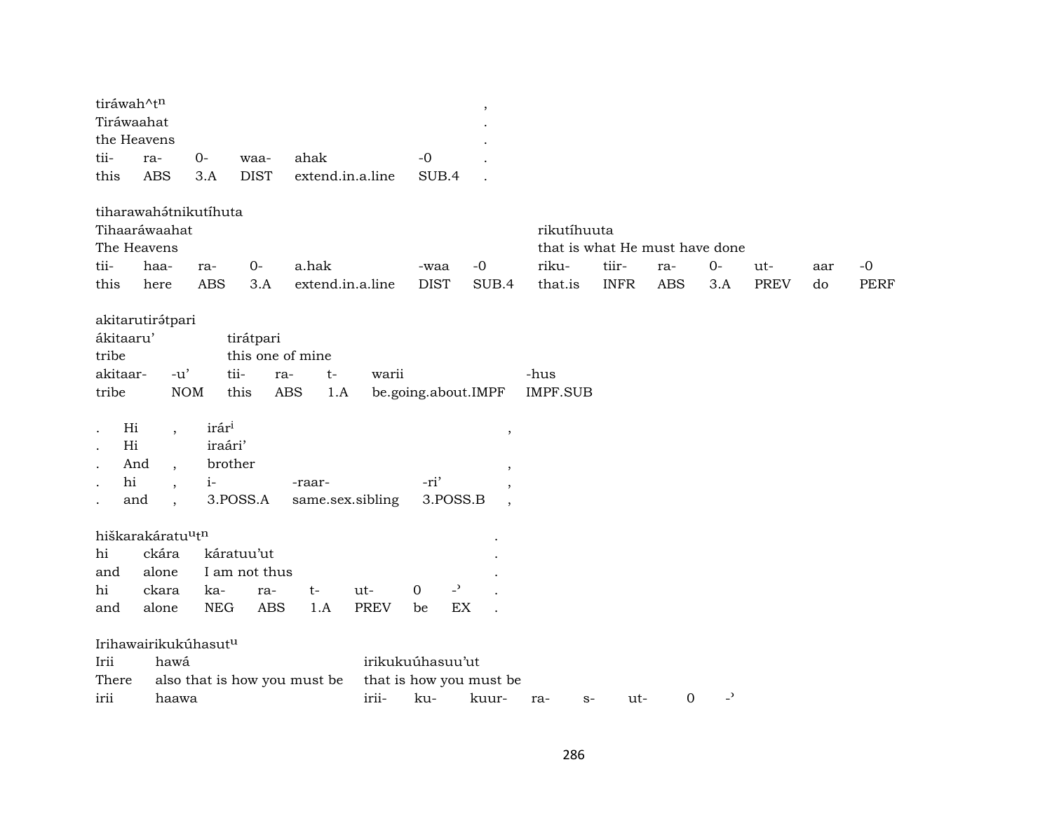tiráwah^t[n] ,
Tiráwaahat .
the Heavens .

| tii- | ra- | 0- | waa- | ahak | -0 | . |
|---|---|---|---|---|---|---|
| this | ABS | 3.A | DIST | extend.in.a.line | SUB.4 | . |

tiharawahə́tnikutíhuta

| Tihaaráwaahat | | | | | | | rikutíhuuta | | | | | | |
|---|---|---|---|---|---|---|---|---|---|---|---|---|---|
| The Heavens | | | | | | | that is what He must have done | | | | | | |
| tii- | haa- | ra- | 0- | a.hak | -waa | -0 | riku- | tiir- | ra- | 0- | ut- | aar | -0 |
| this | here | ABS | 3.A | extend.in.a.line | DIST | SUB.4 | that.is | INFR | ABS | 3.A | PREV | do | PERF |

akitarutirə́tpari

| ákitaaru' | | tirátpari | | | | |
|---|---|---|---|---|---|---|
| tribe | | this one of mine | | | | |
| akitaar- | -u' | tii- | ra- | t- | warii | -hus |
| tribe | NOM | this | ABS | 1.A | be.going.about.IMPF | IMPF.SUB |

| . | Hi | , | irár[i] | | | , |
|---|---|---|---|---|---|---|
| . | Hi | | iraári' | | | |
| . | And | , | brother | | | , |
| . | hi | , | i- | -raar- | -ri' | , |
| . | and | , | 3.POSS.A | same.sex.sibling | 3.POSS.B | , |

hiškarakáratu[u]t[n] .

| hi | ckára | káratuu'ut | | | | | | . |
|---|---|---|---|---|---|---|---|---|
| and | alone | I am not thus | | | | | | . |
| hi | ckara | ka- | ra- | t- | ut- | 0 | -' | . |
| and | alone | NEG | ABS | 1.A | PREV | be | EX | . |

Irihawairikukúhasut[u]

| Irii | hawá | irikukuúhasuu'ut | | | | | | |
|---|---|---|---|---|---|---|---|---|
| There | also that is how you must be | that is how you must be | | | | | | |
| irii | haawa | irii- | ku- | kuur- | ra- | s- | ut- | 0 -' |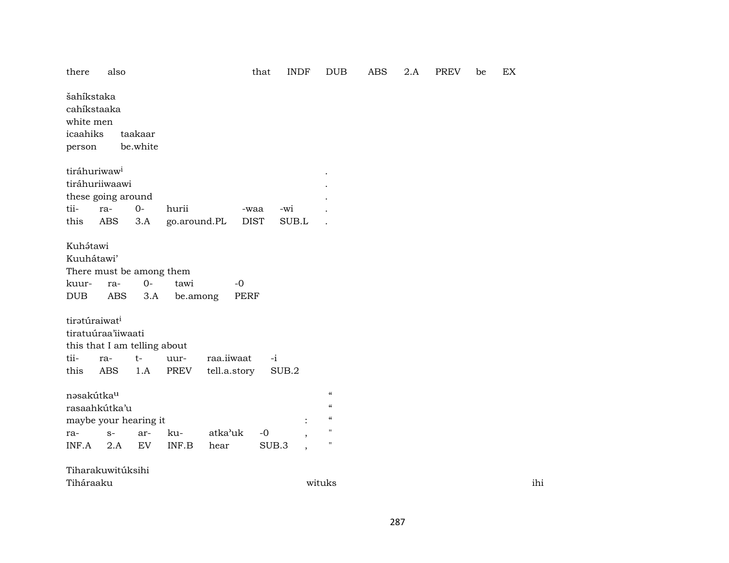there also that INDF DUB ABS 2.A PREV be EX

šahíkstaka
cahíkstaaka
white men

| icaahiks | taakaar |
|---|---|
| person | be.white |

tiráhuriwaw[i] .
tiráhuriiwaawi .
these going around .

| tii- | ra- | 0- | hurii | -waa | -wi | . |
|---|---|---|---|---|---|---|
| this | ABS | 3.A | go.around.PL | DIST | SUB.L | . |

Kuhə́tawi
Kuuhátawi'
There must be among them

| kuur- | ra- | 0- | tawi | -0 |
|---|---|---|---|---|
| DUB | ABS | 3.A | be.among | PERF |

tirətúraiwat[i]
tiratuúraa'iiwaati
this that I am telling about

| tii- | ra- | t- | uur- | raa.iiwaat | -i |
|---|---|---|---|---|---|
| this | ABS | 1.A | PREV | tell.a.story | SUB.2 |

nəsakútka[u] “
rasaahkútka'u “
maybe your hearing it : “

| ra- | s- | ar- | ku- | atka'uk | -0 | , | " |
|---|---|---|---|---|---|---|---|
| INF.A | 2.A | EV | INF.B | hear | SUB.3 | , | " |

Tiharakuwitúksihi
Tiháraaku wituks ihi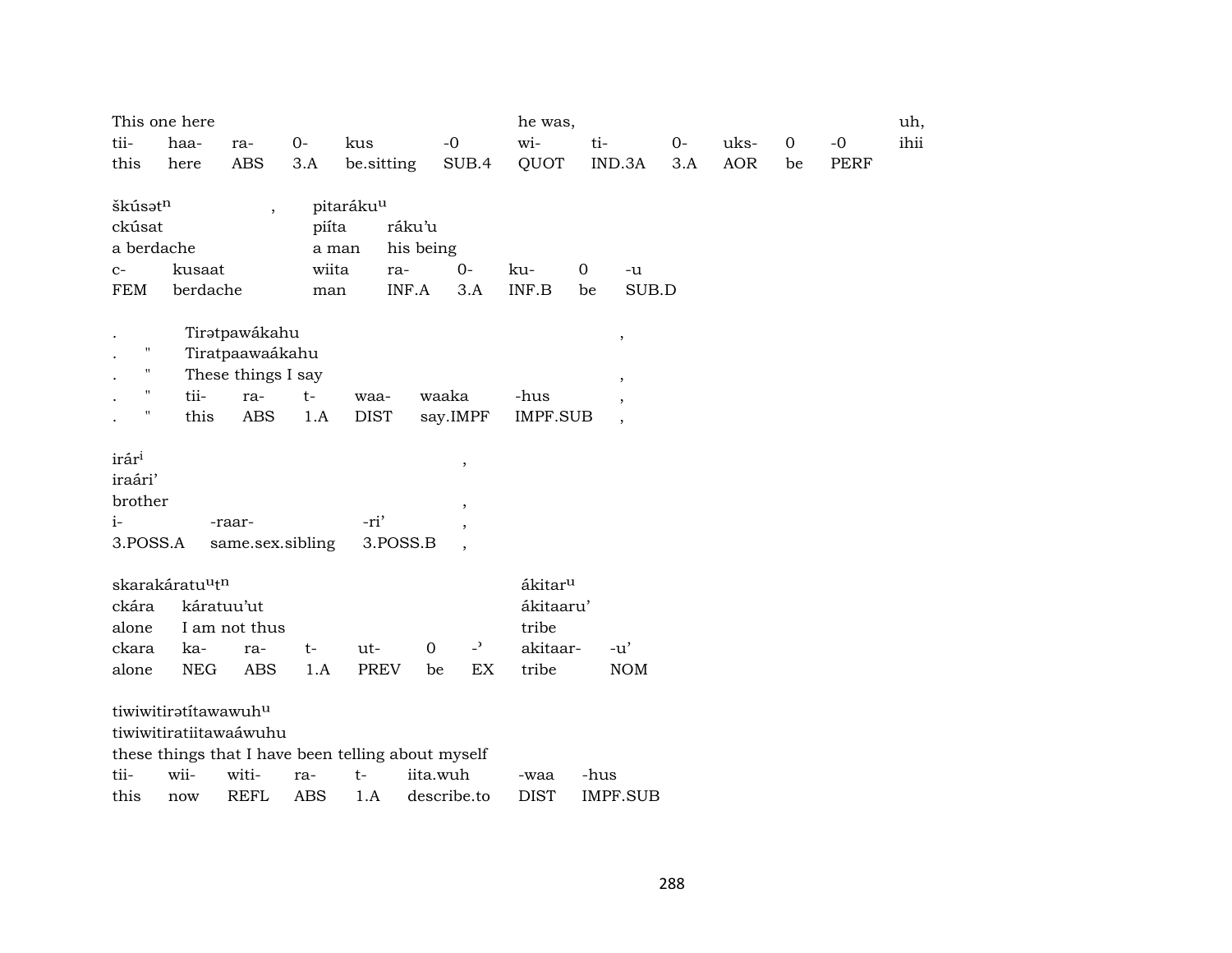| This one here | | | | | | he was, | | | | | | uh, |
|---|---|---|---|---|---|---|---|---|---|---|---|---|
| tii- | haa- | ra- | 0- | kus | -0 | wi- | ti- | 0- | uks- | 0 | -0 | ihii |
| this | here | ABS | 3.A | be.sitting | SUB.4 | QUOT | IND.3A | 3.A | AOR | be | PERF | |

| škúsətⁿ | | , | pitaráku^u | | | | | |
|---|---|---|---|---|---|---|---|---|
| ckúsat | | | piíta | ráku'u | | | | |
| a berdache | | | a man | his being | | | | |
| c- | kusaat | | wiita | ra- | 0- | ku- | 0 | -u |
| FEM | berdache | | man | INF.A | 3.A | INF.B | be | SUB.D |

| . | | Tirətpawákahu | | | | | | , |
|---|---|---|---|---|---|---|---|---|
| . | " | Tiratpaawaákahu | | | | | | |
| . | " | These things I say | | | | | | , |
| . | " | tii- | ra- | t- | waa- | waaka | -hus | , |
| . | " | this | ABS | 1.A | DIST | say.IMPF | IMPF.SUB | , |

| irár^i | | | , |
|---|---|---|---|
| iraári' | | | |
| brother | | | , |
| i- | -raar- | -ri' | , |
| 3.POSS.A | same.sex.sibling | 3.POSS.B | , |

| skarakáratu^ut^n | | | | | | | ákitar^u | |
|---|---|---|---|---|---|---|---|---|
| ckára | káratuu'ut | | | | | | ákitaaru' | |
| alone | I am not thus | | | | | | tribe | |
| ckara | ka- | ra- | t- | ut- | 0 | -ʾ | akitaar- | -u' |
| alone | NEG | ABS | 1.A | PREV | be | EX | tribe | NOM |

| tiwiwitirətítawawuh^u | | | | | | | |
|---|---|---|---|---|---|---|---|
| tiwiwitiratiitawaáwuhu | | | | | | | |
| these things that I have been telling about myself | | | | | | | |
| tii- | wii- | witi- | ra- | t- | iita.wuh | -waa | -hus |
| this | now | REFL | ABS | 1.A | describe.to | DIST | IMPF.SUB |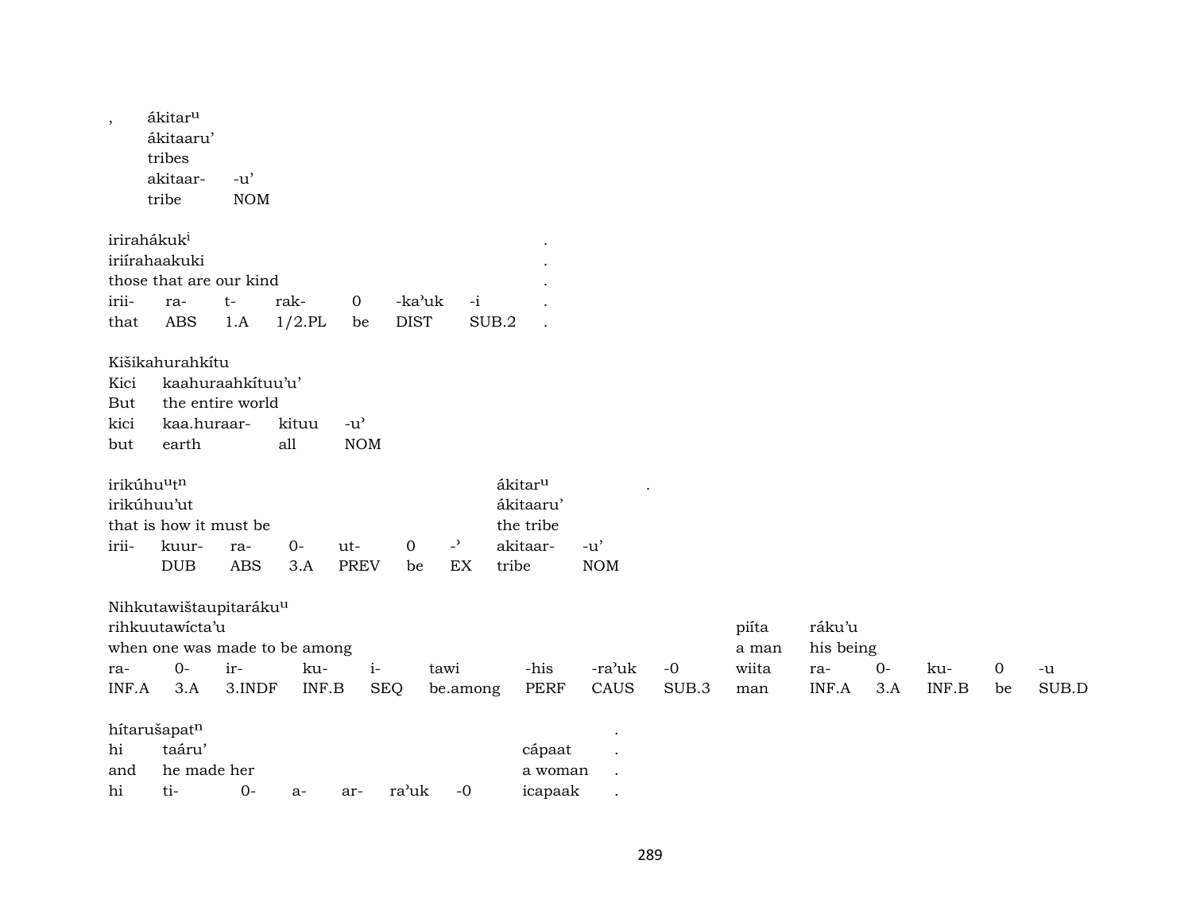,　　ákitar[u]
ákitaaru'
tribes

| akitaar- | -u' |
|---|---|
| tribe | NOM |

irirahákuk[i] .
iriírahaakuki .
those that are our kind .

| irii- | ra- | t- | rak- | 0 | -ka'uk | -i | . |
|---|---|---|---|---|---|---|---|
| that | ABS | 1.A | 1/2.PL | be | DIST | SUB.2 | . |

Kišikahurahkítu
Kici　kaahuraahkítuu'u'
But　the entire world

| kici | kaa.huraar- | kituu | -u' |
|---|---|---|---|
| but | earth | all | NOM |

irikúhu[u]t[n]　ákitar[u] .
irikúhuu'ut　ákitaaru'
that is how it must be　the tribe

| irii- | kuur- | ra- | 0- | ut- | 0 | -' | akitaar- | -u' |
|---|---|---|---|---|---|---|---|---|
| | DUB | ABS | 3.A | PREV | be | EX | tribe | NOM |

Nihkutawištaupitaráku[u]
rihkuutawícta'u　piíta　ráku'u
when one was made to be among　a man　his being

| ra- | 0- | ir- | ku- | i- | tawi | -his | -ra'uk | -0 | wiita | ra- | 0- | ku- | 0 | -u |
|---|---|---|---|---|---|---|---|---|---|---|---|---|---|---|
| INF.A | 3.A | 3.INDF | INF.B | SEQ | be.among | PERF | CAUS | SUB.3 | man | INF.A | 3.A | INF.B | be | SUB.D |

hítarušapat[n] .
hi　taáru'　cápaat .
and　he made her　a woman .

| hi | ti- | 0- | a- | ar- | ra'uk | -0 | icapaak | . |
|---|---|---|---|---|---|---|---|---|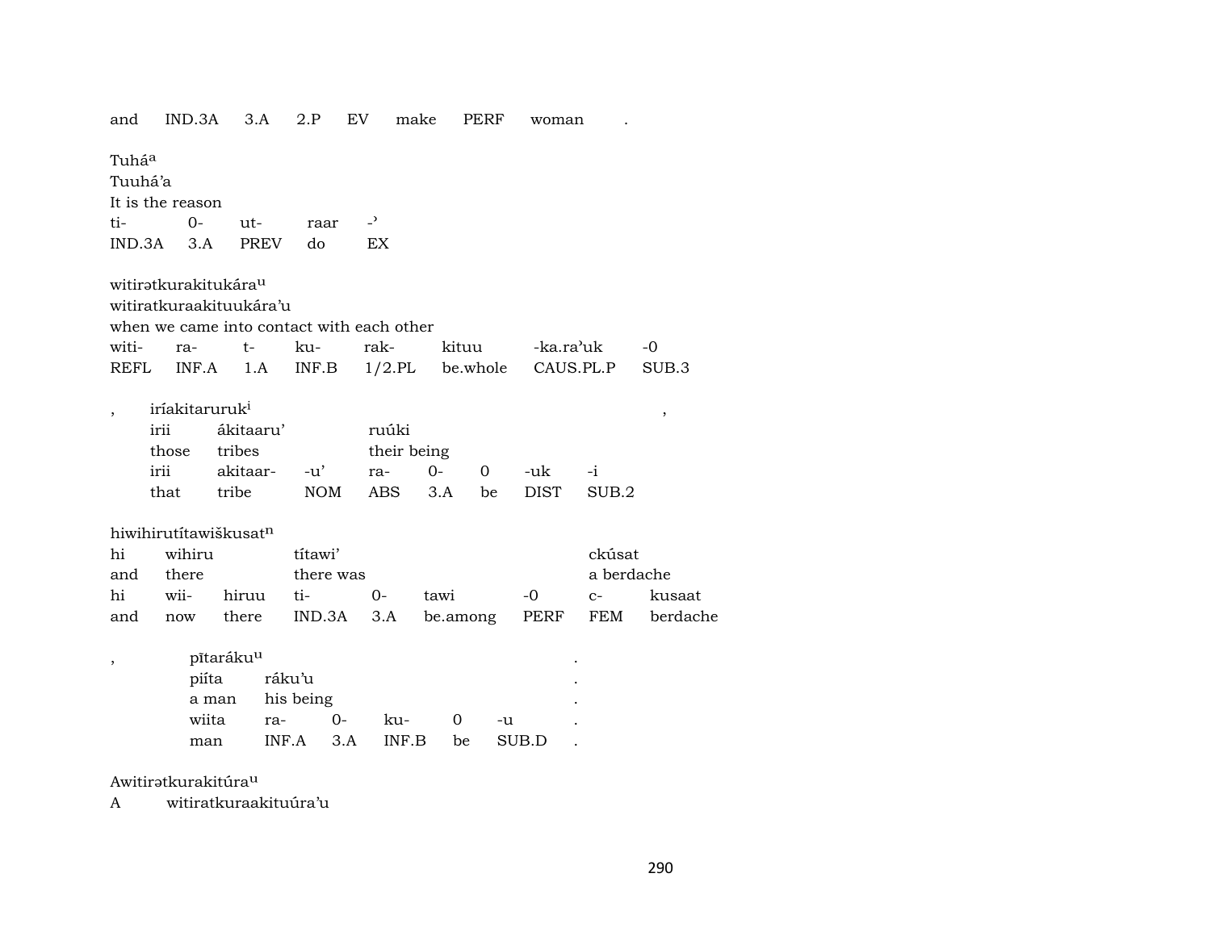and IND.3A 3.A 2.P EV make PERF woman .

Tuhá[a]
Tuuhá'a
It is the reason

| ti- | 0- | ut- | raar | -ʾ |
|---|---|---|---|---|
| IND.3A | 3.A | PREV | do | EX |

witirətkurakitukára[u]
witiratkuraakituukára'u
when we came into contact with each other

| witi- | ra- | t- | ku- | rak- | kituu | -ka.ra'uk | -0 |
|---|---|---|---|---|---|---|---|
| REFL | INF.A | 1.A | INF.B | 1/2.PL | be.whole | CAUS.PL.P | SUB.3 |

, iríakitaruruk[i] ,

| irii | ákitaaru' | | ruúki | | | | |
|---|---|---|---|---|---|---|---|
| those | tribes | | their being | | | | |
| irii | akitaar- | -u' | ra- | 0- | 0 | -uk | -i |
| that | tribe | NOM | ABS | 3.A | be | DIST | SUB.2 |

hiwihirutítawiškusat[n]

| hi | wihiru | | títawi' | | | | ckúsat | |
|---|---|---|---|---|---|---|---|---|
| and | there | | there was | | | | a berdache | |
| hi | wii- | hiruu | ti- | 0- | tawi | -0 | c- | kusaat |
| and | now | there | IND.3A | 3.A | be.among | PERF | FEM | berdache |

, pītaráku[u] .

| piíta | ráku'u | | | | |
|---|---|---|---|---|---|
| a man | his being | | | | |
| wiita | ra- | 0- | ku- | 0 | -u |
| man | INF.A | 3.A | INF.B | be | SUB.D |

Awitirətkurakitúra[u]
A witiratkuraakituúra'u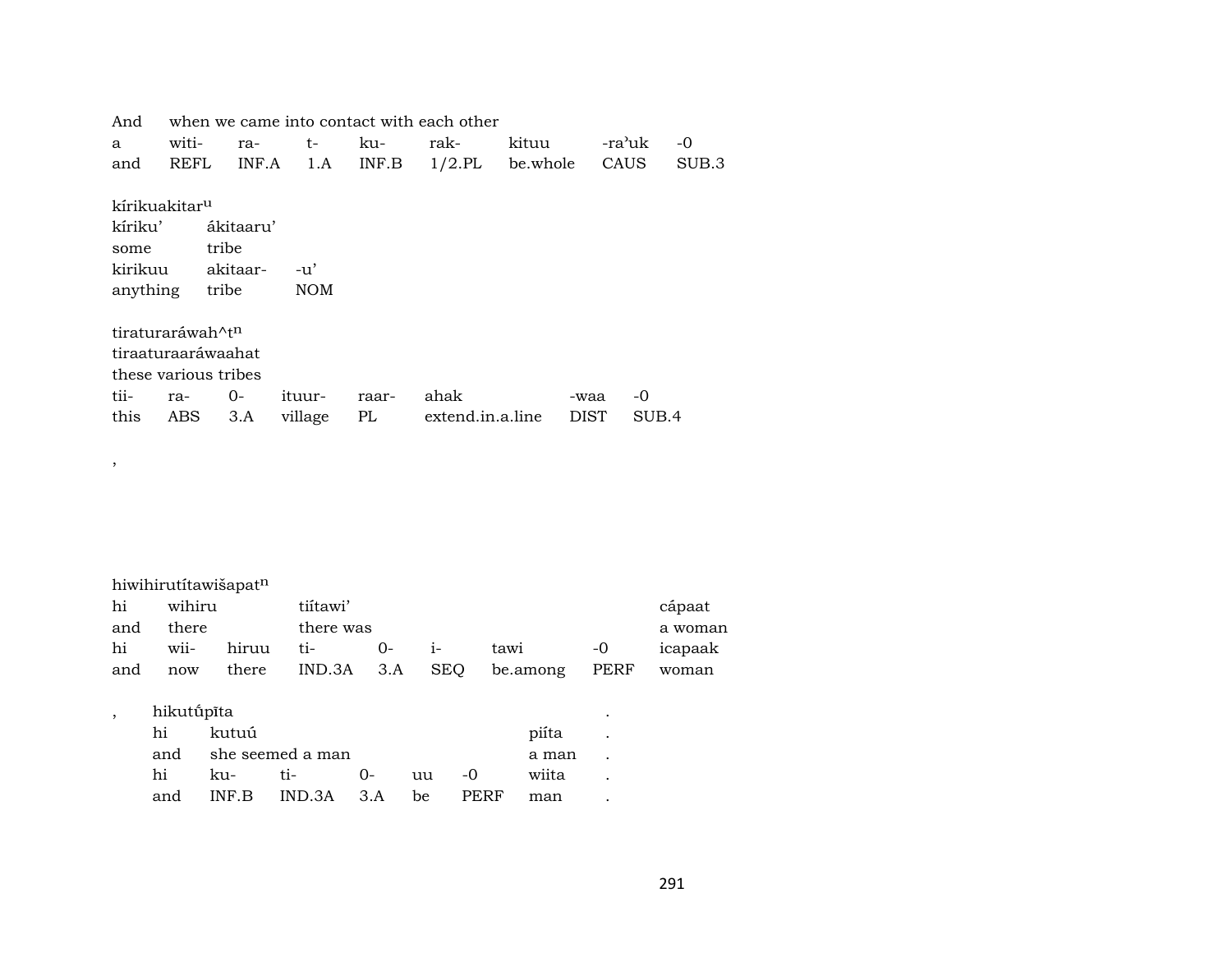| | | | | | | | | |
|---|---|---|---|---|---|---|---|---|
| And | when we came into contact with each other | | | | | | | |
| a | witi- | ra- | t- | ku- | rak- | kituu | -ra’uk | -0 |
| and | REFL | INF.A | 1.A | INF.B | 1/2.PL | be.whole | CAUS | SUB.3 |

kírikuakitar$^{u}$

| | | |
|---|---|---|
| kíriku’ | ákitaaru’ | |
| some | tribe | |
| kirikuu | akitaar- | -u’ |
| anything | tribe | NOM |

tiraturaráwah^t$^{n}$
tiraaturaaráwaahat
these various tribes

| | | | | | | | |
|---|---|---|---|---|---|---|---|
| tii- | ra- | 0- | ituur- | raar- | ahak | -waa | -0 |
| this | ABS | 3.A | village | PL | extend.in.a.line | DIST | SUB.4 |

,

hiwihirutítawišapat$^{n}$

| | | | | | | | | |
|---|---|---|---|---|---|---|---|---|
| hi | wihiru | | tiítawi’ | | | | | cápaat |
| and | there | | there was | | | | | a woman |
| hi | wii- | hiruu | ti- | 0- | i- | tawi | -0 | icapaak |
| and | now | there | IND.3A | 3.A | SEQ | be.among | PERF | woman |

, hikutůpīta .

| | | | | | | | |
|---|---|---|---|---|---|---|---|
| hi | kutuú | | | | | piíta | . |
| and | she seemed a man | | | | | a man | . |
| hi | ku- | ti- | 0- | uu | -0 | wiita | . |
| and | INF.B | IND.3A | 3.A | be | PERF | man | . |